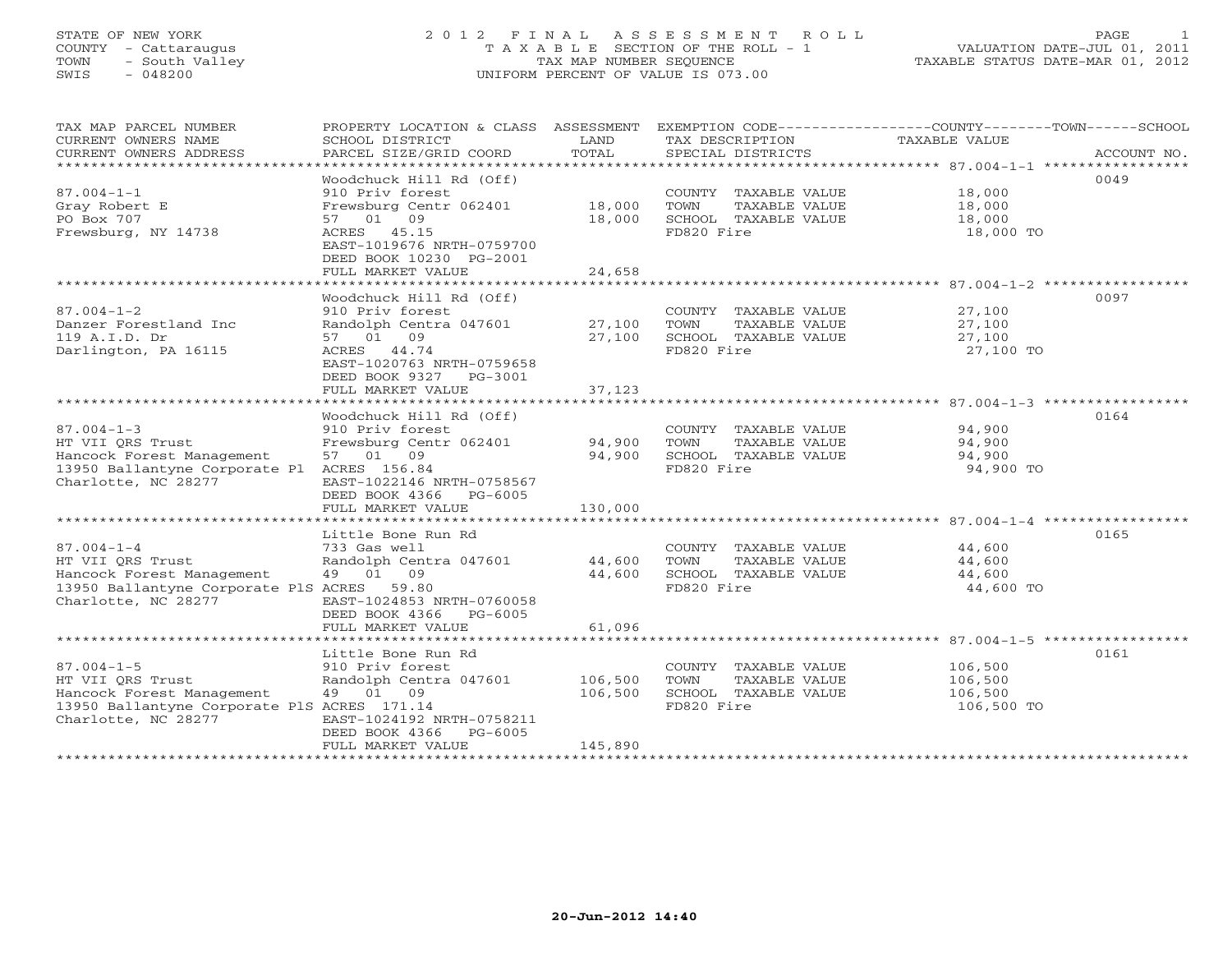STATE OF NEW YORK
COUNTY - Cattaraugus
TOWN - South Valley
SWIS - 048200

# 2012 FINAL ASSESSMENT ROLL

TAXABLE SECTION OF THE ROLL - 1
TAX MAP NUMBER SEQUENCE
UNIFORM PERCENT OF VALUE IS 073.00

VALUATION DATE-JUL 01, 2011
TAXABLE STATUS DATE-MAR 01, 2012

| TAX MAP PARCEL NUMBER / CURRENT OWNERS NAME / CURRENT OWNERS ADDRESS | PROPERTY LOCATION & CLASS / SCHOOL DISTRICT / PARCEL SIZE/GRID COORD | ASSESSMENT LAND / TOTAL | EXEMPTION CODE / TAX DESCRIPTION / SPECIAL DISTRICTS | TAXABLE VALUE (COUNTY / TOWN / SCHOOL) | ACCOUNT NO. |
|---|---|---|---|---|---|
| **87.004-1-1** | Woodchuck Hill Rd (Off) | | | | 0049 |
| 87.004-1-1 | 910 Priv forest | | COUNTY TAXABLE VALUE | 18,000 | |
| Gray Robert E | Frewsburg Centr 062401 | 18,000 | TOWN TAXABLE VALUE | 18,000 | |
| PO Box 707 | 57 01 09 | 18,000 | SCHOOL TAXABLE VALUE | 18,000 | |
| Frewsburg, NY 14738 | ACRES 45.15 | | FD820 Fire | 18,000 TO | |
| | EAST-1019676 NRTH-0759700 | | | | |
| | DEED BOOK 10230 PG-2001 | | | | |
| | FULL MARKET VALUE | 24,658 | | | |
| **87.004-1-2** | Woodchuck Hill Rd (Off) | | | | 0097 |
| 87.004-1-2 | 910 Priv forest | | COUNTY TAXABLE VALUE | 27,100 | |
| Danzer Forestland Inc | Randolph Centra 047601 | 27,100 | TOWN TAXABLE VALUE | 27,100 | |
| 119 A.I.D. Dr | 57 01 09 | 27,100 | SCHOOL TAXABLE VALUE | 27,100 | |
| Darlington, PA 16115 | ACRES 44.74 | | FD820 Fire | 27,100 TO | |
| | EAST-1020763 NRTH-0759658 | | | | |
| | DEED BOOK 9327 PG-3001 | | | | |
| | FULL MARKET VALUE | 37,123 | | | |
| **87.004-1-3** | Woodchuck Hill Rd (Off) | | | | 0164 |
| 87.004-1-3 | 910 Priv forest | | COUNTY TAXABLE VALUE | 94,900 | |
| HT VII QRS Trust | Frewsburg Centr 062401 | 94,900 | TOWN TAXABLE VALUE | 94,900 | |
| Hancock Forest Management | 57 01 09 | 94,900 | SCHOOL TAXABLE VALUE | 94,900 | |
| 13950 Ballantyne Corporate Pl | ACRES 156.84 | | FD820 Fire | 94,900 TO | |
| Charlotte, NC 28277 | EAST-1022146 NRTH-0758567 | | | | |
| | DEED BOOK 4366 PG-6005 | | | | |
| | FULL MARKET VALUE | 130,000 | | | |
| **87.004-1-4** | Little Bone Run Rd | | | | 0165 |
| 87.004-1-4 | 733 Gas well | | COUNTY TAXABLE VALUE | 44,600 | |
| HT VII QRS Trust | Randolph Centra 047601 | 44,600 | TOWN TAXABLE VALUE | 44,600 | |
| Hancock Forest Management | 49 01 09 | 44,600 | SCHOOL TAXABLE VALUE | 44,600 | |
| 13950 Ballantyne Corporate PlS | ACRES 59.80 | | FD820 Fire | 44,600 TO | |
| Charlotte, NC 28277 | EAST-1024853 NRTH-0760058 | | | | |
| | DEED BOOK 4366 PG-6005 | | | | |
| | FULL MARKET VALUE | 61,096 | | | |
| **87.004-1-5** | Little Bone Run Rd | | | | 0161 |
| 87.004-1-5 | 910 Priv forest | | COUNTY TAXABLE VALUE | 106,500 | |
| HT VII QRS Trust | Randolph Centra 047601 | 106,500 | TOWN TAXABLE VALUE | 106,500 | |
| Hancock Forest Management | 49 01 09 | 106,500 | SCHOOL TAXABLE VALUE | 106,500 | |
| 13950 Ballantyne Corporate PlS | ACRES 171.14 | | FD820 Fire | 106,500 TO | |
| Charlotte, NC 28277 | EAST-1024192 NRTH-0758211 | | | | |
| | DEED BOOK 4366 PG-6005 | | | | |
| | FULL MARKET VALUE | 145,890 | | | |

20-Jun-2012 14:40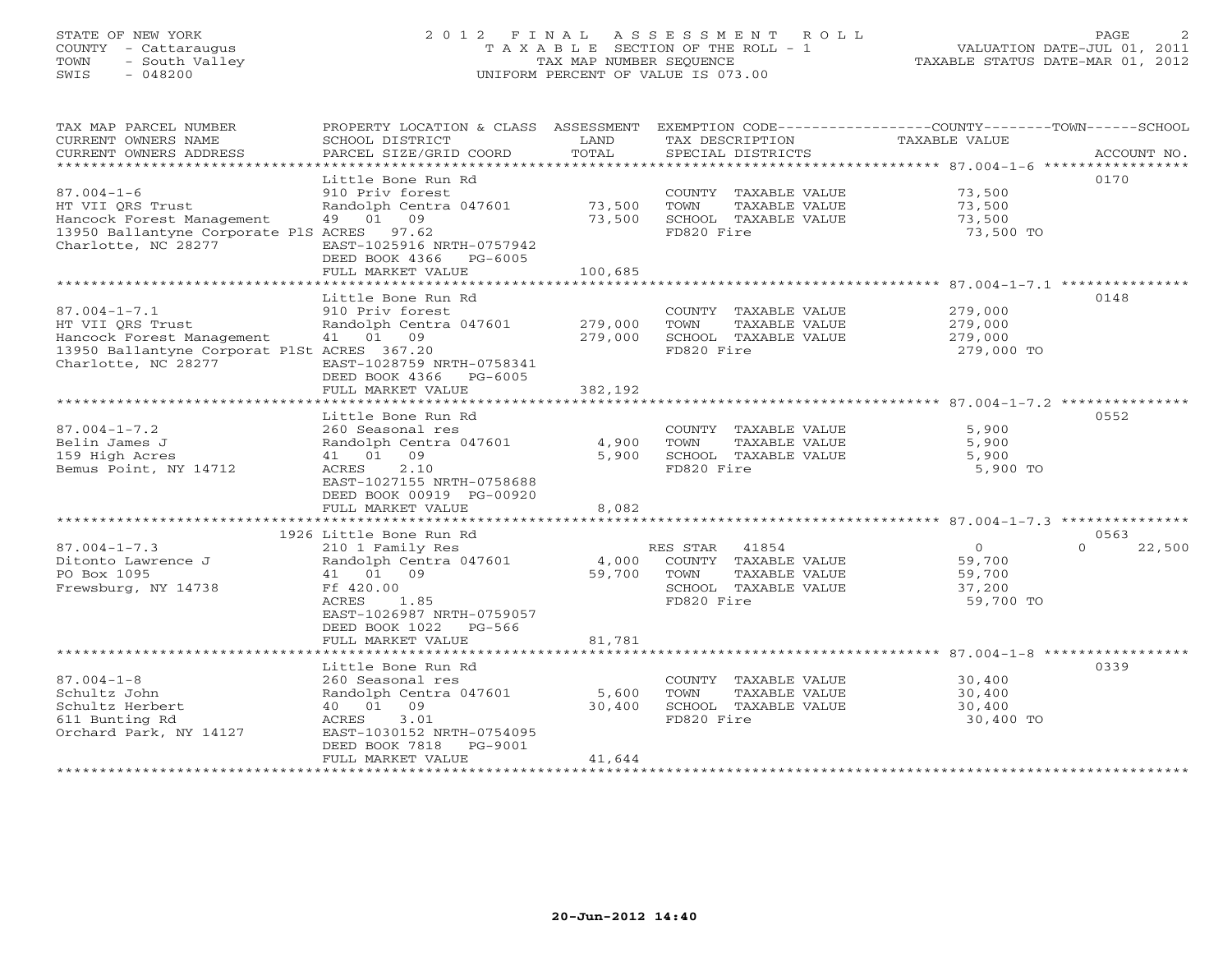STATE OF NEW YORK
COUNTY - Cattaraugus
TOWN - South Valley
SWIS - 048200

# 2012 FINAL ASSESSMENT ROLL
TAXABLE SECTION OF THE ROLL - 1
TAX MAP NUMBER SEQUENCE
UNIFORM PERCENT OF VALUE IS 073.00

VALUATION DATE-JUL 01, 2011
TAXABLE STATUS DATE-MAR 01, 2012

| TAX MAP PARCEL NUMBER / CURRENT OWNERS NAME / CURRENT OWNERS ADDRESS | PROPERTY LOCATION & CLASS / SCHOOL DISTRICT / PARCEL SIZE/GRID COORD | ASSESSMENT LAND | TOTAL | EXEMPTION CODE / TAX DESCRIPTION / SPECIAL DISTRICTS | COUNTY | TOWN | SCHOOL | ACCOUNT NO. |
|---|---|---|---|---|---|---|---|---|
| **87.004-1-6** | Little Bone Run Rd | | | | | | | 0170 |
| HT VII QRS Trust | 910 Priv forest | | | COUNTY TAXABLE VALUE | 73,500 | | | |
| Hancock Forest Management | Randolph Centra 047601 | 73,500 | | TOWN TAXABLE VALUE | | 73,500 | | |
| 13950 Ballantyne Corporate PlS | 49 01 09 | | 73,500 | SCHOOL TAXABLE VALUE | | | 73,500 | |
| Charlotte, NC 28277 | ACRES 97.62 | | | FD820 Fire | 73,500 TO | | | |
| | EAST-1025916 NRTH-0757942 | | | | | | | |
| | DEED BOOK 4366 PG-6005 | | | | | | | |
| | FULL MARKET VALUE | | 100,685 | | | | | |
| **87.004-1-7.1** | Little Bone Run Rd | | | | | | | 0148 |
| HT VII QRS Trust | 910 Priv forest | | | COUNTY TAXABLE VALUE | 279,000 | | | |
| Hancock Forest Management | Randolph Centra 047601 | 279,000 | | TOWN TAXABLE VALUE | | 279,000 | | |
| 13950 Ballantyne Corporat PlSt | 41 01 09 | | 279,000 | SCHOOL TAXABLE VALUE | | | 279,000 | |
| Charlotte, NC 28277 | ACRES 367.20 | | | FD820 Fire | 279,000 TO | | | |
| | EAST-1028759 NRTH-0758341 | | | | | | | |
| | DEED BOOK 4366 PG-6005 | | | | | | | |
| | FULL MARKET VALUE | | 382,192 | | | | | |
| **87.004-1-7.2** | Little Bone Run Rd | | | | | | | 0552 |
| Belin James J | 260 Seasonal res | | | COUNTY TAXABLE VALUE | 5,900 | | | |
| 159 High Acres | Randolph Centra 047601 | 4,900 | | TOWN TAXABLE VALUE | | 5,900 | | |
| Bemus Point, NY 14712 | 41 01 09 | | 5,900 | SCHOOL TAXABLE VALUE | | | 5,900 | |
| | ACRES 2.10 | | | FD820 Fire | 5,900 TO | | | |
| | EAST-1027155 NRTH-0758688 | | | | | | | |
| | DEED BOOK 00919 PG-00920 | | | | | | | |
| | FULL MARKET VALUE | | 8,082 | | | | | |
| **87.004-1-7.3** | 1926 Little Bone Run Rd | | | | | | | 0563 |
| Ditonto Lawrence J | 210 1 Family Res | | | RES STAR 41854 | 0 | | 0 | 22,500 |
| PO Box 1095 | Randolph Centra 047601 | 4,000 | | COUNTY TAXABLE VALUE | 59,700 | | | |
| Frewsburg, NY 14738 | 41 01 09 | | 59,700 | TOWN TAXABLE VALUE | | 59,700 | | |
| | Ff 420.00 | | | SCHOOL TAXABLE VALUE | | | 37,200 | |
| | ACRES 1.85 | | | FD820 Fire | 59,700 TO | | | |
| | EAST-1026987 NRTH-0759057 | | | | | | | |
| | DEED BOOK 1022 PG-566 | | | | | | | |
| | FULL MARKET VALUE | | 81,781 | | | | | |
| **87.004-1-8** | Little Bone Run Rd | | | | | | | 0339 |
| Schultz John | 260 Seasonal res | | | COUNTY TAXABLE VALUE | 30,400 | | | |
| Schultz Herbert | Randolph Centra 047601 | 5,600 | | TOWN TAXABLE VALUE | | 30,400 | | |
| 611 Bunting Rd | 40 01 09 | | 30,400 | SCHOOL TAXABLE VALUE | | | 30,400 | |
| Orchard Park, NY 14127 | ACRES 3.01 | | | FD820 Fire | 30,400 TO | | | |
| | EAST-1030152 NRTH-0754095 | | | | | | | |
| | DEED BOOK 7818 PG-9001 | | | | | | | |
| | FULL MARKET VALUE | | 41,644 | | | | | |

20-Jun-2012 14:40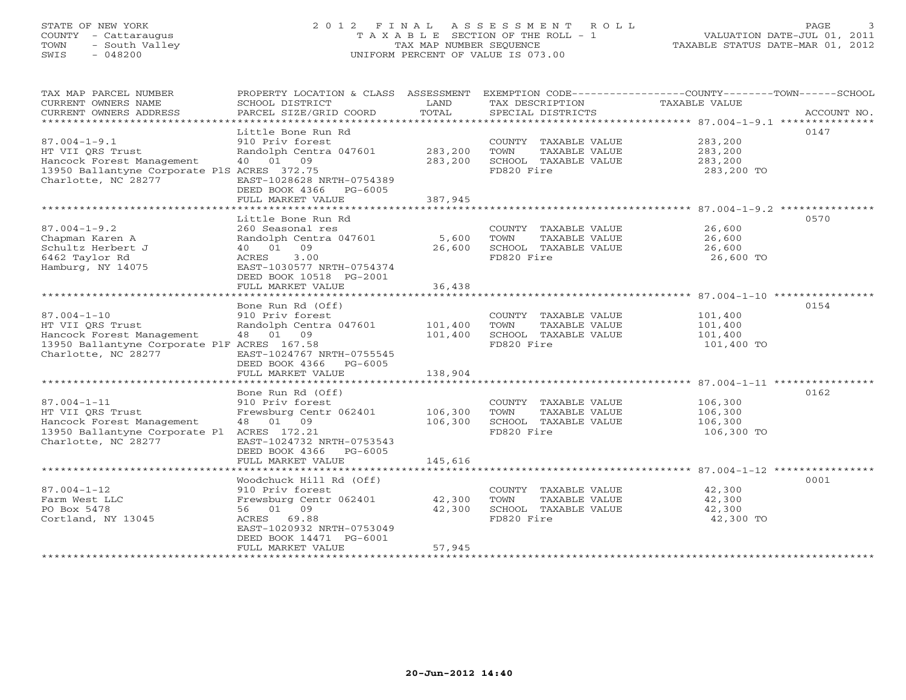STATE OF NEW YORK
COUNTY - Cattaraugus
TOWN - South Valley
SWIS - 048200

2012 FINAL ASSESSMENT ROLL
TAXABLE SECTION OF THE ROLL - 1
TAX MAP NUMBER SEQUENCE
UNIFORM PERCENT OF VALUE IS 073.00

VALUATION DATE-JUL 01, 2011
TAXABLE STATUS DATE-MAR 01, 2012

| TAX MAP PARCEL NUMBER / CURRENT OWNERS NAME / CURRENT OWNERS ADDRESS | PROPERTY LOCATION & CLASS / SCHOOL DISTRICT / PARCEL SIZE/GRID COORD | ASSESSMENT LAND / TOTAL | EXEMPTION CODE / TAX DESCRIPTION / SPECIAL DISTRICTS | COUNTY / TOWN / SCHOOL TAXABLE VALUE | ACCOUNT NO. |
|---|---|---|---|---|---|
| 87.004-1-9.1 | Little Bone Run Rd | | | | 0147 |
| | 910 Priv forest | | COUNTY TAXABLE VALUE | 283,200 | |
| HT VII QRS Trust | Randolph Centra 047601 | 283,200 | TOWN TAXABLE VALUE | 283,200 | |
| Hancock Forest Management | 40 01 09 | 283,200 | SCHOOL TAXABLE VALUE | 283,200 | |
| 13950 Ballantyne Corporate PlS | ACRES 372.75 | | FD820 Fire | 283,200 TO | |
| Charlotte, NC 28277 | EAST-1028628 NRTH-0754389 | | | | |
| | DEED BOOK 4366 PG-6005 | | | | |
| | FULL MARKET VALUE | 387,945 | | | |
| 87.004-1-9.2 | Little Bone Run Rd | | | | 0570 |
| | 260 Seasonal res | | COUNTY TAXABLE VALUE | 26,600 | |
| Chapman Karen A | Randolph Centra 047601 | 5,600 | TOWN TAXABLE VALUE | 26,600 | |
| Schultz Herbert J | 40 01 09 | 26,600 | SCHOOL TAXABLE VALUE | 26,600 | |
| 6462 Taylor Rd | ACRES 3.00 | | FD820 Fire | 26,600 TO | |
| Hamburg, NY 14075 | EAST-1030577 NRTH-0754374 | | | | |
| | DEED BOOK 10518 PG-2001 | | | | |
| | FULL MARKET VALUE | 36,438 | | | |
| 87.004-1-10 | Bone Run Rd (Off) | | | | 0154 |
| | 910 Priv forest | | COUNTY TAXABLE VALUE | 101,400 | |
| HT VII QRS Trust | Randolph Centra 047601 | 101,400 | TOWN TAXABLE VALUE | 101,400 | |
| Hancock Forest Management | 48 01 09 | 101,400 | SCHOOL TAXABLE VALUE | 101,400 | |
| 13950 Ballantyne Corporate PlF | ACRES 167.58 | | FD820 Fire | 101,400 TO | |
| Charlotte, NC 28277 | EAST-1024767 NRTH-0755545 | | | | |
| | DEED BOOK 4366 PG-6005 | | | | |
| | FULL MARKET VALUE | 138,904 | | | |
| 87.004-1-11 | Bone Run Rd (Off) | | | | 0162 |
| | 910 Priv forest | | COUNTY TAXABLE VALUE | 106,300 | |
| HT VII QRS Trust | Frewsburg Centr 062401 | 106,300 | TOWN TAXABLE VALUE | 106,300 | |
| Hancock Forest Management | 48 01 09 | 106,300 | SCHOOL TAXABLE VALUE | 106,300 | |
| 13950 Ballantyne Corporate Pl | ACRES 172.21 | | FD820 Fire | 106,300 TO | |
| Charlotte, NC 28277 | EAST-1024732 NRTH-0753543 | | | | |
| | DEED BOOK 4366 PG-6005 | | | | |
| | FULL MARKET VALUE | 145,616 | | | |
| 87.004-1-12 | Woodchuck Hill Rd (Off) | | | | 0001 |
| | 910 Priv forest | | COUNTY TAXABLE VALUE | 42,300 | |
| Farm West LLC | Frewsburg Centr 062401 | 42,300 | TOWN TAXABLE VALUE | 42,300 | |
| PO Box 5478 | 56 01 09 | 42,300 | SCHOOL TAXABLE VALUE | 42,300 | |
| Cortland, NY 13045 | ACRES 69.88 | | FD820 Fire | 42,300 TO | |
| | EAST-1020932 NRTH-0753049 | | | | |
| | DEED BOOK 14471 PG-6001 | | | | |
| | FULL MARKET VALUE | 57,945 | | | |

20-Jun-2012 14:40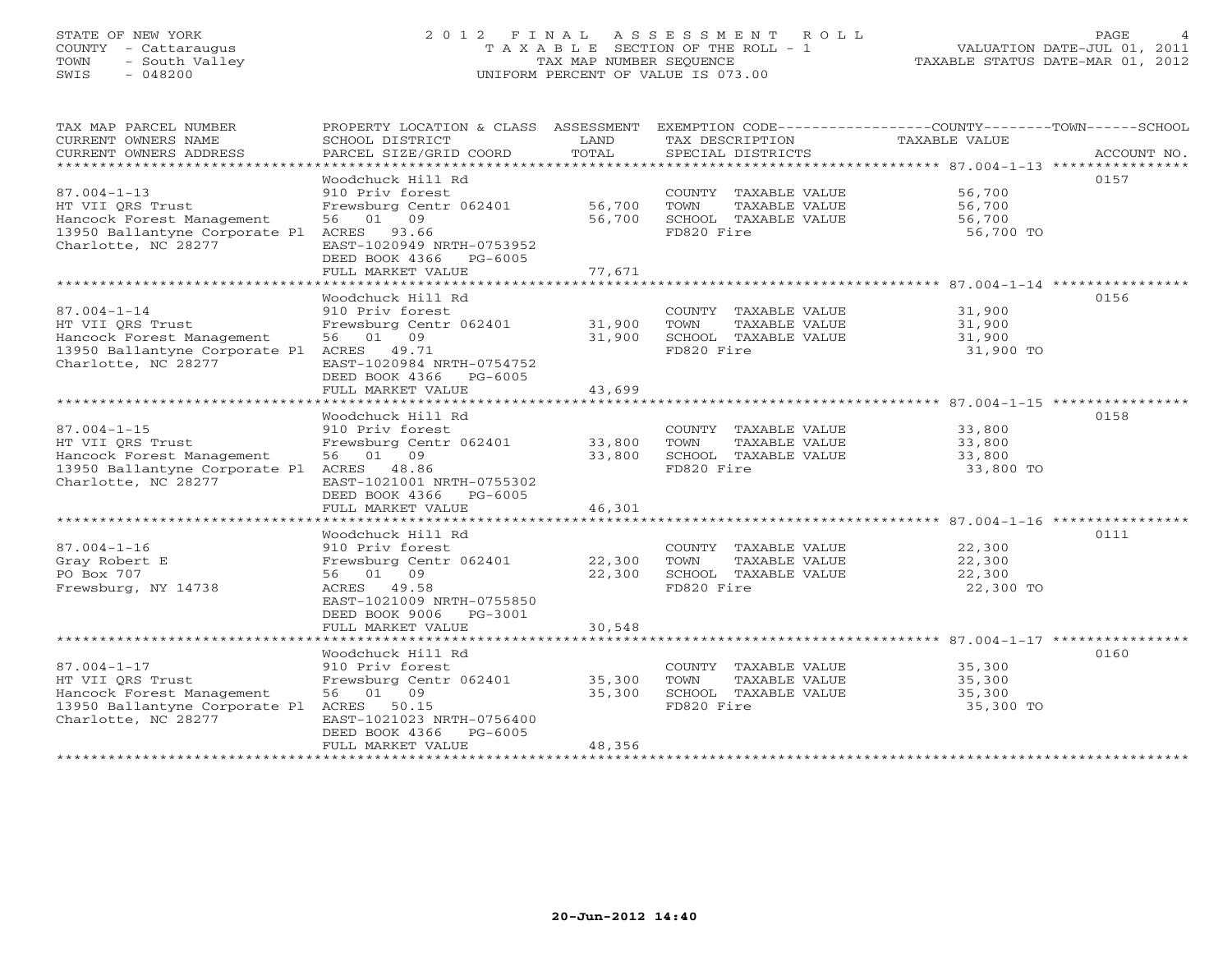STATE OF NEW YORK
COUNTY - Cattaraugus
TOWN - South Valley
SWIS - 048200

# 2012 FINAL ASSESSMENT ROLL

TAXABLE SECTION OF THE ROLL - 1
TAX MAP NUMBER SEQUENCE
UNIFORM PERCENT OF VALUE IS 073.00

VALUATION DATE-JUL 01, 2011
TAXABLE STATUS DATE-MAR 01, 2012

| TAX MAP PARCEL NUMBER / CURRENT OWNERS NAME / CURRENT OWNERS ADDRESS | PROPERTY LOCATION & CLASS / SCHOOL DISTRICT / PARCEL SIZE/GRID COORD | ASSESSMENT LAND / TOTAL | EXEMPTION CODE / TAX DESCRIPTION / SPECIAL DISTRICTS | TAXABLE VALUE (COUNTY/TOWN/SCHOOL) | ACCOUNT NO. |
|---|---|---|---|---|---|
| 87.004-1-13 | Woodchuck Hill Rd | | | | 0157 |
| HT VII QRS Trust | 910 Priv forest | | COUNTY TAXABLE VALUE | 56,700 | |
| Hancock Forest Management | Frewsburg Centr 062401 | 56,700 | TOWN TAXABLE VALUE | 56,700 | |
| 13950 Ballantyne Corporate Pl | 56 01 09 | 56,700 | SCHOOL TAXABLE VALUE | 56,700 | |
| Charlotte, NC 28277 | ACRES 93.66 | | FD820 Fire | 56,700 TO | |
| | EAST-1020949 NRTH-0753952 | | | | |
| | DEED BOOK 4366 PG-6005 | | | | |
| | FULL MARKET VALUE | 77,671 | | | |
| 87.004-1-14 | Woodchuck Hill Rd | | | | 0156 |
| HT VII QRS Trust | 910 Priv forest | | COUNTY TAXABLE VALUE | 31,900 | |
| Hancock Forest Management | Frewsburg Centr 062401 | 31,900 | TOWN TAXABLE VALUE | 31,900 | |
| 13950 Ballantyne Corporate Pl | 56 01 09 | 31,900 | SCHOOL TAXABLE VALUE | 31,900 | |
| Charlotte, NC 28277 | ACRES 49.71 | | FD820 Fire | 31,900 TO | |
| | EAST-1020984 NRTH-0754752 | | | | |
| | DEED BOOK 4366 PG-6005 | | | | |
| | FULL MARKET VALUE | 43,699 | | | |
| 87.004-1-15 | Woodchuck Hill Rd | | | | 0158 |
| HT VII QRS Trust | 910 Priv forest | | COUNTY TAXABLE VALUE | 33,800 | |
| Hancock Forest Management | Frewsburg Centr 062401 | 33,800 | TOWN TAXABLE VALUE | 33,800 | |
| 13950 Ballantyne Corporate Pl | 56 01 09 | 33,800 | SCHOOL TAXABLE VALUE | 33,800 | |
| Charlotte, NC 28277 | ACRES 48.86 | | FD820 Fire | 33,800 TO | |
| | EAST-1021001 NRTH-0755302 | | | | |
| | DEED BOOK 4366 PG-6005 | | | | |
| | FULL MARKET VALUE | 46,301 | | | |
| 87.004-1-16 | Woodchuck Hill Rd | | | | 0111 |
| Gray Robert E | 910 Priv forest | | COUNTY TAXABLE VALUE | 22,300 | |
| PO Box 707 | Frewsburg Centr 062401 | 22,300 | TOWN TAXABLE VALUE | 22,300 | |
| Frewsburg, NY 14738 | 56 01 09 | 22,300 | SCHOOL TAXABLE VALUE | 22,300 | |
| | ACRES 49.58 | | FD820 Fire | 22,300 TO | |
| | EAST-1021009 NRTH-0755850 | | | | |
| | DEED BOOK 9006 PG-3001 | | | | |
| | FULL MARKET VALUE | 30,548 | | | |
| 87.004-1-17 | Woodchuck Hill Rd | | | | 0160 |
| HT VII QRS Trust | 910 Priv forest | | COUNTY TAXABLE VALUE | 35,300 | |
| Hancock Forest Management | Frewsburg Centr 062401 | 35,300 | TOWN TAXABLE VALUE | 35,300 | |
| 13950 Ballantyne Corporate Pl | 56 01 09 | 35,300 | SCHOOL TAXABLE VALUE | 35,300 | |
| Charlotte, NC 28277 | ACRES 50.15 | | FD820 Fire | 35,300 TO | |
| | EAST-1021023 NRTH-0756400 | | | | |
| | DEED BOOK 4366 PG-6005 | | | | |
| | FULL MARKET VALUE | 48,356 | | | |

20-Jun-2012 14:40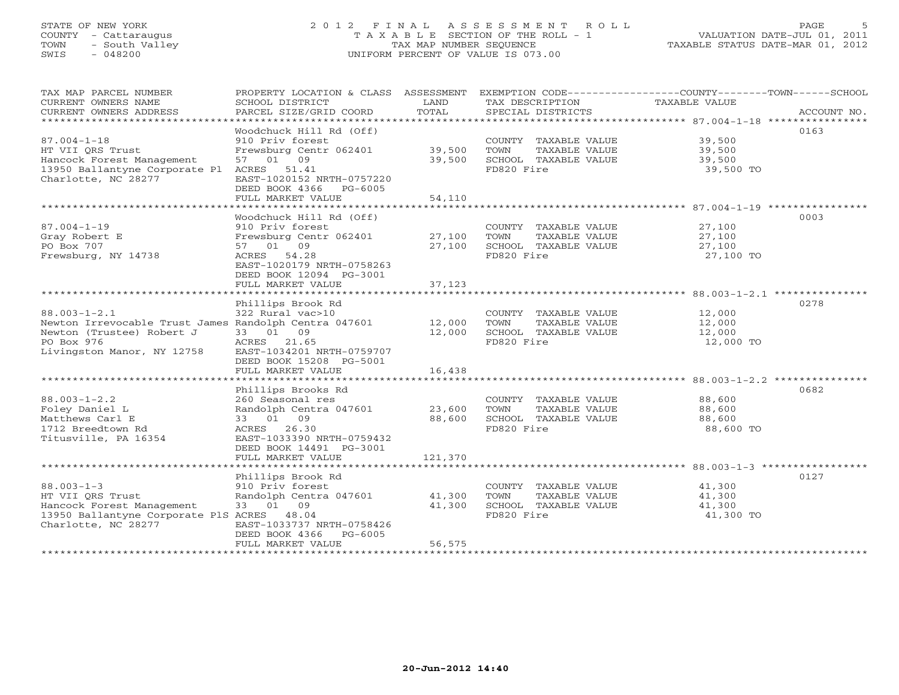STATE OF NEW YORK
COUNTY - Cattaraugus
TOWN - South Valley
SWIS - 048200

# 2012 FINAL ASSESSMENT ROLL
TAXABLE SECTION OF THE ROLL - 1
TAX MAP NUMBER SEQUENCE
UNIFORM PERCENT OF VALUE IS 073.00

VALUATION DATE-JUL 01, 2011
TAXABLE STATUS DATE-MAR 01, 2012

| TAX MAP PARCEL NUMBER / CURRENT OWNERS NAME / CURRENT OWNERS ADDRESS | PROPERTY LOCATION & CLASS / SCHOOL DISTRICT / PARCEL SIZE/GRID COORD | ASSESSMENT LAND / TOTAL | EXEMPTION CODE / TAX DESCRIPTION / SPECIAL DISTRICTS | TAXABLE VALUE | ACCOUNT NO. |
|---|---|---|---|---|---|
| 87.004-1-18 | Woodchuck Hill Rd (Off) | | | | 0163 |
| | 910 Priv forest | | COUNTY TAXABLE VALUE | 39,500 | |
| HT VII QRS Trust | Frewsburg Centr 062401 | 39,500 | TOWN TAXABLE VALUE | 39,500 | |
| Hancock Forest Management | 57 01 09 | 39,500 | SCHOOL TAXABLE VALUE | 39,500 | |
| 13950 Ballantyne Corporate Pl | ACRES 51.41 | | FD820 Fire | 39,500 TO | |
| Charlotte, NC 28277 | EAST-1020152 NRTH-0757220 | | | | |
| | DEED BOOK 4366 PG-6005 | | | | |
| | FULL MARKET VALUE | 54,110 | | | |
| 87.004-1-19 | Woodchuck Hill Rd (Off) | | | | 0003 |
| | 910 Priv forest | | COUNTY TAXABLE VALUE | 27,100 | |
| Gray Robert E | Frewsburg Centr 062401 | 27,100 | TOWN TAXABLE VALUE | 27,100 | |
| PO Box 707 | 57 01 09 | 27,100 | SCHOOL TAXABLE VALUE | 27,100 | |
| Frewsburg, NY 14738 | ACRES 54.28 | | FD820 Fire | 27,100 TO | |
| | EAST-1020179 NRTH-0758263 | | | | |
| | DEED BOOK 12094 PG-3001 | | | | |
| | FULL MARKET VALUE | 37,123 | | | |
| 88.003-1-2.1 | Phillips Brook Rd | | | | 0278 |
| | 322 Rural vac>10 | | COUNTY TAXABLE VALUE | 12,000 | |
| Newton Irrevocable Trust James | Randolph Centra 047601 | 12,000 | TOWN TAXABLE VALUE | 12,000 | |
| Newton (Trustee) Robert J | 33 01 09 | 12,000 | SCHOOL TAXABLE VALUE | 12,000 | |
| PO Box 976 | ACRES 21.65 | | FD820 Fire | 12,000 TO | |
| Livingston Manor, NY 12758 | EAST-1034201 NRTH-0759707 | | | | |
| | DEED BOOK 15208 PG-5001 | | | | |
| | FULL MARKET VALUE | 16,438 | | | |
| 88.003-1-2.2 | Phillips Brooks Rd | | | | 0682 |
| | 260 Seasonal res | | COUNTY TAXABLE VALUE | 88,600 | |
| Foley Daniel L | Randolph Centra 047601 | 23,600 | TOWN TAXABLE VALUE | 88,600 | |
| Matthews Carl E | 33 01 09 | 88,600 | SCHOOL TAXABLE VALUE | 88,600 | |
| 1712 Breedtown Rd | ACRES 26.30 | | FD820 Fire | 88,600 TO | |
| Titusville, PA 16354 | EAST-1033390 NRTH-0759432 | | | | |
| | DEED BOOK 14491 PG-3001 | | | | |
| | FULL MARKET VALUE | 121,370 | | | |
| 88.003-1-3 | Phillips Brook Rd | | | | 0127 |
| | 910 Priv forest | | COUNTY TAXABLE VALUE | 41,300 | |
| HT VII QRS Trust | Randolph Centra 047601 | 41,300 | TOWN TAXABLE VALUE | 41,300 | |
| Hancock Forest Management | 33 01 09 | 41,300 | SCHOOL TAXABLE VALUE | 41,300 | |
| 13950 Ballantyne Corporate PlS | ACRES 48.04 | | FD820 Fire | 41,300 TO | |
| Charlotte, NC 28277 | EAST-1033737 NRTH-0758426 | | | | |
| | DEED BOOK 4366 PG-6005 | | | | |
| | FULL MARKET VALUE | 56,575 | | | |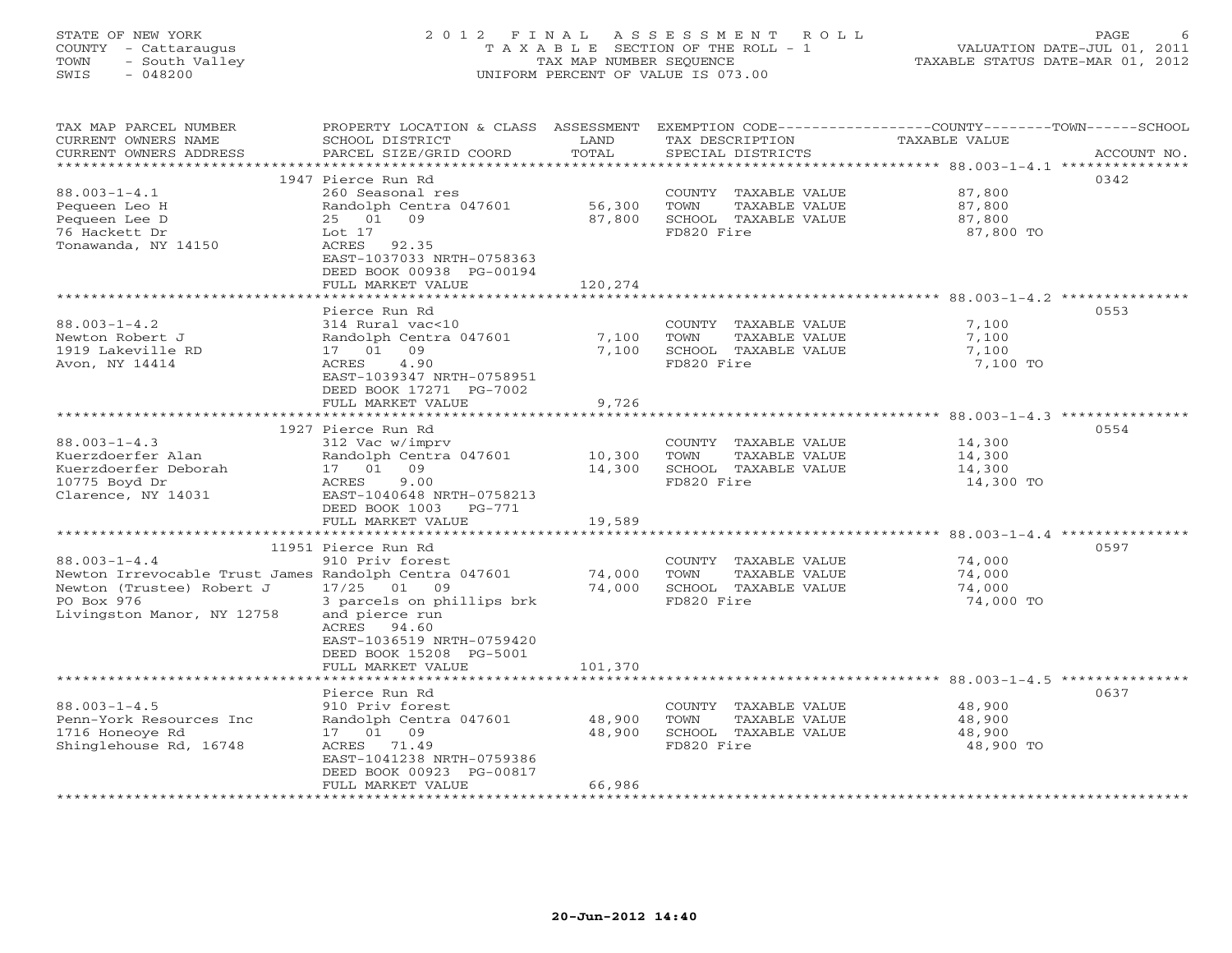STATE OF NEW YORK
COUNTY - Cattaraugus
TOWN - South Valley
SWIS - 048200

# 2012 FINAL ASSESSMENT ROLL
TAXABLE SECTION OF THE ROLL - 1
TAX MAP NUMBER SEQUENCE
UNIFORM PERCENT OF VALUE IS 073.00

VALUATION DATE-JUL 01, 2011
TAXABLE STATUS DATE-MAR 01, 2012

| TAX MAP PARCEL NUMBER / CURRENT OWNERS NAME / CURRENT OWNERS ADDRESS | PROPERTY LOCATION & CLASS / SCHOOL DISTRICT / PARCEL SIZE/GRID COORD | ASSESSMENT LAND | TOTAL | EXEMPTION CODE / TAX DESCRIPTION / SPECIAL DISTRICTS | TAXABLE VALUE (COUNTY / TOWN / SCHOOL) | ACCOUNT NO. |
|---|---|---|---|---|---|---|
| 88.003-1-4.1 | 1947 Pierce Run Rd | | | | | 0342 |
| 88.003-1-4.1 | 260 Seasonal res | | | COUNTY TAXABLE VALUE | 87,800 | |
| Pequeen Leo H | Randolph Centra 047601 | 56,300 | | TOWN TAXABLE VALUE | 87,800 | |
| Pequeen Lee D | 25 01 09 | | 87,800 | SCHOOL TAXABLE VALUE | 87,800 | |
| 76 Hackett Dr | Lot 17 | | | FD820 Fire | 87,800 TO | |
| Tonawanda, NY 14150 | ACRES 92.35 | | | | | |
| | EAST-1037033 NRTH-0758363 | | | | | |
| | DEED BOOK 00938 PG-00194 | | | | | |
| | FULL MARKET VALUE | | 120,274 | | | |
| 88.003-1-4.2 | Pierce Run Rd | | | | | 0553 |
| 88.003-1-4.2 | 314 Rural vac<10 | | | COUNTY TAXABLE VALUE | 7,100 | |
| Newton Robert J | Randolph Centra 047601 | 7,100 | | TOWN TAXABLE VALUE | 7,100 | |
| 1919 Lakeville RD | 17 01 09 | | 7,100 | SCHOOL TAXABLE VALUE | 7,100 | |
| Avon, NY 14414 | ACRES 4.90 | | | FD820 Fire | 7,100 TO | |
| | EAST-1039347 NRTH-0758951 | | | | | |
| | DEED BOOK 17271 PG-7002 | | | | | |
| | FULL MARKET VALUE | | 9,726 | | | |
| 88.003-1-4.3 | 1927 Pierce Run Rd | | | | | 0554 |
| 88.003-1-4.3 | 312 Vac w/imprv | | | COUNTY TAXABLE VALUE | 14,300 | |
| Kuerzdoerfer Alan | Randolph Centra 047601 | 10,300 | | TOWN TAXABLE VALUE | 14,300 | |
| Kuerzdoerfer Deborah | 17 01 09 | | 14,300 | SCHOOL TAXABLE VALUE | 14,300 | |
| 10775 Boyd Dr | ACRES 9.00 | | | FD820 Fire | 14,300 TO | |
| Clarence, NY 14031 | EAST-1040648 NRTH-0758213 | | | | | |
| | DEED BOOK 1003 PG-771 | | | | | |
| | FULL MARKET VALUE | | 19,589 | | | |
| 88.003-1-4.4 | 11951 Pierce Run Rd | | | | | 0597 |
| 88.003-1-4.4 | 910 Priv forest | | | COUNTY TAXABLE VALUE | 74,000 | |
| Newton Irrevocable Trust James | Randolph Centra 047601 | 74,000 | | TOWN TAXABLE VALUE | 74,000 | |
| Newton (Trustee) Robert J | 17/25 01 09 | | 74,000 | SCHOOL TAXABLE VALUE | 74,000 | |
| PO Box 976 | 3 parcels on phillips brk | | | FD820 Fire | 74,000 TO | |
| Livingston Manor, NY 12758 | and pierce run | | | | | |
| | ACRES 94.60 | | | | | |
| | EAST-1036519 NRTH-0759420 | | | | | |
| | DEED BOOK 15208 PG-5001 | | | | | |
| | FULL MARKET VALUE | | 101,370 | | | |
| 88.003-1-4.5 | Pierce Run Rd | | | | | 0637 |
| 88.003-1-4.5 | 910 Priv forest | | | COUNTY TAXABLE VALUE | 48,900 | |
| Penn-York Resources Inc | Randolph Centra 047601 | 48,900 | | TOWN TAXABLE VALUE | 48,900 | |
| 1716 Honeoye Rd | 17 01 09 | | 48,900 | SCHOOL TAXABLE VALUE | 48,900 | |
| Shinglehouse Rd, 16748 | ACRES 71.49 | | | FD820 Fire | 48,900 TO | |
| | EAST-1041238 NRTH-0759386 | | | | | |
| | DEED BOOK 00923 PG-00817 | | | | | |
| | FULL MARKET VALUE | | 66,986 | | | |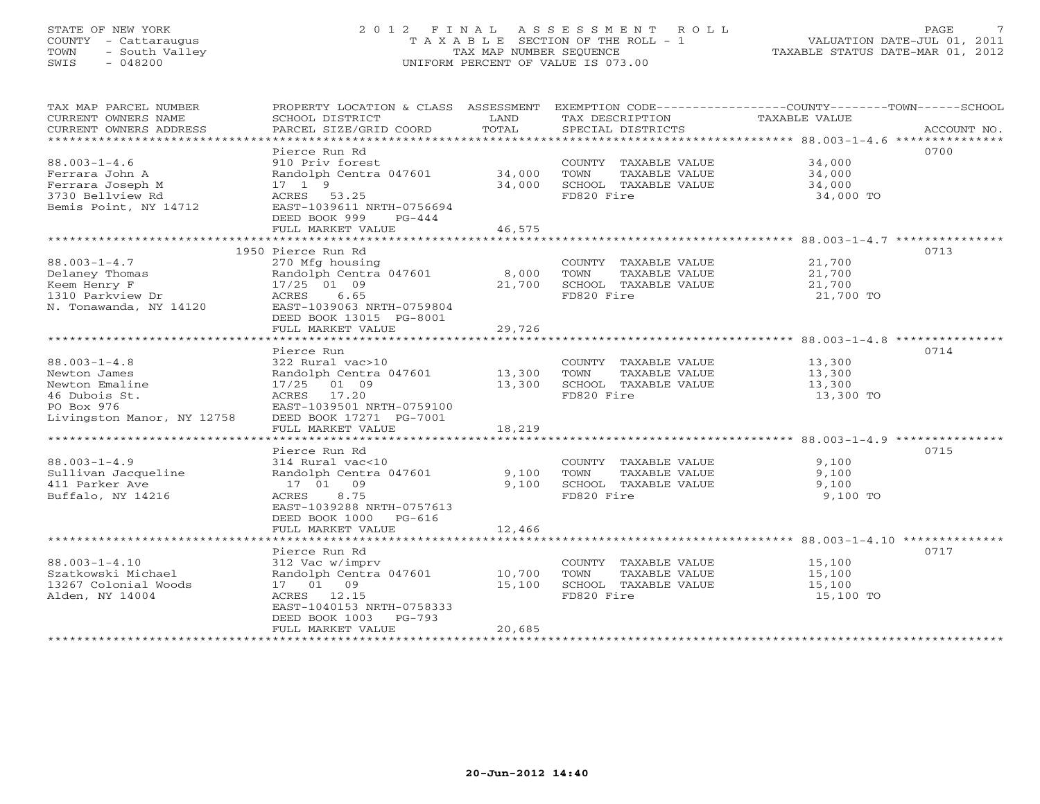STATE OF NEW YORK
COUNTY - Cattaraugus
TOWN - South Valley
SWIS - 048200

2 0 1 2 F I N A L A S S E S S M E N T R O L L
T A X A B L E SECTION OF THE ROLL - 1
TAX MAP NUMBER SEQUENCE
UNIFORM PERCENT OF VALUE IS 073.00

VALUATION DATE-JUL 01, 2011
TAXABLE STATUS DATE-MAR 01, 2012

| TAX MAP PARCEL NUMBER / CURRENT OWNERS NAME / CURRENT OWNERS ADDRESS | PROPERTY LOCATION & CLASS / SCHOOL DISTRICT / PARCEL SIZE/GRID COORD | ASSESSMENT LAND / TOTAL | EXEMPTION CODE / TAX DESCRIPTION / SPECIAL DISTRICTS | COUNTY / TOWN / SCHOOL TAXABLE VALUE | ACCOUNT NO. |
|---|---|---|---|---|---|
| 88.003-1-4.6 | Pierce Run Rd | | | | 0700 |
| 88.003-1-4.6 | 910 Priv forest | | COUNTY TAXABLE VALUE | 34,000 | |
| Ferrara John A | Randolph Centra 047601 | 34,000 | TOWN TAXABLE VALUE | 34,000 | |
| Ferrara Joseph M | 17 1 9 | 34,000 | SCHOOL TAXABLE VALUE | 34,000 | |
| 3730 Bellview Rd | ACRES 53.25 | | FD820 Fire | 34,000 TO | |
| Bemis Point, NY 14712 | EAST-1039611 NRTH-0756694 | | | | |
| | DEED BOOK 999 PG-444 | | | | |
| | FULL MARKET VALUE | 46,575 | | | |
| 88.003-1-4.7 | 1950 Pierce Run Rd | | | | 0713 |
| 88.003-1-4.7 | 270 Mfg housing | | COUNTY TAXABLE VALUE | 21,700 | |
| Delaney Thomas | Randolph Centra 047601 | 8,000 | TOWN TAXABLE VALUE | 21,700 | |
| Keem Henry F | 17/25 01 09 | 21,700 | SCHOOL TAXABLE VALUE | 21,700 | |
| 1310 Parkview Dr | ACRES 6.65 | | FD820 Fire | 21,700 TO | |
| N. Tonawanda, NY 14120 | EAST-1039063 NRTH-0759804 | | | | |
| | DEED BOOK 13015 PG-8001 | | | | |
| | FULL MARKET VALUE | 29,726 | | | |
| 88.003-1-4.8 | Pierce Run | | | | 0714 |
| 88.003-1-4.8 | 322 Rural vac>10 | | COUNTY TAXABLE VALUE | 13,300 | |
| Newton James | Randolph Centra 047601 | 13,300 | TOWN TAXABLE VALUE | 13,300 | |
| Newton Emaline | 17/25 01 09 | 13,300 | SCHOOL TAXABLE VALUE | 13,300 | |
| 46 Dubois St. | ACRES 17.20 | | FD820 Fire | 13,300 TO | |
| PO Box 976 | EAST-1039501 NRTH-0759100 | | | | |
| Livingston Manor, NY 12758 | DEED BOOK 17271 PG-7001 | | | | |
| | FULL MARKET VALUE | 18,219 | | | |
| 88.003-1-4.9 | Pierce Run Rd | | | | 0715 |
| 88.003-1-4.9 | 314 Rural vac<10 | | COUNTY TAXABLE VALUE | 9,100 | |
| Sullivan Jacqueline | Randolph Centra 047601 | 9,100 | TOWN TAXABLE VALUE | 9,100 | |
| 411 Parker Ave | 17 01 09 | 9,100 | SCHOOL TAXABLE VALUE | 9,100 | |
| Buffalo, NY 14216 | ACRES 8.75 | | FD820 Fire | 9,100 TO | |
| | EAST-1039288 NRTH-0757613 | | | | |
| | DEED BOOK 1000 PG-616 | | | | |
| | FULL MARKET VALUE | 12,466 | | | |
| 88.003-1-4.10 | Pierce Run Rd | | | | 0717 |
| 88.003-1-4.10 | 312 Vac w/imprv | | COUNTY TAXABLE VALUE | 15,100 | |
| Szatkowski Michael | Randolph Centra 047601 | 10,700 | TOWN TAXABLE VALUE | 15,100 | |
| 13267 Colonial Woods | 17 01 09 | 15,100 | SCHOOL TAXABLE VALUE | 15,100 | |
| Alden, NY 14004 | ACRES 12.15 | | FD820 Fire | 15,100 TO | |
| | EAST-1040153 NRTH-0758333 | | | | |
| | DEED BOOK 1003 PG-793 | | | | |
| | FULL MARKET VALUE | 20,685 | | | |

20-Jun-2012 14:40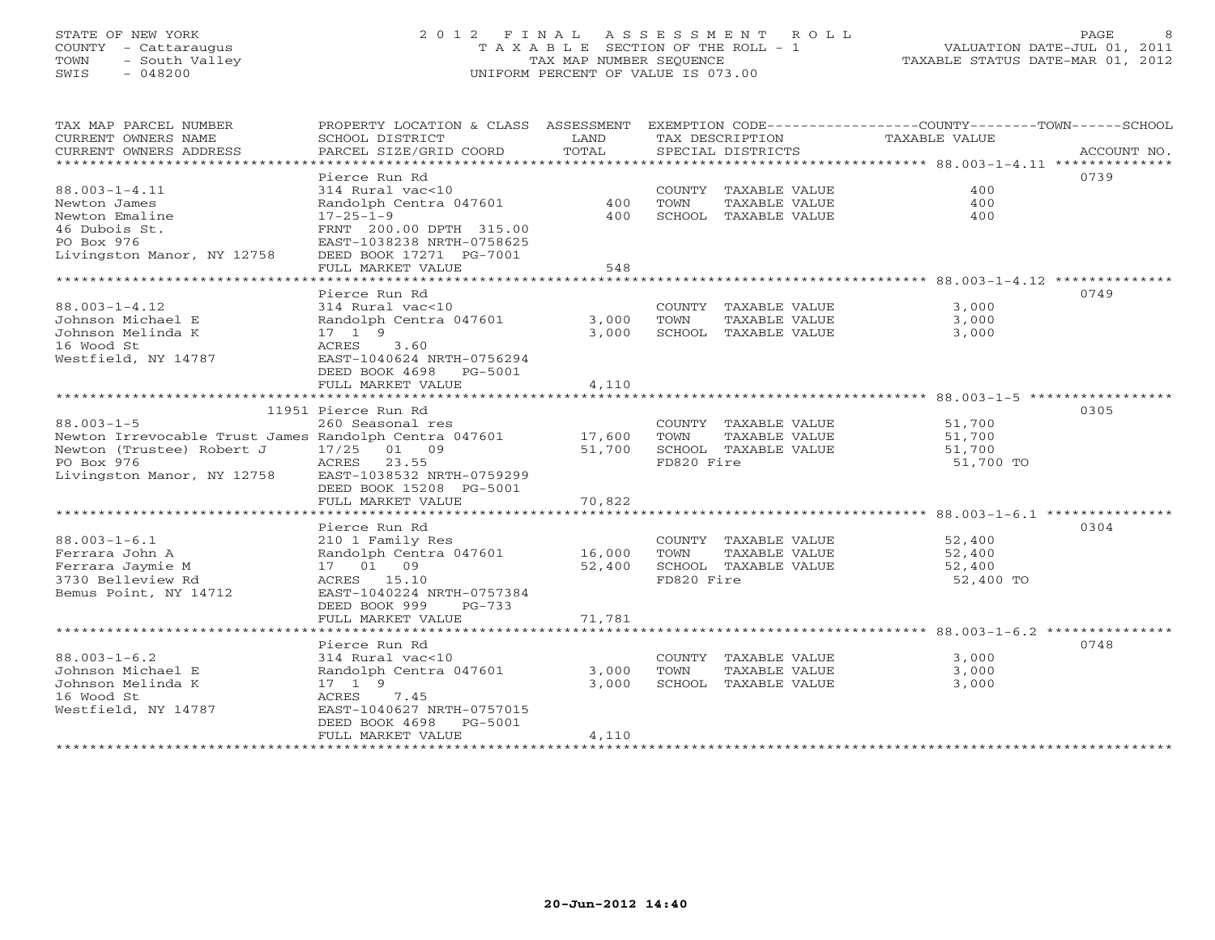STATE OF NEW YORK
COUNTY - Cattaraugus
TOWN - South Valley
SWIS - 048200

# 2012 FINAL ASSESSMENT ROLL

TAXABLE SECTION OF THE ROLL - 1
TAX MAP NUMBER SEQUENCE
UNIFORM PERCENT OF VALUE IS 073.00

VALUATION DATE-JUL 01, 2011
TAXABLE STATUS DATE-MAR 01, 2012

| TAX MAP PARCEL NUMBER / CURRENT OWNERS NAME / CURRENT OWNERS ADDRESS | PROPERTY LOCATION & CLASS / SCHOOL DISTRICT / PARCEL SIZE/GRID COORD | ASSESSMENT LAND / TOTAL | EXEMPTION CODE / TAX DESCRIPTION / SPECIAL DISTRICTS | TAXABLE VALUE (COUNTY / TOWN / SCHOOL) | ACCOUNT NO. |
|---|---|---|---|---|---|
| 88.003-1-4.11 | Pierce Run Rd | | | | 0739 |
| | 314 Rural vac<10 | | COUNTY TAXABLE VALUE | 400 | |
| Newton James | Randolph Centra 047601 | 400 | TOWN TAXABLE VALUE | 400 | |
| Newton Emaline | 17-25-1-9 | 400 | SCHOOL TAXABLE VALUE | 400 | |
| 46 Dubois St. | FRNT 200.00 DPTH 315.00 | | | | |
| PO Box 976 | EAST-1038238 NRTH-0758625 | | | | |
| Livingston Manor, NY 12758 | DEED BOOK 17271 PG-7001 | | | | |
| | FULL MARKET VALUE | 548 | | | |
| 88.003-1-4.12 | Pierce Run Rd | | | | 0749 |
| | 314 Rural vac<10 | | COUNTY TAXABLE VALUE | 3,000 | |
| Johnson Michael E | Randolph Centra 047601 | 3,000 | TOWN TAXABLE VALUE | 3,000 | |
| Johnson Melinda K | 17 1 9 | 3,000 | SCHOOL TAXABLE VALUE | 3,000 | |
| 16 Wood St | ACRES 3.60 | | | | |
| Westfield, NY 14787 | EAST-1040624 NRTH-0756294 | | | | |
| | DEED BOOK 4698 PG-5001 | | | | |
| | FULL MARKET VALUE | 4,110 | | | |
| 88.003-1-5 | 11951 Pierce Run Rd | | | | 0305 |
| | 260 Seasonal res | | COUNTY TAXABLE VALUE | 51,700 | |
| Newton Irrevocable Trust James | Randolph Centra 047601 | 17,600 | TOWN TAXABLE VALUE | 51,700 | |
| Newton (Trustee) Robert J | 17/25 01 09 | 51,700 | SCHOOL TAXABLE VALUE | 51,700 | |
| PO Box 976 | ACRES 23.55 | | FD820 Fire | 51,700 TO | |
| Livingston Manor, NY 12758 | EAST-1038532 NRTH-0759299 | | | | |
| | DEED BOOK 15208 PG-5001 | | | | |
| | FULL MARKET VALUE | 70,822 | | | |
| 88.003-1-6.1 | Pierce Run Rd | | | | 0304 |
| | 210 1 Family Res | | COUNTY TAXABLE VALUE | 52,400 | |
| Ferrara John A | Randolph Centra 047601 | 16,000 | TOWN TAXABLE VALUE | 52,400 | |
| Ferrara Jaymie M | 17 01 09 | 52,400 | SCHOOL TAXABLE VALUE | 52,400 | |
| 3730 Belleview Rd | ACRES 15.10 | | FD820 Fire | 52,400 TO | |
| Bemus Point, NY 14712 | EAST-1040224 NRTH-0757384 | | | | |
| | DEED BOOK 999 PG-733 | | | | |
| | FULL MARKET VALUE | 71,781 | | | |
| 88.003-1-6.2 | Pierce Run Rd | | | | 0748 |
| | 314 Rural vac<10 | | COUNTY TAXABLE VALUE | 3,000 | |
| Johnson Michael E | Randolph Centra 047601 | 3,000 | TOWN TAXABLE VALUE | 3,000 | |
| Johnson Melinda K | 17 1 9 | 3,000 | SCHOOL TAXABLE VALUE | 3,000 | |
| 16 Wood St | ACRES 7.45 | | | | |
| Westfield, NY 14787 | EAST-1040627 NRTH-0757015 | | | | |
| | DEED BOOK 4698 PG-5001 | | | | |
| | FULL MARKET VALUE | 4,110 | | | |

20-Jun-2012 14:40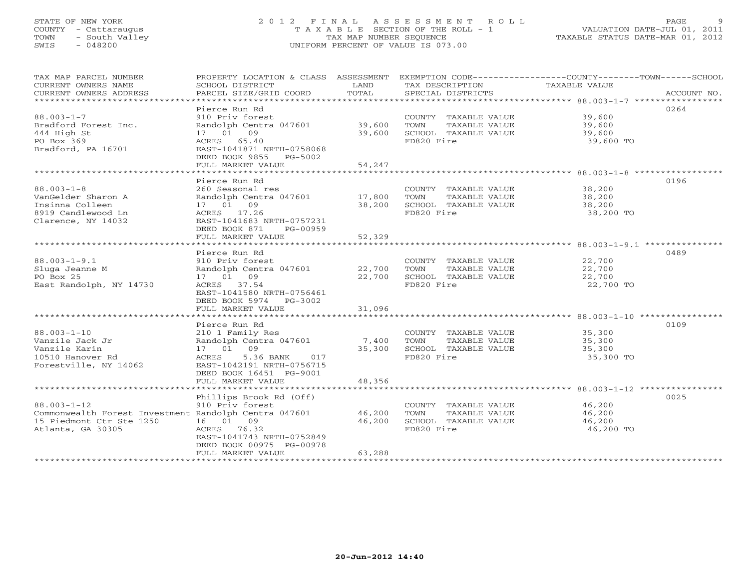STATE OF NEW YORK
COUNTY - Cattaraugus
TOWN - South Valley
SWIS - 048200

# 2012 FINAL ASSESSMENT ROLL
TAXABLE SECTION OF THE ROLL - 1
TAX MAP NUMBER SEQUENCE
UNIFORM PERCENT OF VALUE IS 073.00

VALUATION DATE-JUL 01, 2011
TAXABLE STATUS DATE-MAR 01, 2012

| TAX MAP PARCEL NUMBER / CURRENT OWNERS NAME / CURRENT OWNERS ADDRESS | PROPERTY LOCATION & CLASS / SCHOOL DISTRICT / PARCEL SIZE/GRID COORD | ASSESSMENT LAND / TOTAL | EXEMPTION CODE / TAX DESCRIPTION / SPECIAL DISTRICTS | TAXABLE VALUE (COUNTY / TOWN / SCHOOL) | ACCOUNT NO. |
|---|---|---|---|---|---|
| 88.003-1-7 | Pierce Run Rd | | | | 0264 |
| Bradford Forest Inc. | 910 Priv forest | | COUNTY TAXABLE VALUE | 39,600 | |
| 444 High St | Randolph Centra 047601 | 39,600 | TOWN TAXABLE VALUE | 39,600 | |
| PO Box 369 | 17 01 09 | 39,600 | SCHOOL TAXABLE VALUE | 39,600 | |
| Bradford, PA 16701 | ACRES 65.40 | | FD820 Fire | 39,600 TO | |
| | EAST-1041871 NRTH-0758068 | | | | |
| | DEED BOOK 9855 PG-5002 | | | | |
| | FULL MARKET VALUE | 54,247 | | | |
| 88.003-1-8 | Pierce Run Rd | | | | 0196 |
| VanGelder Sharon A | 260 Seasonal res | | COUNTY TAXABLE VALUE | 38,200 | |
| Insinna Colleen | Randolph Centra 047601 | 17,800 | TOWN TAXABLE VALUE | 38,200 | |
| 8919 Candlewood Ln | 17 01 09 | 38,200 | SCHOOL TAXABLE VALUE | 38,200 | |
| Clarence, NY 14032 | ACRES 17.26 | | FD820 Fire | 38,200 TO | |
| | EAST-1041683 NRTH-0757231 | | | | |
| | DEED BOOK 871 PG-00959 | | | | |
| | FULL MARKET VALUE | 52,329 | | | |
| 88.003-1-9.1 | Pierce Run Rd | | | | 0489 |
| Sluga Jeanne M | 910 Priv forest | | COUNTY TAXABLE VALUE | 22,700 | |
| PO Box 25 | Randolph Centra 047601 | 22,700 | TOWN TAXABLE VALUE | 22,700 | |
| East Randolph, NY 14730 | 17 01 09 | 22,700 | SCHOOL TAXABLE VALUE | 22,700 | |
| | ACRES 37.54 | | FD820 Fire | 22,700 TO | |
| | EAST-1041580 NRTH-0756461 | | | | |
| | DEED BOOK 5974 PG-3002 | | | | |
| | FULL MARKET VALUE | 31,096 | | | |
| 88.003-1-10 | Pierce Run Rd | | | | 0109 |
| Vanzile Jack Jr | 210 1 Family Res | | COUNTY TAXABLE VALUE | 35,300 | |
| Vanzile Karin | Randolph Centra 047601 | 7,400 | TOWN TAXABLE VALUE | 35,300 | |
| 10510 Hanover Rd | 17 01 09 | 35,300 | SCHOOL TAXABLE VALUE | 35,300 | |
| Forestville, NY 14062 | ACRES 5.36 BANK 017 | | FD820 Fire | 35,300 TO | |
| | EAST-1042191 NRTH-0756715 | | | | |
| | DEED BOOK 16451 PG-9001 | | | | |
| | FULL MARKET VALUE | 48,356 | | | |
| 88.003-1-12 | Phillips Brook Rd (Off) | | | | 0025 |
| Commonwealth Forest Investment | 910 Priv forest | | COUNTY TAXABLE VALUE | 46,200 | |
| 15 Piedmont Ctr Ste 1250 | Randolph Centra 047601 | 46,200 | TOWN TAXABLE VALUE | 46,200 | |
| Atlanta, GA 30305 | 16 01 09 | 46,200 | SCHOOL TAXABLE VALUE | 46,200 | |
| | ACRES 76.32 | | FD820 Fire | 46,200 TO | |
| | EAST-1041743 NRTH-0752849 | | | | |
| | DEED BOOK 00975 PG-00978 | | | | |
| | FULL MARKET VALUE | 63,288 | | | |

20-Jun-2012 14:40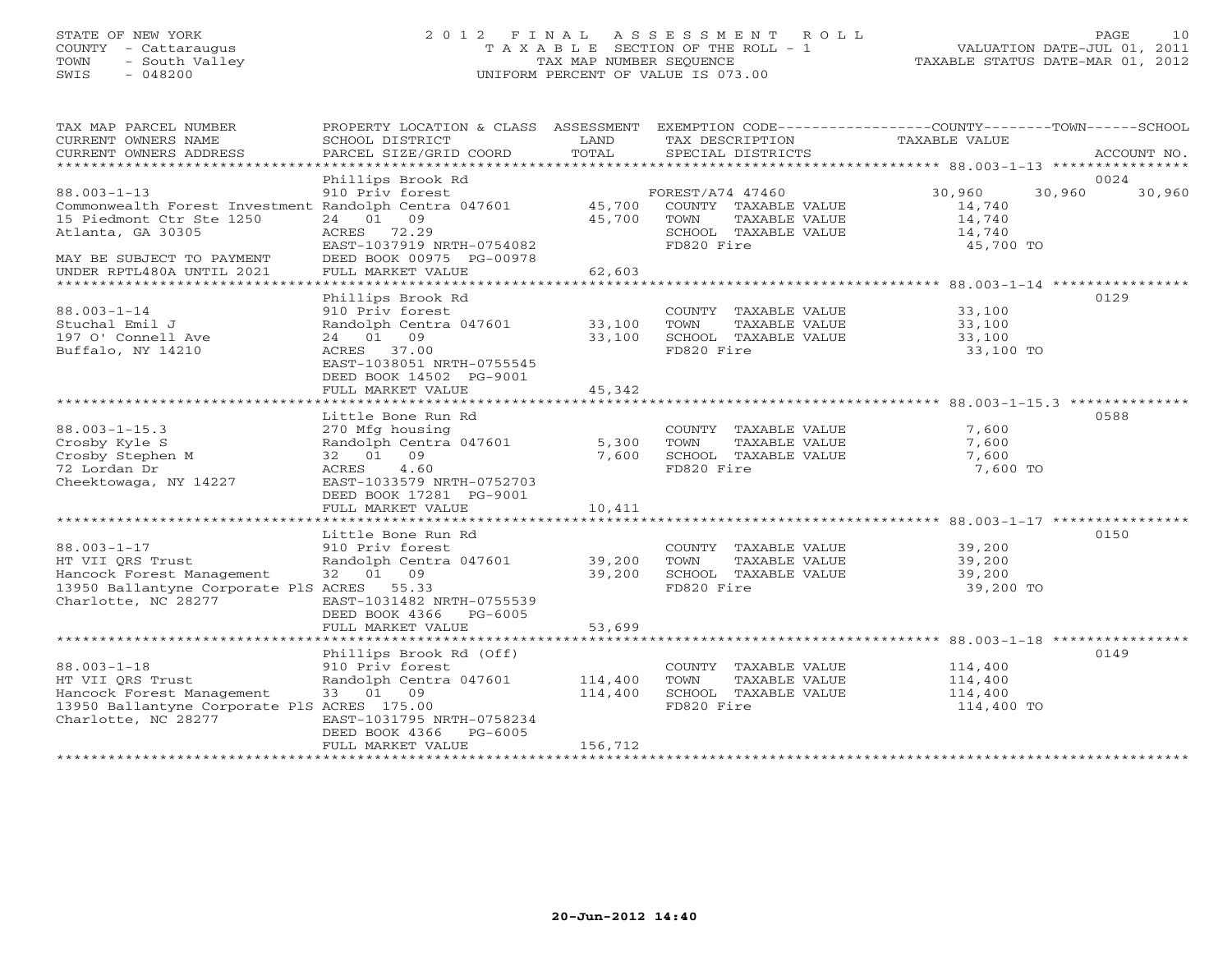STATE OF NEW YORK
COUNTY - Cattaraugus
TOWN - South Valley
SWIS - 048200

# 2012 FINAL ASSESSMENT ROLL

TAXABLE SECTION OF THE ROLL - 1
TAX MAP NUMBER SEQUENCE
UNIFORM PERCENT OF VALUE IS 073.00

VALUATION DATE-JUL 01, 2011
TAXABLE STATUS DATE-MAR 01, 2012

| TAX MAP PARCEL NUMBER / CURRENT OWNERS NAME / CURRENT OWNERS ADDRESS | PROPERTY LOCATION & CLASS / SCHOOL DISTRICT / PARCEL SIZE/GRID COORD | ASSESSMENT LAND / TOTAL | EXEMPTION CODE / TAX DESCRIPTION / SPECIAL DISTRICTS | COUNTY | TOWN | SCHOOL | ACCOUNT NO. |
|---|---|---|---|---|---|---|---|
| **88.003-1-13** | Phillips Brook Rd | | | | | | 0024 |
| | 910 Priv forest | | FOREST/A74 47460 | 30,960 | 30,960 | 30,960 | |
| Commonwealth Forest Investment | Randolph Centra 047601 | 45,700 | COUNTY TAXABLE VALUE | 14,740 | | | |
| 15 Piedmont Ctr Ste 1250 | 24 01 09 | 45,700 | TOWN TAXABLE VALUE | | 14,740 | | |
| Atlanta, GA 30305 | ACRES 72.29 | | SCHOOL TAXABLE VALUE | | | 14,740 | |
| | EAST-1037919 NRTH-0754082 | | FD820 Fire | 45,700 TO | | | |
| MAY BE SUBJECT TO PAYMENT | DEED BOOK 00975 PG-00978 | | | | | | |
| UNDER RPTL480A UNTIL 2021 | FULL MARKET VALUE | 62,603 | | | | | |
| **88.003-1-14** | Phillips Brook Rd | | | | | | 0129 |
| | 910 Priv forest | | COUNTY TAXABLE VALUE | 33,100 | | | |
| Stuchal Emil J | Randolph Centra 047601 | 33,100 | TOWN TAXABLE VALUE | | 33,100 | | |
| 197 O' Connell Ave | 24 01 09 | 33,100 | SCHOOL TAXABLE VALUE | | | 33,100 | |
| Buffalo, NY 14210 | ACRES 37.00 | | FD820 Fire | 33,100 TO | | | |
| | EAST-1038051 NRTH-0755545 | | | | | | |
| | DEED BOOK 14502 PG-9001 | | | | | | |
| | FULL MARKET VALUE | 45,342 | | | | | |
| **88.003-1-15.3** | Little Bone Run Rd | | | | | | 0588 |
| | 270 Mfg housing | | COUNTY TAXABLE VALUE | 7,600 | | | |
| Crosby Kyle S | Randolph Centra 047601 | 5,300 | TOWN TAXABLE VALUE | | 7,600 | | |
| Crosby Stephen M | 32 01 09 | 7,600 | SCHOOL TAXABLE VALUE | | | 7,600 | |
| 72 Lordan Dr | ACRES 4.60 | | FD820 Fire | 7,600 TO | | | |
| Cheektowaga, NY 14227 | EAST-1033579 NRTH-0752703 | | | | | | |
| | DEED BOOK 17281 PG-9001 | | | | | | |
| | FULL MARKET VALUE | 10,411 | | | | | |
| **88.003-1-17** | Little Bone Run Rd | | | | | | 0150 |
| | 910 Priv forest | | COUNTY TAXABLE VALUE | 39,200 | | | |
| HT VII QRS Trust | Randolph Centra 047601 | 39,200 | TOWN TAXABLE VALUE | | 39,200 | | |
| Hancock Forest Management | 32 01 09 | 39,200 | SCHOOL TAXABLE VALUE | | | 39,200 | |
| 13950 Ballantyne Corporate PlS | ACRES 55.33 | | FD820 Fire | 39,200 TO | | | |
| Charlotte, NC 28277 | EAST-1031482 NRTH-0755539 | | | | | | |
| | DEED BOOK 4366 PG-6005 | | | | | | |
| | FULL MARKET VALUE | 53,699 | | | | | |
| **88.003-1-18** | Phillips Brook Rd (Off) | | | | | | 0149 |
| | 910 Priv forest | | COUNTY TAXABLE VALUE | 114,400 | | | |
| HT VII QRS Trust | Randolph Centra 047601 | 114,400 | TOWN TAXABLE VALUE | | 114,400 | | |
| Hancock Forest Management | 33 01 09 | 114,400 | SCHOOL TAXABLE VALUE | | | 114,400 | |
| 13950 Ballantyne Corporate PlS | ACRES 175.00 | | FD820 Fire | 114,400 TO | | | |
| Charlotte, NC 28277 | EAST-1031795 NRTH-0758234 | | | | | | |
| | DEED BOOK 4366 PG-6005 | | | | | | |
| | FULL MARKET VALUE | 156,712 | | | | | |

20-Jun-2012 14:40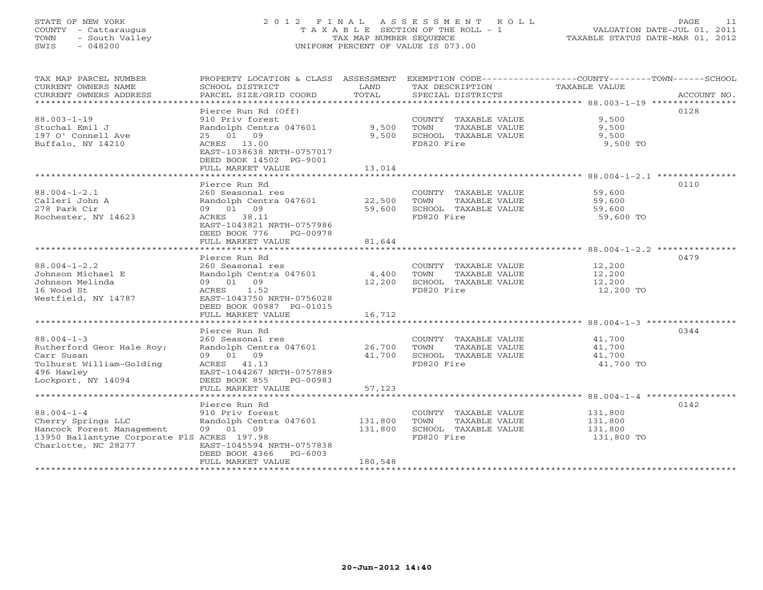STATE OF NEW YORK
COUNTY - Cattaraugus
TOWN - South Valley
SWIS - 048200

# 2012 FINAL ASSESSMENT ROLL

TAXABLE SECTION OF THE ROLL - 1
TAX MAP NUMBER SEQUENCE
UNIFORM PERCENT OF VALUE IS 073.00

VALUATION DATE-JUL 01, 2011
TAXABLE STATUS DATE-MAR 01, 2012

| TAX MAP PARCEL NUMBER / CURRENT OWNERS NAME / CURRENT OWNERS ADDRESS | PROPERTY LOCATION & CLASS / SCHOOL DISTRICT / PARCEL SIZE/GRID COORD | ASSESSMENT LAND / TOTAL | EXEMPTION CODE / TAX DESCRIPTION / SPECIAL DISTRICTS | COUNTY / TOWN / SCHOOL TAXABLE VALUE | ACCOUNT NO. |
|---|---|---|---|---|---|
| **88.003-1-19** | Pierce Run Rd (Off) | | | | 0128 |
| Stuchal Emil J | 910 Priv forest | | COUNTY TAXABLE VALUE | 9,500 | |
| 197 O' Connell Ave | Randolph Centra 047601 | 9,500 | TOWN TAXABLE VALUE | 9,500 | |
| Buffalo, NY 14210 | 25 01 09 | 9,500 | SCHOOL TAXABLE VALUE | 9,500 | |
| | ACRES 13.00 | | FD820 Fire | 9,500 TO | |
| | EAST-1038638 NRTH-0757017 | | | | |
| | DEED BOOK 14502 PG-9001 | | | | |
| | FULL MARKET VALUE | 13,014 | | | |
| **88.004-1-2.1** | Pierce Run Rd | | | | 0110 |
| Calleri John A | 260 Seasonal res | | COUNTY TAXABLE VALUE | 59,600 | |
| 278 Park Cir | Randolph Centra 047601 | 22,500 | TOWN TAXABLE VALUE | 59,600 | |
| Rochester, NY 14623 | 09 01 09 | 59,600 | SCHOOL TAXABLE VALUE | 59,600 | |
| | ACRES 38.11 | | FD820 Fire | 59,600 TO | |
| | EAST-1043821 NRTH-0757986 | | | | |
| | DEED BOOK 776 PG-00978 | | | | |
| | FULL MARKET VALUE | 81,644 | | | |
| **88.004-1-2.2** | Pierce Run Rd | | | | 0479 |
| Johnson Michael E | 260 Seasonal res | | COUNTY TAXABLE VALUE | 12,200 | |
| Johnson Melinda | Randolph Centra 047601 | 4,400 | TOWN TAXABLE VALUE | 12,200 | |
| 16 Wood St | 09 01 09 | 12,200 | SCHOOL TAXABLE VALUE | 12,200 | |
| Westfield, NY 14787 | ACRES 1.52 | | FD820 Fire | 12,200 TO | |
| | EAST-1043750 NRTH-0756028 | | | | |
| | DEED BOOK 00987 PG-01015 | | | | |
| | FULL MARKET VALUE | 16,712 | | | |
| **88.004-1-3** | Pierce Run Rd | | | | 0344 |
| Rutherford Geor Hale Roy; | 260 Seasonal res | | COUNTY TAXABLE VALUE | 41,700 | |
| Carr Susan | Randolph Centra 047601 | 26,700 | TOWN TAXABLE VALUE | 41,700 | |
| Tolhurst William-Golding | 09 01 09 | 41,700 | SCHOOL TAXABLE VALUE | 41,700 | |
| 496 Hawley | ACRES 41.13 | | FD820 Fire | 41,700 TO | |
| Lockport, NY 14094 | EAST-1044267 NRTH-0757889 | | | | |
| | DEED BOOK 855 PG-00983 | | | | |
| | FULL MARKET VALUE | 57,123 | | | |
| **88.004-1-4** | Pierce Run Rd | | | | 0142 |
| Cherry Springs LLC | 910 Priv forest | | COUNTY TAXABLE VALUE | 131,800 | |
| Hancock Forest Management | Randolph Centra 047601 | 131,800 | TOWN TAXABLE VALUE | 131,800 | |
| 13950 Ballantyne Corporate PlS | 09 01 09 | 131,800 | SCHOOL TAXABLE VALUE | 131,800 | |
| Charlotte, NC 28277 | ACRES 197.98 | | FD820 Fire | 131,800 TO | |
| | EAST-1045594 NRTH-0757838 | | | | |
| | DEED BOOK 4366 PG-6003 | | | | |
| | FULL MARKET VALUE | 180,548 | | | |

20-Jun-2012 14:40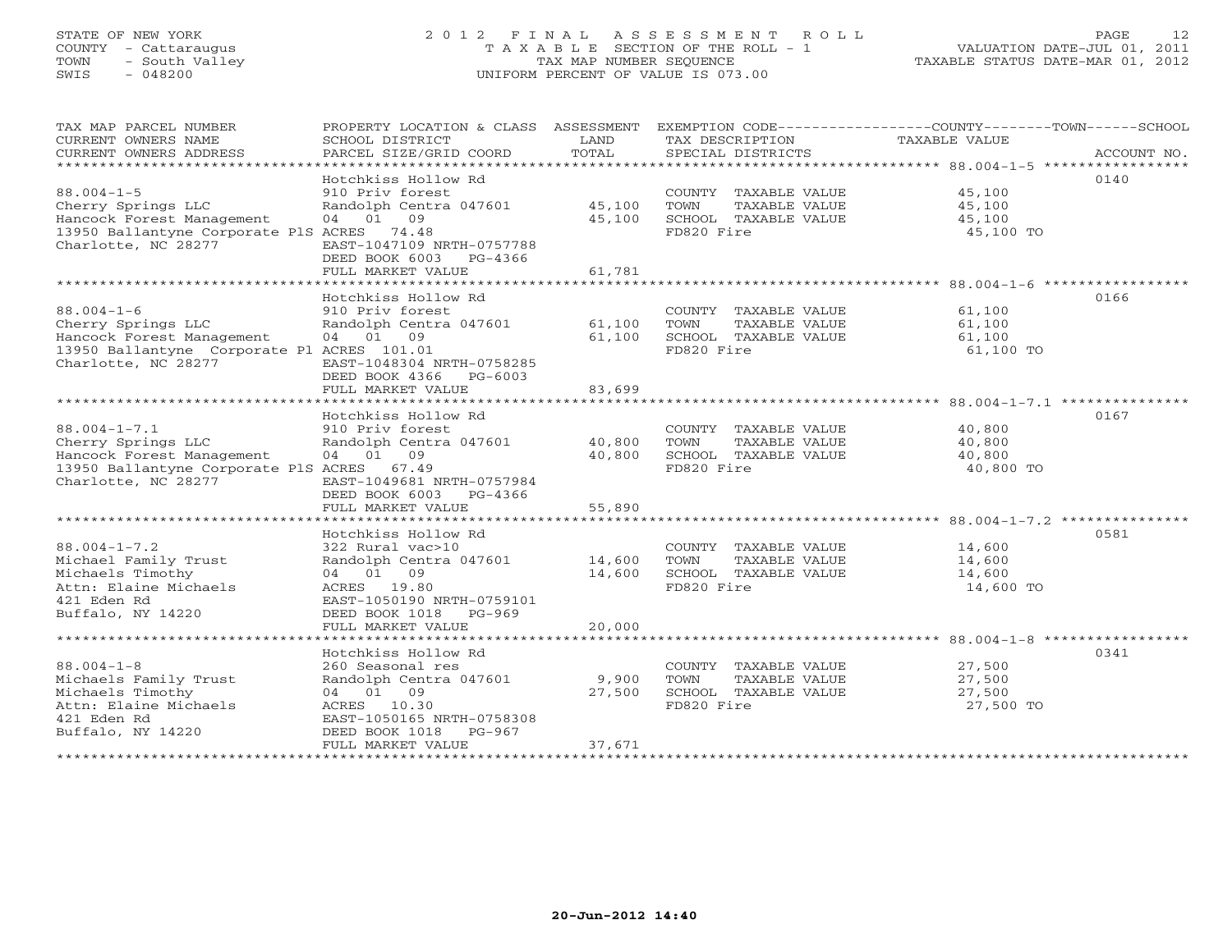STATE OF NEW YORK
COUNTY - Cattaraugus
TOWN - South Valley
SWIS - 048200

# 2012 FINAL ASSESSMENT ROLL

TAXABLE SECTION OF THE ROLL - 1
TAX MAP NUMBER SEQUENCE
UNIFORM PERCENT OF VALUE IS 073.00

VALUATION DATE-JUL 01, 2011
TAXABLE STATUS DATE-MAR 01, 2012

| TAX MAP PARCEL NUMBER / CURRENT OWNERS NAME / CURRENT OWNERS ADDRESS | PROPERTY LOCATION & CLASS / SCHOOL DISTRICT / PARCEL SIZE/GRID COORD | ASSESSMENT LAND | TOTAL | EXEMPTION CODE / TAX DESCRIPTION / SPECIAL DISTRICTS | COUNTY--------TOWN------SCHOOL TAXABLE VALUE | ACCOUNT NO. |
|---|---|---|---|---|---|---|
| **88.004-1-5** | Hotchkiss Hollow Rd | | | | | 0140 |
| 88.004-1-5 | 910 Priv forest | | | COUNTY TAXABLE VALUE | 45,100 | |
| Cherry Springs LLC | Randolph Centra 047601 | 45,100 | | TOWN TAXABLE VALUE | 45,100 | |
| Hancock Forest Management | 04 01 09 | | 45,100 | SCHOOL TAXABLE VALUE | 45,100 | |
| 13950 Ballantyne Corporate PlS | ACRES 74.48 | | | FD820 Fire | 45,100 TO | |
| Charlotte, NC 28277 | EAST-1047109 NRTH-0757788 | | | | | |
| | DEED BOOK 6003 PG-4366 | | | | | |
| | FULL MARKET VALUE | | 61,781 | | | |
| **88.004-1-6** | Hotchkiss Hollow Rd | | | | | 0166 |
| 88.004-1-6 | 910 Priv forest | | | COUNTY TAXABLE VALUE | 61,100 | |
| Cherry Springs LLC | Randolph Centra 047601 | 61,100 | | TOWN TAXABLE VALUE | 61,100 | |
| Hancock Forest Management | 04 01 09 | | 61,100 | SCHOOL TAXABLE VALUE | 61,100 | |
| 13950 Ballantyne Corporate Pl | ACRES 101.01 | | | FD820 Fire | 61,100 TO | |
| Charlotte, NC 28277 | EAST-1048304 NRTH-0758285 | | | | | |
| | DEED BOOK 4366 PG-6003 | | | | | |
| | FULL MARKET VALUE | | 83,699 | | | |
| **88.004-1-7.1** | Hotchkiss Hollow Rd | | | | | 0167 |
| 88.004-1-7.1 | 910 Priv forest | | | COUNTY TAXABLE VALUE | 40,800 | |
| Cherry Springs LLC | Randolph Centra 047601 | 40,800 | | TOWN TAXABLE VALUE | 40,800 | |
| Hancock Forest Management | 04 01 09 | | 40,800 | SCHOOL TAXABLE VALUE | 40,800 | |
| 13950 Ballantyne Corporate PlS | ACRES 67.49 | | | FD820 Fire | 40,800 TO | |
| Charlotte, NC 28277 | EAST-1049681 NRTH-0757984 | | | | | |
| | DEED BOOK 6003 PG-4366 | | | | | |
| | FULL MARKET VALUE | | 55,890 | | | |
| **88.004-1-7.2** | Hotchkiss Hollow Rd | | | | | 0581 |
| 88.004-1-7.2 | 322 Rural vac>10 | | | COUNTY TAXABLE VALUE | 14,600 | |
| Michael Family Trust | Randolph Centra 047601 | 14,600 | | TOWN TAXABLE VALUE | 14,600 | |
| Michaels Timothy | 04 01 09 | | 14,600 | SCHOOL TAXABLE VALUE | 14,600 | |
| Attn: Elaine Michaels | ACRES 19.80 | | | FD820 Fire | 14,600 TO | |
| 421 Eden Rd | EAST-1050190 NRTH-0759101 | | | | | |
| Buffalo, NY 14220 | DEED BOOK 1018 PG-969 | | | | | |
| | FULL MARKET VALUE | | 20,000 | | | |
| **88.004-1-8** | Hotchkiss Hollow Rd | | | | | 0341 |
| 88.004-1-8 | 260 Seasonal res | | | COUNTY TAXABLE VALUE | 27,500 | |
| Michaels Family Trust | Randolph Centra 047601 | 9,900 | | TOWN TAXABLE VALUE | 27,500 | |
| Michaels Timothy | 04 01 09 | | 27,500 | SCHOOL TAXABLE VALUE | 27,500 | |
| Attn: Elaine Michaels | ACRES 10.30 | | | FD820 Fire | 27,500 TO | |
| 421 Eden Rd | EAST-1050165 NRTH-0758308 | | | | | |
| Buffalo, NY 14220 | DEED BOOK 1018 PG-967 | | | | | |
| | FULL MARKET VALUE | | 37,671 | | | |

20-Jun-2012 14:40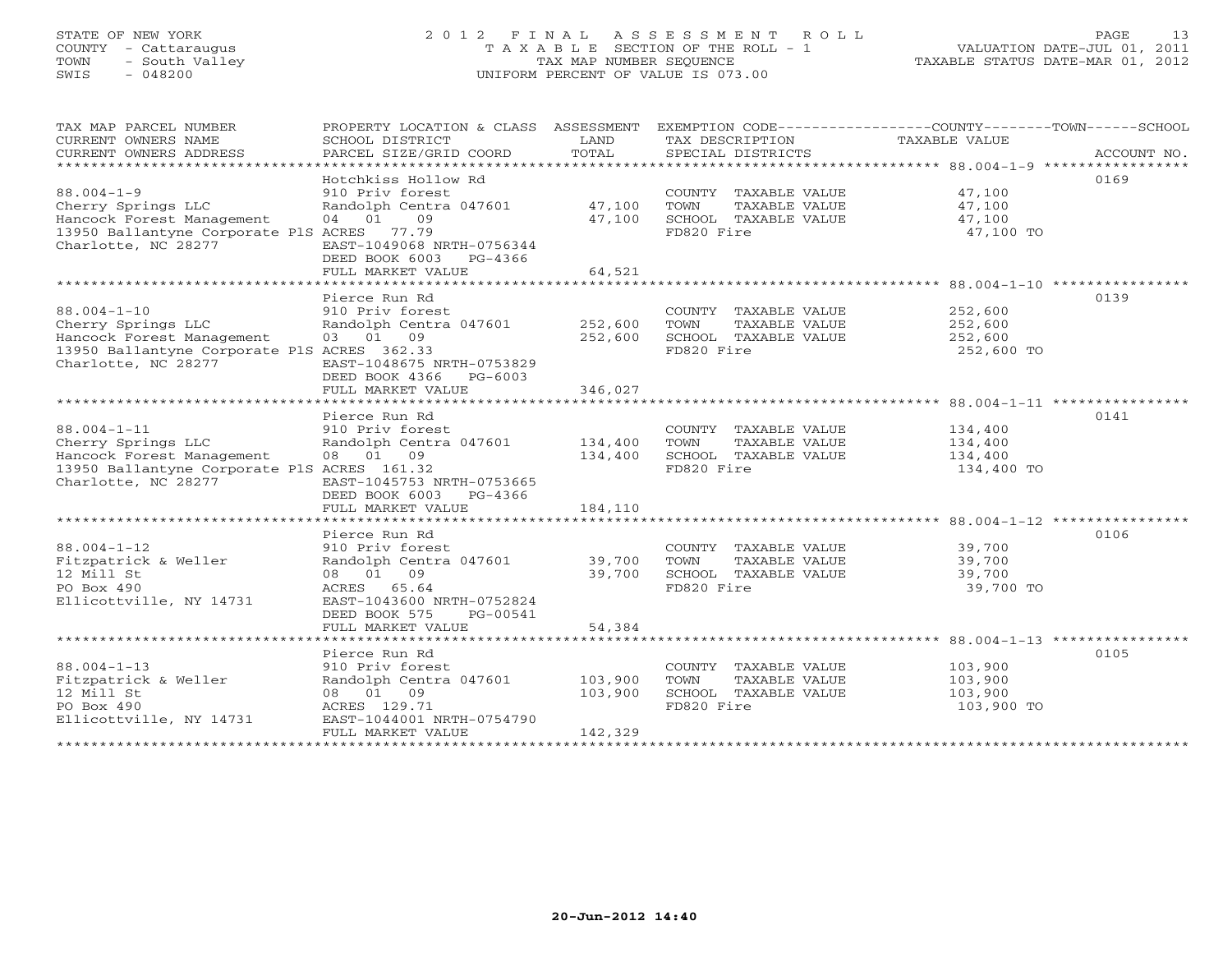STATE OF NEW YORK
COUNTY - Cattaraugus
TOWN - South Valley
SWIS - 048200

# 2012 FINAL ASSESSMENT ROLL

TAXABLE SECTION OF THE ROLL - 1
TAX MAP NUMBER SEQUENCE
UNIFORM PERCENT OF VALUE IS 073.00

VALUATION DATE-JUL 01, 2011
TAXABLE STATUS DATE-MAR 01, 2012

| TAX MAP PARCEL NUMBER / CURRENT OWNERS NAME / CURRENT OWNERS ADDRESS | PROPERTY LOCATION & CLASS / SCHOOL DISTRICT / PARCEL SIZE/GRID COORD | ASSESSMENT LAND / TOTAL | EXEMPTION CODE / TAX DESCRIPTION / SPECIAL DISTRICTS | COUNTY--------TOWN------SCHOOL TAXABLE VALUE | ACCOUNT NO. |
|---|---|---|---|---|---|
| **88.004-1-9** | Hotchkiss Hollow Rd | | | | 0169 |
| 88.004-1-9 | 910 Priv forest | | COUNTY TAXABLE VALUE | 47,100 | |
| Cherry Springs LLC | Randolph Centra 047601 | 47,100 | TOWN TAXABLE VALUE | 47,100 | |
| Hancock Forest Management | 04 01 09 | 47,100 | SCHOOL TAXABLE VALUE | 47,100 | |
| 13950 Ballantyne Corporate PlS | ACRES 77.79 | | FD820 Fire | 47,100 TO | |
| Charlotte, NC 28277 | EAST-1049068 NRTH-0756344 | | | | |
| | DEED BOOK 6003 PG-4366 | | | | |
| | FULL MARKET VALUE | 64,521 | | | |
| **88.004-1-10** | Pierce Run Rd | | | | 0139 |
| 88.004-1-10 | 910 Priv forest | | COUNTY TAXABLE VALUE | 252,600 | |
| Cherry Springs LLC | Randolph Centra 047601 | 252,600 | TOWN TAXABLE VALUE | 252,600 | |
| Hancock Forest Management | 03 01 09 | 252,600 | SCHOOL TAXABLE VALUE | 252,600 | |
| 13950 Ballantyne Corporate PlS | ACRES 362.33 | | FD820 Fire | 252,600 TO | |
| Charlotte, NC 28277 | EAST-1048675 NRTH-0753829 | | | | |
| | DEED BOOK 4366 PG-6003 | | | | |
| | FULL MARKET VALUE | 346,027 | | | |
| **88.004-1-11** | Pierce Run Rd | | | | 0141 |
| 88.004-1-11 | 910 Priv forest | | COUNTY TAXABLE VALUE | 134,400 | |
| Cherry Springs LLC | Randolph Centra 047601 | 134,400 | TOWN TAXABLE VALUE | 134,400 | |
| Hancock Forest Management | 08 01 09 | 134,400 | SCHOOL TAXABLE VALUE | 134,400 | |
| 13950 Ballantyne Corporate PlS | ACRES 161.32 | | FD820 Fire | 134,400 TO | |
| Charlotte, NC 28277 | EAST-1045753 NRTH-0753665 | | | | |
| | DEED BOOK 6003 PG-4366 | | | | |
| | FULL MARKET VALUE | 184,110 | | | |
| **88.004-1-12** | Pierce Run Rd | | | | 0106 |
| 88.004-1-12 | 910 Priv forest | | COUNTY TAXABLE VALUE | 39,700 | |
| Fitzpatrick & Weller | Randolph Centra 047601 | 39,700 | TOWN TAXABLE VALUE | 39,700 | |
| 12 Mill St | 08 01 09 | 39,700 | SCHOOL TAXABLE VALUE | 39,700 | |
| PO Box 490 | ACRES 65.64 | | FD820 Fire | 39,700 TO | |
| Ellicottville, NY 14731 | EAST-1043600 NRTH-0752824 | | | | |
| | DEED BOOK 575 PG-00541 | | | | |
| | FULL MARKET VALUE | 54,384 | | | |
| **88.004-1-13** | Pierce Run Rd | | | | 0105 |
| 88.004-1-13 | 910 Priv forest | | COUNTY TAXABLE VALUE | 103,900 | |
| Fitzpatrick & Weller | Randolph Centra 047601 | 103,900 | TOWN TAXABLE VALUE | 103,900 | |
| 12 Mill St | 08 01 09 | 103,900 | SCHOOL TAXABLE VALUE | 103,900 | |
| PO Box 490 | ACRES 129.71 | | FD820 Fire | 103,900 TO | |
| Ellicottville, NY 14731 | EAST-1044001 NRTH-0754790 | | | | |
| | FULL MARKET VALUE | 142,329 | | | |

20-Jun-2012 14:40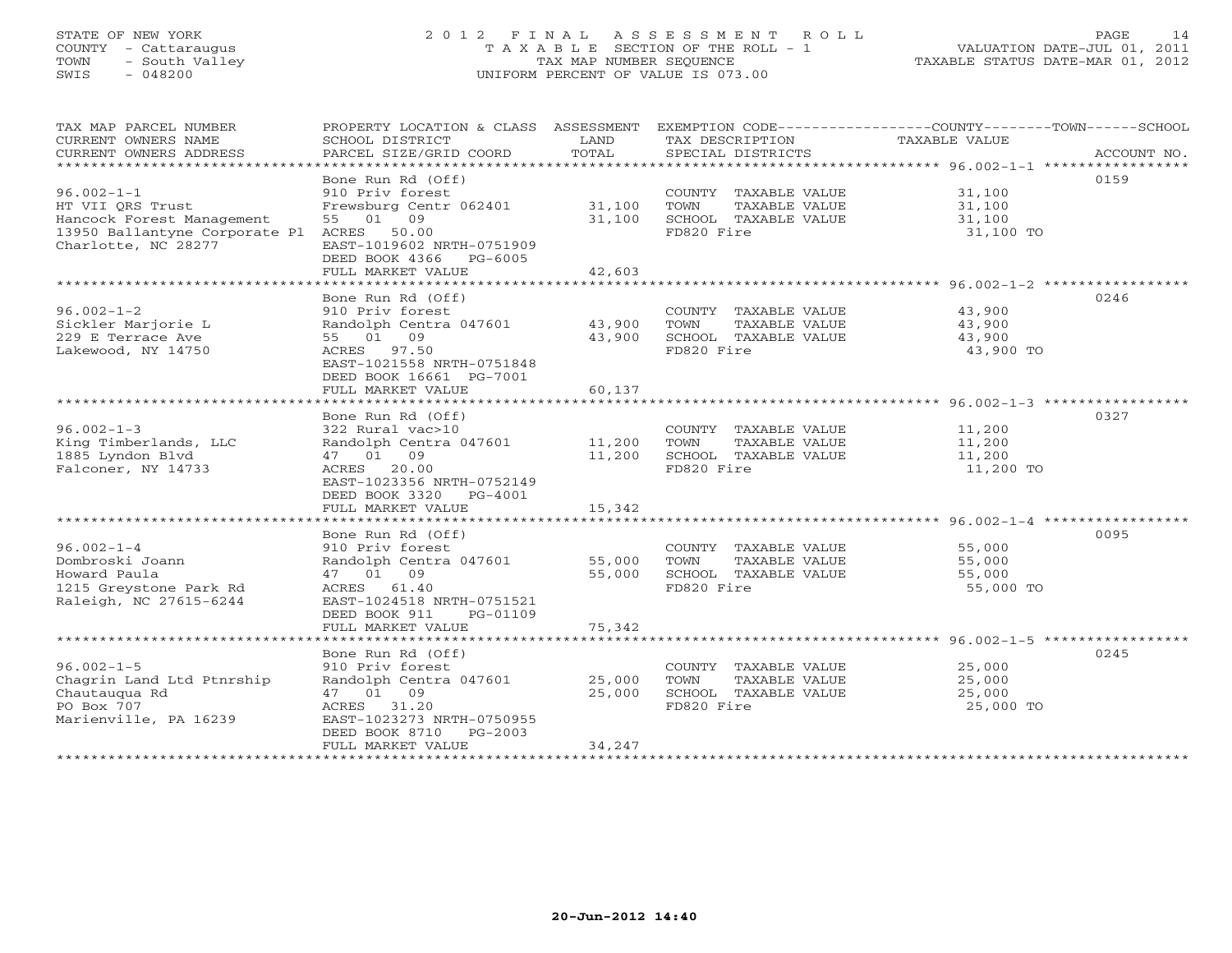STATE OF NEW YORK
COUNTY - Cattaraugus
TOWN - South Valley
SWIS - 048200

2012 FINAL ASSESSMENT ROLL
TAXABLE SECTION OF THE ROLL - 1
TAX MAP NUMBER SEQUENCE
UNIFORM PERCENT OF VALUE IS 073.00

VALUATION DATE-JUL 01, 2011
TAXABLE STATUS DATE-MAR 01, 2012

| TAX MAP PARCEL NUMBER / CURRENT OWNERS NAME / CURRENT OWNERS ADDRESS | PROPERTY LOCATION & CLASS / SCHOOL DISTRICT / PARCEL SIZE/GRID COORD | ASSESSMENT LAND / TOTAL | EXEMPTION CODE / TAX DESCRIPTION / SPECIAL DISTRICTS | TAXABLE VALUE (COUNTY / TOWN / SCHOOL) | ACCOUNT NO. |
|---|---|---|---|---|---|
| 96.002-1-1 | Bone Run Rd (Off) | | | | 0159 |
| HT VII QRS Trust | 910 Priv forest | | COUNTY TAXABLE VALUE | 31,100 | |
| Hancock Forest Management | Frewsburg Centr 062401 | 31,100 | TOWN TAXABLE VALUE | 31,100 | |
| 13950 Ballantyne Corporate Pl | 55 01 09 | 31,100 | SCHOOL TAXABLE VALUE | 31,100 | |
| Charlotte, NC 28277 | ACRES 50.00 | | FD820 Fire | 31,100 TO | |
| | EAST-1019602 NRTH-0751909 | | | | |
| | DEED BOOK 4366 PG-6005 | | | | |
| | FULL MARKET VALUE | 42,603 | | | |
| 96.002-1-2 | Bone Run Rd (Off) | | | | 0246 |
| Sickler Marjorie L | 910 Priv forest | | COUNTY TAXABLE VALUE | 43,900 | |
| 229 E Terrace Ave | Randolph Centra 047601 | 43,900 | TOWN TAXABLE VALUE | 43,900 | |
| Lakewood, NY 14750 | 55 01 09 | 43,900 | SCHOOL TAXABLE VALUE | 43,900 | |
| | ACRES 97.50 | | FD820 Fire | 43,900 TO | |
| | EAST-1021558 NRTH-0751848 | | | | |
| | DEED BOOK 16661 PG-7001 | | | | |
| | FULL MARKET VALUE | 60,137 | | | |
| 96.002-1-3 | Bone Run Rd (Off) | | | | 0327 |
| King Timberlands, LLC | 322 Rural vac>10 | | COUNTY TAXABLE VALUE | 11,200 | |
| 1885 Lyndon Blvd | Randolph Centra 047601 | 11,200 | TOWN TAXABLE VALUE | 11,200 | |
| Falconer, NY 14733 | 47 01 09 | 11,200 | SCHOOL TAXABLE VALUE | 11,200 | |
| | ACRES 20.00 | | FD820 Fire | 11,200 TO | |
| | EAST-1023356 NRTH-0752149 | | | | |
| | DEED BOOK 3320 PG-4001 | | | | |
| | FULL MARKET VALUE | 15,342 | | | |
| 96.002-1-4 | Bone Run Rd (Off) | | | | 0095 |
| Dombroski Joann | 910 Priv forest | | COUNTY TAXABLE VALUE | 55,000 | |
| Howard Paula | Randolph Centra 047601 | 55,000 | TOWN TAXABLE VALUE | 55,000 | |
| 1215 Greystone Park Rd | 47 01 09 | 55,000 | SCHOOL TAXABLE VALUE | 55,000 | |
| Raleigh, NC 27615-6244 | ACRES 61.40 | | FD820 Fire | 55,000 TO | |
| | EAST-1024518 NRTH-0751521 | | | | |
| | DEED BOOK 911 PG-01109 | | | | |
| | FULL MARKET VALUE | 75,342 | | | |
| 96.002-1-5 | Bone Run Rd (Off) | | | | 0245 |
| Chagrin Land Ltd Ptnrship | 910 Priv forest | | COUNTY TAXABLE VALUE | 25,000 | |
| Chautauqua Rd | Randolph Centra 047601 | 25,000 | TOWN TAXABLE VALUE | 25,000 | |
| PO Box 707 | 47 01 09 | 25,000 | SCHOOL TAXABLE VALUE | 25,000 | |
| Marienville, PA 16239 | ACRES 31.20 | | FD820 Fire | 25,000 TO | |
| | EAST-1023273 NRTH-0750955 | | | | |
| | DEED BOOK 8710 PG-2003 | | | | |
| | FULL MARKET VALUE | 34,247 | | | |

20-Jun-2012 14:40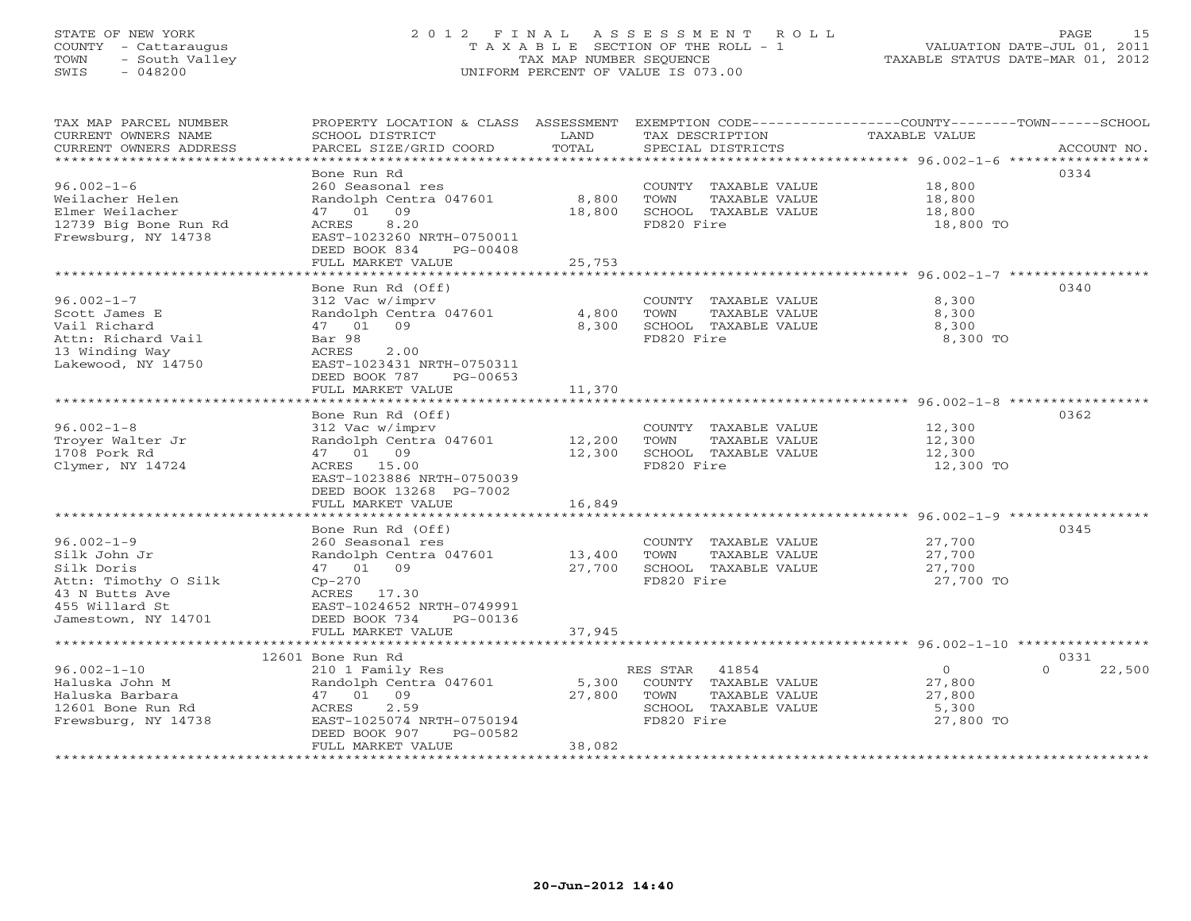STATE OF NEW YORK
COUNTY - Cattaraugus
TOWN - South Valley
SWIS - 048200

2012 FINAL ASSESSMENT ROLL
TAXABLE SECTION OF THE ROLL - 1
TAX MAP NUMBER SEQUENCE
UNIFORM PERCENT OF VALUE IS 073.00

VALUATION DATE-JUL 01, 2011
TAXABLE STATUS DATE-MAR 01, 2012

| TAX MAP PARCEL NUMBER / CURRENT OWNERS NAME / CURRENT OWNERS ADDRESS | PROPERTY LOCATION & CLASS / SCHOOL DISTRICT / PARCEL SIZE/GRID COORD | ASSESSMENT LAND / TOTAL | EXEMPTION CODE / TAX DESCRIPTION / SPECIAL DISTRICTS | COUNTY / TOWN / SCHOOL TAXABLE VALUE | ACCOUNT NO. |
|---|---|---|---|---|---|
| 96.002-1-6 | Bone Run Rd | | | | 0334 |
| | 260 Seasonal res | | COUNTY TAXABLE VALUE | 18,800 | |
| Weilacher Helen | Randolph Centra 047601 | 8,800 | TOWN TAXABLE VALUE | 18,800 | |
| Elmer Weilacher | 47 01 09 | 18,800 | SCHOOL TAXABLE VALUE | 18,800 | |
| 12739 Big Bone Run Rd | ACRES 8.20 | | FD820 Fire | 18,800 TO | |
| Frewsburg, NY 14738 | EAST-1023260 NRTH-0750011 | | | | |
| | DEED BOOK 834 PG-00408 | | | | |
| | FULL MARKET VALUE | 25,753 | | | |
| 96.002-1-7 | Bone Run Rd (Off) | | | | 0340 |
| | 312 Vac w/imprv | | COUNTY TAXABLE VALUE | 8,300 | |
| Scott James E | Randolph Centra 047601 | 4,800 | TOWN TAXABLE VALUE | 8,300 | |
| Vail Richard | 47 01 09 | 8,300 | SCHOOL TAXABLE VALUE | 8,300 | |
| Attn: Richard Vail | Bar 98 | | FD820 Fire | 8,300 TO | |
| 13 Winding Way | ACRES 2.00 | | | | |
| Lakewood, NY 14750 | EAST-1023431 NRTH-0750311 | | | | |
| | DEED BOOK 787 PG-00653 | | | | |
| | FULL MARKET VALUE | 11,370 | | | |
| 96.002-1-8 | Bone Run Rd (Off) | | | | 0362 |
| | 312 Vac w/imprv | | COUNTY TAXABLE VALUE | 12,300 | |
| Troyer Walter Jr | Randolph Centra 047601 | 12,200 | TOWN TAXABLE VALUE | 12,300 | |
| 1708 Pork Rd | 47 01 09 | 12,300 | SCHOOL TAXABLE VALUE | 12,300 | |
| Clymer, NY 14724 | ACRES 15.00 | | FD820 Fire | 12,300 TO | |
| | EAST-1023886 NRTH-0750039 | | | | |
| | DEED BOOK 13268 PG-7002 | | | | |
| | FULL MARKET VALUE | 16,849 | | | |
| 96.002-1-9 | Bone Run Rd (Off) | | | | 0345 |
| | 260 Seasonal res | | COUNTY TAXABLE VALUE | 27,700 | |
| Silk John Jr | Randolph Centra 047601 | 13,400 | TOWN TAXABLE VALUE | 27,700 | |
| Silk Doris | 47 01 09 | 27,700 | SCHOOL TAXABLE VALUE | 27,700 | |
| Attn: Timothy O Silk | Cp-270 | | FD820 Fire | 27,700 TO | |
| 43 N Butts Ave | ACRES 17.30 | | | | |
| 455 Willard St | EAST-1024652 NRTH-0749991 | | | | |
| Jamestown, NY 14701 | DEED BOOK 734 PG-00136 | | | | |
| | FULL MARKET VALUE | 37,945 | | | |
| 96.002-1-10 | 12601 Bone Run Rd | | | | 0331 |
| | 210 1 Family Res | | RES STAR 41854 | 0 / 0 / 22,500 | |
| Haluska John M | Randolph Centra 047601 | 5,300 | COUNTY TAXABLE VALUE | 27,800 | |
| Haluska Barbara | 47 01 09 | 27,800 | TOWN TAXABLE VALUE | 27,800 | |
| 12601 Bone Run Rd | ACRES 2.59 | | SCHOOL TAXABLE VALUE | 5,300 | |
| Frewsburg, NY 14738 | EAST-1025074 NRTH-0750194 | | FD820 Fire | 27,800 TO | |
| | DEED BOOK 907 PG-00582 | | | | |
| | FULL MARKET VALUE | 38,082 | | | |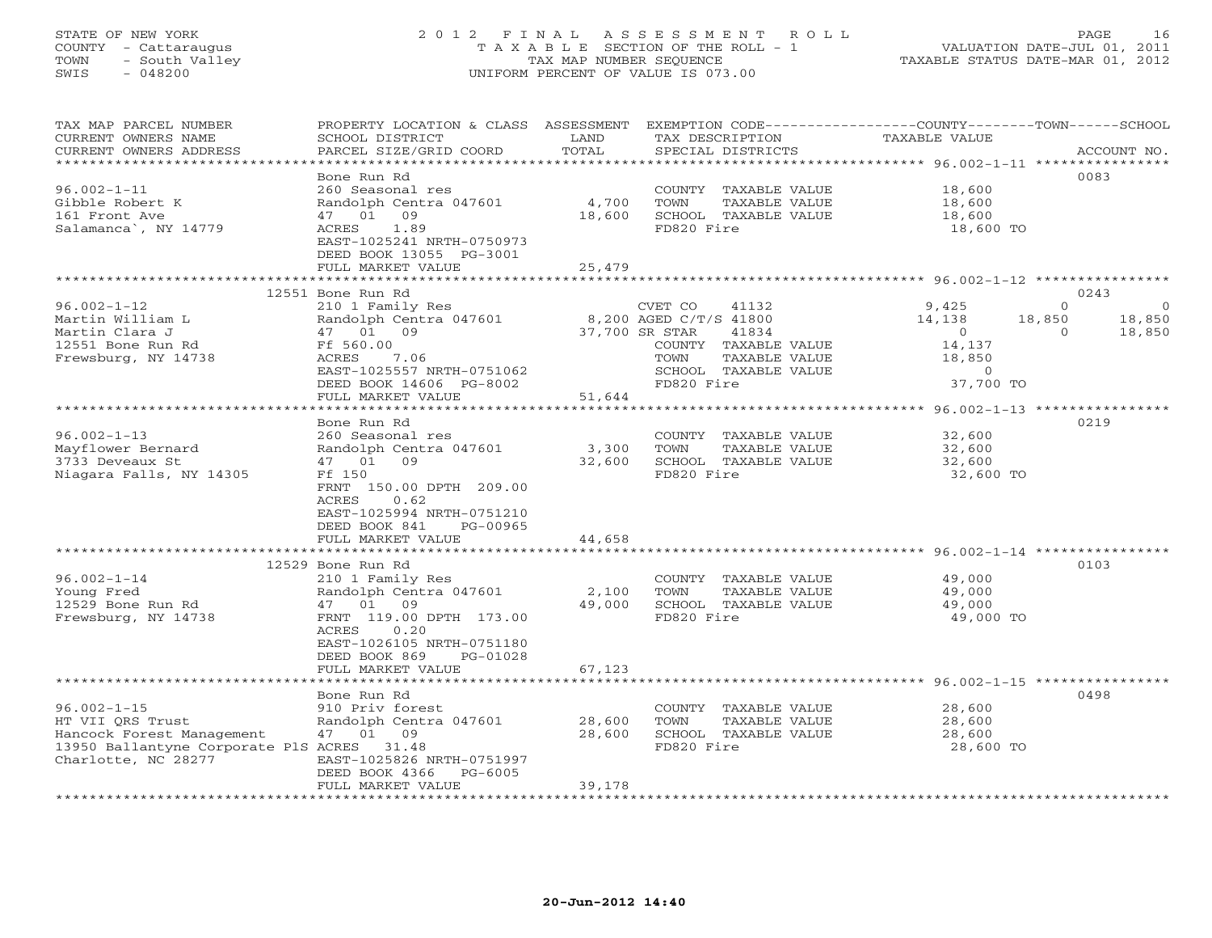STATE OF NEW YORK
COUNTY - Cattaraugus
TOWN - South Valley
SWIS - 048200

2012 FINAL ASSESSMENT ROLL
TAXABLE SECTION OF THE ROLL - 1
TAX MAP NUMBER SEQUENCE
UNIFORM PERCENT OF VALUE IS 073.00

VALUATION DATE-JUL 01, 2011
TAXABLE STATUS DATE-MAR 01, 2012

| TAX MAP PARCEL NUMBER / CURRENT OWNERS NAME / CURRENT OWNERS ADDRESS | PROPERTY LOCATION & CLASS / SCHOOL DISTRICT / PARCEL SIZE/GRID COORD | ASSESSMENT LAND / TOTAL | EXEMPTION CODE / TAX DESCRIPTION / SPECIAL DISTRICTS | COUNTY TAXABLE VALUE | TOWN | SCHOOL | ACCOUNT NO. |
|---|---|---|---|---|---|---|---|
| | Bone Run Rd | | | | | | 0083 |
| 96.002-1-11 | 260 Seasonal res | | COUNTY TAXABLE VALUE | 18,600 | | | |
| Gibble Robert K | Randolph Centra 047601 | 4,700 | TOWN TAXABLE VALUE | 18,600 | | | |
| 161 Front Ave | 47 01 09 | 18,600 | SCHOOL TAXABLE VALUE | 18,600 | | | |
| Salamanca`, NY 14779 | ACRES 1.89 | | FD820 Fire | 18,600 TO | | | |
| | EAST-1025241 NRTH-0750973 | | | | | | |
| | DEED BOOK 13055 PG-3001 | | | | | | |
| | FULL MARKET VALUE | 25,479 | | | | | |
| | 12551 Bone Run Rd | | | | | | 0243 |
| 96.002-1-12 | 210 1 Family Res | | CVET CO 41132 | 9,425 | 0 | 0 | |
| Martin William L | Randolph Centra 047601 | 8,200 | AGED C/T/S 41800 | 14,138 | 18,850 | 18,850 | |
| Martin Clara J | 47 01 09 | 37,700 | SR STAR 41834 | 0 | 0 | 18,850 | |
| 12551 Bone Run Rd | Ff 560.00 | | COUNTY TAXABLE VALUE | 14,137 | | | |
| Frewsburg, NY 14738 | ACRES 7.06 | | TOWN TAXABLE VALUE | 18,850 | | | |
| | EAST-1025557 NRTH-0751062 | | SCHOOL TAXABLE VALUE | 0 | | | |
| | DEED BOOK 14606 PG-8002 | | FD820 Fire | 37,700 TO | | | |
| | FULL MARKET VALUE | 51,644 | | | | | |
| | Bone Run Rd | | | | | | 0219 |
| 96.002-1-13 | 260 Seasonal res | | COUNTY TAXABLE VALUE | 32,600 | | | |
| Mayflower Bernard | Randolph Centra 047601 | 3,300 | TOWN TAXABLE VALUE | 32,600 | | | |
| 3733 Deveaux St | 47 01 09 | 32,600 | SCHOOL TAXABLE VALUE | 32,600 | | | |
| Niagara Falls, NY 14305 | Ff 150 | | FD820 Fire | 32,600 TO | | | |
| | FRNT 150.00 DPTH 209.00 | | | | | | |
| | ACRES 0.62 | | | | | | |
| | EAST-1025994 NRTH-0751210 | | | | | | |
| | DEED BOOK 841 PG-00965 | | | | | | |
| | FULL MARKET VALUE | 44,658 | | | | | |
| | 12529 Bone Run Rd | | | | | | 0103 |
| 96.002-1-14 | 210 1 Family Res | | COUNTY TAXABLE VALUE | 49,000 | | | |
| Young Fred | Randolph Centra 047601 | 2,100 | TOWN TAXABLE VALUE | 49,000 | | | |
| 12529 Bone Run Rd | 47 01 09 | 49,000 | SCHOOL TAXABLE VALUE | 49,000 | | | |
| Frewsburg, NY 14738 | FRNT 119.00 DPTH 173.00 | | FD820 Fire | 49,000 TO | | | |
| | ACRES 0.20 | | | | | | |
| | EAST-1026105 NRTH-0751180 | | | | | | |
| | DEED BOOK 869 PG-01028 | | | | | | |
| | FULL MARKET VALUE | 67,123 | | | | | |
| | Bone Run Rd | | | | | | 0498 |
| 96.002-1-15 | 910 Priv forest | | COUNTY TAXABLE VALUE | 28,600 | | | |
| HT VII QRS Trust | Randolph Centra 047601 | 28,600 | TOWN TAXABLE VALUE | 28,600 | | | |
| Hancock Forest Management | 47 01 09 | 28,600 | SCHOOL TAXABLE VALUE | 28,600 | | | |
| 13950 Ballantyne Corporate PlS | ACRES 31.48 | | FD820 Fire | 28,600 TO | | | |
| Charlotte, NC 28277 | EAST-1025826 NRTH-0751997 | | | | | | |
| | DEED BOOK 4366 PG-6005 | | | | | | |
| | FULL MARKET VALUE | 39,178 | | | | | |

20-Jun-2012 14:40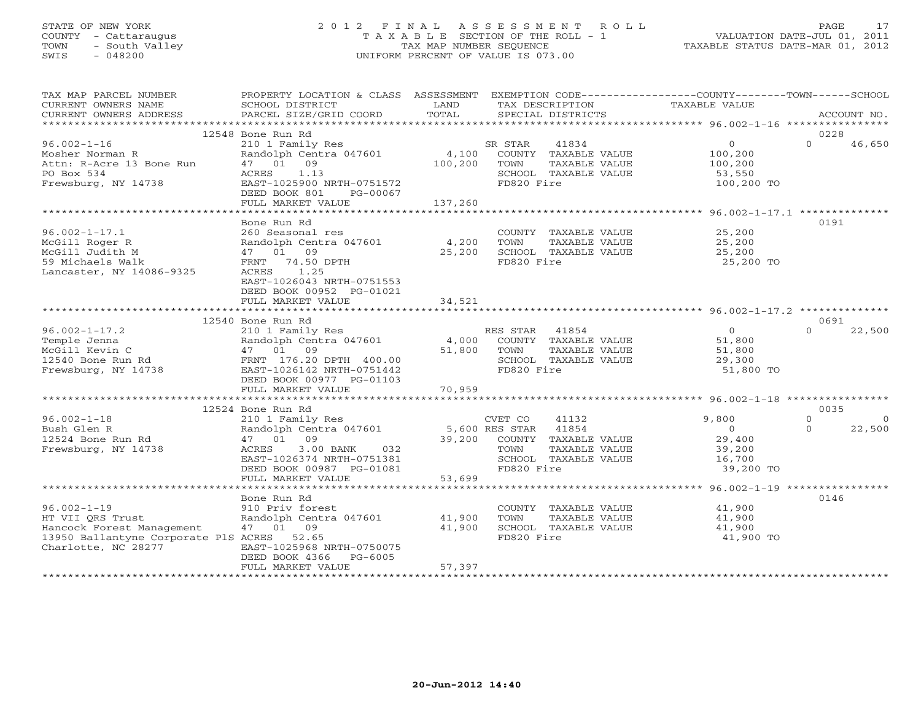STATE OF NEW YORK
COUNTY - Cattaraugus
TOWN - South Valley
SWIS - 048200

# 2012 FINAL ASSESSMENT ROLL

TAXABLE SECTION OF THE ROLL - 1
TAX MAP NUMBER SEQUENCE
UNIFORM PERCENT OF VALUE IS 073.00

VALUATION DATE-JUL 01, 2011
TAXABLE STATUS DATE-MAR 01, 2012

| TAX MAP PARCEL NUMBER / CURRENT OWNERS NAME / CURRENT OWNERS ADDRESS | PROPERTY LOCATION & CLASS / SCHOOL DISTRICT / PARCEL SIZE/GRID COORD | ASSESSMENT LAND | TOTAL | EXEMPTION CODE / TAX DESCRIPTION / SPECIAL DISTRICTS | COUNTY TAXABLE VALUE | TOWN | SCHOOL | ACCOUNT NO. |
|---|---|---|---|---|---|---|---|---|
| **96.002-1-16** | 12548 Bone Run Rd | | | | | | | 0228 |
| Mosher Norman R | 210 1 Family Res | | | SR STAR 41834 | 0 | 0 | 46,650 | |
| Attn: R-Acre 13 Bone Run | Randolph Centra 047601 | 4,100 | | COUNTY TAXABLE VALUE | 100,200 | | | |
| PO Box 534 | 47 01 09 | | 100,200 | TOWN TAXABLE VALUE | 100,200 | | | |
| Frewsburg, NY 14738 | ACRES 1.13 | | | SCHOOL TAXABLE VALUE | 53,550 | | | |
| | EAST-1025900 NRTH-0751572 | | | FD820 Fire | 100,200 TO | | | |
| | DEED BOOK 801 PG-00067 | | | | | | | |
| | FULL MARKET VALUE | | 137,260 | | | | | |
| **96.002-1-17.1** | Bone Run Rd | | | | | | | 0191 |
| McGill Roger R | 260 Seasonal res | | | COUNTY TAXABLE VALUE | 25,200 | | | |
| McGill Judith M | Randolph Centra 047601 | 4,200 | | TOWN TAXABLE VALUE | 25,200 | | | |
| 59 Michaels Walk | 47 01 09 | | 25,200 | SCHOOL TAXABLE VALUE | 25,200 | | | |
| Lancaster, NY 14086-9325 | FRNT 74.50 DPTH | | | FD820 Fire | 25,200 TO | | | |
| | ACRES 1.25 | | | | | | | |
| | EAST-1026043 NRTH-0751553 | | | | | | | |
| | DEED BOOK 00952 PG-01021 | | | | | | | |
| | FULL MARKET VALUE | | 34,521 | | | | | |
| **96.002-1-17.2** | 12540 Bone Run Rd | | | | | | | 0691 |
| Temple Jenna | 210 1 Family Res | | | RES STAR 41854 | 0 | 0 | 22,500 | |
| McGill Kevin C | Randolph Centra 047601 | 4,000 | | COUNTY TAXABLE VALUE | 51,800 | | | |
| 12540 Bone Run Rd | 47 01 09 | | 51,800 | TOWN TAXABLE VALUE | 51,800 | | | |
| Frewsburg, NY 14738 | FRNT 176.20 DPTH 400.00 | | | SCHOOL TAXABLE VALUE | 29,300 | | | |
| | EAST-1026142 NRTH-0751442 | | | FD820 Fire | 51,800 TO | | | |
| | DEED BOOK 00977 PG-01103 | | | | | | | |
| | FULL MARKET VALUE | | 70,959 | | | | | |
| **96.002-1-18** | 12524 Bone Run Rd | | | | | | | 0035 |
| Bush Glen R | 210 1 Family Res | | | CVET CO 41132 | 9,800 | 0 | 0 | |
| 12524 Bone Run Rd | Randolph Centra 047601 | 5,600 | | RES STAR 41854 | 0 | 0 | 22,500 | |
| Frewsburg, NY 14738 | 47 01 09 | | 39,200 | COUNTY TAXABLE VALUE | 29,400 | | | |
| | ACRES 3.00 BANK 032 | | | TOWN TAXABLE VALUE | 39,200 | | | |
| | EAST-1026374 NRTH-0751381 | | | SCHOOL TAXABLE VALUE | 16,700 | | | |
| | DEED BOOK 00987 PG-01081 | | | FD820 Fire | 39,200 TO | | | |
| | FULL MARKET VALUE | | 53,699 | | | | | |
| **96.002-1-19** | Bone Run Rd | | | | | | | 0146 |
| HT VII QRS Trust | 910 Priv forest | | | COUNTY TAXABLE VALUE | 41,900 | | | |
| Hancock Forest Management | Randolph Centra 047601 | 41,900 | | TOWN TAXABLE VALUE | 41,900 | | | |
| 13950 Ballantyne Corporate PlS | 47 01 09 | | 41,900 | SCHOOL TAXABLE VALUE | 41,900 | | | |
| Charlotte, NC 28277 | ACRES 52.65 | | | FD820 Fire | 41,900 TO | | | |
| | EAST-1025968 NRTH-0750075 | | | | | | | |
| | DEED BOOK 4366 PG-6005 | | | | | | | |
| | FULL MARKET VALUE | | 57,397 | | | | | |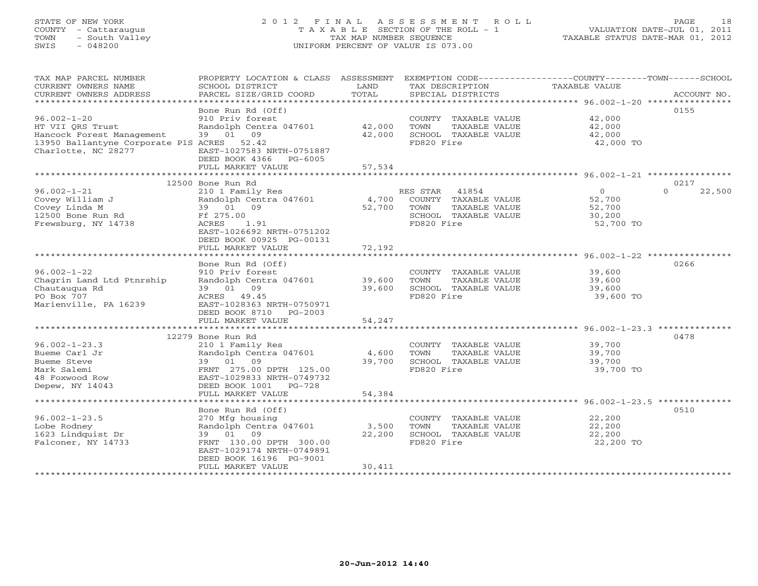STATE OF NEW YORK
COUNTY - Cattaraugus
TOWN - South Valley
SWIS - 048200

2012 FINAL ASSESSMENT ROLL
TAXABLE SECTION OF THE ROLL - 1
TAX MAP NUMBER SEQUENCE
UNIFORM PERCENT OF VALUE IS 073.00

VALUATION DATE-JUL 01, 2011
TAXABLE STATUS DATE-MAR 01, 2012

| TAX MAP PARCEL NUMBER / CURRENT OWNERS NAME / CURRENT OWNERS ADDRESS | PROPERTY LOCATION & CLASS / SCHOOL DISTRICT / PARCEL SIZE/GRID COORD | ASSESSMENT LAND | TOTAL | EXEMPTION CODE / TAX DESCRIPTION / SPECIAL DISTRICTS | COUNTY / TOWN TAXABLE VALUE | SCHOOL | ACCOUNT NO. |
|---|---|---|---|---|---|---|---|
| 96.002-1-20 | Bone Run Rd (Off) | | | | | | 0155 |
| HT VII QRS Trust | 910 Priv forest | | | COUNTY TAXABLE VALUE | 42,000 | | |
| Hancock Forest Management | Randolph Centra 047601 | 42,000 | | TOWN TAXABLE VALUE | 42,000 | | |
| 13950 Ballantyne Corporate PlS | 39 01 09 | | 42,000 | SCHOOL TAXABLE VALUE | 42,000 | | |
| Charlotte, NC 28277 | ACRES 52.42 | | | FD820 Fire | 42,000 TO | | |
| | EAST-1027583 NRTH-0751887 | | | | | | |
| | DEED BOOK 4366 PG-6005 | | | | | | |
| | FULL MARKET VALUE | | 57,534 | | | | |
| 96.002-1-21 | 12500 Bone Run Rd | | | | | | 0217 |
| Covey William J | 210 1 Family Res | | | RES STAR 41854 | 0 | 0 | 22,500 |
| Covey Linda M | Randolph Centra 047601 | 4,700 | | COUNTY TAXABLE VALUE | 52,700 | | |
| 12500 Bone Run Rd | 39 01 09 | | 52,700 | TOWN TAXABLE VALUE | 52,700 | | |
| Frewsburg, NY 14738 | Ff 275.00 | | | SCHOOL TAXABLE VALUE | 30,200 | | |
| | ACRES 1.91 | | | FD820 Fire | 52,700 TO | | |
| | EAST-1026692 NRTH-0751202 | | | | | | |
| | DEED BOOK 00925 PG-00131 | | | | | | |
| | FULL MARKET VALUE | | 72,192 | | | | |
| 96.002-1-22 | Bone Run Rd (Off) | | | | | | 0266 |
| Chagrin Land Ltd Ptnrship | 910 Priv forest | | | COUNTY TAXABLE VALUE | 39,600 | | |
| Chautauqua Rd | Randolph Centra 047601 | 39,600 | | TOWN TAXABLE VALUE | 39,600 | | |
| PO Box 707 | 39 01 09 | | 39,600 | SCHOOL TAXABLE VALUE | 39,600 | | |
| Marienville, PA 16239 | ACRES 49.45 | | | FD820 Fire | 39,600 TO | | |
| | EAST-1028363 NRTH-0750971 | | | | | | |
| | DEED BOOK 8710 PG-2003 | | | | | | |
| | FULL MARKET VALUE | | 54,247 | | | | |
| 96.002-1-23.3 | 12279 Bone Run Rd | | | | | | 0478 |
| Bueme Carl Jr | 210 1 Family Res | | | COUNTY TAXABLE VALUE | 39,700 | | |
| Bueme Steve | Randolph Centra 047601 | 4,600 | | TOWN TAXABLE VALUE | 39,700 | | |
| Mark Salemi | 39 01 09 | | 39,700 | SCHOOL TAXABLE VALUE | 39,700 | | |
| 48 Foxwood Row | FRNT 275.00 DPTH 125.00 | | | FD820 Fire | 39,700 TO | | |
| Depew, NY 14043 | EAST-1029833 NRTH-0749732 | | | | | | |
| | DEED BOOK 1001 PG-728 | | | | | | |
| | FULL MARKET VALUE | | 54,384 | | | | |
| 96.002-1-23.5 | Bone Run Rd (Off) | | | | | | 0510 |
| Lobe Rodney | 270 Mfg housing | | | COUNTY TAXABLE VALUE | 22,200 | | |
| 1623 Lindquist Dr | Randolph Centra 047601 | 3,500 | | TOWN TAXABLE VALUE | 22,200 | | |
| Falconer, NY 14733 | 39 01 09 | | 22,200 | SCHOOL TAXABLE VALUE | 22,200 | | |
| | FRNT 130.00 DPTH 300.00 | | | FD820 Fire | 22,200 TO | | |
| | EAST-1029174 NRTH-0749891 | | | | | | |
| | DEED BOOK 16196 PG-9001 | | | | | | |
| | FULL MARKET VALUE | | 30,411 | | | | |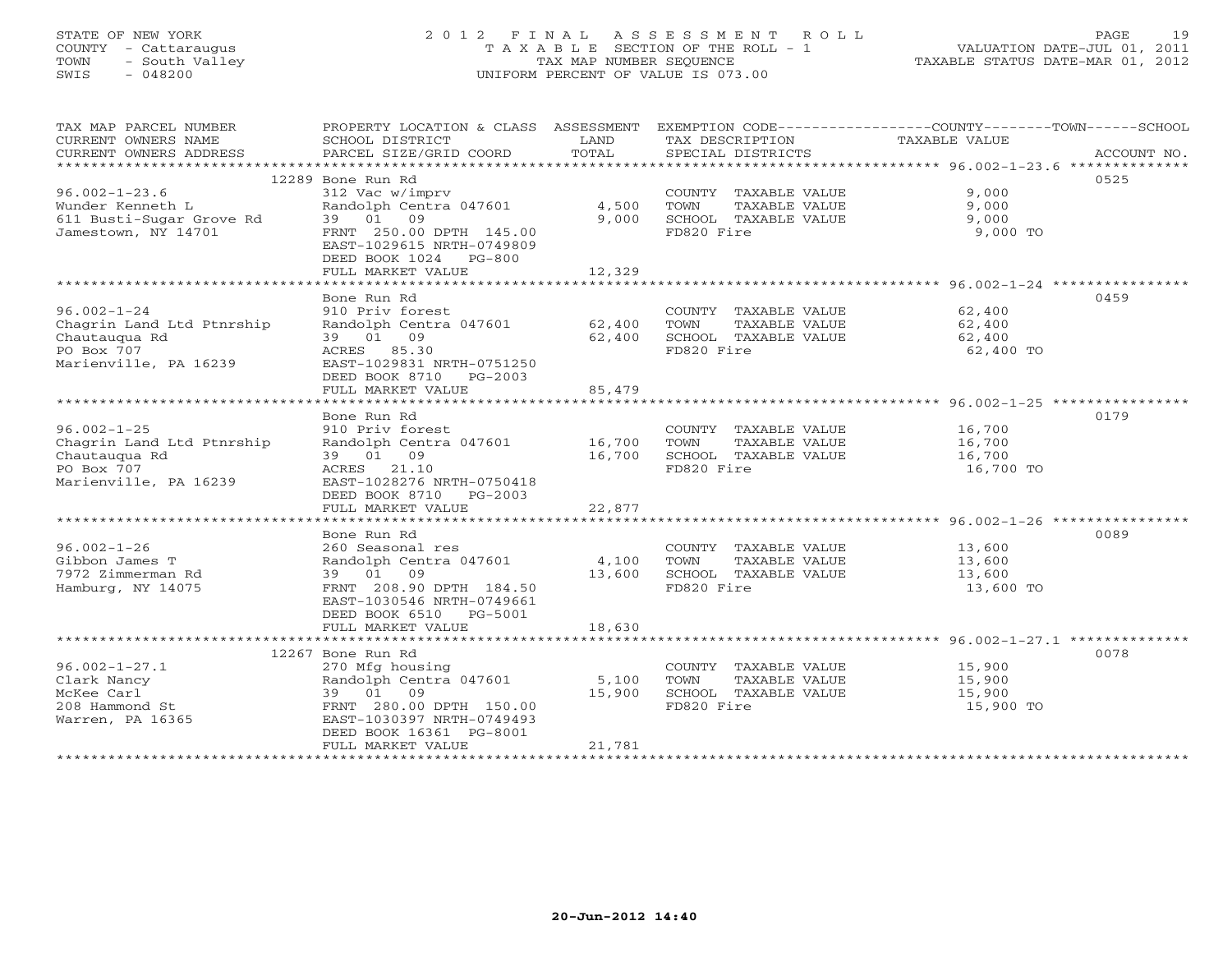STATE OF NEW YORK
COUNTY - Cattaraugus
TOWN - South Valley
SWIS - 048200

# 2012 FINAL ASSESSMENT ROLL

TAXABLE SECTION OF THE ROLL - 1
TAX MAP NUMBER SEQUENCE
UNIFORM PERCENT OF VALUE IS 073.00

VALUATION DATE-JUL 01, 2011
TAXABLE STATUS DATE-MAR 01, 2012

| TAX MAP PARCEL NUMBER / CURRENT OWNERS NAME / CURRENT OWNERS ADDRESS | PROPERTY LOCATION & CLASS / SCHOOL DISTRICT / PARCEL SIZE/GRID COORD | ASSESSMENT LAND | TOTAL | EXEMPTION CODE / TAX DESCRIPTION / SPECIAL DISTRICTS | TAXABLE VALUE (COUNTY / TOWN / SCHOOL) | ACCOUNT NO. |
|---|---|---|---|---|---|---|
| | 12289 Bone Run Rd | | | | | 0525 |
| 96.002-1-23.6 | 312 Vac w/imprv | | | COUNTY TAXABLE VALUE | 9,000 | |
| Wunder Kenneth L | Randolph Centra 047601 | 4,500 | | TOWN TAXABLE VALUE | 9,000 | |
| 611 Busti-Sugar Grove Rd | 39 01 09 | | 9,000 | SCHOOL TAXABLE VALUE | 9,000 | |
| Jamestown, NY 14701 | FRNT 250.00 DPTH 145.00 | | | FD820 Fire | 9,000 TO | |
| | EAST-1029615 NRTH-0749809 | | | | | |
| | DEED BOOK 1024 PG-800 | | | | | |
| | FULL MARKET VALUE | | 12,329 | | | |
| | Bone Run Rd | | | | | 0459 |
| 96.002-1-24 | 910 Priv forest | | | COUNTY TAXABLE VALUE | 62,400 | |
| Chagrin Land Ltd Ptnrship | Randolph Centra 047601 | 62,400 | | TOWN TAXABLE VALUE | 62,400 | |
| Chautauqua Rd | 39 01 09 | | 62,400 | SCHOOL TAXABLE VALUE | 62,400 | |
| PO Box 707 | ACRES 85.30 | | | FD820 Fire | 62,400 TO | |
| Marienville, PA 16239 | EAST-1029831 NRTH-0751250 | | | | | |
| | DEED BOOK 8710 PG-2003 | | | | | |
| | FULL MARKET VALUE | | 85,479 | | | |
| | Bone Run Rd | | | | | 0179 |
| 96.002-1-25 | 910 Priv forest | | | COUNTY TAXABLE VALUE | 16,700 | |
| Chagrin Land Ltd Ptnrship | Randolph Centra 047601 | 16,700 | | TOWN TAXABLE VALUE | 16,700 | |
| Chautauqua Rd | 39 01 09 | | 16,700 | SCHOOL TAXABLE VALUE | 16,700 | |
| PO Box 707 | ACRES 21.10 | | | FD820 Fire | 16,700 TO | |
| Marienville, PA 16239 | EAST-1028276 NRTH-0750418 | | | | | |
| | DEED BOOK 8710 PG-2003 | | | | | |
| | FULL MARKET VALUE | | 22,877 | | | |
| | Bone Run Rd | | | | | 0089 |
| 96.002-1-26 | 260 Seasonal res | | | COUNTY TAXABLE VALUE | 13,600 | |
| Gibbon James T | Randolph Centra 047601 | 4,100 | | TOWN TAXABLE VALUE | 13,600 | |
| 7972 Zimmerman Rd | 39 01 09 | | 13,600 | SCHOOL TAXABLE VALUE | 13,600 | |
| Hamburg, NY 14075 | FRNT 208.90 DPTH 184.50 | | | FD820 Fire | 13,600 TO | |
| | EAST-1030546 NRTH-0749661 | | | | | |
| | DEED BOOK 6510 PG-5001 | | | | | |
| | FULL MARKET VALUE | | 18,630 | | | |
| | 12267 Bone Run Rd | | | | | 0078 |
| 96.002-1-27.1 | 270 Mfg housing | | | COUNTY TAXABLE VALUE | 15,900 | |
| Clark Nancy | Randolph Centra 047601 | 5,100 | | TOWN TAXABLE VALUE | 15,900 | |
| McKee Carl | 39 01 09 | | 15,900 | SCHOOL TAXABLE VALUE | 15,900 | |
| 208 Hammond St | FRNT 280.00 DPTH 150.00 | | | FD820 Fire | 15,900 TO | |
| Warren, PA 16365 | EAST-1030397 NRTH-0749493 | | | | | |
| | DEED BOOK 16361 PG-8001 | | | | | |
| | FULL MARKET VALUE | | 21,781 | | | |

20-Jun-2012 14:40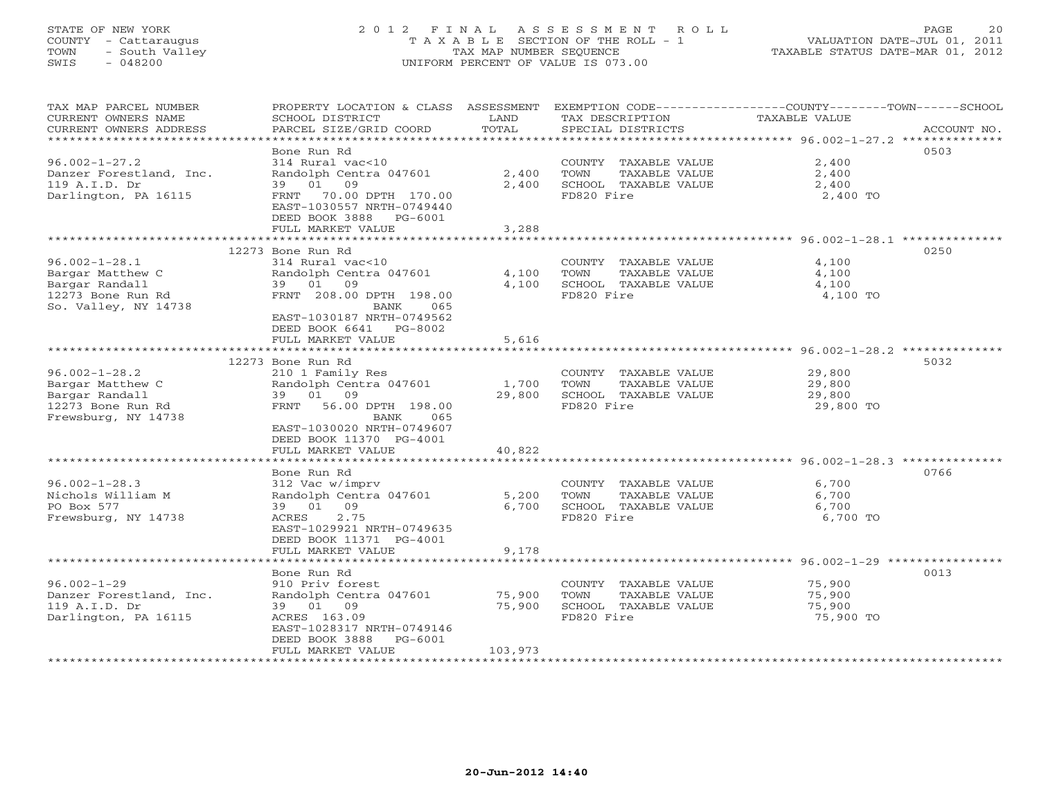STATE OF NEW YORK
COUNTY - Cattaraugus
TOWN - South Valley
SWIS - 048200

2012 FINAL ASSESSMENT ROLL
TAXABLE SECTION OF THE ROLL - 1
TAX MAP NUMBER SEQUENCE
UNIFORM PERCENT OF VALUE IS 073.00

VALUATION DATE-JUL 01, 2011
TAXABLE STATUS DATE-MAR 01, 2012

| TAX MAP PARCEL NUMBER / CURRENT OWNERS NAME / CURRENT OWNERS ADDRESS | PROPERTY LOCATION & CLASS / SCHOOL DISTRICT / PARCEL SIZE/GRID COORD | ASSESSMENT LAND / TOTAL | EXEMPTION CODE / TAX DESCRIPTION / SPECIAL DISTRICTS | COUNTY / TOWN / SCHOOL TAXABLE VALUE | ACCOUNT NO. |
|---|---|---|---|---|---|
| 96.002-1-27.2 | Bone Run Rd | | | | 0503 |
| 96.002-1-27.2 | 314 Rural vac<10 | | COUNTY TAXABLE VALUE | 2,400 | |
| Danzer Forestland, Inc. | Randolph Centra 047601 | 2,400 | TOWN TAXABLE VALUE | 2,400 | |
| 119 A.I.D. Dr | 39 01 09 | 2,400 | SCHOOL TAXABLE VALUE | 2,400 | |
| Darlington, PA 16115 | FRNT 70.00 DPTH 170.00 | | FD820 Fire | 2,400 TO | |
| | EAST-1030557 NRTH-0749440 | | | | |
| | DEED BOOK 3888 PG-6001 | | | | |
| | FULL MARKET VALUE | 3,288 | | | |
| 96.002-1-28.1 | 12273 Bone Run Rd | | | | 0250 |
| 96.002-1-28.1 | 314 Rural vac<10 | | COUNTY TAXABLE VALUE | 4,100 | |
| Bargar Matthew C | Randolph Centra 047601 | 4,100 | TOWN TAXABLE VALUE | 4,100 | |
| Bargar Randall | 39 01 09 | 4,100 | SCHOOL TAXABLE VALUE | 4,100 | |
| 12273 Bone Run Rd | FRNT 208.00 DPTH 198.00 | | FD820 Fire | 4,100 TO | |
| So. Valley, NY 14738 | BANK 065 | | | | |
| | EAST-1030187 NRTH-0749562 | | | | |
| | DEED BOOK 6641 PG-8002 | | | | |
| | FULL MARKET VALUE | 5,616 | | | |
| 96.002-1-28.2 | 12273 Bone Run Rd | | | | 5032 |
| 96.002-1-28.2 | 210 1 Family Res | | COUNTY TAXABLE VALUE | 29,800 | |
| Bargar Matthew C | Randolph Centra 047601 | 1,700 | TOWN TAXABLE VALUE | 29,800 | |
| Bargar Randall | 39 01 09 | 29,800 | SCHOOL TAXABLE VALUE | 29,800 | |
| 12273 Bone Run Rd | FRNT 56.00 DPTH 198.00 | | FD820 Fire | 29,800 TO | |
| Frewsburg, NY 14738 | BANK 065 | | | | |
| | EAST-1030020 NRTH-0749607 | | | | |
| | DEED BOOK 11370 PG-4001 | | | | |
| | FULL MARKET VALUE | 40,822 | | | |
| 96.002-1-28.3 | Bone Run Rd | | | | 0766 |
| 96.002-1-28.3 | 312 Vac w/imprv | | COUNTY TAXABLE VALUE | 6,700 | |
| Nichols William M | Randolph Centra 047601 | 5,200 | TOWN TAXABLE VALUE | 6,700 | |
| PO Box 577 | 39 01 09 | 6,700 | SCHOOL TAXABLE VALUE | 6,700 | |
| Frewsburg, NY 14738 | ACRES 2.75 | | FD820 Fire | 6,700 TO | |
| | EAST-1029921 NRTH-0749635 | | | | |
| | DEED BOOK 11371 PG-4001 | | | | |
| | FULL MARKET VALUE | 9,178 | | | |
| 96.002-1-29 | Bone Run Rd | | | | 0013 |
| 96.002-1-29 | 910 Priv forest | | COUNTY TAXABLE VALUE | 75,900 | |
| Danzer Forestland, Inc. | Randolph Centra 047601 | 75,900 | TOWN TAXABLE VALUE | 75,900 | |
| 119 A.I.D. Dr | 39 01 09 | 75,900 | SCHOOL TAXABLE VALUE | 75,900 | |
| Darlington, PA 16115 | ACRES 163.09 | | FD820 Fire | 75,900 TO | |
| | EAST-1028317 NRTH-0749146 | | | | |
| | DEED BOOK 3888 PG-6001 | | | | |
| | FULL MARKET VALUE | 103,973 | | | |

20-Jun-2012 14:40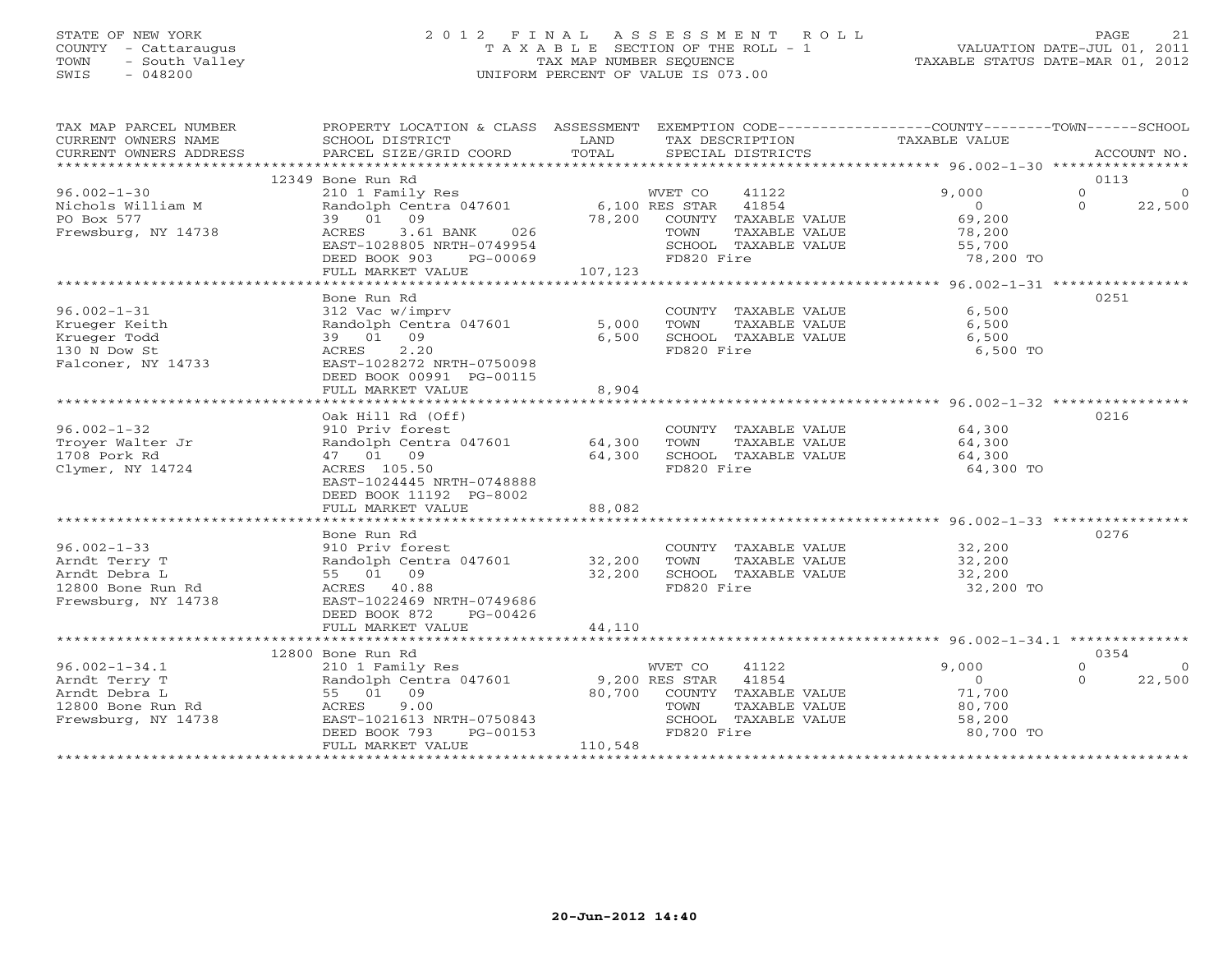STATE OF NEW YORK
COUNTY - Cattaraugus
TOWN - South Valley
SWIS - 048200

# 2012 FINAL ASSESSMENT ROLL
TAXABLE SECTION OF THE ROLL - 1
TAX MAP NUMBER SEQUENCE
UNIFORM PERCENT OF VALUE IS 073.00

VALUATION DATE-JUL 01, 2011
TAXABLE STATUS DATE-MAR 01, 2012

| TAX MAP PARCEL NUMBER / CURRENT OWNERS NAME / CURRENT OWNERS ADDRESS | PROPERTY LOCATION & CLASS / SCHOOL DISTRICT / PARCEL SIZE/GRID COORD | ASSESSMENT LAND | TOTAL | EXEMPTION CODE / TAX DESCRIPTION / SPECIAL DISTRICTS | COUNTY TAXABLE VALUE | TOWN | SCHOOL | ACCOUNT NO. |
|---|---|---|---|---|---|---|---|---|
| 96.002-1-30 | 12349 Bone Run Rd | | | | | | | 0113 |
| Nichols William M | 210 1 Family Res | | | WVET CO 41122 | 9,000 | 0 | 0 | |
| PO Box 577 | Randolph Centra 047601 | 6,100 | | RES STAR 41854 | 0 | 0 | 22,500 | |
| Frewsburg, NY 14738 | 39 01 09 | | 78,200 | COUNTY TAXABLE VALUE | 69,200 | | | |
| | ACRES 3.61 BANK 026 | | | TOWN TAXABLE VALUE | 78,200 | | | |
| | EAST-1028805 NRTH-0749954 | | | SCHOOL TAXABLE VALUE | 55,700 | | | |
| | DEED BOOK 903 PG-00069 | | | FD820 Fire | 78,200 TO | | | |
| | FULL MARKET VALUE | | 107,123 | | | | | |
| 96.002-1-31 | Bone Run Rd | | | | | | | 0251 |
| Krueger Keith | 312 Vac w/imprv | | | COUNTY TAXABLE VALUE | 6,500 | | | |
| Krueger Todd | Randolph Centra 047601 | 5,000 | | TOWN TAXABLE VALUE | 6,500 | | | |
| 130 N Dow St | 39 01 09 | | 6,500 | SCHOOL TAXABLE VALUE | 6,500 | | | |
| Falconer, NY 14733 | ACRES 2.20 | | | FD820 Fire | 6,500 TO | | | |
| | EAST-1028272 NRTH-0750098 | | | | | | | |
| | DEED BOOK 00991 PG-00115 | | | | | | | |
| | FULL MARKET VALUE | | 8,904 | | | | | |
| 96.002-1-32 | Oak Hill Rd (Off) | | | | | | | 0216 |
| Troyer Walter Jr | 910 Priv forest | | | COUNTY TAXABLE VALUE | 64,300 | | | |
| 1708 Pork Rd | Randolph Centra 047601 | 64,300 | | TOWN TAXABLE VALUE | 64,300 | | | |
| Clymer, NY 14724 | 47 01 09 | | 64,300 | SCHOOL TAXABLE VALUE | 64,300 | | | |
| | ACRES 105.50 | | | FD820 Fire | 64,300 TO | | | |
| | EAST-1024445 NRTH-0748888 | | | | | | | |
| | DEED BOOK 11192 PG-8002 | | | | | | | |
| | FULL MARKET VALUE | | 88,082 | | | | | |
| 96.002-1-33 | Bone Run Rd | | | | | | | 0276 |
| Arndt Terry T | 910 Priv forest | | | COUNTY TAXABLE VALUE | 32,200 | | | |
| Arndt Debra L | Randolph Centra 047601 | 32,200 | | TOWN TAXABLE VALUE | 32,200 | | | |
| 12800 Bone Run Rd | 55 01 09 | | 32,200 | SCHOOL TAXABLE VALUE | 32,200 | | | |
| Frewsburg, NY 14738 | ACRES 40.88 | | | FD820 Fire | 32,200 TO | | | |
| | EAST-1022469 NRTH-0749686 | | | | | | | |
| | DEED BOOK 872 PG-00426 | | | | | | | |
| | FULL MARKET VALUE | | 44,110 | | | | | |
| 96.002-1-34.1 | 12800 Bone Run Rd | | | | | | | 0354 |
| Arndt Terry T | 210 1 Family Res | | | WVET CO 41122 | 9,000 | 0 | 0 | |
| Arndt Debra L | Randolph Centra 047601 | 9,200 | | RES STAR 41854 | 0 | 0 | 22,500 | |
| 12800 Bone Run Rd | 55 01 09 | | 80,700 | COUNTY TAXABLE VALUE | 71,700 | | | |
| Frewsburg, NY 14738 | ACRES 9.00 | | | TOWN TAXABLE VALUE | 80,700 | | | |
| | EAST-1021613 NRTH-0750843 | | | SCHOOL TAXABLE VALUE | 58,200 | | | |
| | DEED BOOK 793 PG-00153 | | | FD820 Fire | 80,700 TO | | | |
| | FULL MARKET VALUE | | 110,548 | | | | | |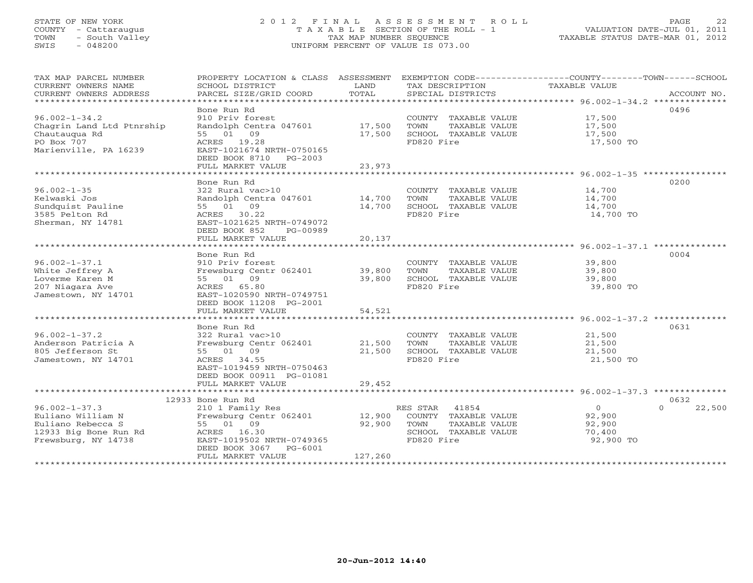STATE OF NEW YORK
COUNTY - Cattaraugus
TOWN - South Valley
SWIS - 048200

2012 FINAL ASSESSMENT ROLL
TAXABLE SECTION OF THE ROLL - 1
TAX MAP NUMBER SEQUENCE
UNIFORM PERCENT OF VALUE IS 073.00

VALUATION DATE-JUL 01, 2011
TAXABLE STATUS DATE-MAR 01, 2012

| TAX MAP PARCEL NUMBER / CURRENT OWNERS NAME / CURRENT OWNERS ADDRESS | PROPERTY LOCATION & CLASS / SCHOOL DISTRICT / PARCEL SIZE/GRID COORD | ASSESSMENT LAND / TOTAL | EXEMPTION CODE / TAX DESCRIPTION / SPECIAL DISTRICTS | COUNTY--TOWN--SCHOOL TAXABLE VALUE | ACCOUNT NO. |
|---|---|---|---|---|---|
| 96.002-1-34.2 | Bone Run Rd | | | | 0496 |
| 96.002-1-34.2 | 910 Priv forest | | COUNTY TAXABLE VALUE | 17,500 | |
| Chagrin Land Ltd Ptnrship | Randolph Centra 047601 | 17,500 | TOWN TAXABLE VALUE | 17,500 | |
| Chautauqua Rd | 55 01 09 | 17,500 | SCHOOL TAXABLE VALUE | 17,500 | |
| PO Box 707 | ACRES 19.28 | | FD820 Fire | 17,500 TO | |
| Marienville, PA 16239 | EAST-1021674 NRTH-0750165 | | | | |
| | DEED BOOK 8710 PG-2003 | | | | |
| | FULL MARKET VALUE | 23,973 | | | |
| 96.002-1-35 | Bone Run Rd | | | | 0200 |
| 96.002-1-35 | 322 Rural vac>10 | | COUNTY TAXABLE VALUE | 14,700 | |
| Kelwaski Jos | Randolph Centra 047601 | 14,700 | TOWN TAXABLE VALUE | 14,700 | |
| Sundquist Pauline | 55 01 09 | 14,700 | SCHOOL TAXABLE VALUE | 14,700 | |
| 3585 Pelton Rd | ACRES 30.22 | | FD820 Fire | 14,700 TO | |
| Sherman, NY 14781 | EAST-1021625 NRTH-0749072 | | | | |
| | DEED BOOK 852 PG-00989 | | | | |
| | FULL MARKET VALUE | 20,137 | | | |
| 96.002-1-37.1 | Bone Run Rd | | | | 0004 |
| 96.002-1-37.1 | 910 Priv forest | | COUNTY TAXABLE VALUE | 39,800 | |
| White Jeffrey A | Frewsburg Centr 062401 | 39,800 | TOWN TAXABLE VALUE | 39,800 | |
| Loverme Karen M | 55 01 09 | 39,800 | SCHOOL TAXABLE VALUE | 39,800 | |
| 207 Niagara Ave | ACRES 65.80 | | FD820 Fire | 39,800 TO | |
| Jamestown, NY 14701 | EAST-1020590 NRTH-0749751 | | | | |
| | DEED BOOK 11208 PG-2001 | | | | |
| | FULL MARKET VALUE | 54,521 | | | |
| 96.002-1-37.2 | Bone Run Rd | | | | 0631 |
| 96.002-1-37.2 | 322 Rural vac>10 | | COUNTY TAXABLE VALUE | 21,500 | |
| Anderson Patricia A | Frewsburg Centr 062401 | 21,500 | TOWN TAXABLE VALUE | 21,500 | |
| 805 Jefferson St | 55 01 09 | 21,500 | SCHOOL TAXABLE VALUE | 21,500 | |
| Jamestown, NY 14701 | ACRES 34.55 | | FD820 Fire | 21,500 TO | |
| | EAST-1019459 NRTH-0750463 | | | | |
| | DEED BOOK 00911 PG-01081 | | | | |
| | FULL MARKET VALUE | 29,452 | | | |
| 96.002-1-37.3 | 12933 Bone Run Rd | | | | 0632 |
| 96.002-1-37.3 | 210 1 Family Res | | RES STAR 41854 | 0 0 22,500 | |
| Euliano William N | Frewsburg Centr 062401 | 12,900 | COUNTY TAXABLE VALUE | 92,900 | |
| Euliano Rebecca S | 55 01 09 | 92,900 | TOWN TAXABLE VALUE | 92,900 | |
| 12933 Big Bone Run Rd | ACRES 16.30 | | SCHOOL TAXABLE VALUE | 70,400 | |
| Frewsburg, NY 14738 | EAST-1019502 NRTH-0749365 | | FD820 Fire | 92,900 TO | |
| | DEED BOOK 3067 PG-6001 | | | | |
| | FULL MARKET VALUE | 127,260 | | | |

20-Jun-2012 14:40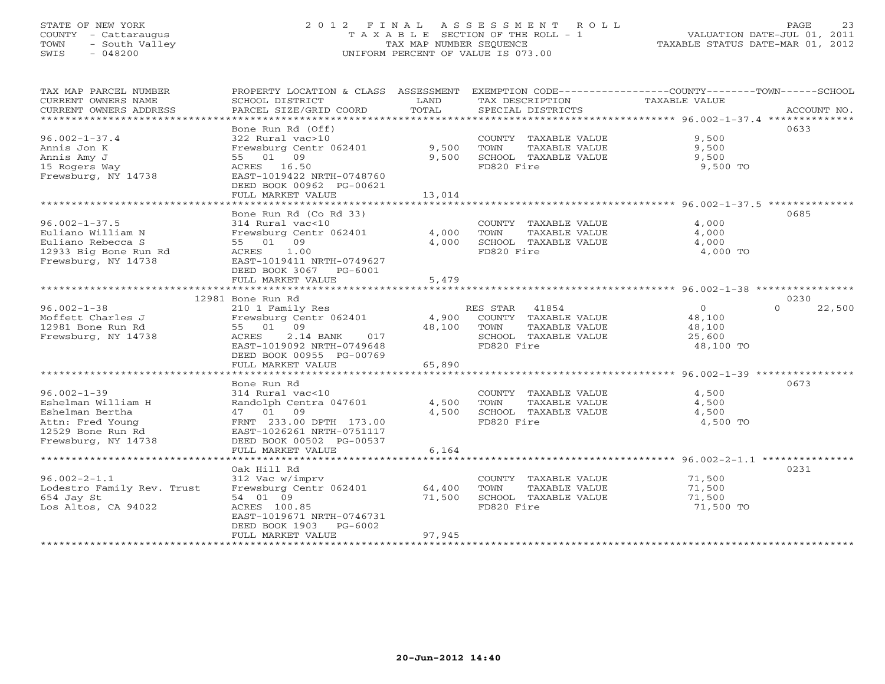STATE OF NEW YORK
COUNTY - Cattaraugus
TOWN - South Valley
SWIS - 048200

# 2012 FINAL ASSESSMENT ROLL

TAXABLE SECTION OF THE ROLL - 1
TAX MAP NUMBER SEQUENCE
UNIFORM PERCENT OF VALUE IS 073.00

VALUATION DATE-JUL 01, 2011
TAXABLE STATUS DATE-MAR 01, 2012

| TAX MAP PARCEL NUMBER / CURRENT OWNERS NAME / CURRENT OWNERS ADDRESS | PROPERTY LOCATION & CLASS / SCHOOL DISTRICT / PARCEL SIZE/GRID COORD | ASSESSMENT LAND | TOTAL | EXEMPTION CODE / TAX DESCRIPTION / SPECIAL DISTRICTS | COUNTY | TOWN | SCHOOL | ACCOUNT NO. |
|---|---|---|---|---|---|---|---|---|
| 96.002-1-37.4 | Bone Run Rd (Off) | | | | | | | 0633 |
| Annis Jon K | 322 Rural vac>10 | | | COUNTY TAXABLE VALUE | 9,500 | | | |
| Annis Amy J | Frewsburg Centr 062401 | 9,500 | | TOWN TAXABLE VALUE | | 9,500 | | |
| 15 Rogers Way | 55 01 09 | | 9,500 | SCHOOL TAXABLE VALUE | | | 9,500 | |
| Frewsburg, NY 14738 | ACRES 16.50 | | | FD820 Fire | 9,500 TO | | | |
| | EAST-1019422 NRTH-0748760 | | | | | | | |
| | DEED BOOK 00962 PG-00621 | | | | | | | |
| | FULL MARKET VALUE | | 13,014 | | | | | |
| 96.002-1-37.5 | Bone Run Rd (Co Rd 33) | | | | | | | 0685 |
| Euliano William N | 314 Rural vac<10 | | | COUNTY TAXABLE VALUE | 4,000 | | | |
| Euliano Rebecca S | Frewsburg Centr 062401 | 4,000 | | TOWN TAXABLE VALUE | | 4,000 | | |
| 12933 Big Bone Run Rd | 55 01 09 | | 4,000 | SCHOOL TAXABLE VALUE | | | 4,000 | |
| Frewsburg, NY 14738 | ACRES 1.00 | | | FD820 Fire | 4,000 TO | | | |
| | EAST-1019411 NRTH-0749627 | | | | | | | |
| | DEED BOOK 3067 PG-6001 | | | | | | | |
| | FULL MARKET VALUE | | 5,479 | | | | | |
| 96.002-1-38 | 12981 Bone Run Rd | | | | | | | 0230 |
| Moffett Charles J | 210 1 Family Res | | | RES STAR 41854 | 0 | 0 | 22,500 | |
| 12981 Bone Run Rd | Frewsburg Centr 062401 | 4,900 | | COUNTY TAXABLE VALUE | 48,100 | | | |
| Frewsburg, NY 14738 | 55 01 09 | | 48,100 | TOWN TAXABLE VALUE | | 48,100 | | |
| | ACRES 2.14 BANK 017 | | | SCHOOL TAXABLE VALUE | | | 25,600 | |
| | EAST-1019092 NRTH-0749648 | | | FD820 Fire | 48,100 TO | | | |
| | DEED BOOK 00955 PG-00769 | | | | | | | |
| | FULL MARKET VALUE | | 65,890 | | | | | |
| 96.002-1-39 | Bone Run Rd | | | | | | | 0673 |
| Eshelman William H | 314 Rural vac<10 | | | COUNTY TAXABLE VALUE | 4,500 | | | |
| Eshelman Bertha | Randolph Centra 047601 | 4,500 | | TOWN TAXABLE VALUE | | 4,500 | | |
| Attn: Fred Young | 47 01 09 | | 4,500 | SCHOOL TAXABLE VALUE | | | 4,500 | |
| 12529 Bone Run Rd | FRNT 233.00 DPTH 173.00 | | | FD820 Fire | 4,500 TO | | | |
| Frewsburg, NY 14738 | EAST-1026261 NRTH-0751117 | | | | | | | |
| | DEED BOOK 00502 PG-00537 | | | | | | | |
| | FULL MARKET VALUE | | 6,164 | | | | | |
| 96.002-2-1.1 | Oak Hill Rd | | | | | | | 0231 |
| Lodestro Family Rev. Trust | 312 Vac w/imprv | | | COUNTY TAXABLE VALUE | 71,500 | | | |
| 654 Jay St | Frewsburg Centr 062401 | 64,400 | | TOWN TAXABLE VALUE | | 71,500 | | |
| Los Altos, CA 94022 | 54 01 09 | | 71,500 | SCHOOL TAXABLE VALUE | | | 71,500 | |
| | ACRES 100.85 | | | FD820 Fire | 71,500 TO | | | |
| | EAST-1019671 NRTH-0746731 | | | | | | | |
| | DEED BOOK 1903 PG-6002 | | | | | | | |
| | FULL MARKET VALUE | | 97,945 | | | | | |

20-Jun-2012 14:40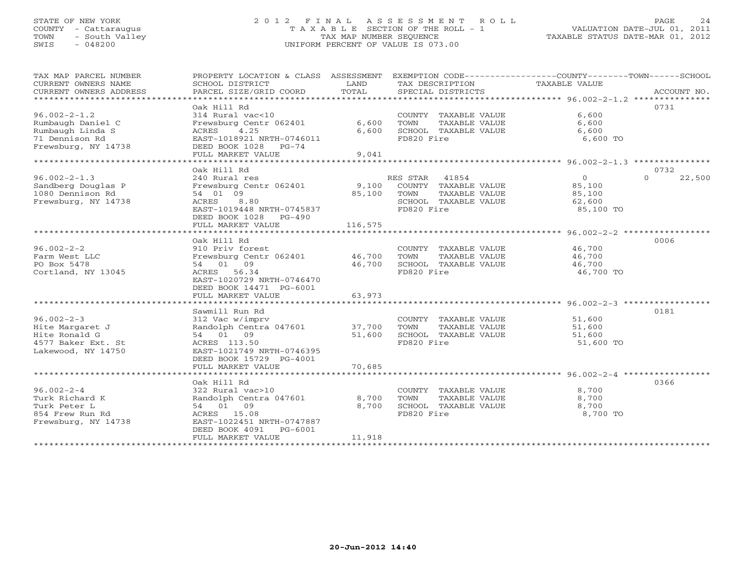STATE OF NEW YORK
COUNTY - Cattaraugus
TOWN - South Valley
SWIS - 048200

# 2012 FINAL ASSESSMENT ROLL

TAXABLE SECTION OF THE ROLL - 1
TAX MAP NUMBER SEQUENCE
UNIFORM PERCENT OF VALUE IS 073.00

VALUATION DATE-JUL 01, 2011
TAXABLE STATUS DATE-MAR 01, 2012

| TAX MAP PARCEL NUMBER / CURRENT OWNERS NAME / CURRENT OWNERS ADDRESS | PROPERTY LOCATION & CLASS / SCHOOL DISTRICT / PARCEL SIZE/GRID COORD | ASSESSMENT LAND | TOTAL | EXEMPTION CODE / TAX DESCRIPTION / SPECIAL DISTRICTS | COUNTY TAXABLE VALUE | TOWN | SCHOOL | ACCOUNT NO. |
|---|---|---|---|---|---|---|---|---|
| 96.002-2-1.2 | Oak Hill Rd | | | | | | | 0731 |
| Rumbaugh Daniel C | 314 Rural vac<10 | | | COUNTY TAXABLE VALUE | 6,600 | | | |
| Rumbaugh Linda S | Frewsburg Centr 062401 | 6,600 | | TOWN TAXABLE VALUE | 6,600 | | | |
| 71 Dennison Rd | ACRES 4.25 | | 6,600 | SCHOOL TAXABLE VALUE | 6,600 | | | |
| Frewsburg, NY 14738 | EAST-1018921 NRTH-0746011 | | | FD820 Fire | 6,600 TO | | | |
| | DEED BOOK 1028 PG-74 | | | | | | | |
| | FULL MARKET VALUE | | 9,041 | | | | | |
| 96.002-2-1.3 | Oak Hill Rd | | | | | | | 0732 |
| Sandberg Douglas P | 240 Rural res | | | RES STAR 41854 | 0 | 0 | 22,500 | |
| 1080 Dennison Rd | Frewsburg Centr 062401 | 9,100 | | COUNTY TAXABLE VALUE | 85,100 | | | |
| Frewsburg, NY 14738 | 54 01 09 | | 85,100 | TOWN TAXABLE VALUE | 85,100 | | | |
| | ACRES 8.80 | | | SCHOOL TAXABLE VALUE | 62,600 | | | |
| | EAST-1019448 NRTH-0745837 | | | FD820 Fire | 85,100 TO | | | |
| | DEED BOOK 1028 PG-490 | | | | | | | |
| | FULL MARKET VALUE | | 116,575 | | | | | |
| 96.002-2-2 | Oak Hill Rd | | | | | | | 0006 |
| Farm West LLC | 910 Priv forest | | | COUNTY TAXABLE VALUE | 46,700 | | | |
| PO Box 5478 | Frewsburg Centr 062401 | 46,700 | | TOWN TAXABLE VALUE | 46,700 | | | |
| Cortland, NY 13045 | 54 01 09 | | 46,700 | SCHOOL TAXABLE VALUE | 46,700 | | | |
| | ACRES 56.34 | | | FD820 Fire | 46,700 TO | | | |
| | EAST-1020729 NRTH-0746470 | | | | | | | |
| | DEED BOOK 14471 PG-6001 | | | | | | | |
| | FULL MARKET VALUE | | 63,973 | | | | | |
| 96.002-2-3 | Sawmill Run Rd | | | | | | | 0181 |
| Hite Margaret J | 312 Vac w/imprv | | | COUNTY TAXABLE VALUE | 51,600 | | | |
| Hite Ronald G | Randolph Centra 047601 | 37,700 | | TOWN TAXABLE VALUE | 51,600 | | | |
| 4577 Baker Ext. St | 54 01 09 | | 51,600 | SCHOOL TAXABLE VALUE | 51,600 | | | |
| Lakewood, NY 14750 | ACRES 113.50 | | | FD820 Fire | 51,600 TO | | | |
| | EAST-1021749 NRTH-0746395 | | | | | | | |
| | DEED BOOK 15729 PG-4001 | | | | | | | |
| | FULL MARKET VALUE | | 70,685 | | | | | |
| 96.002-2-4 | Oak Hill Rd | | | | | | | 0366 |
| Turk Richard K | 322 Rural vac>10 | | | COUNTY TAXABLE VALUE | 8,700 | | | |
| Turk Peter L | Randolph Centra 047601 | 8,700 | | TOWN TAXABLE VALUE | 8,700 | | | |
| 854 Frew Run Rd | 54 01 09 | | 8,700 | SCHOOL TAXABLE VALUE | 8,700 | | | |
| Frewsburg, NY 14738 | ACRES 15.08 | | | FD820 Fire | 8,700 TO | | | |
| | EAST-1022451 NRTH-0747887 | | | | | | | |
| | DEED BOOK 4091 PG-6001 | | | | | | | |
| | FULL MARKET VALUE | | 11,918 | | | | | |

20-Jun-2012 14:40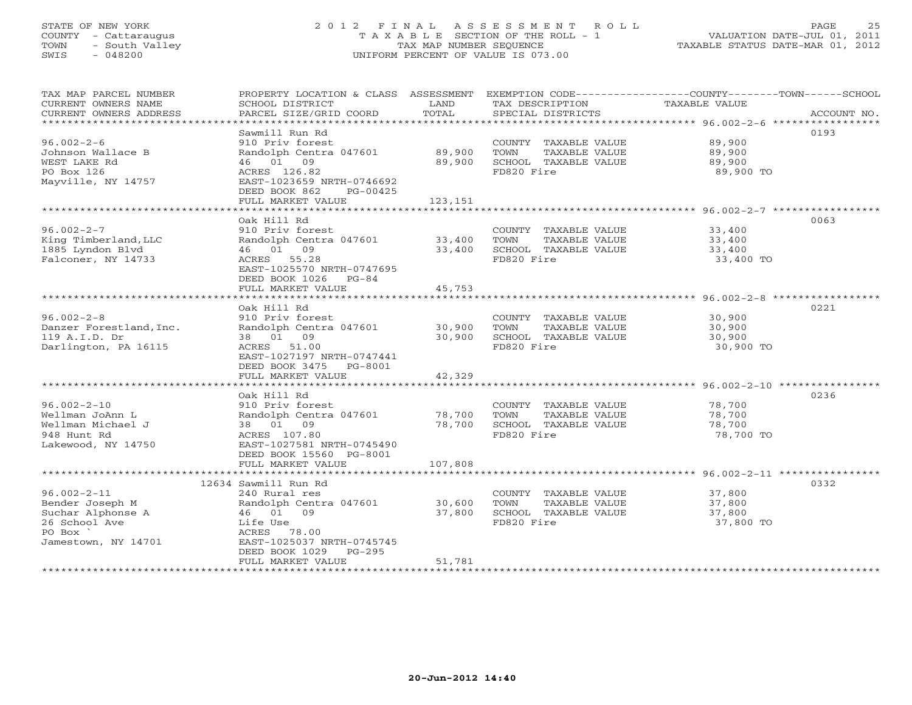STATE OF NEW YORK
COUNTY - Cattaraugus
TOWN - South Valley
SWIS - 048200

# 2012 FINAL ASSESSMENT ROLL
TAXABLE SECTION OF THE ROLL - 1
TAX MAP NUMBER SEQUENCE
UNIFORM PERCENT OF VALUE IS 073.00

VALUATION DATE-JUL 01, 2011
TAXABLE STATUS DATE-MAR 01, 2012

| TAX MAP PARCEL NUMBER / CURRENT OWNERS NAME / CURRENT OWNERS ADDRESS | PROPERTY LOCATION & CLASS / SCHOOL DISTRICT / PARCEL SIZE/GRID COORD | ASSESSMENT LAND | TOTAL | EXEMPTION CODE / TAX DESCRIPTION / SPECIAL DISTRICTS | TAXABLE VALUE (COUNTY / TOWN / SCHOOL) | ACCOUNT NO. |
|---|---|---|---|---|---|---|
| 96.002-2-6 | Sawmill Run Rd | | | | | 0193 |
| Johnson Wallace B | 910 Priv forest | | | COUNTY TAXABLE VALUE | 89,900 | |
| WEST LAKE Rd | Randolph Centra 047601 | 89,900 | | TOWN TAXABLE VALUE | 89,900 | |
| PO Box 126 | 46 01 09 | | 89,900 | SCHOOL TAXABLE VALUE | 89,900 | |
| Mayville, NY 14757 | ACRES 126.82 | | | FD820 Fire | 89,900 TO | |
| | EAST-1023659 NRTH-0746692 | | | | | |
| | DEED BOOK 862 PG-00425 | | | | | |
| | FULL MARKET VALUE | | 123,151 | | | |
| 96.002-2-7 | Oak Hill Rd | | | | | 0063 |
| King Timberland,LLC | 910 Priv forest | | | COUNTY TAXABLE VALUE | 33,400 | |
| 1885 Lyndon Blvd | Randolph Centra 047601 | 33,400 | | TOWN TAXABLE VALUE | 33,400 | |
| Falconer, NY 14733 | 46 01 09 | | 33,400 | SCHOOL TAXABLE VALUE | 33,400 | |
| | ACRES 55.28 | | | FD820 Fire | 33,400 TO | |
| | EAST-1025570 NRTH-0747695 | | | | | |
| | DEED BOOK 1026 PG-84 | | | | | |
| | FULL MARKET VALUE | | 45,753 | | | |
| 96.002-2-8 | Oak Hill Rd | | | | | 0221 |
| Danzer Forestland,Inc. | 910 Priv forest | | | COUNTY TAXABLE VALUE | 30,900 | |
| 119 A.I.D. Dr | Randolph Centra 047601 | 30,900 | | TOWN TAXABLE VALUE | 30,900 | |
| Darlington, PA 16115 | 38 01 09 | | 30,900 | SCHOOL TAXABLE VALUE | 30,900 | |
| | ACRES 51.00 | | | FD820 Fire | 30,900 TO | |
| | EAST-1027197 NRTH-0747441 | | | | | |
| | DEED BOOK 3475 PG-8001 | | | | | |
| | FULL MARKET VALUE | | 42,329 | | | |
| 96.002-2-10 | Oak Hill Rd | | | | | 0236 |
| Wellman JoAnn L | 910 Priv forest | | | COUNTY TAXABLE VALUE | 78,700 | |
| Wellman Michael J | Randolph Centra 047601 | 78,700 | | TOWN TAXABLE VALUE | 78,700 | |
| 948 Hunt Rd | 38 01 09 | | 78,700 | SCHOOL TAXABLE VALUE | 78,700 | |
| Lakewood, NY 14750 | ACRES 107.80 | | | FD820 Fire | 78,700 TO | |
| | EAST-1027581 NRTH-0745490 | | | | | |
| | DEED BOOK 15560 PG-8001 | | | | | |
| | FULL MARKET VALUE | | 107,808 | | | |
| 96.002-2-11 | 12634 Sawmill Run Rd | | | | | 0332 |
| Bender Joseph M | 240 Rural res | | | COUNTY TAXABLE VALUE | 37,800 | |
| Suchar Alphonse A | Randolph Centra 047601 | 30,600 | | TOWN TAXABLE VALUE | 37,800 | |
| 26 School Ave | 46 01 09 | | 37,800 | SCHOOL TAXABLE VALUE | 37,800 | |
| PO Box ` | Life Use | | | FD820 Fire | 37,800 TO | |
| Jamestown, NY 14701 | ACRES 78.00 | | | | | |
| | EAST-1025037 NRTH-0745745 | | | | | |
| | DEED BOOK 1029 PG-295 | | | | | |
| | FULL MARKET VALUE | | 51,781 | | | |

20-Jun-2012 14:40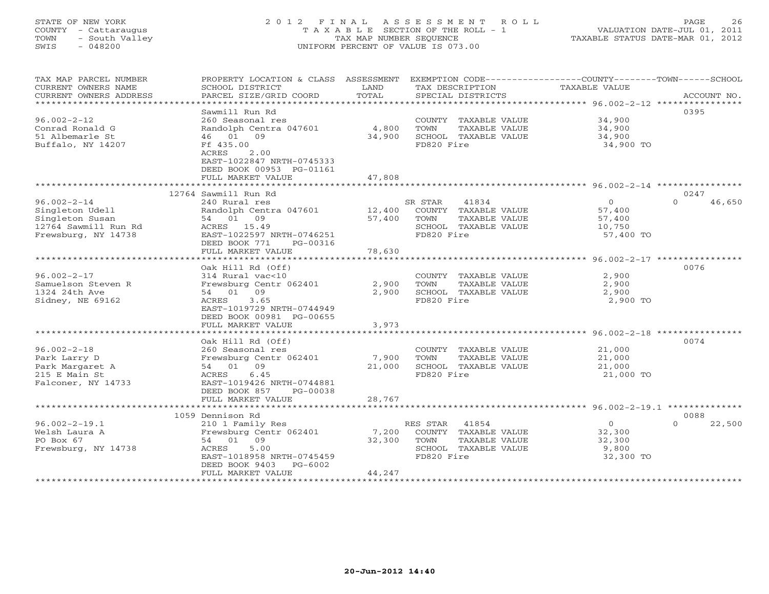STATE OF NEW YORK
COUNTY - Cattaraugus
TOWN - South Valley
SWIS - 048200

# 2012 FINAL ASSESSMENT ROLL

TAXABLE SECTION OF THE ROLL - 1
TAX MAP NUMBER SEQUENCE
UNIFORM PERCENT OF VALUE IS 073.00

VALUATION DATE-JUL 01, 2011
TAXABLE STATUS DATE-MAR 01, 2012

| TAX MAP PARCEL NUMBER / CURRENT OWNERS NAME / CURRENT OWNERS ADDRESS | PROPERTY LOCATION & CLASS / SCHOOL DISTRICT / PARCEL SIZE/GRID COORD | ASSESSMENT LAND / TOTAL | EXEMPTION CODE / TAX DESCRIPTION / SPECIAL DISTRICTS | COUNTY / TOWN / SCHOOL TAXABLE VALUE | ACCOUNT NO. |
|---|---|---|---|---|---|
| **96.002-2-12** | Sawmill Run Rd | | | | 0395 |
| Conrad Ronald G | 260 Seasonal res | | COUNTY TAXABLE VALUE | 34,900 | |
| 51 Albemarle St | Randolph Centra 047601 | 4,800 | TOWN TAXABLE VALUE | 34,900 | |
| Buffalo, NY 14207 | 46 01 09 | 34,900 | SCHOOL TAXABLE VALUE | 34,900 | |
| | Ff 435.00 | | FD820 Fire | 34,900 TO | |
| | ACRES 2.00 | | | | |
| | EAST-1022847 NRTH-0745333 | | | | |
| | DEED BOOK 00953 PG-01161 | | | | |
| | FULL MARKET VALUE | 47,808 | | | |
| **96.002-2-14** | 12764 Sawmill Run Rd | | | | 0247 |
| Singleton Udell | 240 Rural res | | SR STAR 41834 | 0 / 0 / 46,650 | |
| Singleton Susan | Randolph Centra 047601 | 12,400 | COUNTY TAXABLE VALUE | 57,400 | |
| 12764 Sawmill Run Rd | 54 01 09 | 57,400 | TOWN TAXABLE VALUE | 57,400 | |
| Frewsburg, NY 14738 | ACRES 15.49 | | SCHOOL TAXABLE VALUE | 10,750 | |
| | EAST-1022597 NRTH-0746251 | | FD820 Fire | 57,400 TO | |
| | DEED BOOK 771 PG-00316 | | | | |
| | FULL MARKET VALUE | 78,630 | | | |
| **96.002-2-17** | Oak Hill Rd (Off) | | | | 0076 |
| Samuelson Steven R | 314 Rural vac<10 | | COUNTY TAXABLE VALUE | 2,900 | |
| 1324 24th Ave | Frewsburg Centr 062401 | 2,900 | TOWN TAXABLE VALUE | 2,900 | |
| Sidney, NE 69162 | 54 01 09 | 2,900 | SCHOOL TAXABLE VALUE | 2,900 | |
| | ACRES 3.65 | | FD820 Fire | 2,900 TO | |
| | EAST-1019729 NRTH-0744949 | | | | |
| | DEED BOOK 00981 PG-00655 | | | | |
| | FULL MARKET VALUE | 3,973 | | | |
| **96.002-2-18** | Oak Hill Rd (Off) | | | | 0074 |
| Park Larry D | 260 Seasonal res | | COUNTY TAXABLE VALUE | 21,000 | |
| Park Margaret A | Frewsburg Centr 062401 | 7,900 | TOWN TAXABLE VALUE | 21,000 | |
| 215 E Main St | 54 01 09 | 21,000 | SCHOOL TAXABLE VALUE | 21,000 | |
| Falconer, NY 14733 | ACRES 6.45 | | FD820 Fire | 21,000 TO | |
| | EAST-1019426 NRTH-0744881 | | | | |
| | DEED BOOK 857 PG-00038 | | | | |
| | FULL MARKET VALUE | 28,767 | | | |
| **96.002-2-19.1** | 1059 Dennison Rd | | | | 0088 |
| Welsh Laura A | 210 1 Family Res | | RES STAR 41854 | 0 / 0 / 22,500 | |
| PO Box 67 | Frewsburg Centr 062401 | 7,200 | COUNTY TAXABLE VALUE | 32,300 | |
| Frewsburg, NY 14738 | 54 01 09 | 32,300 | TOWN TAXABLE VALUE | 32,300 | |
| | ACRES 5.00 | | SCHOOL TAXABLE VALUE | 9,800 | |
| | EAST-1018958 NRTH-0745459 | | FD820 Fire | 32,300 TO | |
| | DEED BOOK 9403 PG-6002 | | | | |
| | FULL MARKET VALUE | 44,247 | | | |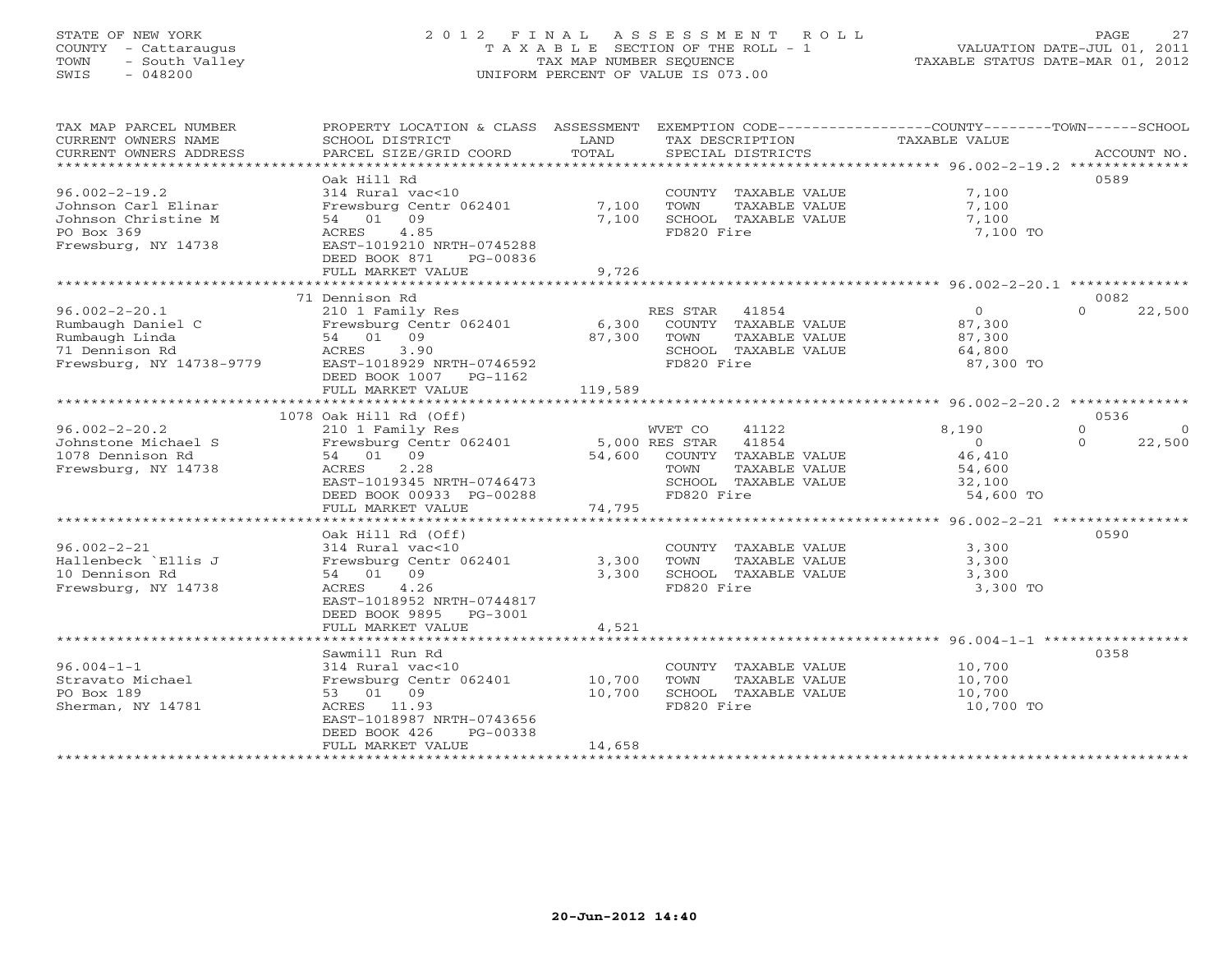STATE OF NEW YORK
COUNTY - Cattaraugus
TOWN - South Valley
SWIS - 048200

2012 FINAL ASSESSMENT ROLL
TAXABLE SECTION OF THE ROLL - 1
TAX MAP NUMBER SEQUENCE
UNIFORM PERCENT OF VALUE IS 073.00

VALUATION DATE-JUL 01, 2011
TAXABLE STATUS DATE-MAR 01, 2012

| TAX MAP PARCEL NUMBER / CURRENT OWNERS NAME / CURRENT OWNERS ADDRESS | PROPERTY LOCATION & CLASS / SCHOOL DISTRICT / PARCEL SIZE/GRID COORD | ASSESSMENT LAND / TOTAL | EXEMPTION CODE / TAX DESCRIPTION / SPECIAL DISTRICTS | COUNTY / TOWN / SCHOOL TAXABLE VALUE | ACCOUNT NO. |
|---|---|---|---|---|---|
| **96.002-2-19.2** | Oak Hill Rd | | | | 0589 |
| 96.002-2-19.2 | 314 Rural vac<10 | | COUNTY TAXABLE VALUE | 7,100 | |
| Johnson Carl Elinar | Frewsburg Centr 062401 | 7,100 | TOWN TAXABLE VALUE | 7,100 | |
| Johnson Christine M | 54 01 09 | 7,100 | SCHOOL TAXABLE VALUE | 7,100 | |
| PO Box 369 | ACRES 4.85 | | FD820 Fire | 7,100 TO | |
| Frewsburg, NY 14738 | EAST-1019210 NRTH-0745288 | | | | |
| | DEED BOOK 871 PG-00836 | | | | |
| | FULL MARKET VALUE | 9,726 | | | |
| **96.002-2-20.1** | 71 Dennison Rd | | | | 0082 |
| 96.002-2-20.1 | 210 1 Family Res | | RES STAR 41854 | 0 / 0 / 22,500 | |
| Rumbaugh Daniel C | Frewsburg Centr 062401 | 6,300 | COUNTY TAXABLE VALUE | 87,300 | |
| Rumbaugh Linda | 54 01 09 | 87,300 | TOWN TAXABLE VALUE | 87,300 | |
| 71 Dennison Rd | ACRES 3.90 | | SCHOOL TAXABLE VALUE | 64,800 | |
| Frewsburg, NY 14738-9779 | EAST-1018929 NRTH-0746592 | | FD820 Fire | 87,300 TO | |
| | DEED BOOK 1007 PG-1162 | | | | |
| | FULL MARKET VALUE | 119,589 | | | |
| **96.002-2-20.2** | 1078 Oak Hill Rd (Off) | | | | 0536 |
| 96.002-2-20.2 | 210 1 Family Res | | WVET CO 41122 | 8,190 / 0 / 0 | |
| Johnstone Michael S | Frewsburg Centr 062401 | 5,000 | RES STAR 41854 | 0 / 0 / 22,500 | |
| 1078 Dennison Rd | 54 01 09 | 54,600 | COUNTY TAXABLE VALUE | 46,410 | |
| Frewsburg, NY 14738 | ACRES 2.28 | | TOWN TAXABLE VALUE | 54,600 | |
| | EAST-1019345 NRTH-0746473 | | SCHOOL TAXABLE VALUE | 32,100 | |
| | DEED BOOK 00933 PG-00288 | | FD820 Fire | 54,600 TO | |
| | FULL MARKET VALUE | 74,795 | | | |
| **96.002-2-21** | Oak Hill Rd (Off) | | | | 0590 |
| 96.002-2-21 | 314 Rural vac<10 | | COUNTY TAXABLE VALUE | 3,300 | |
| Hallenbeck `Ellis J | Frewsburg Centr 062401 | 3,300 | TOWN TAXABLE VALUE | 3,300 | |
| 10 Dennison Rd | 54 01 09 | 3,300 | SCHOOL TAXABLE VALUE | 3,300 | |
| Frewsburg, NY 14738 | ACRES 4.26 | | FD820 Fire | 3,300 TO | |
| | EAST-1018952 NRTH-0744817 | | | | |
| | DEED BOOK 9895 PG-3001 | | | | |
| | FULL MARKET VALUE | 4,521 | | | |
| **96.004-1-1** | Sawmill Run Rd | | | | 0358 |
| 96.004-1-1 | 314 Rural vac<10 | | COUNTY TAXABLE VALUE | 10,700 | |
| Stravato Michael | Frewsburg Centr 062401 | 10,700 | TOWN TAXABLE VALUE | 10,700 | |
| PO Box 189 | 53 01 09 | 10,700 | SCHOOL TAXABLE VALUE | 10,700 | |
| Sherman, NY 14781 | ACRES 11.93 | | FD820 Fire | 10,700 TO | |
| | EAST-1018987 NRTH-0743656 | | | | |
| | DEED BOOK 426 PG-00338 | | | | |
| | FULL MARKET VALUE | 14,658 | | | |

20-Jun-2012 14:40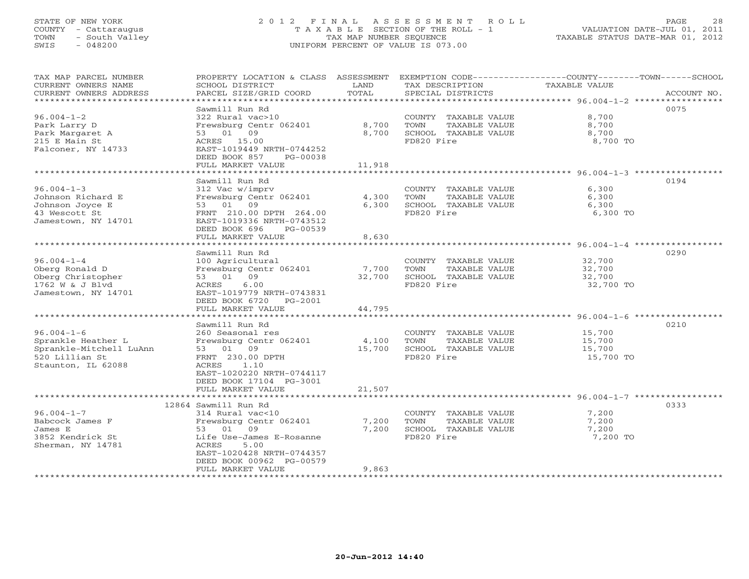STATE OF NEW YORK
COUNTY - Cattaraugus
TOWN - South Valley
SWIS - 048200

2012 FINAL ASSESSMENT ROLL
TAXABLE SECTION OF THE ROLL - 1
TAX MAP NUMBER SEQUENCE
UNIFORM PERCENT OF VALUE IS 073.00

VALUATION DATE-JUL 01, 2011
TAXABLE STATUS DATE-MAR 01, 2012

| TAX MAP PARCEL NUMBER / CURRENT OWNERS NAME / CURRENT OWNERS ADDRESS | PROPERTY LOCATION & CLASS / SCHOOL DISTRICT / PARCEL SIZE/GRID COORD | ASSESSMENT LAND | TOTAL | EXEMPTION CODE / TAX DESCRIPTION / SPECIAL DISTRICTS | TAXABLE VALUE (COUNTY--------TOWN------SCHOOL) | ACCOUNT NO. |
|---|---|---|---|---|---|---|
| 96.004-1-2 | Sawmill Run Rd | | | | | 0075 |
| Park Larry D | 322 Rural vac>10 | | | COUNTY TAXABLE VALUE | 8,700 | |
| Park Margaret A | Frewsburg Centr 062401 | 8,700 | | TOWN TAXABLE VALUE | 8,700 | |
| 215 E Main St | 53 01 09 | | 8,700 | SCHOOL TAXABLE VALUE | 8,700 | |
| Falconer, NY 14733 | ACRES 15.00 | | | FD820 Fire | 8,700 TO | |
| | EAST-1019449 NRTH-0744252 | | | | | |
| | DEED BOOK 857 PG-00038 | | | | | |
| | FULL MARKET VALUE | | 11,918 | | | |
| 96.004-1-3 | Sawmill Run Rd | | | | | 0194 |
| Johnson Richard E | 312 Vac w/imprv | | | COUNTY TAXABLE VALUE | 6,300 | |
| Johnson Joyce E | Frewsburg Centr 062401 | 4,300 | | TOWN TAXABLE VALUE | 6,300 | |
| 43 Wescott St | 53 01 09 | | 6,300 | SCHOOL TAXABLE VALUE | 6,300 | |
| Jamestown, NY 14701 | FRNT 210.00 DPTH 264.00 | | | FD820 Fire | 6,300 TO | |
| | EAST-1019336 NRTH-0743512 | | | | | |
| | DEED BOOK 696 PG-00539 | | | | | |
| | FULL MARKET VALUE | | 8,630 | | | |
| 96.004-1-4 | Sawmill Run Rd | | | | | 0290 |
| Oberg Ronald D | 100 Agricultural | | | COUNTY TAXABLE VALUE | 32,700 | |
| Oberg Christopher | Frewsburg Centr 062401 | 7,700 | | TOWN TAXABLE VALUE | 32,700 | |
| 1762 W & J Blvd | 53 01 09 | | 32,700 | SCHOOL TAXABLE VALUE | 32,700 | |
| Jamestown, NY 14701 | ACRES 6.00 | | | FD820 Fire | 32,700 TO | |
| | EAST-1019779 NRTH-0743831 | | | | | |
| | DEED BOOK 6720 PG-2001 | | | | | |
| | FULL MARKET VALUE | | 44,795 | | | |
| 96.004-1-6 | Sawmill Run Rd | | | | | 0210 |
| Sprankle Heather L | 260 Seasonal res | | | COUNTY TAXABLE VALUE | 15,700 | |
| Sprankle-Mitchell LuAnn | Frewsburg Centr 062401 | 4,100 | | TOWN TAXABLE VALUE | 15,700 | |
| 520 Lillian St | 53 01 09 | | 15,700 | SCHOOL TAXABLE VALUE | 15,700 | |
| Staunton, IL 62088 | FRNT 230.00 DPTH | | | FD820 Fire | 15,700 TO | |
| | ACRES 1.10 | | | | | |
| | EAST-1020220 NRTH-0744117 | | | | | |
| | DEED BOOK 17104 PG-3001 | | | | | |
| | FULL MARKET VALUE | | 21,507 | | | |
| 96.004-1-7 | 12864 Sawmill Run Rd | | | | | 0333 |
| Babcock James F | 314 Rural vac<10 | | | COUNTY TAXABLE VALUE | 7,200 | |
| James E | Frewsburg Centr 062401 | 7,200 | | TOWN TAXABLE VALUE | 7,200 | |
| 3852 Kendrick St | 53 01 09 | | 7,200 | SCHOOL TAXABLE VALUE | 7,200 | |
| Sherman, NY 14781 | Life Use-James E-Rosanne | | | FD820 Fire | 7,200 TO | |
| | ACRES 5.00 | | | | | |
| | EAST-1020428 NRTH-0744357 | | | | | |
| | DEED BOOK 00962 PG-00579 | | | | | |
| | FULL MARKET VALUE | | 9,863 | | | |

20-Jun-2012 14:40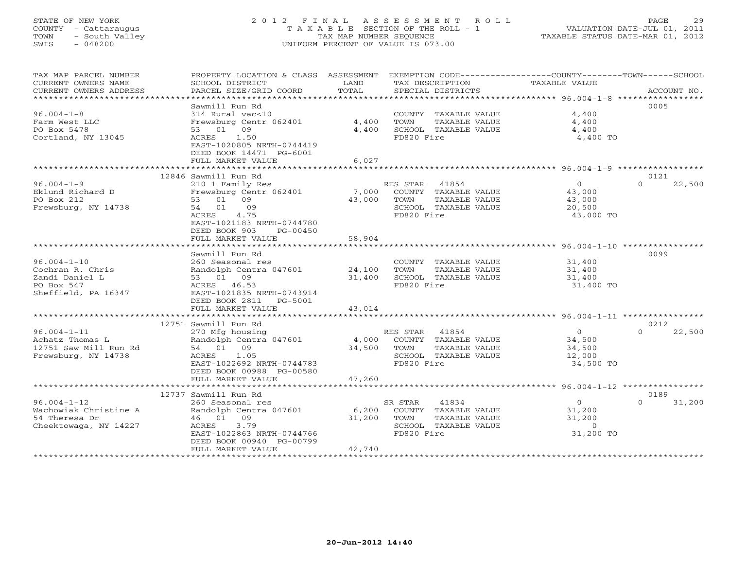STATE OF NEW YORK
COUNTY - Cattaraugus
TOWN - South Valley
SWIS - 048200

# 2012 FINAL ASSESSMENT ROLL

TAXABLE SECTION OF THE ROLL - 1
TAX MAP NUMBER SEQUENCE
UNIFORM PERCENT OF VALUE IS 073.00

VALUATION DATE-JUL 01, 2011
TAXABLE STATUS DATE-MAR 01, 2012

| TAX MAP PARCEL NUMBER / CURRENT OWNERS NAME / CURRENT OWNERS ADDRESS | PROPERTY LOCATION & CLASS / SCHOOL DISTRICT / PARCEL SIZE/GRID COORD | ASSESSMENT LAND / TOTAL | EXEMPTION CODE / TAX DESCRIPTION / SPECIAL DISTRICTS | COUNTY / TOWN / SCHOOL TAXABLE VALUE | ACCOUNT NO. |
|---|---|---|---|---|---|
| **96.004-1-8** | Sawmill Run Rd | | | | 0005 |
| Farm West LLC | 314 Rural vac<10 | | COUNTY TAXABLE VALUE | 4,400 | |
| PO Box 5478 | Frewsburg Centr 062401 | 4,400 | TOWN TAXABLE VALUE | 4,400 | |
| Cortland, NY 13045 | 53 01 09 | 4,400 | SCHOOL TAXABLE VALUE | 4,400 | |
| | ACRES 1.50 | | FD820 Fire | 4,400 TO | |
| | EAST-1020805 NRTH-0744419 | | | | |
| | DEED BOOK 14471 PG-6001 | | | | |
| | FULL MARKET VALUE | 6,027 | | | |
| **96.004-1-9** | 12846 Sawmill Run Rd | | | | 0121 |
| Eklund Richard D | 210 1 Family Res | | RES STAR 41854 | 0 / 0 / 22,500 | |
| PO Box 212 | Frewsburg Centr 062401 | 7,000 | COUNTY TAXABLE VALUE | 43,000 | |
| Frewsburg, NY 14738 | 53 01 09 | 43,000 | TOWN TAXABLE VALUE | 43,000 | |
| | 54 01 09 | | SCHOOL TAXABLE VALUE | 20,500 | |
| | ACRES 4.75 | | FD820 Fire | 43,000 TO | |
| | EAST-1021183 NRTH-0744780 | | | | |
| | DEED BOOK 903 PG-00450 | | | | |
| | FULL MARKET VALUE | 58,904 | | | |
| **96.004-1-10** | Sawmill Run Rd | | | | 0099 |
| Cochran R. Chris | 260 Seasonal res | | COUNTY TAXABLE VALUE | 31,400 | |
| Zandi Daniel L | Randolph Centra 047601 | 24,100 | TOWN TAXABLE VALUE | 31,400 | |
| PO Box 547 | 53 01 09 | 31,400 | SCHOOL TAXABLE VALUE | 31,400 | |
| Sheffield, PA 16347 | ACRES 46.53 | | FD820 Fire | 31,400 TO | |
| | EAST-1021835 NRTH-0743914 | | | | |
| | DEED BOOK 2811 PG-5001 | | | | |
| | FULL MARKET VALUE | 43,014 | | | |
| **96.004-1-11** | 12751 Sawmill Run Rd | | | | 0212 |
| Achatz Thomas L | 270 Mfg housing | | RES STAR 41854 | 0 / 0 / 22,500 | |
| 12751 Saw Mill Run Rd | Randolph Centra 047601 | 4,000 | COUNTY TAXABLE VALUE | 34,500 | |
| Frewsburg, NY 14738 | 54 01 09 | 34,500 | TOWN TAXABLE VALUE | 34,500 | |
| | ACRES 1.05 | | SCHOOL TAXABLE VALUE | 12,000 | |
| | EAST-1022692 NRTH-0744783 | | FD820 Fire | 34,500 TO | |
| | DEED BOOK 00988 PG-00580 | | | | |
| | FULL MARKET VALUE | 47,260 | | | |
| **96.004-1-12** | 12737 Sawmill Run Rd | | | | 0189 |
| Wachowiak Christine A | 260 Seasonal res | | SR STAR 41834 | 0 / 0 / 31,200 | |
| 54 Theresa Dr | Randolph Centra 047601 | 6,200 | COUNTY TAXABLE VALUE | 31,200 | |
| Cheektowaga, NY 14227 | 46 01 09 | 31,200 | TOWN TAXABLE VALUE | 31,200 | |
| | ACRES 3.79 | | SCHOOL TAXABLE VALUE | 0 | |
| | EAST-1022863 NRTH-0744766 | | FD820 Fire | 31,200 TO | |
| | DEED BOOK 00940 PG-00799 | | | | |
| | FULL MARKET VALUE | 42,740 | | | |

20-Jun-2012 14:40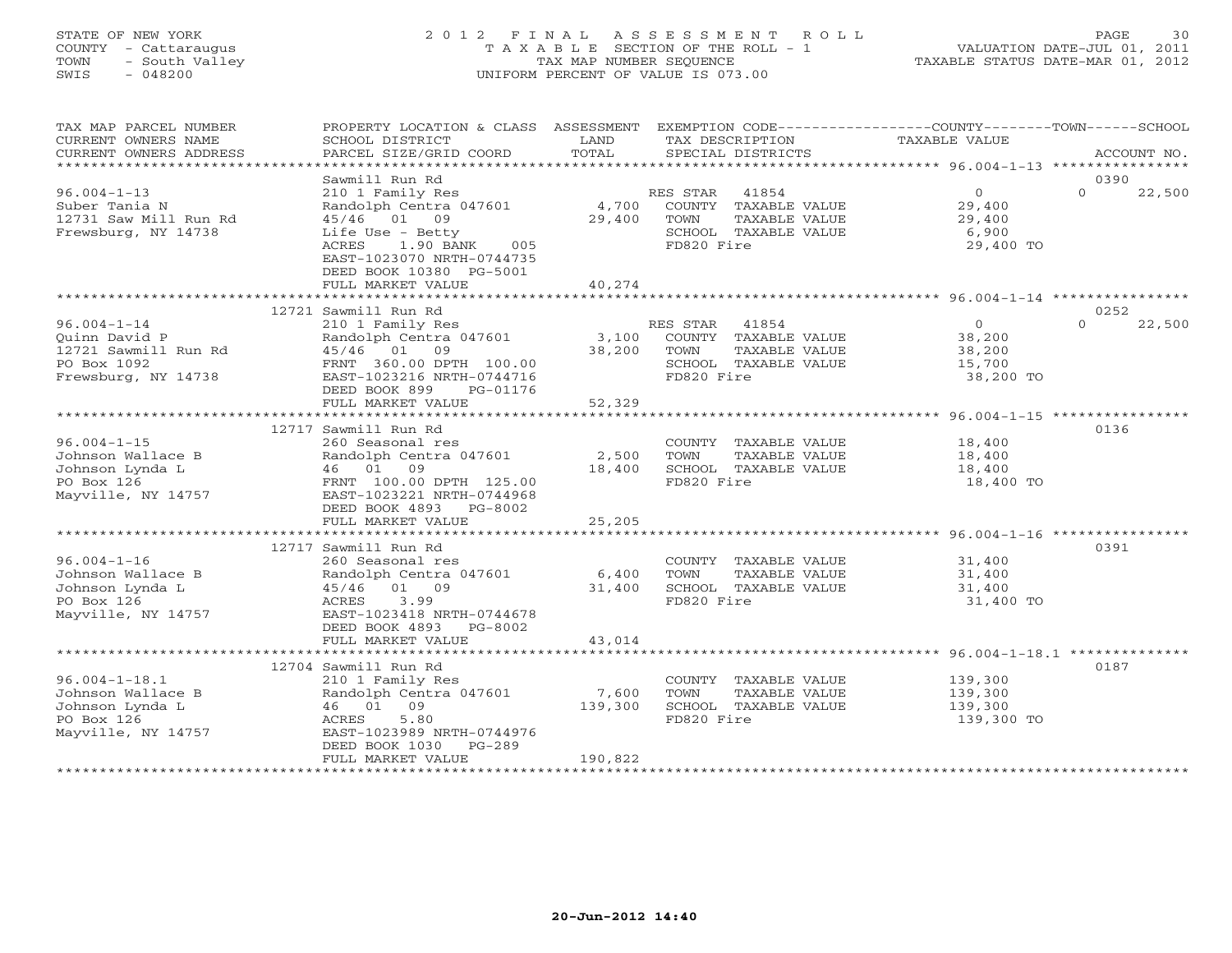STATE OF NEW YORK
COUNTY - Cattaraugus
TOWN - South Valley
SWIS - 048200

# 2012 FINAL ASSESSMENT ROLL
TAXABLE SECTION OF THE ROLL - 1
TAX MAP NUMBER SEQUENCE
UNIFORM PERCENT OF VALUE IS 073.00

VALUATION DATE-JUL 01, 2011
TAXABLE STATUS DATE-MAR 01, 2012

| TAX MAP PARCEL NUMBER / CURRENT OWNERS NAME / CURRENT OWNERS ADDRESS | PROPERTY LOCATION & CLASS / SCHOOL DISTRICT / PARCEL SIZE/GRID COORD | ASSESSMENT LAND / TOTAL | EXEMPTION CODE / TAX DESCRIPTION / SPECIAL DISTRICTS | COUNTY TAXABLE VALUE | TOWN | SCHOOL | ACCOUNT NO. |
|---|---|---|---|---|---|---|---|
| 96.004-1-13 | Sawmill Run Rd | | | | | | 0390 |
| Suber Tania N | 210 1 Family Res | | RES STAR 41854 | 0 | 0 | 22,500 | |
| 12731 Saw Mill Run Rd | Randolph Centra 047601 | 4,700 | COUNTY TAXABLE VALUE | 29,400 | | | |
| Frewsburg, NY 14738 | 45/46 01 09 | 29,400 | TOWN TAXABLE VALUE | 29,400 | | | |
| | Life Use - Betty | | SCHOOL TAXABLE VALUE | 6,900 | | | |
| | ACRES 1.90 BANK 005 | | FD820 Fire | 29,400 TO | | | |
| | EAST-1023070 NRTH-0744735 | | | | | | |
| | DEED BOOK 10380 PG-5001 | | | | | | |
| | FULL MARKET VALUE | 40,274 | | | | | |
| 96.004-1-14 | 12721 Sawmill Run Rd | | | | | | 0252 |
| Quinn David P | 210 1 Family Res | | RES STAR 41854 | 0 | 0 | 22,500 | |
| 12721 Sawmill Run Rd | Randolph Centra 047601 | 3,100 | COUNTY TAXABLE VALUE | 38,200 | | | |
| PO Box 1092 | 45/46 01 09 | 38,200 | TOWN TAXABLE VALUE | 38,200 | | | |
| Frewsburg, NY 14738 | FRNT 360.00 DPTH 100.00 | | SCHOOL TAXABLE VALUE | 15,700 | | | |
| | EAST-1023216 NRTH-0744716 | | FD820 Fire | 38,200 TO | | | |
| | DEED BOOK 899 PG-01176 | | | | | | |
| | FULL MARKET VALUE | 52,329 | | | | | |
| 96.004-1-15 | 12717 Sawmill Run Rd | | | | | | 0136 |
| Johnson Wallace B | 260 Seasonal res | | COUNTY TAXABLE VALUE | 18,400 | | | |
| Johnson Lynda L | Randolph Centra 047601 | 2,500 | TOWN TAXABLE VALUE | 18,400 | | | |
| PO Box 126 | 46 01 09 | 18,400 | SCHOOL TAXABLE VALUE | 18,400 | | | |
| Mayville, NY 14757 | FRNT 100.00 DPTH 125.00 | | FD820 Fire | 18,400 TO | | | |
| | EAST-1023221 NRTH-0744968 | | | | | | |
| | DEED BOOK 4893 PG-8002 | | | | | | |
| | FULL MARKET VALUE | 25,205 | | | | | |
| 96.004-1-16 | 12717 Sawmill Run Rd | | | | | | 0391 |
| Johnson Wallace B | 260 Seasonal res | | COUNTY TAXABLE VALUE | 31,400 | | | |
| Johnson Lynda L | Randolph Centra 047601 | 6,400 | TOWN TAXABLE VALUE | 31,400 | | | |
| PO Box 126 | 45/46 01 09 | 31,400 | SCHOOL TAXABLE VALUE | 31,400 | | | |
| Mayville, NY 14757 | ACRES 3.99 | | FD820 Fire | 31,400 TO | | | |
| | EAST-1023418 NRTH-0744678 | | | | | | |
| | DEED BOOK 4893 PG-8002 | | | | | | |
| | FULL MARKET VALUE | 43,014 | | | | | |
| 96.004-1-18.1 | 12704 Sawmill Run Rd | | | | | | 0187 |
| Johnson Wallace B | 210 1 Family Res | | COUNTY TAXABLE VALUE | 139,300 | | | |
| Johnson Lynda L | Randolph Centra 047601 | 7,600 | TOWN TAXABLE VALUE | 139,300 | | | |
| PO Box 126 | 46 01 09 | 139,300 | SCHOOL TAXABLE VALUE | 139,300 | | | |
| Mayville, NY 14757 | ACRES 5.80 | | FD820 Fire | 139,300 TO | | | |
| | EAST-1023989 NRTH-0744976 | | | | | | |
| | DEED BOOK 1030 PG-289 | | | | | | |
| | FULL MARKET VALUE | 190,822 | | | | | |

20-Jun-2012 14:40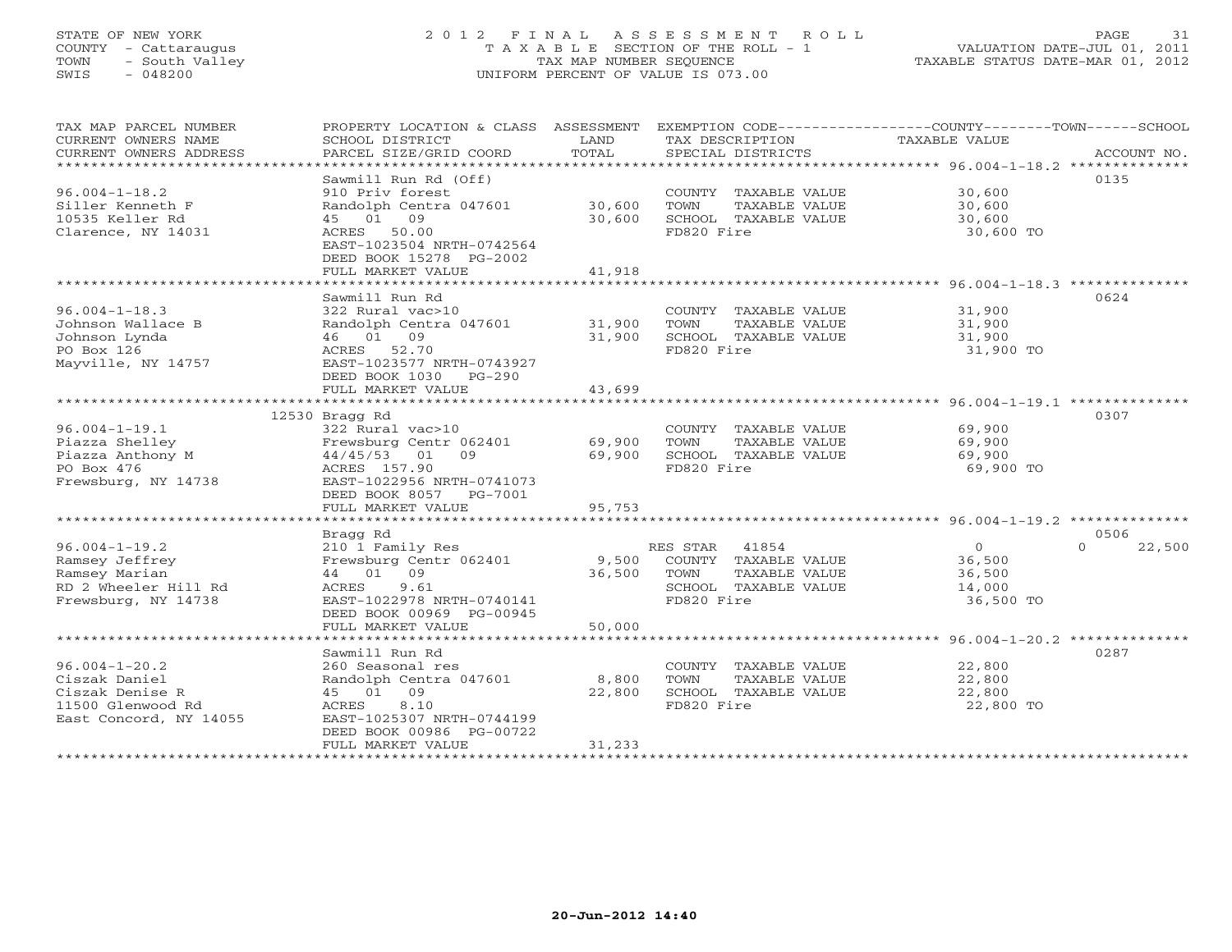STATE OF NEW YORK
COUNTY - Cattaraugus
TOWN - South Valley
SWIS - 048200

2 0 1 2 F I N A L A S S E S S M E N T R O L L
T A X A B L E SECTION OF THE ROLL - 1
TAX MAP NUMBER SEQUENCE
UNIFORM PERCENT OF VALUE IS 073.00

VALUATION DATE-JUL 01, 2011
TAXABLE STATUS DATE-MAR 01, 2012

| TAX MAP PARCEL NUMBER / CURRENT OWNERS NAME / CURRENT OWNERS ADDRESS | PROPERTY LOCATION & CLASS / SCHOOL DISTRICT / PARCEL SIZE/GRID COORD | ASSESSMENT LAND / TOTAL | EXEMPTION CODE / TAX DESCRIPTION / SPECIAL DISTRICTS | COUNTY / TOWN / SCHOOL TAXABLE VALUE | ACCOUNT NO. |
|---|---|---|---|---|---|
| **96.004-1-18.2** | Sawmill Run Rd (Off) | | | | 0135 |
| 96.004-1-18.2 | 910 Priv forest | | COUNTY TAXABLE VALUE | 30,600 | |
| Siller Kenneth F | Randolph Centra 047601 | 30,600 | TOWN TAXABLE VALUE | 30,600 | |
| 10535 Keller Rd | 45 01 09 | 30,600 | SCHOOL TAXABLE VALUE | 30,600 | |
| Clarence, NY 14031 | ACRES 50.00 | | FD820 Fire | 30,600 TO | |
| | EAST-1023504 NRTH-0742564 | | | | |
| | DEED BOOK 15278 PG-2002 | | | | |
| | FULL MARKET VALUE | 41,918 | | | |
| **96.004-1-18.3** | Sawmill Run Rd | | | | 0624 |
| 96.004-1-18.3 | 322 Rural vac>10 | | COUNTY TAXABLE VALUE | 31,900 | |
| Johnson Wallace B | Randolph Centra 047601 | 31,900 | TOWN TAXABLE VALUE | 31,900 | |
| Johnson Lynda | 46 01 09 | 31,900 | SCHOOL TAXABLE VALUE | 31,900 | |
| PO Box 126 | ACRES 52.70 | | FD820 Fire | 31,900 TO | |
| Mayville, NY 14757 | EAST-1023577 NRTH-0743927 | | | | |
| | DEED BOOK 1030 PG-290 | | | | |
| | FULL MARKET VALUE | 43,699 | | | |
| **96.004-1-19.1** | 12530 Bragg Rd | | | | 0307 |
| 96.004-1-19.1 | 322 Rural vac>10 | | COUNTY TAXABLE VALUE | 69,900 | |
| Piazza Shelley | Frewsburg Centr 062401 | 69,900 | TOWN TAXABLE VALUE | 69,900 | |
| Piazza Anthony M | 44/45/53 01 09 | 69,900 | SCHOOL TAXABLE VALUE | 69,900 | |
| PO Box 476 | ACRES 157.90 | | FD820 Fire | 69,900 TO | |
| Frewsburg, NY 14738 | EAST-1022956 NRTH-0741073 | | | | |
| | DEED BOOK 8057 PG-7001 | | | | |
| | FULL MARKET VALUE | 95,753 | | | |
| **96.004-1-19.2** | Bragg Rd | | | | 0506 |
| 96.004-1-19.2 | 210 1 Family Res | | RES STAR 41854 | 0 / 0 / 22,500 | |
| Ramsey Jeffrey | Frewsburg Centr 062401 | 9,500 | COUNTY TAXABLE VALUE | 36,500 | |
| Ramsey Marian | 44 01 09 | 36,500 | TOWN TAXABLE VALUE | 36,500 | |
| RD 2 Wheeler Hill Rd | ACRES 9.61 | | SCHOOL TAXABLE VALUE | 14,000 | |
| Frewsburg, NY 14738 | EAST-1022978 NRTH-0740141 | | FD820 Fire | 36,500 TO | |
| | DEED BOOK 00969 PG-00945 | | | | |
| | FULL MARKET VALUE | 50,000 | | | |
| **96.004-1-20.2** | Sawmill Run Rd | | | | 0287 |
| 96.004-1-20.2 | 260 Seasonal res | | COUNTY TAXABLE VALUE | 22,800 | |
| Ciszak Daniel | Randolph Centra 047601 | 8,800 | TOWN TAXABLE VALUE | 22,800 | |
| Ciszak Denise R | 45 01 09 | 22,800 | SCHOOL TAXABLE VALUE | 22,800 | |
| 11500 Glenwood Rd | ACRES 8.10 | | FD820 Fire | 22,800 TO | |
| East Concord, NY 14055 | EAST-1025307 NRTH-0744199 | | | | |
| | DEED BOOK 00986 PG-00722 | | | | |
| | FULL MARKET VALUE | 31,233 | | | |

20-Jun-2012 14:40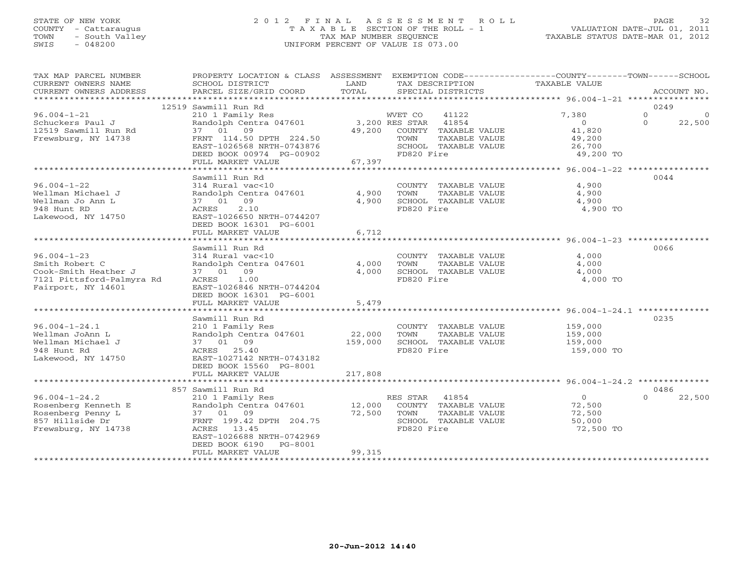STATE OF NEW YORK
COUNTY - Cattaraugus
TOWN - South Valley
SWIS - 048200

# 2012 FINAL ASSESSMENT ROLL

TAXABLE SECTION OF THE ROLL - 1
TAX MAP NUMBER SEQUENCE
UNIFORM PERCENT OF VALUE IS 073.00

VALUATION DATE-JUL 01, 2011
TAXABLE STATUS DATE-MAR 01, 2012

| TAX MAP PARCEL NUMBER / CURRENT OWNERS NAME / CURRENT OWNERS ADDRESS | PROPERTY LOCATION & CLASS / SCHOOL DISTRICT / PARCEL SIZE/GRID COORD | ASSESSMENT LAND / TOTAL | EXEMPTION CODE / TAX DESCRIPTION / SPECIAL DISTRICTS | COUNTY TAXABLE VALUE | TOWN | SCHOOL | ACCOUNT NO. |
|---|---|---|---|---|---|---|---|
| | 12519 Sawmill Run Rd | | | | | | 0249 |
| 96.004-1-21 | 210 1 Family Res | | WVET CO 41122 | 7,380 | 0 | 0 | |
| Schuckers Paul J | Randolph Centra 047601 | 3,200 | RES STAR 41854 | 0 | 0 | 22,500 | |
| 12519 Sawmill Run Rd | 37 01 09 | 49,200 | COUNTY TAXABLE VALUE | 41,820 | | | |
| Frewsburg, NY 14738 | FRNT 114.50 DPTH 224.50 | | TOWN TAXABLE VALUE | 49,200 | | | |
| | EAST-1026568 NRTH-0743876 | | SCHOOL TAXABLE VALUE | 26,700 | | | |
| | DEED BOOK 00974 PG-00902 | | FD820 Fire | 49,200 TO | | | |
| | FULL MARKET VALUE | 67,397 | | | | | |
| | Sawmill Run Rd | | | | | | 0044 |
| 96.004-1-22 | 314 Rural vac<10 | | COUNTY TAXABLE VALUE | 4,900 | | | |
| Wellman Michael J | Randolph Centra 047601 | 4,900 | TOWN TAXABLE VALUE | 4,900 | | | |
| Wellman Jo Ann L | 37 01 09 | 4,900 | SCHOOL TAXABLE VALUE | 4,900 | | | |
| 948 Hunt RD | ACRES 2.10 | | FD820 Fire | 4,900 TO | | | |
| Lakewood, NY 14750 | EAST-1026650 NRTH-0744207 | | | | | | |
| | DEED BOOK 16301 PG-6001 | | | | | | |
| | FULL MARKET VALUE | 6,712 | | | | | |
| | Sawmill Run Rd | | | | | | 0066 |
| 96.004-1-23 | 314 Rural vac<10 | | COUNTY TAXABLE VALUE | 4,000 | | | |
| Smith Robert C | Randolph Centra 047601 | 4,000 | TOWN TAXABLE VALUE | 4,000 | | | |
| Cook-Smith Heather J | 37 01 09 | 4,000 | SCHOOL TAXABLE VALUE | 4,000 | | | |
| 7121 Pittsford-Palmyra Rd | ACRES 1.00 | | FD820 Fire | 4,000 TO | | | |
| Fairport, NY 14601 | EAST-1026846 NRTH-0744204 | | | | | | |
| | DEED BOOK 16301 PG-6001 | | | | | | |
| | FULL MARKET VALUE | 5,479 | | | | | |
| | Sawmill Run Rd | | | | | | 0235 |
| 96.004-1-24.1 | 210 1 Family Res | | COUNTY TAXABLE VALUE | 159,000 | | | |
| Wellman JoAnn L | Randolph Centra 047601 | 22,000 | TOWN TAXABLE VALUE | 159,000 | | | |
| Wellman Michael J | 37 01 09 | 159,000 | SCHOOL TAXABLE VALUE | 159,000 | | | |
| 948 Hunt Rd | ACRES 25.40 | | FD820 Fire | 159,000 TO | | | |
| Lakewood, NY 14750 | EAST-1027142 NRTH-0743182 | | | | | | |
| | DEED BOOK 15560 PG-8001 | | | | | | |
| | FULL MARKET VALUE | 217,808 | | | | | |
| | 857 Sawmill Run Rd | | | | | | 0486 |
| 96.004-1-24.2 | 210 1 Family Res | | RES STAR 41854 | 0 | 0 | 22,500 | |
| Rosenberg Kenneth E | Randolph Centra 047601 | 12,000 | COUNTY TAXABLE VALUE | 72,500 | | | |
| Rosenberg Penny L | 37 01 09 | 72,500 | TOWN TAXABLE VALUE | 72,500 | | | |
| 857 Hillside Dr | FRNT 199.42 DPTH 204.75 | | SCHOOL TAXABLE VALUE | 50,000 | | | |
| Frewsburg, NY 14738 | ACRES 13.45 | | FD820 Fire | 72,500 TO | | | |
| | EAST-1026688 NRTH-0742969 | | | | | | |
| | DEED BOOK 6190 PG-8001 | | | | | | |
| | FULL MARKET VALUE | 99,315 | | | | | |

20-Jun-2012 14:40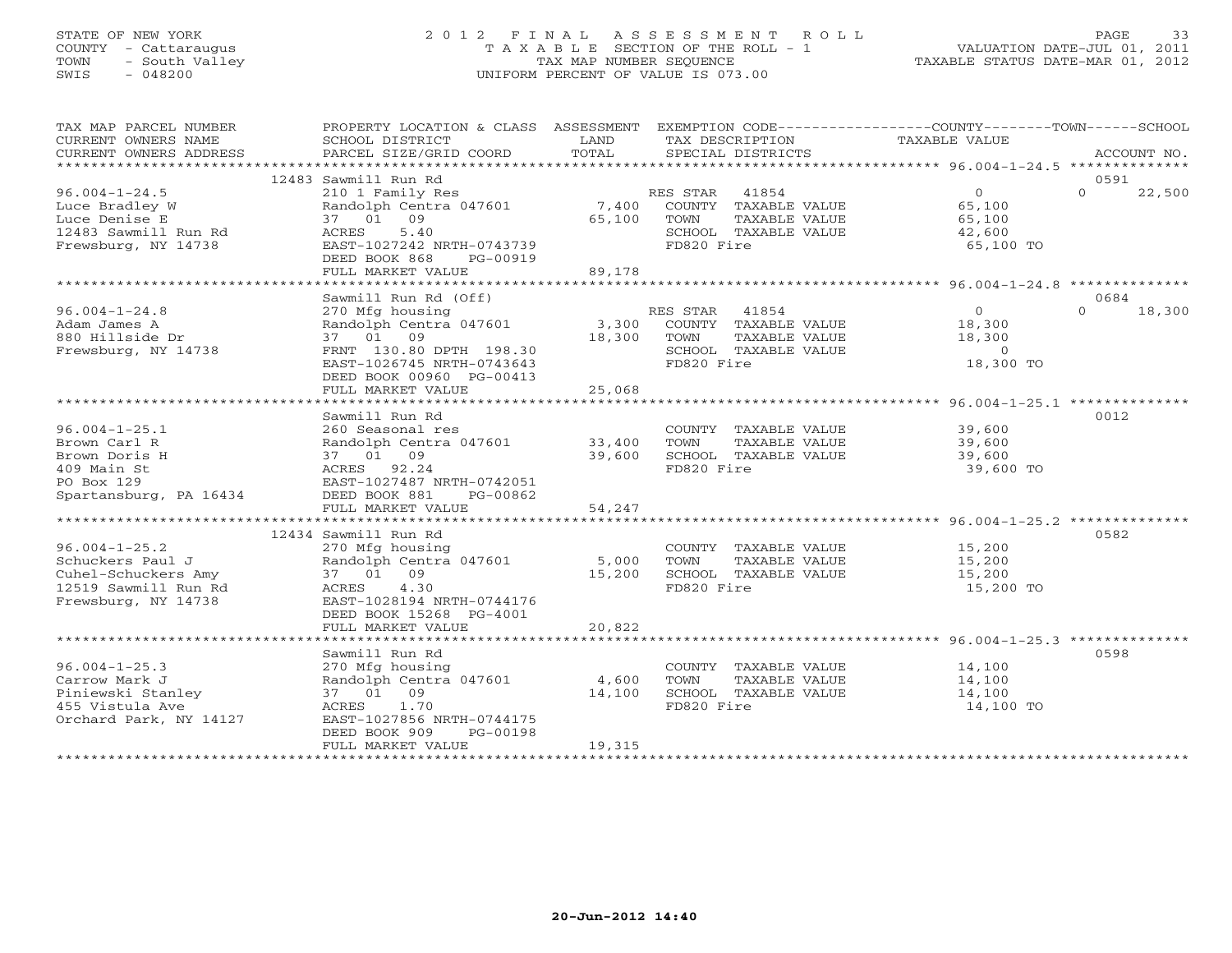STATE OF NEW YORK
COUNTY - Cattaraugus
TOWN - South Valley
SWIS - 048200

# 2012 FINAL ASSESSMENT ROLL

TAXABLE SECTION OF THE ROLL - 1
TAX MAP NUMBER SEQUENCE
UNIFORM PERCENT OF VALUE IS 073.00

VALUATION DATE-JUL 01, 2011
TAXABLE STATUS DATE-MAR 01, 2012

| TAX MAP PARCEL NUMBER / CURRENT OWNERS NAME / CURRENT OWNERS ADDRESS | PROPERTY LOCATION & CLASS / SCHOOL DISTRICT / PARCEL SIZE/GRID COORD | ASSESSMENT LAND / TOTAL | EXEMPTION CODE / TAX DESCRIPTION / SPECIAL DISTRICTS | COUNTY | TOWN | SCHOOL / ACCOUNT NO. |
|---|---|---|---|---|---|---|
| **96.004-1-24.5** | 12483 Sawmill Run Rd | | | | | 0591 |
| Luce Bradley W | 210 1 Family Res | | RES STAR 41854 | 0 | 0 | 22,500 |
| Luce Denise E | Randolph Centra 047601 | 7,400 | COUNTY TAXABLE VALUE | 65,100 | | |
| 12483 Sawmill Run Rd | 37 01 09 | 65,100 | TOWN TAXABLE VALUE | | 65,100 | |
| Frewsburg, NY 14738 | ACRES 5.40 | | SCHOOL TAXABLE VALUE | | | 42,600 |
| | EAST-1027242 NRTH-0743739 | | FD820 Fire | 65,100 TO | | |
| | DEED BOOK 868 PG-00919 | | | | | |
| | FULL MARKET VALUE | 89,178 | | | | |
| **96.004-1-24.8** | Sawmill Run Rd (Off) | | | | | 0684 |
| Adam James A | 270 Mfg housing | | RES STAR 41854 | 0 | 0 | 18,300 |
| 880 Hillside Dr | Randolph Centra 047601 | 3,300 | COUNTY TAXABLE VALUE | 18,300 | | |
| Frewsburg, NY 14738 | 37 01 09 | 18,300 | TOWN TAXABLE VALUE | | 18,300 | |
| | FRNT 130.80 DPTH 198.30 | | SCHOOL TAXABLE VALUE | | | 0 |
| | EAST-1026745 NRTH-0743643 | | FD820 Fire | 18,300 TO | | |
| | DEED BOOK 00960 PG-00413 | | | | | |
| | FULL MARKET VALUE | 25,068 | | | | |
| **96.004-1-25.1** | Sawmill Run Rd | | | | | 0012 |
| Brown Carl R | 260 Seasonal res | | COUNTY TAXABLE VALUE | 39,600 | | |
| Brown Doris H | Randolph Centra 047601 | 33,400 | TOWN TAXABLE VALUE | | 39,600 | |
| 409 Main St | 37 01 09 | 39,600 | SCHOOL TAXABLE VALUE | | | 39,600 |
| PO Box 129 | ACRES 92.24 | | FD820 Fire | 39,600 TO | | |
| Spartansburg, PA 16434 | EAST-1027487 NRTH-0742051 | | | | | |
| | DEED BOOK 881 PG-00862 | | | | | |
| | FULL MARKET VALUE | 54,247 | | | | |
| **96.004-1-25.2** | 12434 Sawmill Run Rd | | | | | 0582 |
| Schuckers Paul J | 270 Mfg housing | | COUNTY TAXABLE VALUE | 15,200 | | |
| Cuhel-Schuckers Amy | Randolph Centra 047601 | 5,000 | TOWN TAXABLE VALUE | | 15,200 | |
| 12519 Sawmill Run Rd | 37 01 09 | 15,200 | SCHOOL TAXABLE VALUE | | | 15,200 |
| Frewsburg, NY 14738 | ACRES 4.30 | | FD820 Fire | 15,200 TO | | |
| | EAST-1028194 NRTH-0744176 | | | | | |
| | DEED BOOK 15268 PG-4001 | | | | | |
| | FULL MARKET VALUE | 20,822 | | | | |
| **96.004-1-25.3** | Sawmill Run Rd | | | | | 0598 |
| Carrow Mark J | 270 Mfg housing | | COUNTY TAXABLE VALUE | 14,100 | | |
| Piniewski Stanley | Randolph Centra 047601 | 4,600 | TOWN TAXABLE VALUE | | 14,100 | |
| 455 Vistula Ave | 37 01 09 | 14,100 | SCHOOL TAXABLE VALUE | | | 14,100 |
| Orchard Park, NY 14127 | ACRES 1.70 | | FD820 Fire | 14,100 TO | | |
| | EAST-1027856 NRTH-0744175 | | | | | |
| | DEED BOOK 909 PG-00198 | | | | | |
| | FULL MARKET VALUE | 19,315 | | | | |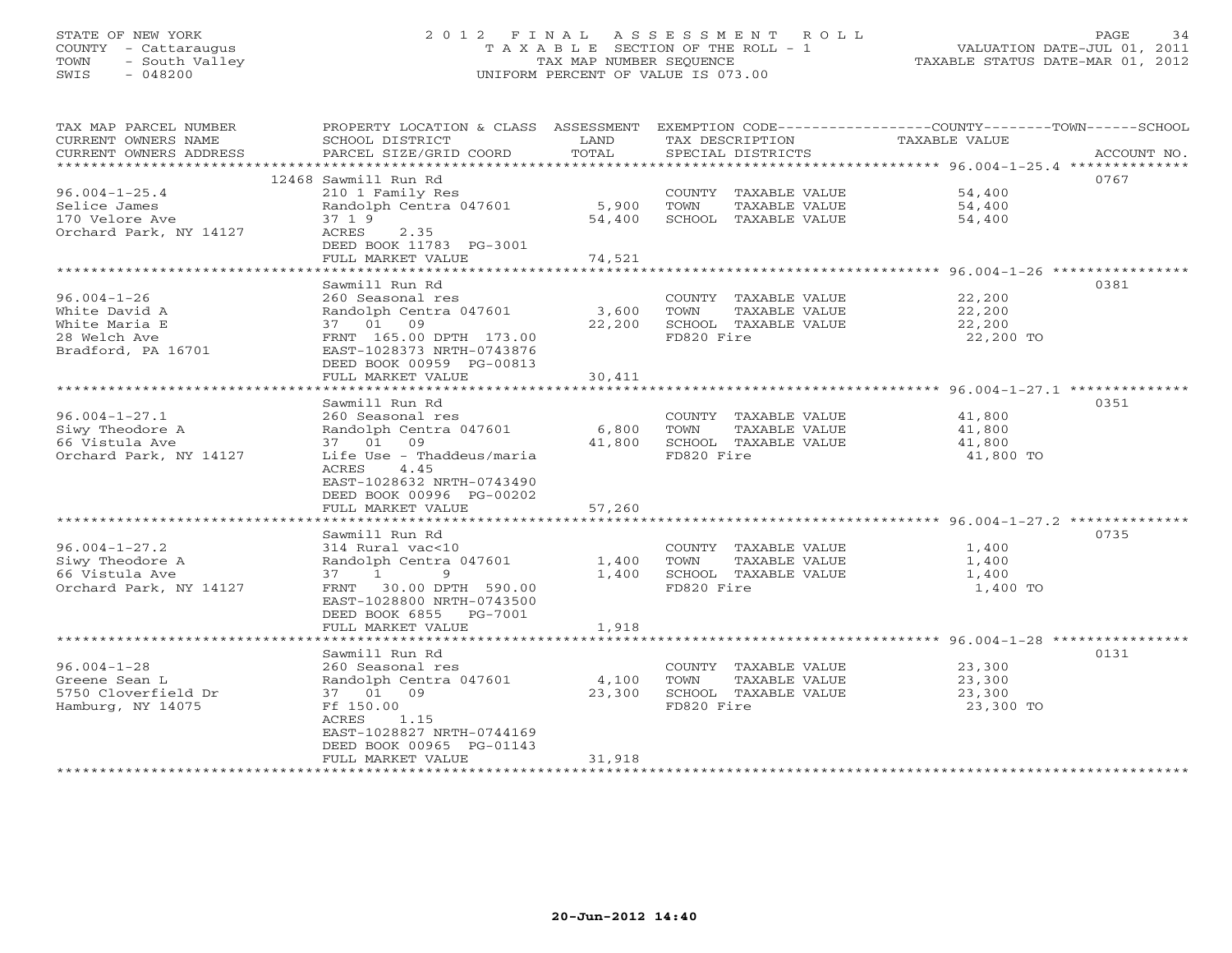STATE OF NEW YORK
COUNTY - Cattaraugus
TOWN - South Valley
SWIS - 048200

# 2012 FINAL ASSESSMENT ROLL

TAXABLE SECTION OF THE ROLL - 1
TAX MAP NUMBER SEQUENCE
UNIFORM PERCENT OF VALUE IS 073.00

VALUATION DATE-JUL 01, 2011
TAXABLE STATUS DATE-MAR 01, 2012

| TAX MAP PARCEL NUMBER / CURRENT OWNERS NAME / CURRENT OWNERS ADDRESS | PROPERTY LOCATION & CLASS / SCHOOL DISTRICT / PARCEL SIZE/GRID COORD | ASSESSMENT LAND / TOTAL | EXEMPTION CODE / TAX DESCRIPTION / SPECIAL DISTRICTS | COUNTY--------TOWN------SCHOOL TAXABLE VALUE | ACCOUNT NO. |
|---|---|---|---|---|---|
| 96.004-1-25.4 | 12468 Sawmill Run Rd | | | | 0767 |
| Selice James | 210 1 Family Res | | COUNTY TAXABLE VALUE | 54,400 | |
| 170 Velore Ave | Randolph Centra 047601 | 5,900 | TOWN TAXABLE VALUE | 54,400 | |
| Orchard Park, NY 14127 | 37 1 9 | 54,400 | SCHOOL TAXABLE VALUE | 54,400 | |
| | ACRES 2.35 | | | | |
| | DEED BOOK 11783 PG-3001 | | | | |
| | FULL MARKET VALUE | 74,521 | | | |
| 96.004-1-26 | Sawmill Run Rd | | | | 0381 |
| White David A | 260 Seasonal res | | COUNTY TAXABLE VALUE | 22,200 | |
| White Maria E | Randolph Centra 047601 | 3,600 | TOWN TAXABLE VALUE | 22,200 | |
| 28 Welch Ave | 37 01 09 | 22,200 | SCHOOL TAXABLE VALUE | 22,200 | |
| Bradford, PA 16701 | FRNT 165.00 DPTH 173.00 | | FD820 Fire | 22,200 TO | |
| | EAST-1028373 NRTH-0743876 | | | | |
| | DEED BOOK 00959 PG-00813 | | | | |
| | FULL MARKET VALUE | 30,411 | | | |
| 96.004-1-27.1 | Sawmill Run Rd | | | | 0351 |
| Siwy Theodore A | 260 Seasonal res | | COUNTY TAXABLE VALUE | 41,800 | |
| 66 Vistula Ave | Randolph Centra 047601 | 6,800 | TOWN TAXABLE VALUE | 41,800 | |
| Orchard Park, NY 14127 | 37 01 09 | 41,800 | SCHOOL TAXABLE VALUE | 41,800 | |
| | Life Use - Thaddeus/maria | | FD820 Fire | 41,800 TO | |
| | ACRES 4.45 | | | | |
| | EAST-1028632 NRTH-0743490 | | | | |
| | DEED BOOK 00996 PG-00202 | | | | |
| | FULL MARKET VALUE | 57,260 | | | |
| 96.004-1-27.2 | Sawmill Run Rd | | | | 0735 |
| Siwy Theodore A | 314 Rural vac<10 | | COUNTY TAXABLE VALUE | 1,400 | |
| 66 Vistula Ave | Randolph Centra 047601 | 1,400 | TOWN TAXABLE VALUE | 1,400 | |
| Orchard Park, NY 14127 | 37 1 9 | 1,400 | SCHOOL TAXABLE VALUE | 1,400 | |
| | FRNT 30.00 DPTH 590.00 | | FD820 Fire | 1,400 TO | |
| | EAST-1028800 NRTH-0743500 | | | | |
| | DEED BOOK 6855 PG-7001 | | | | |
| | FULL MARKET VALUE | 1,918 | | | |
| 96.004-1-28 | Sawmill Run Rd | | | | 0131 |
| Greene Sean L | 260 Seasonal res | | COUNTY TAXABLE VALUE | 23,300 | |
| 5750 Cloverfield Dr | Randolph Centra 047601 | 4,100 | TOWN TAXABLE VALUE | 23,300 | |
| Hamburg, NY 14075 | 37 01 09 | 23,300 | SCHOOL TAXABLE VALUE | 23,300 | |
| | Ff 150.00 | | FD820 Fire | 23,300 TO | |
| | ACRES 1.15 | | | | |
| | EAST-1028827 NRTH-0744169 | | | | |
| | DEED BOOK 00965 PG-01143 | | | | |
| | FULL MARKET VALUE | 31,918 | | | |

20-Jun-2012 14:40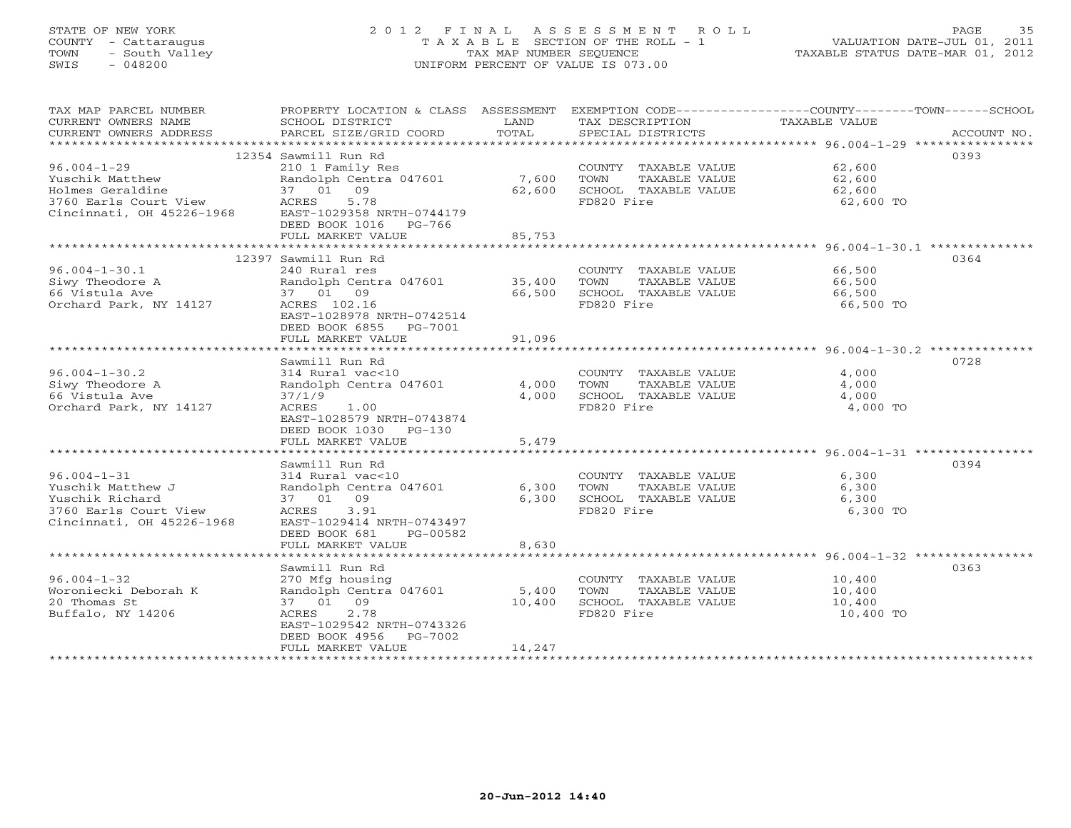STATE OF NEW YORK
COUNTY - Cattaraugus
TOWN - South Valley
SWIS - 048200

2012 FINAL ASSESSMENT ROLL
TAXABLE SECTION OF THE ROLL - 1
TAX MAP NUMBER SEQUENCE
UNIFORM PERCENT OF VALUE IS 073.00

VALUATION DATE-JUL 01, 2011
TAXABLE STATUS DATE-MAR 01, 2012

| TAX MAP PARCEL NUMBER / CURRENT OWNERS NAME / CURRENT OWNERS ADDRESS | PROPERTY LOCATION & CLASS / SCHOOL DISTRICT / PARCEL SIZE/GRID COORD | ASSESSMENT LAND | TOTAL | EXEMPTION CODE / TAX DESCRIPTION / SPECIAL DISTRICTS | COUNTY/TOWN/SCHOOL TAXABLE VALUE | ACCOUNT NO. |
|---|---|---|---|---|---|---|
| 96.004-1-29 | 12354 Sawmill Run Rd | | | | | 0393 |
| Yuschik Matthew | 210 1 Family Res | | | COUNTY TAXABLE VALUE | 62,600 | |
| Holmes Geraldine | Randolph Centra 047601 | 7,600 | | TOWN TAXABLE VALUE | 62,600 | |
| 3760 Earls Court View | 37 01 09 | | 62,600 | SCHOOL TAXABLE VALUE | 62,600 | |
| Cincinnati, OH 45226-1968 | ACRES 5.78 | | | FD820 Fire | 62,600 TO | |
| | EAST-1029358 NRTH-0744179 | | | | | |
| | DEED BOOK 1016 PG-766 | | | | | |
| | FULL MARKET VALUE | | 85,753 | | | |
| 96.004-1-30.1 | 12397 Sawmill Run Rd | | | | | 0364 |
| Siwy Theodore A | 240 Rural res | | | COUNTY TAXABLE VALUE | 66,500 | |
| 66 Vistula Ave | Randolph Centra 047601 | 35,400 | | TOWN TAXABLE VALUE | 66,500 | |
| Orchard Park, NY 14127 | 37 01 09 | | 66,500 | SCHOOL TAXABLE VALUE | 66,500 | |
| | ACRES 102.16 | | | FD820 Fire | 66,500 TO | |
| | EAST-1028978 NRTH-0742514 | | | | | |
| | DEED BOOK 6855 PG-7001 | | | | | |
| | FULL MARKET VALUE | | 91,096 | | | |
| 96.004-1-30.2 | Sawmill Run Rd | | | | | 0728 |
| Siwy Theodore A | 314 Rural vac<10 | | | COUNTY TAXABLE VALUE | 4,000 | |
| 66 Vistula Ave | Randolph Centra 047601 | 4,000 | | TOWN TAXABLE VALUE | 4,000 | |
| Orchard Park, NY 14127 | 37/1/9 | | 4,000 | SCHOOL TAXABLE VALUE | 4,000 | |
| | ACRES 1.00 | | | FD820 Fire | 4,000 TO | |
| | EAST-1028579 NRTH-0743874 | | | | | |
| | DEED BOOK 1030 PG-130 | | | | | |
| | FULL MARKET VALUE | | 5,479 | | | |
| 96.004-1-31 | Sawmill Run Rd | | | | | 0394 |
| Yuschik Matthew J | 314 Rural vac<10 | | | COUNTY TAXABLE VALUE | 6,300 | |
| Yuschik Richard | Randolph Centra 047601 | 6,300 | | TOWN TAXABLE VALUE | 6,300 | |
| 3760 Earls Court View | 37 01 09 | | 6,300 | SCHOOL TAXABLE VALUE | 6,300 | |
| Cincinnati, OH 45226-1968 | ACRES 3.91 | | | FD820 Fire | 6,300 TO | |
| | EAST-1029414 NRTH-0743497 | | | | | |
| | DEED BOOK 681 PG-00582 | | | | | |
| | FULL MARKET VALUE | | 8,630 | | | |
| 96.004-1-32 | Sawmill Run Rd | | | | | 0363 |
| Woroniecki Deborah K | 270 Mfg housing | | | COUNTY TAXABLE VALUE | 10,400 | |
| 20 Thomas St | Randolph Centra 047601 | 5,400 | | TOWN TAXABLE VALUE | 10,400 | |
| Buffalo, NY 14206 | 37 01 09 | | 10,400 | SCHOOL TAXABLE VALUE | 10,400 | |
| | ACRES 2.78 | | | FD820 Fire | 10,400 TO | |
| | EAST-1029542 NRTH-0743326 | | | | | |
| | DEED BOOK 4956 PG-7002 | | | | | |
| | FULL MARKET VALUE | | 14,247 | | | |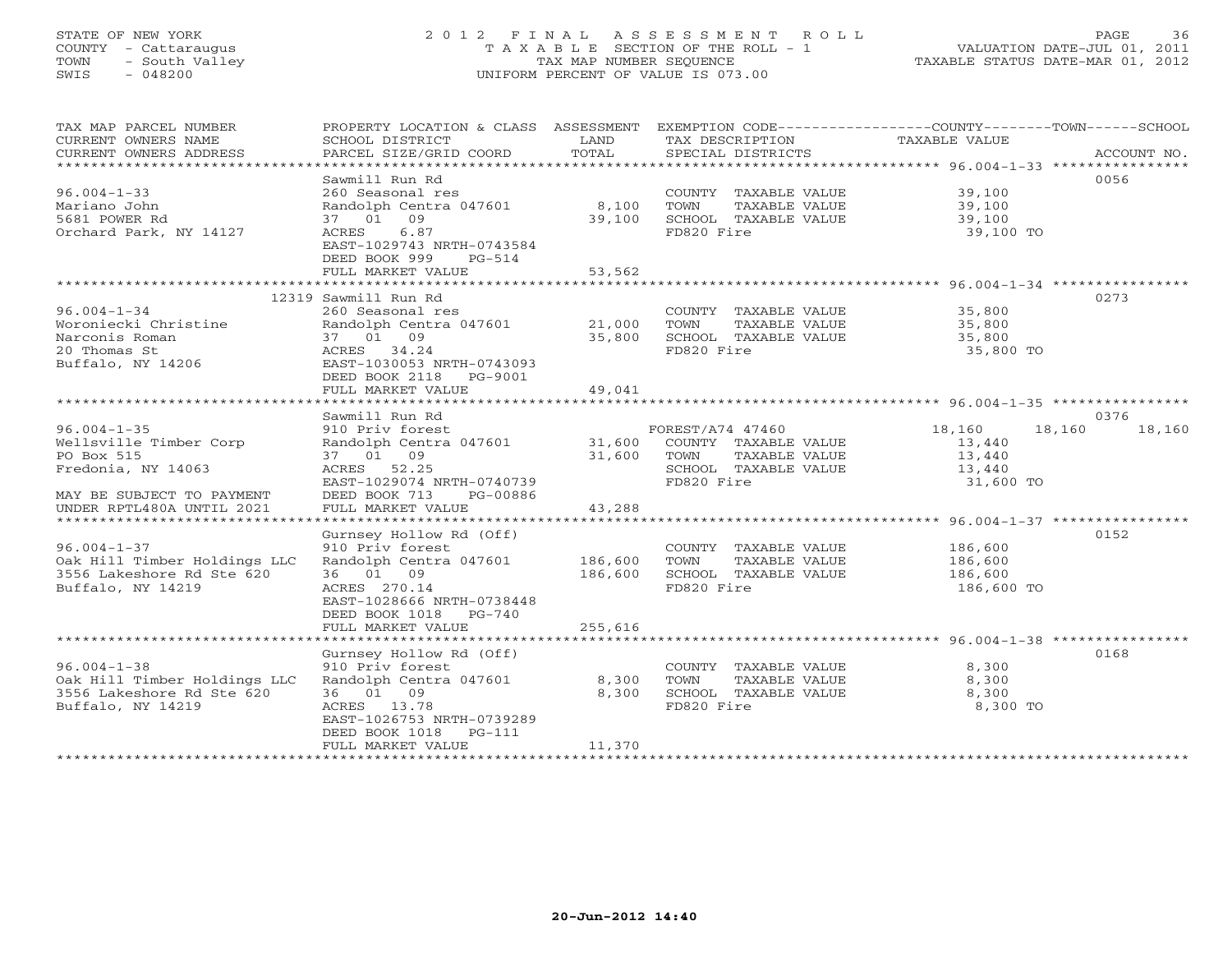STATE OF NEW YORK
COUNTY - Cattaraugus
TOWN - South Valley
SWIS - 048200

2012 FINAL ASSESSMENT ROLL
TAXABLE SECTION OF THE ROLL - 1
TAX MAP NUMBER SEQUENCE
UNIFORM PERCENT OF VALUE IS 073.00

VALUATION DATE-JUL 01, 2011
TAXABLE STATUS DATE-MAR 01, 2012

| TAX MAP PARCEL NUMBER / CURRENT OWNERS NAME / CURRENT OWNERS ADDRESS | PROPERTY LOCATION & CLASS / SCHOOL DISTRICT / PARCEL SIZE/GRID COORD | ASSESSMENT LAND | ASSESSMENT TOTAL | EXEMPTION CODE / TAX DESCRIPTION / SPECIAL DISTRICTS | COUNTY TAXABLE VALUE | TOWN | SCHOOL | ACCOUNT NO. |
|---|---|---|---|---|---|---|---|---|
| 96.004-1-33 | Sawmill Run Rd | | | | | | | 0056 |
| | 260 Seasonal res | | | COUNTY TAXABLE VALUE | 39,100 | | | |
| Mariano John | Randolph Centra 047601 | 8,100 | | TOWN TAXABLE VALUE | 39,100 | | | |
| 5681 POWER Rd | 37 01 09 | | 39,100 | SCHOOL TAXABLE VALUE | 39,100 | | | |
| Orchard Park, NY 14127 | ACRES 6.87 | | | FD820 Fire | 39,100 TO | | | |
| | EAST-1029743 NRTH-0743584 | | | | | | | |
| | DEED BOOK 999 PG-514 | | | | | | | |
| | FULL MARKET VALUE | | 53,562 | | | | | |
| 96.004-1-34 | 12319 Sawmill Run Rd | | | | | | | 0273 |
| | 260 Seasonal res | | | COUNTY TAXABLE VALUE | 35,800 | | | |
| Woroniecki Christine | Randolph Centra 047601 | 21,000 | | TOWN TAXABLE VALUE | 35,800 | | | |
| Narconis Roman | 37 01 09 | | 35,800 | SCHOOL TAXABLE VALUE | 35,800 | | | |
| 20 Thomas St | ACRES 34.24 | | | FD820 Fire | 35,800 TO | | | |
| Buffalo, NY 14206 | EAST-1030053 NRTH-0743093 | | | | | | | |
| | DEED BOOK 2118 PG-9001 | | | | | | | |
| | FULL MARKET VALUE | | 49,041 | | | | | |
| 96.004-1-35 | Sawmill Run Rd | | | | | | | 0376 |
| | 910 Priv forest | | | FOREST/A74 47460 | 18,160 | 18,160 | 18,160 | |
| Wellsville Timber Corp | Randolph Centra 047601 | 31,600 | | COUNTY TAXABLE VALUE | 13,440 | | | |
| PO Box 515 | 37 01 09 | | 31,600 | TOWN TAXABLE VALUE | 13,440 | | | |
| Fredonia, NY 14063 | ACRES 52.25 | | | SCHOOL TAXABLE VALUE | 13,440 | | | |
| | EAST-1029074 NRTH-0740739 | | | FD820 Fire | 31,600 TO | | | |
| MAY BE SUBJECT TO PAYMENT | DEED BOOK 713 PG-00886 | | | | | | | |
| UNDER RPTL480A UNTIL 2021 | FULL MARKET VALUE | | 43,288 | | | | | |
| 96.004-1-37 | Gurnsey Hollow Rd (Off) | | | | | | | 0152 |
| | 910 Priv forest | | | COUNTY TAXABLE VALUE | 186,600 | | | |
| Oak Hill Timber Holdings LLC | Randolph Centra 047601 | 186,600 | | TOWN TAXABLE VALUE | 186,600 | | | |
| 3556 Lakeshore Rd Ste 620 | 36 01 09 | | 186,600 | SCHOOL TAXABLE VALUE | 186,600 | | | |
| Buffalo, NY 14219 | ACRES 270.14 | | | FD820 Fire | 186,600 TO | | | |
| | EAST-1028666 NRTH-0738448 | | | | | | | |
| | DEED BOOK 1018 PG-740 | | | | | | | |
| | FULL MARKET VALUE | | 255,616 | | | | | |
| 96.004-1-38 | Gurnsey Hollow Rd (Off) | | | | | | | 0168 |
| | 910 Priv forest | | | COUNTY TAXABLE VALUE | 8,300 | | | |
| Oak Hill Timber Holdings LLC | Randolph Centra 047601 | 8,300 | | TOWN TAXABLE VALUE | 8,300 | | | |
| 3556 Lakeshore Rd Ste 620 | 36 01 09 | | 8,300 | SCHOOL TAXABLE VALUE | 8,300 | | | |
| Buffalo, NY 14219 | ACRES 13.78 | | | FD820 Fire | 8,300 TO | | | |
| | EAST-1026753 NRTH-0739289 | | | | | | | |
| | DEED BOOK 1018 PG-111 | | | | | | | |
| | FULL MARKET VALUE | | 11,370 | | | | | |

20-Jun-2012 14:40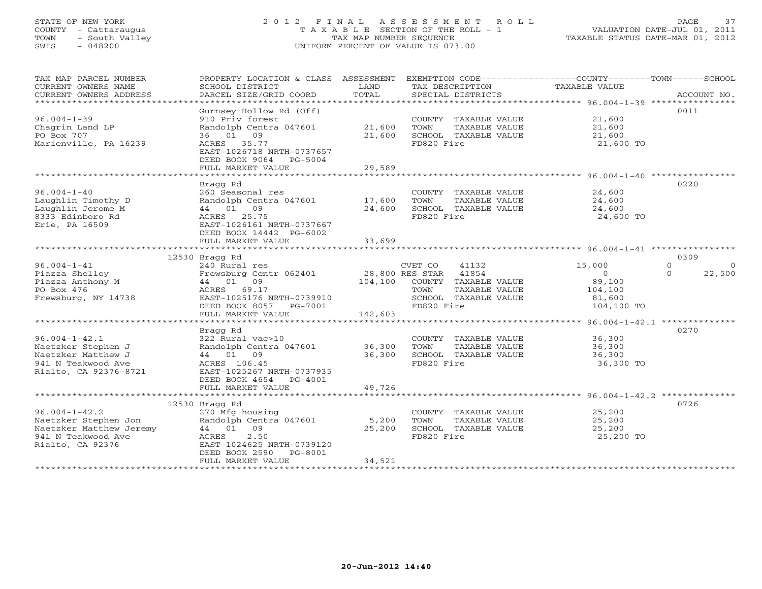STATE OF NEW YORK
COUNTY - Cattaraugus
TOWN - South Valley
SWIS - 048200

# 2012 FINAL ASSESSMENT ROLL
TAXABLE SECTION OF THE ROLL - 1
TAX MAP NUMBER SEQUENCE
UNIFORM PERCENT OF VALUE IS 073.00

VALUATION DATE-JUL 01, 2011
TAXABLE STATUS DATE-MAR 01, 2012

| TAX MAP PARCEL NUMBER / CURRENT OWNERS NAME / CURRENT OWNERS ADDRESS | PROPERTY LOCATION & CLASS / SCHOOL DISTRICT / PARCEL SIZE/GRID COORD | ASSESSMENT LAND / TOTAL | EXEMPTION CODE / TAX DESCRIPTION / SPECIAL DISTRICTS | COUNTY / TAXABLE VALUE | TOWN | SCHOOL | ACCOUNT NO. |
|---|---|---|---|---|---|---|---|
| **96.004-1-39** | Gurnsey Hollow Rd (Off) | | | | | | 0011 |
| 96.004-1-39 | 910 Priv forest | | COUNTY TAXABLE VALUE | 21,600 | | | |
| Chagrin Land LP | Randolph Centra 047601 | 21,600 | TOWN TAXABLE VALUE | 21,600 | | | |
| PO Box 707 | 36 01 09 | 21,600 | SCHOOL TAXABLE VALUE | 21,600 | | | |
| Marienville, PA 16239 | ACRES 35.77 | | FD820 Fire | 21,600 TO | | | |
| | EAST-1026718 NRTH-0737657 | | | | | | |
| | DEED BOOK 9064 PG-5004 | | | | | | |
| | FULL MARKET VALUE | 29,589 | | | | | |
| **96.004-1-40** | Bragg Rd | | | | | | 0220 |
| 96.004-1-40 | 260 Seasonal res | | COUNTY TAXABLE VALUE | 24,600 | | | |
| Laughlin Timothy D | Randolph Centra 047601 | 17,600 | TOWN TAXABLE VALUE | 24,600 | | | |
| Laughlin Jerome M | 44 01 09 | 24,600 | SCHOOL TAXABLE VALUE | 24,600 | | | |
| 8333 Edinboro Rd | ACRES 25.75 | | FD820 Fire | 24,600 TO | | | |
| Erie, PA 16509 | EAST-1026161 NRTH-0737667 | | | | | | |
| | DEED BOOK 14442 PG-6002 | | | | | | |
| | FULL MARKET VALUE | 33,699 | | | | | |
| **96.004-1-41** | 12530 Bragg Rd | | | | | | 0309 |
| 96.004-1-41 | 240 Rural res | | CVET CO 41132 | 15,000 | 0 | 0 | |
| Piazza Shelley | Frewsburg Centr 062401 | 28,800 | RES STAR 41854 | 0 | 0 | 22,500 | |
| Piazza Anthony M | 44 01 09 | 104,100 | COUNTY TAXABLE VALUE | 89,100 | | | |
| PO Box 476 | ACRES 69.17 | | TOWN TAXABLE VALUE | 104,100 | | | |
| Frewsburg, NY 14738 | EAST-1025176 NRTH-0739910 | | SCHOOL TAXABLE VALUE | 81,600 | | | |
| | DEED BOOK 8057 PG-7001 | | FD820 Fire | 104,100 TO | | | |
| | FULL MARKET VALUE | 142,603 | | | | | |
| **96.004-1-42.1** | Bragg Rd | | | | | | 0270 |
| 96.004-1-42.1 | 322 Rural vac>10 | | COUNTY TAXABLE VALUE | 36,300 | | | |
| Naetzker Stephen J | Randolph Centra 047601 | 36,300 | TOWN TAXABLE VALUE | 36,300 | | | |
| Naetzker Matthew J | 44 01 09 | 36,300 | SCHOOL TAXABLE VALUE | 36,300 | | | |
| 941 N Teakwood Ave | ACRES 106.45 | | FD820 Fire | 36,300 TO | | | |
| Rialto, CA 92376-8721 | EAST-1025267 NRTH-0737935 | | | | | | |
| | DEED BOOK 4654 PG-4001 | | | | | | |
| | FULL MARKET VALUE | 49,726 | | | | | |
| **96.004-1-42.2** | 12530 Bragg Rd | | | | | | 0726 |
| 96.004-1-42.2 | 270 Mfg housing | | COUNTY TAXABLE VALUE | 25,200 | | | |
| Naetzker Stephen Jon | Randolph Centra 047601 | 5,200 | TOWN TAXABLE VALUE | 25,200 | | | |
| Naetzker Matthew Jeremy | 44 01 09 | 25,200 | SCHOOL TAXABLE VALUE | 25,200 | | | |
| 941 N Teakwood Ave | ACRES 2.50 | | FD820 Fire | 25,200 TO | | | |
| Rialto, CA 92376 | EAST-1024625 NRTH-0739120 | | | | | | |
| | DEED BOOK 2590 PG-8001 | | | | | | |
| | FULL MARKET VALUE | 34,521 | | | | | |

20-Jun-2012 14:40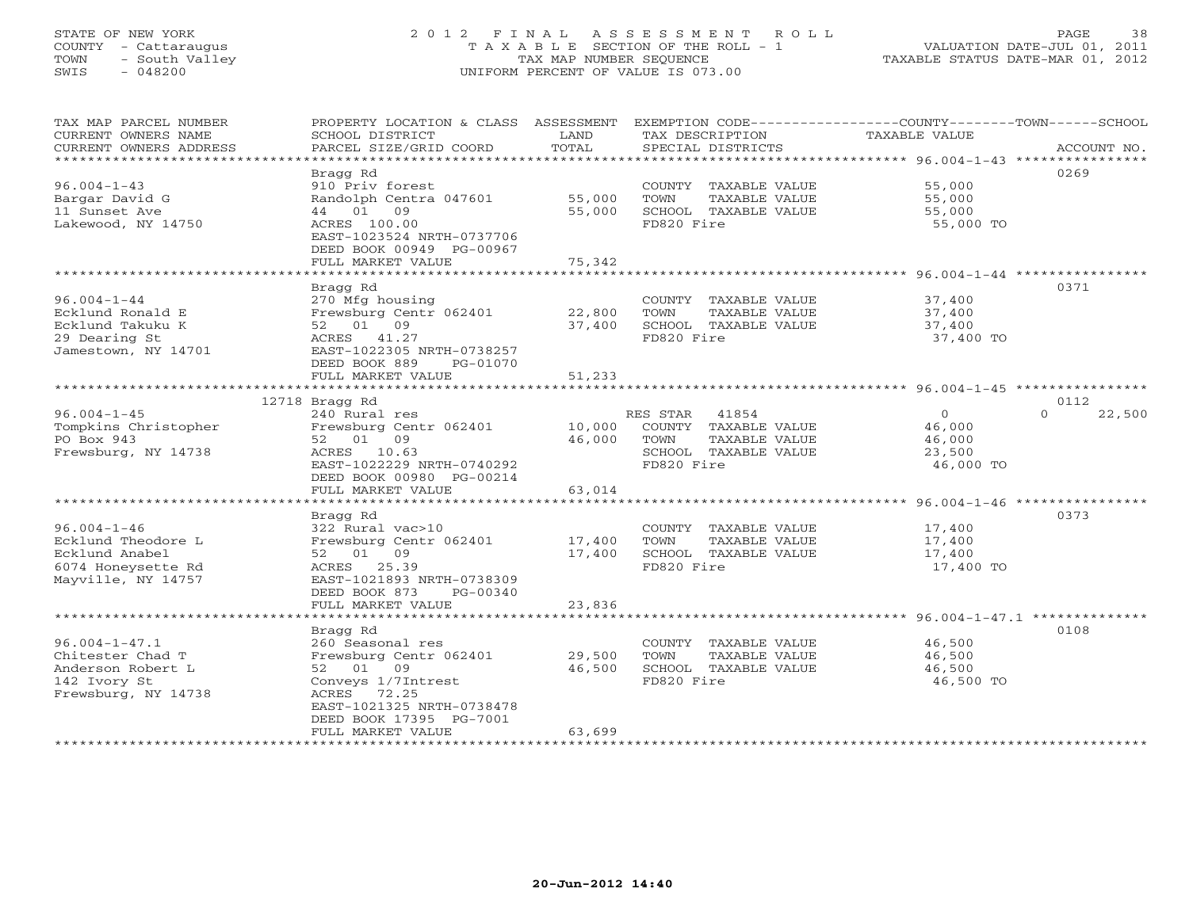STATE OF NEW YORK
COUNTY - Cattaraugus
TOWN - South Valley
SWIS - 048200

# 2012 FINAL ASSESSMENT ROLL

TAXABLE SECTION OF THE ROLL - 1
TAX MAP NUMBER SEQUENCE
UNIFORM PERCENT OF VALUE IS 073.00

VALUATION DATE-JUL 01, 2011
TAXABLE STATUS DATE-MAR 01, 2012

| TAX MAP PARCEL NUMBER / CURRENT OWNERS NAME / CURRENT OWNERS ADDRESS | PROPERTY LOCATION & CLASS / SCHOOL DISTRICT / PARCEL SIZE/GRID COORD | ASSESSMENT LAND / TOTAL | EXEMPTION CODE / TAX DESCRIPTION / SPECIAL DISTRICTS | COUNTY / TOWN / SCHOOL TAXABLE VALUE | ACCOUNT NO. |
|---|---|---|---|---|---|
| 96.004-1-43 | Bragg Rd | | | | 0269 |
| 96.004-1-43 | 910 Priv forest | | COUNTY TAXABLE VALUE | 55,000 | |
| Bargar David G | Randolph Centra 047601 | 55,000 | TOWN TAXABLE VALUE | 55,000 | |
| 11 Sunset Ave | 44 01 09 | 55,000 | SCHOOL TAXABLE VALUE | 55,000 | |
| Lakewood, NY 14750 | ACRES 100.00 | | FD820 Fire | 55,000 TO | |
| | EAST-1023524 NRTH-0737706 | | | | |
| | DEED BOOK 00949 PG-00967 | | | | |
| | FULL MARKET VALUE | 75,342 | | | |
| 96.004-1-44 | Bragg Rd | | | | 0371 |
| 96.004-1-44 | 270 Mfg housing | | COUNTY TAXABLE VALUE | 37,400 | |
| Ecklund Ronald E | Frewsburg Centr 062401 | 22,800 | TOWN TAXABLE VALUE | 37,400 | |
| Ecklund Takuku K | 52 01 09 | 37,400 | SCHOOL TAXABLE VALUE | 37,400 | |
| 29 Dearing St | ACRES 41.27 | | FD820 Fire | 37,400 TO | |
| Jamestown, NY 14701 | EAST-1022305 NRTH-0738257 | | | | |
| | DEED BOOK 889 PG-01070 | | | | |
| | FULL MARKET VALUE | 51,233 | | | |
| 96.004-1-45 | 12718 Bragg Rd | | | | 0112 |
| 96.004-1-45 | 240 Rural res | | RES STAR 41854 | 0 / 0 / 22,500 | |
| Tompkins Christopher | Frewsburg Centr 062401 | 10,000 | COUNTY TAXABLE VALUE | 46,000 | |
| PO Box 943 | 52 01 09 | 46,000 | TOWN TAXABLE VALUE | 46,000 | |
| Frewsburg, NY 14738 | ACRES 10.63 | | SCHOOL TAXABLE VALUE | 23,500 | |
| | EAST-1022229 NRTH-0740292 | | FD820 Fire | 46,000 TO | |
| | DEED BOOK 00980 PG-00214 | | | | |
| | FULL MARKET VALUE | 63,014 | | | |
| 96.004-1-46 | Bragg Rd | | | | 0373 |
| 96.004-1-46 | 322 Rural vac>10 | | COUNTY TAXABLE VALUE | 17,400 | |
| Ecklund Theodore L | Frewsburg Centr 062401 | 17,400 | TOWN TAXABLE VALUE | 17,400 | |
| Ecklund Anabel | 52 01 09 | 17,400 | SCHOOL TAXABLE VALUE | 17,400 | |
| 6074 Honeysette Rd | ACRES 25.39 | | FD820 Fire | 17,400 TO | |
| Mayville, NY 14757 | EAST-1021893 NRTH-0738309 | | | | |
| | DEED BOOK 873 PG-00340 | | | | |
| | FULL MARKET VALUE | 23,836 | | | |
| 96.004-1-47.1 | Bragg Rd | | | | 0108 |
| 96.004-1-47.1 | 260 Seasonal res | | COUNTY TAXABLE VALUE | 46,500 | |
| Chitester Chad T | Frewsburg Centr 062401 | 29,500 | TOWN TAXABLE VALUE | 46,500 | |
| Anderson Robert L | 52 01 09 | 46,500 | SCHOOL TAXABLE VALUE | 46,500 | |
| 142 Ivory St | Conveys 1/7Intrest | | FD820 Fire | 46,500 TO | |
| Frewsburg, NY 14738 | ACRES 72.25 | | | | |
| | EAST-1021325 NRTH-0738478 | | | | |
| | DEED BOOK 17395 PG-7001 | | | | |
| | FULL MARKET VALUE | 63,699 | | | |

20-Jun-2012 14:40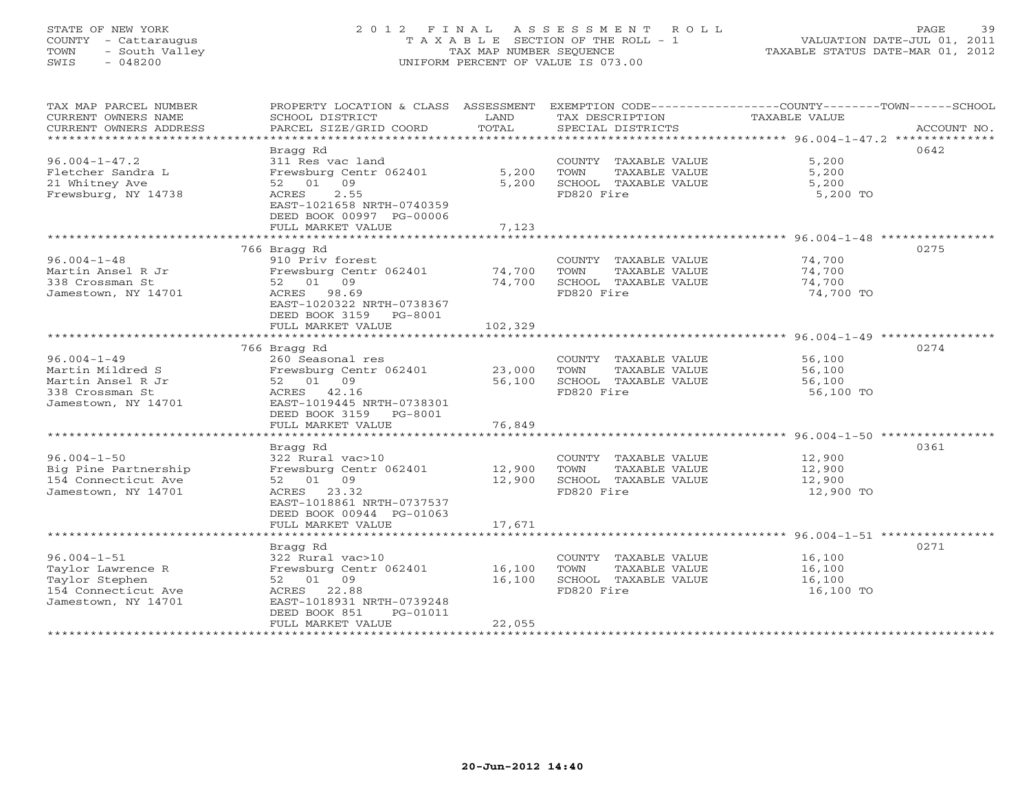STATE OF NEW YORK
COUNTY - Cattaraugus
TOWN - South Valley
SWIS - 048200

2 0 1 2 F I N A L A S S E S S M E N T R O L L
T A X A B L E SECTION OF THE ROLL - 1
TAX MAP NUMBER SEQUENCE
UNIFORM PERCENT OF VALUE IS 073.00

VALUATION DATE-JUL 01, 2011
TAXABLE STATUS DATE-MAR 01, 2012

| TAX MAP PARCEL NUMBER / CURRENT OWNERS NAME / CURRENT OWNERS ADDRESS | PROPERTY LOCATION & CLASS / SCHOOL DISTRICT / PARCEL SIZE/GRID COORD | ASSESSMENT LAND / TOTAL | EXEMPTION CODE / TAX DESCRIPTION / SPECIAL DISTRICTS | TAXABLE VALUE (COUNTY / TOWN / SCHOOL) | ACCOUNT NO. |
|---|---|---|---|---|---|
| 96.004-1-47.2 | Bragg Rd | | | | 0642 |
| | 311 Res vac land | | COUNTY TAXABLE VALUE | 5,200 | |
| Fletcher Sandra L | Frewsburg Centr 062401 | 5,200 | TOWN TAXABLE VALUE | 5,200 | |
| 21 Whitney Ave | 52 01 09 | 5,200 | SCHOOL TAXABLE VALUE | 5,200 | |
| Frewsburg, NY 14738 | ACRES 2.55 | | FD820 Fire | 5,200 TO | |
| | EAST-1021658 NRTH-0740359 | | | | |
| | DEED BOOK 00997 PG-00006 | | | | |
| | FULL MARKET VALUE | 7,123 | | | |
| 96.004-1-48 | 766 Bragg Rd | | | | 0275 |
| | 910 Priv forest | | COUNTY TAXABLE VALUE | 74,700 | |
| Martin Ansel R Jr | Frewsburg Centr 062401 | 74,700 | TOWN TAXABLE VALUE | 74,700 | |
| 338 Crossman St | 52 01 09 | 74,700 | SCHOOL TAXABLE VALUE | 74,700 | |
| Jamestown, NY 14701 | ACRES 98.69 | | FD820 Fire | 74,700 TO | |
| | EAST-1020322 NRTH-0738367 | | | | |
| | DEED BOOK 3159 PG-8001 | | | | |
| | FULL MARKET VALUE | 102,329 | | | |
| 96.004-1-49 | 766 Bragg Rd | | | | 0274 |
| | 260 Seasonal res | | COUNTY TAXABLE VALUE | 56,100 | |
| Martin Mildred S | Frewsburg Centr 062401 | 23,000 | TOWN TAXABLE VALUE | 56,100 | |
| Martin Ansel R Jr | 52 01 09 | 56,100 | SCHOOL TAXABLE VALUE | 56,100 | |
| 338 Crossman St | ACRES 42.16 | | FD820 Fire | 56,100 TO | |
| Jamestown, NY 14701 | EAST-1019445 NRTH-0738301 | | | | |
| | DEED BOOK 3159 PG-8001 | | | | |
| | FULL MARKET VALUE | 76,849 | | | |
| 96.004-1-50 | Bragg Rd | | | | 0361 |
| | 322 Rural vac>10 | | COUNTY TAXABLE VALUE | 12,900 | |
| Big Pine Partnership | Frewsburg Centr 062401 | 12,900 | TOWN TAXABLE VALUE | 12,900 | |
| 154 Connecticut Ave | 52 01 09 | 12,900 | SCHOOL TAXABLE VALUE | 12,900 | |
| Jamestown, NY 14701 | ACRES 23.32 | | FD820 Fire | 12,900 TO | |
| | EAST-1018861 NRTH-0737537 | | | | |
| | DEED BOOK 00944 PG-01063 | | | | |
| | FULL MARKET VALUE | 17,671 | | | |
| 96.004-1-51 | Bragg Rd | | | | 0271 |
| | 322 Rural vac>10 | | COUNTY TAXABLE VALUE | 16,100 | |
| Taylor Lawrence R | Frewsburg Centr 062401 | 16,100 | TOWN TAXABLE VALUE | 16,100 | |
| Taylor Stephen | 52 01 09 | 16,100 | SCHOOL TAXABLE VALUE | 16,100 | |
| 154 Connecticut Ave | ACRES 22.88 | | FD820 Fire | 16,100 TO | |
| Jamestown, NY 14701 | EAST-1018931 NRTH-0739248 | | | | |
| | DEED BOOK 851 PG-01011 | | | | |
| | FULL MARKET VALUE | 22,055 | | | |

20-Jun-2012 14:40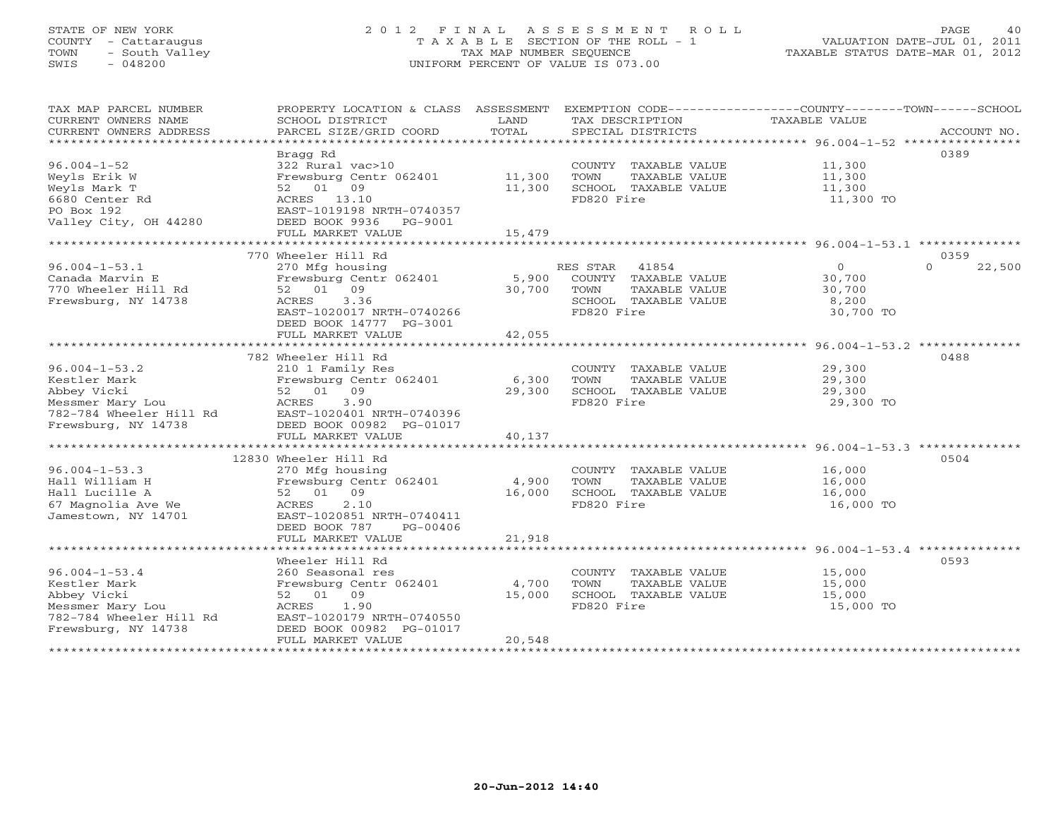STATE OF NEW YORK
COUNTY - Cattaraugus
TOWN - South Valley
SWIS - 048200

# 2012 FINAL ASSESSMENT ROLL

TAXABLE SECTION OF THE ROLL - 1
TAX MAP NUMBER SEQUENCE
UNIFORM PERCENT OF VALUE IS 073.00

VALUATION DATE-JUL 01, 2011
TAXABLE STATUS DATE-MAR 01, 2012

| TAX MAP PARCEL NUMBER / CURRENT OWNERS NAME / CURRENT OWNERS ADDRESS | PROPERTY LOCATION & CLASS / SCHOOL DISTRICT / PARCEL SIZE/GRID COORD | ASSESSMENT LAND | TOTAL | EXEMPTION CODE / TAX DESCRIPTION / SPECIAL DISTRICTS | COUNTY / TOWN TAXABLE VALUE | SCHOOL | ACCOUNT NO. |
|---|---|---|---|---|---|---|---|
| **96.004-1-52** | Bragg Rd | | | | | | 0389 |
| Weyls Erik W | 322 Rural vac>10 | | | COUNTY TAXABLE VALUE | 11,300 | | |
| Weyls Mark T | Frewsburg Centr 062401 | 11,300 | | TOWN TAXABLE VALUE | 11,300 | | |
| 6680 Center Rd | 52 01 09 | | 11,300 | SCHOOL TAXABLE VALUE | 11,300 | | |
| PO Box 192 | ACRES 13.10 | | | FD820 Fire | 11,300 TO | | |
| Valley City, OH 44280 | EAST-1019198 NRTH-0740357 | | | | | | |
| | DEED BOOK 9936 PG-9001 | | | | | | |
| | FULL MARKET VALUE | | 15,479 | | | | |
| **96.004-1-53.1** | 770 Wheeler Hill Rd | | | | | | 0359 |
| Canada Marvin E | 270 Mfg housing | | | RES STAR 41854 | 0 | 0 | 22,500 |
| 770 Wheeler Hill Rd | Frewsburg Centr 062401 | 5,900 | | COUNTY TAXABLE VALUE | 30,700 | | |
| Frewsburg, NY 14738 | 52 01 09 | | 30,700 | TOWN TAXABLE VALUE | 30,700 | | |
| | ACRES 3.36 | | | SCHOOL TAXABLE VALUE | 8,200 | | |
| | EAST-1020017 NRTH-0740266 | | | FD820 Fire | 30,700 TO | | |
| | DEED BOOK 14777 PG-3001 | | | | | | |
| | FULL MARKET VALUE | | 42,055 | | | | |
| **96.004-1-53.2** | 782 Wheeler Hill Rd | | | | | | 0488 |
| Kestler Mark | 210 1 Family Res | | | COUNTY TAXABLE VALUE | 29,300 | | |
| Abbey Vicki | Frewsburg Centr 062401 | 6,300 | | TOWN TAXABLE VALUE | 29,300 | | |
| Messmer Mary Lou | 52 01 09 | | 29,300 | SCHOOL TAXABLE VALUE | 29,300 | | |
| 782-784 Wheeler Hill Rd | ACRES 3.90 | | | FD820 Fire | 29,300 TO | | |
| Frewsburg, NY 14738 | EAST-1020401 NRTH-0740396 | | | | | | |
| | DEED BOOK 00982 PG-01017 | | | | | | |
| | FULL MARKET VALUE | | 40,137 | | | | |
| **96.004-1-53.3** | 12830 Wheeler Hill Rd | | | | | | 0504 |
| Hall William H | 270 Mfg housing | | | COUNTY TAXABLE VALUE | 16,000 | | |
| Hall Lucille A | Frewsburg Centr 062401 | 4,900 | | TOWN TAXABLE VALUE | 16,000 | | |
| 67 Magnolia Ave We | 52 01 09 | | 16,000 | SCHOOL TAXABLE VALUE | 16,000 | | |
| Jamestown, NY 14701 | ACRES 2.10 | | | FD820 Fire | 16,000 TO | | |
| | EAST-1020851 NRTH-0740411 | | | | | | |
| | DEED BOOK 787 PG-00406 | | | | | | |
| | FULL MARKET VALUE | | 21,918 | | | | |
| **96.004-1-53.4** | Wheeler Hill Rd | | | | | | 0593 |
| Kestler Mark | 260 Seasonal res | | | COUNTY TAXABLE VALUE | 15,000 | | |
| Abbey Vicki | Frewsburg Centr 062401 | 4,700 | | TOWN TAXABLE VALUE | 15,000 | | |
| Messmer Mary Lou | 52 01 09 | | 15,000 | SCHOOL TAXABLE VALUE | 15,000 | | |
| 782-784 Wheeler Hill Rd | ACRES 1.90 | | | FD820 Fire | 15,000 TO | | |
| Frewsburg, NY 14738 | EAST-1020179 NRTH-0740550 | | | | | | |
| | DEED BOOK 00982 PG-01017 | | | | | | |
| | FULL MARKET VALUE | | 20,548 | | | | |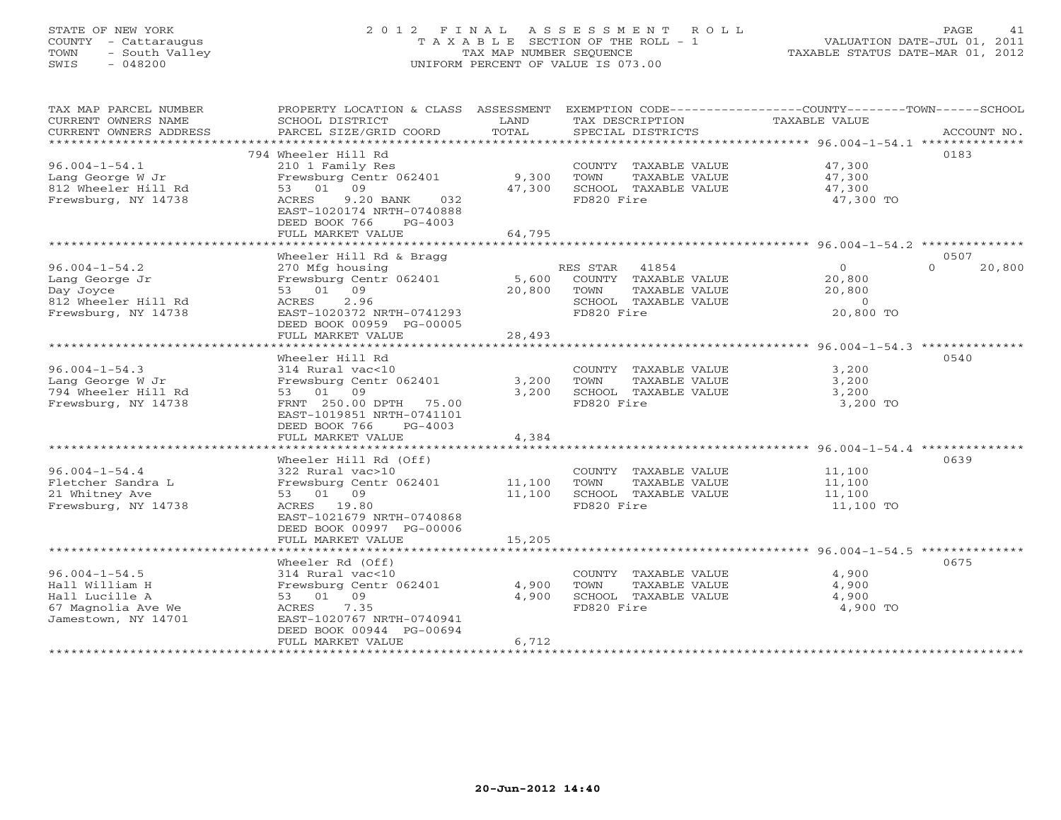STATE OF NEW YORK
COUNTY - Cattaraugus
TOWN - South Valley
SWIS - 048200

2012 FINAL ASSESSMENT ROLL
TAXABLE SECTION OF THE ROLL - 1
TAX MAP NUMBER SEQUENCE
UNIFORM PERCENT OF VALUE IS 073.00

VALUATION DATE-JUL 01, 2011
TAXABLE STATUS DATE-MAR 01, 2012

| TAX MAP PARCEL NUMBER / CURRENT OWNERS NAME / CURRENT OWNERS ADDRESS | PROPERTY LOCATION & CLASS / SCHOOL DISTRICT / PARCEL SIZE/GRID COORD | ASSESSMENT LAND | TOTAL | EXEMPTION CODE / TAX DESCRIPTION / SPECIAL DISTRICTS | COUNTY | TOWN | SCHOOL | ACCOUNT NO. |
|---|---|---|---|---|---|---|---|---|
| 96.004-1-54.1 | 794 Wheeler Hill Rd | | | | | | | 0183 |
| Lang George W Jr | 210 1 Family Res | | | COUNTY TAXABLE VALUE | 47,300 | | | |
| 812 Wheeler Hill Rd | Frewsburg Centr 062401 | 9,300 | | TOWN TAXABLE VALUE | | 47,300 | | |
| Frewsburg, NY 14738 | 53 01 09 | | 47,300 | SCHOOL TAXABLE VALUE | | | 47,300 | |
| | ACRES 9.20 BANK 032 | | | FD820 Fire | 47,300 TO | | | |
| | EAST-1020174 NRTH-0740888 | | | | | | | |
| | DEED BOOK 766 PG-4003 | | | | | | | |
| | FULL MARKET VALUE | | 64,795 | | | | | |
| 96.004-1-54.2 | Wheeler Hill Rd & Bragg | | | | | | | 0507 |
| Lang George Jr | 270 Mfg housing | | | RES STAR 41854 | 0 | 0 | 20,800 | |
| Day Joyce | Frewsburg Centr 062401 | 5,600 | | COUNTY TAXABLE VALUE | 20,800 | | | |
| 812 Wheeler Hill Rd | 53 01 09 | | 20,800 | TOWN TAXABLE VALUE | | 20,800 | | |
| Frewsburg, NY 14738 | ACRES 2.96 | | | SCHOOL TAXABLE VALUE | | | 0 | |
| | EAST-1020372 NRTH-0741293 | | | FD820 Fire | 20,800 TO | | | |
| | DEED BOOK 00959 PG-00005 | | | | | | | |
| | FULL MARKET VALUE | | 28,493 | | | | | |
| 96.004-1-54.3 | Wheeler Hill Rd | | | | | | | 0540 |
| Lang George W Jr | 314 Rural vac<10 | | | COUNTY TAXABLE VALUE | 3,200 | | | |
| 794 Wheeler Hill Rd | Frewsburg Centr 062401 | 3,200 | | TOWN TAXABLE VALUE | | 3,200 | | |
| Frewsburg, NY 14738 | 53 01 09 | | 3,200 | SCHOOL TAXABLE VALUE | | | 3,200 | |
| | FRNT 250.00 DPTH 75.00 | | | FD820 Fire | 3,200 TO | | | |
| | EAST-1019851 NRTH-0741101 | | | | | | | |
| | DEED BOOK 766 PG-4003 | | | | | | | |
| | FULL MARKET VALUE | | 4,384 | | | | | |
| 96.004-1-54.4 | Wheeler Hill Rd (Off) | | | | | | | 0639 |
| Fletcher Sandra L | 322 Rural vac>10 | | | COUNTY TAXABLE VALUE | 11,100 | | | |
| 21 Whitney Ave | Frewsburg Centr 062401 | 11,100 | | TOWN TAXABLE VALUE | | 11,100 | | |
| Frewsburg, NY 14738 | 53 01 09 | | 11,100 | SCHOOL TAXABLE VALUE | | | 11,100 | |
| | ACRES 19.80 | | | FD820 Fire | 11,100 TO | | | |
| | EAST-1021679 NRTH-0740868 | | | | | | | |
| | DEED BOOK 00997 PG-00006 | | | | | | | |
| | FULL MARKET VALUE | | 15,205 | | | | | |
| 96.004-1-54.5 | Wheeler Rd (Off) | | | | | | | 0675 |
| Hall William H | 314 Rural vac<10 | | | COUNTY TAXABLE VALUE | 4,900 | | | |
| Hall Lucille A | Frewsburg Centr 062401 | 4,900 | | TOWN TAXABLE VALUE | | 4,900 | | |
| 67 Magnolia Ave We | 53 01 09 | | 4,900 | SCHOOL TAXABLE VALUE | | | 4,900 | |
| Jamestown, NY 14701 | ACRES 7.35 | | | FD820 Fire | 4,900 TO | | | |
| | EAST-1020767 NRTH-0740941 | | | | | | | |
| | DEED BOOK 00944 PG-00694 | | | | | | | |
| | FULL MARKET VALUE | | 6,712 | | | | | |

20-Jun-2012 14:40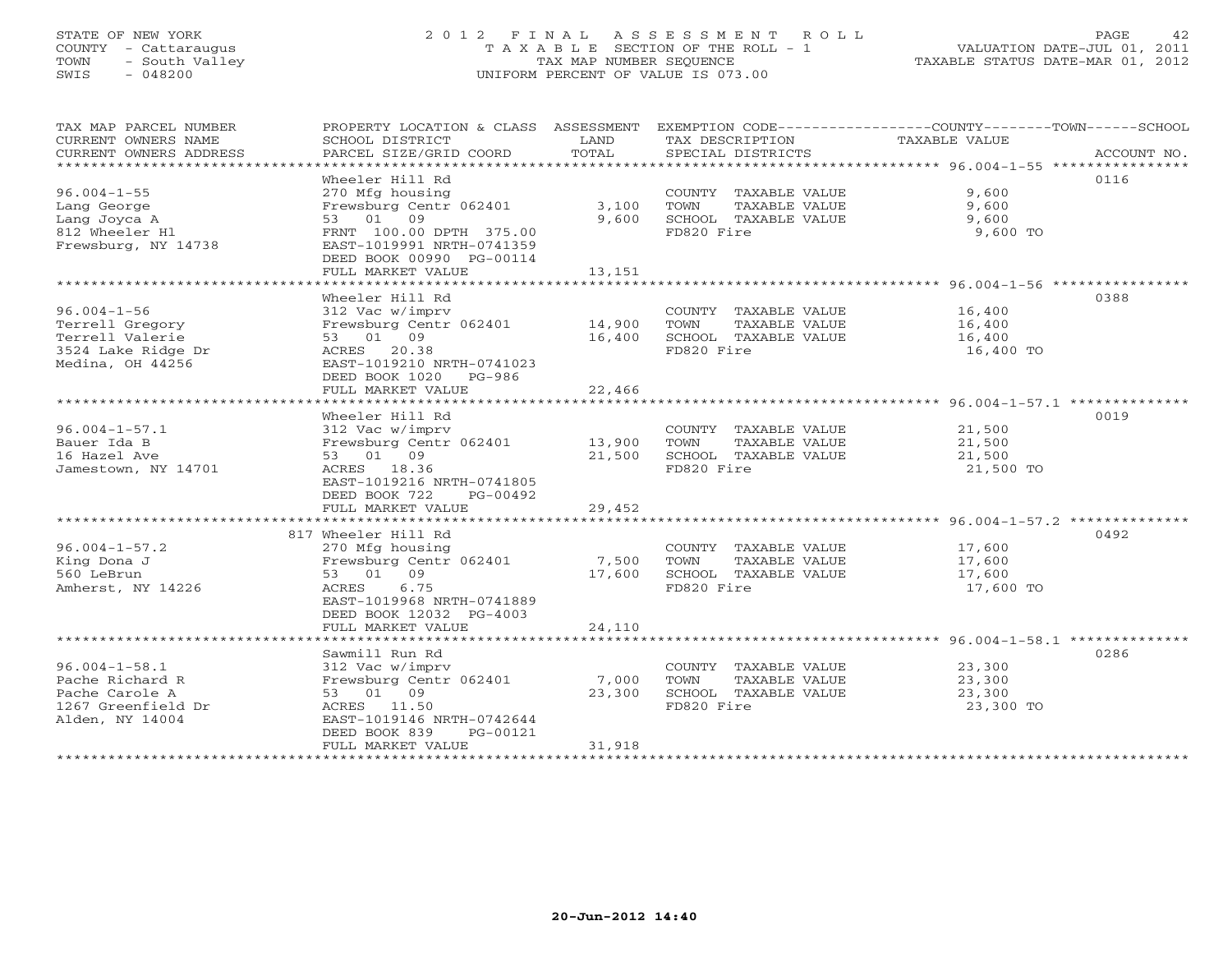STATE OF NEW YORK
COUNTY - Cattaraugus
TOWN - South Valley
SWIS - 048200

2 0 1 2 F I N A L A S S E S S M E N T R O L L
T A X A B L E SECTION OF THE ROLL - 1
TAX MAP NUMBER SEQUENCE
UNIFORM PERCENT OF VALUE IS 073.00

VALUATION DATE-JUL 01, 2011
TAXABLE STATUS DATE-MAR 01, 2012

| TAX MAP PARCEL NUMBER / CURRENT OWNERS NAME / CURRENT OWNERS ADDRESS | PROPERTY LOCATION & CLASS / SCHOOL DISTRICT / PARCEL SIZE/GRID COORD | ASSESSMENT LAND / TOTAL | EXEMPTION CODE / TAX DESCRIPTION / SPECIAL DISTRICTS | COUNTY--------TOWN------SCHOOL TAXABLE VALUE | ACCOUNT NO. |
|---|---|---|---|---|---|
| 96.004-1-55 | Wheeler Hill Rd | | | | 0116 |
| 96.004-1-55 | 270 Mfg housing | | COUNTY TAXABLE VALUE | 9,600 | |
| Lang George | Frewsburg Centr 062401 | 3,100 | TOWN TAXABLE VALUE | 9,600 | |
| Lang Joyca A | 53 01 09 | 9,600 | SCHOOL TAXABLE VALUE | 9,600 | |
| 812 Wheeler Hl | FRNT 100.00 DPTH 375.00 | | FD820 Fire | 9,600 TO | |
| Frewsburg, NY 14738 | EAST-1019991 NRTH-0741359 | | | | |
| | DEED BOOK 00990 PG-00114 | | | | |
| | FULL MARKET VALUE | 13,151 | | | |
| 96.004-1-56 | Wheeler Hill Rd | | | | 0388 |
| 96.004-1-56 | 312 Vac w/imprv | | COUNTY TAXABLE VALUE | 16,400 | |
| Terrell Gregory | Frewsburg Centr 062401 | 14,900 | TOWN TAXABLE VALUE | 16,400 | |
| Terrell Valerie | 53 01 09 | 16,400 | SCHOOL TAXABLE VALUE | 16,400 | |
| 3524 Lake Ridge Dr | ACRES 20.38 | | FD820 Fire | 16,400 TO | |
| Medina, OH 44256 | EAST-1019210 NRTH-0741023 | | | | |
| | DEED BOOK 1020 PG-986 | | | | |
| | FULL MARKET VALUE | 22,466 | | | |
| 96.004-1-57.1 | Wheeler Hill Rd | | | | 0019 |
| 96.004-1-57.1 | 312 Vac w/imprv | | COUNTY TAXABLE VALUE | 21,500 | |
| Bauer Ida B | Frewsburg Centr 062401 | 13,900 | TOWN TAXABLE VALUE | 21,500 | |
| 16 Hazel Ave | 53 01 09 | 21,500 | SCHOOL TAXABLE VALUE | 21,500 | |
| Jamestown, NY 14701 | ACRES 18.36 | | FD820 Fire | 21,500 TO | |
| | EAST-1019216 NRTH-0741805 | | | | |
| | DEED BOOK 722 PG-00492 | | | | |
| | FULL MARKET VALUE | 29,452 | | | |
| 96.004-1-57.2 | 817 Wheeler Hill Rd | | | | 0492 |
| 96.004-1-57.2 | 270 Mfg housing | | COUNTY TAXABLE VALUE | 17,600 | |
| King Dona J | Frewsburg Centr 062401 | 7,500 | TOWN TAXABLE VALUE | 17,600 | |
| 560 LeBrun | 53 01 09 | 17,600 | SCHOOL TAXABLE VALUE | 17,600 | |
| Amherst, NY 14226 | ACRES 6.75 | | FD820 Fire | 17,600 TO | |
| | EAST-1019968 NRTH-0741889 | | | | |
| | DEED BOOK 12032 PG-4003 | | | | |
| | FULL MARKET VALUE | 24,110 | | | |
| 96.004-1-58.1 | Sawmill Run Rd | | | | 0286 |
| 96.004-1-58.1 | 312 Vac w/imprv | | COUNTY TAXABLE VALUE | 23,300 | |
| Pache Richard R | Frewsburg Centr 062401 | 7,000 | TOWN TAXABLE VALUE | 23,300 | |
| Pache Carole A | 53 01 09 | 23,300 | SCHOOL TAXABLE VALUE | 23,300 | |
| 1267 Greenfield Dr | ACRES 11.50 | | FD820 Fire | 23,300 TO | |
| Alden, NY 14004 | EAST-1019146 NRTH-0742644 | | | | |
| | DEED BOOK 839 PG-00121 | | | | |
| | FULL MARKET VALUE | 31,918 | | | |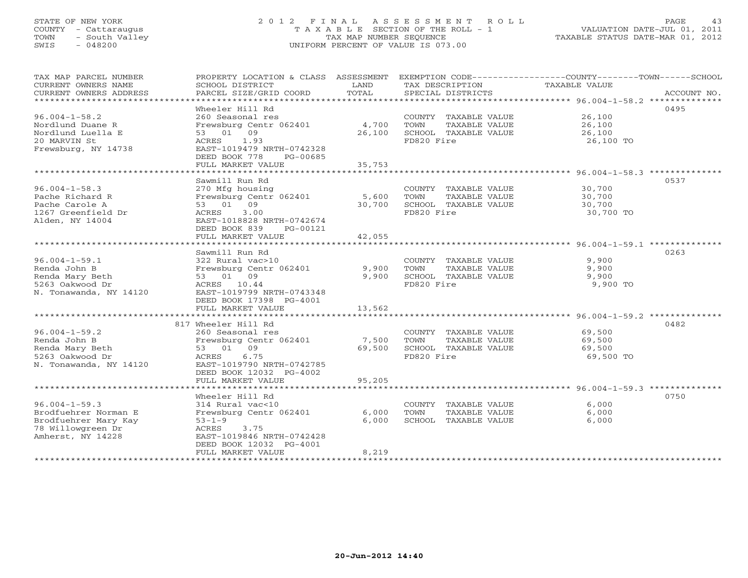STATE OF NEW YORK
COUNTY - Cattaraugus
TOWN - South Valley
SWIS - 048200

# 2012 FINAL ASSESSMENT ROLL
TAXABLE SECTION OF THE ROLL - 1
TAX MAP NUMBER SEQUENCE
UNIFORM PERCENT OF VALUE IS 073.00

VALUATION DATE-JUL 01, 2011
TAXABLE STATUS DATE-MAR 01, 2012

| TAX MAP PARCEL NUMBER / CURRENT OWNERS NAME / CURRENT OWNERS ADDRESS | PROPERTY LOCATION & CLASS / SCHOOL DISTRICT / PARCEL SIZE/GRID COORD | ASSESSMENT LAND / TOTAL | EXEMPTION CODE / TAX DESCRIPTION / SPECIAL DISTRICTS | COUNTY--------TOWN------SCHOOL TAXABLE VALUE | ACCOUNT NO. |
|---|---|---|---|---|---|
| 96.004-1-58.2 | Wheeler Hill Rd | | | | 0495 |
| Nordlund Duane R | 260 Seasonal res | | COUNTY TAXABLE VALUE | 26,100 | |
| Nordlund Luella E | Frewsburg Centr 062401 | 4,700 | TOWN TAXABLE VALUE | 26,100 | |
| 20 MARVIN St | 53 01 09 | 26,100 | SCHOOL TAXABLE VALUE | 26,100 | |
| Frewsburg, NY 14738 | ACRES 1.93 | | FD820 Fire | 26,100 TO | |
| | EAST-1019479 NRTH-0742328 | | | | |
| | DEED BOOK 778 PG-00685 | | | | |
| | FULL MARKET VALUE | 35,753 | | | |
| 96.004-1-58.3 | Sawmill Run Rd | | | | 0537 |
| Pache Richard R | 270 Mfg housing | | COUNTY TAXABLE VALUE | 30,700 | |
| Pache Carole A | Frewsburg Centr 062401 | 5,600 | TOWN TAXABLE VALUE | 30,700 | |
| 1267 Greenfield Dr | 53 01 09 | 30,700 | SCHOOL TAXABLE VALUE | 30,700 | |
| Alden, NY 14004 | ACRES 3.00 | | FD820 Fire | 30,700 TO | |
| | EAST-1018828 NRTH-0742674 | | | | |
| | DEED BOOK 839 PG-00121 | | | | |
| | FULL MARKET VALUE | 42,055 | | | |
| 96.004-1-59.1 | Sawmill Run Rd | | | | 0263 |
| Renda John B | 322 Rural vac>10 | | COUNTY TAXABLE VALUE | 9,900 | |
| Renda Mary Beth | Frewsburg Centr 062401 | 9,900 | TOWN TAXABLE VALUE | 9,900 | |
| 5263 Oakwood Dr | 53 01 09 | 9,900 | SCHOOL TAXABLE VALUE | 9,900 | |
| N. Tonawanda, NY 14120 | ACRES 10.44 | | FD820 Fire | 9,900 TO | |
| | EAST-1019799 NRTH-0743348 | | | | |
| | DEED BOOK 17398 PG-4001 | | | | |
| | FULL MARKET VALUE | 13,562 | | | |
| 96.004-1-59.2 | 817 Wheeler Hill Rd | | | | 0482 |
| Renda John B | 260 Seasonal res | | COUNTY TAXABLE VALUE | 69,500 | |
| Renda Mary Beth | Frewsburg Centr 062401 | 7,500 | TOWN TAXABLE VALUE | 69,500 | |
| 5263 Oakwood Dr | 53 01 09 | 69,500 | SCHOOL TAXABLE VALUE | 69,500 | |
| N. Tonawanda, NY 14120 | ACRES 6.75 | | FD820 Fire | 69,500 TO | |
| | EAST-1019790 NRTH-0742785 | | | | |
| | DEED BOOK 12032 PG-4002 | | | | |
| | FULL MARKET VALUE | 95,205 | | | |
| 96.004-1-59.3 | Wheeler Hill Rd | | | | 0750 |
| Brodfuehrer Norman E | 314 Rural vac<10 | | COUNTY TAXABLE VALUE | 6,000 | |
| Brodfuehrer Mary Kay | Frewsburg Centr 062401 | 6,000 | TOWN TAXABLE VALUE | 6,000 | |
| 78 Willowgreen Dr | 53-1-9 | 6,000 | SCHOOL TAXABLE VALUE | 6,000 | |
| Amherst, NY 14228 | ACRES 3.75 | | | | |
| | EAST-1019846 NRTH-0742428 | | | | |
| | DEED BOOK 12032 PG-4001 | | | | |
| | FULL MARKET VALUE | 8,219 | | | |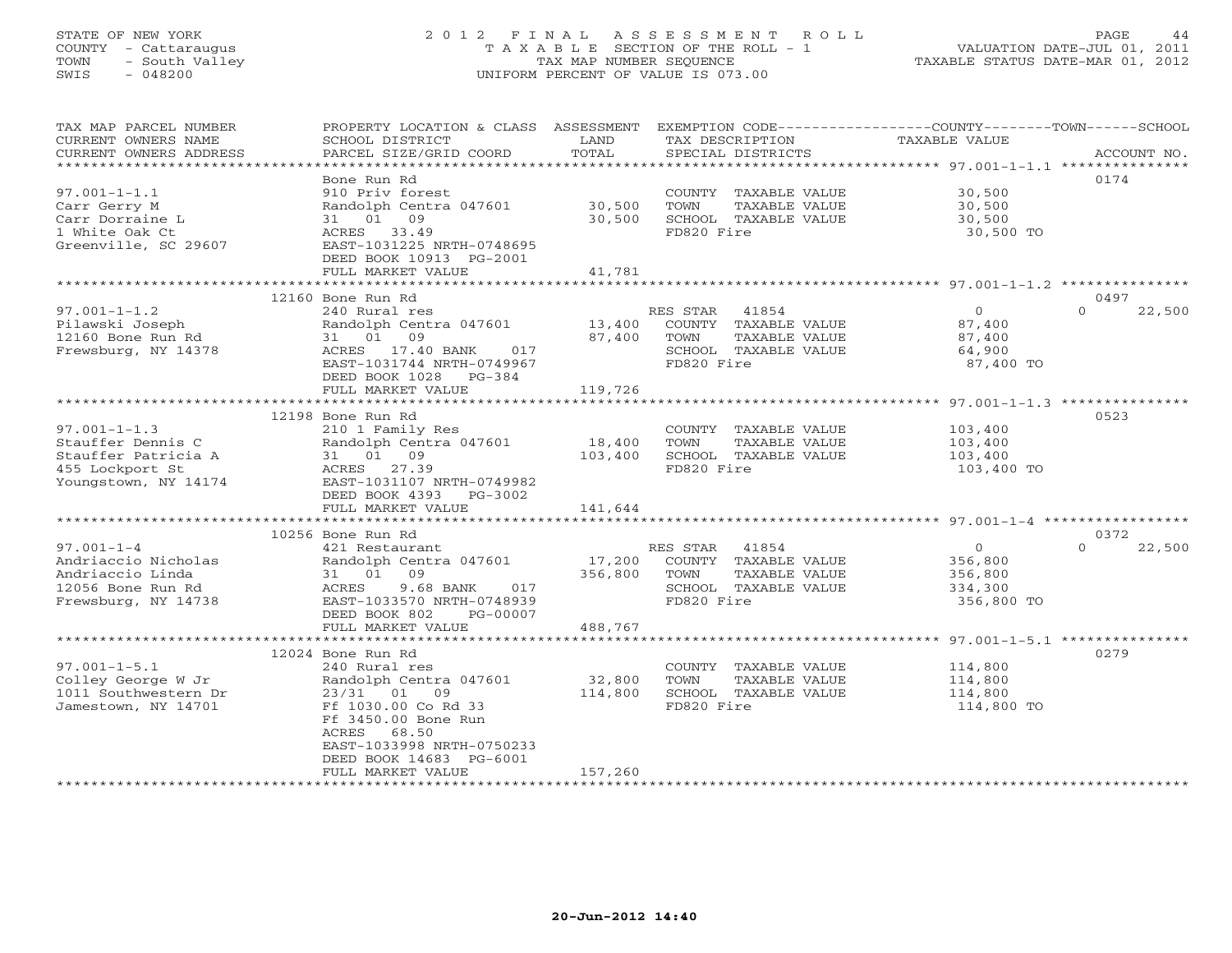STATE OF NEW YORK
COUNTY - Cattaraugus
TOWN - South Valley
SWIS - 048200

# 2012 FINAL ASSESSMENT ROLL

TAXABLE SECTION OF THE ROLL - 1
TAX MAP NUMBER SEQUENCE
UNIFORM PERCENT OF VALUE IS 073.00

VALUATION DATE-JUL 01, 2011
TAXABLE STATUS DATE-MAR 01, 2012

| TAX MAP PARCEL NUMBER / CURRENT OWNERS NAME / CURRENT OWNERS ADDRESS | PROPERTY LOCATION & CLASS / SCHOOL DISTRICT / PARCEL SIZE/GRID COORD | ASSESSMENT LAND | TOTAL | EXEMPTION CODE / TAX DESCRIPTION / SPECIAL DISTRICTS | COUNTY TAXABLE VALUE | TOWN | SCHOOL | ACCOUNT NO. |
|---|---|---|---|---|---|---|---|---|
| 97.001-1-1.1 | Bone Run Rd | | | | | | | 0174 |
| Carr Gerry M | 910 Priv forest | | | COUNTY TAXABLE VALUE | 30,500 | | | |
| Carr Dorraine L | Randolph Centra 047601 | 30,500 | | TOWN TAXABLE VALUE | 30,500 | | | |
| 1 White Oak Ct | 31 01 09 | | 30,500 | SCHOOL TAXABLE VALUE | 30,500 | | | |
| Greenville, SC 29607 | ACRES 33.49 | | | FD820 Fire | 30,500 TO | | | |
| | EAST-1031225 NRTH-0748695 | | | | | | | |
| | DEED BOOK 10913 PG-2001 | | | | | | | |
| | FULL MARKET VALUE | | 41,781 | | | | | |
| 97.001-1-1.2 | 12160 Bone Run Rd | | | | | | | 0497 |
| Pilawski Joseph | 240 Rural res | | | RES STAR 41854 | 0 | 0 | 22,500 | |
| 12160 Bone Run Rd | Randolph Centra 047601 | 13,400 | | COUNTY TAXABLE VALUE | 87,400 | | | |
| Frewsburg, NY 14378 | 31 01 09 | | 87,400 | TOWN TAXABLE VALUE | 87,400 | | | |
| | ACRES 17.40 BANK 017 | | | SCHOOL TAXABLE VALUE | 64,900 | | | |
| | EAST-1031744 NRTH-0749967 | | | FD820 Fire | 87,400 TO | | | |
| | DEED BOOK 1028 PG-384 | | | | | | | |
| | FULL MARKET VALUE | | 119,726 | | | | | |
| 97.001-1-1.3 | 12198 Bone Run Rd | | | | | | | 0523 |
| Stauffer Dennis C | 210 1 Family Res | | | COUNTY TAXABLE VALUE | 103,400 | | | |
| Stauffer Patricia A | Randolph Centra 047601 | 18,400 | | TOWN TAXABLE VALUE | 103,400 | | | |
| 455 Lockport St | 31 01 09 | | 103,400 | SCHOOL TAXABLE VALUE | 103,400 | | | |
| Youngstown, NY 14174 | ACRES 27.39 | | | FD820 Fire | 103,400 TO | | | |
| | EAST-1031107 NRTH-0749982 | | | | | | | |
| | DEED BOOK 4393 PG-3002 | | | | | | | |
| | FULL MARKET VALUE | | 141,644 | | | | | |
| 97.001-1-4 | 10256 Bone Run Rd | | | | | | | 0372 |
| Andriaccio Nicholas | 421 Restaurant | | | RES STAR 41854 | 0 | 0 | 22,500 | |
| Andriaccio Linda | Randolph Centra 047601 | 17,200 | | COUNTY TAXABLE VALUE | 356,800 | | | |
| 12056 Bone Run Rd | 31 01 09 | | 356,800 | TOWN TAXABLE VALUE | 356,800 | | | |
| Frewsburg, NY 14738 | ACRES 9.68 BANK 017 | | | SCHOOL TAXABLE VALUE | 334,300 | | | |
| | EAST-1033570 NRTH-0748939 | | | FD820 Fire | 356,800 TO | | | |
| | DEED BOOK 802 PG-00007 | | | | | | | |
| | FULL MARKET VALUE | | 488,767 | | | | | |
| 97.001-1-5.1 | 12024 Bone Run Rd | | | | | | | 0279 |
| Colley George W Jr | 240 Rural res | | | COUNTY TAXABLE VALUE | 114,800 | | | |
| 1011 Southwestern Dr | Randolph Centra 047601 | 32,800 | | TOWN TAXABLE VALUE | 114,800 | | | |
| Jamestown, NY 14701 | 23/31 01 09 | | 114,800 | SCHOOL TAXABLE VALUE | 114,800 | | | |
| | Ff 1030.00 Co Rd 33 | | | FD820 Fire | 114,800 TO | | | |
| | Ff 3450.00 Bone Run | | | | | | | |
| | ACRES 68.50 | | | | | | | |
| | EAST-1033998 NRTH-0750233 | | | | | | | |
| | DEED BOOK 14683 PG-6001 | | | | | | | |
| | FULL MARKET VALUE | | 157,260 | | | | | |

20-Jun-2012 14:40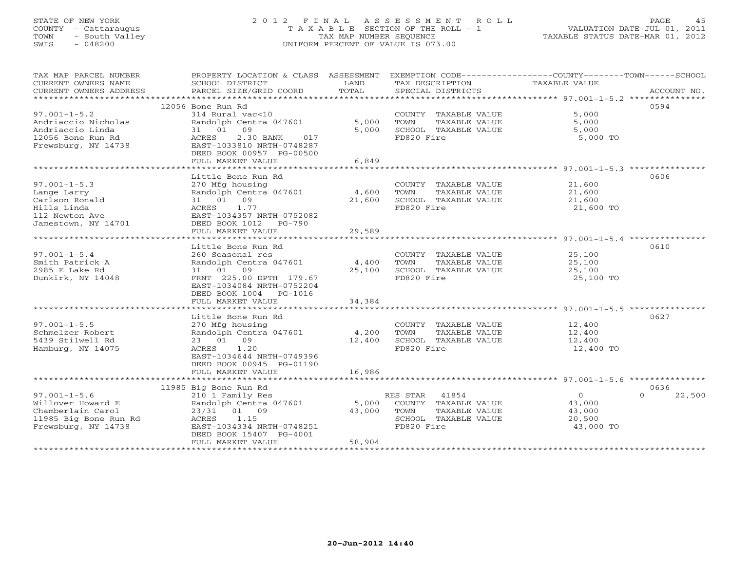STATE OF NEW YORK
COUNTY - Cattaraugus
TOWN - South Valley
SWIS - 048200

# 2012 FINAL ASSESSMENT ROLL

TAXABLE SECTION OF THE ROLL - 1
TAX MAP NUMBER SEQUENCE
UNIFORM PERCENT OF VALUE IS 073.00

VALUATION DATE-JUL 01, 2011
TAXABLE STATUS DATE-MAR 01, 2012

| TAX MAP PARCEL NUMBER / CURRENT OWNERS NAME / CURRENT OWNERS ADDRESS | PROPERTY LOCATION & CLASS / SCHOOL DISTRICT / PARCEL SIZE/GRID COORD | ASSESSMENT LAND / TOTAL | EXEMPTION CODE / TAX DESCRIPTION / SPECIAL DISTRICTS | COUNTY / TOWN / SCHOOL TAXABLE VALUE | ACCOUNT NO. |
|---|---|---|---|---|---|
| **97.001-1-5.2** | 12056 Bone Run Rd | | | | 0594 |
| Andriaccio Nicholas | 314 Rural vac<10 | | COUNTY TAXABLE VALUE | 5,000 | |
| Andriaccio Linda | Randolph Centra 047601 | 5,000 | TOWN TAXABLE VALUE | 5,000 | |
| 12056 Bone Run Rd | 31 01 09 | 5,000 | SCHOOL TAXABLE VALUE | 5,000 | |
| Frewsburg, NY 14738 | ACRES 2.30 BANK 017 | | FD820 Fire | 5,000 TO | |
| | EAST-1033810 NRTH-0748287 | | | | |
| | DEED BOOK 00957 PG-00500 | | | | |
| | FULL MARKET VALUE | 6,849 | | | |
| **97.001-1-5.3** | Little Bone Run Rd | | | | 0606 |
| Lange Larry | 270 Mfg housing | | COUNTY TAXABLE VALUE | 21,600 | |
| Carlson Ronald | Randolph Centra 047601 | 4,600 | TOWN TAXABLE VALUE | 21,600 | |
| Hills Linda | 31 01 09 | 21,600 | SCHOOL TAXABLE VALUE | 21,600 | |
| 112 Newton Ave | ACRES 1.77 | | FD820 Fire | 21,600 TO | |
| Jamestown, NY 14701 | EAST-1034357 NRTH-0752082 | | | | |
| | DEED BOOK 1012 PG-790 | | | | |
| | FULL MARKET VALUE | 29,589 | | | |
| **97.001-1-5.4** | Little Bone Run Rd | | | | 0610 |
| Smith Patrick A | 260 Seasonal res | | COUNTY TAXABLE VALUE | 25,100 | |
| 2985 E Lake Rd | Randolph Centra 047601 | 4,400 | TOWN TAXABLE VALUE | 25,100 | |
| Dunkirk, NY 14048 | 31 01 09 | 25,100 | SCHOOL TAXABLE VALUE | 25,100 | |
| | FRNT 225.00 DPTH 179.67 | | FD820 Fire | 25,100 TO | |
| | EAST-1034084 NRTH-0752204 | | | | |
| | DEED BOOK 1004 PG-1016 | | | | |
| | FULL MARKET VALUE | 34,384 | | | |
| **97.001-1-5.5** | Little Bone Run Rd | | | | 0627 |
| Schmelzer Robert | 270 Mfg housing | | COUNTY TAXABLE VALUE | 12,400 | |
| 5439 Stilwell Rd | Randolph Centra 047601 | 4,200 | TOWN TAXABLE VALUE | 12,400 | |
| Hamburg, NY 14075 | 23 01 09 | 12,400 | SCHOOL TAXABLE VALUE | 12,400 | |
| | ACRES 1.20 | | FD820 Fire | 12,400 TO | |
| | EAST-1034644 NRTH-0749396 | | | | |
| | DEED BOOK 00945 PG-01190 | | | | |
| | FULL MARKET VALUE | 16,986 | | | |
| **97.001-1-5.6** | 11985 Big Bone Run Rd | | | | 0636 |
| Willover Howard E | 210 1 Family Res | | RES STAR 41854 | 0 / 0 / 22,500 | |
| Chamberlain Carol | Randolph Centra 047601 | 5,000 | COUNTY TAXABLE VALUE | 43,000 | |
| 11985 Big Bone Run Rd | 23/31 01 09 | 43,000 | TOWN TAXABLE VALUE | 43,000 | |
| Frewsburg, NY 14738 | ACRES 1.15 | | SCHOOL TAXABLE VALUE | 20,500 | |
| | EAST-1034334 NRTH-0748251 | | FD820 Fire | 43,000 TO | |
| | DEED BOOK 15407 PG-4001 | | | | |
| | FULL MARKET VALUE | 58,904 | | | |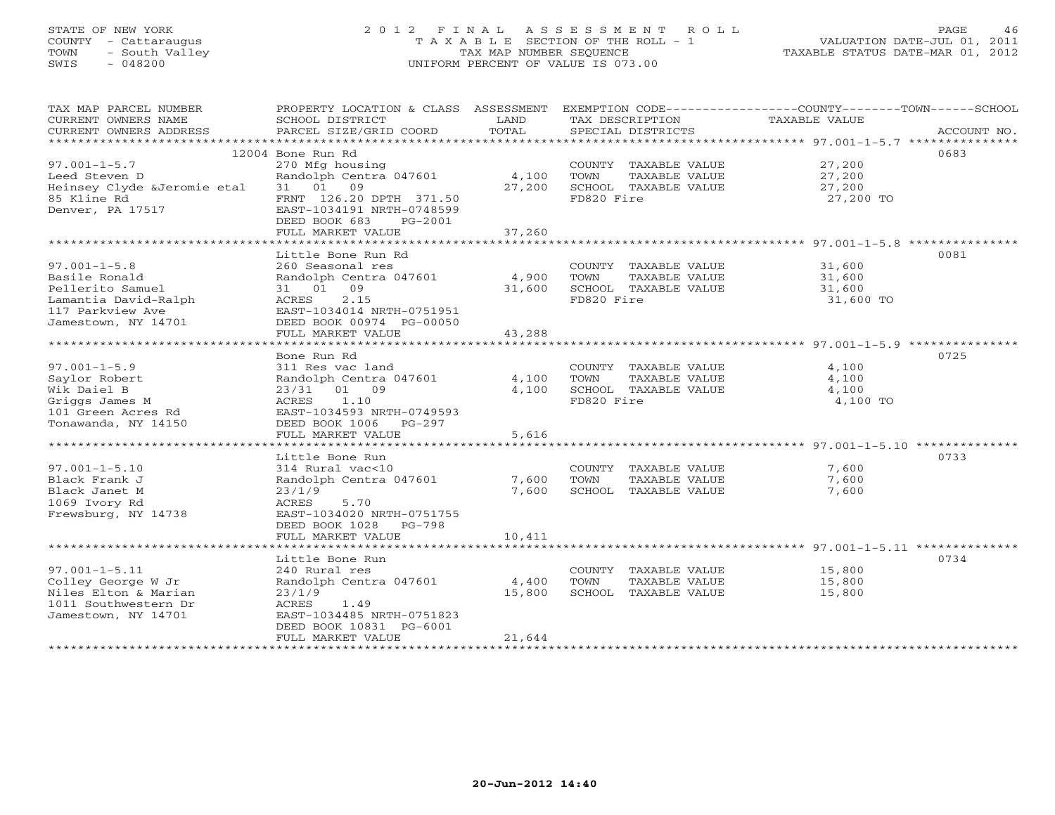STATE OF NEW YORK
COUNTY - Cattaraugus
TOWN - South Valley
SWIS - 048200

2 0 1 2 F I N A L A S S E S S M E N T R O L L
T A X A B L E SECTION OF THE ROLL - 1
TAX MAP NUMBER SEQUENCE
UNIFORM PERCENT OF VALUE IS 073.00

VALUATION DATE-JUL 01, 2011
TAXABLE STATUS DATE-MAR 01, 2012

| TAX MAP PARCEL NUMBER / CURRENT OWNERS NAME / CURRENT OWNERS ADDRESS | PROPERTY LOCATION & CLASS / SCHOOL DISTRICT / PARCEL SIZE/GRID COORD | ASSESSMENT LAND / TOTAL | EXEMPTION CODE / TAX DESCRIPTION / SPECIAL DISTRICTS | COUNTY--------TOWN------SCHOOL TAXABLE VALUE | ACCOUNT NO. |
|---|---|---|---|---|---|
| **97.001-1-5.7** | 12004 Bone Run Rd | | | | 0683 |
| 97.001-1-5.7 | 270 Mfg housing | | COUNTY TAXABLE VALUE | 27,200 | |
| Leed Steven D | Randolph Centra 047601 | 4,100 | TOWN TAXABLE VALUE | 27,200 | |
| Heinsey Clyde &Jeromie etal | 31 01 09 | 27,200 | SCHOOL TAXABLE VALUE | 27,200 | |
| 85 Kline Rd | FRNT 126.20 DPTH 371.50 | | FD820 Fire | 27,200 TO | |
| Denver, PA 17517 | EAST-1034191 NRTH-0748599 | | | | |
| | DEED BOOK 683 PG-2001 | | | | |
| | FULL MARKET VALUE | 37,260 | | | |
| **97.001-1-5.8** | Little Bone Run Rd | | | | 0081 |
| 97.001-1-5.8 | 260 Seasonal res | | COUNTY TAXABLE VALUE | 31,600 | |
| Basile Ronald | Randolph Centra 047601 | 4,900 | TOWN TAXABLE VALUE | 31,600 | |
| Pellerito Samuel | 31 01 09 | 31,600 | SCHOOL TAXABLE VALUE | 31,600 | |
| Lamantia David-Ralph | ACRES 2.15 | | FD820 Fire | 31,600 TO | |
| 117 Parkview Ave | EAST-1034014 NRTH-0751951 | | | | |
| Jamestown, NY 14701 | DEED BOOK 00974 PG-00050 | | | | |
| | FULL MARKET VALUE | 43,288 | | | |
| **97.001-1-5.9** | Bone Run Rd | | | | 0725 |
| 97.001-1-5.9 | 311 Res vac land | | COUNTY TAXABLE VALUE | 4,100 | |
| Saylor Robert | Randolph Centra 047601 | 4,100 | TOWN TAXABLE VALUE | 4,100 | |
| Wik Daiel B | 23/31 01 09 | 4,100 | SCHOOL TAXABLE VALUE | 4,100 | |
| Griggs James M | ACRES 1.10 | | FD820 Fire | 4,100 TO | |
| 101 Green Acres Rd | EAST-1034593 NRTH-0749593 | | | | |
| Tonawanda, NY 14150 | DEED BOOK 1006 PG-297 | | | | |
| | FULL MARKET VALUE | 5,616 | | | |
| **97.001-1-5.10** | Little Bone Run | | | | 0733 |
| 97.001-1-5.10 | 314 Rural vac<10 | | COUNTY TAXABLE VALUE | 7,600 | |
| Black Frank J | Randolph Centra 047601 | 7,600 | TOWN TAXABLE VALUE | 7,600 | |
| Black Janet M | 23/1/9 | 7,600 | SCHOOL TAXABLE VALUE | 7,600 | |
| 1069 Ivory Rd | ACRES 5.70 | | | | |
| Frewsburg, NY 14738 | EAST-1034020 NRTH-0751755 | | | | |
| | DEED BOOK 1028 PG-798 | | | | |
| | FULL MARKET VALUE | 10,411 | | | |
| **97.001-1-5.11** | Little Bone Run | | | | 0734 |
| 97.001-1-5.11 | 240 Rural res | | COUNTY TAXABLE VALUE | 15,800 | |
| Colley George W Jr | Randolph Centra 047601 | 4,400 | TOWN TAXABLE VALUE | 15,800 | |
| Niles Elton & Marian | 23/1/9 | 15,800 | SCHOOL TAXABLE VALUE | 15,800 | |
| 1011 Southwestern Dr | ACRES 1.49 | | | | |
| Jamestown, NY 14701 | EAST-1034485 NRTH-0751823 | | | | |
| | DEED BOOK 10831 PG-6001 | | | | |
| | FULL MARKET VALUE | 21,644 | | | |

20-Jun-2012 14:40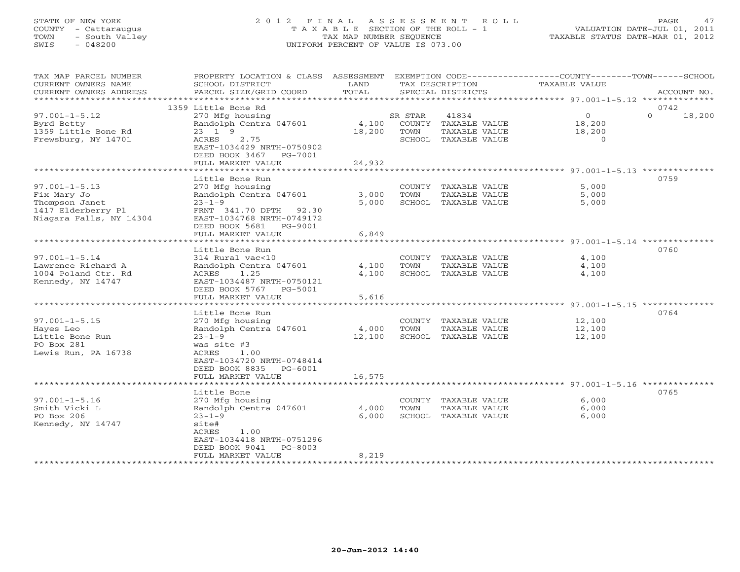STATE OF NEW YORK
COUNTY - Cattaraugus
TOWN - South Valley
SWIS - 048200

2012 FINAL ASSESSMENT ROLL
TAXABLE SECTION OF THE ROLL - 1
TAX MAP NUMBER SEQUENCE
UNIFORM PERCENT OF VALUE IS 073.00

VALUATION DATE-JUL 01, 2011
TAXABLE STATUS DATE-MAR 01, 2012

| TAX MAP PARCEL NUMBER / CURRENT OWNERS NAME / CURRENT OWNERS ADDRESS | PROPERTY LOCATION & CLASS / SCHOOL DISTRICT / PARCEL SIZE/GRID COORD | ASSESSMENT LAND / TOTAL | EXEMPTION CODE / TAX DESCRIPTION / SPECIAL DISTRICTS | COUNTY TAXABLE VALUE | TOWN | SCHOOL / ACCOUNT NO. |
|---|---|---|---|---|---|---|
| 97.001-1-5.12 | 1359 Little Bone Rd | | | | | 0742 |
| | 270 Mfg housing | | SR STAR 41834 | 0 | 0 | 18,200 |
| Byrd Betty | Randolph Centra 047601 | 4,100 | COUNTY TAXABLE VALUE | 18,200 | | |
| 1359 Little Bone Rd | 23 1 9 | 18,200 | TOWN TAXABLE VALUE | 18,200 | | |
| Frewsburg, NY 14701 | ACRES 2.75 | | SCHOOL TAXABLE VALUE | 0 | | |
| | EAST-1034429 NRTH-0750902 | | | | | |
| | DEED BOOK 3467 PG-7001 | | | | | |
| | FULL MARKET VALUE | 24,932 | | | | |
| 97.001-1-5.13 | Little Bone Run | | | | | 0759 |
| | 270 Mfg housing | | COUNTY TAXABLE VALUE | 5,000 | | |
| Fix Mary Jo | Randolph Centra 047601 | 3,000 | TOWN TAXABLE VALUE | 5,000 | | |
| Thompson Janet | 23-1-9 | 5,000 | SCHOOL TAXABLE VALUE | 5,000 | | |
| 1417 Elderberry Pl | FRNT 341.70 DPTH 92.30 | | | | | |
| Niagara Falls, NY 14304 | EAST-1034768 NRTH-0749172 | | | | | |
| | DEED BOOK 5681 PG-9001 | | | | | |
| | FULL MARKET VALUE | 6,849 | | | | |
| 97.001-1-5.14 | Little Bone Run | | | | | 0760 |
| | 314 Rural vac<10 | | COUNTY TAXABLE VALUE | 4,100 | | |
| Lawrence Richard A | Randolph Centra 047601 | 4,100 | TOWN TAXABLE VALUE | 4,100 | | |
| 1004 Poland Ctr. Rd | ACRES 1.25 | 4,100 | SCHOOL TAXABLE VALUE | 4,100 | | |
| Kennedy, NY 14747 | EAST-1034487 NRTH-0750121 | | | | | |
| | DEED BOOK 5767 PG-5001 | | | | | |
| | FULL MARKET VALUE | 5,616 | | | | |
| 97.001-1-5.15 | Little Bone Run | | | | | 0764 |
| | 270 Mfg housing | | COUNTY TAXABLE VALUE | 12,100 | | |
| Hayes Leo | Randolph Centra 047601 | 4,000 | TOWN TAXABLE VALUE | 12,100 | | |
| Little Bone Run | 23-1-9 | 12,100 | SCHOOL TAXABLE VALUE | 12,100 | | |
| PO Box 281 | was site #3 | | | | | |
| Lewis Run, PA 16738 | ACRES 1.00 | | | | | |
| | EAST-1034720 NRTH-0748414 | | | | | |
| | DEED BOOK 8835 PG-6001 | | | | | |
| | FULL MARKET VALUE | 16,575 | | | | |
| 97.001-1-5.16 | Little Bone | | | | | 0765 |
| | 270 Mfg housing | | COUNTY TAXABLE VALUE | 6,000 | | |
| Smith Vicki L | Randolph Centra 047601 | 4,000 | TOWN TAXABLE VALUE | 6,000 | | |
| PO Box 206 | 23-1-9 | 6,000 | SCHOOL TAXABLE VALUE | 6,000 | | |
| Kennedy, NY 14747 | site# | | | | | |
| | ACRES 1.00 | | | | | |
| | EAST-1034418 NRTH-0751296 | | | | | |
| | DEED BOOK 9041 PG-8003 | | | | | |
| | FULL MARKET VALUE | 8,219 | | | | |

20-Jun-2012 14:40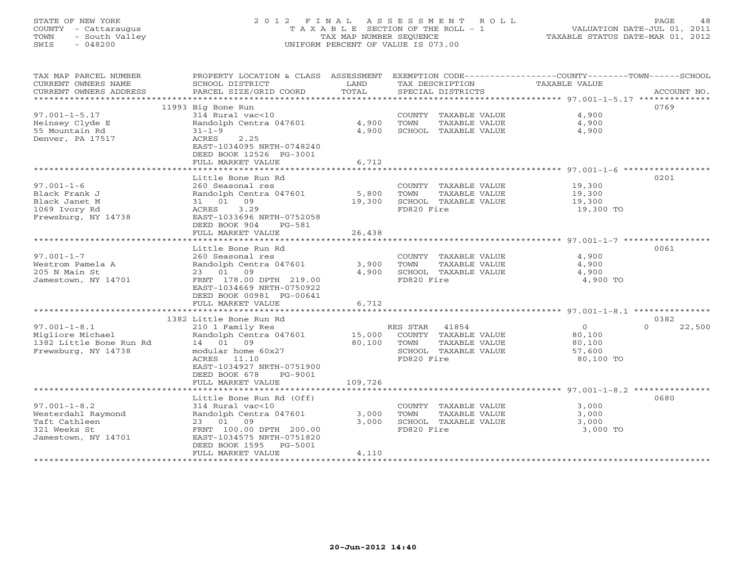STATE OF NEW YORK
COUNTY - Cattaraugus
TOWN - South Valley
SWIS - 048200

# 2012 FINAL ASSESSMENT ROLL
TAXABLE SECTION OF THE ROLL - 1
TAX MAP NUMBER SEQUENCE
UNIFORM PERCENT OF VALUE IS 073.00

VALUATION DATE-JUL 01, 2011
TAXABLE STATUS DATE-MAR 01, 2012

| TAX MAP PARCEL NUMBER / CURRENT OWNERS NAME / CURRENT OWNERS ADDRESS | PROPERTY LOCATION & CLASS / SCHOOL DISTRICT / PARCEL SIZE/GRID COORD | ASSESSMENT LAND / TOTAL | EXEMPTION CODE / TAX DESCRIPTION / SPECIAL DISTRICTS | COUNTY / TOWN / SCHOOL TAXABLE VALUE | ACCOUNT NO. |
|---|---|---|---|---|---|
| 97.001-1-5.17 | 11993 Big Bone Run | | | | 0769 |
| 97.001-1-5.17 | 314 Rural vac<10 | | COUNTY TAXABLE VALUE | 4,900 | |
| Heinsey Clyde E | Randolph Centra 047601 | 4,900 | TOWN TAXABLE VALUE | 4,900 | |
| 55 Mountain Rd | 31-1-9 | 4,900 | SCHOOL TAXABLE VALUE | 4,900 | |
| Denver, PA 17517 | ACRES 2.25 | | | | |
| | EAST-1034095 NRTH-0748240 | | | | |
| | DEED BOOK 12526 PG-3001 | | | | |
| | FULL MARKET VALUE | 6,712 | | | |
| 97.001-1-6 | Little Bone Run Rd | | | | 0201 |
| 97.001-1-6 | 260 Seasonal res | | COUNTY TAXABLE VALUE | 19,300 | |
| Black Frank J | Randolph Centra 047601 | 5,800 | TOWN TAXABLE VALUE | 19,300 | |
| Black Janet M | 31 01 09 | 19,300 | SCHOOL TAXABLE VALUE | 19,300 | |
| 1069 Ivory Rd | ACRES 3.29 | | FD820 Fire | 19,300 TO | |
| Frewsburg, NY 14738 | EAST-1033696 NRTH-0752058 | | | | |
| | DEED BOOK 904 PG-581 | | | | |
| | FULL MARKET VALUE | 26,438 | | | |
| 97.001-1-7 | Little Bone Run Rd | | | | 0061 |
| 97.001-1-7 | 260 Seasonal res | | COUNTY TAXABLE VALUE | 4,900 | |
| Westrom Pamela A | Randolph Centra 047601 | 3,900 | TOWN TAXABLE VALUE | 4,900 | |
| 205 N Main St | 23 01 09 | 4,900 | SCHOOL TAXABLE VALUE | 4,900 | |
| Jamestown, NY 14701 | FRNT 178.00 DPTH 219.00 | | FD820 Fire | 4,900 TO | |
| | EAST-1034669 NRTH-0750922 | | | | |
| | DEED BOOK 00981 PG-00641 | | | | |
| | FULL MARKET VALUE | 6,712 | | | |
| 97.001-1-8.1 | 1382 Little Bone Run Rd | | | | 0382 |
| 97.001-1-8.1 | 210 1 Family Res | | RES STAR 41854 | 0 / 0 / 22,500 | |
| Migliore Michael | Randolph Centra 047601 | 15,000 | COUNTY TAXABLE VALUE | 80,100 | |
| 1382 Little Bone Run Rd | 14 01 09 | 80,100 | TOWN TAXABLE VALUE | 80,100 | |
| Frewsburg, NY 14738 | modular home 60x27 | | SCHOOL TAXABLE VALUE | 57,600 | |
| | ACRES 11.10 | | FD820 Fire | 80,100 TO | |
| | EAST-1034927 NRTH-0751900 | | | | |
| | DEED BOOK 678 PG-9001 | | | | |
| | FULL MARKET VALUE | 109,726 | | | |
| 97.001-1-8.2 | Little Bone Run Rd (Off) | | | | 0680 |
| 97.001-1-8.2 | 314 Rural vac<10 | | COUNTY TAXABLE VALUE | 3,000 | |
| Westerdahl Raymond | Randolph Centra 047601 | 3,000 | TOWN TAXABLE VALUE | 3,000 | |
| Taft Cathleen | 23 01 09 | 3,000 | SCHOOL TAXABLE VALUE | 3,000 | |
| 321 Weeks St | FRNT 100.00 DPTH 200.00 | | FD820 Fire | 3,000 TO | |
| Jamestown, NY 14701 | EAST-1034575 NRTH-0751820 | | | | |
| | DEED BOOK 1595 PG-5001 | | | | |
| | FULL MARKET VALUE | 4,110 | | | |

20-Jun-2012 14:40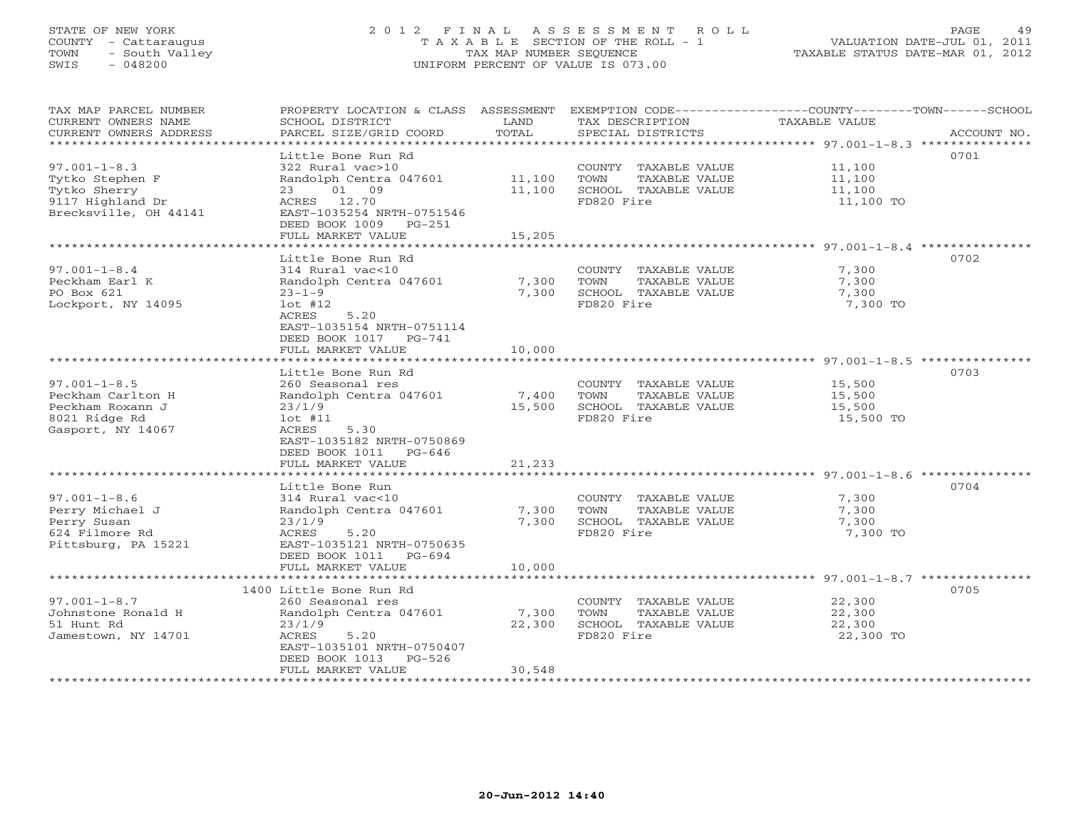STATE OF NEW YORK
COUNTY - Cattaraugus
TOWN - South Valley
SWIS - 048200

2012 FINAL ASSESSMENT ROLL
TAXABLE SECTION OF THE ROLL - 1
TAX MAP NUMBER SEQUENCE
UNIFORM PERCENT OF VALUE IS 073.00

VALUATION DATE-JUL 01, 2011
TAXABLE STATUS DATE-MAR 01, 2012

| TAX MAP PARCEL NUMBER / CURRENT OWNERS NAME / CURRENT OWNERS ADDRESS | PROPERTY LOCATION & CLASS / SCHOOL DISTRICT / PARCEL SIZE/GRID COORD | ASSESSMENT LAND | TOTAL | EXEMPTION CODE / TAX DESCRIPTION / SPECIAL DISTRICTS | TAXABLE VALUE (COUNTY / TOWN / SCHOOL) | ACCOUNT NO. |
|---|---|---|---|---|---|---|
| **97.001-1-8.3** | Little Bone Run Rd | | | | | 0701 |
| 97.001-1-8.3 | 322 Rural vac>10 | | | COUNTY TAXABLE VALUE | 11,100 | |
| Tytko Stephen F | Randolph Centra 047601 | 11,100 | | TOWN TAXABLE VALUE | 11,100 | |
| Tytko Sherry | 23 01 09 | | 11,100 | SCHOOL TAXABLE VALUE | 11,100 | |
| 9117 Highland Dr | ACRES 12.70 | | | FD820 Fire | 11,100 TO | |
| Brecksville, OH 44141 | EAST-1035254 NRTH-0751546 | | | | | |
| | DEED BOOK 1009 PG-251 | | | | | |
| | FULL MARKET VALUE | | 15,205 | | | |
| **97.001-1-8.4** | Little Bone Run Rd | | | | | 0702 |
| 97.001-1-8.4 | 314 Rural vac<10 | | | COUNTY TAXABLE VALUE | 7,300 | |
| Peckham Earl K | Randolph Centra 047601 | 7,300 | | TOWN TAXABLE VALUE | 7,300 | |
| PO Box 621 | 23-1-9 | | 7,300 | SCHOOL TAXABLE VALUE | 7,300 | |
| Lockport, NY 14095 | lot #12 | | | FD820 Fire | 7,300 TO | |
| | ACRES 5.20 | | | | | |
| | EAST-1035154 NRTH-0751114 | | | | | |
| | DEED BOOK 1017 PG-741 | | | | | |
| | FULL MARKET VALUE | | 10,000 | | | |
| **97.001-1-8.5** | Little Bone Run Rd | | | | | 0703 |
| 97.001-1-8.5 | 260 Seasonal res | | | COUNTY TAXABLE VALUE | 15,500 | |
| Peckham Carlton H | Randolph Centra 047601 | 7,400 | | TOWN TAXABLE VALUE | 15,500 | |
| Peckham Roxann J | 23/1/9 | | 15,500 | SCHOOL TAXABLE VALUE | 15,500 | |
| 8021 Ridge Rd | lot #11 | | | FD820 Fire | 15,500 TO | |
| Gasport, NY 14067 | ACRES 5.30 | | | | | |
| | EAST-1035182 NRTH-0750869 | | | | | |
| | DEED BOOK 1011 PG-646 | | | | | |
| | FULL MARKET VALUE | | 21,233 | | | |
| **97.001-1-8.6** | Little Bone Run | | | | | 0704 |
| 97.001-1-8.6 | 314 Rural vac<10 | | | COUNTY TAXABLE VALUE | 7,300 | |
| Perry Michael J | Randolph Centra 047601 | 7,300 | | TOWN TAXABLE VALUE | 7,300 | |
| Perry Susan | 23/1/9 | | 7,300 | SCHOOL TAXABLE VALUE | 7,300 | |
| 624 Filmore Rd | ACRES 5.20 | | | FD820 Fire | 7,300 TO | |
| Pittsburg, PA 15221 | EAST-1035121 NRTH-0750635 | | | | | |
| | DEED BOOK 1011 PG-694 | | | | | |
| | FULL MARKET VALUE | | 10,000 | | | |
| **97.001-1-8.7** | 1400 Little Bone Run Rd | | | | | 0705 |
| 97.001-1-8.7 | 260 Seasonal res | | | COUNTY TAXABLE VALUE | 22,300 | |
| Johnstone Ronald H | Randolph Centra 047601 | 7,300 | | TOWN TAXABLE VALUE | 22,300 | |
| 51 Hunt Rd | 23/1/9 | | 22,300 | SCHOOL TAXABLE VALUE | 22,300 | |
| Jamestown, NY 14701 | ACRES 5.20 | | | FD820 Fire | 22,300 TO | |
| | EAST-1035101 NRTH-0750407 | | | | | |
| | DEED BOOK 1013 PG-526 | | | | | |
| | FULL MARKET VALUE | | 30,548 | | | |

20-Jun-2012 14:40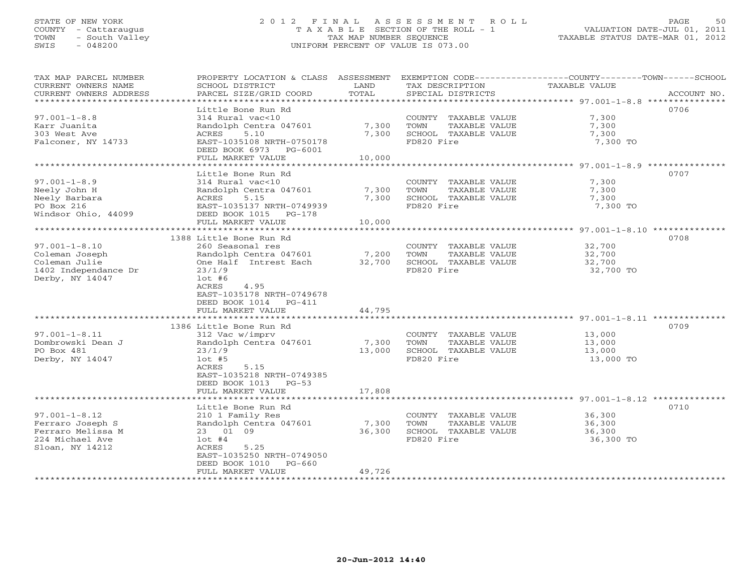STATE OF NEW YORK
COUNTY - Cattaraugus
TOWN - South Valley
SWIS - 048200

# 2012 FINAL ASSESSMENT ROLL

TAXABLE SECTION OF THE ROLL - 1
TAX MAP NUMBER SEQUENCE
UNIFORM PERCENT OF VALUE IS 073.00

VALUATION DATE-JUL 01, 2011
TAXABLE STATUS DATE-MAR 01, 2012

| TAX MAP PARCEL NUMBER / CURRENT OWNERS NAME / CURRENT OWNERS ADDRESS | PROPERTY LOCATION & CLASS / SCHOOL DISTRICT / PARCEL SIZE/GRID COORD | ASSESSMENT LAND | TOTAL | EXEMPTION CODE / TAX DESCRIPTION / SPECIAL DISTRICTS | TAXABLE VALUE (COUNTY / TOWN / SCHOOL) | ACCOUNT NO. |
|---|---|---|---|---|---|---|
| 97.001-1-8.8 | Little Bone Run Rd | | | | | 0706 |
| Karr Juanita | 314 Rural vac<10 | | | COUNTY TAXABLE VALUE | 7,300 | |
| 303 West Ave | Randolph Centra 047601 | 7,300 | | TOWN TAXABLE VALUE | 7,300 | |
| Falconer, NY 14733 | ACRES 5.10 | | 7,300 | SCHOOL TAXABLE VALUE | 7,300 | |
| | EAST-1035108 NRTH-0750178 | | | FD820 Fire | 7,300 TO | |
| | DEED BOOK 6973 PG-6001 | | | | | |
| | FULL MARKET VALUE | | 10,000 | | | |
| 97.001-1-8.9 | Little Bone Run Rd | | | | | 0707 |
| Neely John H | 314 Rural vac<10 | | | COUNTY TAXABLE VALUE | 7,300 | |
| Neely Barbara | Randolph Centra 047601 | 7,300 | | TOWN TAXABLE VALUE | 7,300 | |
| PO Box 216 | ACRES 5.15 | | 7,300 | SCHOOL TAXABLE VALUE | 7,300 | |
| Windsor Ohio, 44099 | EAST-1035137 NRTH-0749939 | | | FD820 Fire | 7,300 TO | |
| | DEED BOOK 1015 PG-178 | | | | | |
| | FULL MARKET VALUE | | 10,000 | | | |
| 97.001-1-8.10 | 1388 Little Bone Run Rd | | | | | 0708 |
| Coleman Joseph | 260 Seasonal res | | | COUNTY TAXABLE VALUE | 32,700 | |
| Coleman Julie | Randolph Centra 047601 | 7,200 | | TOWN TAXABLE VALUE | 32,700 | |
| 1402 Independance Dr | One Half Intrest Each | | 32,700 | SCHOOL TAXABLE VALUE | 32,700 | |
| Derby, NY 14047 | 23/1/9 | | | FD820 Fire | 32,700 TO | |
| | lot #6 | | | | | |
| | ACRES 4.95 | | | | | |
| | EAST-1035178 NRTH-0749678 | | | | | |
| | DEED BOOK 1014 PG-411 | | | | | |
| | FULL MARKET VALUE | | 44,795 | | | |
| 97.001-1-8.11 | 1386 Little Bone Run Rd | | | | | 0709 |
| Dombrowski Dean J | 312 Vac w/imprv | | | COUNTY TAXABLE VALUE | 13,000 | |
| PO Box 481 | Randolph Centra 047601 | 7,300 | | TOWN TAXABLE VALUE | 13,000 | |
| Derby, NY 14047 | 23/1/9 | | 13,000 | SCHOOL TAXABLE VALUE | 13,000 | |
| | lot #5 | | | FD820 Fire | 13,000 TO | |
| | ACRES 5.15 | | | | | |
| | EAST-1035218 NRTH-0749385 | | | | | |
| | DEED BOOK 1013 PG-53 | | | | | |
| | FULL MARKET VALUE | | 17,808 | | | |
| 97.001-1-8.12 | Little Bone Run Rd | | | | | 0710 |
| Ferraro Joseph S | 210 1 Family Res | | | COUNTY TAXABLE VALUE | 36,300 | |
| Ferraro Melissa M | Randolph Centra 047601 | 7,300 | | TOWN TAXABLE VALUE | 36,300 | |
| 224 Michael Ave | 23 01 09 | | 36,300 | SCHOOL TAXABLE VALUE | 36,300 | |
| Sloan, NY 14212 | lot #4 | | | FD820 Fire | 36,300 TO | |
| | ACRES 5.25 | | | | | |
| | EAST-1035250 NRTH-0749050 | | | | | |
| | DEED BOOK 1010 PG-660 | | | | | |
| | FULL MARKET VALUE | | 49,726 | | | |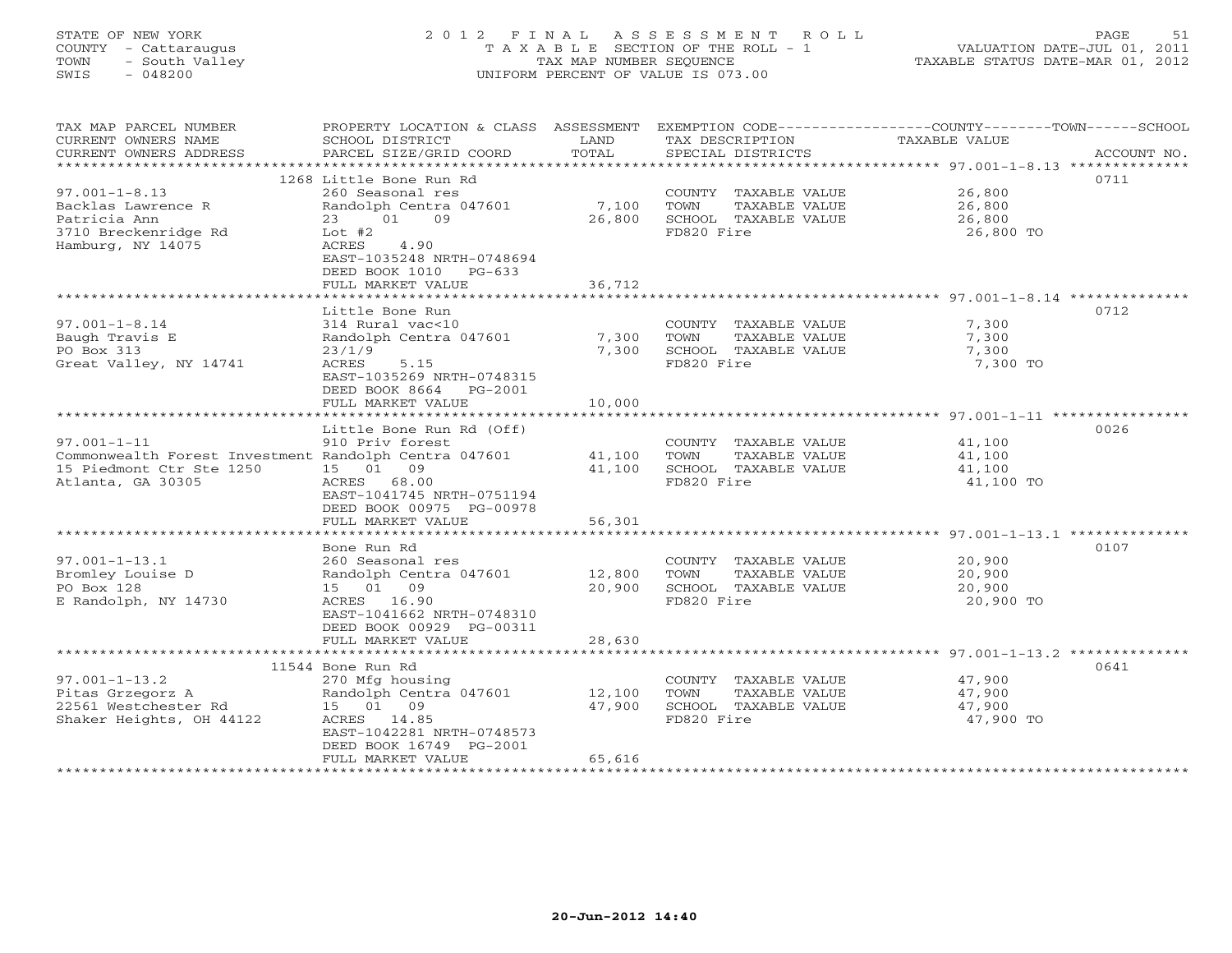STATE OF NEW YORK
COUNTY - Cattaraugus
TOWN - South Valley
SWIS - 048200

2012 FINAL ASSESSMENT ROLL
TAXABLE SECTION OF THE ROLL - 1
TAX MAP NUMBER SEQUENCE
UNIFORM PERCENT OF VALUE IS 073.00

VALUATION DATE-JUL 01, 2011
TAXABLE STATUS DATE-MAR 01, 2012

| TAX MAP PARCEL NUMBER / CURRENT OWNERS NAME / CURRENT OWNERS ADDRESS | PROPERTY LOCATION & CLASS / SCHOOL DISTRICT / PARCEL SIZE/GRID COORD | ASSESSMENT LAND | ASSESSMENT TOTAL | EXEMPTION CODE / TAX DESCRIPTION / SPECIAL DISTRICTS | TAXABLE VALUE (COUNTY / TOWN / SCHOOL) | ACCOUNT NO. |
|---|---|---|---|---|---|---|
| 97.001-1-8.13 | 1268 Little Bone Run Rd | | | | | 0711 |
| Backlas Lawrence R | 260 Seasonal res | | | COUNTY TAXABLE VALUE | 26,800 | |
| Patricia Ann | Randolph Centra 047601 | 7,100 | | TOWN TAXABLE VALUE | 26,800 | |
| 3710 Breckenridge Rd | 23 01 09 | | 26,800 | SCHOOL TAXABLE VALUE | 26,800 | |
| Hamburg, NY 14075 | Lot #2 | | | FD820 Fire | 26,800 TO | |
| | ACRES 4.90 | | | | | |
| | EAST-1035248 NRTH-0748694 | | | | | |
| | DEED BOOK 1010 PG-633 | | | | | |
| | FULL MARKET VALUE | | 36,712 | | | |
| 97.001-1-8.14 | Little Bone Run | | | | | 0712 |
| Baugh Travis E | 314 Rural vac<10 | | | COUNTY TAXABLE VALUE | 7,300 | |
| PO Box 313 | Randolph Centra 047601 | 7,300 | | TOWN TAXABLE VALUE | 7,300 | |
| Great Valley, NY 14741 | 23/1/9 | | 7,300 | SCHOOL TAXABLE VALUE | 7,300 | |
| | ACRES 5.15 | | | FD820 Fire | 7,300 TO | |
| | EAST-1035269 NRTH-0748315 | | | | | |
| | DEED BOOK 8664 PG-2001 | | | | | |
| | FULL MARKET VALUE | | 10,000 | | | |
| 97.001-1-11 | Little Bone Run Rd (Off) | | | | | 0026 |
| Commonwealth Forest Investment | 910 Priv forest | | | COUNTY TAXABLE VALUE | 41,100 | |
| 15 Piedmont Ctr Ste 1250 | Randolph Centra 047601 | 41,100 | | TOWN TAXABLE VALUE | 41,100 | |
| Atlanta, GA 30305 | 15 01 09 | | 41,100 | SCHOOL TAXABLE VALUE | 41,100 | |
| | ACRES 68.00 | | | FD820 Fire | 41,100 TO | |
| | EAST-1041745 NRTH-0751194 | | | | | |
| | DEED BOOK 00975 PG-00978 | | | | | |
| | FULL MARKET VALUE | | 56,301 | | | |
| 97.001-1-13.1 | Bone Run Rd | | | | | 0107 |
| Bromley Louise D | 260 Seasonal res | | | COUNTY TAXABLE VALUE | 20,900 | |
| PO Box 128 | Randolph Centra 047601 | 12,800 | | TOWN TAXABLE VALUE | 20,900 | |
| E Randolph, NY 14730 | 15 01 09 | | 20,900 | SCHOOL TAXABLE VALUE | 20,900 | |
| | ACRES 16.90 | | | FD820 Fire | 20,900 TO | |
| | EAST-1041662 NRTH-0748310 | | | | | |
| | DEED BOOK 00929 PG-00311 | | | | | |
| | FULL MARKET VALUE | | 28,630 | | | |
| 97.001-1-13.2 | 11544 Bone Run Rd | | | | | 0641 |
| Pitas Grzegorz A | 270 Mfg housing | | | COUNTY TAXABLE VALUE | 47,900 | |
| 22561 Westchester Rd | Randolph Centra 047601 | 12,100 | | TOWN TAXABLE VALUE | 47,900 | |
| Shaker Heights, OH 44122 | 15 01 09 | | 47,900 | SCHOOL TAXABLE VALUE | 47,900 | |
| | ACRES 14.85 | | | FD820 Fire | 47,900 TO | |
| | EAST-1042281 NRTH-0748573 | | | | | |
| | DEED BOOK 16749 PG-2001 | | | | | |
| | FULL MARKET VALUE | | 65,616 | | | |

20-Jun-2012 14:40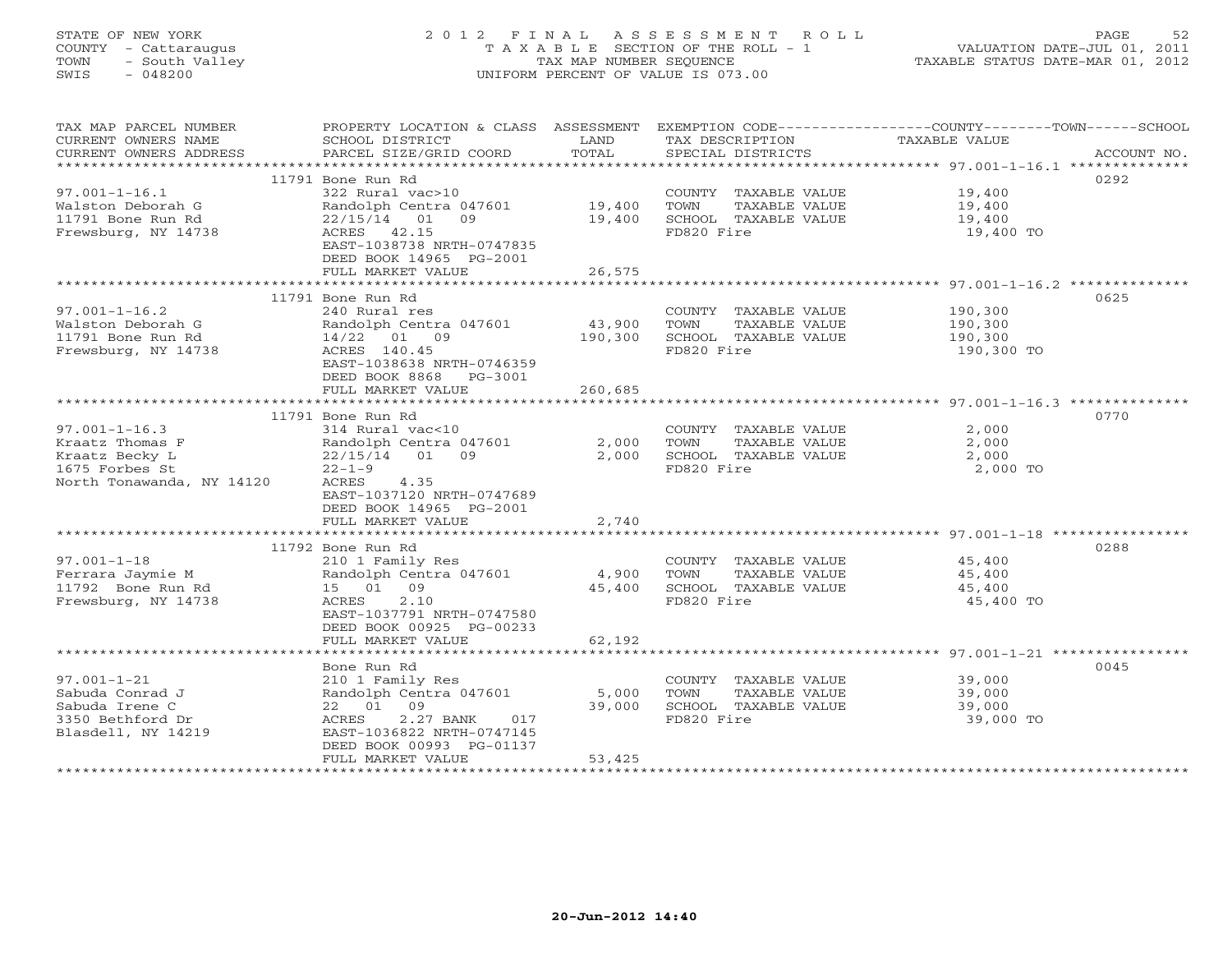STATE OF NEW YORK
COUNTY - Cattaraugus
TOWN - South Valley
SWIS - 048200

2012 FINAL ASSESSMENT ROLL
TAXABLE SECTION OF THE ROLL - 1
TAX MAP NUMBER SEQUENCE
UNIFORM PERCENT OF VALUE IS 073.00

VALUATION DATE-JUL 01, 2011
TAXABLE STATUS DATE-MAR 01, 2012

| TAX MAP PARCEL NUMBER / CURRENT OWNERS NAME / CURRENT OWNERS ADDRESS | PROPERTY LOCATION & CLASS / SCHOOL DISTRICT / PARCEL SIZE/GRID COORD | ASSESSMENT LAND | TOTAL | EXEMPTION CODE / TAX DESCRIPTION / SPECIAL DISTRICTS | TAXABLE VALUE | ACCOUNT NO. |
|---|---|---|---|---|---|---|
| **97.001-1-16.1** | 11791 Bone Run Rd | | | | | 0292 |
| Walston Deborah G | 322 Rural vac>10 | | | COUNTY TAXABLE VALUE | 19,400 | |
| 11791 Bone Run Rd | Randolph Centra 047601 | 19,400 | | TOWN TAXABLE VALUE | 19,400 | |
| Frewsburg, NY 14738 | 22/15/14 01 09 | | 19,400 | SCHOOL TAXABLE VALUE | 19,400 | |
| | ACRES 42.15 | | | FD820 Fire | 19,400 TO | |
| | EAST-1038738 NRTH-0747835 | | | | | |
| | DEED BOOK 14965 PG-2001 | | | | | |
| | FULL MARKET VALUE | | 26,575 | | | |
| **97.001-1-16.2** | 11791 Bone Run Rd | | | | | 0625 |
| Walston Deborah G | 240 Rural res | | | COUNTY TAXABLE VALUE | 190,300 | |
| 11791 Bone Run Rd | Randolph Centra 047601 | 43,900 | | TOWN TAXABLE VALUE | 190,300 | |
| Frewsburg, NY 14738 | 14/22 01 09 | | 190,300 | SCHOOL TAXABLE VALUE | 190,300 | |
| | ACRES 140.45 | | | FD820 Fire | 190,300 TO | |
| | EAST-1038638 NRTH-0746359 | | | | | |
| | DEED BOOK 8868 PG-3001 | | | | | |
| | FULL MARKET VALUE | | 260,685 | | | |
| **97.001-1-16.3** | 11791 Bone Run Rd | | | | | 0770 |
| Kraatz Thomas F | 314 Rural vac<10 | | | COUNTY TAXABLE VALUE | 2,000 | |
| Kraatz Becky L | Randolph Centra 047601 | 2,000 | | TOWN TAXABLE VALUE | 2,000 | |
| 1675 Forbes St | 22/15/14 01 09 | | 2,000 | SCHOOL TAXABLE VALUE | 2,000 | |
| North Tonawanda, NY 14120 | 22-1-9 | | | FD820 Fire | 2,000 TO | |
| | ACRES 4.35 | | | | | |
| | EAST-1037120 NRTH-0747689 | | | | | |
| | DEED BOOK 14965 PG-2001 | | | | | |
| | FULL MARKET VALUE | | 2,740 | | | |
| **97.001-1-18** | 11792 Bone Run Rd | | | | | 0288 |
| Ferrara Jaymie M | 210 1 Family Res | | | COUNTY TAXABLE VALUE | 45,400 | |
| 11792 Bone Run Rd | Randolph Centra 047601 | 4,900 | | TOWN TAXABLE VALUE | 45,400 | |
| Frewsburg, NY 14738 | 15 01 09 | | 45,400 | SCHOOL TAXABLE VALUE | 45,400 | |
| | ACRES 2.10 | | | FD820 Fire | 45,400 TO | |
| | EAST-1037791 NRTH-0747580 | | | | | |
| | DEED BOOK 00925 PG-00233 | | | | | |
| | FULL MARKET VALUE | | 62,192 | | | |
| **97.001-1-21** | Bone Run Rd | | | | | 0045 |
| Sabuda Conrad J | 210 1 Family Res | | | COUNTY TAXABLE VALUE | 39,000 | |
| Sabuda Irene C | Randolph Centra 047601 | 5,000 | | TOWN TAXABLE VALUE | 39,000 | |
| 3350 Bethford Dr | 22 01 09 | | 39,000 | SCHOOL TAXABLE VALUE | 39,000 | |
| Blasdell, NY 14219 | ACRES 2.27 BANK 017 | | | FD820 Fire | 39,000 TO | |
| | EAST-1036822 NRTH-0747145 | | | | | |
| | DEED BOOK 00993 PG-01137 | | | | | |
| | FULL MARKET VALUE | | 53,425 | | | |

20-Jun-2012 14:40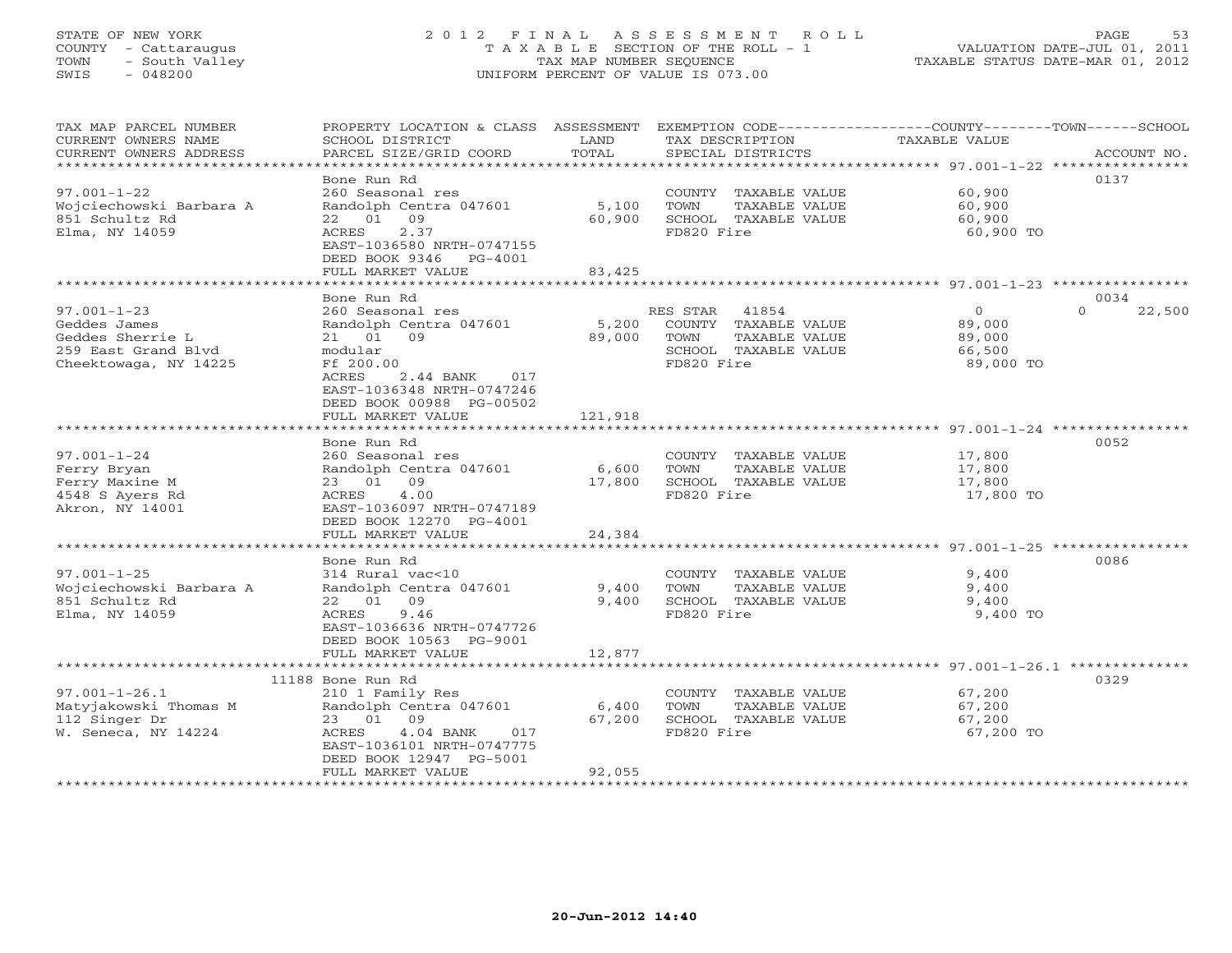STATE OF NEW YORK
COUNTY - Cattaraugus
TOWN - South Valley
SWIS - 048200

2012 FINAL ASSESSMENT ROLL
TAXABLE SECTION OF THE ROLL - 1
TAX MAP NUMBER SEQUENCE
UNIFORM PERCENT OF VALUE IS 073.00

VALUATION DATE-JUL 01, 2011
TAXABLE STATUS DATE-MAR 01, 2012

| TAX MAP PARCEL NUMBER / CURRENT OWNERS NAME / CURRENT OWNERS ADDRESS | PROPERTY LOCATION & CLASS / SCHOOL DISTRICT / PARCEL SIZE/GRID COORD | ASSESSMENT LAND / TOTAL | EXEMPTION CODE / TAX DESCRIPTION / SPECIAL DISTRICTS | COUNTY TAXABLE VALUE | TOWN | SCHOOL | ACCOUNT NO. |
|---|---|---|---|---|---|---|---|
| 97.001-1-22 | Bone Run Rd | | | | | | 0137 |
| | 260 Seasonal res | | COUNTY TAXABLE VALUE | 60,900 | | | |
| Wojciechowski Barbara A | Randolph Centra 047601 | 5,100 | TOWN TAXABLE VALUE | 60,900 | | | |
| 851 Schultz Rd | 22 01 09 | 60,900 | SCHOOL TAXABLE VALUE | 60,900 | | | |
| Elma, NY 14059 | ACRES 2.37 | | FD820 Fire | 60,900 TO | | | |
| | EAST-1036580 NRTH-0747155 | | | | | | |
| | DEED BOOK 9346 PG-4001 | | | | | | |
| | FULL MARKET VALUE | 83,425 | | | | | |
| 97.001-1-23 | Bone Run Rd | | | | | | 0034 |
| | 260 Seasonal res | | RES STAR 41854 | 0 | | 0 | 22,500 |
| Geddes James | Randolph Centra 047601 | 5,200 | COUNTY TAXABLE VALUE | 89,000 | | | |
| Geddes Sherrie L | 21 01 09 | 89,000 | TOWN TAXABLE VALUE | 89,000 | | | |
| 259 East Grand Blvd | modular | | SCHOOL TAXABLE VALUE | 66,500 | | | |
| Cheektowaga, NY 14225 | Ff 200.00 | | FD820 Fire | 89,000 TO | | | |
| | ACRES 2.44 BANK 017 | | | | | | |
| | EAST-1036348 NRTH-0747246 | | | | | | |
| | DEED BOOK 00988 PG-00502 | | | | | | |
| | FULL MARKET VALUE | 121,918 | | | | | |
| 97.001-1-24 | Bone Run Rd | | | | | | 0052 |
| | 260 Seasonal res | | COUNTY TAXABLE VALUE | 17,800 | | | |
| Ferry Bryan | Randolph Centra 047601 | 6,600 | TOWN TAXABLE VALUE | 17,800 | | | |
| Ferry Maxine M | 23 01 09 | 17,800 | SCHOOL TAXABLE VALUE | 17,800 | | | |
| 4548 S Ayers Rd | ACRES 4.00 | | FD820 Fire | 17,800 TO | | | |
| Akron, NY 14001 | EAST-1036097 NRTH-0747189 | | | | | | |
| | DEED BOOK 12270 PG-4001 | | | | | | |
| | FULL MARKET VALUE | 24,384 | | | | | |
| 97.001-1-25 | Bone Run Rd | | | | | | 0086 |
| | 314 Rural vac<10 | | COUNTY TAXABLE VALUE | 9,400 | | | |
| Wojciechowski Barbara A | Randolph Centra 047601 | 9,400 | TOWN TAXABLE VALUE | 9,400 | | | |
| 851 Schultz Rd | 22 01 09 | 9,400 | SCHOOL TAXABLE VALUE | 9,400 | | | |
| Elma, NY 14059 | ACRES 9.46 | | FD820 Fire | 9,400 TO | | | |
| | EAST-1036636 NRTH-0747726 | | | | | | |
| | DEED BOOK 10563 PG-9001 | | | | | | |
| | FULL MARKET VALUE | 12,877 | | | | | |
| 97.001-1-26.1 | 11188 Bone Run Rd | | | | | | 0329 |
| | 210 1 Family Res | | COUNTY TAXABLE VALUE | 67,200 | | | |
| Matyjakowski Thomas M | Randolph Centra 047601 | 6,400 | TOWN TAXABLE VALUE | 67,200 | | | |
| 112 Singer Dr | 23 01 09 | 67,200 | SCHOOL TAXABLE VALUE | 67,200 | | | |
| W. Seneca, NY 14224 | ACRES 4.04 BANK 017 | | FD820 Fire | 67,200 TO | | | |
| | EAST-1036101 NRTH-0747775 | | | | | | |
| | DEED BOOK 12947 PG-5001 | | | | | | |
| | FULL MARKET VALUE | 92,055 | | | | | |

20-Jun-2012 14:40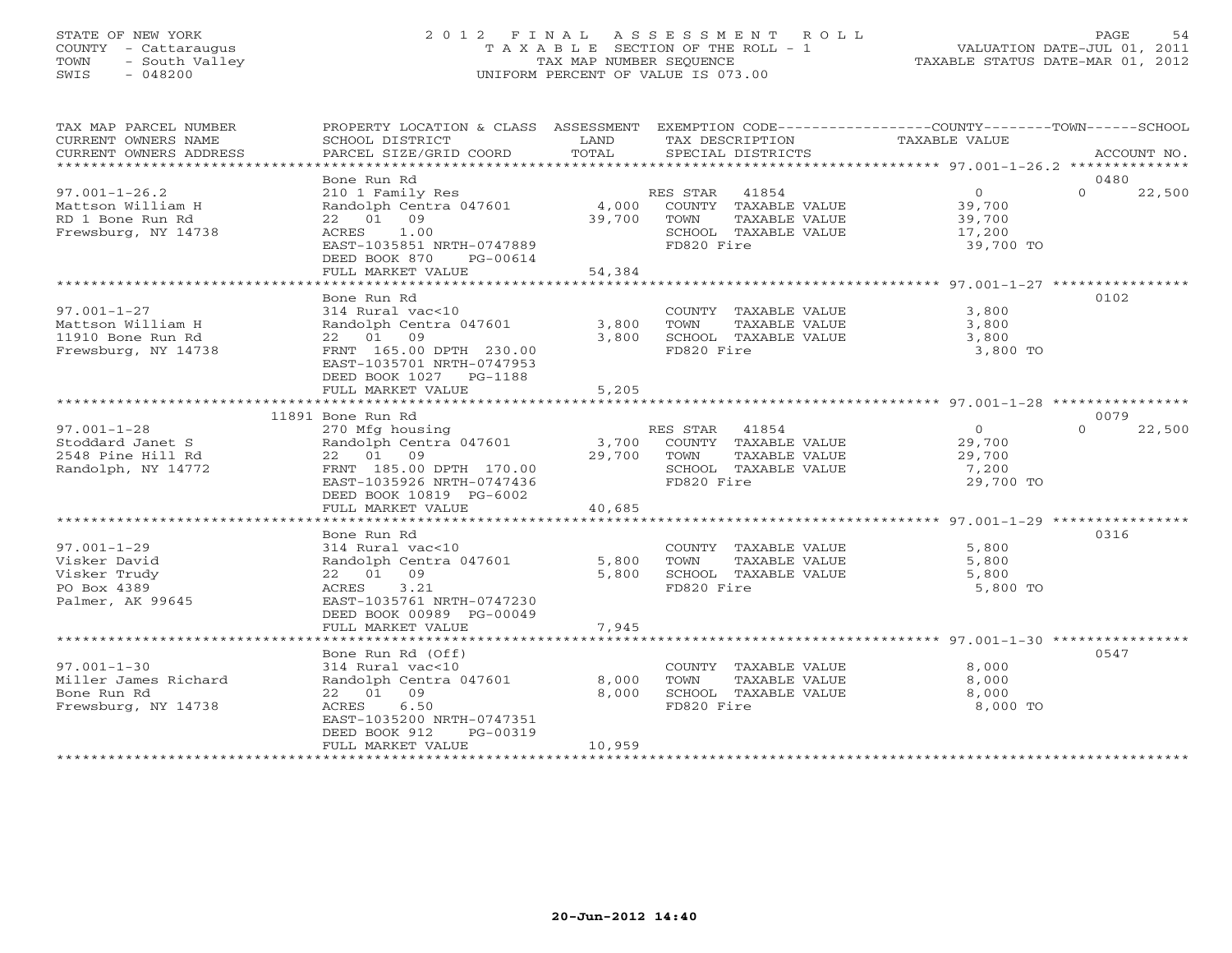STATE OF NEW YORK
COUNTY - Cattaraugus
TOWN - South Valley
SWIS - 048200

# 2012 FINAL ASSESSMENT ROLL
TAXABLE SECTION OF THE ROLL - 1
TAX MAP NUMBER SEQUENCE
UNIFORM PERCENT OF VALUE IS 073.00

VALUATION DATE-JUL 01, 2011
TAXABLE STATUS DATE-MAR 01, 2012

| TAX MAP PARCEL NUMBER / CURRENT OWNERS NAME / CURRENT OWNERS ADDRESS | PROPERTY LOCATION & CLASS / SCHOOL DISTRICT / PARCEL SIZE/GRID COORD | ASSESSMENT LAND | TOTAL | EXEMPTION CODE / TAX DESCRIPTION / SPECIAL DISTRICTS | COUNTY TAXABLE VALUE | TOWN | SCHOOL / ACCOUNT NO. |
|---|---|---|---|---|---|---|---|
| 97.001-1-26.2 | Bone Run Rd | | | | | | 0480 |
| Mattson William H | 210 1 Family Res | | | RES STAR 41854 | 0 | 0 | 22,500 |
| RD 1 Bone Run Rd | Randolph Centra 047601 | 4,000 | | COUNTY TAXABLE VALUE | 39,700 | | |
| Frewsburg, NY 14738 | 22 01 09 | | 39,700 | TOWN TAXABLE VALUE | 39,700 | | |
| | ACRES 1.00 | | | SCHOOL TAXABLE VALUE | 17,200 | | |
| | EAST-1035851 NRTH-0747889 | | | FD820 Fire | 39,700 TO | | |
| | DEED BOOK 870 PG-00614 | | | | | | |
| | FULL MARKET VALUE | | 54,384 | | | | |
| 97.001-1-27 | Bone Run Rd | | | | | | 0102 |
| Mattson William H | 314 Rural vac<10 | | | COUNTY TAXABLE VALUE | 3,800 | | |
| 11910 Bone Run Rd | Randolph Centra 047601 | 3,800 | | TOWN TAXABLE VALUE | 3,800 | | |
| Frewsburg, NY 14738 | 22 01 09 | | 3,800 | SCHOOL TAXABLE VALUE | 3,800 | | |
| | FRNT 165.00 DPTH 230.00 | | | FD820 Fire | 3,800 TO | | |
| | EAST-1035701 NRTH-0747953 | | | | | | |
| | DEED BOOK 1027 PG-1188 | | | | | | |
| | FULL MARKET VALUE | | 5,205 | | | | |
| 97.001-1-28 | 11891 Bone Run Rd | | | | | | 0079 |
| Stoddard Janet S | 270 Mfg housing | | | RES STAR 41854 | 0 | 0 | 22,500 |
| 2548 Pine Hill Rd | Randolph Centra 047601 | 3,700 | | COUNTY TAXABLE VALUE | 29,700 | | |
| Randolph, NY 14772 | 22 01 09 | | 29,700 | TOWN TAXABLE VALUE | 29,700 | | |
| | FRNT 185.00 DPTH 170.00 | | | SCHOOL TAXABLE VALUE | 7,200 | | |
| | EAST-1035926 NRTH-0747436 | | | FD820 Fire | 29,700 TO | | |
| | DEED BOOK 10819 PG-6002 | | | | | | |
| | FULL MARKET VALUE | | 40,685 | | | | |
| 97.001-1-29 | Bone Run Rd | | | | | | 0316 |
| Visker David | 314 Rural vac<10 | | | COUNTY TAXABLE VALUE | 5,800 | | |
| Visker Trudy | Randolph Centra 047601 | 5,800 | | TOWN TAXABLE VALUE | 5,800 | | |
| PO Box 4389 | 22 01 09 | | 5,800 | SCHOOL TAXABLE VALUE | 5,800 | | |
| Palmer, AK 99645 | ACRES 3.21 | | | FD820 Fire | 5,800 TO | | |
| | EAST-1035761 NRTH-0747230 | | | | | | |
| | DEED BOOK 00989 PG-00049 | | | | | | |
| | FULL MARKET VALUE | | 7,945 | | | | |
| 97.001-1-30 | Bone Run Rd (Off) | | | | | | 0547 |
| Miller James Richard | 314 Rural vac<10 | | | COUNTY TAXABLE VALUE | 8,000 | | |
| Bone Run Rd | Randolph Centra 047601 | 8,000 | | TOWN TAXABLE VALUE | 8,000 | | |
| Frewsburg, NY 14738 | 22 01 09 | | 8,000 | SCHOOL TAXABLE VALUE | 8,000 | | |
| | ACRES 6.50 | | | FD820 Fire | 8,000 TO | | |
| | EAST-1035200 NRTH-0747351 | | | | | | |
| | DEED BOOK 912 PG-00319 | | | | | | |
| | FULL MARKET VALUE | | 10,959 | | | | |

20-Jun-2012 14:40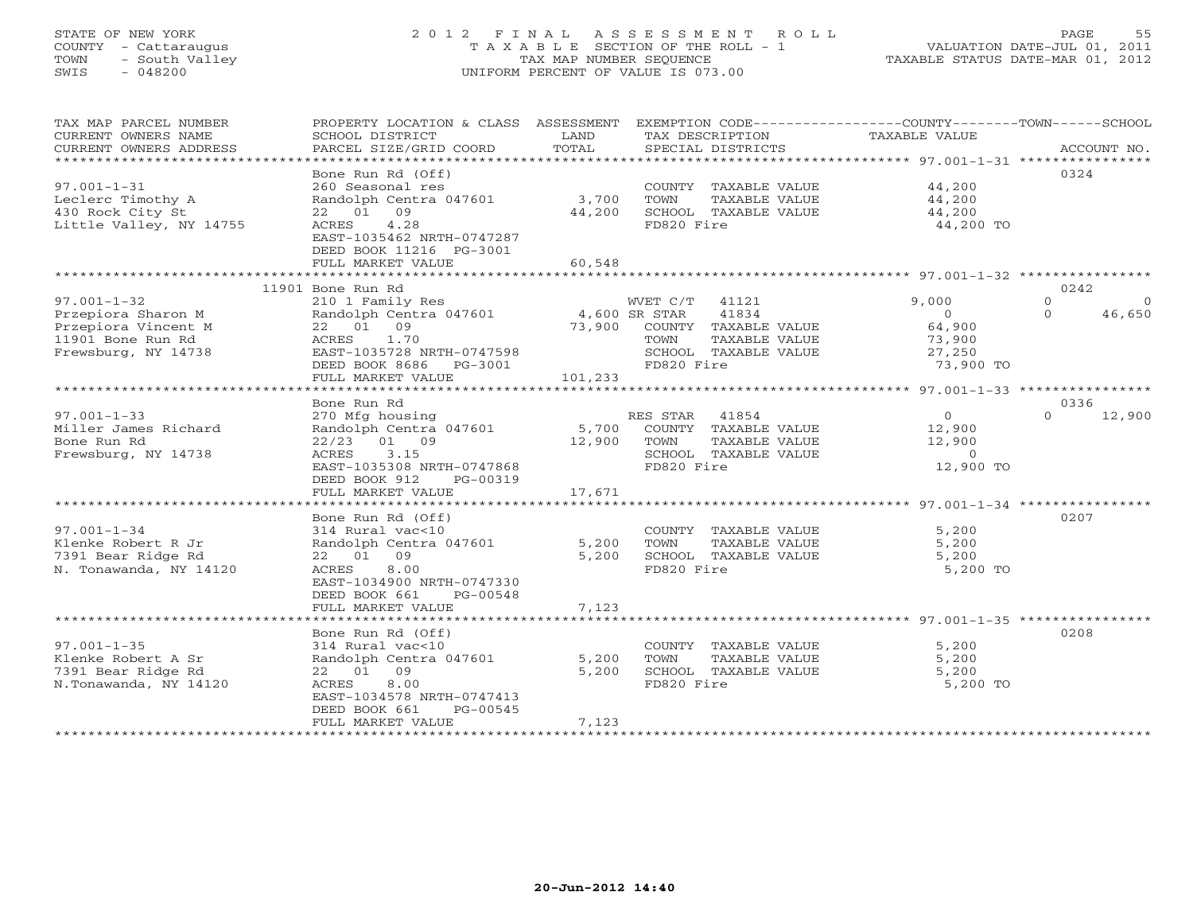STATE OF NEW YORK
COUNTY - Cattaraugus
TOWN - South Valley
SWIS - 048200

# 2012 FINAL ASSESSMENT ROLL
TAXABLE SECTION OF THE ROLL - 1
TAX MAP NUMBER SEQUENCE
UNIFORM PERCENT OF VALUE IS 073.00

VALUATION DATE-JUL 01, 2011
TAXABLE STATUS DATE-MAR 01, 2012

| TAX MAP PARCEL NUMBER / CURRENT OWNERS NAME / CURRENT OWNERS ADDRESS | PROPERTY LOCATION & CLASS / SCHOOL DISTRICT / PARCEL SIZE/GRID COORD | ASSESSMENT LAND | TOTAL | EXEMPTION CODE / TAX DESCRIPTION / SPECIAL DISTRICTS | COUNTY TAXABLE VALUE | TOWN | SCHOOL | ACCOUNT NO. |
|---|---|---|---|---|---|---|---|---|
| | Bone Run Rd (Off) | | | | | | | 0324 |
| 97.001-1-31 | 260 Seasonal res | | | COUNTY TAXABLE VALUE | 44,200 | | | |
| Leclerc Timothy A | Randolph Centra 047601 | 3,700 | | TOWN TAXABLE VALUE | 44,200 | | | |
| 430 Rock City St | 22 01 09 | | 44,200 | SCHOOL TAXABLE VALUE | 44,200 | | | |
| Little Valley, NY 14755 | ACRES 4.28 | | | FD820 Fire | 44,200 TO | | | |
| | EAST-1035462 NRTH-0747287 | | | | | | | |
| | DEED BOOK 11216 PG-3001 | | | | | | | |
| | FULL MARKET VALUE | | 60,548 | | | | | |
| | 11901 Bone Run Rd | | | | | | | 0242 |
| 97.001-1-32 | 210 1 Family Res | | | WVET C/T 41121 | 9,000 | 0 | 0 | |
| Przepiora Sharon M | Randolph Centra 047601 | 4,600 | | SR STAR 41834 | 0 | 0 | 46,650 | |
| Przepiora Vincent M | 22 01 09 | | 73,900 | COUNTY TAXABLE VALUE | 64,900 | | | |
| 11901 Bone Run Rd | ACRES 1.70 | | | TOWN TAXABLE VALUE | 73,900 | | | |
| Frewsburg, NY 14738 | EAST-1035728 NRTH-0747598 | | | SCHOOL TAXABLE VALUE | 27,250 | | | |
| | DEED BOOK 8686 PG-3001 | | | FD820 Fire | 73,900 TO | | | |
| | FULL MARKET VALUE | | 101,233 | | | | | |
| | Bone Run Rd | | | | | | | 0336 |
| 97.001-1-33 | 270 Mfg housing | | | RES STAR 41854 | 0 | 0 | 12,900 | |
| Miller James Richard | Randolph Centra 047601 | 5,700 | | COUNTY TAXABLE VALUE | 12,900 | | | |
| Bone Run Rd | 22/23 01 09 | | 12,900 | TOWN TAXABLE VALUE | 12,900 | | | |
| Frewsburg, NY 14738 | ACRES 3.15 | | | SCHOOL TAXABLE VALUE | 0 | | | |
| | EAST-1035308 NRTH-0747868 | | | FD820 Fire | 12,900 TO | | | |
| | DEED BOOK 912 PG-00319 | | | | | | | |
| | FULL MARKET VALUE | | 17,671 | | | | | |
| | Bone Run Rd (Off) | | | | | | | 0207 |
| 97.001-1-34 | 314 Rural vac<10 | | | COUNTY TAXABLE VALUE | 5,200 | | | |
| Klenke Robert R Jr | Randolph Centra 047601 | 5,200 | | TOWN TAXABLE VALUE | 5,200 | | | |
| 7391 Bear Ridge Rd | 22 01 09 | | 5,200 | SCHOOL TAXABLE VALUE | 5,200 | | | |
| N. Tonawanda, NY 14120 | ACRES 8.00 | | | FD820 Fire | 5,200 TO | | | |
| | EAST-1034900 NRTH-0747330 | | | | | | | |
| | DEED BOOK 661 PG-00548 | | | | | | | |
| | FULL MARKET VALUE | | 7,123 | | | | | |
| | Bone Run Rd (Off) | | | | | | | 0208 |
| 97.001-1-35 | 314 Rural vac<10 | | | COUNTY TAXABLE VALUE | 5,200 | | | |
| Klenke Robert A Sr | Randolph Centra 047601 | 5,200 | | TOWN TAXABLE VALUE | 5,200 | | | |
| 7391 Bear Ridge Rd | 22 01 09 | | 5,200 | SCHOOL TAXABLE VALUE | 5,200 | | | |
| N.Tonawanda, NY 14120 | ACRES 8.00 | | | FD820 Fire | 5,200 TO | | | |
| | EAST-1034578 NRTH-0747413 | | | | | | | |
| | DEED BOOK 661 PG-00545 | | | | | | | |
| | FULL MARKET VALUE | | 7,123 | | | | | |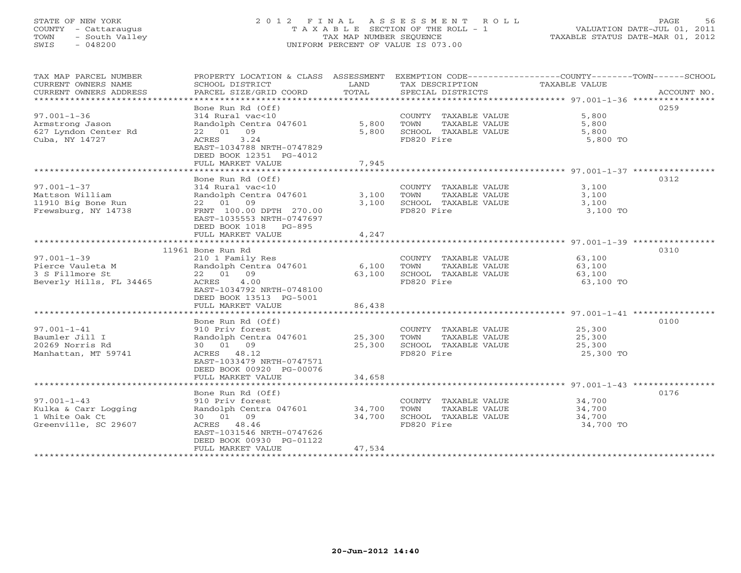STATE OF NEW YORK
COUNTY - Cattaraugus
TOWN - South Valley
SWIS - 048200

# 2012 FINAL ASSESSMENT ROLL
TAXABLE SECTION OF THE ROLL - 1
TAX MAP NUMBER SEQUENCE
UNIFORM PERCENT OF VALUE IS 073.00

VALUATION DATE-JUL 01, 2011
TAXABLE STATUS DATE-MAR 01, 2012

| TAX MAP PARCEL NUMBER / CURRENT OWNERS NAME / CURRENT OWNERS ADDRESS | PROPERTY LOCATION & CLASS / SCHOOL DISTRICT / PARCEL SIZE/GRID COORD | ASSESSMENT LAND / TOTAL | EXEMPTION CODE / TAX DESCRIPTION / SPECIAL DISTRICTS | TAXABLE VALUE (COUNTY / TOWN / SCHOOL) | ACCOUNT NO. |
|---|---|---|---|---|---|
| 97.001-1-36 | Bone Run Rd (Off) | | | | 0259 |
| Armstrong Jason | 314 Rural vac<10 | | COUNTY TAXABLE VALUE | 5,800 | |
| 627 Lyndon Center Rd | Randolph Centra 047601 | 5,800 | TOWN TAXABLE VALUE | 5,800 | |
| Cuba, NY 14727 | 22 01 09 | 5,800 | SCHOOL TAXABLE VALUE | 5,800 | |
| | ACRES 3.24 | | FD820 Fire | 5,800 TO | |
| | EAST-1034788 NRTH-0747829 | | | | |
| | DEED BOOK 12351 PG-4012 | | | | |
| | FULL MARKET VALUE | 7,945 | | | |
| 97.001-1-37 | Bone Run Rd (Off) | | | | 0312 |
| Mattson William | 314 Rural vac<10 | | COUNTY TAXABLE VALUE | 3,100 | |
| 11910 Big Bone Run | Randolph Centra 047601 | 3,100 | TOWN TAXABLE VALUE | 3,100 | |
| Frewsburg, NY 14738 | 22 01 09 | 3,100 | SCHOOL TAXABLE VALUE | 3,100 | |
| | FRNT 100.00 DPTH 270.00 | | FD820 Fire | 3,100 TO | |
| | EAST-1035553 NRTH-0747697 | | | | |
| | DEED BOOK 1018 PG-895 | | | | |
| | FULL MARKET VALUE | 4,247 | | | |
| 97.001-1-39 | 11961 Bone Run Rd | | | | 0310 |
| Pierce Vauleta M | 210 1 Family Res | | COUNTY TAXABLE VALUE | 63,100 | |
| 3 S Fillmore St | Randolph Centra 047601 | 6,100 | TOWN TAXABLE VALUE | 63,100 | |
| Beverly Hills, FL 34465 | 22 01 09 | 63,100 | SCHOOL TAXABLE VALUE | 63,100 | |
| | ACRES 4.00 | | FD820 Fire | 63,100 TO | |
| | EAST-1034792 NRTH-0748100 | | | | |
| | DEED BOOK 13513 PG-5001 | | | | |
| | FULL MARKET VALUE | 86,438 | | | |
| 97.001-1-41 | Bone Run Rd (Off) | | | | 0100 |
| Baumler Jill I | 910 Priv forest | | COUNTY TAXABLE VALUE | 25,300 | |
| 20269 Norris Rd | Randolph Centra 047601 | 25,300 | TOWN TAXABLE VALUE | 25,300 | |
| Manhattan, MT 59741 | 30 01 09 | 25,300 | SCHOOL TAXABLE VALUE | 25,300 | |
| | ACRES 48.12 | | FD820 Fire | 25,300 TO | |
| | EAST-1033479 NRTH-0747571 | | | | |
| | DEED BOOK 00920 PG-00076 | | | | |
| | FULL MARKET VALUE | 34,658 | | | |
| 97.001-1-43 | Bone Run Rd (Off) | | | | 0176 |
| Kulka & Carr Logging | 910 Priv forest | | COUNTY TAXABLE VALUE | 34,700 | |
| 1 White Oak Ct | Randolph Centra 047601 | 34,700 | TOWN TAXABLE VALUE | 34,700 | |
| Greenville, SC 29607 | 30 01 09 | 34,700 | SCHOOL TAXABLE VALUE | 34,700 | |
| | ACRES 48.46 | | FD820 Fire | 34,700 TO | |
| | EAST-1031546 NRTH-0747626 | | | | |
| | DEED BOOK 00930 PG-01122 | | | | |
| | FULL MARKET VALUE | 47,534 | | | |

20-Jun-2012 14:40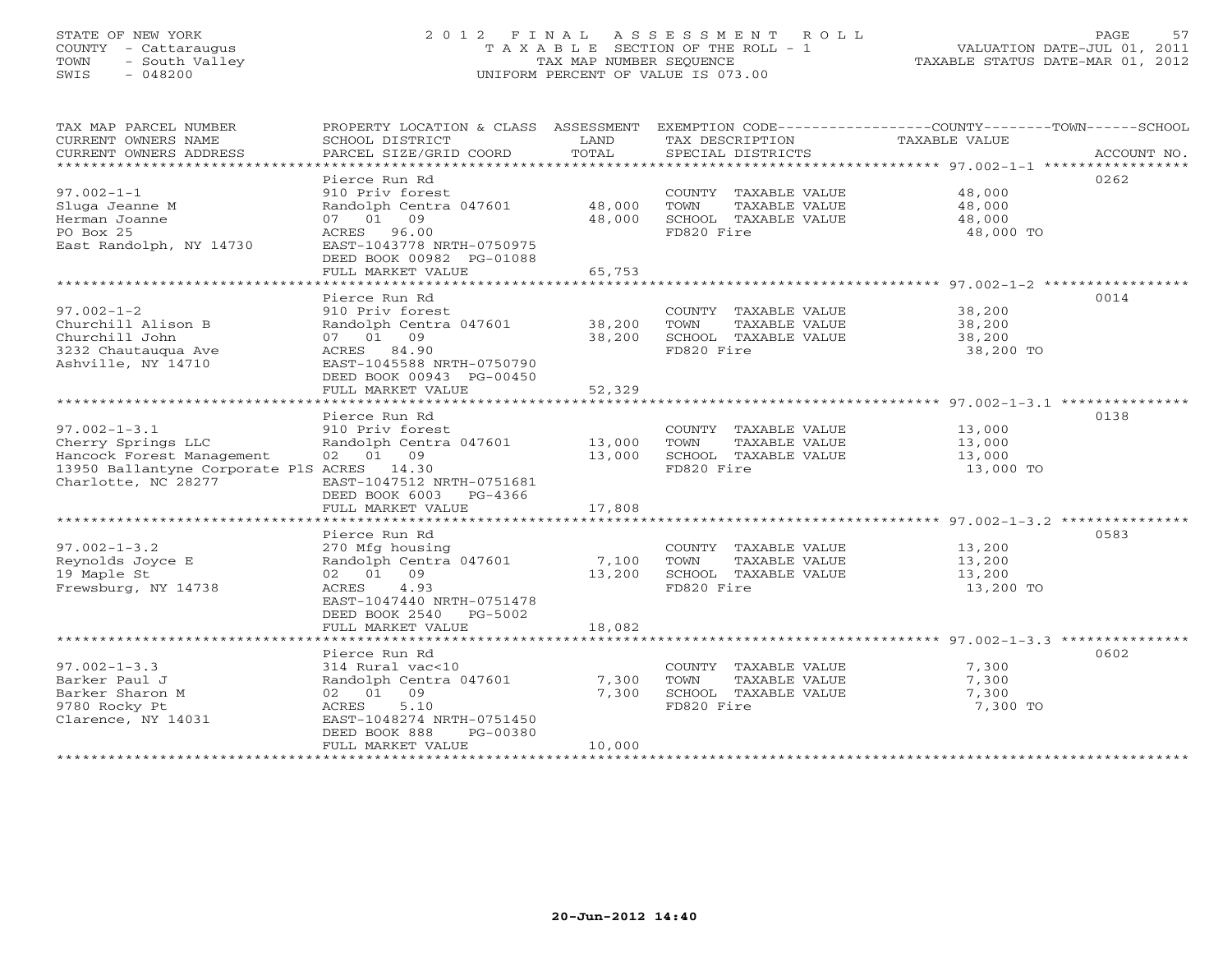STATE OF NEW YORK
COUNTY - Cattaraugus
TOWN - South Valley
SWIS - 048200

2012 FINAL ASSESSMENT ROLL
TAXABLE SECTION OF THE ROLL - 1
TAX MAP NUMBER SEQUENCE
UNIFORM PERCENT OF VALUE IS 073.00

VALUATION DATE-JUL 01, 2011
TAXABLE STATUS DATE-MAR 01, 2012

| TAX MAP PARCEL NUMBER / CURRENT OWNERS NAME / CURRENT OWNERS ADDRESS | PROPERTY LOCATION & CLASS / SCHOOL DISTRICT / PARCEL SIZE/GRID COORD | ASSESSMENT LAND | TOTAL | EXEMPTION CODE / TAX DESCRIPTION / SPECIAL DISTRICTS | TAXABLE VALUE (COUNTY / TOWN / SCHOOL) | ACCOUNT NO. |
|---|---|---|---|---|---|---|
| 97.002-1-1 | Pierce Run Rd | | | | | 0262 |
| | 910 Priv forest | | | COUNTY TAXABLE VALUE | 48,000 | |
| Sluga Jeanne M | Randolph Centra 047601 | 48,000 | | TOWN TAXABLE VALUE | 48,000 | |
| Herman Joanne | 07 01 09 | | 48,000 | SCHOOL TAXABLE VALUE | 48,000 | |
| PO Box 25 | ACRES 96.00 | | | FD820 Fire | 48,000 TO | |
| East Randolph, NY 14730 | EAST-1043778 NRTH-0750975 | | | | | |
| | DEED BOOK 00982 PG-01088 | | | | | |
| | FULL MARKET VALUE | | 65,753 | | | |
| 97.002-1-2 | Pierce Run Rd | | | | | 0014 |
| | 910 Priv forest | | | COUNTY TAXABLE VALUE | 38,200 | |
| Churchill Alison B | Randolph Centra 047601 | 38,200 | | TOWN TAXABLE VALUE | 38,200 | |
| Churchill John | 07 01 09 | | 38,200 | SCHOOL TAXABLE VALUE | 38,200 | |
| 3232 Chautauqua Ave | ACRES 84.90 | | | FD820 Fire | 38,200 TO | |
| Ashville, NY 14710 | EAST-1045588 NRTH-0750790 | | | | | |
| | DEED BOOK 00943 PG-00450 | | | | | |
| | FULL MARKET VALUE | | 52,329 | | | |
| 97.002-1-3.1 | Pierce Run Rd | | | | | 0138 |
| | 910 Priv forest | | | COUNTY TAXABLE VALUE | 13,000 | |
| Cherry Springs LLC | Randolph Centra 047601 | 13,000 | | TOWN TAXABLE VALUE | 13,000 | |
| Hancock Forest Management | 02 01 09 | | 13,000 | SCHOOL TAXABLE VALUE | 13,000 | |
| 13950 Ballantyne Corporate PlS | ACRES 14.30 | | | FD820 Fire | 13,000 TO | |
| Charlotte, NC 28277 | EAST-1047512 NRTH-0751681 | | | | | |
| | DEED BOOK 6003 PG-4366 | | | | | |
| | FULL MARKET VALUE | | 17,808 | | | |
| 97.002-1-3.2 | Pierce Run Rd | | | | | 0583 |
| | 270 Mfg housing | | | COUNTY TAXABLE VALUE | 13,200 | |
| Reynolds Joyce E | Randolph Centra 047601 | 7,100 | | TOWN TAXABLE VALUE | 13,200 | |
| 19 Maple St | 02 01 09 | | 13,200 | SCHOOL TAXABLE VALUE | 13,200 | |
| Frewsburg, NY 14738 | ACRES 4.93 | | | FD820 Fire | 13,200 TO | |
| | EAST-1047440 NRTH-0751478 | | | | | |
| | DEED BOOK 2540 PG-5002 | | | | | |
| | FULL MARKET VALUE | | 18,082 | | | |
| 97.002-1-3.3 | Pierce Run Rd | | | | | 0602 |
| | 314 Rural vac<10 | | | COUNTY TAXABLE VALUE | 7,300 | |
| Barker Paul J | Randolph Centra 047601 | 7,300 | | TOWN TAXABLE VALUE | 7,300 | |
| Barker Sharon M | 02 01 09 | | 7,300 | SCHOOL TAXABLE VALUE | 7,300 | |
| 9780 Rocky Pt | ACRES 5.10 | | | FD820 Fire | 7,300 TO | |
| Clarence, NY 14031 | EAST-1048274 NRTH-0751450 | | | | | |
| | DEED BOOK 888 PG-00380 | | | | | |
| | FULL MARKET VALUE | | 10,000 | | | |

20-Jun-2012 14:40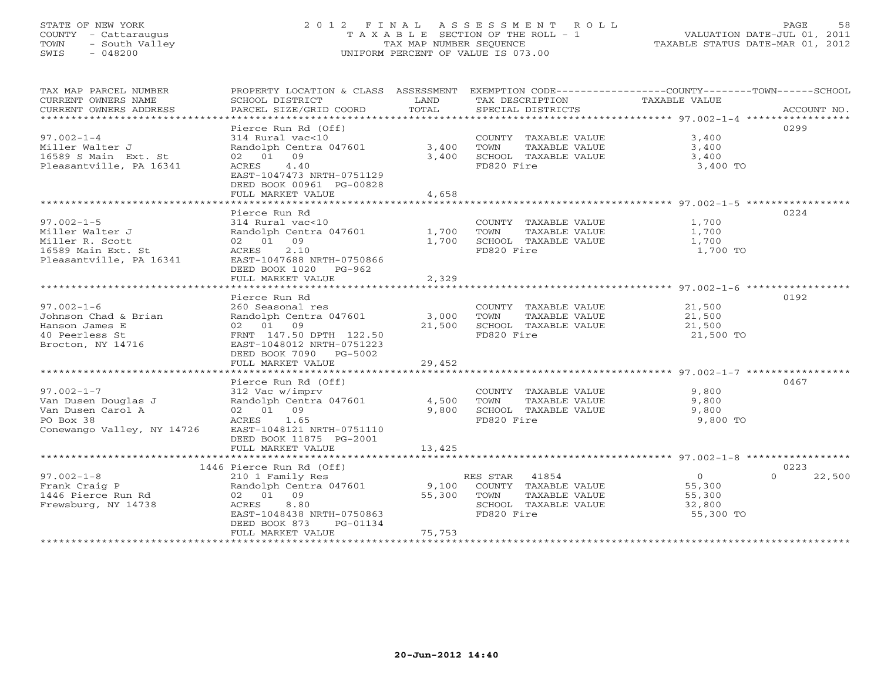STATE OF NEW YORK
COUNTY - Cattaraugus
TOWN - South Valley
SWIS - 048200

# 2012 FINAL ASSESSMENT ROLL
TAXABLE SECTION OF THE ROLL - 1
TAX MAP NUMBER SEQUENCE
UNIFORM PERCENT OF VALUE IS 073.00

VALUATION DATE-JUL 01, 2011
TAXABLE STATUS DATE-MAR 01, 2012

| TAX MAP PARCEL NUMBER / CURRENT OWNERS NAME / CURRENT OWNERS ADDRESS | PROPERTY LOCATION & CLASS / SCHOOL DISTRICT / PARCEL SIZE/GRID COORD | ASSESSMENT LAND | TOTAL | EXEMPTION CODE / TAX DESCRIPTION / SPECIAL DISTRICTS | TAXABLE VALUE (COUNTY / TOWN / SCHOOL) | ACCOUNT NO. |
|---|---|---|---|---|---|---|
| 97.002-1-4 | Pierce Run Rd (Off) | | | | | 0299 |
| Miller Walter J | 314 Rural vac<10 | | | COUNTY TAXABLE VALUE | 3,400 | |
| 16589 S Main Ext. St | Randolph Centra 047601 | 3,400 | | TOWN TAXABLE VALUE | 3,400 | |
| Pleasantville, PA 16341 | 02 01 09 | | 3,400 | SCHOOL TAXABLE VALUE | 3,400 | |
| | ACRES 4.40 | | | FD820 Fire | 3,400 TO | |
| | EAST-1047473 NRTH-0751129 | | | | | |
| | DEED BOOK 00961 PG-00828 | | | | | |
| | FULL MARKET VALUE | | 4,658 | | | |
| 97.002-1-5 | Pierce Run Rd | | | | | 0224 |
| Miller Walter J | 314 Rural vac<10 | | | COUNTY TAXABLE VALUE | 1,700 | |
| Miller R. Scott | Randolph Centra 047601 | 1,700 | | TOWN TAXABLE VALUE | 1,700 | |
| 16589 Main Ext. St | 02 01 09 | | 1,700 | SCHOOL TAXABLE VALUE | 1,700 | |
| Pleasantville, PA 16341 | ACRES 2.10 | | | FD820 Fire | 1,700 TO | |
| | EAST-1047688 NRTH-0750866 | | | | | |
| | DEED BOOK 1020 PG-962 | | | | | |
| | FULL MARKET VALUE | | 2,329 | | | |
| 97.002-1-6 | Pierce Run Rd | | | | | 0192 |
| Johnson Chad & Brian | 260 Seasonal res | | | COUNTY TAXABLE VALUE | 21,500 | |
| Hanson James E | Randolph Centra 047601 | 3,000 | | TOWN TAXABLE VALUE | 21,500 | |
| 40 Peerless St | 02 01 09 | | 21,500 | SCHOOL TAXABLE VALUE | 21,500 | |
| Brocton, NY 14716 | FRNT 147.50 DPTH 122.50 | | | FD820 Fire | 21,500 TO | |
| | EAST-1048012 NRTH-0751223 | | | | | |
| | DEED BOOK 7090 PG-5002 | | | | | |
| | FULL MARKET VALUE | | 29,452 | | | |
| 97.002-1-7 | Pierce Run Rd (Off) | | | | | 0467 |
| Van Dusen Douglas J | 312 Vac w/imprv | | | COUNTY TAXABLE VALUE | 9,800 | |
| Van Dusen Carol A | Randolph Centra 047601 | 4,500 | | TOWN TAXABLE VALUE | 9,800 | |
| PO Box 38 | 02 01 09 | | 9,800 | SCHOOL TAXABLE VALUE | 9,800 | |
| Conewango Valley, NY 14726 | ACRES 1.65 | | | FD820 Fire | 9,800 TO | |
| | EAST-1048121 NRTH-0751110 | | | | | |
| | DEED BOOK 11875 PG-2001 | | | | | |
| | FULL MARKET VALUE | | 13,425 | | | |
| 97.002-1-8 | 1446 Pierce Run Rd (Off) | | | | | 0223 |
| Frank Craig P | 210 1 Family Res | | | RES STAR 41854 | 0 / 0 / 22,500 | |
| 1446 Pierce Run Rd | Randolph Centra 047601 | 9,100 | | COUNTY TAXABLE VALUE | 55,300 | |
| Frewsburg, NY 14738 | 02 01 09 | | 55,300 | TOWN TAXABLE VALUE | 55,300 | |
| | ACRES 8.80 | | | SCHOOL TAXABLE VALUE | 32,800 | |
| | EAST-1048438 NRTH-0750863 | | | FD820 Fire | 55,300 TO | |
| | DEED BOOK 873 PG-01134 | | | | | |
| | FULL MARKET VALUE | | 75,753 | | | |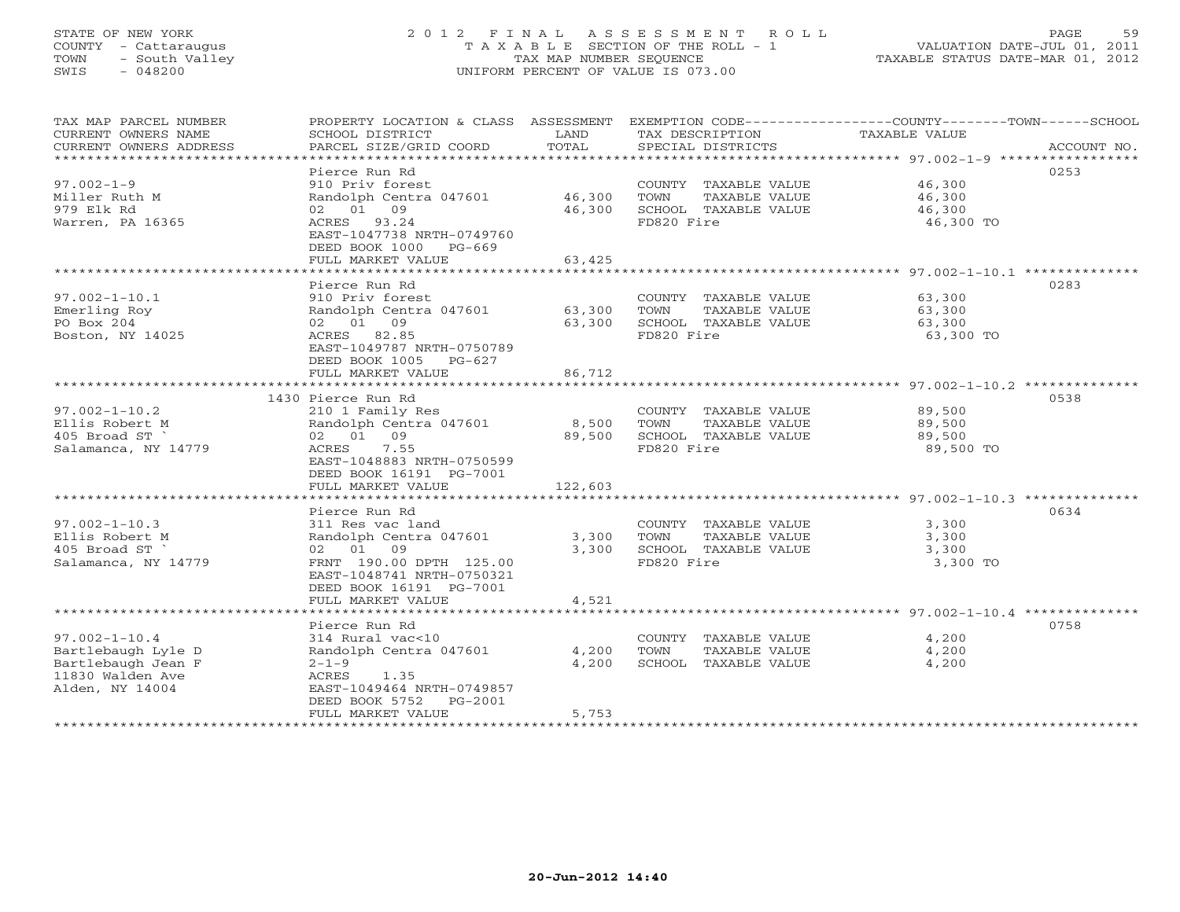STATE OF NEW YORK
COUNTY - Cattaraugus
TOWN - South Valley
SWIS - 048200

# 2012 FINAL ASSESSMENT ROLL

TAXABLE SECTION OF THE ROLL - 1
TAX MAP NUMBER SEQUENCE
UNIFORM PERCENT OF VALUE IS 073.00

VALUATION DATE-JUL 01, 2011
TAXABLE STATUS DATE-MAR 01, 2012

| TAX MAP PARCEL NUMBER / CURRENT OWNERS NAME / CURRENT OWNERS ADDRESS | PROPERTY LOCATION & CLASS / SCHOOL DISTRICT / PARCEL SIZE/GRID COORD | ASSESSMENT LAND | TOTAL | EXEMPTION CODE / TAX DESCRIPTION / SPECIAL DISTRICTS | COUNTY / TOWN / SCHOOL TAXABLE VALUE | ACCOUNT NO. |
|---|---|---|---|---|---|---|
| **97.002-1-9** | Pierce Run Rd | | | | | 0253 |
| Miller Ruth M | 910 Priv forest | | | COUNTY TAXABLE VALUE | 46,300 | |
| 979 Elk Rd | Randolph Centra 047601 | 46,300 | | TOWN TAXABLE VALUE | 46,300 | |
| Warren, PA 16365 | 02 01 09 | | 46,300 | SCHOOL TAXABLE VALUE | 46,300 | |
| | ACRES 93.24 | | | FD820 Fire | 46,300 TO | |
| | EAST-1047738 NRTH-0749760 | | | | | |
| | DEED BOOK 1000 PG-669 | | | | | |
| | FULL MARKET VALUE | | 63,425 | | | |
| **97.002-1-10.1** | Pierce Run Rd | | | | | 0283 |
| Emerling Roy | 910 Priv forest | | | COUNTY TAXABLE VALUE | 63,300 | |
| PO Box 204 | Randolph Centra 047601 | 63,300 | | TOWN TAXABLE VALUE | 63,300 | |
| Boston, NY 14025 | 02 01 09 | | 63,300 | SCHOOL TAXABLE VALUE | 63,300 | |
| | ACRES 82.85 | | | FD820 Fire | 63,300 TO | |
| | EAST-1049787 NRTH-0750789 | | | | | |
| | DEED BOOK 1005 PG-627 | | | | | |
| | FULL MARKET VALUE | | 86,712 | | | |
| **97.002-1-10.2** | 1430 Pierce Run Rd | | | | | 0538 |
| Ellis Robert M | 210 1 Family Res | | | COUNTY TAXABLE VALUE | 89,500 | |
| 405 Broad ST ` | Randolph Centra 047601 | 8,500 | | TOWN TAXABLE VALUE | 89,500 | |
| Salamanca, NY 14779 | 02 01 09 | | 89,500 | SCHOOL TAXABLE VALUE | 89,500 | |
| | ACRES 7.55 | | | FD820 Fire | 89,500 TO | |
| | EAST-1048883 NRTH-0750599 | | | | | |
| | DEED BOOK 16191 PG-7001 | | | | | |
| | FULL MARKET VALUE | | 122,603 | | | |
| **97.002-1-10.3** | Pierce Run Rd | | | | | 0634 |
| Ellis Robert M | 311 Res vac land | | | COUNTY TAXABLE VALUE | 3,300 | |
| 405 Broad ST ` | Randolph Centra 047601 | 3,300 | | TOWN TAXABLE VALUE | 3,300 | |
| Salamanca, NY 14779 | 02 01 09 | | 3,300 | SCHOOL TAXABLE VALUE | 3,300 | |
| | FRNT 190.00 DPTH 125.00 | | | FD820 Fire | 3,300 TO | |
| | EAST-1048741 NRTH-0750321 | | | | | |
| | DEED BOOK 16191 PG-7001 | | | | | |
| | FULL MARKET VALUE | | 4,521 | | | |
| **97.002-1-10.4** | Pierce Run Rd | | | | | 0758 |
| Bartlebaugh Lyle D | 314 Rural vac<10 | | | COUNTY TAXABLE VALUE | 4,200 | |
| Bartlebaugh Jean F | Randolph Centra 047601 | 4,200 | | TOWN TAXABLE VALUE | 4,200 | |
| 11830 Walden Ave | 2-1-9 | | 4,200 | SCHOOL TAXABLE VALUE | 4,200 | |
| Alden, NY 14004 | ACRES 1.35 | | | | | |
| | EAST-1049464 NRTH-0749857 | | | | | |
| | DEED BOOK 5752 PG-2001 | | | | | |
| | FULL MARKET VALUE | | 5,753 | | | |

20-Jun-2012 14:40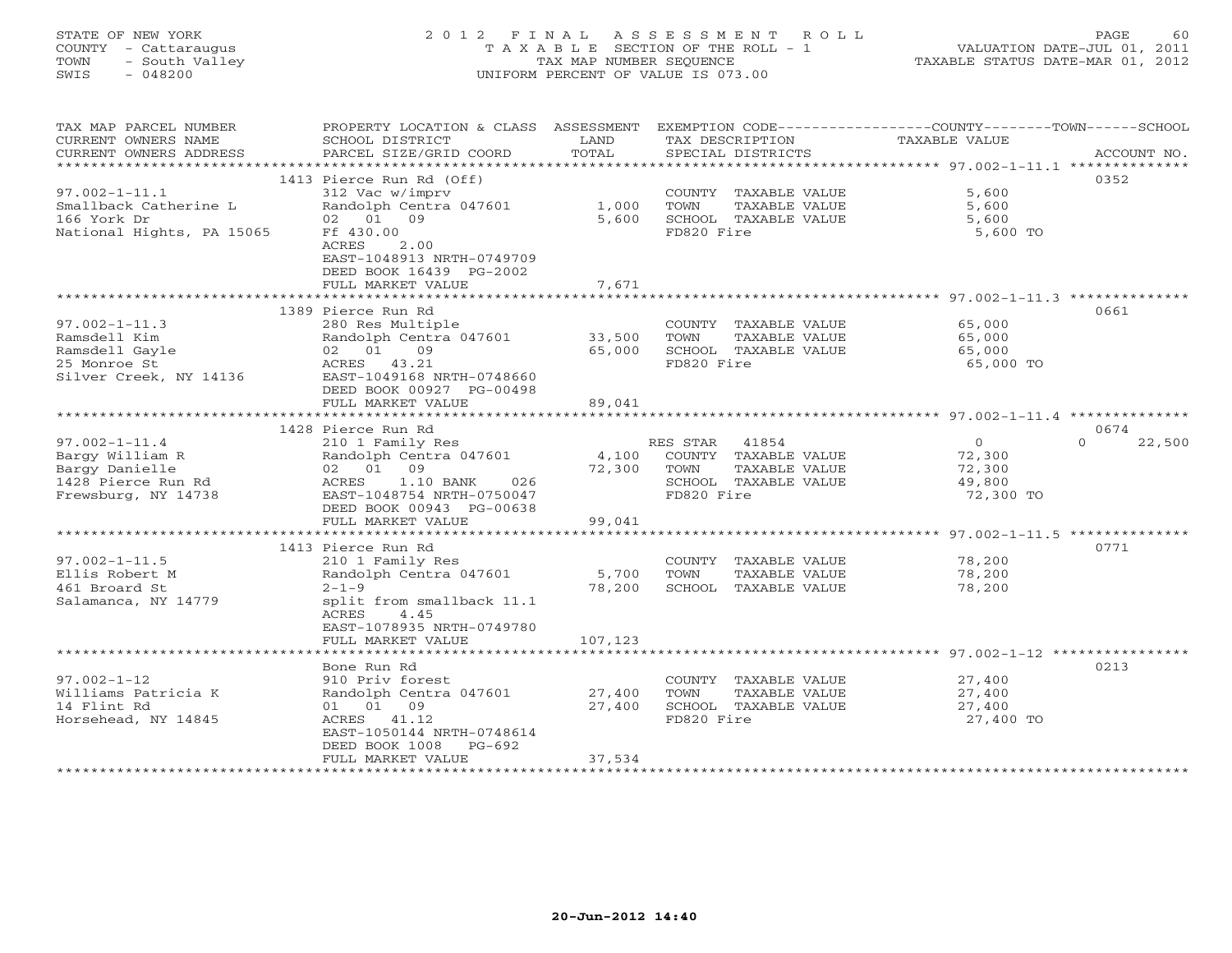STATE OF NEW YORK
COUNTY - Cattaraugus
TOWN - South Valley
SWIS - 048200

2012 FINAL ASSESSMENT ROLL
TAXABLE SECTION OF THE ROLL - 1
TAX MAP NUMBER SEQUENCE
UNIFORM PERCENT OF VALUE IS 073.00

VALUATION DATE-JUL 01, 2011
TAXABLE STATUS DATE-MAR 01, 2012

| TAX MAP PARCEL NUMBER / CURRENT OWNERS NAME / CURRENT OWNERS ADDRESS | PROPERTY LOCATION & CLASS / SCHOOL DISTRICT / PARCEL SIZE/GRID COORD | ASSESSMENT LAND / TOTAL | EXEMPTION CODE / TAX DESCRIPTION / SPECIAL DISTRICTS | COUNTY / TOWN / SCHOOL TAXABLE VALUE | ACCOUNT NO. |
|---|---|---|---|---|---|
| | 1413 Pierce Run Rd (Off) | | | | 0352 |
| 97.002-1-11.1 | 312 Vac w/imprv | | COUNTY TAXABLE VALUE | 5,600 | |
| Smallback Catherine L | Randolph Centra 047601 | 1,000 | TOWN TAXABLE VALUE | 5,600 | |
| 166 York Dr | 02 01 09 | 5,600 | SCHOOL TAXABLE VALUE | 5,600 | |
| National Hights, PA 15065 | Ff 430.00 | | FD820 Fire | 5,600 TO | |
| | ACRES 2.00 | | | | |
| | EAST-1048913 NRTH-0749709 | | | | |
| | DEED BOOK 16439 PG-2002 | | | | |
| | FULL MARKET VALUE | 7,671 | | | |
| | 1389 Pierce Run Rd | | | | 0661 |
| 97.002-1-11.3 | 280 Res Multiple | | COUNTY TAXABLE VALUE | 65,000 | |
| Ramsdell Kim | Randolph Centra 047601 | 33,500 | TOWN TAXABLE VALUE | 65,000 | |
| Ramsdell Gayle | 02 01 09 | 65,000 | SCHOOL TAXABLE VALUE | 65,000 | |
| 25 Monroe St | ACRES 43.21 | | FD820 Fire | 65,000 TO | |
| Silver Creek, NY 14136 | EAST-1049168 NRTH-0748660 | | | | |
| | DEED BOOK 00927 PG-00498 | | | | |
| | FULL MARKET VALUE | 89,041 | | | |
| | 1428 Pierce Run Rd | | | | 0674 |
| 97.002-1-11.4 | 210 1 Family Res | | RES STAR 41854 | 0 / 0 / 22,500 | |
| Bargy William R | Randolph Centra 047601 | 4,100 | COUNTY TAXABLE VALUE | 72,300 | |
| Bargy Danielle | 02 01 09 | 72,300 | TOWN TAXABLE VALUE | 72,300 | |
| 1428 Pierce Run Rd | ACRES 1.10 BANK 026 | | SCHOOL TAXABLE VALUE | 49,800 | |
| Frewsburg, NY 14738 | EAST-1048754 NRTH-0750047 | | FD820 Fire | 72,300 TO | |
| | DEED BOOK 00943 PG-00638 | | | | |
| | FULL MARKET VALUE | 99,041 | | | |
| | 1413 Pierce Run Rd | | | | 0771 |
| 97.002-1-11.5 | 210 1 Family Res | | COUNTY TAXABLE VALUE | 78,200 | |
| Ellis Robert M | Randolph Centra 047601 | 5,700 | TOWN TAXABLE VALUE | 78,200 | |
| 461 Broard St | 2-1-9 | 78,200 | SCHOOL TAXABLE VALUE | 78,200 | |
| Salamanca, NY 14779 | split from smallback 11.1 | | | | |
| | ACRES 4.45 | | | | |
| | EAST-1078935 NRTH-0749780 | | | | |
| | FULL MARKET VALUE | 107,123 | | | |
| | Bone Run Rd | | | | 0213 |
| 97.002-1-12 | 910 Priv forest | | COUNTY TAXABLE VALUE | 27,400 | |
| Williams Patricia K | Randolph Centra 047601 | 27,400 | TOWN TAXABLE VALUE | 27,400 | |
| 14 Flint Rd | 01 01 09 | 27,400 | SCHOOL TAXABLE VALUE | 27,400 | |
| Horsehead, NY 14845 | ACRES 41.12 | | FD820 Fire | 27,400 TO | |
| | EAST-1050144 NRTH-0748614 | | | | |
| | DEED BOOK 1008 PG-692 | | | | |
| | FULL MARKET VALUE | 37,534 | | | |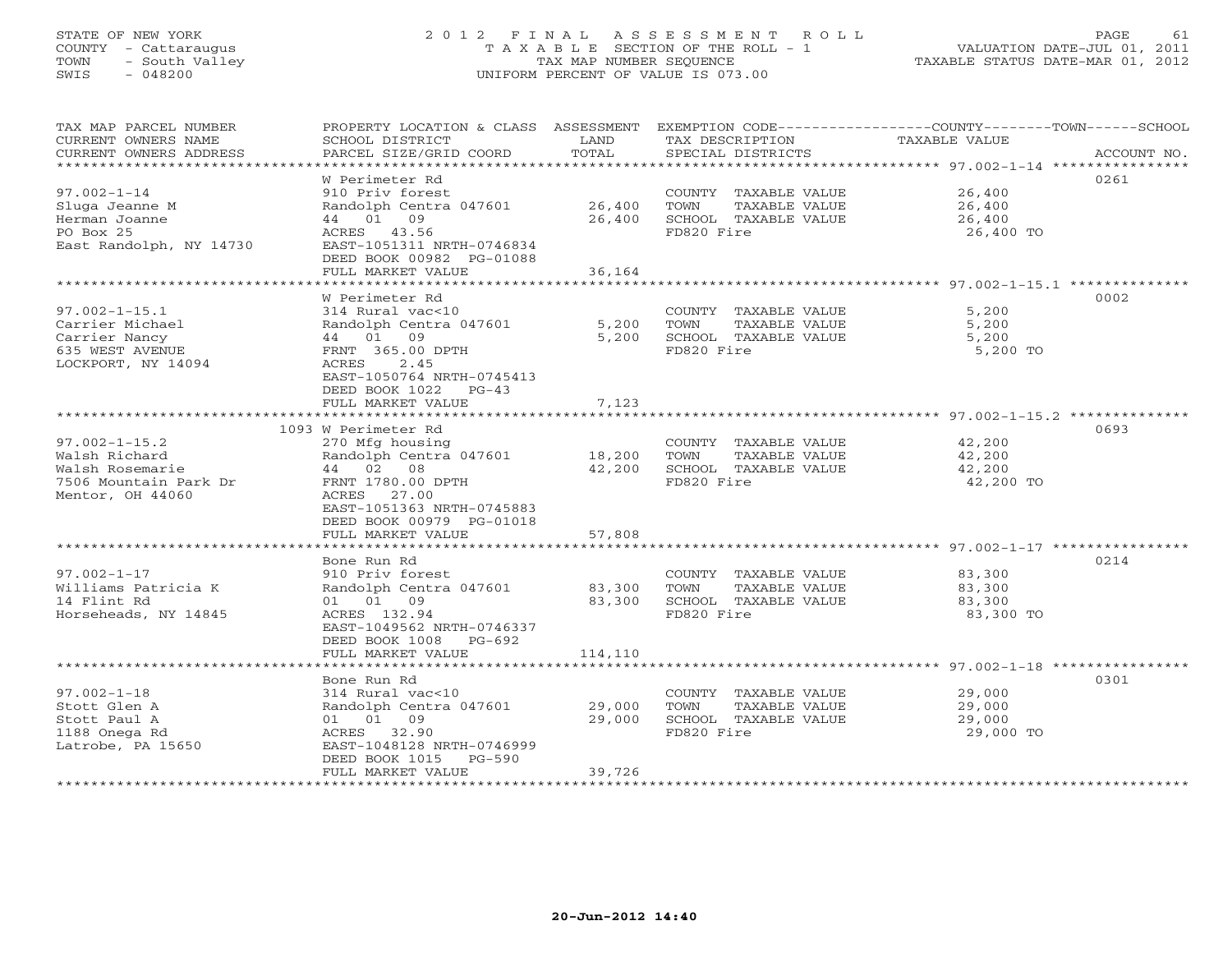STATE OF NEW YORK
COUNTY - Cattaraugus
TOWN - South Valley
SWIS - 048200

# 2012 FINAL ASSESSMENT ROLL
TAXABLE SECTION OF THE ROLL - 1
TAX MAP NUMBER SEQUENCE
UNIFORM PERCENT OF VALUE IS 073.00

VALUATION DATE-JUL 01, 2011
TAXABLE STATUS DATE-MAR 01, 2012

| TAX MAP PARCEL NUMBER / CURRENT OWNERS NAME / CURRENT OWNERS ADDRESS | PROPERTY LOCATION & CLASS / SCHOOL DISTRICT / PARCEL SIZE/GRID COORD | ASSESSMENT LAND | TOTAL | EXEMPTION CODE / TAX DESCRIPTION / SPECIAL DISTRICTS | TAXABLE VALUE (COUNTY / TOWN / SCHOOL) | ACCOUNT NO. |
|---|---|---|---|---|---|---|
| 97.002-1-14 | W Perimeter Rd | | | | | 0261 |
| Sluga Jeanne M | 910 Priv forest | | | COUNTY TAXABLE VALUE | 26,400 | |
| Herman Joanne | Randolph Centra 047601 | 26,400 | | TOWN TAXABLE VALUE | 26,400 | |
| PO Box 25 | 44 01 09 | | 26,400 | SCHOOL TAXABLE VALUE | 26,400 | |
| East Randolph, NY 14730 | ACRES 43.56 | | | FD820 Fire | 26,400 TO | |
| | EAST-1051311 NRTH-0746834 | | | | | |
| | DEED BOOK 00982 PG-01088 | | | | | |
| | FULL MARKET VALUE | | 36,164 | | | |
| 97.002-1-15.1 | W Perimeter Rd | | | | | 0002 |
| Carrier Michael | 314 Rural vac<10 | | | COUNTY TAXABLE VALUE | 5,200 | |
| Carrier Nancy | Randolph Centra 047601 | 5,200 | | TOWN TAXABLE VALUE | 5,200 | |
| 635 WEST AVENUE | 44 01 09 | | 5,200 | SCHOOL TAXABLE VALUE | 5,200 | |
| LOCKPORT, NY 14094 | FRNT 365.00 DPTH | | | FD820 Fire | 5,200 TO | |
| | ACRES 2.45 | | | | | |
| | EAST-1050764 NRTH-0745413 | | | | | |
| | DEED BOOK 1022 PG-43 | | | | | |
| | FULL MARKET VALUE | | 7,123 | | | |
| 97.002-1-15.2 | 1093 W Perimeter Rd | | | | | 0693 |
| Walsh Richard | 270 Mfg housing | | | COUNTY TAXABLE VALUE | 42,200 | |
| Walsh Rosemarie | Randolph Centra 047601 | 18,200 | | TOWN TAXABLE VALUE | 42,200 | |
| 7506 Mountain Park Dr | 44 02 08 | | 42,200 | SCHOOL TAXABLE VALUE | 42,200 | |
| Mentor, OH 44060 | FRNT 1780.00 DPTH | | | FD820 Fire | 42,200 TO | |
| | ACRES 27.00 | | | | | |
| | EAST-1051363 NRTH-0745883 | | | | | |
| | DEED BOOK 00979 PG-01018 | | | | | |
| | FULL MARKET VALUE | | 57,808 | | | |
| 97.002-1-17 | Bone Run Rd | | | | | 0214 |
| Williams Patricia K | 910 Priv forest | | | COUNTY TAXABLE VALUE | 83,300 | |
| 14 Flint Rd | Randolph Centra 047601 | 83,300 | | TOWN TAXABLE VALUE | 83,300 | |
| Horseheads, NY 14845 | 01 01 09 | | 83,300 | SCHOOL TAXABLE VALUE | 83,300 | |
| | ACRES 132.94 | | | FD820 Fire | 83,300 TO | |
| | EAST-1049562 NRTH-0746337 | | | | | |
| | DEED BOOK 1008 PG-692 | | | | | |
| | FULL MARKET VALUE | | 114,110 | | | |
| 97.002-1-18 | Bone Run Rd | | | | | 0301 |
| Stott Glen A | 314 Rural vac<10 | | | COUNTY TAXABLE VALUE | 29,000 | |
| Stott Paul A | Randolph Centra 047601 | 29,000 | | TOWN TAXABLE VALUE | 29,000 | |
| 1188 Onega Rd | 01 01 09 | | 29,000 | SCHOOL TAXABLE VALUE | 29,000 | |
| Latrobe, PA 15650 | ACRES 32.90 | | | FD820 Fire | 29,000 TO | |
| | EAST-1048128 NRTH-0746999 | | | | | |
| | DEED BOOK 1015 PG-590 | | | | | |
| | FULL MARKET VALUE | | 39,726 | | | |

20-Jun-2012 14:40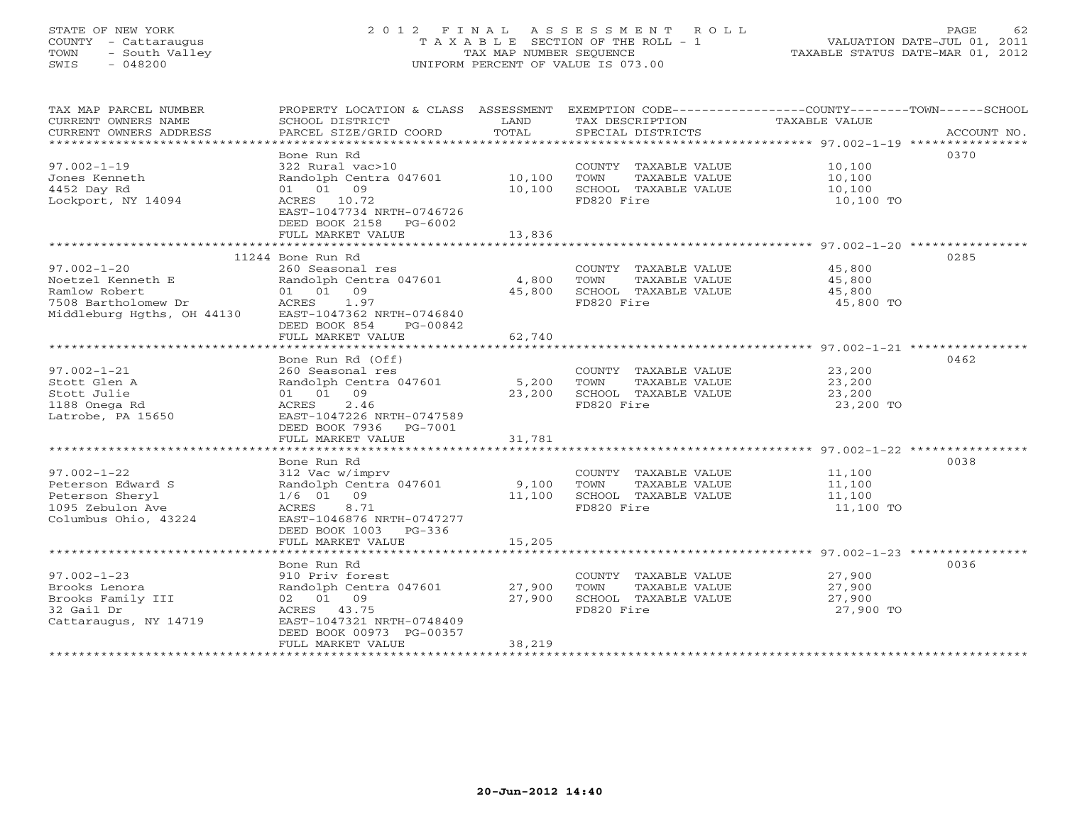STATE OF NEW YORK
COUNTY - Cattaraugus
TOWN - South Valley
SWIS - 048200

# 2012 FINAL ASSESSMENT ROLL

TAXABLE SECTION OF THE ROLL - 1
TAX MAP NUMBER SEQUENCE
UNIFORM PERCENT OF VALUE IS 073.00

VALUATION DATE-JUL 01, 2011
TAXABLE STATUS DATE-MAR 01, 2012

| TAX MAP PARCEL NUMBER / CURRENT OWNERS NAME / CURRENT OWNERS ADDRESS | PROPERTY LOCATION & CLASS / SCHOOL DISTRICT / PARCEL SIZE/GRID COORD | ASSESSMENT LAND / TOTAL | EXEMPTION CODE / TAX DESCRIPTION / SPECIAL DISTRICTS | TAXABLE VALUE (COUNTY / TOWN / SCHOOL) | ACCOUNT NO. |
|---|---|---|---|---|---|
| 97.002-1-19 | Bone Run Rd | | | | 0370 |
| 97.002-1-19 | 322 Rural vac>10 | | COUNTY TAXABLE VALUE | 10,100 | |
| Jones Kenneth | Randolph Centra 047601 | 10,100 | TOWN TAXABLE VALUE | 10,100 | |
| 4452 Day Rd | 01 01 09 | 10,100 | SCHOOL TAXABLE VALUE | 10,100 | |
| Lockport, NY 14094 | ACRES 10.72 | | FD820 Fire | 10,100 TO | |
| | EAST-1047734 NRTH-0746726 | | | | |
| | DEED BOOK 2158 PG-6002 | | | | |
| | FULL MARKET VALUE | 13,836 | | | |
| 97.002-1-20 | 11244 Bone Run Rd | | | | 0285 |
| 97.002-1-20 | 260 Seasonal res | | COUNTY TAXABLE VALUE | 45,800 | |
| Noetzel Kenneth E | Randolph Centra 047601 | 4,800 | TOWN TAXABLE VALUE | 45,800 | |
| Ramlow Robert | 01 01 09 | 45,800 | SCHOOL TAXABLE VALUE | 45,800 | |
| 7508 Bartholomew Dr | ACRES 1.97 | | FD820 Fire | 45,800 TO | |
| Middleburg Hgths, OH 44130 | EAST-1047362 NRTH-0746840 | | | | |
| | DEED BOOK 854 PG-00842 | | | | |
| | FULL MARKET VALUE | 62,740 | | | |
| 97.002-1-21 | Bone Run Rd (Off) | | | | 0462 |
| 97.002-1-21 | 260 Seasonal res | | COUNTY TAXABLE VALUE | 23,200 | |
| Stott Glen A | Randolph Centra 047601 | 5,200 | TOWN TAXABLE VALUE | 23,200 | |
| Stott Julie | 01 01 09 | 23,200 | SCHOOL TAXABLE VALUE | 23,200 | |
| 1188 Onega Rd | ACRES 2.46 | | FD820 Fire | 23,200 TO | |
| Latrobe, PA 15650 | EAST-1047226 NRTH-0747589 | | | | |
| | DEED BOOK 7936 PG-7001 | | | | |
| | FULL MARKET VALUE | 31,781 | | | |
| 97.002-1-22 | Bone Run Rd | | | | 0038 |
| 97.002-1-22 | 312 Vac w/imprv | | COUNTY TAXABLE VALUE | 11,100 | |
| Peterson Edward S | Randolph Centra 047601 | 9,100 | TOWN TAXABLE VALUE | 11,100 | |
| Peterson Sheryl | 1/6 01 09 | 11,100 | SCHOOL TAXABLE VALUE | 11,100 | |
| 1095 Zebulon Ave | ACRES 8.71 | | FD820 Fire | 11,100 TO | |
| Columbus Ohio, 43224 | EAST-1046876 NRTH-0747277 | | | | |
| | DEED BOOK 1003 PG-336 | | | | |
| | FULL MARKET VALUE | 15,205 | | | |
| 97.002-1-23 | Bone Run Rd | | | | 0036 |
| 97.002-1-23 | 910 Priv forest | | COUNTY TAXABLE VALUE | 27,900 | |
| Brooks Lenora | Randolph Centra 047601 | 27,900 | TOWN TAXABLE VALUE | 27,900 | |
| Brooks Family III | 02 01 09 | 27,900 | SCHOOL TAXABLE VALUE | 27,900 | |
| 32 Gail Dr | ACRES 43.75 | | FD820 Fire | 27,900 TO | |
| Cattaraugus, NY 14719 | EAST-1047321 NRTH-0748409 | | | | |
| | DEED BOOK 00973 PG-00357 | | | | |
| | FULL MARKET VALUE | 38,219 | | | |

20-Jun-2012 14:40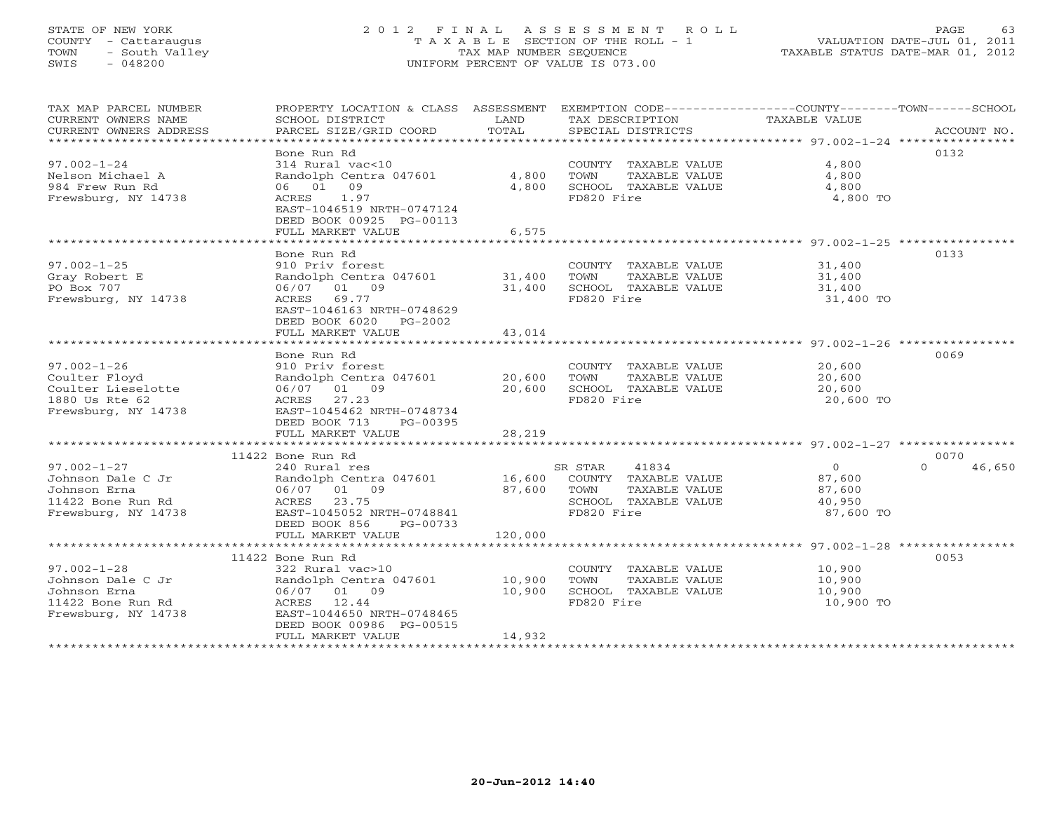STATE OF NEW YORK
COUNTY - Cattaraugus
TOWN - South Valley
SWIS - 048200

2012 FINAL ASSESSMENT ROLL
TAXABLE SECTION OF THE ROLL - 1
TAX MAP NUMBER SEQUENCE
UNIFORM PERCENT OF VALUE IS 073.00

VALUATION DATE-JUL 01, 2011
TAXABLE STATUS DATE-MAR 01, 2012

| TAX MAP PARCEL NUMBER / CURRENT OWNERS NAME / CURRENT OWNERS ADDRESS | PROPERTY LOCATION & CLASS / SCHOOL DISTRICT / PARCEL SIZE/GRID COORD | ASSESSMENT LAND | TOTAL | EXEMPTION CODE / TAX DESCRIPTION / SPECIAL DISTRICTS | COUNTY TAXABLE VALUE | TOWN | SCHOOL | ACCOUNT NO. |
|---|---|---|---|---|---|---|---|---|
| 97.002-1-24 | Bone Run Rd | | | | | | | 0132 |
| Nelson Michael A | 314 Rural vac<10 | | | COUNTY TAXABLE VALUE | 4,800 | | | |
| 984 Frew Run Rd | Randolph Centra 047601 | 4,800 | | TOWN TAXABLE VALUE | 4,800 | | | |
| Frewsburg, NY 14738 | 06 01 09 | | 4,800 | SCHOOL TAXABLE VALUE | 4,800 | | | |
| | ACRES 1.97 | | | FD820 Fire | 4,800 TO | | | |
| | EAST-1046519 NRTH-0747124 | | | | | | | |
| | DEED BOOK 00925 PG-00113 | | | | | | | |
| | FULL MARKET VALUE | | 6,575 | | | | | |
| 97.002-1-25 | Bone Run Rd | | | | | | | 0133 |
| Gray Robert E | 910 Priv forest | | | COUNTY TAXABLE VALUE | 31,400 | | | |
| PO Box 707 | Randolph Centra 047601 | 31,400 | | TOWN TAXABLE VALUE | 31,400 | | | |
| Frewsburg, NY 14738 | 06/07 01 09 | | 31,400 | SCHOOL TAXABLE VALUE | 31,400 | | | |
| | ACRES 69.77 | | | FD820 Fire | 31,400 TO | | | |
| | EAST-1046163 NRTH-0748629 | | | | | | | |
| | DEED BOOK 6020 PG-2002 | | | | | | | |
| | FULL MARKET VALUE | | 43,014 | | | | | |
| 97.002-1-26 | Bone Run Rd | | | | | | | 0069 |
| Coulter Floyd | 910 Priv forest | | | COUNTY TAXABLE VALUE | 20,600 | | | |
| Coulter Lieselotte | Randolph Centra 047601 | 20,600 | | TOWN TAXABLE VALUE | 20,600 | | | |
| 1880 Us Rte 62 | 06/07 01 09 | | 20,600 | SCHOOL TAXABLE VALUE | 20,600 | | | |
| Frewsburg, NY 14738 | ACRES 27.23 | | | FD820 Fire | 20,600 TO | | | |
| | EAST-1045462 NRTH-0748734 | | | | | | | |
| | DEED BOOK 713 PG-00395 | | | | | | | |
| | FULL MARKET VALUE | | 28,219 | | | | | |
| 97.002-1-27 | 11422 Bone Run Rd | | | | | | | 0070 |
| Johnson Dale C Jr | 240 Rural res | | | SR STAR 41834 | 0 | 0 | 46,650 | |
| Johnson Erna | Randolph Centra 047601 | 16,600 | | COUNTY TAXABLE VALUE | 87,600 | | | |
| 11422 Bone Run Rd | 06/07 01 09 | | 87,600 | TOWN TAXABLE VALUE | 87,600 | | | |
| Frewsburg, NY 14738 | ACRES 23.75 | | | SCHOOL TAXABLE VALUE | 40,950 | | | |
| | EAST-1045052 NRTH-0748841 | | | FD820 Fire | 87,600 TO | | | |
| | DEED BOOK 856 PG-00733 | | | | | | | |
| | FULL MARKET VALUE | | 120,000 | | | | | |
| 97.002-1-28 | 11422 Bone Run Rd | | | | | | | 0053 |
| Johnson Dale C Jr | 322 Rural vac>10 | | | COUNTY TAXABLE VALUE | 10,900 | | | |
| Johnson Erna | Randolph Centra 047601 | 10,900 | | TOWN TAXABLE VALUE | 10,900 | | | |
| 11422 Bone Run Rd | 06/07 01 09 | | 10,900 | SCHOOL TAXABLE VALUE | 10,900 | | | |
| Frewsburg, NY 14738 | ACRES 12.44 | | | FD820 Fire | 10,900 TO | | | |
| | EAST-1044650 NRTH-0748465 | | | | | | | |
| | DEED BOOK 00986 PG-00515 | | | | | | | |
| | FULL MARKET VALUE | | 14,932 | | | | | |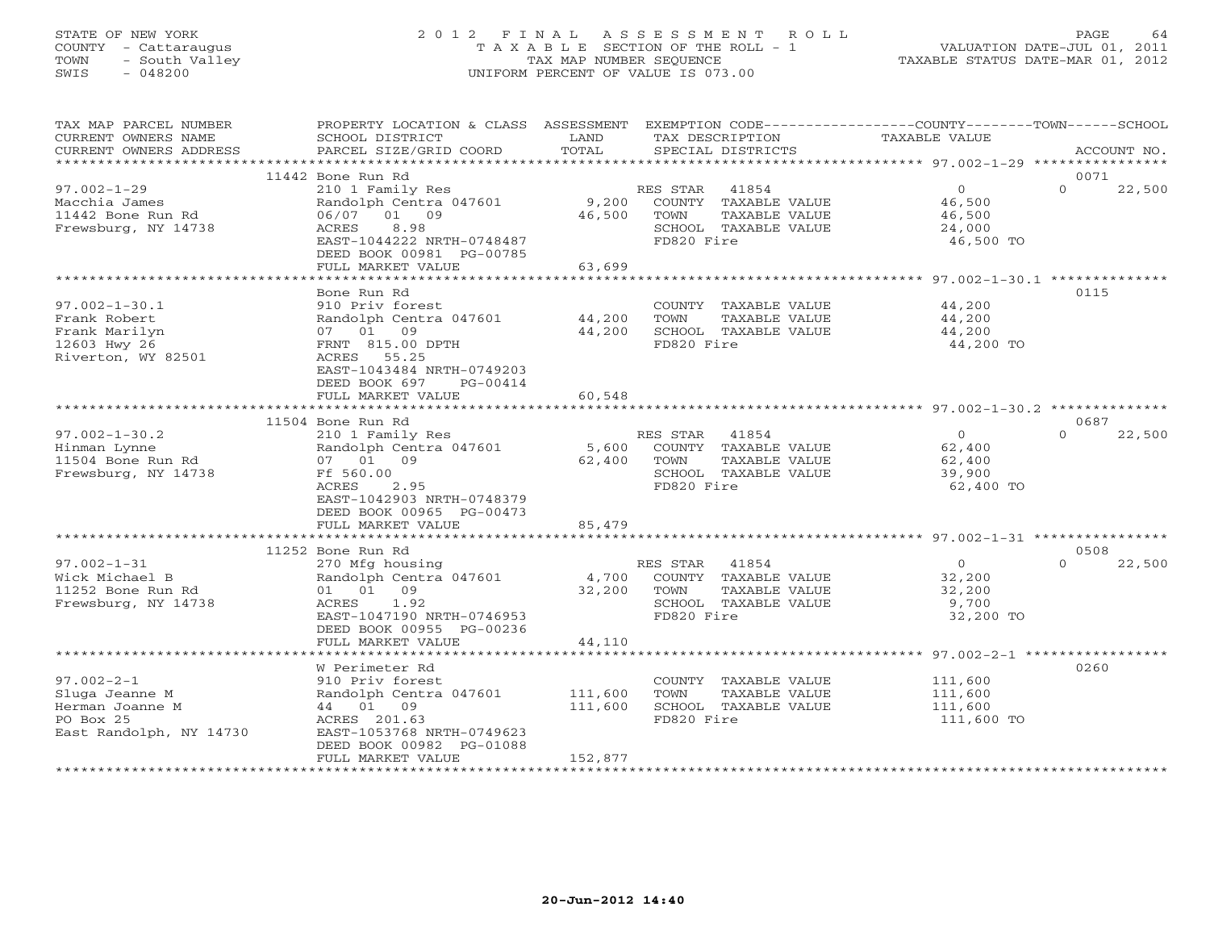STATE OF NEW YORK
COUNTY - Cattaraugus
TOWN - South Valley
SWIS - 048200

# 2012 FINAL ASSESSMENT ROLL
TAXABLE SECTION OF THE ROLL - 1
TAX MAP NUMBER SEQUENCE
UNIFORM PERCENT OF VALUE IS 073.00

VALUATION DATE-JUL 01, 2011
TAXABLE STATUS DATE-MAR 01, 2012

| TAX MAP PARCEL NUMBER / CURRENT OWNERS NAME / CURRENT OWNERS ADDRESS | PROPERTY LOCATION & CLASS / SCHOOL DISTRICT / PARCEL SIZE/GRID COORD | ASSESSMENT LAND | ASSESSMENT TOTAL | EXEMPTION CODE / TAX DESCRIPTION / SPECIAL DISTRICTS | COUNTY TAXABLE VALUE | TOWN | SCHOOL | ACCOUNT NO. |
|---|---|---|---|---|---|---|---|---|
| 97.002-1-29 | 11442 Bone Run Rd | | | | | | | 0071 |
| Macchia James | 210 1 Family Res | | | RES STAR 41854 | 0 | 0 | 22,500 | |
| 11442 Bone Run Rd | Randolph Centra 047601 | 9,200 | | COUNTY TAXABLE VALUE | 46,500 | | | |
| Frewsburg, NY 14738 | 06/07 01 09 | | 46,500 | TOWN TAXABLE VALUE | 46,500 | | | |
| | ACRES 8.98 | | | SCHOOL TAXABLE VALUE | 24,000 | | | |
| | EAST-1044222 NRTH-0748487 | | | FD820 Fire | 46,500 TO | | | |
| | DEED BOOK 00981 PG-00785 | | | | | | | |
| | FULL MARKET VALUE | | 63,699 | | | | | |
| 97.002-1-30.1 | Bone Run Rd | | | | | | | 0115 |
| Frank Robert | 910 Priv forest | | | COUNTY TAXABLE VALUE | 44,200 | | | |
| Frank Marilyn | Randolph Centra 047601 | 44,200 | | TOWN TAXABLE VALUE | 44,200 | | | |
| 12603 Hwy 26 | 07 01 09 | | 44,200 | SCHOOL TAXABLE VALUE | 44,200 | | | |
| Riverton, WY 82501 | FRNT 815.00 DPTH | | | FD820 Fire | 44,200 TO | | | |
| | ACRES 55.25 | | | | | | | |
| | EAST-1043484 NRTH-0749203 | | | | | | | |
| | DEED BOOK 697 PG-00414 | | | | | | | |
| | FULL MARKET VALUE | | 60,548 | | | | | |
| 97.002-1-30.2 | 11504 Bone Run Rd | | | | | | | 0687 |
| Hinman Lynne | 210 1 Family Res | | | RES STAR 41854 | 0 | 0 | 22,500 | |
| 11504 Bone Run Rd | Randolph Centra 047601 | 5,600 | | COUNTY TAXABLE VALUE | 62,400 | | | |
| Frewsburg, NY 14738 | 07 01 09 | | 62,400 | TOWN TAXABLE VALUE | 62,400 | | | |
| | Ff 560.00 | | | SCHOOL TAXABLE VALUE | 39,900 | | | |
| | ACRES 2.95 | | | FD820 Fire | 62,400 TO | | | |
| | EAST-1042903 NRTH-0748379 | | | | | | | |
| | DEED BOOK 00965 PG-00473 | | | | | | | |
| | FULL MARKET VALUE | | 85,479 | | | | | |
| 97.002-1-31 | 11252 Bone Run Rd | | | | | | | 0508 |
| Wick Michael B | 270 Mfg housing | | | RES STAR 41854 | 0 | 0 | 22,500 | |
| 11252 Bone Run Rd | Randolph Centra 047601 | 4,700 | | COUNTY TAXABLE VALUE | 32,200 | | | |
| Frewsburg, NY 14738 | 01 01 09 | | 32,200 | TOWN TAXABLE VALUE | 32,200 | | | |
| | ACRES 1.92 | | | SCHOOL TAXABLE VALUE | 9,700 | | | |
| | EAST-1047190 NRTH-0746953 | | | FD820 Fire | 32,200 TO | | | |
| | DEED BOOK 00955 PG-00236 | | | | | | | |
| | FULL MARKET VALUE | | 44,110 | | | | | |
| 97.002-2-1 | W Perimeter Rd | | | | | | | 0260 |
| Sluga Jeanne M | 910 Priv forest | | | COUNTY TAXABLE VALUE | 111,600 | | | |
| Herman Joanne M | Randolph Centra 047601 | 111,600 | | TOWN TAXABLE VALUE | 111,600 | | | |
| PO Box 25 | 44 01 09 | | 111,600 | SCHOOL TAXABLE VALUE | 111,600 | | | |
| East Randolph, NY 14730 | ACRES 201.63 | | | FD820 Fire | 111,600 TO | | | |
| | EAST-1053768 NRTH-0749623 | | | | | | | |
| | DEED BOOK 00982 PG-01088 | | | | | | | |
| | FULL MARKET VALUE | | 152,877 | | | | | |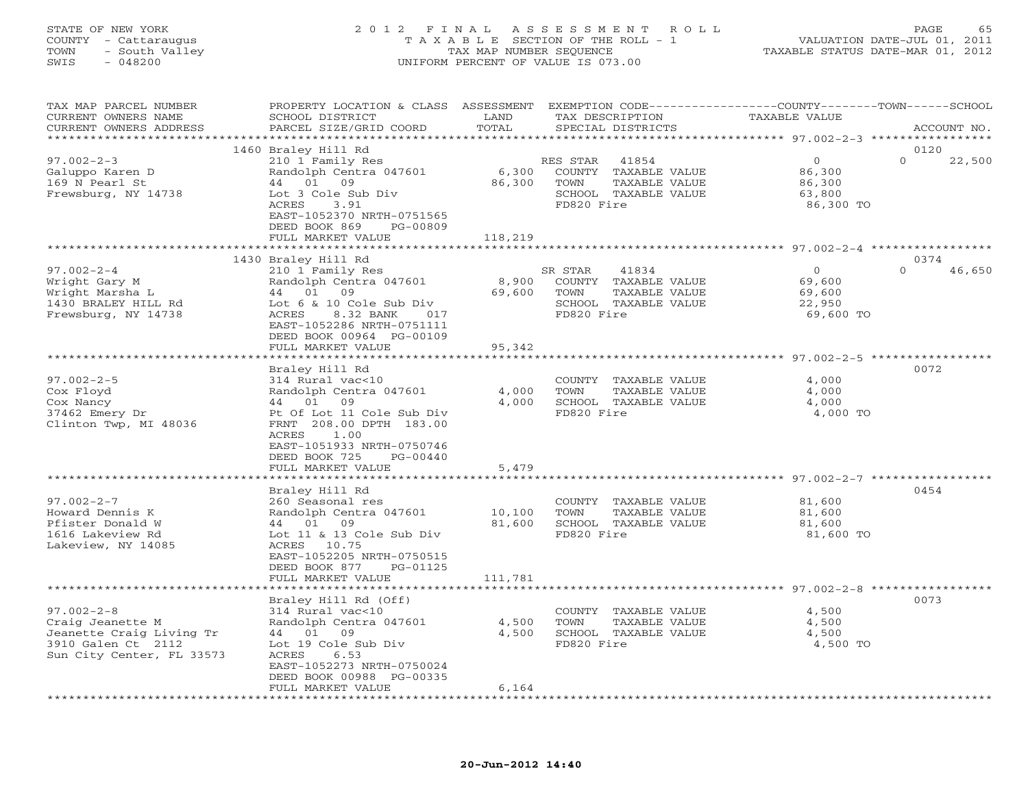STATE OF NEW YORK
COUNTY - Cattaraugus
TOWN - South Valley
SWIS - 048200

# 2012 FINAL ASSESSMENT ROLL
TAXABLE SECTION OF THE ROLL - 1
TAX MAP NUMBER SEQUENCE
UNIFORM PERCENT OF VALUE IS 073.00

VALUATION DATE-JUL 01, 2011
TAXABLE STATUS DATE-MAR 01, 2012

| TAX MAP PARCEL NUMBER / CURRENT OWNERS NAME / CURRENT OWNERS ADDRESS | PROPERTY LOCATION & CLASS / SCHOOL DISTRICT / PARCEL SIZE/GRID COORD | ASSESSMENT LAND / TOTAL | EXEMPTION CODE / TAX DESCRIPTION / SPECIAL DISTRICTS | COUNTY / TOWN / SCHOOL TAXABLE VALUE | ACCOUNT NO. |
|---|---|---|---|---|---|
| 97.002-2-3 | 1460 Braley Hill Rd | | | | 0120 |
| Galuppo Karen D | 210 1 Family Res | | RES STAR 41854 | 0 / 0 / 22,500 | |
| 169 N Pearl St | Randolph Centra 047601 | 6,300 | COUNTY TAXABLE VALUE | 86,300 | |
| Frewsburg, NY 14738 | 44 01 09 | 86,300 | TOWN TAXABLE VALUE | 86,300 | |
| | Lot 3 Cole Sub Div | | SCHOOL TAXABLE VALUE | 63,800 | |
| | ACRES 3.91 | | FD820 Fire | 86,300 TO | |
| | EAST-1052370 NRTH-0751565 | | | | |
| | DEED BOOK 869 PG-00809 | | | | |
| | FULL MARKET VALUE | 118,219 | | | |
| 97.002-2-4 | 1430 Braley Hill Rd | | | | 0374 |
| Wright Gary M | 210 1 Family Res | | SR STAR 41834 | 0 / 0 / 46,650 | |
| Wright Marsha L | Randolph Centra 047601 | 8,900 | COUNTY TAXABLE VALUE | 69,600 | |
| 1430 BRALEY HILL Rd | 44 01 09 | 69,600 | TOWN TAXABLE VALUE | 69,600 | |
| Frewsburg, NY 14738 | Lot 6 & 10 Cole Sub Div | | SCHOOL TAXABLE VALUE | 22,950 | |
| | ACRES 8.32 BANK 017 | | FD820 Fire | 69,600 TO | |
| | EAST-1052286 NRTH-0751111 | | | | |
| | DEED BOOK 00964 PG-00109 | | | | |
| | FULL MARKET VALUE | 95,342 | | | |
| 97.002-2-5 | Braley Hill Rd | | | | 0072 |
| Cox Floyd | 314 Rural vac<10 | | COUNTY TAXABLE VALUE | 4,000 | |
| Cox Nancy | Randolph Centra 047601 | 4,000 | TOWN TAXABLE VALUE | 4,000 | |
| 37462 Emery Dr | 44 01 09 | 4,000 | SCHOOL TAXABLE VALUE | 4,000 | |
| Clinton Twp, MI 48036 | Pt Of Lot 11 Cole Sub Div | | FD820 Fire | 4,000 TO | |
| | FRNT 208.00 DPTH 183.00 | | | | |
| | ACRES 1.00 | | | | |
| | EAST-1051933 NRTH-0750746 | | | | |
| | DEED BOOK 725 PG-00440 | | | | |
| | FULL MARKET VALUE | 5,479 | | | |
| 97.002-2-7 | Braley Hill Rd | | | | 0454 |
| Howard Dennis K | 260 Seasonal res | | COUNTY TAXABLE VALUE | 81,600 | |
| Pfister Donald W | Randolph Centra 047601 | 10,100 | TOWN TAXABLE VALUE | 81,600 | |
| 1616 Lakeview Rd | 44 01 09 | 81,600 | SCHOOL TAXABLE VALUE | 81,600 | |
| Lakeview, NY 14085 | Lot 11 & 13 Cole Sub Div | | FD820 Fire | 81,600 TO | |
| | ACRES 10.75 | | | | |
| | EAST-1052205 NRTH-0750515 | | | | |
| | DEED BOOK 877 PG-01125 | | | | |
| | FULL MARKET VALUE | 111,781 | | | |
| 97.002-2-8 | Braley Hill Rd (Off) | | | | 0073 |
| Craig Jeanette M | 314 Rural vac<10 | | COUNTY TAXABLE VALUE | 4,500 | |
| Jeanette Craig Living Tr | Randolph Centra 047601 | 4,500 | TOWN TAXABLE VALUE | 4,500 | |
| 3910 Galen Ct 2112 | 44 01 09 | 4,500 | SCHOOL TAXABLE VALUE | 4,500 | |
| Sun City Center, FL 33573 | Lot 19 Cole Sub Div | | FD820 Fire | 4,500 TO | |
| | ACRES 6.53 | | | | |
| | EAST-1052273 NRTH-0750024 | | | | |
| | DEED BOOK 00988 PG-00335 | | | | |
| | FULL MARKET VALUE | 6,164 | | | |

20-Jun-2012 14:40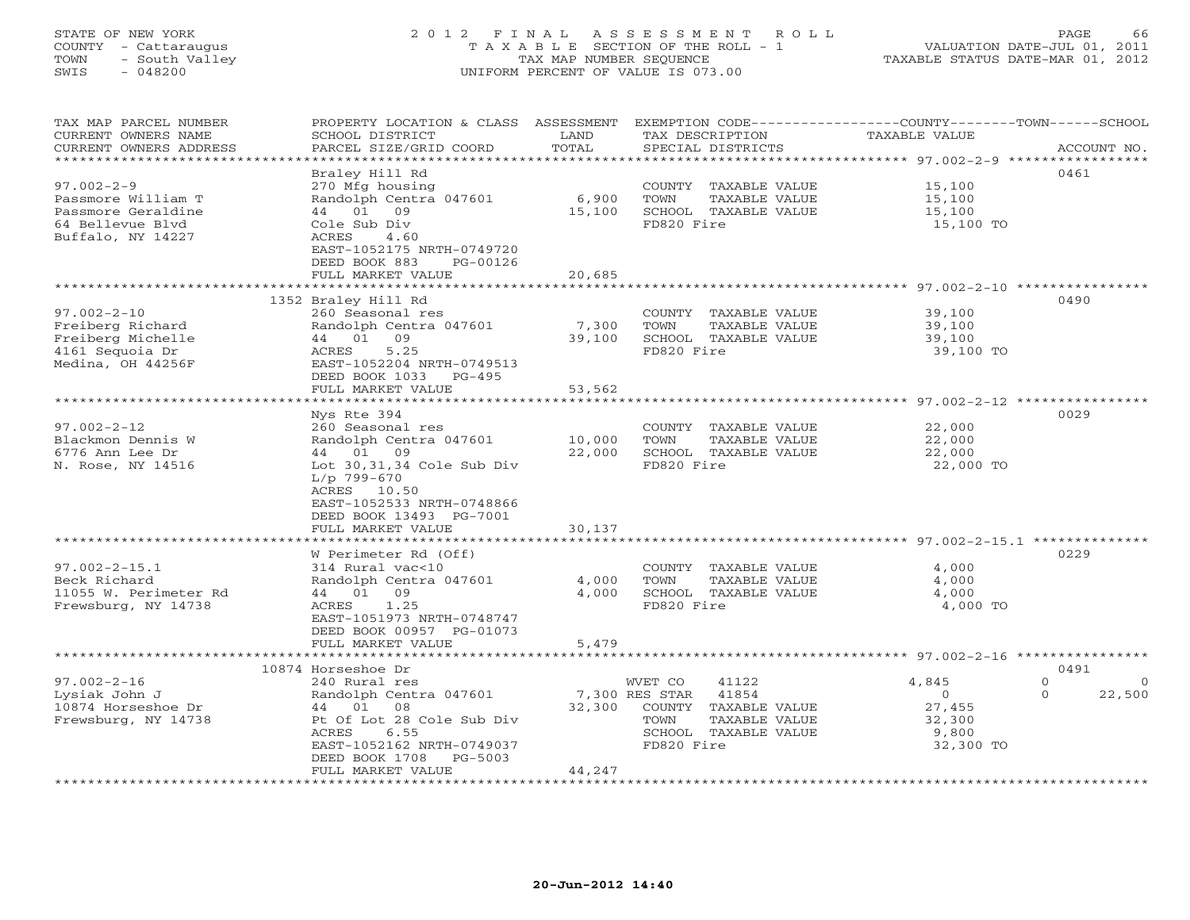STATE OF NEW YORK
COUNTY - Cattaraugus
TOWN - South Valley
SWIS - 048200

2012 FINAL ASSESSMENT ROLL
TAXABLE SECTION OF THE ROLL - 1
TAX MAP NUMBER SEQUENCE
UNIFORM PERCENT OF VALUE IS 073.00

VALUATION DATE-JUL 01, 2011
TAXABLE STATUS DATE-MAR 01, 2012

| TAX MAP PARCEL NUMBER<br>CURRENT OWNERS NAME<br>CURRENT OWNERS ADDRESS | PROPERTY LOCATION & CLASS<br>SCHOOL DISTRICT<br>PARCEL SIZE/GRID COORD | ASSESSMENT<br>LAND<br>TOTAL | EXEMPTION CODE<br>TAX DESCRIPTION<br>SPECIAL DISTRICTS | COUNTY<br>TAXABLE VALUE | TOWN | SCHOOL | ACCOUNT NO. |
|---|---|---|---|---|---|---|---|
| 97.002-2-9 | Braley Hill Rd | | | | | | 0461 |
| Passmore William T | 270 Mfg housing | | COUNTY TAXABLE VALUE | 15,100 | | | |
| Passmore Geraldine | Randolph Centra 047601 | 6,900 | TOWN TAXABLE VALUE | 15,100 | | | |
| 64 Bellevue Blvd | 44 01 09 | 15,100 | SCHOOL TAXABLE VALUE | 15,100 | | | |
| Buffalo, NY 14227 | Cole Sub Div | | FD820 Fire | 15,100 TO | | | |
| | ACRES 4.60 | | | | | | |
| | EAST-1052175 NRTH-0749720 | | | | | | |
| | DEED BOOK 883 PG-00126 | | | | | | |
| | FULL MARKET VALUE | 20,685 | | | | | |
| 97.002-2-10 | 1352 Braley Hill Rd | | | | | | 0490 |
| Freiberg Richard | 260 Seasonal res | | COUNTY TAXABLE VALUE | 39,100 | | | |
| Freiberg Michelle | Randolph Centra 047601 | 7,300 | TOWN TAXABLE VALUE | 39,100 | | | |
| 4161 Sequoia Dr | 44 01 09 | 39,100 | SCHOOL TAXABLE VALUE | 39,100 | | | |
| Medina, OH 44256F | ACRES 5.25 | | FD820 Fire | 39,100 TO | | | |
| | EAST-1052204 NRTH-0749513 | | | | | | |
| | DEED BOOK 1033 PG-495 | | | | | | |
| | FULL MARKET VALUE | 53,562 | | | | | |
| 97.002-2-12 | Nys Rte 394 | | | | | | 0029 |
| Blackmon Dennis W | 260 Seasonal res | | COUNTY TAXABLE VALUE | 22,000 | | | |
| 6776 Ann Lee Dr | Randolph Centra 047601 | 10,000 | TOWN TAXABLE VALUE | 22,000 | | | |
| N. Rose, NY 14516 | 44 01 09 | 22,000 | SCHOOL TAXABLE VALUE | 22,000 | | | |
| | Lot 30,31,34 Cole Sub Div | | FD820 Fire | 22,000 TO | | | |
| | L/p 799-670 | | | | | | |
| | ACRES 10.50 | | | | | | |
| | EAST-1052533 NRTH-0748866 | | | | | | |
| | DEED BOOK 13493 PG-7001 | | | | | | |
| | FULL MARKET VALUE | 30,137 | | | | | |
| 97.002-2-15.1 | W Perimeter Rd (Off) | | | | | | 0229 |
| Beck Richard | 314 Rural vac<10 | | COUNTY TAXABLE VALUE | 4,000 | | | |
| 11055 W. Perimeter Rd | Randolph Centra 047601 | 4,000 | TOWN TAXABLE VALUE | 4,000 | | | |
| Frewsburg, NY 14738 | 44 01 09 | 4,000 | SCHOOL TAXABLE VALUE | 4,000 | | | |
| | ACRES 1.25 | | FD820 Fire | 4,000 TO | | | |
| | EAST-1051973 NRTH-0748747 | | | | | | |
| | DEED BOOK 00957 PG-01073 | | | | | | |
| | FULL MARKET VALUE | 5,479 | | | | | |
| 97.002-2-16 | 10874 Horseshoe Dr | | | | | | 0491 |
| Lysiak John J | 240 Rural res | | WVET CO 41122 | 4,845 | 0 | 0 | |
| 10874 Horseshoe Dr | Randolph Centra 047601 | 7,300 | RES STAR 41854 | 0 | 0 | 22,500 | |
| Frewsburg, NY 14738 | 44 01 08 | 32,300 | COUNTY TAXABLE VALUE | 27,455 | | | |
| | Pt Of Lot 28 Cole Sub Div | | TOWN TAXABLE VALUE | 32,300 | | | |
| | ACRES 6.55 | | SCHOOL TAXABLE VALUE | 9,800 | | | |
| | EAST-1052162 NRTH-0749037 | | FD820 Fire | 32,300 TO | | | |
| | DEED BOOK 1708 PG-5003 | | | | | | |
| | FULL MARKET VALUE | 44,247 | | | | | |

20-Jun-2012 14:40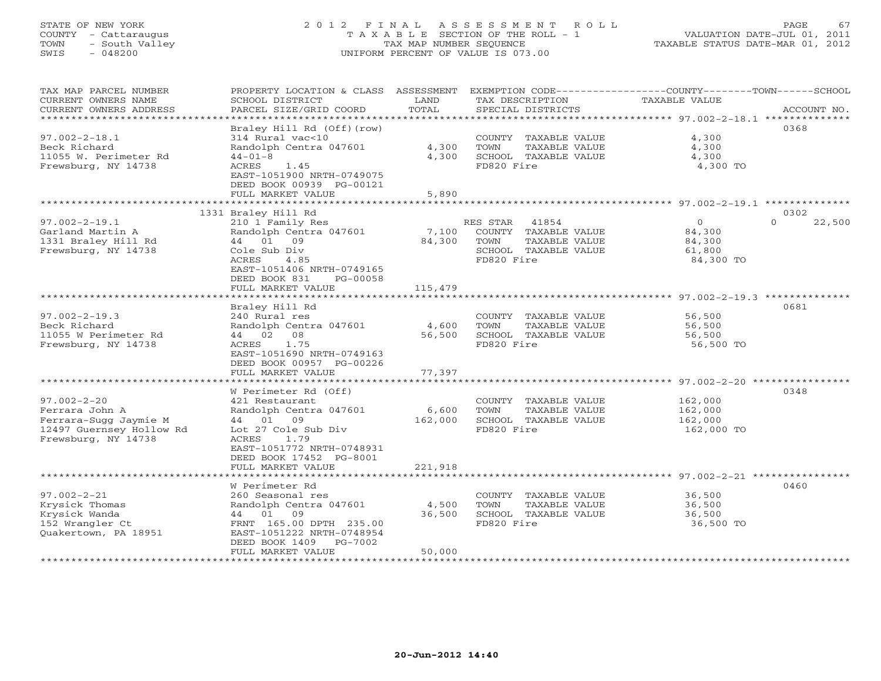STATE OF NEW YORK
COUNTY - Cattaraugus
TOWN - South Valley
SWIS - 048200

2012 FINAL ASSESSMENT ROLL
TAXABLE SECTION OF THE ROLL - 1
TAX MAP NUMBER SEQUENCE
UNIFORM PERCENT OF VALUE IS 073.00

VALUATION DATE-JUL 01, 2011
TAXABLE STATUS DATE-MAR 01, 2012

| TAX MAP PARCEL NUMBER / CURRENT OWNERS NAME / CURRENT OWNERS ADDRESS | PROPERTY LOCATION & CLASS / SCHOOL DISTRICT / PARCEL SIZE/GRID COORD | ASSESSMENT LAND / TOTAL | EXEMPTION CODE / TAX DESCRIPTION / SPECIAL DISTRICTS | COUNTY / TOWN / SCHOOL TAXABLE VALUE | ACCOUNT NO. |
|---|---|---|---|---|---|
| **97.002-2-18.1** | Braley Hill Rd (Off)(row) | | | | 0368 |
| Beck Richard | 314 Rural vac<10 | | COUNTY TAXABLE VALUE | 4,300 | |
| 11055 W. Perimeter Rd | Randolph Centra 047601 | 4,300 | TOWN TAXABLE VALUE | 4,300 | |
| Frewsburg, NY 14738 | 44-01-8 | 4,300 | SCHOOL TAXABLE VALUE | 4,300 | |
| | ACRES 1.45 | | FD820 Fire | 4,300 TO | |
| | EAST-1051900 NRTH-0749075 | | | | |
| | DEED BOOK 00939 PG-00121 | | | | |
| | FULL MARKET VALUE | 5,890 | | | |
| **97.002-2-19.1** | 1331 Braley Hill Rd | | | | 0302 |
| Garland Martin A | 210 1 Family Res | | RES STAR 41854 | 0 0 22,500 | |
| 1331 Braley Hill Rd | Randolph Centra 047601 | 7,100 | COUNTY TAXABLE VALUE | 84,300 | |
| Frewsburg, NY 14738 | 44 01 09 | 84,300 | TOWN TAXABLE VALUE | 84,300 | |
| | Cole Sub Div | | SCHOOL TAXABLE VALUE | 61,800 | |
| | ACRES 4.85 | | FD820 Fire | 84,300 TO | |
| | EAST-1051406 NRTH-0749165 | | | | |
| | DEED BOOK 831 PG-00058 | | | | |
| | FULL MARKET VALUE | 115,479 | | | |
| **97.002-2-19.3** | Braley Hill Rd | | | | 0681 |
| Beck Richard | 240 Rural res | | COUNTY TAXABLE VALUE | 56,500 | |
| 11055 W Perimeter Rd | Randolph Centra 047601 | 4,600 | TOWN TAXABLE VALUE | 56,500 | |
| Frewsburg, NY 14738 | 44 02 08 | 56,500 | SCHOOL TAXABLE VALUE | 56,500 | |
| | ACRES 1.75 | | FD820 Fire | 56,500 TO | |
| | EAST-1051690 NRTH-0749163 | | | | |
| | DEED BOOK 00957 PG-00226 | | | | |
| | FULL MARKET VALUE | 77,397 | | | |
| **97.002-2-20** | W Perimeter Rd (Off) | | | | 0348 |
| Ferrara John A | 421 Restaurant | | COUNTY TAXABLE VALUE | 162,000 | |
| Ferrara-Sugg Jaymie M | Randolph Centra 047601 | 6,600 | TOWN TAXABLE VALUE | 162,000 | |
| 12497 Guernsey Hollow Rd | 44 01 09 | 162,000 | SCHOOL TAXABLE VALUE | 162,000 | |
| Frewsburg, NY 14738 | Lot 27 Cole Sub Div | | FD820 Fire | 162,000 TO | |
| | ACRES 1.79 | | | | |
| | EAST-1051772 NRTH-0748931 | | | | |
| | DEED BOOK 17452 PG-8001 | | | | |
| | FULL MARKET VALUE | 221,918 | | | |
| **97.002-2-21** | W Perimeter Rd | | | | 0460 |
| Krysick Thomas | 260 Seasonal res | | COUNTY TAXABLE VALUE | 36,500 | |
| Krysick Wanda | Randolph Centra 047601 | 4,500 | TOWN TAXABLE VALUE | 36,500 | |
| 152 Wrangler Ct | 44 01 09 | 36,500 | SCHOOL TAXABLE VALUE | 36,500 | |
| Quakertown, PA 18951 | FRNT 165.00 DPTH 235.00 | | FD820 Fire | 36,500 TO | |
| | EAST-1051222 NRTH-0748954 | | | | |
| | DEED BOOK 1409 PG-7002 | | | | |
| | FULL MARKET VALUE | 50,000 | | | |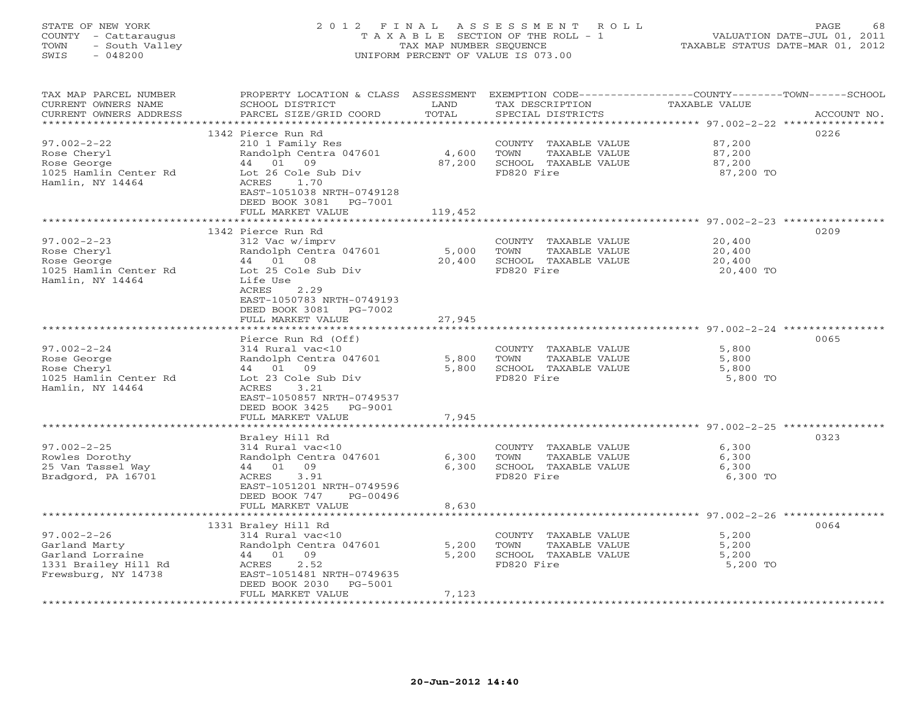STATE OF NEW YORK
COUNTY - Cattaraugus
TOWN - South Valley
SWIS - 048200

2012 FINAL ASSESSMENT ROLL
TAXABLE SECTION OF THE ROLL - 1
TAX MAP NUMBER SEQUENCE
UNIFORM PERCENT OF VALUE IS 073.00

VALUATION DATE-JUL 01, 2011
TAXABLE STATUS DATE-MAR 01, 2012

| TAX MAP PARCEL NUMBER / CURRENT OWNERS NAME / CURRENT OWNERS ADDRESS | PROPERTY LOCATION & CLASS / SCHOOL DISTRICT / PARCEL SIZE/GRID COORD | ASSESSMENT LAND / TOTAL | EXEMPTION CODE / TAX DESCRIPTION / SPECIAL DISTRICTS | COUNTY--------TOWN------SCHOOL TAXABLE VALUE | ACCOUNT NO. |
|---|---|---|---|---|---|
| | 1342 Pierce Run Rd | | | | 0226 |
| 97.002-2-22 | 210 1 Family Res | | COUNTY TAXABLE VALUE | 87,200 | |
| Rose Cheryl | Randolph Centra 047601 | 4,600 | TOWN TAXABLE VALUE | 87,200 | |
| Rose George | 44 01 09 | 87,200 | SCHOOL TAXABLE VALUE | 87,200 | |
| 1025 Hamlin Center Rd | Lot 26 Cole Sub Div | | FD820 Fire | 87,200 TO | |
| Hamlin, NY 14464 | ACRES 1.70 | | | | |
| | EAST-1051038 NRTH-0749128 | | | | |
| | DEED BOOK 3081 PG-7001 | | | | |
| | FULL MARKET VALUE | 119,452 | | | |
| | 1342 Pierce Run Rd | | | | 0209 |
| 97.002-2-23 | 312 Vac w/imprv | | COUNTY TAXABLE VALUE | 20,400 | |
| Rose Cheryl | Randolph Centra 047601 | 5,000 | TOWN TAXABLE VALUE | 20,400 | |
| Rose George | 44 01 08 | 20,400 | SCHOOL TAXABLE VALUE | 20,400 | |
| 1025 Hamlin Center Rd | Lot 25 Cole Sub Div | | FD820 Fire | 20,400 TO | |
| Hamlin, NY 14464 | Life Use | | | | |
| | ACRES 2.29 | | | | |
| | EAST-1050783 NRTH-0749193 | | | | |
| | DEED BOOK 3081 PG-7002 | | | | |
| | FULL MARKET VALUE | 27,945 | | | |
| | Pierce Run Rd (Off) | | | | 0065 |
| 97.002-2-24 | 314 Rural vac<10 | | COUNTY TAXABLE VALUE | 5,800 | |
| Rose George | Randolph Centra 047601 | 5,800 | TOWN TAXABLE VALUE | 5,800 | |
| Rose Cheryl | 44 01 09 | 5,800 | SCHOOL TAXABLE VALUE | 5,800 | |
| 1025 Hamlin Center Rd | Lot 23 Cole Sub Div | | FD820 Fire | 5,800 TO | |
| Hamlin, NY 14464 | ACRES 3.21 | | | | |
| | EAST-1050857 NRTH-0749537 | | | | |
| | DEED BOOK 3425 PG-9001 | | | | |
| | FULL MARKET VALUE | 7,945 | | | |
| | Braley Hill Rd | | | | 0323 |
| 97.002-2-25 | 314 Rural vac<10 | | COUNTY TAXABLE VALUE | 6,300 | |
| Rowles Dorothy | Randolph Centra 047601 | 6,300 | TOWN TAXABLE VALUE | 6,300 | |
| 25 Van Tassel Way | 44 01 09 | 6,300 | SCHOOL TAXABLE VALUE | 6,300 | |
| Bradgord, PA 16701 | ACRES 3.91 | | FD820 Fire | 6,300 TO | |
| | EAST-1051201 NRTH-0749596 | | | | |
| | DEED BOOK 747 PG-00496 | | | | |
| | FULL MARKET VALUE | 8,630 | | | |
| | 1331 Braley Hill Rd | | | | 0064 |
| 97.002-2-26 | 314 Rural vac<10 | | COUNTY TAXABLE VALUE | 5,200 | |
| Garland Marty | Randolph Centra 047601 | 5,200 | TOWN TAXABLE VALUE | 5,200 | |
| Garland Lorraine | 44 01 09 | 5,200 | SCHOOL TAXABLE VALUE | 5,200 | |
| 1331 Brailey Hill Rd | ACRES 2.52 | | FD820 Fire | 5,200 TO | |
| Frewsburg, NY 14738 | EAST-1051481 NRTH-0749635 | | | | |
| | DEED BOOK 2030 PG-5001 | | | | |
| | FULL MARKET VALUE | 7,123 | | | |

20-Jun-2012 14:40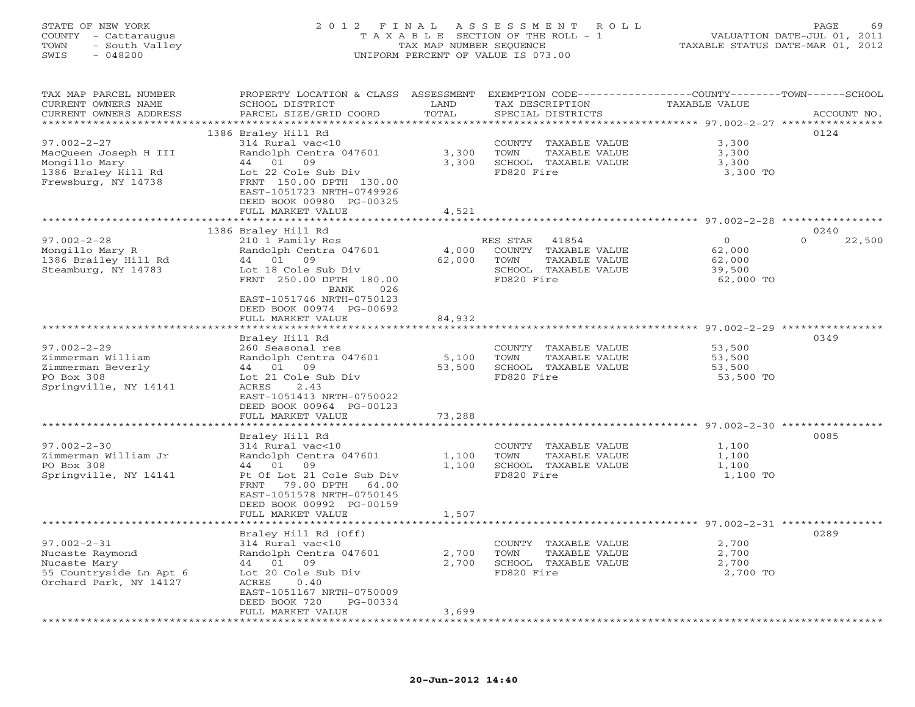STATE OF NEW YORK
COUNTY - Cattaraugus
TOWN - South Valley
SWIS - 048200

# 2012 FINAL ASSESSMENT ROLL
TAXABLE SECTION OF THE ROLL - 1
TAX MAP NUMBER SEQUENCE
UNIFORM PERCENT OF VALUE IS 073.00

VALUATION DATE-JUL 01, 2011
TAXABLE STATUS DATE-MAR 01, 2012

| TAX MAP PARCEL NUMBER / CURRENT OWNERS NAME / CURRENT OWNERS ADDRESS | PROPERTY LOCATION & CLASS / SCHOOL DISTRICT / PARCEL SIZE/GRID COORD | ASSESSMENT LAND | TOTAL | EXEMPTION CODE / TAX DESCRIPTION / SPECIAL DISTRICTS | COUNTY TAXABLE VALUE | TOWN | SCHOOL | ACCOUNT NO. |
|---|---|---|---|---|---|---|---|---|
| 97.002-2-27 | 1386 Braley Hill Rd | | | | | | | 0124 |
| | 314 Rural vac<10 | | | COUNTY TAXABLE VALUE | 3,300 | | | |
| MacQueen Joseph H III | Randolph Centra 047601 | 3,300 | | TOWN TAXABLE VALUE | 3,300 | | | |
| Mongillo Mary | 44 01 09 | | 3,300 | SCHOOL TAXABLE VALUE | 3,300 | | | |
| 1386 Braley Hill Rd | Lot 22 Cole Sub Div | | | FD820 Fire | 3,300 TO | | | |
| Frewsburg, NY 14738 | FRNT 150.00 DPTH 130.00 | | | | | | | |
| | EAST-1051723 NRTH-0749926 | | | | | | | |
| | DEED BOOK 00980 PG-00325 | | | | | | | |
| | FULL MARKET VALUE | | 4,521 | | | | | |
| 97.002-2-28 | 1386 Braley Hill Rd | | | | | | | 0240 |
| | 210 1 Family Res | | | RES STAR 41854 | 0 | | 0 22,500 | |
| Mongillo Mary R | Randolph Centra 047601 | 4,000 | | COUNTY TAXABLE VALUE | 62,000 | | | |
| 1386 Brailey Hill Rd | 44 01 09 | | 62,000 | TOWN TAXABLE VALUE | 62,000 | | | |
| Steamburg, NY 14783 | Lot 18 Cole Sub Div | | | SCHOOL TAXABLE VALUE | 39,500 | | | |
| | FRNT 250.00 DPTH 180.00 | | | FD820 Fire | 62,000 TO | | | |
| | BANK 026 | | | | | | | |
| | EAST-1051746 NRTH-0750123 | | | | | | | |
| | DEED BOOK 00974 PG-00692 | | | | | | | |
| | FULL MARKET VALUE | | 84,932 | | | | | |
| 97.002-2-29 | Braley Hill Rd | | | | | | | 0349 |
| | 260 Seasonal res | | | COUNTY TAXABLE VALUE | 53,500 | | | |
| Zimmerman William | Randolph Centra 047601 | 5,100 | | TOWN TAXABLE VALUE | 53,500 | | | |
| Zimmerman Beverly | 44 01 09 | | 53,500 | SCHOOL TAXABLE VALUE | 53,500 | | | |
| PO Box 308 | Lot 21 Cole Sub Div | | | FD820 Fire | 53,500 TO | | | |
| Springville, NY 14141 | ACRES 2.43 | | | | | | | |
| | EAST-1051413 NRTH-0750022 | | | | | | | |
| | DEED BOOK 00964 PG-00123 | | | | | | | |
| | FULL MARKET VALUE | | 73,288 | | | | | |
| 97.002-2-30 | Braley Hill Rd | | | | | | | 0085 |
| | 314 Rural vac<10 | | | COUNTY TAXABLE VALUE | 1,100 | | | |
| Zimmerman William Jr | Randolph Centra 047601 | 1,100 | | TOWN TAXABLE VALUE | 1,100 | | | |
| PO Box 308 | 44 01 09 | | 1,100 | SCHOOL TAXABLE VALUE | 1,100 | | | |
| Springville, NY 14141 | Pt Of Lot 21 Cole Sub Div | | | FD820 Fire | 1,100 TO | | | |
| | FRNT 79.00 DPTH 64.00 | | | | | | | |
| | EAST-1051578 NRTH-0750145 | | | | | | | |
| | DEED BOOK 00992 PG-00159 | | | | | | | |
| | FULL MARKET VALUE | | 1,507 | | | | | |
| 97.002-2-31 | Braley Hill Rd (Off) | | | | | | | 0289 |
| | 314 Rural vac<10 | | | COUNTY TAXABLE VALUE | 2,700 | | | |
| Nucaste Raymond | Randolph Centra 047601 | 2,700 | | TOWN TAXABLE VALUE | 2,700 | | | |
| Nucaste Mary | 44 01 09 | | 2,700 | SCHOOL TAXABLE VALUE | 2,700 | | | |
| 55 Countryside Ln Apt 6 | Lot 20 Cole Sub Div | | | FD820 Fire | 2,700 TO | | | |
| Orchard Park, NY 14127 | ACRES 0.40 | | | | | | | |
| | EAST-1051167 NRTH-0750009 | | | | | | | |
| | DEED BOOK 720 PG-00334 | | | | | | | |
| | FULL MARKET VALUE | | 3,699 | | | | | |

20-Jun-2012 14:40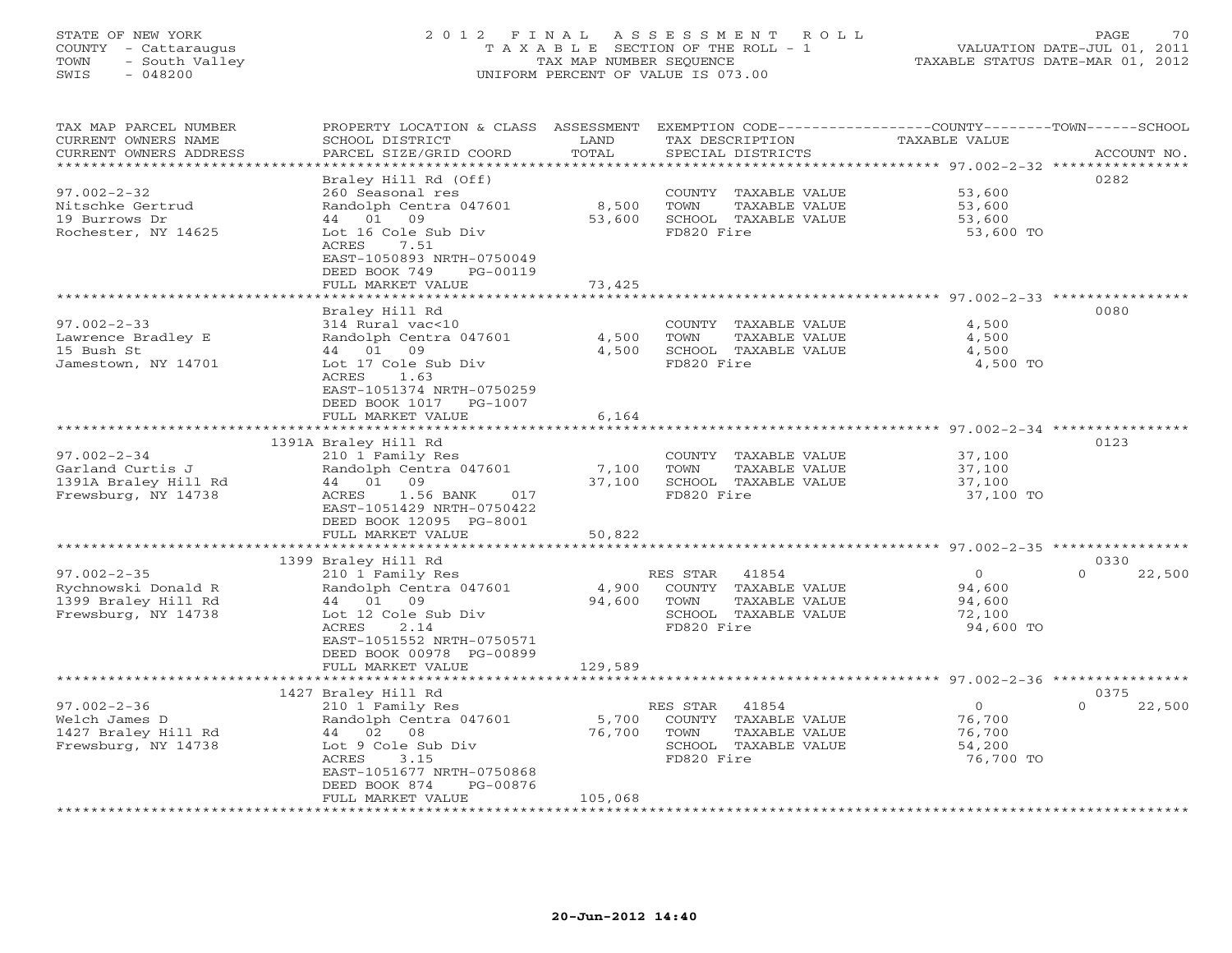STATE OF NEW YORK
COUNTY - Cattaraugus
TOWN - South Valley
SWIS - 048200

# 2012 FINAL ASSESSMENT ROLL

TAXABLE SECTION OF THE ROLL - 1
TAX MAP NUMBER SEQUENCE
UNIFORM PERCENT OF VALUE IS 073.00

VALUATION DATE-JUL 01, 2011
TAXABLE STATUS DATE-MAR 01, 2012

| TAX MAP PARCEL NUMBER / CURRENT OWNERS NAME / CURRENT OWNERS ADDRESS | PROPERTY LOCATION & CLASS / SCHOOL DISTRICT / PARCEL SIZE/GRID COORD | ASSESSMENT LAND | TOTAL | EXEMPTION CODE / TAX DESCRIPTION / SPECIAL DISTRICTS | COUNTY / TOWN / SCHOOL TAXABLE VALUE | ACCOUNT NO. |
|---|---|---|---|---|---|---|
| 97.002-2-32 | Braley Hill Rd (Off) | | | | | 0282 |
| | 260 Seasonal res | | | COUNTY TAXABLE VALUE | 53,600 | |
| Nitschke Gertrud | Randolph Centra 047601 | 8,500 | | TOWN TAXABLE VALUE | 53,600 | |
| 19 Burrows Dr | 44 01 09 | | 53,600 | SCHOOL TAXABLE VALUE | 53,600 | |
| Rochester, NY 14625 | Lot 16 Cole Sub Div | | | FD820 Fire | 53,600 TO | |
| | ACRES 7.51 | | | | | |
| | EAST-1050893 NRTH-0750049 | | | | | |
| | DEED BOOK 749 PG-00119 | | | | | |
| | FULL MARKET VALUE | | 73,425 | | | |
| 97.002-2-33 | Braley Hill Rd | | | | | 0080 |
| | 314 Rural vac<10 | | | COUNTY TAXABLE VALUE | 4,500 | |
| Lawrence Bradley E | Randolph Centra 047601 | 4,500 | | TOWN TAXABLE VALUE | 4,500 | |
| 15 Bush St | 44 01 09 | | 4,500 | SCHOOL TAXABLE VALUE | 4,500 | |
| Jamestown, NY 14701 | Lot 17 Cole Sub Div | | | FD820 Fire | 4,500 TO | |
| | ACRES 1.63 | | | | | |
| | EAST-1051374 NRTH-0750259 | | | | | |
| | DEED BOOK 1017 PG-1007 | | | | | |
| | FULL MARKET VALUE | | 6,164 | | | |
| 97.002-2-34 | 1391A Braley Hill Rd | | | | | 0123 |
| | 210 1 Family Res | | | COUNTY TAXABLE VALUE | 37,100 | |
| Garland Curtis J | Randolph Centra 047601 | 7,100 | | TOWN TAXABLE VALUE | 37,100 | |
| 1391A Braley Hill Rd | 44 01 09 | | 37,100 | SCHOOL TAXABLE VALUE | 37,100 | |
| Frewsburg, NY 14738 | ACRES 1.56 BANK 017 | | | FD820 Fire | 37,100 TO | |
| | EAST-1051429 NRTH-0750422 | | | | | |
| | DEED BOOK 12095 PG-8001 | | | | | |
| | FULL MARKET VALUE | | 50,822 | | | |
| 97.002-2-35 | 1399 Braley Hill Rd | | | | | 0330 |
| | 210 1 Family Res | | | RES STAR 41854 | 0 / 0 / 22,500 | |
| Rychnowski Donald R | Randolph Centra 047601 | 4,900 | | COUNTY TAXABLE VALUE | 94,600 | |
| 1399 Braley Hill Rd | 44 01 09 | | 94,600 | TOWN TAXABLE VALUE | 94,600 | |
| Frewsburg, NY 14738 | Lot 12 Cole Sub Div | | | SCHOOL TAXABLE VALUE | 72,100 | |
| | ACRES 2.14 | | | FD820 Fire | 94,600 TO | |
| | EAST-1051552 NRTH-0750571 | | | | | |
| | DEED BOOK 00978 PG-00899 | | | | | |
| | FULL MARKET VALUE | | 129,589 | | | |
| 97.002-2-36 | 1427 Braley Hill Rd | | | | | 0375 |
| | 210 1 Family Res | | | RES STAR 41854 | 0 / 0 / 22,500 | |
| Welch James D | Randolph Centra 047601 | 5,700 | | COUNTY TAXABLE VALUE | 76,700 | |
| 1427 Braley Hill Rd | 44 02 08 | | 76,700 | TOWN TAXABLE VALUE | 76,700 | |
| Frewsburg, NY 14738 | Lot 9 Cole Sub Div | | | SCHOOL TAXABLE VALUE | 54,200 | |
| | ACRES 3.15 | | | FD820 Fire | 76,700 TO | |
| | EAST-1051677 NRTH-0750868 | | | | | |
| | DEED BOOK 874 PG-00876 | | | | | |
| | FULL MARKET VALUE | | 105,068 | | | |

20-Jun-2012 14:40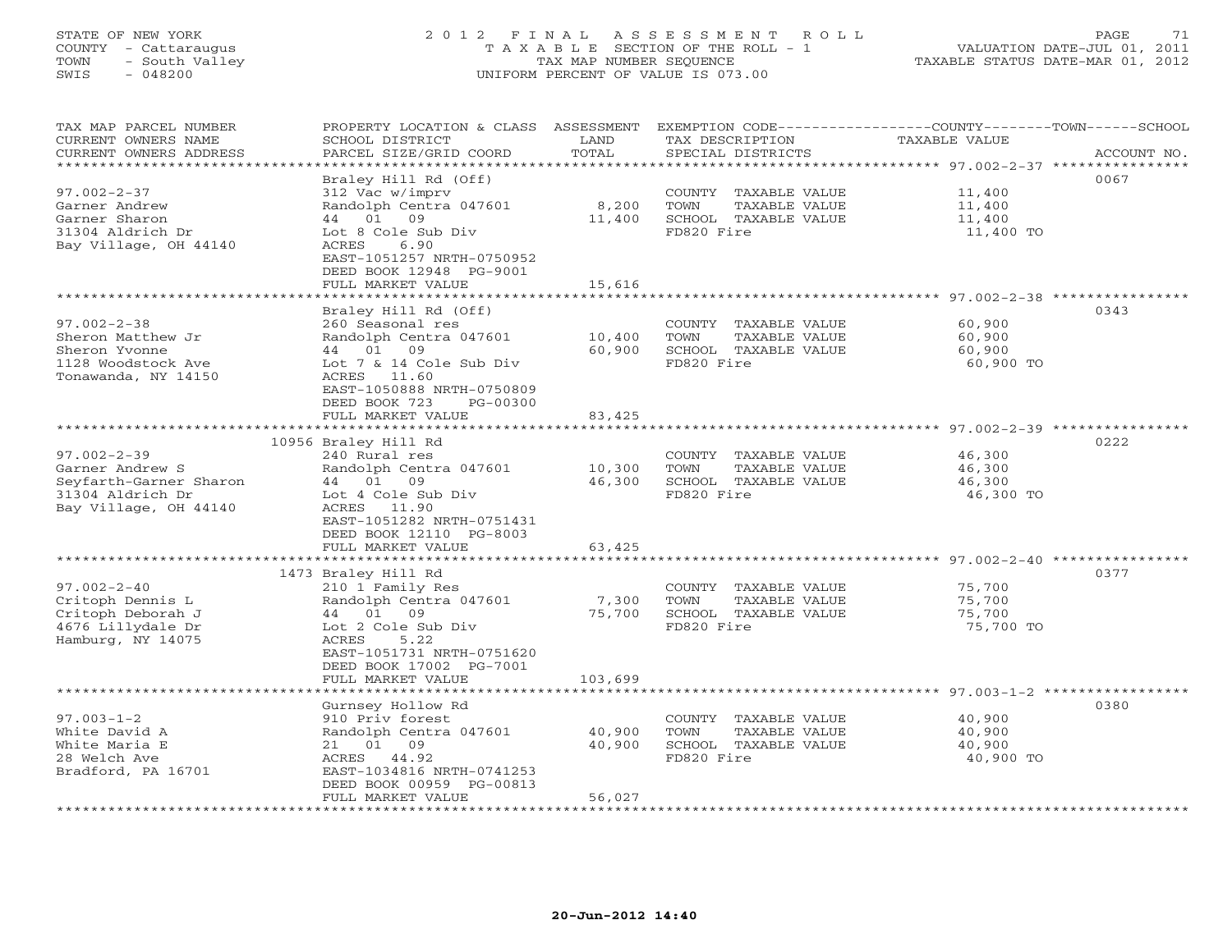STATE OF NEW YORK
COUNTY - Cattaraugus
TOWN - South Valley
SWIS - 048200

# 2012 FINAL ASSESSMENT ROLL

TAXABLE SECTION OF THE ROLL - 1
TAX MAP NUMBER SEQUENCE
UNIFORM PERCENT OF VALUE IS 073.00

VALUATION DATE-JUL 01, 2011
TAXABLE STATUS DATE-MAR 01, 2012

| TAX MAP PARCEL NUMBER / CURRENT OWNERS NAME / CURRENT OWNERS ADDRESS | PROPERTY LOCATION & CLASS / SCHOOL DISTRICT / PARCEL SIZE/GRID COORD | ASSESSMENT LAND / TOTAL | EXEMPTION CODE / TAX DESCRIPTION / SPECIAL DISTRICTS | TAXABLE VALUE (COUNTY / TOWN / SCHOOL) | ACCOUNT NO. |
|---|---|---|---|---|---|
| 97.002-2-37 | Braley Hill Rd (Off) | | | | 0067 |
| Garner Andrew | 312 Vac w/imprv | | COUNTY TAXABLE VALUE | 11,400 | |
| Garner Sharon | Randolph Centra 047601 | 8,200 | TOWN TAXABLE VALUE | 11,400 | |
| 31304 Aldrich Dr | 44 01 09 | 11,400 | SCHOOL TAXABLE VALUE | 11,400 | |
| Bay Village, OH 44140 | Lot 8 Cole Sub Div | | FD820 Fire | 11,400 TO | |
| | ACRES 6.90 | | | | |
| | EAST-1051257 NRTH-0750952 | | | | |
| | DEED BOOK 12948 PG-9001 | | | | |
| | FULL MARKET VALUE | 15,616 | | | |
| 97.002-2-38 | Braley Hill Rd (Off) | | | | 0343 |
| Sheron Matthew Jr | 260 Seasonal res | | COUNTY TAXABLE VALUE | 60,900 | |
| Sheron Yvonne | Randolph Centra 047601 | 10,400 | TOWN TAXABLE VALUE | 60,900 | |
| 1128 Woodstock Ave | 44 01 09 | 60,900 | SCHOOL TAXABLE VALUE | 60,900 | |
| Tonawanda, NY 14150 | Lot 7 & 14 Cole Sub Div | | FD820 Fire | 60,900 TO | |
| | ACRES 11.60 | | | | |
| | EAST-1050888 NRTH-0750809 | | | | |
| | DEED BOOK 723 PG-00300 | | | | |
| | FULL MARKET VALUE | 83,425 | | | |
| 97.002-2-39 | 10956 Braley Hill Rd | | | | 0222 |
| Garner Andrew S | 240 Rural res | | COUNTY TAXABLE VALUE | 46,300 | |
| Seyfarth-Garner Sharon | Randolph Centra 047601 | 10,300 | TOWN TAXABLE VALUE | 46,300 | |
| 31304 Aldrich Dr | 44 01 09 | 46,300 | SCHOOL TAXABLE VALUE | 46,300 | |
| Bay Village, OH 44140 | Lot 4 Cole Sub Div | | FD820 Fire | 46,300 TO | |
| | ACRES 11.90 | | | | |
| | EAST-1051282 NRTH-0751431 | | | | |
| | DEED BOOK 12110 PG-8003 | | | | |
| | FULL MARKET VALUE | 63,425 | | | |
| 97.002-2-40 | 1473 Braley Hill Rd | | | | 0377 |
| Critoph Dennis L | 210 1 Family Res | | COUNTY TAXABLE VALUE | 75,700 | |
| Critoph Deborah J | Randolph Centra 047601 | 7,300 | TOWN TAXABLE VALUE | 75,700 | |
| 4676 Lillydale Dr | 44 01 09 | 75,700 | SCHOOL TAXABLE VALUE | 75,700 | |
| Hamburg, NY 14075 | Lot 2 Cole Sub Div | | FD820 Fire | 75,700 TO | |
| | ACRES 5.22 | | | | |
| | EAST-1051731 NRTH-0751620 | | | | |
| | DEED BOOK 17002 PG-7001 | | | | |
| | FULL MARKET VALUE | 103,699 | | | |
| 97.003-1-2 | Gurnsey Hollow Rd | | | | 0380 |
| White David A | 910 Priv forest | | COUNTY TAXABLE VALUE | 40,900 | |
| White Maria E | Randolph Centra 047601 | 40,900 | TOWN TAXABLE VALUE | 40,900 | |
| 28 Welch Ave | 21 01 09 | 40,900 | SCHOOL TAXABLE VALUE | 40,900 | |
| Bradford, PA 16701 | ACRES 44.92 | | FD820 Fire | 40,900 TO | |
| | EAST-1034816 NRTH-0741253 | | | | |
| | DEED BOOK 00959 PG-00813 | | | | |
| | FULL MARKET VALUE | 56,027 | | | |

20-Jun-2012 14:40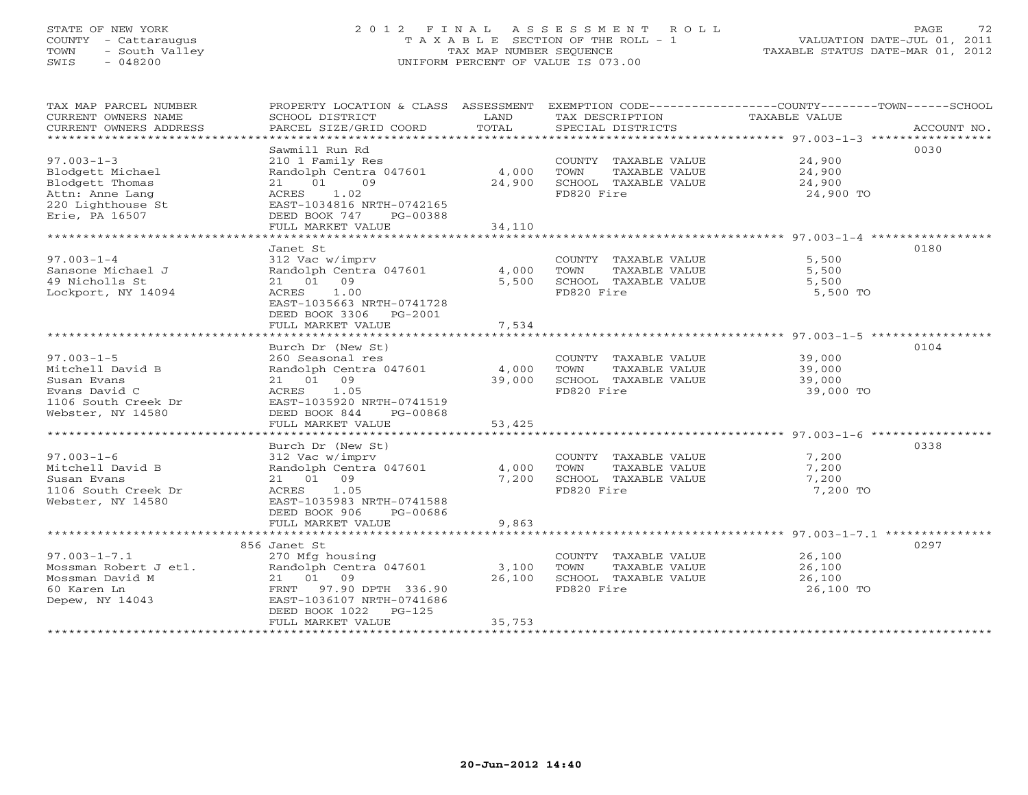STATE OF NEW YORK
COUNTY - Cattaraugus
TOWN - South Valley
SWIS - 048200

# 2012 FINAL ASSESSMENT ROLL
TAXABLE SECTION OF THE ROLL - 1
TAX MAP NUMBER SEQUENCE
UNIFORM PERCENT OF VALUE IS 073.00

VALUATION DATE-JUL 01, 2011
TAXABLE STATUS DATE-MAR 01, 2012

| TAX MAP PARCEL NUMBER / CURRENT OWNERS NAME / CURRENT OWNERS ADDRESS | PROPERTY LOCATION & CLASS / SCHOOL DISTRICT / PARCEL SIZE/GRID COORD | ASSESSMENT LAND | TOTAL | EXEMPTION CODE / TAX DESCRIPTION / SPECIAL DISTRICTS | TAXABLE VALUE (COUNTY / TOWN / SCHOOL) | ACCOUNT NO. |
|---|---|---|---|---|---|---|
| 97.003-1-3 | Sawmill Run Rd | | | | | 0030 |
| Blodgett Michael | 210 1 Family Res | | | COUNTY TAXABLE VALUE | 24,900 | |
| Blodgett Thomas | Randolph Centra 047601 | 4,000 | | TOWN TAXABLE VALUE | 24,900 | |
| Attn: Anne Lang | 21 01 09 | | 24,900 | SCHOOL TAXABLE VALUE | 24,900 | |
| 220 Lighthouse St | ACRES 1.02 | | | FD820 Fire | 24,900 TO | |
| Erie, PA 16507 | EAST-1034816 NRTH-0742165 | | | | | |
| | DEED BOOK 747 PG-00388 | | | | | |
| | FULL MARKET VALUE | | 34,110 | | | |
| 97.003-1-4 | Janet St | | | | | 0180 |
| Sansone Michael J | 312 Vac w/imprv | | | COUNTY TAXABLE VALUE | 5,500 | |
| 49 Nicholls St | Randolph Centra 047601 | 4,000 | | TOWN TAXABLE VALUE | 5,500 | |
| Lockport, NY 14094 | 21 01 09 | | 5,500 | SCHOOL TAXABLE VALUE | 5,500 | |
| | ACRES 1.00 | | | FD820 Fire | 5,500 TO | |
| | EAST-1035663 NRTH-0741728 | | | | | |
| | DEED BOOK 3306 PG-2001 | | | | | |
| | FULL MARKET VALUE | | 7,534 | | | |
| 97.003-1-5 | Burch Dr (New St) | | | | | 0104 |
| Mitchell David B | 260 Seasonal res | | | COUNTY TAXABLE VALUE | 39,000 | |
| Susan Evans | Randolph Centra 047601 | 4,000 | | TOWN TAXABLE VALUE | 39,000 | |
| Evans David C | 21 01 09 | | 39,000 | SCHOOL TAXABLE VALUE | 39,000 | |
| 1106 South Creek Dr | ACRES 1.05 | | | FD820 Fire | 39,000 TO | |
| Webster, NY 14580 | EAST-1035920 NRTH-0741519 | | | | | |
| | DEED BOOK 844 PG-00868 | | | | | |
| | FULL MARKET VALUE | | 53,425 | | | |
| 97.003-1-6 | Burch Dr (New St) | | | | | 0338 |
| Mitchell David B | 312 Vac w/imprv | | | COUNTY TAXABLE VALUE | 7,200 | |
| Susan Evans | Randolph Centra 047601 | 4,000 | | TOWN TAXABLE VALUE | 7,200 | |
| 1106 South Creek Dr | 21 01 09 | | 7,200 | SCHOOL TAXABLE VALUE | 7,200 | |
| Webster, NY 14580 | ACRES 1.05 | | | FD820 Fire | 7,200 TO | |
| | EAST-1035983 NRTH-0741588 | | | | | |
| | DEED BOOK 906 PG-00686 | | | | | |
| | FULL MARKET VALUE | | 9,863 | | | |
| 97.003-1-7.1 | 856 Janet St | | | | | 0297 |
| Mossman Robert J etl. | 270 Mfg housing | | | COUNTY TAXABLE VALUE | 26,100 | |
| Mossman David M | Randolph Centra 047601 | 3,100 | | TOWN TAXABLE VALUE | 26,100 | |
| 60 Karen Ln | 21 01 09 | | 26,100 | SCHOOL TAXABLE VALUE | 26,100 | |
| Depew, NY 14043 | FRNT 97.90 DPTH 336.90 | | | FD820 Fire | 26,100 TO | |
| | EAST-1036107 NRTH-0741686 | | | | | |
| | DEED BOOK 1022 PG-125 | | | | | |
| | FULL MARKET VALUE | | 35,753 | | | |

20-Jun-2012 14:40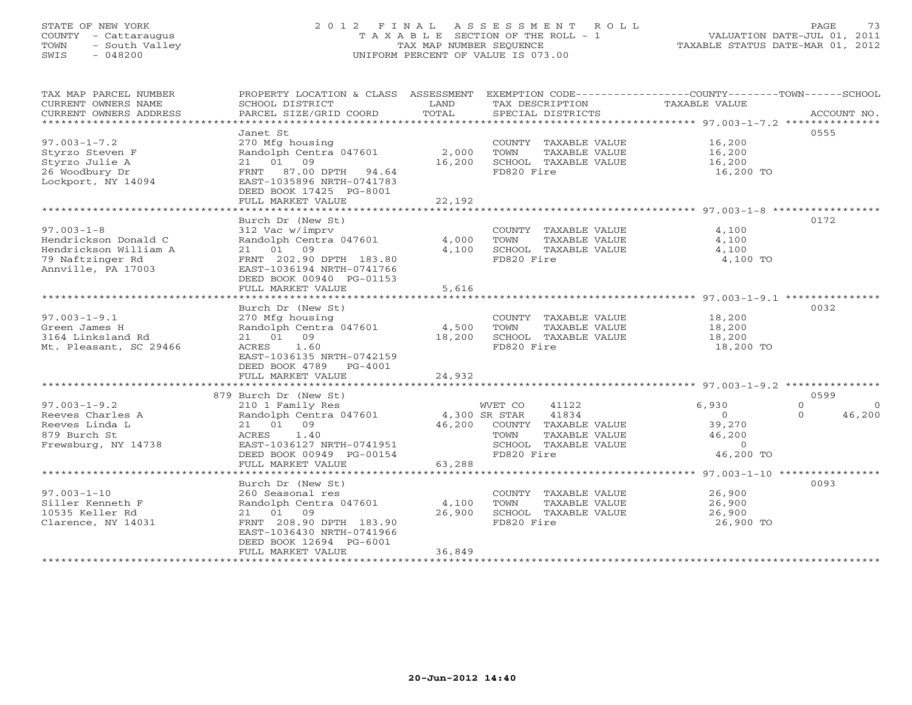STATE OF NEW YORK
COUNTY - Cattaraugus
TOWN - South Valley
SWIS - 048200

# 2012 FINAL ASSESSMENT ROLL

TAXABLE SECTION OF THE ROLL - 1
TAX MAP NUMBER SEQUENCE
UNIFORM PERCENT OF VALUE IS 073.00

VALUATION DATE-JUL 01, 2011
TAXABLE STATUS DATE-MAR 01, 2012

| TAX MAP PARCEL NUMBER / CURRENT OWNERS NAME / CURRENT OWNERS ADDRESS | PROPERTY LOCATION & CLASS / SCHOOL DISTRICT / PARCEL SIZE/GRID COORD | ASSESSMENT LAND | TOTAL | EXEMPTION CODE / TAX DESCRIPTION / SPECIAL DISTRICTS | COUNTY TAXABLE VALUE | TOWN | SCHOOL | ACCOUNT NO. |
|---|---|---|---|---|---|---|---|---|
| **97.003-1-7.2** | Janet St | | | | | | | 0555 |
| 97.003-1-7.2 | 270 Mfg housing | | | COUNTY TAXABLE VALUE | 16,200 | | | |
| Styrzo Steven F | Randolph Centra 047601 | 2,000 | | TOWN TAXABLE VALUE | 16,200 | | | |
| Styrzo Julie A | 21 01 09 | | 16,200 | SCHOOL TAXABLE VALUE | 16,200 | | | |
| 26 Woodbury Dr | FRNT 87.00 DPTH 94.64 | | | FD820 Fire | 16,200 TO | | | |
| Lockport, NY 14094 | EAST-1035896 NRTH-0741783 | | | | | | | |
| | DEED BOOK 17425 PG-8001 | | | | | | | |
| | FULL MARKET VALUE | | 22,192 | | | | | |
| **97.003-1-8** | Burch Dr (New St) | | | | | | | 0172 |
| 97.003-1-8 | 312 Vac w/imprv | | | COUNTY TAXABLE VALUE | 4,100 | | | |
| Hendrickson Donald C | Randolph Centra 047601 | 4,000 | | TOWN TAXABLE VALUE | 4,100 | | | |
| Hendrickson William A | 21 01 09 | | 4,100 | SCHOOL TAXABLE VALUE | 4,100 | | | |
| 79 Naftzinger Rd | FRNT 202.90 DPTH 183.80 | | | FD820 Fire | 4,100 TO | | | |
| Annville, PA 17003 | EAST-1036194 NRTH-0741766 | | | | | | | |
| | DEED BOOK 00940 PG-01153 | | | | | | | |
| | FULL MARKET VALUE | | 5,616 | | | | | |
| **97.003-1-9.1** | Burch Dr (New St) | | | | | | | 0032 |
| 97.003-1-9.1 | 270 Mfg housing | | | COUNTY TAXABLE VALUE | 18,200 | | | |
| Green James H | Randolph Centra 047601 | 4,500 | | TOWN TAXABLE VALUE | 18,200 | | | |
| 3164 Linksland Rd | 21 01 09 | | 18,200 | SCHOOL TAXABLE VALUE | 18,200 | | | |
| Mt. Pleasant, SC 29466 | ACRES 1.60 | | | FD820 Fire | 18,200 TO | | | |
| | EAST-1036135 NRTH-0742159 | | | | | | | |
| | DEED BOOK 4789 PG-4001 | | | | | | | |
| | FULL MARKET VALUE | | 24,932 | | | | | |
| **97.003-1-9.2** | 879 Burch Dr (New St) | | | | | | | 0599 |
| 97.003-1-9.2 | 210 1 Family Res | | | WVET CO 41122 | 6,930 | 0 | 0 | |
| Reeves Charles A | Randolph Centra 047601 | 4,300 | | SR STAR 41834 | 0 | 0 | 46,200 | |
| Reeves Linda L | 21 01 09 | | 46,200 | COUNTY TAXABLE VALUE | 39,270 | | | |
| 879 Burch St | ACRES 1.40 | | | TOWN TAXABLE VALUE | 46,200 | | | |
| Frewsburg, NY 14738 | EAST-1036127 NRTH-0741951 | | | SCHOOL TAXABLE VALUE | 0 | | | |
| | DEED BOOK 00949 PG-00154 | | | FD820 Fire | 46,200 TO | | | |
| | FULL MARKET VALUE | | 63,288 | | | | | |
| **97.003-1-10** | Burch Dr (New St) | | | | | | | 0093 |
| 97.003-1-10 | 260 Seasonal res | | | COUNTY TAXABLE VALUE | 26,900 | | | |
| Siller Kenneth F | Randolph Centra 047601 | 4,100 | | TOWN TAXABLE VALUE | 26,900 | | | |
| 10535 Keller Rd | 21 01 09 | | 26,900 | SCHOOL TAXABLE VALUE | 26,900 | | | |
| Clarence, NY 14031 | FRNT 208.90 DPTH 183.90 | | | FD820 Fire | 26,900 TO | | | |
| | EAST-1036430 NRTH-0741966 | | | | | | | |
| | DEED BOOK 12694 PG-6001 | | | | | | | |
| | FULL MARKET VALUE | | 36,849 | | | | | |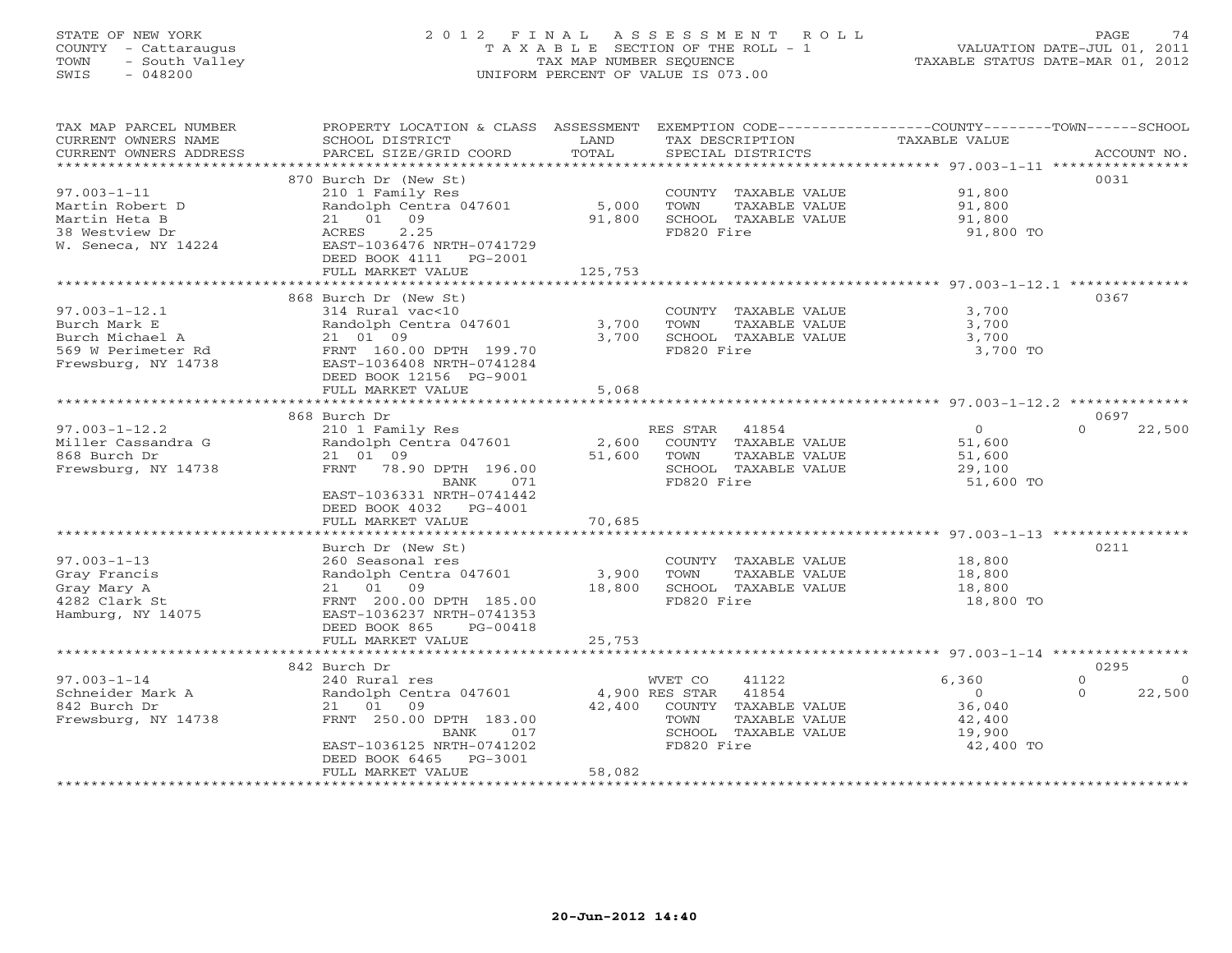STATE OF NEW YORK
COUNTY - Cattaraugus
TOWN - South Valley
SWIS - 048200

# 2012 FINAL ASSESSMENT ROLL

TAXABLE SECTION OF THE ROLL - 1
TAX MAP NUMBER SEQUENCE
UNIFORM PERCENT OF VALUE IS 073.00

VALUATION DATE-JUL 01, 2011
TAXABLE STATUS DATE-MAR 01, 2012

| TAX MAP PARCEL NUMBER / CURRENT OWNERS NAME / CURRENT OWNERS ADDRESS | PROPERTY LOCATION & CLASS / SCHOOL DISTRICT / PARCEL SIZE/GRID COORD | ASSESSMENT LAND / TOTAL | EXEMPTION CODE / TAX DESCRIPTION / SPECIAL DISTRICTS | COUNTY / TOWN / SCHOOL TAXABLE VALUE | ACCOUNT NO. |
|---|---|---|---|---|---|
| 97.003-1-11 | 870 Burch Dr (New St) | | | | 0031 |
| Martin Robert D | 210 1 Family Res | | COUNTY TAXABLE VALUE | 91,800 | |
| Martin Heta B | Randolph Centra 047601 | 5,000 | TOWN TAXABLE VALUE | 91,800 | |
| 38 Westview Dr | 21 01 09 | 91,800 | SCHOOL TAXABLE VALUE | 91,800 | |
| W. Seneca, NY 14224 | ACRES 2.25 | | FD820 Fire | 91,800 TO | |
| | EAST-1036476 NRTH-0741729 | | | | |
| | DEED BOOK 4111 PG-2001 | | | | |
| | FULL MARKET VALUE | 125,753 | | | |
| 97.003-1-12.1 | 868 Burch Dr (New St) | | | | 0367 |
| Burch Mark E | 314 Rural vac<10 | | COUNTY TAXABLE VALUE | 3,700 | |
| Burch Michael A | Randolph Centra 047601 | 3,700 | TOWN TAXABLE VALUE | 3,700 | |
| 569 W Perimeter Rd | 21 01 09 | 3,700 | SCHOOL TAXABLE VALUE | 3,700 | |
| Frewsburg, NY 14738 | FRNT 160.00 DPTH 199.70 | | FD820 Fire | 3,700 TO | |
| | EAST-1036408 NRTH-0741284 | | | | |
| | DEED BOOK 12156 PG-9001 | | | | |
| | FULL MARKET VALUE | 5,068 | | | |
| 97.003-1-12.2 | 868 Burch Dr | | | | 0697 |
| Miller Cassandra G | 210 1 Family Res | | RES STAR 41854 | 0 / 0 / 22,500 | |
| 868 Burch Dr | Randolph Centra 047601 | 2,600 | COUNTY TAXABLE VALUE | 51,600 | |
| Frewsburg, NY 14738 | 21 01 09 | 51,600 | TOWN TAXABLE VALUE | 51,600 | |
| | FRNT 78.90 DPTH 196.00 | | SCHOOL TAXABLE VALUE | 29,100 | |
| | BANK 071 | | FD820 Fire | 51,600 TO | |
| | EAST-1036331 NRTH-0741442 | | | | |
| | DEED BOOK 4032 PG-4001 | | | | |
| | FULL MARKET VALUE | 70,685 | | | |
| 97.003-1-13 | Burch Dr (New St) | | | | 0211 |
| Gray Francis | 260 Seasonal res | | COUNTY TAXABLE VALUE | 18,800 | |
| Gray Mary A | Randolph Centra 047601 | 3,900 | TOWN TAXABLE VALUE | 18,800 | |
| 4282 Clark St | 21 01 09 | 18,800 | SCHOOL TAXABLE VALUE | 18,800 | |
| Hamburg, NY 14075 | FRNT 200.00 DPTH 185.00 | | FD820 Fire | 18,800 TO | |
| | EAST-1036237 NRTH-0741353 | | | | |
| | DEED BOOK 865 PG-00418 | | | | |
| | FULL MARKET VALUE | 25,753 | | | |
| 97.003-1-14 | 842 Burch Dr | | | | 0295 |
| Schneider Mark A | 240 Rural res | | WVET CO 41122 | 6,360 / 0 / 0 | |
| 842 Burch Dr | Randolph Centra 047601 | 4,900 | RES STAR 41854 | 0 / 0 / 22,500 | |
| Frewsburg, NY 14738 | 21 01 09 | 42,400 | COUNTY TAXABLE VALUE | 36,040 | |
| | FRNT 250.00 DPTH 183.00 | | TOWN TAXABLE VALUE | 42,400 | |
| | BANK 017 | | SCHOOL TAXABLE VALUE | 19,900 | |
| | EAST-1036125 NRTH-0741202 | | FD820 Fire | 42,400 TO | |
| | DEED BOOK 6465 PG-3001 | | | | |
| | FULL MARKET VALUE | 58,082 | | | |

20-Jun-2012 14:40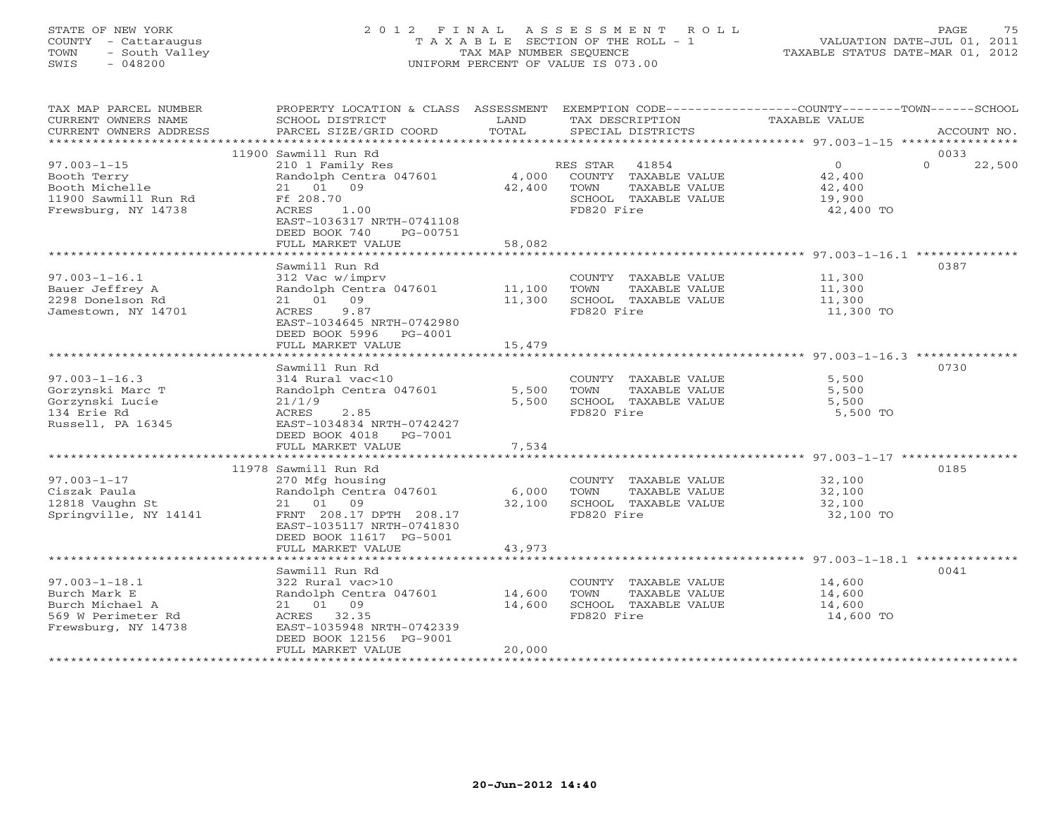STATE OF NEW YORK
COUNTY - Cattaraugus
TOWN - South Valley
SWIS - 048200

2012 FINAL ASSESSMENT ROLL
TAXABLE SECTION OF THE ROLL - 1
TAX MAP NUMBER SEQUENCE
UNIFORM PERCENT OF VALUE IS 073.00

VALUATION DATE-JUL 01, 2011
TAXABLE STATUS DATE-MAR 01, 2012

| TAX MAP PARCEL NUMBER / CURRENT OWNERS NAME / CURRENT OWNERS ADDRESS | PROPERTY LOCATION & CLASS / SCHOOL DISTRICT / PARCEL SIZE/GRID COORD | ASSESSMENT LAND / TOTAL | EXEMPTION CODE / TAX DESCRIPTION / SPECIAL DISTRICTS | COUNTY / TOWN TAXABLE VALUE | SCHOOL / ACCOUNT NO. |
|---|---|---|---|---|---|
| **97.003-1-15** | 11900 Sawmill Run Rd | | | | 0033 |
| Booth Terry | 210 1 Family Res | | RES STAR 41854 | 0 | 0 22,500 |
| Booth Michelle | Randolph Centra 047601 | 4,000 | COUNTY TAXABLE VALUE | 42,400 | |
| 11900 Sawmill Run Rd | 21 01 09 | 42,400 | TOWN TAXABLE VALUE | 42,400 | |
| Frewsburg, NY 14738 | Ff 208.70 | | SCHOOL TAXABLE VALUE | 19,900 | |
| | ACRES 1.00 | | FD820 Fire | 42,400 TO | |
| | EAST-1036317 NRTH-0741108 | | | | |
| | DEED BOOK 740 PG-00751 | | | | |
| | FULL MARKET VALUE | 58,082 | | | |
| **97.003-1-16.1** | Sawmill Run Rd | | | | 0387 |
| Bauer Jeffrey A | 312 Vac w/imprv | | COUNTY TAXABLE VALUE | 11,300 | |
| 2298 Donelson Rd | Randolph Centra 047601 | 11,100 | TOWN TAXABLE VALUE | 11,300 | |
| Jamestown, NY 14701 | 21 01 09 | 11,300 | SCHOOL TAXABLE VALUE | 11,300 | |
| | ACRES 9.87 | | FD820 Fire | 11,300 TO | |
| | EAST-1034645 NRTH-0742980 | | | | |
| | DEED BOOK 5996 PG-4001 | | | | |
| | FULL MARKET VALUE | 15,479 | | | |
| **97.003-1-16.3** | Sawmill Run Rd | | | | 0730 |
| Gorzynski Marc T | 314 Rural vac<10 | | COUNTY TAXABLE VALUE | 5,500 | |
| Gorzynski Lucie | Randolph Centra 047601 | 5,500 | TOWN TAXABLE VALUE | 5,500 | |
| 134 Erie Rd | 21/1/9 | 5,500 | SCHOOL TAXABLE VALUE | 5,500 | |
| Russell, PA 16345 | ACRES 2.85 | | FD820 Fire | 5,500 TO | |
| | EAST-1034834 NRTH-0742427 | | | | |
| | DEED BOOK 4018 PG-7001 | | | | |
| | FULL MARKET VALUE | 7,534 | | | |
| **97.003-1-17** | 11978 Sawmill Run Rd | | | | 0185 |
| Ciszak Paula | 270 Mfg housing | | COUNTY TAXABLE VALUE | 32,100 | |
| 12818 Vaughn St | Randolph Centra 047601 | 6,000 | TOWN TAXABLE VALUE | 32,100 | |
| Springville, NY 14141 | 21 01 09 | 32,100 | SCHOOL TAXABLE VALUE | 32,100 | |
| | FRNT 208.17 DPTH 208.17 | | FD820 Fire | 32,100 TO | |
| | EAST-1035117 NRTH-0741830 | | | | |
| | DEED BOOK 11617 PG-5001 | | | | |
| | FULL MARKET VALUE | 43,973 | | | |
| **97.003-1-18.1** | Sawmill Run Rd | | | | 0041 |
| Burch Mark E | 322 Rural vac>10 | | COUNTY TAXABLE VALUE | 14,600 | |
| Burch Michael A | Randolph Centra 047601 | 14,600 | TOWN TAXABLE VALUE | 14,600 | |
| 569 W Perimeter Rd | 21 01 09 | 14,600 | SCHOOL TAXABLE VALUE | 14,600 | |
| Frewsburg, NY 14738 | ACRES 32.35 | | FD820 Fire | 14,600 TO | |
| | EAST-1035948 NRTH-0742339 | | | | |
| | DEED BOOK 12156 PG-9001 | | | | |
| | FULL MARKET VALUE | 20,000 | | | |

20-Jun-2012 14:40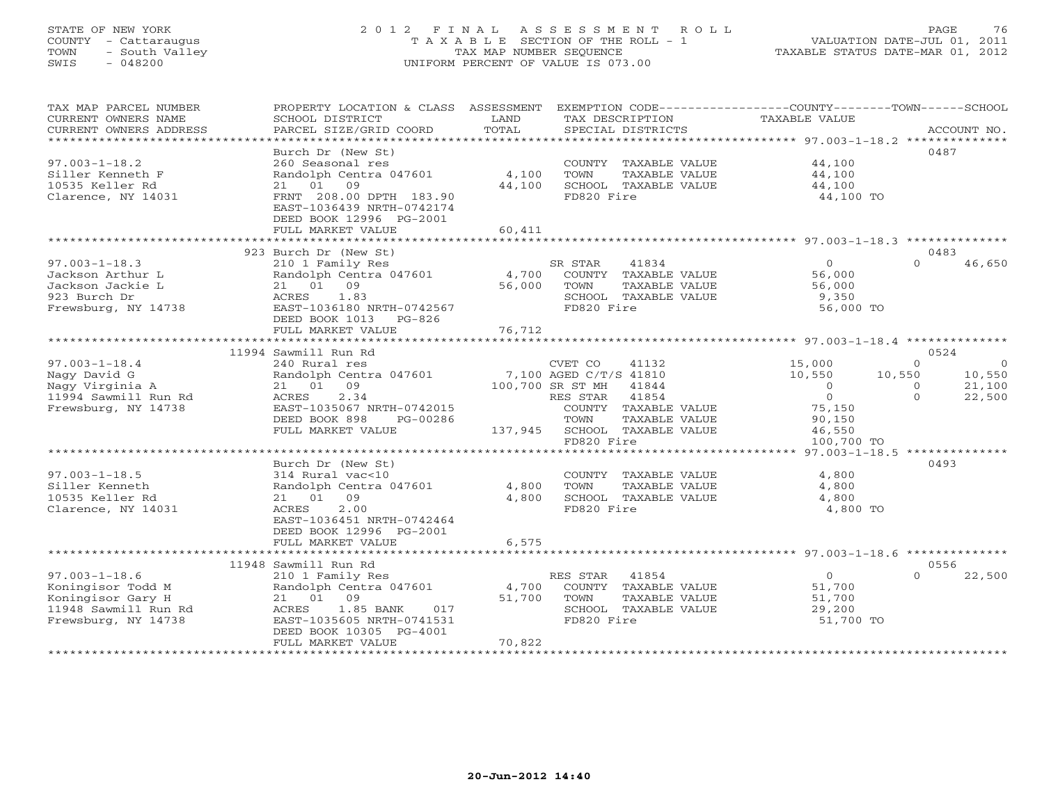STATE OF NEW YORK
COUNTY - Cattaraugus
TOWN - South Valley
SWIS - 048200

# 2012 FINAL ASSESSMENT ROLL

TAXABLE SECTION OF THE ROLL - 1
TAX MAP NUMBER SEQUENCE
UNIFORM PERCENT OF VALUE IS 073.00

VALUATION DATE-JUL 01, 2011
TAXABLE STATUS DATE-MAR 01, 2012

| TAX MAP PARCEL NUMBER / CURRENT OWNERS NAME / CURRENT OWNERS ADDRESS | PROPERTY LOCATION & CLASS / SCHOOL DISTRICT / PARCEL SIZE/GRID COORD | ASSESSMENT LAND / TOTAL | EXEMPTION CODE / TAX DESCRIPTION / SPECIAL DISTRICTS | COUNTY TAXABLE VALUE | TOWN | SCHOOL | ACCOUNT NO. |
|---|---|---|---|---|---|---|---|
| **97.003-1-18.2** | Burch Dr (New St) | | | | | | 0487 |
| Siller Kenneth F | 260 Seasonal res | | COUNTY TAXABLE VALUE | 44,100 | | | |
| 10535 Keller Rd | Randolph Centra 047601 | 4,100 | TOWN TAXABLE VALUE | 44,100 | | | |
| Clarence, NY 14031 | 21 01 09 | 44,100 | SCHOOL TAXABLE VALUE | 44,100 | | | |
| | FRNT 208.00 DPTH 183.90 | | FD820 Fire | 44,100 TO | | | |
| | EAST-1036439 NRTH-0742174 | | | | | | |
| | DEED BOOK 12996 PG-2001 | | | | | | |
| | FULL MARKET VALUE | 60,411 | | | | | |
| **97.003-1-18.3** | 923 Burch Dr (New St) | | | | | | 0483 |
| Jackson Arthur L | 210 1 Family Res | | SR STAR 41834 | 0 | 0 | 46,650 | |
| Jackson Jackie L | Randolph Centra 047601 | 4,700 | COUNTY TAXABLE VALUE | 56,000 | | | |
| 923 Burch Dr | 21 01 09 | 56,000 | TOWN TAXABLE VALUE | 56,000 | | | |
| Frewsburg, NY 14738 | ACRES 1.83 | | SCHOOL TAXABLE VALUE | 9,350 | | | |
| | EAST-1036180 NRTH-0742567 | | FD820 Fire | 56,000 TO | | | |
| | DEED BOOK 1013 PG-826 | | | | | | |
| | FULL MARKET VALUE | 76,712 | | | | | |
| **97.003-1-18.4** | 11994 Sawmill Run Rd | | | | | | 0524 |
| Nagy David G | 240 Rural res | | CVET CO 41132 | 15,000 | 0 | 0 | |
| Nagy Virginia A | Randolph Centra 047601 | 7,100 | AGED C/T/S 41810 | 10,550 | 10,550 | 10,550 | |
| 11994 Sawmill Run Rd | 21 01 09 | 100,700 | SR ST MH 41844 | 0 | 0 | 21,100 | |
| Frewsburg, NY 14738 | ACRES 2.34 | | RES STAR 41854 | 0 | 0 | 22,500 | |
| | EAST-1035067 NRTH-0742015 | | COUNTY TAXABLE VALUE | 75,150 | | | |
| | DEED BOOK 898 PG-00286 | | TOWN TAXABLE VALUE | 90,150 | | | |
| | FULL MARKET VALUE | 137,945 | SCHOOL TAXABLE VALUE | 46,550 | | | |
| | | | FD820 Fire | 100,700 TO | | | |
| **97.003-1-18.5** | Burch Dr (New St) | | | | | | 0493 |
| Siller Kenneth | 314 Rural vac<10 | | COUNTY TAXABLE VALUE | 4,800 | | | |
| 10535 Keller Rd | Randolph Centra 047601 | 4,800 | TOWN TAXABLE VALUE | 4,800 | | | |
| Clarence, NY 14031 | 21 01 09 | 4,800 | SCHOOL TAXABLE VALUE | 4,800 | | | |
| | ACRES 2.00 | | FD820 Fire | 4,800 TO | | | |
| | EAST-1036451 NRTH-0742464 | | | | | | |
| | DEED BOOK 12996 PG-2001 | | | | | | |
| | FULL MARKET VALUE | 6,575 | | | | | |
| **97.003-1-18.6** | 11948 Sawmill Run Rd | | | | | | 0556 |
| Koningisor Todd M | 210 1 Family Res | | RES STAR 41854 | 0 | 0 | 22,500 | |
| Koningisor Gary H | Randolph Centra 047601 | 4,700 | COUNTY TAXABLE VALUE | 51,700 | | | |
| 11948 Sawmill Run Rd | 21 01 09 | 51,700 | TOWN TAXABLE VALUE | 51,700 | | | |
| Frewsburg, NY 14738 | ACRES 1.85 BANK 017 | | SCHOOL TAXABLE VALUE | 29,200 | | | |
| | EAST-1035605 NRTH-0741531 | | FD820 Fire | 51,700 TO | | | |
| | DEED BOOK 10305 PG-4001 | | | | | | |
| | FULL MARKET VALUE | 70,822 | | | | | |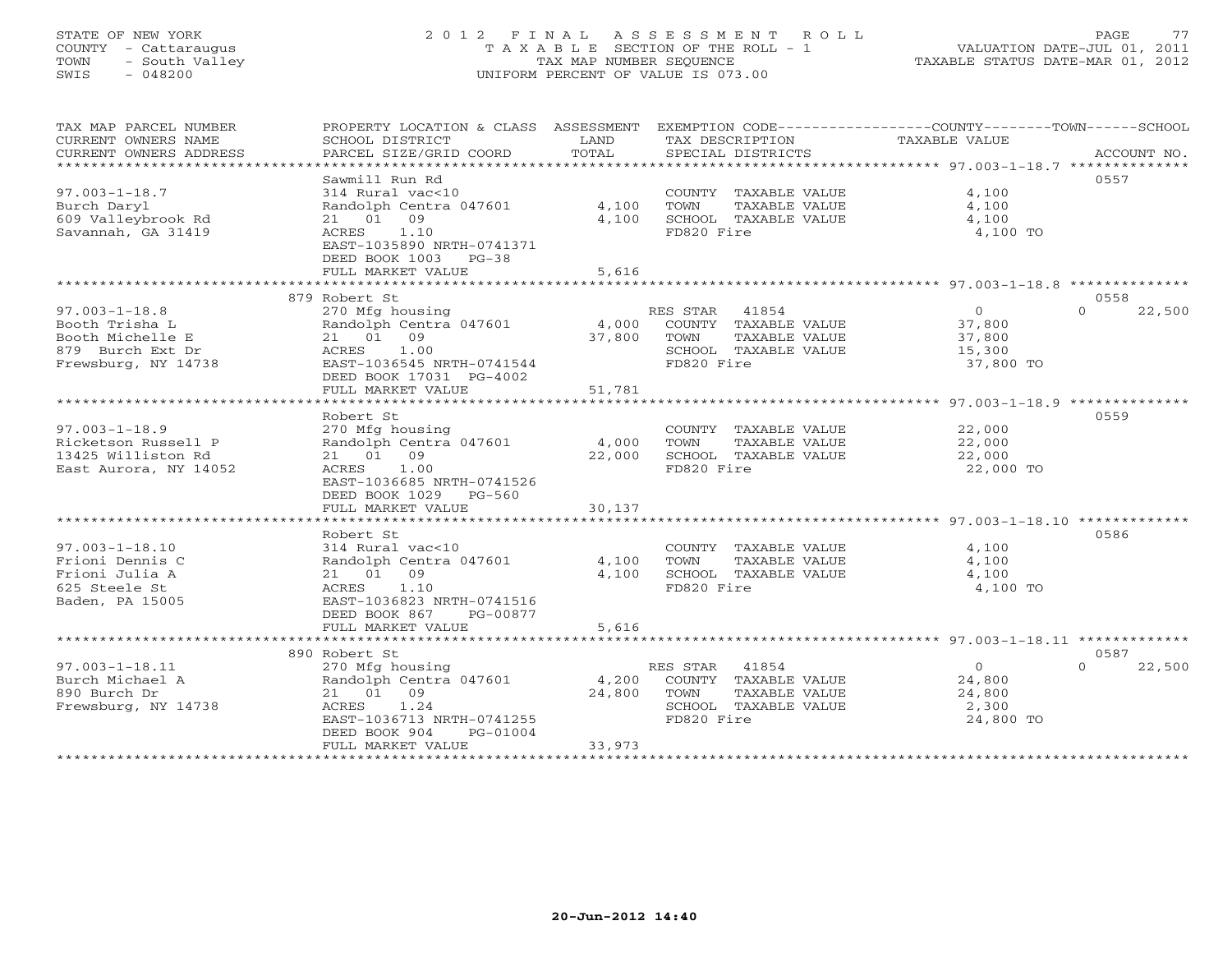STATE OF NEW YORK
COUNTY - Cattaraugus
TOWN - South Valley
SWIS - 048200

# 2012 FINAL ASSESSMENT ROLL

TAXABLE SECTION OF THE ROLL - 1
TAX MAP NUMBER SEQUENCE
UNIFORM PERCENT OF VALUE IS 073.00

VALUATION DATE-JUL 01, 2011
TAXABLE STATUS DATE-MAR 01, 2012

| TAX MAP PARCEL NUMBER / CURRENT OWNERS NAME / CURRENT OWNERS ADDRESS | PROPERTY LOCATION & CLASS / SCHOOL DISTRICT / PARCEL SIZE/GRID COORD | ASSESSMENT LAND | ASSESSMENT TOTAL | EXEMPTION CODE / TAX DESCRIPTION / SPECIAL DISTRICTS | COUNTY TAXABLE VALUE | TOWN | SCHOOL | ACCOUNT NO. |
|---|---|---|---|---|---|---|---|---|
| **97.003-1-18.7** | Sawmill Run Rd | | | | | | | 0557 |
| Burch Daryl | 314 Rural vac<10 | | | COUNTY TAXABLE VALUE | 4,100 | | | |
| 609 Valleybrook Rd | Randolph Centra 047601 | 4,100 | | TOWN TAXABLE VALUE | | 4,100 | | |
| Savannah, GA 31419 | 21 01 09 | | 4,100 | SCHOOL TAXABLE VALUE | | | 4,100 | |
| | ACRES 1.10 | | | FD820 Fire | 4,100 TO | | | |
| | EAST-1035890 NRTH-0741371 | | | | | | | |
| | DEED BOOK 1003 PG-38 | | | | | | | |
| | FULL MARKET VALUE | | 5,616 | | | | | |
| **97.003-1-18.8** | 879 Robert St | | | | | | | 0558 |
| Booth Trisha L | 270 Mfg housing | | | RES STAR 41854 | 0 | 0 | 22,500 | |
| Booth Michelle E | Randolph Centra 047601 | 4,000 | | COUNTY TAXABLE VALUE | 37,800 | | | |
| 879 Burch Ext Dr | 21 01 09 | | 37,800 | TOWN TAXABLE VALUE | | 37,800 | | |
| Frewsburg, NY 14738 | ACRES 1.00 | | | SCHOOL TAXABLE VALUE | | | 15,300 | |
| | EAST-1036545 NRTH-0741544 | | | FD820 Fire | 37,800 TO | | | |
| | DEED BOOK 17031 PG-4002 | | | | | | | |
| | FULL MARKET VALUE | | 51,781 | | | | | |
| **97.003-1-18.9** | Robert St | | | | | | | 0559 |
| Ricketson Russell P | 270 Mfg housing | | | COUNTY TAXABLE VALUE | 22,000 | | | |
| 13425 Williston Rd | Randolph Centra 047601 | 4,000 | | TOWN TAXABLE VALUE | | 22,000 | | |
| East Aurora, NY 14052 | 21 01 09 | | 22,000 | SCHOOL TAXABLE VALUE | | | 22,000 | |
| | ACRES 1.00 | | | FD820 Fire | 22,000 TO | | | |
| | EAST-1036685 NRTH-0741526 | | | | | | | |
| | DEED BOOK 1029 PG-560 | | | | | | | |
| | FULL MARKET VALUE | | 30,137 | | | | | |
| **97.003-1-18.10** | Robert St | | | | | | | 0586 |
| Frioni Dennis C | 314 Rural vac<10 | | | COUNTY TAXABLE VALUE | 4,100 | | | |
| Frioni Julia A | Randolph Centra 047601 | 4,100 | | TOWN TAXABLE VALUE | | 4,100 | | |
| 625 Steele St | 21 01 09 | | 4,100 | SCHOOL TAXABLE VALUE | | | 4,100 | |
| Baden, PA 15005 | ACRES 1.10 | | | FD820 Fire | 4,100 TO | | | |
| | EAST-1036823 NRTH-0741516 | | | | | | | |
| | DEED BOOK 867 PG-00877 | | | | | | | |
| | FULL MARKET VALUE | | 5,616 | | | | | |
| **97.003-1-18.11** | 890 Robert St | | | | | | | 0587 |
| Burch Michael A | 270 Mfg housing | | | RES STAR 41854 | 0 | 0 | 22,500 | |
| 890 Burch Dr | Randolph Centra 047601 | 4,200 | | COUNTY TAXABLE VALUE | 24,800 | | | |
| Frewsburg, NY 14738 | 21 01 09 | | 24,800 | TOWN TAXABLE VALUE | | 24,800 | | |
| | ACRES 1.24 | | | SCHOOL TAXABLE VALUE | | | 2,300 | |
| | EAST-1036713 NRTH-0741255 | | | FD820 Fire | 24,800 TO | | | |
| | DEED BOOK 904 PG-01004 | | | | | | | |
| | FULL MARKET VALUE | | 33,973 | | | | | |

20-Jun-2012 14:40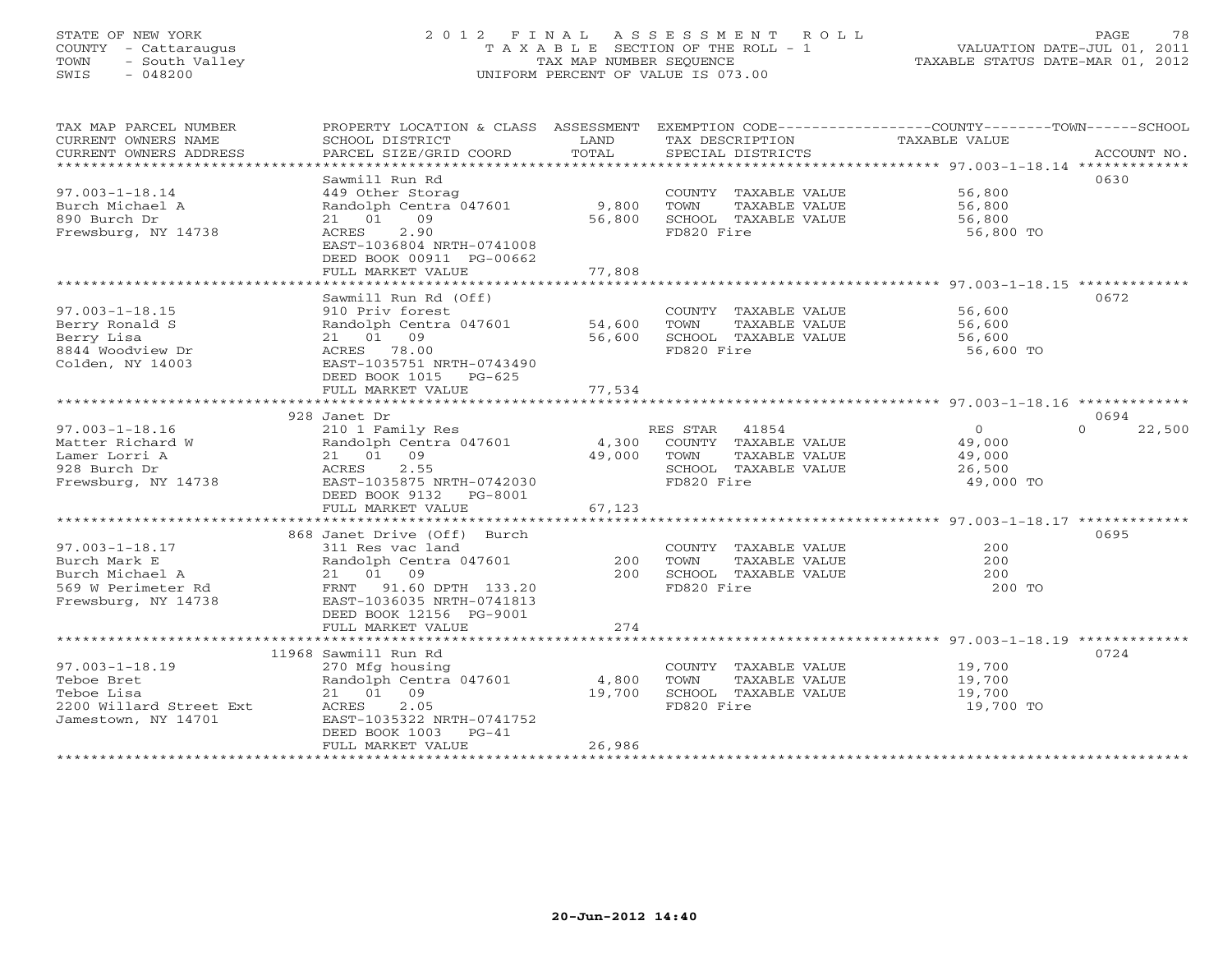STATE OF NEW YORK
COUNTY - Cattaraugus
TOWN - South Valley
SWIS - 048200

# 2012 FINAL ASSESSMENT ROLL

TAXABLE SECTION OF THE ROLL - 1
TAX MAP NUMBER SEQUENCE
UNIFORM PERCENT OF VALUE IS 073.00

VALUATION DATE-JUL 01, 2011
TAXABLE STATUS DATE-MAR 01, 2012

| TAX MAP PARCEL NUMBER / CURRENT OWNERS NAME / CURRENT OWNERS ADDRESS | PROPERTY LOCATION & CLASS / SCHOOL DISTRICT / PARCEL SIZE/GRID COORD | ASSESSMENT LAND | TOTAL | EXEMPTION CODE / TAX DESCRIPTION / SPECIAL DISTRICTS | COUNTY TAXABLE VALUE | TOWN | SCHOOL / ACCOUNT NO. |
|---|---|---|---|---|---|---|---|
| **97.003-1-18.14** | Sawmill Run Rd | | | | | | 0630 |
| Burch Michael A | 449 Other Storag | | | COUNTY TAXABLE VALUE | 56,800 | | |
| 890 Burch Dr | Randolph Centra 047601 | 9,800 | | TOWN TAXABLE VALUE | 56,800 | | |
| Frewsburg, NY 14738 | 21 01 09 | | 56,800 | SCHOOL TAXABLE VALUE | 56,800 | | |
| | ACRES 2.90 | | | FD820 Fire | 56,800 TO | | |
| | EAST-1036804 NRTH-0741008 | | | | | | |
| | DEED BOOK 00911 PG-00662 | | | | | | |
| | FULL MARKET VALUE | | 77,808 | | | | |
| **97.003-1-18.15** | Sawmill Run Rd (Off) | | | | | | 0672 |
| Berry Ronald S | 910 Priv forest | | | COUNTY TAXABLE VALUE | 56,600 | | |
| Berry Lisa | Randolph Centra 047601 | 54,600 | | TOWN TAXABLE VALUE | 56,600 | | |
| 8844 Woodview Dr | 21 01 09 | | 56,600 | SCHOOL TAXABLE VALUE | 56,600 | | |
| Colden, NY 14003 | ACRES 78.00 | | | FD820 Fire | 56,600 TO | | |
| | EAST-1035751 NRTH-0743490 | | | | | | |
| | DEED BOOK 1015 PG-625 | | | | | | |
| | FULL MARKET VALUE | | 77,534 | | | | |
| **97.003-1-18.16** | 928 Janet Dr | | | | | | 0694 |
| Matter Richard W | 210 1 Family Res | | | RES STAR 41854 | 0 | 0 | 22,500 |
| Lamer Lorri A | Randolph Centra 047601 | 4,300 | | COUNTY TAXABLE VALUE | 49,000 | | |
| 928 Burch Dr | 21 01 09 | | 49,000 | TOWN TAXABLE VALUE | 49,000 | | |
| Frewsburg, NY 14738 | ACRES 2.55 | | | SCHOOL TAXABLE VALUE | 26,500 | | |
| | EAST-1035875 NRTH-0742030 | | | FD820 Fire | 49,000 TO | | |
| | DEED BOOK 9132 PG-8001 | | | | | | |
| | FULL MARKET VALUE | | 67,123 | | | | |
| **97.003-1-18.17** | 868 Janet Drive (Off) Burch | | | | | | 0695 |
| Burch Mark E | 311 Res vac land | | | COUNTY TAXABLE VALUE | 200 | | |
| Burch Michael A | Randolph Centra 047601 | 200 | | TOWN TAXABLE VALUE | 200 | | |
| 569 W Perimeter Rd | 21 01 09 | | 200 | SCHOOL TAXABLE VALUE | 200 | | |
| Frewsburg, NY 14738 | FRNT 91.60 DPTH 133.20 | | | FD820 Fire | 200 TO | | |
| | EAST-1036035 NRTH-0741813 | | | | | | |
| | DEED BOOK 12156 PG-9001 | | | | | | |
| | FULL MARKET VALUE | | 274 | | | | |
| **97.003-1-18.19** | 11968 Sawmill Run Rd | | | | | | 0724 |
| Teboe Bret | 270 Mfg housing | | | COUNTY TAXABLE VALUE | 19,700 | | |
| Teboe Lisa | Randolph Centra 047601 | 4,800 | | TOWN TAXABLE VALUE | 19,700 | | |
| 2200 Willard Street Ext | 21 01 09 | | 19,700 | SCHOOL TAXABLE VALUE | 19,700 | | |
| Jamestown, NY 14701 | ACRES 2.05 | | | FD820 Fire | 19,700 TO | | |
| | EAST-1035322 NRTH-0741752 | | | | | | |
| | DEED BOOK 1003 PG-41 | | | | | | |
| | FULL MARKET VALUE | | 26,986 | | | | |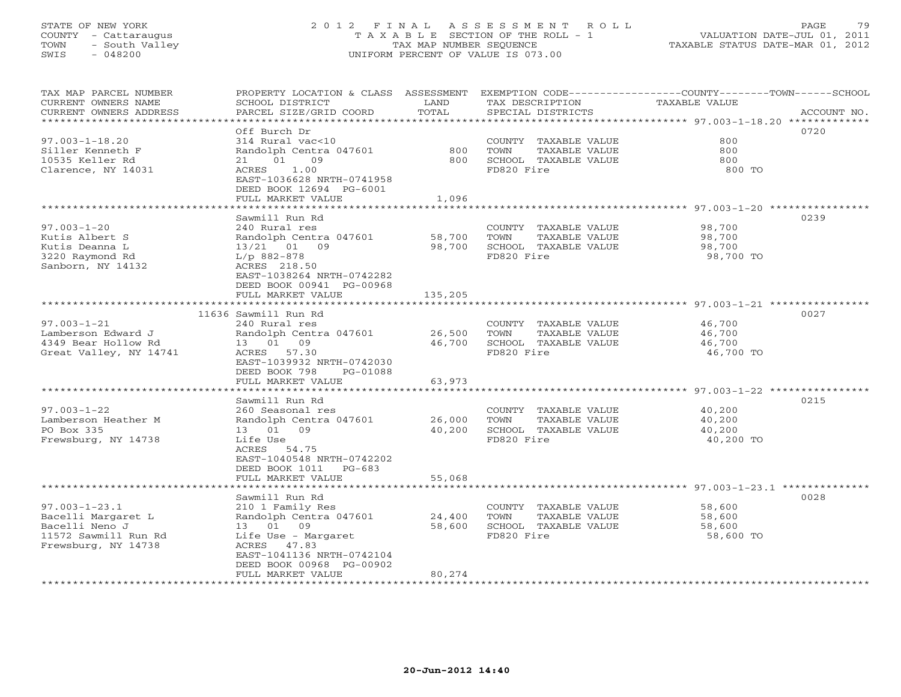STATE OF NEW YORK
COUNTY - Cattaraugus
TOWN - South Valley
SWIS - 048200

2012 FINAL ASSESSMENT ROLL
TAXABLE SECTION OF THE ROLL - 1
TAX MAP NUMBER SEQUENCE
UNIFORM PERCENT OF VALUE IS 073.00

VALUATION DATE-JUL 01, 2011
TAXABLE STATUS DATE-MAR 01, 2012

| TAX MAP PARCEL NUMBER / CURRENT OWNERS NAME / CURRENT OWNERS ADDRESS | PROPERTY LOCATION & CLASS / SCHOOL DISTRICT / PARCEL SIZE/GRID COORD | ASSESSMENT LAND | TOTAL | EXEMPTION CODE / TAX DESCRIPTION / SPECIAL DISTRICTS | TAXABLE VALUE (COUNTY / TOWN / SCHOOL) | ACCOUNT NO. |
|---|---|---|---|---|---|---|
| **97.003-1-18.20** | Off Burch Dr | | | | | 0720 |
| 97.003-1-18.20 | 314 Rural vac<10 | | | COUNTY TAXABLE VALUE | 800 | |
| Siller Kenneth F | Randolph Centra 047601 | 800 | | TOWN TAXABLE VALUE | 800 | |
| 10535 Keller Rd | 21 01 09 | | 800 | SCHOOL TAXABLE VALUE | 800 | |
| Clarence, NY 14031 | ACRES 1.00 | | | FD820 Fire | 800 TO | |
| | EAST-1036628 NRTH-0741958 | | | | | |
| | DEED BOOK 12694 PG-6001 | | | | | |
| | FULL MARKET VALUE | | 1,096 | | | |
| **97.003-1-20** | Sawmill Run Rd | | | | | 0239 |
| 97.003-1-20 | 240 Rural res | | | COUNTY TAXABLE VALUE | 98,700 | |
| Kutis Albert S | Randolph Centra 047601 | 58,700 | | TOWN TAXABLE VALUE | 98,700 | |
| Kutis Deanna L | 13/21 01 09 | | 98,700 | SCHOOL TAXABLE VALUE | 98,700 | |
| 3220 Raymond Rd | L/p 882-878 | | | FD820 Fire | 98,700 TO | |
| Sanborn, NY 14132 | ACRES 218.50 | | | | | |
| | EAST-1038264 NRTH-0742282 | | | | | |
| | DEED BOOK 00941 PG-00968 | | | | | |
| | FULL MARKET VALUE | | 135,205 | | | |
| **97.003-1-21** | 11636 Sawmill Run Rd | | | | | 0027 |
| 97.003-1-21 | 240 Rural res | | | COUNTY TAXABLE VALUE | 46,700 | |
| Lamberson Edward J | Randolph Centra 047601 | 26,500 | | TOWN TAXABLE VALUE | 46,700 | |
| 4349 Bear Hollow Rd | 13 01 09 | | 46,700 | SCHOOL TAXABLE VALUE | 46,700 | |
| Great Valley, NY 14741 | ACRES 57.30 | | | FD820 Fire | 46,700 TO | |
| | EAST-1039932 NRTH-0742030 | | | | | |
| | DEED BOOK 798 PG-01088 | | | | | |
| | FULL MARKET VALUE | | 63,973 | | | |
| **97.003-1-22** | Sawmill Run Rd | | | | | 0215 |
| 97.003-1-22 | 260 Seasonal res | | | COUNTY TAXABLE VALUE | 40,200 | |
| Lamberson Heather M | Randolph Centra 047601 | 26,000 | | TOWN TAXABLE VALUE | 40,200 | |
| PO Box 335 | 13 01 09 | | 40,200 | SCHOOL TAXABLE VALUE | 40,200 | |
| Frewsburg, NY 14738 | Life Use | | | FD820 Fire | 40,200 TO | |
| | ACRES 54.75 | | | | | |
| | EAST-1040548 NRTH-0742202 | | | | | |
| | DEED BOOK 1011 PG-683 | | | | | |
| | FULL MARKET VALUE | | 55,068 | | | |
| **97.003-1-23.1** | Sawmill Run Rd | | | | | 0028 |
| 97.003-1-23.1 | 210 1 Family Res | | | COUNTY TAXABLE VALUE | 58,600 | |
| Bacelli Margaret L | Randolph Centra 047601 | 24,400 | | TOWN TAXABLE VALUE | 58,600 | |
| Bacelli Neno J | 13 01 09 | | 58,600 | SCHOOL TAXABLE VALUE | 58,600 | |
| 11572 Sawmill Run Rd | Life Use - Margaret | | | FD820 Fire | 58,600 TO | |
| Frewsburg, NY 14738 | ACRES 47.83 | | | | | |
| | EAST-1041136 NRTH-0742104 | | | | | |
| | DEED BOOK 00968 PG-00902 | | | | | |
| | FULL MARKET VALUE | | 80,274 | | | |

20-Jun-2012 14:40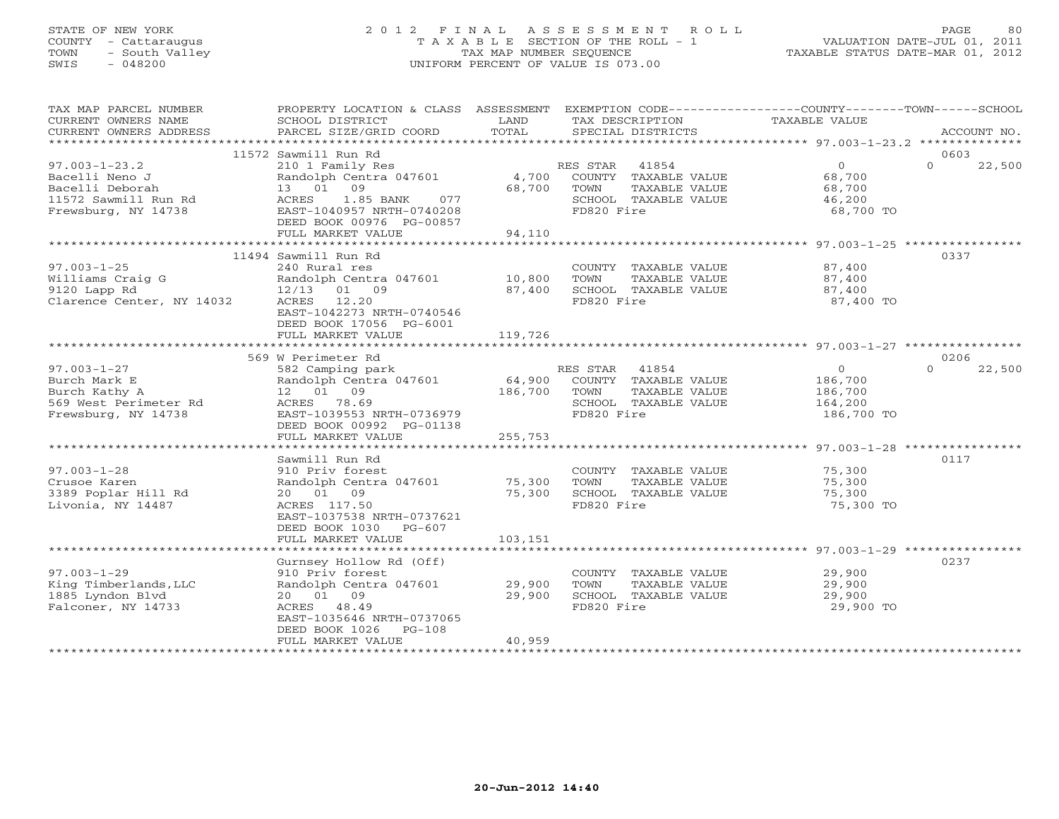STATE OF NEW YORK
COUNTY - Cattaraugus
TOWN - South Valley
SWIS - 048200

2012 FINAL ASSESSMENT ROLL
TAXABLE SECTION OF THE ROLL - 1
TAX MAP NUMBER SEQUENCE
UNIFORM PERCENT OF VALUE IS 073.00

VALUATION DATE-JUL 01, 2011
TAXABLE STATUS DATE-MAR 01, 2012

| TAX MAP PARCEL NUMBER / CURRENT OWNERS NAME / CURRENT OWNERS ADDRESS | PROPERTY LOCATION & CLASS / SCHOOL DISTRICT / PARCEL SIZE/GRID COORD | ASSESSMENT LAND / TOTAL | EXEMPTION CODE / TAX DESCRIPTION / SPECIAL DISTRICTS | COUNTY / TOWN / SCHOOL TAXABLE VALUE | ACCOUNT NO. |
|---|---|---|---|---|---|
| **97.003-1-23.2** | 11572 Sawmill Run Rd | | | | 0603 |
| Bacelli Neno J | 210 1 Family Res | | RES STAR 41854 | 0 | 0 22,500 |
| Bacelli Deborah | Randolph Centra 047601 | 4,700 | COUNTY TAXABLE VALUE | 68,700 | |
| 11572 Sawmill Run Rd | 13 01 09 | 68,700 | TOWN TAXABLE VALUE | 68,700 | |
| Frewsburg, NY 14738 | ACRES 1.85 BANK 077 | | SCHOOL TAXABLE VALUE | 46,200 | |
| | EAST-1040957 NRTH-0740208 | | FD820 Fire | 68,700 TO | |
| | DEED BOOK 00976 PG-00857 | | | | |
| | FULL MARKET VALUE | 94,110 | | | |
| **97.003-1-25** | 11494 Sawmill Run Rd | | | | 0337 |
| Williams Craig G | 240 Rural res | | COUNTY TAXABLE VALUE | 87,400 | |
| 9120 Lapp Rd | Randolph Centra 047601 | 10,800 | TOWN TAXABLE VALUE | 87,400 | |
| Clarence Center, NY 14032 | 12/13 01 09 | 87,400 | SCHOOL TAXABLE VALUE | 87,400 | |
| | ACRES 12.20 | | FD820 Fire | 87,400 TO | |
| | EAST-1042273 NRTH-0740546 | | | | |
| | DEED BOOK 17056 PG-6001 | | | | |
| | FULL MARKET VALUE | 119,726 | | | |
| **97.003-1-27** | 569 W Perimeter Rd | | | | 0206 |
| Burch Mark E | 582 Camping park | | RES STAR 41854 | 0 | 0 22,500 |
| Burch Kathy A | Randolph Centra 047601 | 64,900 | COUNTY TAXABLE VALUE | 186,700 | |
| 569 West Perimeter Rd | 12 01 09 | 186,700 | TOWN TAXABLE VALUE | 186,700 | |
| Frewsburg, NY 14738 | ACRES 78.69 | | SCHOOL TAXABLE VALUE | 164,200 | |
| | EAST-1039553 NRTH-0736979 | | FD820 Fire | 186,700 TO | |
| | DEED BOOK 00992 PG-01138 | | | | |
| | FULL MARKET VALUE | 255,753 | | | |
| **97.003-1-28** | Sawmill Run Rd | | | | 0117 |
| Crusoe Karen | 910 Priv forest | | COUNTY TAXABLE VALUE | 75,300 | |
| 3389 Poplar Hill Rd | Randolph Centra 047601 | 75,300 | TOWN TAXABLE VALUE | 75,300 | |
| Livonia, NY 14487 | 20 01 09 | 75,300 | SCHOOL TAXABLE VALUE | 75,300 | |
| | ACRES 117.50 | | FD820 Fire | 75,300 TO | |
| | EAST-1037538 NRTH-0737621 | | | | |
| | DEED BOOK 1030 PG-607 | | | | |
| | FULL MARKET VALUE | 103,151 | | | |
| **97.003-1-29** | Gurnsey Hollow Rd (Off) | | | | 0237 |
| King Timberlands,LLC | 910 Priv forest | | COUNTY TAXABLE VALUE | 29,900 | |
| 1885 Lyndon Blvd | Randolph Centra 047601 | 29,900 | TOWN TAXABLE VALUE | 29,900 | |
| Falconer, NY 14733 | 20 01 09 | 29,900 | SCHOOL TAXABLE VALUE | 29,900 | |
| | ACRES 48.49 | | FD820 Fire | 29,900 TO | |
| | EAST-1035646 NRTH-0737065 | | | | |
| | DEED BOOK 1026 PG-108 | | | | |
| | FULL MARKET VALUE | 40,959 | | | |

20-Jun-2012 14:40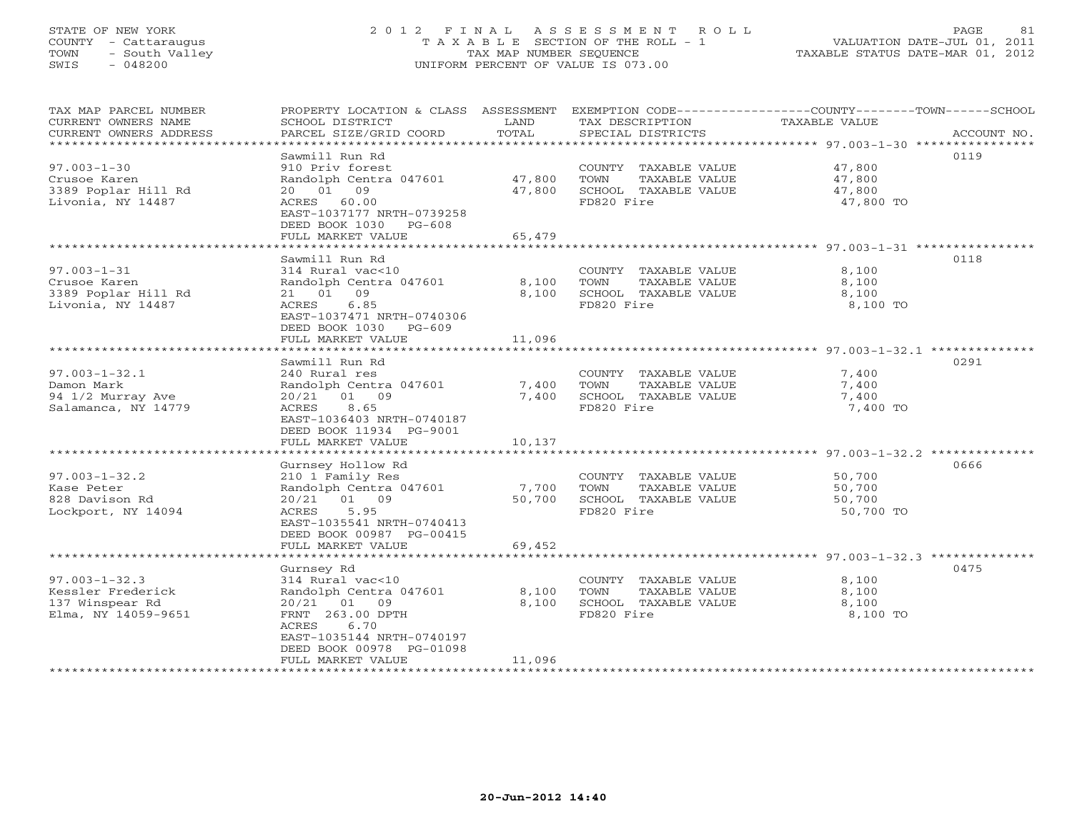STATE OF NEW YORK
COUNTY - Cattaraugus
TOWN - South Valley
SWIS - 048200

# 2012 FINAL ASSESSMENT ROLL
TAXABLE SECTION OF THE ROLL - 1
TAX MAP NUMBER SEQUENCE
UNIFORM PERCENT OF VALUE IS 073.00

VALUATION DATE-JUL 01, 2011
TAXABLE STATUS DATE-MAR 01, 2012

| TAX MAP PARCEL NUMBER / CURRENT OWNERS NAME / CURRENT OWNERS ADDRESS | PROPERTY LOCATION & CLASS / SCHOOL DISTRICT / PARCEL SIZE/GRID COORD | ASSESSMENT LAND / TOTAL | EXEMPTION CODE / TAX DESCRIPTION / SPECIAL DISTRICTS | TAXABLE VALUE (COUNTY / TOWN / SCHOOL) | ACCOUNT NO. |
|---|---|---|---|---|---|
| 97.003-1-30 | Sawmill Run Rd | | | | 0119 |
| 97.003-1-30 | 910 Priv forest | | COUNTY TAXABLE VALUE | 47,800 | |
| Crusoe Karen | Randolph Centra 047601 | 47,800 | TOWN TAXABLE VALUE | 47,800 | |
| 3389 Poplar Hill Rd | 20 01 09 | 47,800 | SCHOOL TAXABLE VALUE | 47,800 | |
| Livonia, NY 14487 | ACRES 60.00 | | FD820 Fire | 47,800 TO | |
| | EAST-1037177 NRTH-0739258 | | | | |
| | DEED BOOK 1030 PG-608 | | | | |
| | FULL MARKET VALUE | 65,479 | | | |
| 97.003-1-31 | Sawmill Run Rd | | | | 0118 |
| 97.003-1-31 | 314 Rural vac<10 | | COUNTY TAXABLE VALUE | 8,100 | |
| Crusoe Karen | Randolph Centra 047601 | 8,100 | TOWN TAXABLE VALUE | 8,100 | |
| 3389 Poplar Hill Rd | 21 01 09 | 8,100 | SCHOOL TAXABLE VALUE | 8,100 | |
| Livonia, NY 14487 | ACRES 6.85 | | FD820 Fire | 8,100 TO | |
| | EAST-1037471 NRTH-0740306 | | | | |
| | DEED BOOK 1030 PG-609 | | | | |
| | FULL MARKET VALUE | 11,096 | | | |
| 97.003-1-32.1 | Sawmill Run Rd | | | | 0291 |
| 97.003-1-32.1 | 240 Rural res | | COUNTY TAXABLE VALUE | 7,400 | |
| Damon Mark | Randolph Centra 047601 | 7,400 | TOWN TAXABLE VALUE | 7,400 | |
| 94 1/2 Murray Ave | 20/21 01 09 | 7,400 | SCHOOL TAXABLE VALUE | 7,400 | |
| Salamanca, NY 14779 | ACRES 8.65 | | FD820 Fire | 7,400 TO | |
| | EAST-1036403 NRTH-0740187 | | | | |
| | DEED BOOK 11934 PG-9001 | | | | |
| | FULL MARKET VALUE | 10,137 | | | |
| 97.003-1-32.2 | Gurnsey Hollow Rd | | | | 0666 |
| 97.003-1-32.2 | 210 1 Family Res | | COUNTY TAXABLE VALUE | 50,700 | |
| Kase Peter | Randolph Centra 047601 | 7,700 | TOWN TAXABLE VALUE | 50,700 | |
| 828 Davison Rd | 20/21 01 09 | 50,700 | SCHOOL TAXABLE VALUE | 50,700 | |
| Lockport, NY 14094 | ACRES 5.95 | | FD820 Fire | 50,700 TO | |
| | EAST-1035541 NRTH-0740413 | | | | |
| | DEED BOOK 00987 PG-00415 | | | | |
| | FULL MARKET VALUE | 69,452 | | | |
| 97.003-1-32.3 | Gurnsey Rd | | | | 0475 |
| 97.003-1-32.3 | 314 Rural vac<10 | | COUNTY TAXABLE VALUE | 8,100 | |
| Kessler Frederick | Randolph Centra 047601 | 8,100 | TOWN TAXABLE VALUE | 8,100 | |
| 137 Winspear Rd | 20/21 01 09 | 8,100 | SCHOOL TAXABLE VALUE | 8,100 | |
| Elma, NY 14059-9651 | FRNT 263.00 DPTH | | FD820 Fire | 8,100 TO | |
| | ACRES 6.70 | | | | |
| | EAST-1035144 NRTH-0740197 | | | | |
| | DEED BOOK 00978 PG-01098 | | | | |
| | FULL MARKET VALUE | 11,096 | | | |

20-Jun-2012 14:40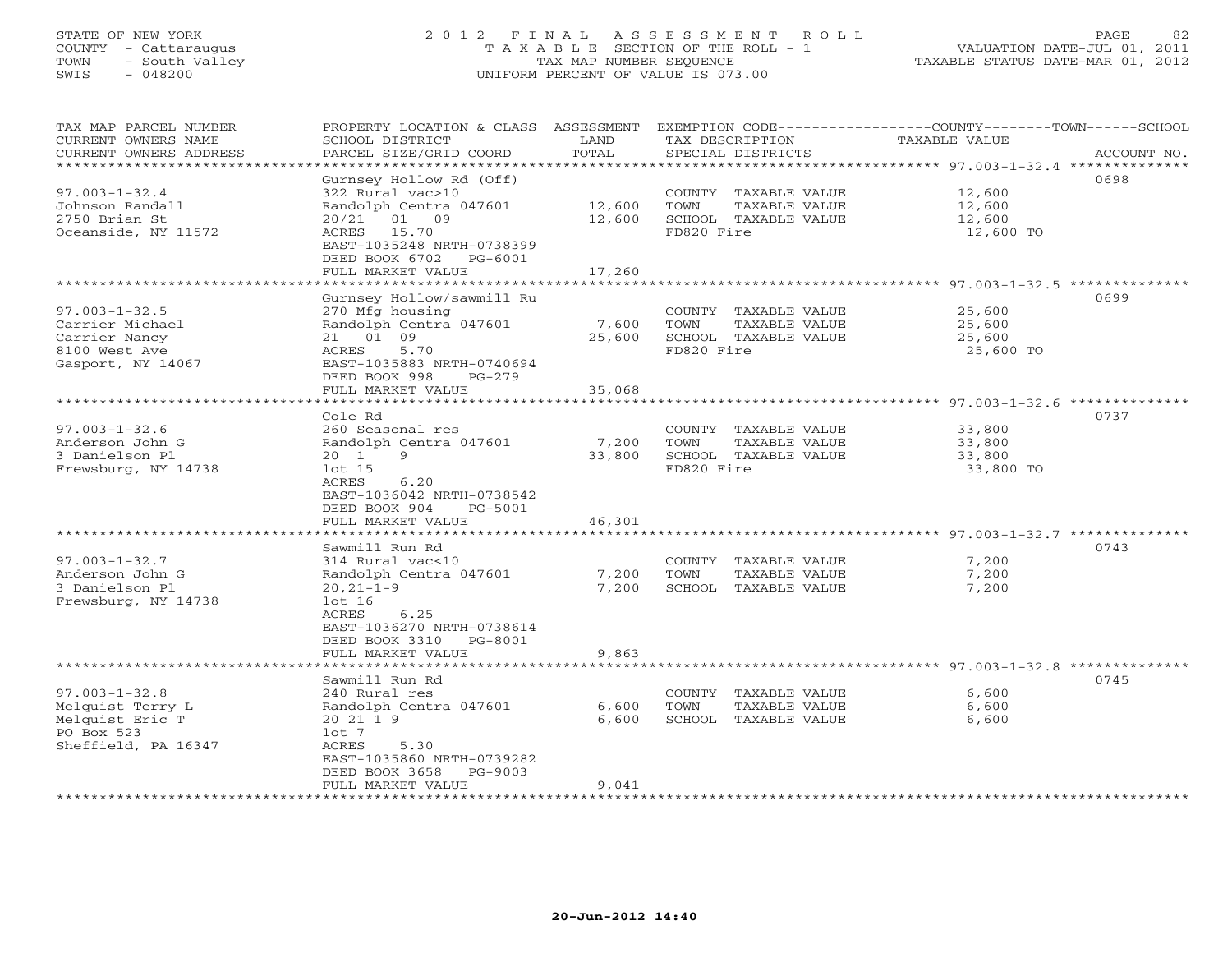STATE OF NEW YORK
COUNTY - Cattaraugus
TOWN - South Valley
SWIS - 048200

# 2012 FINAL ASSESSMENT ROLL
TAXABLE SECTION OF THE ROLL - 1
TAX MAP NUMBER SEQUENCE
UNIFORM PERCENT OF VALUE IS 073.00

VALUATION DATE-JUL 01, 2011
TAXABLE STATUS DATE-MAR 01, 2012

| TAX MAP PARCEL NUMBER / CURRENT OWNERS NAME / CURRENT OWNERS ADDRESS | PROPERTY LOCATION & CLASS / SCHOOL DISTRICT / PARCEL SIZE/GRID COORD | ASSESSMENT LAND | TOTAL | EXEMPTION CODE / TAX DESCRIPTION / SPECIAL DISTRICTS | COUNTY--------TOWN------SCHOOL TAXABLE VALUE | ACCOUNT NO. |
|---|---|---|---|---|---|---|
| 97.003-1-32.4 | Gurnsey Hollow Rd (Off) | | | | | 0698 |
| Johnson Randall | 322 Rural vac>10 | | | COUNTY TAXABLE VALUE | 12,600 | |
| 2750 Brian St | Randolph Centra 047601 | 12,600 | | TOWN TAXABLE VALUE | 12,600 | |
| Oceanside, NY 11572 | 20/21 01 09 | | 12,600 | SCHOOL TAXABLE VALUE | 12,600 | |
| | ACRES 15.70 | | | FD820 Fire | 12,600 TO | |
| | EAST-1035248 NRTH-0738399 | | | | | |
| | DEED BOOK 6702 PG-6001 | | | | | |
| | FULL MARKET VALUE | | 17,260 | | | |
| 97.003-1-32.5 | Gurnsey Hollow/sawmill Ru | | | | | 0699 |
| Carrier Michael | 270 Mfg housing | | | COUNTY TAXABLE VALUE | 25,600 | |
| Carrier Nancy | Randolph Centra 047601 | 7,600 | | TOWN TAXABLE VALUE | 25,600 | |
| 8100 West Ave | 21 01 09 | | 25,600 | SCHOOL TAXABLE VALUE | 25,600 | |
| Gasport, NY 14067 | ACRES 5.70 | | | FD820 Fire | 25,600 TO | |
| | EAST-1035883 NRTH-0740694 | | | | | |
| | DEED BOOK 998 PG-279 | | | | | |
| | FULL MARKET VALUE | | 35,068 | | | |
| 97.003-1-32.6 | Cole Rd | | | | | 0737 |
| Anderson John G | 260 Seasonal res | | | COUNTY TAXABLE VALUE | 33,800 | |
| 3 Danielson Pl | Randolph Centra 047601 | 7,200 | | TOWN TAXABLE VALUE | 33,800 | |
| Frewsburg, NY 14738 | 20 1 9 | | 33,800 | SCHOOL TAXABLE VALUE | 33,800 | |
| | lot 15 | | | FD820 Fire | 33,800 TO | |
| | ACRES 6.20 | | | | | |
| | EAST-1036042 NRTH-0738542 | | | | | |
| | DEED BOOK 904 PG-5001 | | | | | |
| | FULL MARKET VALUE | | 46,301 | | | |
| 97.003-1-32.7 | Sawmill Run Rd | | | | | 0743 |
| Anderson John G | 314 Rural vac<10 | | | COUNTY TAXABLE VALUE | 7,200 | |
| 3 Danielson Pl | Randolph Centra 047601 | 7,200 | | TOWN TAXABLE VALUE | 7,200 | |
| Frewsburg, NY 14738 | 20,21-1-9 | | 7,200 | SCHOOL TAXABLE VALUE | 7,200 | |
| | lot 16 | | | | | |
| | ACRES 6.25 | | | | | |
| | EAST-1036270 NRTH-0738614 | | | | | |
| | DEED BOOK 3310 PG-8001 | | | | | |
| | FULL MARKET VALUE | | 9,863 | | | |
| 97.003-1-32.8 | Sawmill Run Rd | | | | | 0745 |
| Melquist Terry L | 240 Rural res | | | COUNTY TAXABLE VALUE | 6,600 | |
| Melquist Eric T | Randolph Centra 047601 | 6,600 | | TOWN TAXABLE VALUE | 6,600 | |
| PO Box 523 | 20 21 1 9 | | 6,600 | SCHOOL TAXABLE VALUE | 6,600 | |
| Sheffield, PA 16347 | lot 7 | | | | | |
| | ACRES 5.30 | | | | | |
| | EAST-1035860 NRTH-0739282 | | | | | |
| | DEED BOOK 3658 PG-9003 | | | | | |
| | FULL MARKET VALUE | | 9,041 | | | |

20-Jun-2012 14:40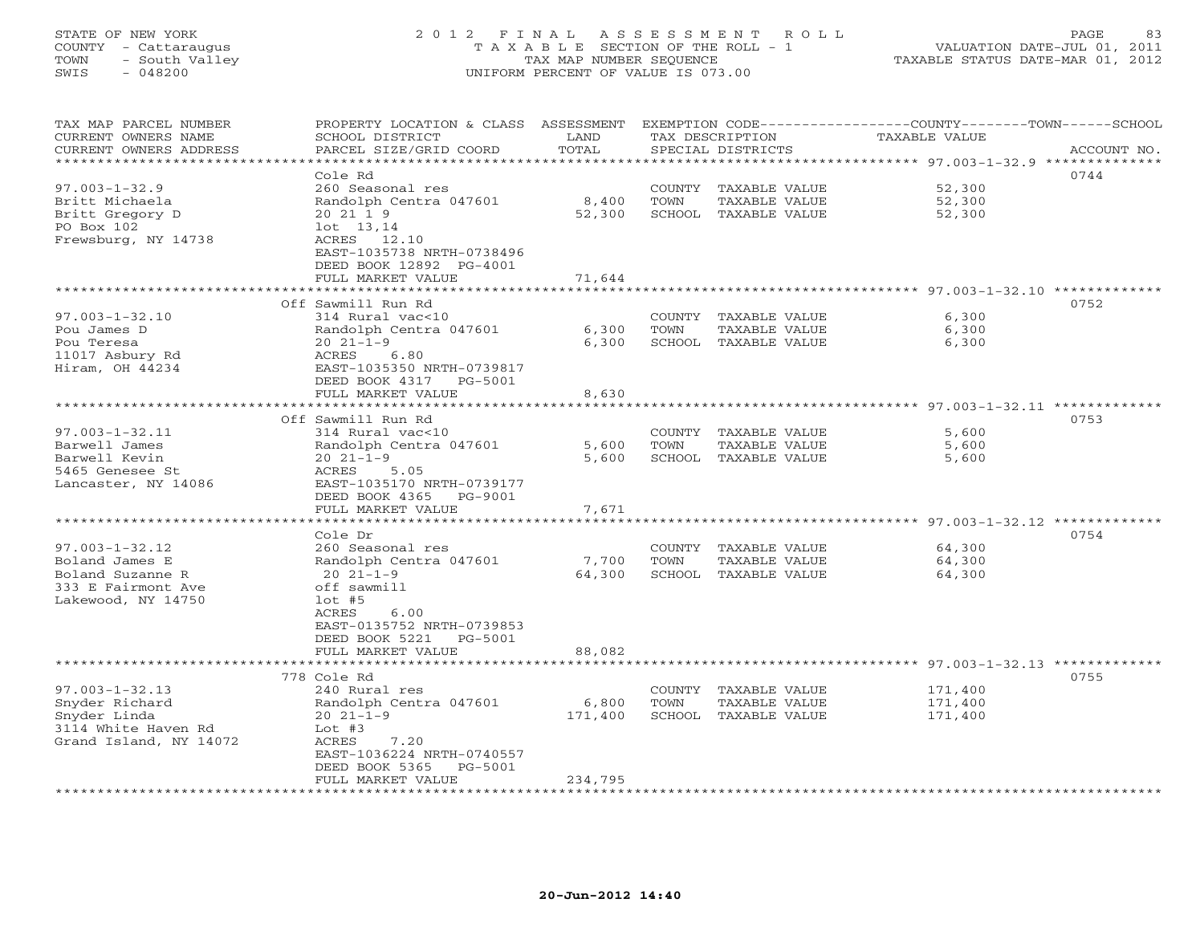STATE OF NEW YORK — COUNTY - Cattaraugus — TOWN - South Valley — SWIS - 048200

# 2012 FINAL ASSESSMENT ROLL

TAXABLE SECTION OF THE ROLL - 1
TAX MAP NUMBER SEQUENCE
UNIFORM PERCENT OF VALUE IS 073.00

VALUATION DATE-JUL 01, 2011
TAXABLE STATUS DATE-MAR 01, 2012

| TAX MAP PARCEL NUMBER / CURRENT OWNERS NAME / CURRENT OWNERS ADDRESS | PROPERTY LOCATION & CLASS / SCHOOL DISTRICT / PARCEL SIZE/GRID COORD | ASSESSMENT LAND | ASSESSMENT TOTAL | EXEMPTION CODE / TAX DESCRIPTION / SPECIAL DISTRICTS | TAXABLE VALUE (COUNTY / TOWN / SCHOOL) | ACCOUNT NO. |
|---|---|---|---|---|---|---|
| 97.003-1-32.9 | Cole Rd | | | | | 0744 |
| Britt Michaela | 260 Seasonal res | | | COUNTY TAXABLE VALUE | 52,300 | |
| Britt Gregory D | Randolph Centra 047601 | 8,400 | | TOWN TAXABLE VALUE | 52,300 | |
| PO Box 102 | 20 21 1 9 | | 52,300 | SCHOOL TAXABLE VALUE | 52,300 | |
| Frewsburg, NY 14738 | lot 13,14 | | | | | |
| | ACRES 12.10 | | | | | |
| | EAST-1035738 NRTH-0738496 | | | | | |
| | DEED BOOK 12892 PG-4001 | | | | | |
| | FULL MARKET VALUE | | 71,644 | | | |
| 97.003-1-32.10 | Off Sawmill Run Rd | | | | | 0752 |
| Pou James D | 314 Rural vac<10 | | | COUNTY TAXABLE VALUE | 6,300 | |
| Pou Teresa | Randolph Centra 047601 | 6,300 | | TOWN TAXABLE VALUE | 6,300 | |
| 11017 Asbury Rd | 20 21-1-9 | | 6,300 | SCHOOL TAXABLE VALUE | 6,300 | |
| Hiram, OH 44234 | ACRES 6.80 | | | | | |
| | EAST-1035350 NRTH-0739817 | | | | | |
| | DEED BOOK 4317 PG-5001 | | | | | |
| | FULL MARKET VALUE | | 8,630 | | | |
| 97.003-1-32.11 | Off Sawmill Run Rd | | | | | 0753 |
| Barwell James | 314 Rural vac<10 | | | COUNTY TAXABLE VALUE | 5,600 | |
| Barwell Kevin | Randolph Centra 047601 | 5,600 | | TOWN TAXABLE VALUE | 5,600 | |
| 5465 Genesee St | 20 21-1-9 | | 5,600 | SCHOOL TAXABLE VALUE | 5,600 | |
| Lancaster, NY 14086 | ACRES 5.05 | | | | | |
| | EAST-1035170 NRTH-0739177 | | | | | |
| | DEED BOOK 4365 PG-9001 | | | | | |
| | FULL MARKET VALUE | | 7,671 | | | |
| 97.003-1-32.12 | Cole Dr | | | | | 0754 |
| Boland James E | 260 Seasonal res | | | COUNTY TAXABLE VALUE | 64,300 | |
| Boland Suzanne R | Randolph Centra 047601 | 7,700 | | TOWN TAXABLE VALUE | 64,300 | |
| 333 E Fairmont Ave | 20 21-1-9 | | 64,300 | SCHOOL TAXABLE VALUE | 64,300 | |
| Lakewood, NY 14750 | off sawmill | | | | | |
| | lot #5 | | | | | |
| | ACRES 6.00 | | | | | |
| | EAST-0135752 NRTH-0739853 | | | | | |
| | DEED BOOK 5221 PG-5001 | | | | | |
| | FULL MARKET VALUE | | 88,082 | | | |
| 97.003-1-32.13 | 778 Cole Rd | | | | | 0755 |
| Snyder Richard | 240 Rural res | | | COUNTY TAXABLE VALUE | 171,400 | |
| Snyder Linda | Randolph Centra 047601 | 6,800 | | TOWN TAXABLE VALUE | 171,400 | |
| 3114 White Haven Rd | 20 21-1-9 | | 171,400 | SCHOOL TAXABLE VALUE | 171,400 | |
| Grand Island, NY 14072 | Lot #3 | | | | | |
| | ACRES 7.20 | | | | | |
| | EAST-1036224 NRTH-0740557 | | | | | |
| | DEED BOOK 5365 PG-5001 | | | | | |
| | FULL MARKET VALUE | | 234,795 | | | |

20-Jun-2012 14:40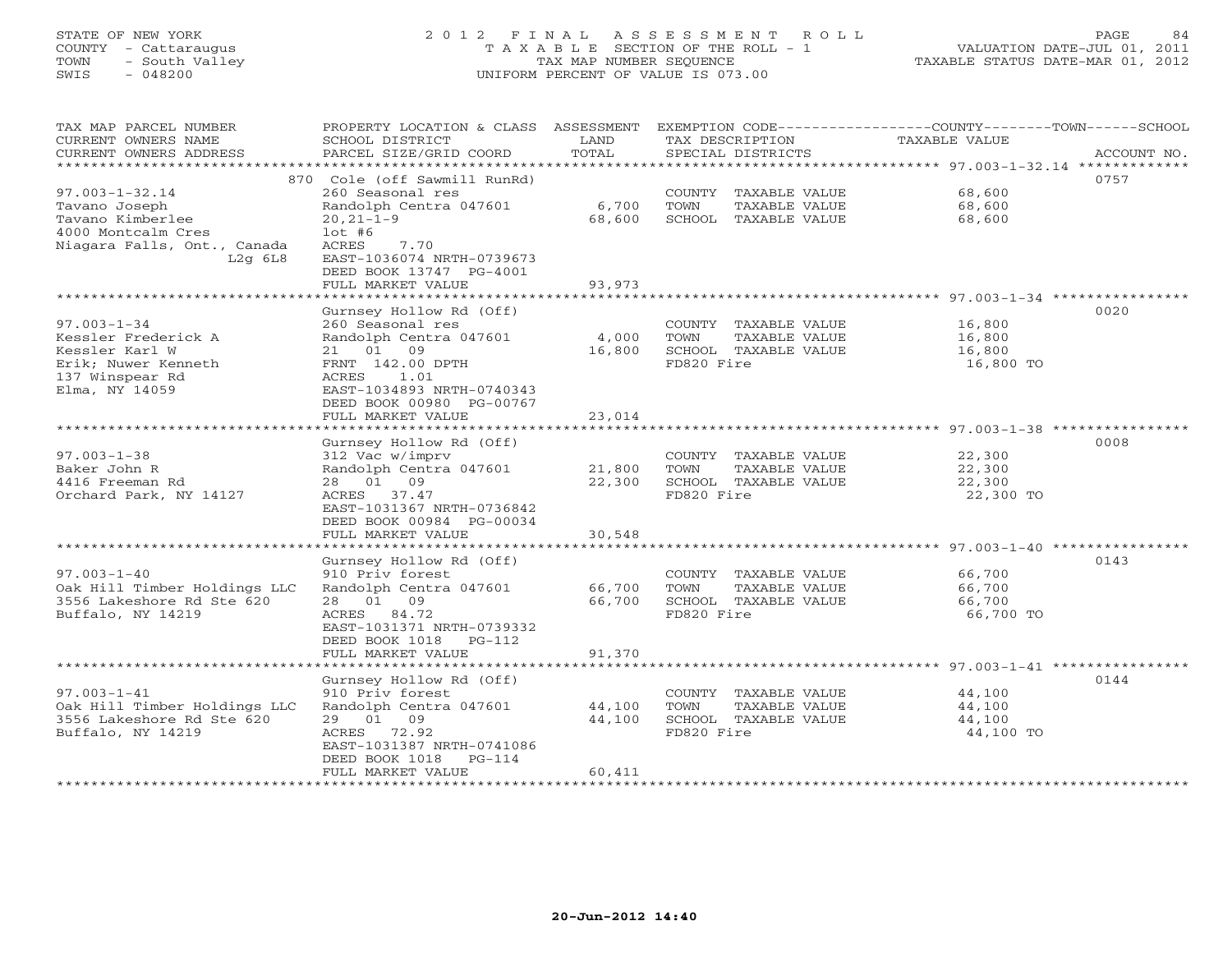STATE OF NEW YORK
COUNTY - Cattaraugus
TOWN - South Valley
SWIS - 048200

# 2012 FINAL ASSESSMENT ROLL
TAXABLE SECTION OF THE ROLL - 1
TAX MAP NUMBER SEQUENCE
UNIFORM PERCENT OF VALUE IS 073.00

VALUATION DATE-JUL 01, 2011
TAXABLE STATUS DATE-MAR 01, 2012

| TAX MAP PARCEL NUMBER / CURRENT OWNERS NAME / CURRENT OWNERS ADDRESS | PROPERTY LOCATION & CLASS / SCHOOL DISTRICT / PARCEL SIZE/GRID COORD | ASSESSMENT LAND / TOTAL | EXEMPTION CODE / TAX DESCRIPTION / SPECIAL DISTRICTS | TAXABLE VALUE (COUNTY/TOWN/SCHOOL) | ACCOUNT NO. |
|---|---|---|---|---|---|
| 97.003-1-32.14 | 870 Cole (off Sawmill RunRd) | | | | 0757 |
| Tavano Joseph | 260 Seasonal res | | COUNTY TAXABLE VALUE | 68,600 | |
| Tavano Kimberlee | Randolph Centra 047601 | 6,700 | TOWN TAXABLE VALUE | 68,600 | |
| 4000 Montcalm Cres | 20,21-1-9 | 68,600 | SCHOOL TAXABLE VALUE | 68,600 | |
| Niagara Falls, Ont., Canada L2g 6L8 | lot #6 | | | | |
| | ACRES 7.70 | | | | |
| | EAST-1036074 NRTH-0739673 | | | | |
| | DEED BOOK 13747 PG-4001 | | | | |
| | FULL MARKET VALUE | 93,973 | | | |
| 97.003-1-34 | Gurnsey Hollow Rd (Off) | | | | 0020 |
| Kessler Frederick A | 260 Seasonal res | | COUNTY TAXABLE VALUE | 16,800 | |
| Kessler Karl W | Randolph Centra 047601 | 4,000 | TOWN TAXABLE VALUE | 16,800 | |
| Erik; Nuwer Kenneth | 21 01 09 | 16,800 | SCHOOL TAXABLE VALUE | 16,800 | |
| 137 Winspear Rd | FRNT 142.00 DPTH | | FD820 Fire | 16,800 TO | |
| Elma, NY 14059 | ACRES 1.01 | | | | |
| | EAST-1034893 NRTH-0740343 | | | | |
| | DEED BOOK 00980 PG-00767 | | | | |
| | FULL MARKET VALUE | 23,014 | | | |
| 97.003-1-38 | Gurnsey Hollow Rd (Off) | | | | 0008 |
| Baker John R | 312 Vac w/imprv | | COUNTY TAXABLE VALUE | 22,300 | |
| 4416 Freeman Rd | Randolph Centra 047601 | 21,800 | TOWN TAXABLE VALUE | 22,300 | |
| Orchard Park, NY 14127 | 28 01 09 | 22,300 | SCHOOL TAXABLE VALUE | 22,300 | |
| | ACRES 37.47 | | FD820 Fire | 22,300 TO | |
| | EAST-1031367 NRTH-0736842 | | | | |
| | DEED BOOK 00984 PG-00034 | | | | |
| | FULL MARKET VALUE | 30,548 | | | |
| 97.003-1-40 | Gurnsey Hollow Rd (Off) | | | | 0143 |
| Oak Hill Timber Holdings LLC | 910 Priv forest | | COUNTY TAXABLE VALUE | 66,700 | |
| 3556 Lakeshore Rd Ste 620 | Randolph Centra 047601 | 66,700 | TOWN TAXABLE VALUE | 66,700 | |
| Buffalo, NY 14219 | 28 01 09 | 66,700 | SCHOOL TAXABLE VALUE | 66,700 | |
| | ACRES 84.72 | | FD820 Fire | 66,700 TO | |
| | EAST-1031371 NRTH-0739332 | | | | |
| | DEED BOOK 1018 PG-112 | | | | |
| | FULL MARKET VALUE | 91,370 | | | |
| 97.003-1-41 | Gurnsey Hollow Rd (Off) | | | | 0144 |
| Oak Hill Timber Holdings LLC | 910 Priv forest | | COUNTY TAXABLE VALUE | 44,100 | |
| 3556 Lakeshore Rd Ste 620 | Randolph Centra 047601 | 44,100 | TOWN TAXABLE VALUE | 44,100 | |
| Buffalo, NY 14219 | 29 01 09 | 44,100 | SCHOOL TAXABLE VALUE | 44,100 | |
| | ACRES 72.92 | | FD820 Fire | 44,100 TO | |
| | EAST-1031387 NRTH-0741086 | | | | |
| | DEED BOOK 1018 PG-114 | | | | |
| | FULL MARKET VALUE | 60,411 | | | |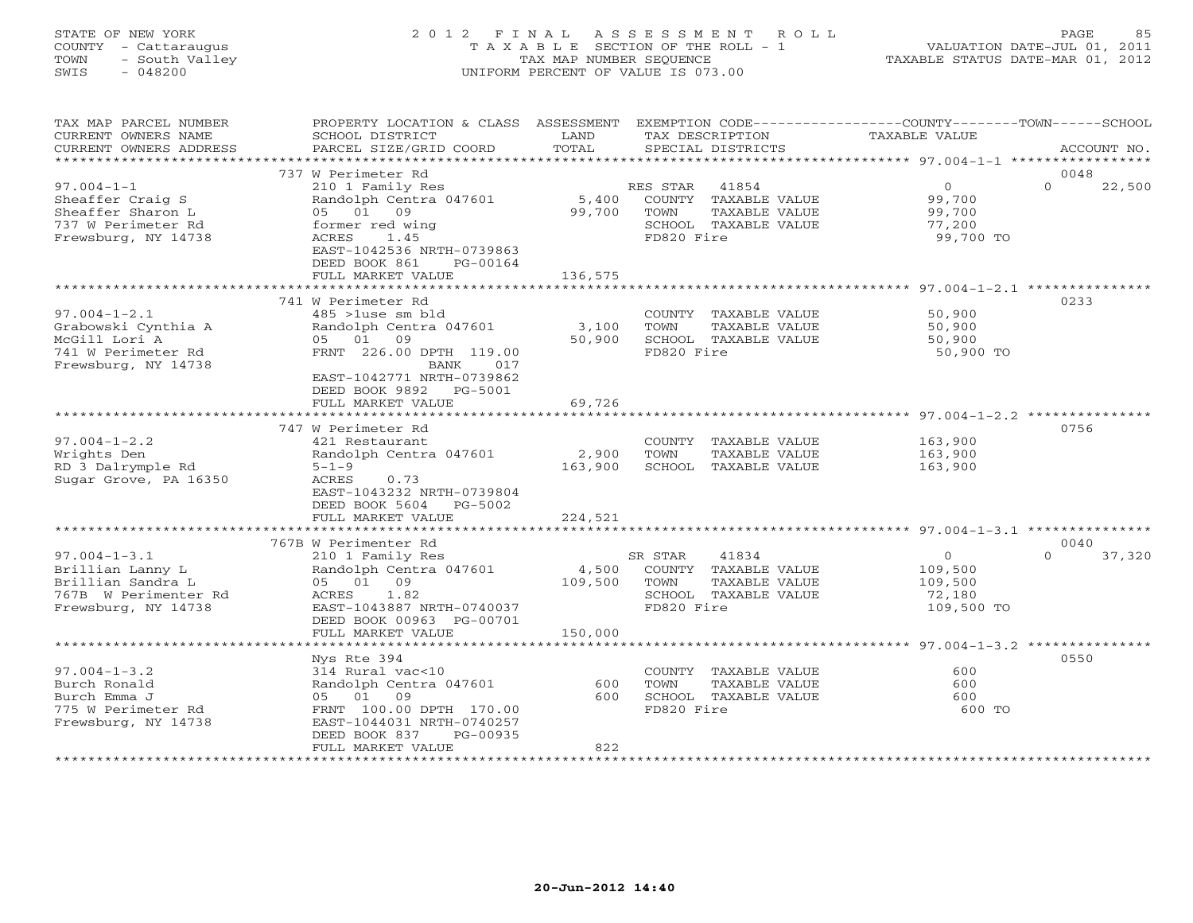STATE OF NEW YORK
COUNTY - Cattaraugus
TOWN - South Valley
SWIS - 048200

# 2012 FINAL ASSESSMENT ROLL

TAXABLE SECTION OF THE ROLL - 1
TAX MAP NUMBER SEQUENCE
UNIFORM PERCENT OF VALUE IS 073.00

VALUATION DATE-JUL 01, 2011
TAXABLE STATUS DATE-MAR 01, 2012

| TAX MAP PARCEL NUMBER / CURRENT OWNERS NAME / CURRENT OWNERS ADDRESS | PROPERTY LOCATION & CLASS / SCHOOL DISTRICT / PARCEL SIZE/GRID COORD | ASSESSMENT LAND / TOTAL | EXEMPTION CODE / TAX DESCRIPTION / SPECIAL DISTRICTS | COUNTY TAXABLE VALUE | TOWN | SCHOOL / ACCOUNT NO. |
|---|---|---|---|---|---|---|
| 97.004-1-1 | 737 W Perimeter Rd | | | | | 0048 |
| Sheaffer Craig S | 210 1 Family Res | | RES STAR 41854 | 0 | 0 | 22,500 |
| Sheaffer Sharon L | Randolph Centra 047601 | 5,400 | COUNTY TAXABLE VALUE | 99,700 | | |
| 737 W Perimeter Rd | 05 01 09 | 99,700 | TOWN TAXABLE VALUE | 99,700 | | |
| Frewsburg, NY 14738 | former red wing | | SCHOOL TAXABLE VALUE | 77,200 | | |
| | ACRES 1.45 | | FD820 Fire | 99,700 TO | | |
| | EAST-1042536 NRTH-0739863 | | | | | |
| | DEED BOOK 861 PG-00164 | | | | | |
| | FULL MARKET VALUE | 136,575 | | | | |
| 97.004-1-2.1 | 741 W Perimeter Rd | | | | | 0233 |
| Grabowski Cynthia A | 485 >1use sm bld | | COUNTY TAXABLE VALUE | 50,900 | | |
| McGill Lori A | Randolph Centra 047601 | 3,100 | TOWN TAXABLE VALUE | 50,900 | | |
| 741 W Perimeter Rd | 05 01 09 | 50,900 | SCHOOL TAXABLE VALUE | 50,900 | | |
| Frewsburg, NY 14738 | FRNT 226.00 DPTH 119.00 | | FD820 Fire | 50,900 TO | | |
| | BANK 017 | | | | | |
| | EAST-1042771 NRTH-0739862 | | | | | |
| | DEED BOOK 9892 PG-5001 | | | | | |
| | FULL MARKET VALUE | 69,726 | | | | |
| 97.004-1-2.2 | 747 W Perimeter Rd | | | | | 0756 |
| Wrights Den | 421 Restaurant | | COUNTY TAXABLE VALUE | 163,900 | | |
| RD 3 Dalrymple Rd | Randolph Centra 047601 | 2,900 | TOWN TAXABLE VALUE | 163,900 | | |
| Sugar Grove, PA 16350 | 5-1-9 | 163,900 | SCHOOL TAXABLE VALUE | 163,900 | | |
| | ACRES 0.73 | | | | | |
| | EAST-1043232 NRTH-0739804 | | | | | |
| | DEED BOOK 5604 PG-5002 | | | | | |
| | FULL MARKET VALUE | 224,521 | | | | |
| 97.004-1-3.1 | 767B W Perimenter Rd | | | | | 0040 |
| Brillian Lanny L | 210 1 Family Res | | SR STAR 41834 | 0 | 0 | 37,320 |
| Brillian Sandra L | Randolph Centra 047601 | 4,500 | COUNTY TAXABLE VALUE | 109,500 | | |
| 767B W Perimenter Rd | 05 01 09 | 109,500 | TOWN TAXABLE VALUE | 109,500 | | |
| Frewsburg, NY 14738 | ACRES 1.82 | | SCHOOL TAXABLE VALUE | 72,180 | | |
| | EAST-1043887 NRTH-0740037 | | FD820 Fire | 109,500 TO | | |
| | DEED BOOK 00963 PG-00701 | | | | | |
| | FULL MARKET VALUE | 150,000 | | | | |
| 97.004-1-3.2 | Nys Rte 394 | | | | | 0550 |
| Burch Ronald | 314 Rural vac<10 | | COUNTY TAXABLE VALUE | 600 | | |
| Burch Emma J | Randolph Centra 047601 | 600 | TOWN TAXABLE VALUE | 600 | | |
| 775 W Perimeter Rd | 05 01 09 | 600 | SCHOOL TAXABLE VALUE | 600 | | |
| Frewsburg, NY 14738 | FRNT 100.00 DPTH 170.00 | | FD820 Fire | 600 TO | | |
| | EAST-1044031 NRTH-0740257 | | | | | |
| | DEED BOOK 837 PG-00935 | | | | | |
| | FULL MARKET VALUE | 822 | | | | |

20-Jun-2012 14:40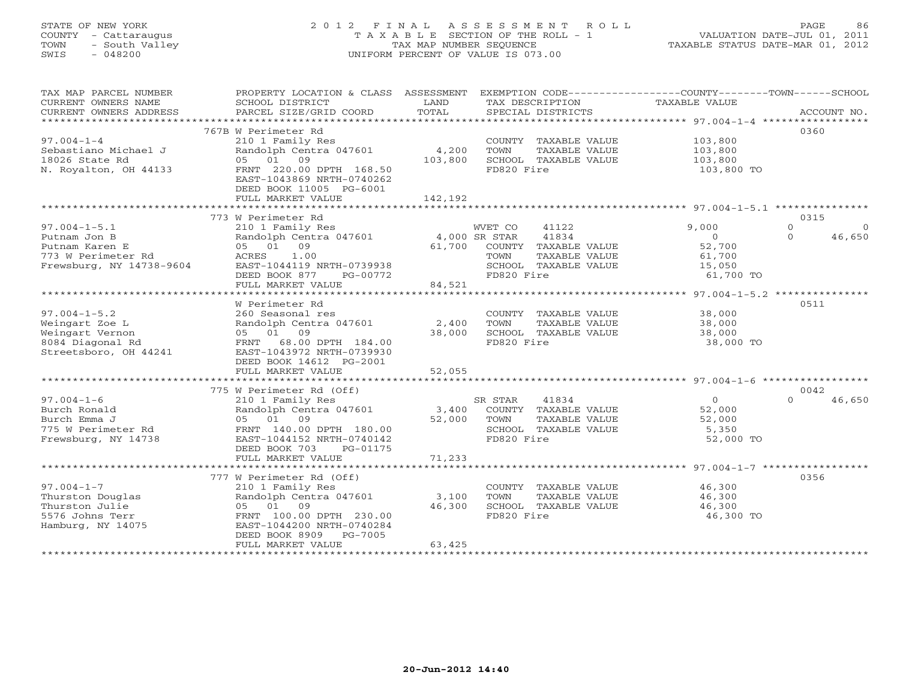STATE OF NEW YORK
COUNTY - Cattaraugus
TOWN - South Valley
SWIS - 048200

2 0 1 2 F I N A L A S S E S S M E N T R O L L
T A X A B L E SECTION OF THE ROLL - 1
TAX MAP NUMBER SEQUENCE
UNIFORM PERCENT OF VALUE IS 073.00

VALUATION DATE-JUL 01, 2011
TAXABLE STATUS DATE-MAR 01, 2012

| TAX MAP PARCEL NUMBER / CURRENT OWNERS NAME / CURRENT OWNERS ADDRESS | PROPERTY LOCATION & CLASS / SCHOOL DISTRICT / PARCEL SIZE/GRID COORD | ASSESSMENT LAND / TOTAL | EXEMPTION CODE / TAX DESCRIPTION / SPECIAL DISTRICTS | COUNTY TAXABLE VALUE | TOWN | SCHOOL | ACCOUNT NO. |
|---|---|---|---|---|---|---|---|
| 97.004-1-4 | 767B W Perimeter Rd | | | | | | 0360 |
| | 210 1 Family Res | | COUNTY TAXABLE VALUE | 103,800 | | | |
| Sebastiano Michael J | Randolph Centra 047601 | 4,200 | TOWN TAXABLE VALUE | 103,800 | | | |
| 18026 State Rd | 05 01 09 | 103,800 | SCHOOL TAXABLE VALUE | 103,800 | | | |
| N. Royalton, OH 44133 | FRNT 220.00 DPTH 168.50 | | FD820 Fire | 103,800 TO | | | |
| | EAST-1043869 NRTH-0740262 | | | | | | |
| | DEED BOOK 11005 PG-6001 | | | | | | |
| | FULL MARKET VALUE | 142,192 | | | | | |
| 97.004-1-5.1 | 773 W Perimeter Rd | | | | | | 0315 |
| | 210 1 Family Res | | WVET CO 41122 | 9,000 | 0 | 0 | |
| Putnam Jon B | Randolph Centra 047601 | 4,000 | SR STAR 41834 | 0 | 0 | 46,650 | |
| Putnam Karen E | 05 01 09 | 61,700 | COUNTY TAXABLE VALUE | 52,700 | | | |
| 773 W Perimeter Rd | ACRES 1.00 | | TOWN TAXABLE VALUE | 61,700 | | | |
| Frewsburg, NY 14738-9604 | EAST-1044119 NRTH-0739938 | | SCHOOL TAXABLE VALUE | 15,050 | | | |
| | DEED BOOK 877 PG-00772 | | FD820 Fire | 61,700 TO | | | |
| | FULL MARKET VALUE | 84,521 | | | | | |
| 97.004-1-5.2 | W Perimeter Rd | | | | | | 0511 |
| | 260 Seasonal res | | COUNTY TAXABLE VALUE | 38,000 | | | |
| Weingart Zoe L | Randolph Centra 047601 | 2,400 | TOWN TAXABLE VALUE | 38,000 | | | |
| Weingart Vernon | 05 01 09 | 38,000 | SCHOOL TAXABLE VALUE | 38,000 | | | |
| 8084 Diagonal Rd | FRNT 68.00 DPTH 184.00 | | FD820 Fire | 38,000 TO | | | |
| Streetsboro, OH 44241 | EAST-1043972 NRTH-0739930 | | | | | | |
| | DEED BOOK 14612 PG-2001 | | | | | | |
| | FULL MARKET VALUE | 52,055 | | | | | |
| 97.004-1-6 | 775 W Perimeter Rd (Off) | | | | | | 0042 |
| | 210 1 Family Res | | SR STAR 41834 | 0 | 0 | 46,650 | |
| Burch Ronald | Randolph Centra 047601 | 3,400 | COUNTY TAXABLE VALUE | 52,000 | | | |
| Burch Emma J | 05 01 09 | 52,000 | TOWN TAXABLE VALUE | 52,000 | | | |
| 775 W Perimeter Rd | FRNT 140.00 DPTH 180.00 | | SCHOOL TAXABLE VALUE | 5,350 | | | |
| Frewsburg, NY 14738 | EAST-1044152 NRTH-0740142 | | FD820 Fire | 52,000 TO | | | |
| | DEED BOOK 703 PG-01175 | | | | | | |
| | FULL MARKET VALUE | 71,233 | | | | | |
| 97.004-1-7 | 777 W Perimeter Rd (Off) | | | | | | 0356 |
| | 210 1 Family Res | | COUNTY TAXABLE VALUE | 46,300 | | | |
| Thurston Douglas | Randolph Centra 047601 | 3,100 | TOWN TAXABLE VALUE | 46,300 | | | |
| Thurston Julie | 05 01 09 | 46,300 | SCHOOL TAXABLE VALUE | 46,300 | | | |
| 5576 Johns Terr | FRNT 100.00 DPTH 230.00 | | FD820 Fire | 46,300 TO | | | |
| Hamburg, NY 14075 | EAST-1044200 NRTH-0740284 | | | | | | |
| | DEED BOOK 8909 PG-7005 | | | | | | |
| | FULL MARKET VALUE | 63,425 | | | | | |

20-Jun-2012 14:40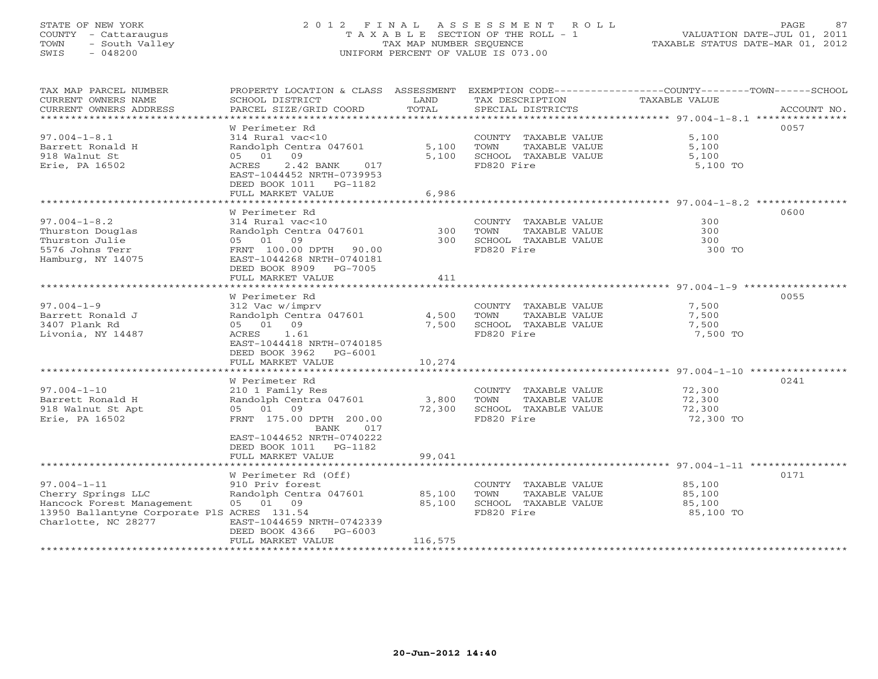STATE OF NEW YORK
COUNTY - Cattaraugus
TOWN - South Valley
SWIS - 048200

2012 FINAL ASSESSMENT ROLL
TAXABLE SECTION OF THE ROLL - 1
TAX MAP NUMBER SEQUENCE
UNIFORM PERCENT OF VALUE IS 073.00

VALUATION DATE-JUL 01, 2011
TAXABLE STATUS DATE-MAR 01, 2012

| TAX MAP PARCEL NUMBER / CURRENT OWNERS NAME / CURRENT OWNERS ADDRESS | PROPERTY LOCATION & CLASS / SCHOOL DISTRICT / PARCEL SIZE/GRID COORD | ASSESSMENT LAND | TOTAL | EXEMPTION CODE / TAX DESCRIPTION / SPECIAL DISTRICTS | TAXABLE VALUE (COUNTY--TOWN--SCHOOL) | ACCOUNT NO. |
|---|---|---|---|---|---|---|
| | W Perimeter Rd | | | | | 0057 |
| 97.004-1-8.1 | 314 Rural vac<10 | | | COUNTY TAXABLE VALUE | 5,100 | |
| Barrett Ronald H | Randolph Centra 047601 | 5,100 | | TOWN TAXABLE VALUE | 5,100 | |
| 918 Walnut St | 05 01 09 | | 5,100 | SCHOOL TAXABLE VALUE | 5,100 | |
| Erie, PA 16502 | ACRES 2.42 BANK 017 | | | FD820 Fire | 5,100 TO | |
| | EAST-1044452 NRTH-0739953 | | | | | |
| | DEED BOOK 1011 PG-1182 | | | | | |
| | FULL MARKET VALUE | | 6,986 | | | |
| | W Perimeter Rd | | | | | 0600 |
| 97.004-1-8.2 | 314 Rural vac<10 | | | COUNTY TAXABLE VALUE | 300 | |
| Thurston Douglas | Randolph Centra 047601 | 300 | | TOWN TAXABLE VALUE | 300 | |
| Thurston Julie | 05 01 09 | | 300 | SCHOOL TAXABLE VALUE | 300 | |
| 5576 Johns Terr | FRNT 100.00 DPTH 90.00 | | | FD820 Fire | 300 TO | |
| Hamburg, NY 14075 | EAST-1044268 NRTH-0740181 | | | | | |
| | DEED BOOK 8909 PG-7005 | | | | | |
| | FULL MARKET VALUE | | 411 | | | |
| | W Perimeter Rd | | | | | 0055 |
| 97.004-1-9 | 312 Vac w/imprv | | | COUNTY TAXABLE VALUE | 7,500 | |
| Barrett Ronald J | Randolph Centra 047601 | 4,500 | | TOWN TAXABLE VALUE | 7,500 | |
| 3407 Plank Rd | 05 01 09 | | 7,500 | SCHOOL TAXABLE VALUE | 7,500 | |
| Livonia, NY 14487 | ACRES 1.61 | | | FD820 Fire | 7,500 TO | |
| | EAST-1044418 NRTH-0740185 | | | | | |
| | DEED BOOK 3962 PG-6001 | | | | | |
| | FULL MARKET VALUE | | 10,274 | | | |
| | W Perimeter Rd | | | | | 0241 |
| 97.004-1-10 | 210 1 Family Res | | | COUNTY TAXABLE VALUE | 72,300 | |
| Barrett Ronald H | Randolph Centra 047601 | 3,800 | | TOWN TAXABLE VALUE | 72,300 | |
| 918 Walnut St Apt | 05 01 09 | | 72,300 | SCHOOL TAXABLE VALUE | 72,300 | |
| Erie, PA 16502 | FRNT 175.00 DPTH 200.00 | | | FD820 Fire | 72,300 TO | |
| | BANK 017 | | | | | |
| | EAST-1044652 NRTH-0740222 | | | | | |
| | DEED BOOK 1011 PG-1182 | | | | | |
| | FULL MARKET VALUE | | 99,041 | | | |
| | W Perimeter Rd (Off) | | | | | 0171 |
| 97.004-1-11 | 910 Priv forest | | | COUNTY TAXABLE VALUE | 85,100 | |
| Cherry Springs LLC | Randolph Centra 047601 | 85,100 | | TOWN TAXABLE VALUE | 85,100 | |
| Hancock Forest Management | 05 01 09 | | 85,100 | SCHOOL TAXABLE VALUE | 85,100 | |
| 13950 Ballantyne Corporate PlS | ACRES 131.54 | | | FD820 Fire | 85,100 TO | |
| Charlotte, NC 28277 | EAST-1044659 NRTH-0742339 | | | | | |
| | DEED BOOK 4366 PG-6003 | | | | | |
| | FULL MARKET VALUE | | 116,575 | | | |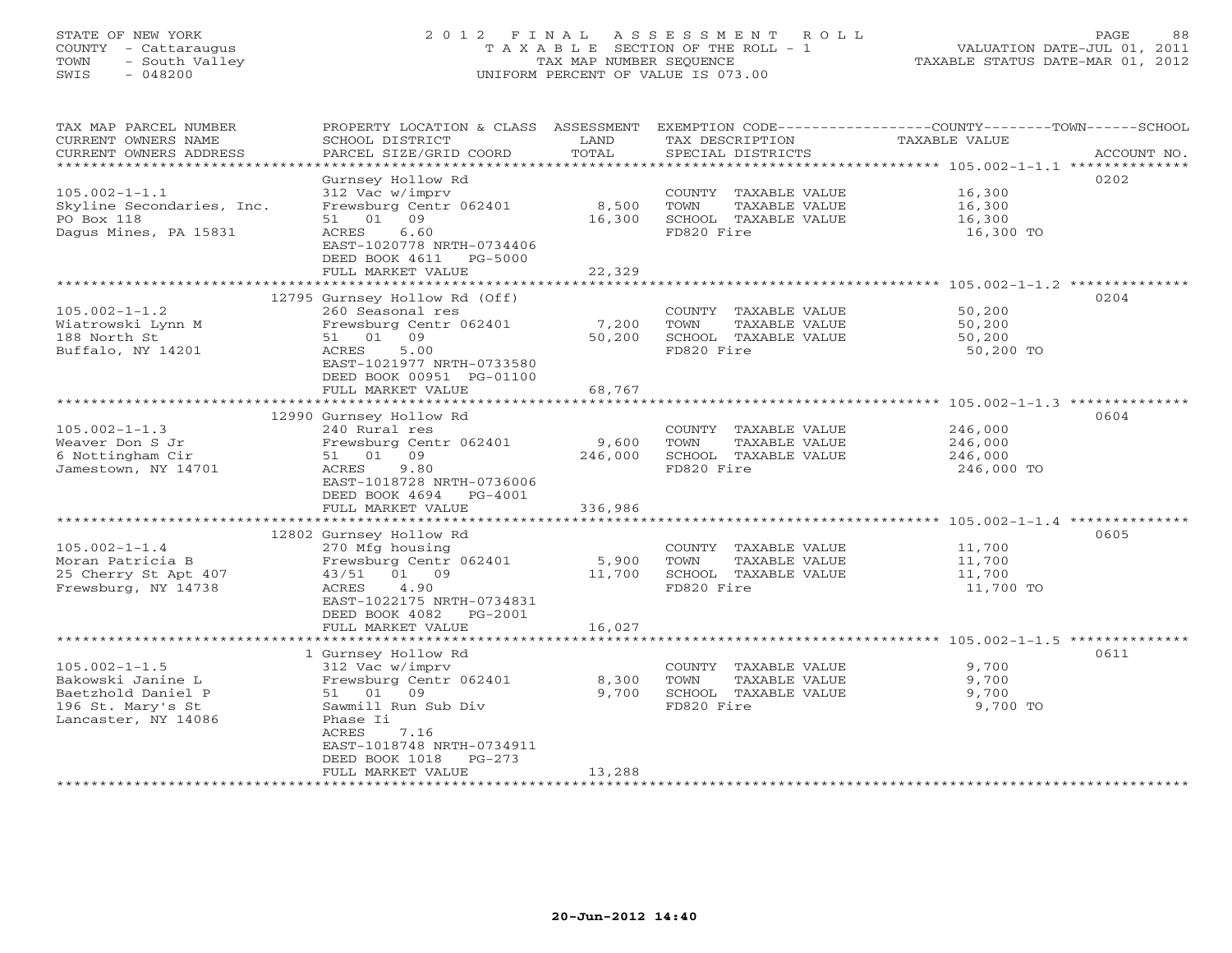STATE OF NEW YORK
COUNTY - Cattaraugus
TOWN - South Valley
SWIS - 048200

2012 FINAL ASSESSMENT ROLL
TAXABLE SECTION OF THE ROLL - 1
TAX MAP NUMBER SEQUENCE
UNIFORM PERCENT OF VALUE IS 073.00

VALUATION DATE-JUL 01, 2011
TAXABLE STATUS DATE-MAR 01, 2012

| TAX MAP PARCEL NUMBER / CURRENT OWNERS NAME / CURRENT OWNERS ADDRESS | PROPERTY LOCATION & CLASS / SCHOOL DISTRICT / PARCEL SIZE/GRID COORD | ASSESSMENT LAND | TOTAL | EXEMPTION CODE / TAX DESCRIPTION / SPECIAL DISTRICTS | TAXABLE VALUE | ACCOUNT NO. |
|---|---|---|---|---|---|---|
| **105.002-1-1.1** | Gurnsey Hollow Rd | | | | | 0202 |
| Skyline Secondaries, Inc. | 312 Vac w/imprv | | | COUNTY TAXABLE VALUE | 16,300 | |
| PO Box 118 | Frewsburg Centr 062401 | 8,500 | | TOWN TAXABLE VALUE | 16,300 | |
| Dagus Mines, PA 15831 | 51 01 09 | | 16,300 | SCHOOL TAXABLE VALUE | 16,300 | |
| | ACRES 6.60 | | | FD820 Fire | 16,300 TO | |
| | EAST-1020778 NRTH-0734406 | | | | | |
| | DEED BOOK 4611 PG-5000 | | | | | |
| | FULL MARKET VALUE | | 22,329 | | | |
| **105.002-1-1.2** | 12795 Gurnsey Hollow Rd (Off) | | | | | 0204 |
| Wiatrowski Lynn M | 260 Seasonal res | | | COUNTY TAXABLE VALUE | 50,200 | |
| 188 North St | Frewsburg Centr 062401 | 7,200 | | TOWN TAXABLE VALUE | 50,200 | |
| Buffalo, NY 14201 | 51 01 09 | | 50,200 | SCHOOL TAXABLE VALUE | 50,200 | |
| | ACRES 5.00 | | | FD820 Fire | 50,200 TO | |
| | EAST-1021977 NRTH-0733580 | | | | | |
| | DEED BOOK 00951 PG-01100 | | | | | |
| | FULL MARKET VALUE | | 68,767 | | | |
| **105.002-1-1.3** | 12990 Gurnsey Hollow Rd | | | | | 0604 |
| Weaver Don S Jr | 240 Rural res | | | COUNTY TAXABLE VALUE | 246,000 | |
| 6 Nottingham Cir | Frewsburg Centr 062401 | 9,600 | | TOWN TAXABLE VALUE | 246,000 | |
| Jamestown, NY 14701 | 51 01 09 | | 246,000 | SCHOOL TAXABLE VALUE | 246,000 | |
| | ACRES 9.80 | | | FD820 Fire | 246,000 TO | |
| | EAST-1018728 NRTH-0736006 | | | | | |
| | DEED BOOK 4694 PG-4001 | | | | | |
| | FULL MARKET VALUE | | 336,986 | | | |
| **105.002-1-1.4** | 12802 Gurnsey Hollow Rd | | | | | 0605 |
| Moran Patricia B | 270 Mfg housing | | | COUNTY TAXABLE VALUE | 11,700 | |
| 25 Cherry St Apt 407 | Frewsburg Centr 062401 | 5,900 | | TOWN TAXABLE VALUE | 11,700 | |
| Frewsburg, NY 14738 | 43/51 01 09 | | 11,700 | SCHOOL TAXABLE VALUE | 11,700 | |
| | ACRES 4.90 | | | FD820 Fire | 11,700 TO | |
| | EAST-1022175 NRTH-0734831 | | | | | |
| | DEED BOOK 4082 PG-2001 | | | | | |
| | FULL MARKET VALUE | | 16,027 | | | |
| **105.002-1-1.5** | 1 Gurnsey Hollow Rd | | | | | 0611 |
| Bakowski Janine L | 312 Vac w/imprv | | | COUNTY TAXABLE VALUE | 9,700 | |
| Baetzhold Daniel P | Frewsburg Centr 062401 | 8,300 | | TOWN TAXABLE VALUE | 9,700 | |
| 196 St. Mary's St | 51 01 09 | | 9,700 | SCHOOL TAXABLE VALUE | 9,700 | |
| Lancaster, NY 14086 | Sawmill Run Sub Div | | | FD820 Fire | 9,700 TO | |
| | Phase Ii | | | | | |
| | ACRES 7.16 | | | | | |
| | EAST-1018748 NRTH-0734911 | | | | | |
| | DEED BOOK 1018 PG-273 | | | | | |
| | FULL MARKET VALUE | | 13,288 | | | |

20-Jun-2012 14:40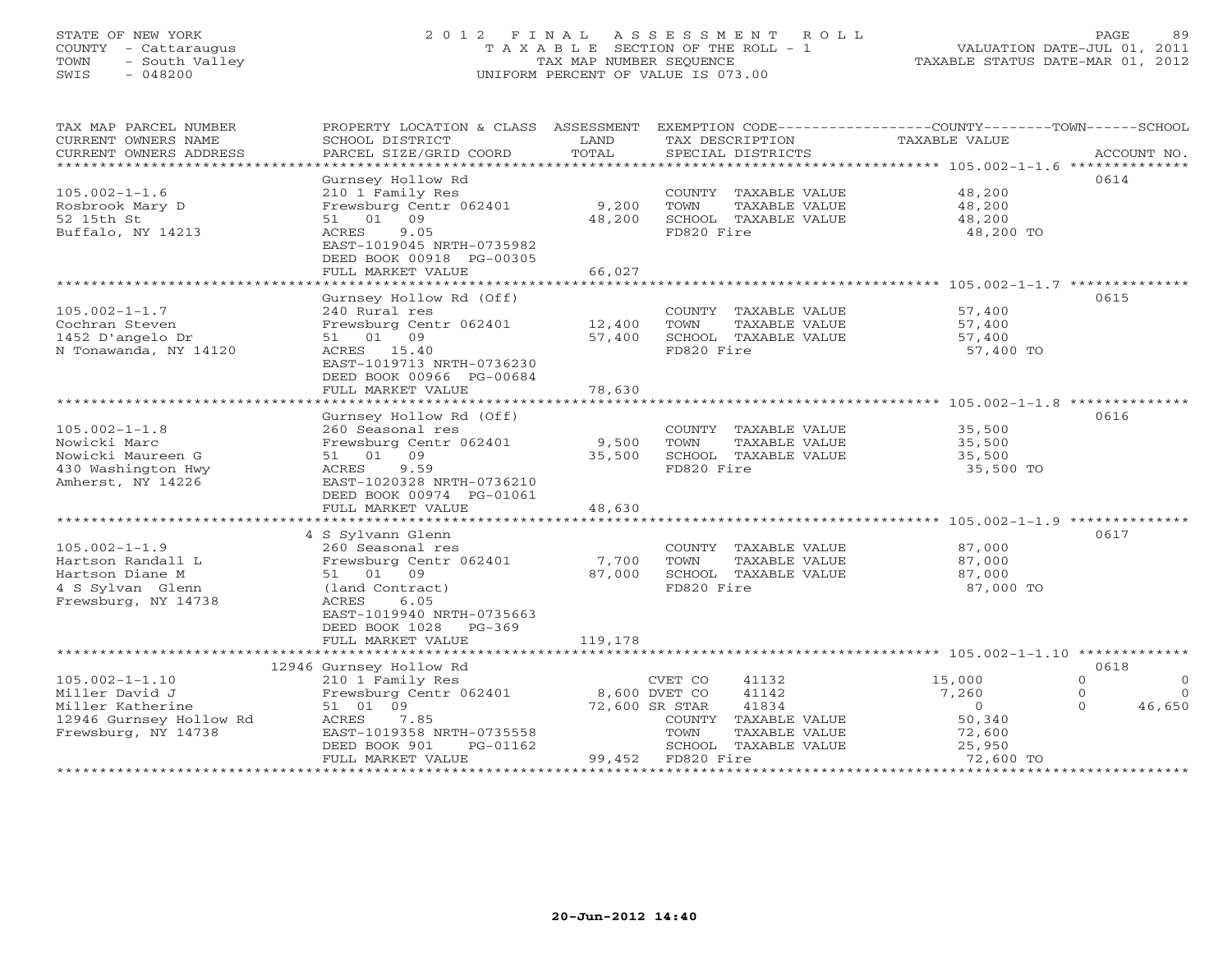STATE OF NEW YORK
COUNTY - Cattaraugus
TOWN - South Valley
SWIS - 048200

2 0 1 2 F I N A L A S S E S S M E N T R O L L
T A X A B L E SECTION OF THE ROLL - 1
TAX MAP NUMBER SEQUENCE
UNIFORM PERCENT OF VALUE IS 073.00

VALUATION DATE-JUL 01, 2011
TAXABLE STATUS DATE-MAR 01, 2012

| TAX MAP PARCEL NUMBER / CURRENT OWNERS NAME / CURRENT OWNERS ADDRESS | PROPERTY LOCATION & CLASS / SCHOOL DISTRICT / PARCEL SIZE/GRID COORD | ASSESSMENT LAND / TOTAL | EXEMPTION CODE / TAX DESCRIPTION / SPECIAL DISTRICTS | COUNTY / TOWN / SCHOOL TAXABLE VALUE | ACCOUNT NO. |
|---|---|---|---|---|---|
| **105.002-1-1.6** | Gurnsey Hollow Rd | | | | 0614 |
| 105.002-1-1.6 | 210 1 Family Res | | COUNTY TAXABLE VALUE | 48,200 | |
| Rosbrook Mary D | Frewsburg Centr 062401 | 9,200 | TOWN TAXABLE VALUE | 48,200 | |
| 52 15th St | 51 01 09 | 48,200 | SCHOOL TAXABLE VALUE | 48,200 | |
| Buffalo, NY 14213 | ACRES 9.05 | | FD820 Fire | 48,200 TO | |
| | EAST-1019045 NRTH-0735982 | | | | |
| | DEED BOOK 00918 PG-00305 | | | | |
| | FULL MARKET VALUE | 66,027 | | | |
| **105.002-1-1.7** | Gurnsey Hollow Rd (Off) | | | | 0615 |
| 105.002-1-1.7 | 240 Rural res | | COUNTY TAXABLE VALUE | 57,400 | |
| Cochran Steven | Frewsburg Centr 062401 | 12,400 | TOWN TAXABLE VALUE | 57,400 | |
| 1452 D'angelo Dr | 51 01 09 | 57,400 | SCHOOL TAXABLE VALUE | 57,400 | |
| N Tonawanda, NY 14120 | ACRES 15.40 | | FD820 Fire | 57,400 TO | |
| | EAST-1019713 NRTH-0736230 | | | | |
| | DEED BOOK 00966 PG-00684 | | | | |
| | FULL MARKET VALUE | 78,630 | | | |
| **105.002-1-1.8** | Gurnsey Hollow Rd (Off) | | | | 0616 |
| 105.002-1-1.8 | 260 Seasonal res | | COUNTY TAXABLE VALUE | 35,500 | |
| Nowicki Marc | Frewsburg Centr 062401 | 9,500 | TOWN TAXABLE VALUE | 35,500 | |
| Nowicki Maureen G | 51 01 09 | 35,500 | SCHOOL TAXABLE VALUE | 35,500 | |
| 430 Washington Hwy | ACRES 9.59 | | FD820 Fire | 35,500 TO | |
| Amherst, NY 14226 | EAST-1020328 NRTH-0736210 | | | | |
| | DEED BOOK 00974 PG-01061 | | | | |
| | FULL MARKET VALUE | 48,630 | | | |
| **105.002-1-1.9** | 4 S Sylvann Glenn | | | | 0617 |
| 105.002-1-1.9 | 260 Seasonal res | | COUNTY TAXABLE VALUE | 87,000 | |
| Hartson Randall L | Frewsburg Centr 062401 | 7,700 | TOWN TAXABLE VALUE | 87,000 | |
| Hartson Diane M | 51 01 09 | 87,000 | SCHOOL TAXABLE VALUE | 87,000 | |
| 4 S Sylvan Glenn | (land Contract) | | FD820 Fire | 87,000 TO | |
| Frewsburg, NY 14738 | ACRES 6.05 | | | | |
| | EAST-1019940 NRTH-0735663 | | | | |
| | DEED BOOK 1028 PG-369 | | | | |
| | FULL MARKET VALUE | 119,178 | | | |
| **105.002-1-1.10** | 12946 Gurnsey Hollow Rd | | | | 0618 |
| 105.002-1-1.10 | 210 1 Family Res | | CVET CO 41132 | 15,000 / 0 / 0 | |
| Miller David J | Frewsburg Centr 062401 | 8,600 | DVET CO 41142 | 7,260 / 0 / 0 | |
| Miller Katherine | 51 01 09 | 72,600 | SR STAR 41834 | 0 / 0 / 46,650 | |
| 12946 Gurnsey Hollow Rd | ACRES 7.85 | | COUNTY TAXABLE VALUE | 50,340 | |
| Frewsburg, NY 14738 | EAST-1019358 NRTH-0735558 | | TOWN TAXABLE VALUE | 72,600 | |
| | DEED BOOK 901 PG-01162 | | SCHOOL TAXABLE VALUE | 25,950 | |
| | FULL MARKET VALUE | 99,452 | FD820 Fire | 72,600 TO | |

20-Jun-2012 14:40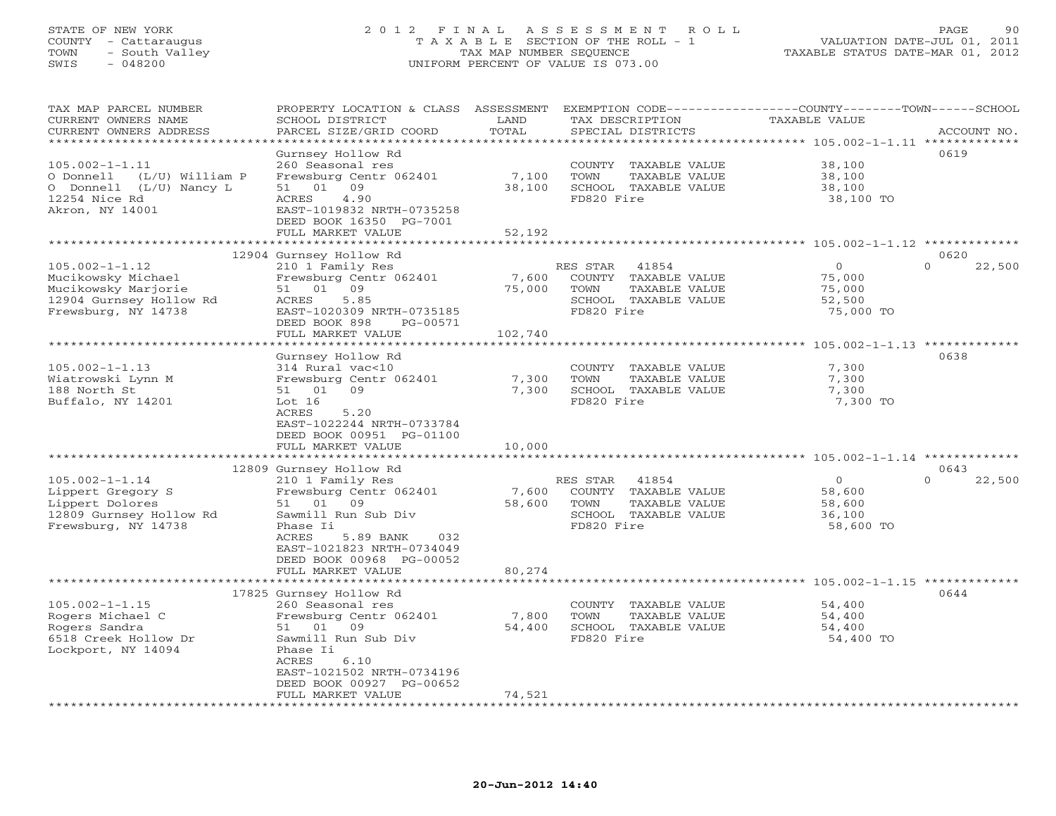STATE OF NEW YORK
COUNTY - Cattaraugus
TOWN - South Valley
SWIS - 048200

2012 FINAL ASSESSMENT ROLL
TAXABLE SECTION OF THE ROLL - 1
TAX MAP NUMBER SEQUENCE
UNIFORM PERCENT OF VALUE IS 073.00

VALUATION DATE-JUL 01, 2011
TAXABLE STATUS DATE-MAR 01, 2012

| TAX MAP PARCEL NUMBER / CURRENT OWNERS NAME / CURRENT OWNERS ADDRESS | PROPERTY LOCATION & CLASS / SCHOOL DISTRICT / PARCEL SIZE/GRID COORD | ASSESSMENT LAND / TOTAL | EXEMPTION CODE / TAX DESCRIPTION / SPECIAL DISTRICTS | COUNTY / TOWN / SCHOOL TAXABLE VALUE | ACCOUNT NO. |
|---|---|---|---|---|---|
| **105.002-1-1.11** | Gurnsey Hollow Rd | | | | 0619 |
| | 260 Seasonal res | | COUNTY TAXABLE VALUE | 38,100 | |
| O Donnell (L/U) William P | Frewsburg Centr 062401 | 7,100 | TOWN TAXABLE VALUE | 38,100 | |
| O Donnell (L/U) Nancy L | 51 01 09 | 38,100 | SCHOOL TAXABLE VALUE | 38,100 | |
| 12254 Nice Rd | ACRES 4.90 | | FD820 Fire | 38,100 TO | |
| Akron, NY 14001 | EAST-1019832 NRTH-0735258 | | | | |
| | DEED BOOK 16350 PG-7001 | | | | |
| | FULL MARKET VALUE | 52,192 | | | |
| **105.002-1-1.12** | 12904 Gurnsey Hollow Rd | | | | 0620 |
| | 210 1 Family Res | | RES STAR 41854 | 0 / 0 / 22,500 | |
| Mucikowsky Michael | Frewsburg Centr 062401 | 7,600 | COUNTY TAXABLE VALUE | 75,000 | |
| Mucikowsky Marjorie | 51 01 09 | 75,000 | TOWN TAXABLE VALUE | 75,000 | |
| 12904 Gurnsey Hollow Rd | ACRES 5.85 | | SCHOOL TAXABLE VALUE | 52,500 | |
| Frewsburg, NY 14738 | EAST-1020309 NRTH-0735185 | | FD820 Fire | 75,000 TO | |
| | DEED BOOK 898 PG-00571 | | | | |
| | FULL MARKET VALUE | 102,740 | | | |
| **105.002-1-1.13** | Gurnsey Hollow Rd | | | | 0638 |
| | 314 Rural vac<10 | | COUNTY TAXABLE VALUE | 7,300 | |
| Wiatrowski Lynn M | Frewsburg Centr 062401 | 7,300 | TOWN TAXABLE VALUE | 7,300 | |
| 188 North St | 51 01 09 | 7,300 | SCHOOL TAXABLE VALUE | 7,300 | |
| Buffalo, NY 14201 | Lot 16 | | FD820 Fire | 7,300 TO | |
| | ACRES 5.20 | | | | |
| | EAST-1022244 NRTH-0733784 | | | | |
| | DEED BOOK 00951 PG-01100 | | | | |
| | FULL MARKET VALUE | 10,000 | | | |
| **105.002-1-1.14** | 12809 Gurnsey Hollow Rd | | | | 0643 |
| | 210 1 Family Res | | RES STAR 41854 | 0 / 0 / 22,500 | |
| Lippert Gregory S | Frewsburg Centr 062401 | 7,600 | COUNTY TAXABLE VALUE | 58,600 | |
| Lippert Dolores | 51 01 09 | 58,600 | TOWN TAXABLE VALUE | 58,600 | |
| 12809 Gurnsey Hollow Rd | Sawmill Run Sub Div | | SCHOOL TAXABLE VALUE | 36,100 | |
| Frewsburg, NY 14738 | Phase Ii | | FD820 Fire | 58,600 TO | |
| | ACRES 5.89 BANK 032 | | | | |
| | EAST-1021823 NRTH-0734049 | | | | |
| | DEED BOOK 00968 PG-00052 | | | | |
| | FULL MARKET VALUE | 80,274 | | | |
| **105.002-1-1.15** | 17825 Gurnsey Hollow Rd | | | | 0644 |
| | 260 Seasonal res | | COUNTY TAXABLE VALUE | 54,400 | |
| Rogers Michael C | Frewsburg Centr 062401 | 7,800 | TOWN TAXABLE VALUE | 54,400 | |
| Rogers Sandra | 51 01 09 | 54,400 | SCHOOL TAXABLE VALUE | 54,400 | |
| 6518 Creek Hollow Dr | Sawmill Run Sub Div | | FD820 Fire | 54,400 TO | |
| Lockport, NY 14094 | Phase Ii | | | | |
| | ACRES 6.10 | | | | |
| | EAST-1021502 NRTH-0734196 | | | | |
| | DEED BOOK 00927 PG-00652 | | | | |
| | FULL MARKET VALUE | 74,521 | | | |

20-Jun-2012 14:40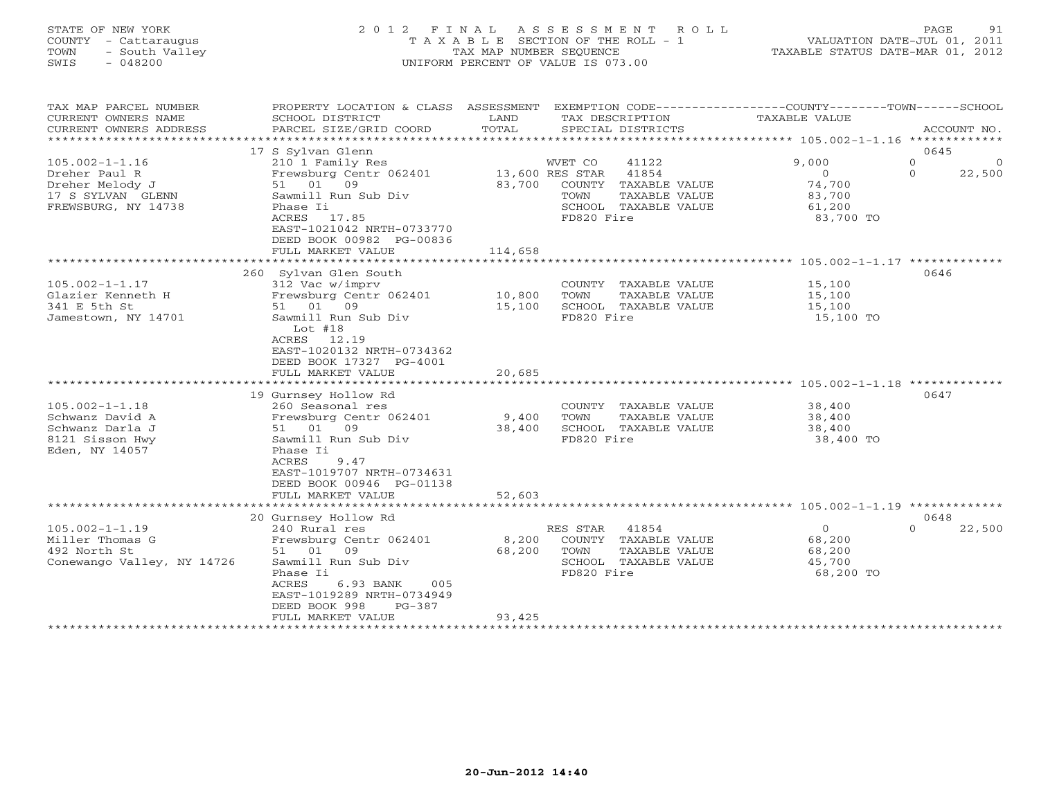STATE OF NEW YORK
COUNTY - Cattaraugus
TOWN - South Valley
SWIS - 048200

2 0 1 2 F I N A L A S S E S S M E N T R O L L
T A X A B L E SECTION OF THE ROLL - 1
TAX MAP NUMBER SEQUENCE
UNIFORM PERCENT OF VALUE IS 073.00

VALUATION DATE-JUL 01, 2011
TAXABLE STATUS DATE-MAR 01, 2012

| TAX MAP PARCEL NUMBER / CURRENT OWNERS NAME / CURRENT OWNERS ADDRESS | PROPERTY LOCATION & CLASS / SCHOOL DISTRICT / PARCEL SIZE/GRID COORD | ASSESSMENT LAND | TOTAL | EXEMPTION CODE / TAX DESCRIPTION / SPECIAL DISTRICTS | COUNTY TAXABLE VALUE | TOWN | SCHOOL | ACCOUNT NO. |
|---|---|---|---|---|---|---|---|---|
| 105.002-1-1.16 | 17 S Sylvan Glenn | | | | | | | 0645 |
| 105.002-1-1.16 | 210 1 Family Res | | | WVET CO 41122 | 9,000 | 0 | 0 | |
| Dreher Paul R | Frewsburg Centr 062401 | 13,600 | | RES STAR 41854 | 0 | 0 | 22,500 | |
| Dreher Melody J | 51 01 09 | | 83,700 | COUNTY TAXABLE VALUE | 74,700 | | | |
| 17 S SYLVAN GLENN | Sawmill Run Sub Div | | | TOWN TAXABLE VALUE | 83,700 | | | |
| FREWSBURG, NY 14738 | Phase Ii | | | SCHOOL TAXABLE VALUE | 61,200 | | | |
| | ACRES 17.85 | | | FD820 Fire | 83,700 TO | | | |
| | EAST-1021042 NRTH-0733770 | | | | | | | |
| | DEED BOOK 00982 PG-00836 | | | | | | | |
| | FULL MARKET VALUE | | 114,658 | | | | | |
| 105.002-1-1.17 | 260 Sylvan Glen South | | | | | | | 0646 |
| 105.002-1-1.17 | 312 Vac w/imprv | | | COUNTY TAXABLE VALUE | 15,100 | | | |
| Glazier Kenneth H | Frewsburg Centr 062401 | 10,800 | | TOWN TAXABLE VALUE | 15,100 | | | |
| 341 E 5th St | 51 01 09 | | 15,100 | SCHOOL TAXABLE VALUE | 15,100 | | | |
| Jamestown, NY 14701 | Sawmill Run Sub Div | | | FD820 Fire | 15,100 TO | | | |
| | Lot #18 | | | | | | | |
| | ACRES 12.19 | | | | | | | |
| | EAST-1020132 NRTH-0734362 | | | | | | | |
| | DEED BOOK 17327 PG-4001 | | | | | | | |
| | FULL MARKET VALUE | | 20,685 | | | | | |
| 105.002-1-1.18 | 19 Gurnsey Hollow Rd | | | | | | | 0647 |
| 105.002-1-1.18 | 260 Seasonal res | | | COUNTY TAXABLE VALUE | 38,400 | | | |
| Schwanz David A | Frewsburg Centr 062401 | 9,400 | | TOWN TAXABLE VALUE | 38,400 | | | |
| Schwanz Darla J | 51 01 09 | | 38,400 | SCHOOL TAXABLE VALUE | 38,400 | | | |
| 8121 Sisson Hwy | Sawmill Run Sub Div | | | FD820 Fire | 38,400 TO | | | |
| Eden, NY 14057 | Phase Ii | | | | | | | |
| | ACRES 9.47 | | | | | | | |
| | EAST-1019707 NRTH-0734631 | | | | | | | |
| | DEED BOOK 00946 PG-01138 | | | | | | | |
| | FULL MARKET VALUE | | 52,603 | | | | | |
| 105.002-1-1.19 | 20 Gurnsey Hollow Rd | | | | | | | 0648 |
| 105.002-1-1.19 | 240 Rural res | | | RES STAR 41854 | 0 | 0 | 22,500 | |
| Miller Thomas G | Frewsburg Centr 062401 | 8,200 | | COUNTY TAXABLE VALUE | 68,200 | | | |
| 492 North St | 51 01 09 | | 68,200 | TOWN TAXABLE VALUE | 68,200 | | | |
| Conewango Valley, NY 14726 | Sawmill Run Sub Div | | | SCHOOL TAXABLE VALUE | 45,700 | | | |
| | Phase Ii | | | FD820 Fire | 68,200 TO | | | |
| | ACRES 6.93 BANK 005 | | | | | | | |
| | EAST-1019289 NRTH-0734949 | | | | | | | |
| | DEED BOOK 998 PG-387 | | | | | | | |
| | FULL MARKET VALUE | | 93,425 | | | | | |

20-Jun-2012 14:40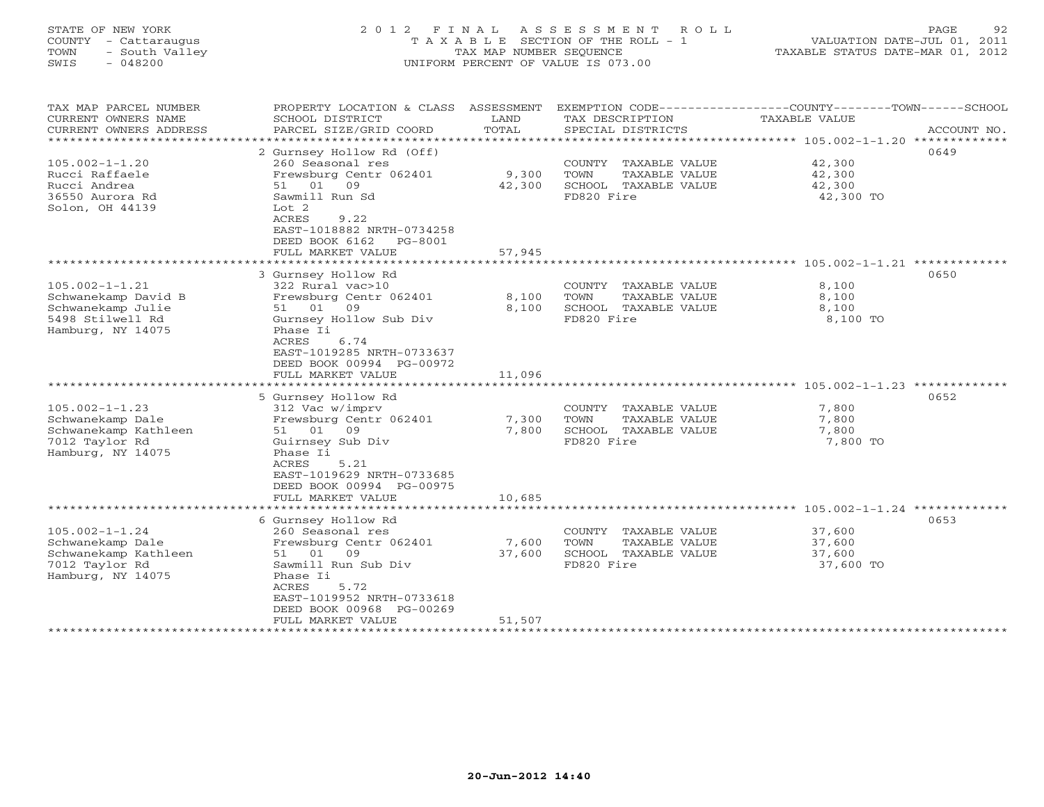STATE OF NEW YORK
COUNTY - Cattaraugus
TOWN - South Valley
SWIS - 048200

2012 FINAL ASSESSMENT ROLL
TAXABLE SECTION OF THE ROLL - 1
TAX MAP NUMBER SEQUENCE
UNIFORM PERCENT OF VALUE IS 073.00

VALUATION DATE-JUL 01, 2011
TAXABLE STATUS DATE-MAR 01, 2012

| TAX MAP PARCEL NUMBER / CURRENT OWNERS NAME / CURRENT OWNERS ADDRESS | PROPERTY LOCATION & CLASS / SCHOOL DISTRICT / PARCEL SIZE/GRID COORD | ASSESSMENT LAND / TOTAL | EXEMPTION CODE / TAX DESCRIPTION / SPECIAL DISTRICTS | COUNTY--TOWN--SCHOOL TAXABLE VALUE | ACCOUNT NO. |
|---|---|---|---|---|---|
| | 2 Gurnsey Hollow Rd (Off) | | | | 0649 |
| 105.002-1-1.20 | 260 Seasonal res | | COUNTY TAXABLE VALUE | 42,300 | |
| Rucci Raffaele | Frewsburg Centr 062401 | 9,300 | TOWN TAXABLE VALUE | 42,300 | |
| Rucci Andrea | 51 01 09 | 42,300 | SCHOOL TAXABLE VALUE | 42,300 | |
| 36550 Aurora Rd | Sawmill Run Sd | | FD820 Fire | 42,300 TO | |
| Solon, OH 44139 | Lot 2 | | | | |
| | ACRES 9.22 | | | | |
| | EAST-1018882 NRTH-0734258 | | | | |
| | DEED BOOK 6162 PG-8001 | | | | |
| | FULL MARKET VALUE | 57,945 | | | |
| | 3 Gurnsey Hollow Rd | | | | 0650 |
| 105.002-1-1.21 | 322 Rural vac>10 | | COUNTY TAXABLE VALUE | 8,100 | |
| Schwanekamp David B | Frewsburg Centr 062401 | 8,100 | TOWN TAXABLE VALUE | 8,100 | |
| Schwanekamp Julie | 51 01 09 | 8,100 | SCHOOL TAXABLE VALUE | 8,100 | |
| 5498 Stilwell Rd | Gurnsey Hollow Sub Div | | FD820 Fire | 8,100 TO | |
| Hamburg, NY 14075 | Phase Ii | | | | |
| | ACRES 6.74 | | | | |
| | EAST-1019285 NRTH-0733637 | | | | |
| | DEED BOOK 00994 PG-00972 | | | | |
| | FULL MARKET VALUE | 11,096 | | | |
| | 5 Gurnsey Hollow Rd | | | | 0652 |
| 105.002-1-1.23 | 312 Vac w/imprv | | COUNTY TAXABLE VALUE | 7,800 | |
| Schwanekamp Dale | Frewsburg Centr 062401 | 7,300 | TOWN TAXABLE VALUE | 7,800 | |
| Schwanekamp Kathleen | 51 01 09 | 7,800 | SCHOOL TAXABLE VALUE | 7,800 | |
| 7012 Taylor Rd | Guirnsey Sub Div | | FD820 Fire | 7,800 TO | |
| Hamburg, NY 14075 | Phase Ii | | | | |
| | ACRES 5.21 | | | | |
| | EAST-1019629 NRTH-0733685 | | | | |
| | DEED BOOK 00994 PG-00975 | | | | |
| | FULL MARKET VALUE | 10,685 | | | |
| | 6 Gurnsey Hollow Rd | | | | 0653 |
| 105.002-1-1.24 | 260 Seasonal res | | COUNTY TAXABLE VALUE | 37,600 | |
| Schwanekamp Dale | Frewsburg Centr 062401 | 7,600 | TOWN TAXABLE VALUE | 37,600 | |
| Schwanekamp Kathleen | 51 01 09 | 37,600 | SCHOOL TAXABLE VALUE | 37,600 | |
| 7012 Taylor Rd | Sawmill Run Sub Div | | FD820 Fire | 37,600 TO | |
| Hamburg, NY 14075 | Phase Ii | | | | |
| | ACRES 5.72 | | | | |
| | EAST-1019952 NRTH-0733618 | | | | |
| | DEED BOOK 00968 PG-00269 | | | | |
| | FULL MARKET VALUE | 51,507 | | | |

20-Jun-2012 14:40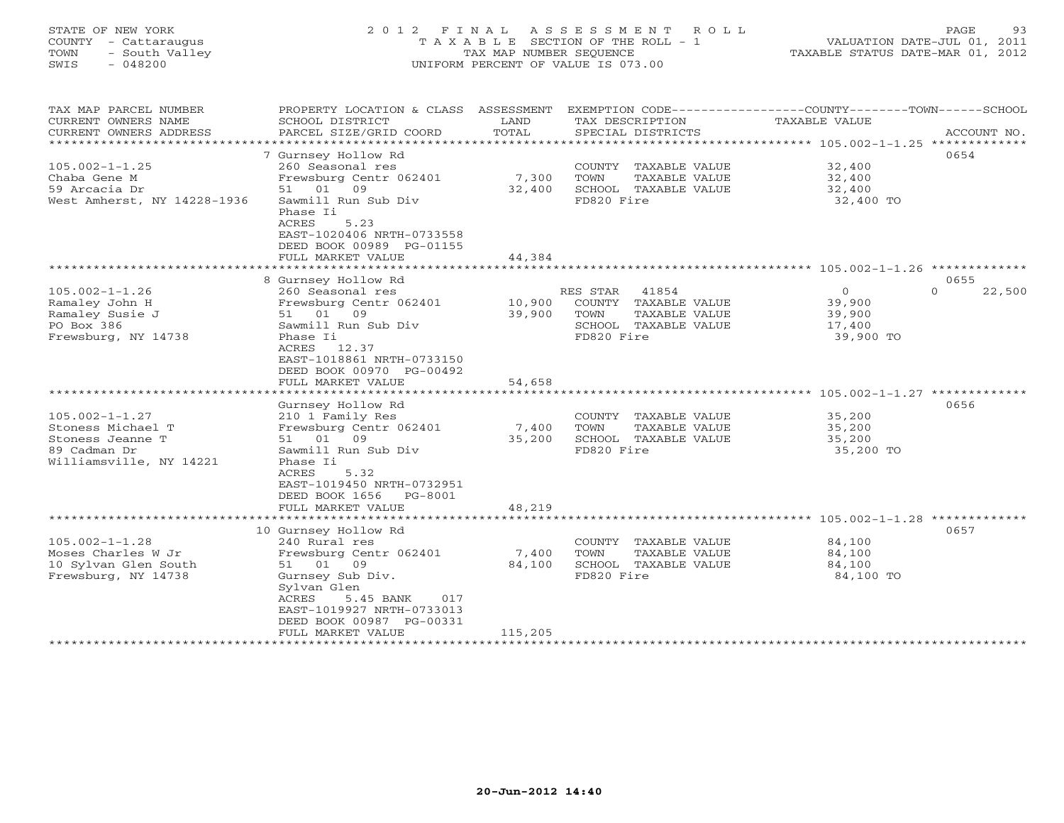STATE OF NEW YORK
COUNTY - Cattaraugus
TOWN - South Valley
SWIS - 048200

2012 FINAL ASSESSMENT ROLL
TAXABLE SECTION OF THE ROLL - 1
TAX MAP NUMBER SEQUENCE
UNIFORM PERCENT OF VALUE IS 073.00

VALUATION DATE-JUL 01, 2011
TAXABLE STATUS DATE-MAR 01, 2012

| TAX MAP PARCEL NUMBER / CURRENT OWNERS NAME / CURRENT OWNERS ADDRESS | PROPERTY LOCATION & CLASS / SCHOOL DISTRICT / PARCEL SIZE/GRID COORD | ASSESSMENT LAND / TOTAL | EXEMPTION CODE / TAX DESCRIPTION / SPECIAL DISTRICTS | COUNTY | TOWN | SCHOOL / ACCOUNT NO. |
|---|---|---|---|---|---|---|
| 105.002-1-1.25 | 7 Gurnsey Hollow Rd | | | | | 0654 |
| Chaba Gene M | 260 Seasonal res | | COUNTY TAXABLE VALUE | 32,400 | | |
| 59 Arcacia Dr | Frewsburg Centr 062401 | 7,300 | TOWN TAXABLE VALUE | | 32,400 | |
| West Amherst, NY 14228-1936 | 51 01 09 | 32,400 | SCHOOL TAXABLE VALUE | | | 32,400 |
| | Sawmill Run Sub Div | | FD820 Fire | 32,400 TO | | |
| | Phase Ii | | | | | |
| | ACRES 5.23 | | | | | |
| | EAST-1020406 NRTH-0733558 | | | | | |
| | DEED BOOK 00989 PG-01155 | | | | | |
| | FULL MARKET VALUE | 44,384 | | | | |
| 105.002-1-1.26 | 8 Gurnsey Hollow Rd | | | | | 0655 |
| Ramaley John H | 260 Seasonal res | | RES STAR 41854 | 0 | 0 | 22,500 |
| Ramaley Susie J | Frewsburg Centr 062401 | 10,900 | COUNTY TAXABLE VALUE | 39,900 | | |
| PO Box 386 | 51 01 09 | 39,900 | TOWN TAXABLE VALUE | | 39,900 | |
| Frewsburg, NY 14738 | Sawmill Run Sub Div | | SCHOOL TAXABLE VALUE | | | 17,400 |
| | Phase Ii | | FD820 Fire | 39,900 TO | | |
| | ACRES 12.37 | | | | | |
| | EAST-1018861 NRTH-0733150 | | | | | |
| | DEED BOOK 00970 PG-00492 | | | | | |
| | FULL MARKET VALUE | 54,658 | | | | |
| 105.002-1-1.27 | Gurnsey Hollow Rd | | | | | 0656 |
| Stoness Michael T | 210 1 Family Res | | COUNTY TAXABLE VALUE | 35,200 | | |
| Stoness Jeanne T | Frewsburg Centr 062401 | 7,400 | TOWN TAXABLE VALUE | | 35,200 | |
| 89 Cadman Dr | 51 01 09 | 35,200 | SCHOOL TAXABLE VALUE | | | 35,200 |
| Williamsville, NY 14221 | Sawmill Run Sub Div | | FD820 Fire | 35,200 TO | | |
| | Phase Ii | | | | | |
| | ACRES 5.32 | | | | | |
| | EAST-1019450 NRTH-0732951 | | | | | |
| | DEED BOOK 1656 PG-8001 | | | | | |
| | FULL MARKET VALUE | 48,219 | | | | |
| 105.002-1-1.28 | 10 Gurnsey Hollow Rd | | | | | 0657 |
| Moses Charles W Jr | 240 Rural res | | COUNTY TAXABLE VALUE | 84,100 | | |
| 10 Sylvan Glen South | Frewsburg Centr 062401 | 7,400 | TOWN TAXABLE VALUE | | 84,100 | |
| Frewsburg, NY 14738 | 51 01 09 | 84,100 | SCHOOL TAXABLE VALUE | | | 84,100 |
| | Gurnsey Sub Div. | | FD820 Fire | 84,100 TO | | |
| | Sylvan Glen | | | | | |
| | ACRES 5.45 BANK 017 | | | | | |
| | EAST-1019927 NRTH-0733013 | | | | | |
| | DEED BOOK 00987 PG-00331 | | | | | |
| | FULL MARKET VALUE | 115,205 | | | | |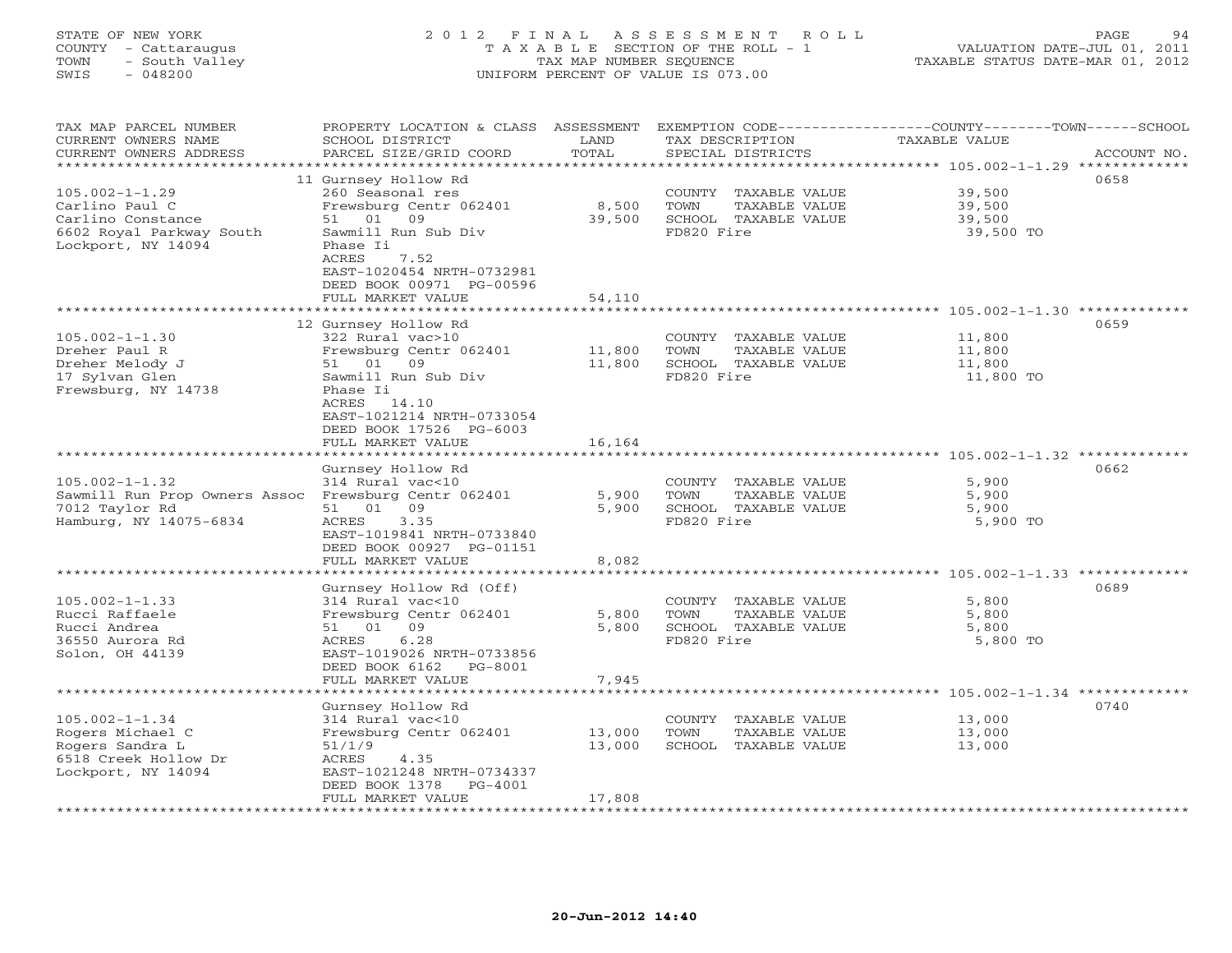STATE OF NEW YORK
COUNTY - Cattaraugus
TOWN - South Valley
SWIS - 048200

2012 FINAL ASSESSMENT ROLL
TAXABLE SECTION OF THE ROLL - 1
TAX MAP NUMBER SEQUENCE
UNIFORM PERCENT OF VALUE IS 073.00

VALUATION DATE-JUL 01, 2011
TAXABLE STATUS DATE-MAR 01, 2012

| TAX MAP PARCEL NUMBER / CURRENT OWNERS NAME / CURRENT OWNERS ADDRESS | PROPERTY LOCATION & CLASS / SCHOOL DISTRICT / PARCEL SIZE/GRID COORD | ASSESSMENT LAND | ASSESSMENT TOTAL | EXEMPTION CODE / TAX DESCRIPTION / SPECIAL DISTRICTS | TAXABLE VALUE (COUNTY / TOWN / SCHOOL) | ACCOUNT NO. |
|---|---|---|---|---|---|---|
| 105.002-1-1.29 | 11 Gurnsey Hollow Rd | | | | | 0658 |
| Carlino Paul C | 260 Seasonal res | | | COUNTY TAXABLE VALUE | 39,500 | |
| Carlino Constance | Frewsburg Centr 062401 | 8,500 | | TOWN TAXABLE VALUE | 39,500 | |
| 6602 Royal Parkway South | 51 01 09 | | 39,500 | SCHOOL TAXABLE VALUE | 39,500 | |
| Lockport, NY 14094 | Sawmill Run Sub Div | | | FD820 Fire | 39,500 TO | |
| | Phase Ii | | | | | |
| | ACRES 7.52 | | | | | |
| | EAST-1020454 NRTH-0732981 | | | | | |
| | DEED BOOK 00971 PG-00596 | | | | | |
| | FULL MARKET VALUE | | 54,110 | | | |
| 105.002-1-1.30 | 12 Gurnsey Hollow Rd | | | | | 0659 |
| Dreher Paul R | 322 Rural vac>10 | | | COUNTY TAXABLE VALUE | 11,800 | |
| Dreher Melody J | Frewsburg Centr 062401 | 11,800 | | TOWN TAXABLE VALUE | 11,800 | |
| 17 Sylvan Glen | 51 01 09 | | 11,800 | SCHOOL TAXABLE VALUE | 11,800 | |
| Frewsburg, NY 14738 | Sawmill Run Sub Div | | | FD820 Fire | 11,800 TO | |
| | Phase Ii | | | | | |
| | ACRES 14.10 | | | | | |
| | EAST-1021214 NRTH-0733054 | | | | | |
| | DEED BOOK 17526 PG-6003 | | | | | |
| | FULL MARKET VALUE | | 16,164 | | | |
| 105.002-1-1.32 | Gurnsey Hollow Rd | | | | | 0662 |
| Sawmill Run Prop Owners Assoc | 314 Rural vac<10 | | | COUNTY TAXABLE VALUE | 5,900 | |
| 7012 Taylor Rd | Frewsburg Centr 062401 | 5,900 | | TOWN TAXABLE VALUE | 5,900 | |
| Hamburg, NY 14075-6834 | 51 01 09 | | 5,900 | SCHOOL TAXABLE VALUE | 5,900 | |
| | ACRES 3.35 | | | FD820 Fire | 5,900 TO | |
| | EAST-1019841 NRTH-0733840 | | | | | |
| | DEED BOOK 00927 PG-01151 | | | | | |
| | FULL MARKET VALUE | | 8,082 | | | |
| 105.002-1-1.33 | Gurnsey Hollow Rd (Off) | | | | | 0689 |
| Rucci Raffaele | 314 Rural vac<10 | | | COUNTY TAXABLE VALUE | 5,800 | |
| Rucci Andrea | Frewsburg Centr 062401 | 5,800 | | TOWN TAXABLE VALUE | 5,800 | |
| 36550 Aurora Rd | 51 01 09 | | 5,800 | SCHOOL TAXABLE VALUE | 5,800 | |
| Solon, OH 44139 | ACRES 6.28 | | | FD820 Fire | 5,800 TO | |
| | EAST-1019026 NRTH-0733856 | | | | | |
| | DEED BOOK 6162 PG-8001 | | | | | |
| | FULL MARKET VALUE | | 7,945 | | | |
| 105.002-1-1.34 | Gurnsey Hollow Rd | | | | | 0740 |
| Rogers Michael C | 314 Rural vac<10 | | | COUNTY TAXABLE VALUE | 13,000 | |
| Rogers Sandra L | Frewsburg Centr 062401 | 13,000 | | TOWN TAXABLE VALUE | 13,000 | |
| 6518 Creek Hollow Dr | 51/1/9 | | 13,000 | SCHOOL TAXABLE VALUE | 13,000 | |
| Lockport, NY 14094 | ACRES 4.35 | | | | | |
| | EAST-1021248 NRTH-0734337 | | | | | |
| | DEED BOOK 1378 PG-4001 | | | | | |
| | FULL MARKET VALUE | | 17,808 | | | |

20-Jun-2012 14:40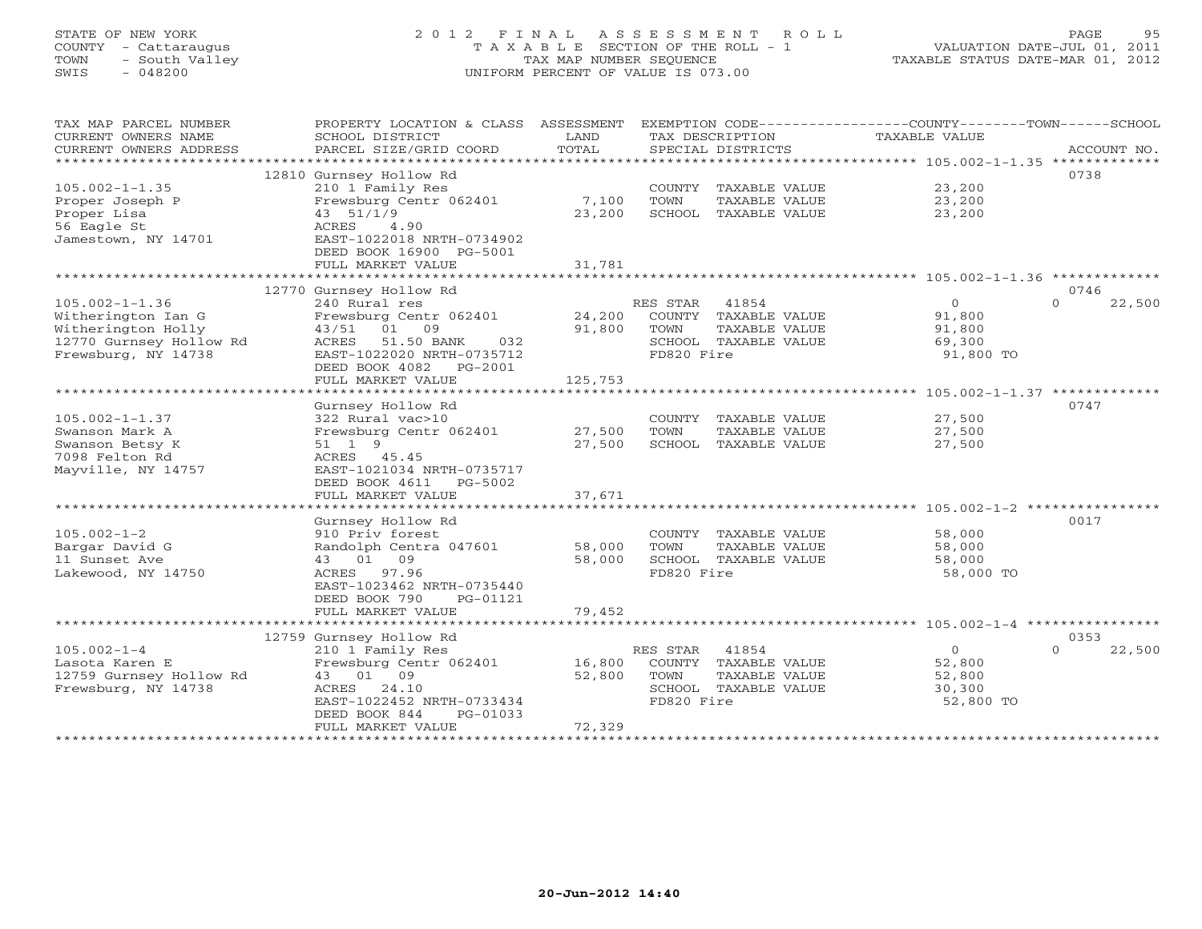STATE OF NEW YORK
COUNTY - Cattaraugus
TOWN - South Valley
SWIS - 048200

# 2012 FINAL ASSESSMENT ROLL

TAXABLE SECTION OF THE ROLL - 1
TAX MAP NUMBER SEQUENCE
UNIFORM PERCENT OF VALUE IS 073.00

VALUATION DATE-JUL 01, 2011
TAXABLE STATUS DATE-MAR 01, 2012

| TAX MAP PARCEL NUMBER / CURRENT OWNERS NAME / CURRENT OWNERS ADDRESS | PROPERTY LOCATION & CLASS / SCHOOL DISTRICT / PARCEL SIZE/GRID COORD | ASSESSMENT LAND / TOTAL | EXEMPTION CODE / TAX DESCRIPTION / SPECIAL DISTRICTS | COUNTY / TOWN / SCHOOL TAXABLE VALUE | ACCOUNT NO. |
|---|---|---|---|---|---|
| **105.002-1-1.35** | 12810 Gurnsey Hollow Rd | | | | 0738 |
| Proper Joseph P | 210 1 Family Res | | COUNTY TAXABLE VALUE | 23,200 | |
| Proper Lisa | Frewsburg Centr 062401 | 7,100 | TOWN TAXABLE VALUE | 23,200 | |
| 56 Eagle St | 43 51/1/9 | 23,200 | SCHOOL TAXABLE VALUE | 23,200 | |
| Jamestown, NY 14701 | ACRES 4.90 | | | | |
| | EAST-1022018 NRTH-0734902 | | | | |
| | DEED BOOK 16900 PG-5001 | | | | |
| | FULL MARKET VALUE | 31,781 | | | |
| **105.002-1-1.36** | 12770 Gurnsey Hollow Rd | | | | 0746 |
| Witherington Ian G | 240 Rural res | | RES STAR 41854 | 0 / 0 / 22,500 | |
| Witherington Holly | Frewsburg Centr 062401 | 24,200 | COUNTY TAXABLE VALUE | 91,800 | |
| 12770 Gurnsey Hollow Rd | 43/51 01 09 | 91,800 | TOWN TAXABLE VALUE | 91,800 | |
| Frewsburg, NY 14738 | ACRES 51.50 BANK 032 | | SCHOOL TAXABLE VALUE | 69,300 | |
| | EAST-1022020 NRTH-0735712 | | FD820 Fire | 91,800 TO | |
| | DEED BOOK 4082 PG-2001 | | | | |
| | FULL MARKET VALUE | 125,753 | | | |
| **105.002-1-1.37** | Gurnsey Hollow Rd | | | | 0747 |
| Swanson Mark A | 322 Rural vac>10 | | COUNTY TAXABLE VALUE | 27,500 | |
| Swanson Betsy K | Frewsburg Centr 062401 | 27,500 | TOWN TAXABLE VALUE | 27,500 | |
| 7098 Felton Rd | 51 1 9 | 27,500 | SCHOOL TAXABLE VALUE | 27,500 | |
| Mayville, NY 14757 | ACRES 45.45 | | | | |
| | EAST-1021034 NRTH-0735717 | | | | |
| | DEED BOOK 4611 PG-5002 | | | | |
| | FULL MARKET VALUE | 37,671 | | | |
| **105.002-1-2** | Gurnsey Hollow Rd | | | | 0017 |
| Bargar David G | 910 Priv forest | | COUNTY TAXABLE VALUE | 58,000 | |
| 11 Sunset Ave | Randolph Centra 047601 | 58,000 | TOWN TAXABLE VALUE | 58,000 | |
| Lakewood, NY 14750 | 43 01 09 | 58,000 | SCHOOL TAXABLE VALUE | 58,000 | |
| | ACRES 97.96 | | FD820 Fire | 58,000 TO | |
| | EAST-1023462 NRTH-0735440 | | | | |
| | DEED BOOK 790 PG-01121 | | | | |
| | FULL MARKET VALUE | 79,452 | | | |
| **105.002-1-4** | 12759 Gurnsey Hollow Rd | | | | 0353 |
| Lasota Karen E | 210 1 Family Res | | RES STAR 41854 | 0 / 0 / 22,500 | |
| 12759 Gurnsey Hollow Rd | Frewsburg Centr 062401 | 16,800 | COUNTY TAXABLE VALUE | 52,800 | |
| Frewsburg, NY 14738 | 43 01 09 | 52,800 | TOWN TAXABLE VALUE | 52,800 | |
| | ACRES 24.10 | | SCHOOL TAXABLE VALUE | 30,300 | |
| | EAST-1022452 NRTH-0733434 | | FD820 Fire | 52,800 TO | |
| | DEED BOOK 844 PG-01033 | | | | |
| | FULL MARKET VALUE | 72,329 | | | |

20-Jun-2012 14:40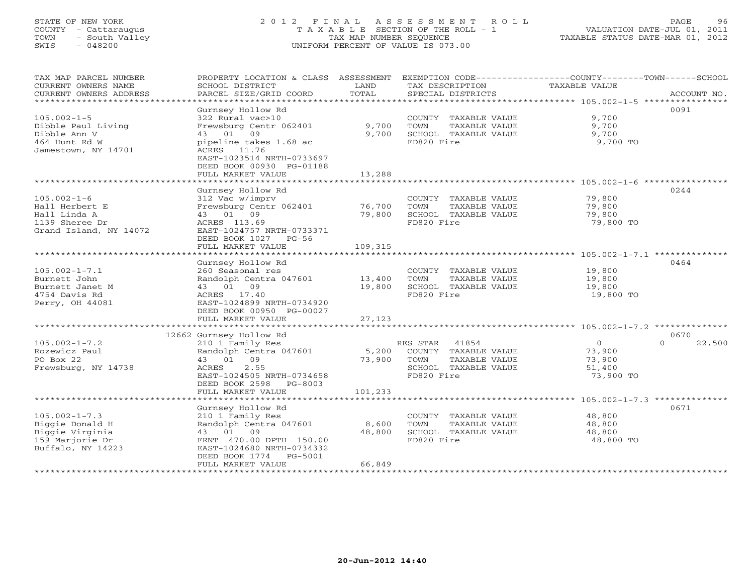STATE OF NEW YORK
COUNTY - Cattaraugus
TOWN - South Valley
SWIS - 048200

2012 FINAL ASSESSMENT ROLL
TAXABLE SECTION OF THE ROLL - 1
TAX MAP NUMBER SEQUENCE
UNIFORM PERCENT OF VALUE IS 073.00

VALUATION DATE-JUL 01, 2011
TAXABLE STATUS DATE-MAR 01, 2012

| TAX MAP PARCEL NUMBER / CURRENT OWNERS NAME / CURRENT OWNERS ADDRESS | PROPERTY LOCATION & CLASS / SCHOOL DISTRICT / PARCEL SIZE/GRID COORD | ASSESSMENT LAND / TOTAL | EXEMPTION CODE / TAX DESCRIPTION / SPECIAL DISTRICTS | COUNTY / TOWN / SCHOOL TAXABLE VALUE | ACCOUNT NO. |
|---|---|---|---|---|---|
| **105.002-1-5** | Gurnsey Hollow Rd | | | | 0091 |
| 105.002-1-5 | 322 Rural vac>10 | | COUNTY TAXABLE VALUE | 9,700 | |
| Dibble Paul Living | Frewsburg Centr 062401 | 9,700 | TOWN TAXABLE VALUE | 9,700 | |
| Dibble Ann V | 43 01 09 | 9,700 | SCHOOL TAXABLE VALUE | 9,700 | |
| 464 Hunt Rd W | pipeline takes 1.68 ac | | FD820 Fire | 9,700 TO | |
| Jamestown, NY 14701 | ACRES 11.76 | | | | |
| | EAST-1023514 NRTH-0733697 | | | | |
| | DEED BOOK 00930 PG-01188 | | | | |
| | FULL MARKET VALUE | 13,288 | | | |
| **105.002-1-6** | Gurnsey Hollow Rd | | | | 0244 |
| 105.002-1-6 | 312 Vac w/imprv | | COUNTY TAXABLE VALUE | 79,800 | |
| Hall Herbert E | Frewsburg Centr 062401 | 76,700 | TOWN TAXABLE VALUE | 79,800 | |
| Hall Linda A | 43 01 09 | 79,800 | SCHOOL TAXABLE VALUE | 79,800 | |
| 1139 Sheree Dr | ACRES 113.69 | | FD820 Fire | 79,800 TO | |
| Grand Island, NY 14072 | EAST-1024757 NRTH-0733371 | | | | |
| | DEED BOOK 1027 PG-56 | | | | |
| | FULL MARKET VALUE | 109,315 | | | |
| **105.002-1-7.1** | Gurnsey Hollow Rd | | | | 0464 |
| 105.002-1-7.1 | 260 Seasonal res | | COUNTY TAXABLE VALUE | 19,800 | |
| Burnett John | Randolph Centra 047601 | 13,400 | TOWN TAXABLE VALUE | 19,800 | |
| Burnett Janet M | 43 01 09 | 19,800 | SCHOOL TAXABLE VALUE | 19,800 | |
| 4754 Davis Rd | ACRES 17.40 | | FD820 Fire | 19,800 TO | |
| Perry, OH 44081 | EAST-1024899 NRTH-0734920 | | | | |
| | DEED BOOK 00950 PG-00027 | | | | |
| | FULL MARKET VALUE | 27,123 | | | |
| **105.002-1-7.2** | 12662 Gurnsey Hollow Rd | | | | 0670 |
| 105.002-1-7.2 | 210 1 Family Res | | RES STAR 41854 | 0 / 0 / 22,500 | |
| Rozewicz Paul | Randolph Centra 047601 | 5,200 | COUNTY TAXABLE VALUE | 73,900 | |
| PO Box 22 | 43 01 09 | 73,900 | TOWN TAXABLE VALUE | 73,900 | |
| Frewsburg, NY 14738 | ACRES 2.55 | | SCHOOL TAXABLE VALUE | 51,400 | |
| | EAST-1024505 NRTH-0734658 | | FD820 Fire | 73,900 TO | |
| | DEED BOOK 2598 PG-8003 | | | | |
| | FULL MARKET VALUE | 101,233 | | | |
| **105.002-1-7.3** | Gurnsey Hollow Rd | | | | 0671 |
| 105.002-1-7.3 | 210 1 Family Res | | COUNTY TAXABLE VALUE | 48,800 | |
| Biggie Donald H | Randolph Centra 047601 | 8,600 | TOWN TAXABLE VALUE | 48,800 | |
| Biggie Virginia | 43 01 09 | 48,800 | SCHOOL TAXABLE VALUE | 48,800 | |
| 159 Marjorie Dr | FRNT 470.00 DPTH 150.00 | | FD820 Fire | 48,800 TO | |
| Buffalo, NY 14223 | EAST-1024680 NRTH-0734332 | | | | |
| | DEED BOOK 1774 PG-5001 | | | | |
| | FULL MARKET VALUE | 66,849 | | | |

20-Jun-2012 14:40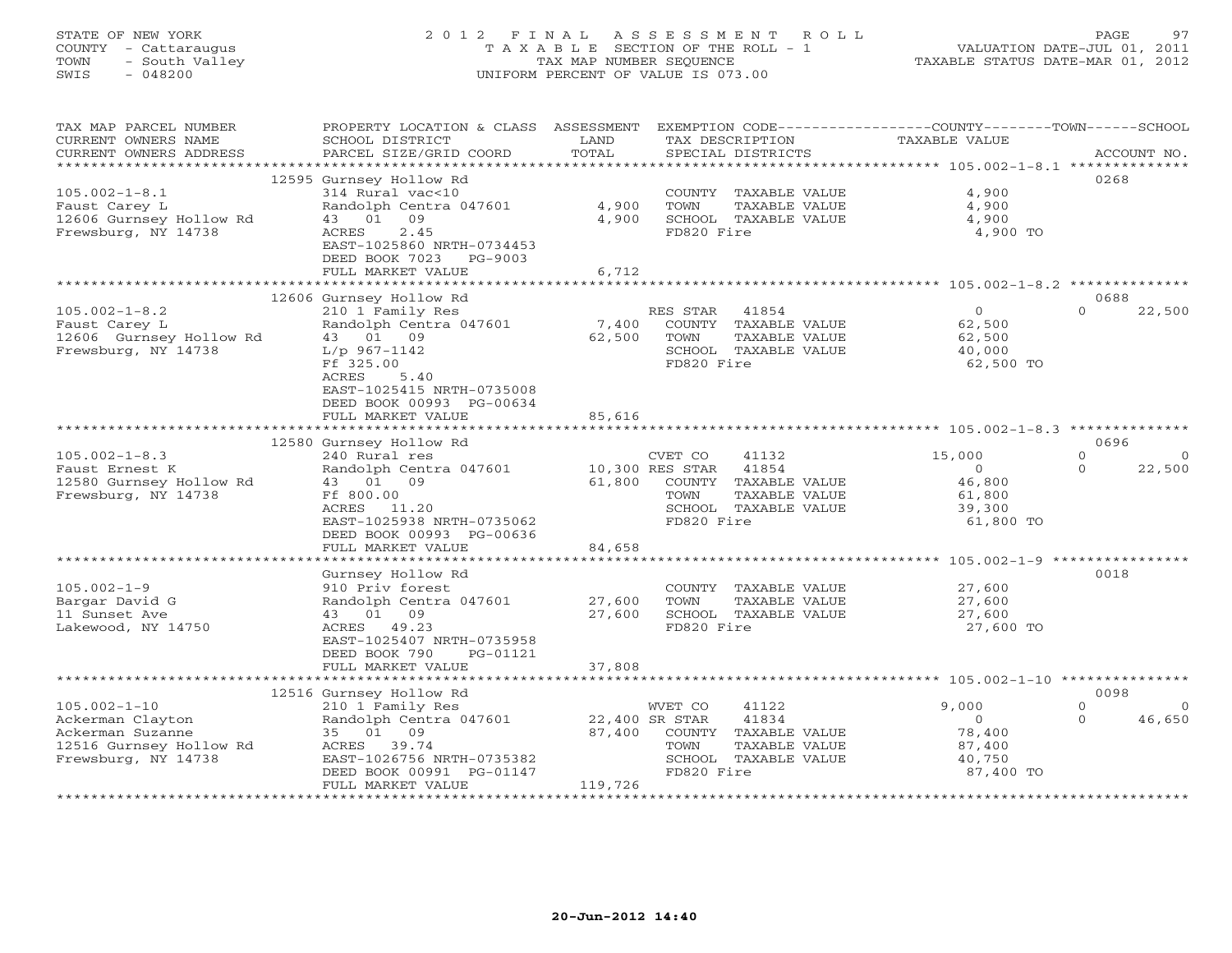STATE OF NEW YORK
COUNTY - Cattaraugus
TOWN - South Valley
SWIS - 048200

# 2012 FINAL ASSESSMENT ROLL
TAXABLE SECTION OF THE ROLL - 1
TAX MAP NUMBER SEQUENCE
UNIFORM PERCENT OF VALUE IS 073.00

VALUATION DATE-JUL 01, 2011
TAXABLE STATUS DATE-MAR 01, 2012

| TAX MAP PARCEL NUMBER / CURRENT OWNERS NAME / CURRENT OWNERS ADDRESS | PROPERTY LOCATION & CLASS / SCHOOL DISTRICT / PARCEL SIZE/GRID COORD | ASSESSMENT LAND / TOTAL | EXEMPTION CODE / TAX DESCRIPTION / SPECIAL DISTRICTS | COUNTY TAXABLE VALUE | TOWN | SCHOOL / ACCOUNT NO. |
|---|---|---|---|---|---|---|
| **105.002-1-8.1** | 12595 Gurnsey Hollow Rd | | | | | 0268 |
| 105.002-1-8.1 | 314 Rural vac<10 | | COUNTY TAXABLE VALUE | 4,900 | | |
| Faust Carey L | Randolph Centra 047601 | 4,900 | TOWN TAXABLE VALUE | 4,900 | | |
| 12606 Gurnsey Hollow Rd | 43 01 09 | 4,900 | SCHOOL TAXABLE VALUE | 4,900 | | |
| Frewsburg, NY 14738 | ACRES 2.45 | | FD820 Fire | 4,900 TO | | |
| | EAST-1025860 NRTH-0734453 | | | | | |
| | DEED BOOK 7023 PG-9003 | | | | | |
| | FULL MARKET VALUE | 6,712 | | | | |
| **105.002-1-8.2** | 12606 Gurnsey Hollow Rd | | | | | 0688 |
| 105.002-1-8.2 | 210 1 Family Res | | RES STAR 41854 | 0 | 0 | 22,500 |
| Faust Carey L | Randolph Centra 047601 | 7,400 | COUNTY TAXABLE VALUE | 62,500 | | |
| 12606 Gurnsey Hollow Rd | 43 01 09 | 62,500 | TOWN TAXABLE VALUE | 62,500 | | |
| Frewsburg, NY 14738 | L/p 967-1142 | | SCHOOL TAXABLE VALUE | 40,000 | | |
| | Ff 325.00 | | FD820 Fire | 62,500 TO | | |
| | ACRES 5.40 | | | | | |
| | EAST-1025415 NRTH-0735008 | | | | | |
| | DEED BOOK 00993 PG-00634 | | | | | |
| | FULL MARKET VALUE | 85,616 | | | | |
| **105.002-1-8.3** | 12580 Gurnsey Hollow Rd | | | | | 0696 |
| 105.002-1-8.3 | 240 Rural res | | CVET CO 41132 | 15,000 | 0 | 0 |
| Faust Ernest K | Randolph Centra 047601 | 10,300 | RES STAR 41854 | 0 | 0 | 22,500 |
| 12580 Gurnsey Hollow Rd | 43 01 09 | 61,800 | COUNTY TAXABLE VALUE | 46,800 | | |
| Frewsburg, NY 14738 | Ff 800.00 | | TOWN TAXABLE VALUE | 61,800 | | |
| | ACRES 11.20 | | SCHOOL TAXABLE VALUE | 39,300 | | |
| | EAST-1025938 NRTH-0735062 | | FD820 Fire | 61,800 TO | | |
| | DEED BOOK 00993 PG-00636 | | | | | |
| | FULL MARKET VALUE | 84,658 | | | | |
| **105.002-1-9** | Gurnsey Hollow Rd | | | | | 0018 |
| 105.002-1-9 | 910 Priv forest | | COUNTY TAXABLE VALUE | 27,600 | | |
| Bargar David G | Randolph Centra 047601 | 27,600 | TOWN TAXABLE VALUE | 27,600 | | |
| 11 Sunset Ave | 43 01 09 | 27,600 | SCHOOL TAXABLE VALUE | 27,600 | | |
| Lakewood, NY 14750 | ACRES 49.23 | | FD820 Fire | 27,600 TO | | |
| | EAST-1025407 NRTH-0735958 | | | | | |
| | DEED BOOK 790 PG-01121 | | | | | |
| | FULL MARKET VALUE | 37,808 | | | | |
| **105.002-1-10** | 12516 Gurnsey Hollow Rd | | | | | 0098 |
| 105.002-1-10 | 210 1 Family Res | | WVET CO 41122 | 9,000 | 0 | 0 |
| Ackerman Clayton | Randolph Centra 047601 | 22,400 | SR STAR 41834 | 0 | 0 | 46,650 |
| Ackerman Suzanne | 35 01 09 | 87,400 | COUNTY TAXABLE VALUE | 78,400 | | |
| 12516 Gurnsey Hollow Rd | ACRES 39.74 | | TOWN TAXABLE VALUE | 87,400 | | |
| Frewsburg, NY 14738 | EAST-1026756 NRTH-0735382 | | SCHOOL TAXABLE VALUE | 40,750 | | |
| | DEED BOOK 00991 PG-01147 | | FD820 Fire | 87,400 TO | | |
| | FULL MARKET VALUE | 119,726 | | | | |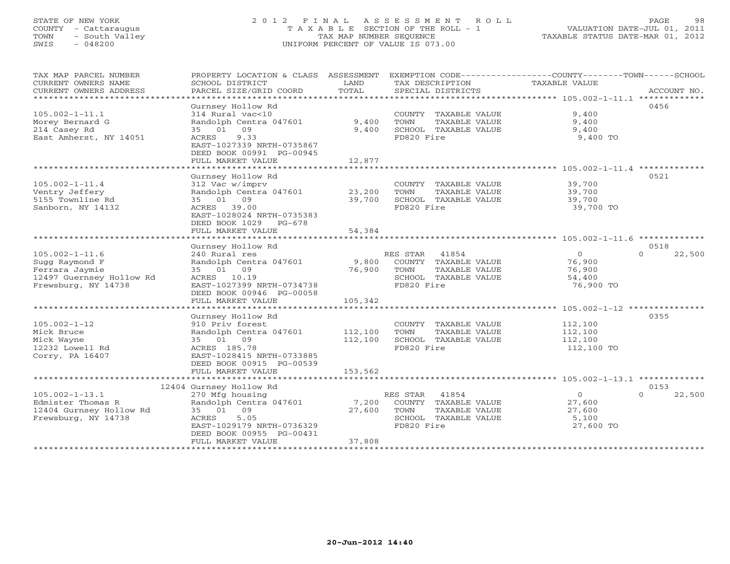STATE OF NEW YORK
COUNTY - Cattaraugus
TOWN - South Valley
SWIS - 048200

# 2012 FINAL ASSESSMENT ROLL

TAXABLE SECTION OF THE ROLL - 1
TAX MAP NUMBER SEQUENCE
UNIFORM PERCENT OF VALUE IS 073.00

VALUATION DATE-JUL 01, 2011
TAXABLE STATUS DATE-MAR 01, 2012

| TAX MAP PARCEL NUMBER / CURRENT OWNERS NAME / CURRENT OWNERS ADDRESS | PROPERTY LOCATION & CLASS / SCHOOL DISTRICT / PARCEL SIZE/GRID COORD | ASSESSMENT LAND / TOTAL | EXEMPTION CODE / TAX DESCRIPTION / SPECIAL DISTRICTS | COUNTY / TOWN TAXABLE VALUE | SCHOOL / ACCOUNT NO. |
|---|---|---|---|---|---|
| **105.002-1-11.1** | Gurnsey Hollow Rd | | | | 0456 |
| Morey Bernard G | 314 Rural vac<10 | | COUNTY TAXABLE VALUE | 9,400 | |
| 214 Casey Rd | Randolph Centra 047601 | 9,400 | TOWN TAXABLE VALUE | 9,400 | |
| East Amherst, NY 14051 | 35 01 09 | 9,400 | SCHOOL TAXABLE VALUE | 9,400 | |
| | ACRES 9.33 | | FD820 Fire | 9,400 TO | |
| | EAST-1027339 NRTH-0735867 | | | | |
| | DEED BOOK 00991 PG-00945 | | | | |
| | FULL MARKET VALUE | 12,877 | | | |
| **105.002-1-11.4** | Gurnsey Hollow Rd | | | | 0521 |
| Ventry Jeffery | 312 Vac w/imprv | | COUNTY TAXABLE VALUE | 39,700 | |
| 5155 Townline Rd | Randolph Centra 047601 | 23,200 | TOWN TAXABLE VALUE | 39,700 | |
| Sanborn, NY 14132 | 35 01 09 | 39,700 | SCHOOL TAXABLE VALUE | 39,700 | |
| | ACRES 39.00 | | FD820 Fire | 39,700 TO | |
| | EAST-1028024 NRTH-0735383 | | | | |
| | DEED BOOK 1029 PG-678 | | | | |
| | FULL MARKET VALUE | 54,384 | | | |
| **105.002-1-11.6** | Gurnsey Hollow Rd | | | | 0518 |
| Sugg Raymond F | 240 Rural res | | RES STAR 41854 | 0 | 0 / 22,500 |
| Ferrara Jaymie | Randolph Centra 047601 | 9,800 | COUNTY TAXABLE VALUE | 76,900 | |
| 12497 Guernsey Hollow Rd | 35 01 09 | 76,900 | TOWN TAXABLE VALUE | 76,900 | |
| Frewsburg, NY 14738 | ACRES 10.19 | | SCHOOL TAXABLE VALUE | 54,400 | |
| | EAST-1027399 NRTH-0734738 | | FD820 Fire | 76,900 TO | |
| | DEED BOOK 00946 PG-00058 | | | | |
| | FULL MARKET VALUE | 105,342 | | | |
| **105.002-1-12** | Gurnsey Hollow Rd | | | | 0355 |
| Mick Bruce | 910 Priv forest | | COUNTY TAXABLE VALUE | 112,100 | |
| Mick Wayne | Randolph Centra 047601 | 112,100 | TOWN TAXABLE VALUE | 112,100 | |
| 12232 Lowell Rd | 35 01 09 | 112,100 | SCHOOL TAXABLE VALUE | 112,100 | |
| Corry, PA 16407 | ACRES 185.78 | | FD820 Fire | 112,100 TO | |
| | EAST-1028415 NRTH-0733885 | | | | |
| | DEED BOOK 00915 PG-00539 | | | | |
| | FULL MARKET VALUE | 153,562 | | | |
| **105.002-1-13.1** | 12404 Gurnsey Hollow Rd | | | | 0153 |
| Edmister Thomas R | 270 Mfg housing | | RES STAR 41854 | 0 | 0 / 22,500 |
| 12404 Gurnsey Hollow Rd | Randolph Centra 047601 | 7,200 | COUNTY TAXABLE VALUE | 27,600 | |
| Frewsburg, NY 14738 | 35 01 09 | 27,600 | TOWN TAXABLE VALUE | 27,600 | |
| | ACRES 5.05 | | SCHOOL TAXABLE VALUE | 5,100 | |
| | EAST-1029179 NRTH-0736329 | | FD820 Fire | 27,600 TO | |
| | DEED BOOK 00955 PG-00431 | | | | |
| | FULL MARKET VALUE | 37,808 | | | |

20-Jun-2012 14:40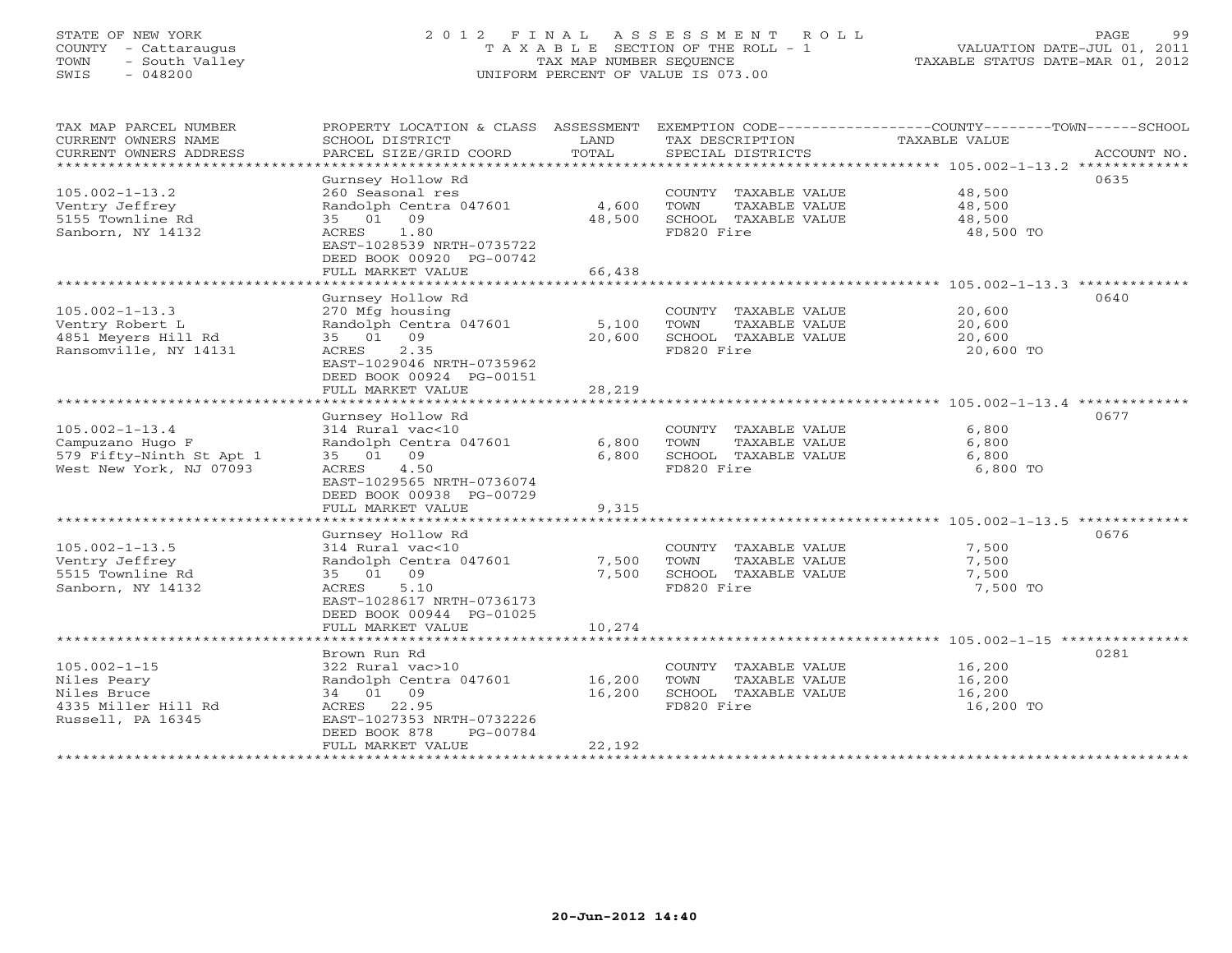STATE OF NEW YORK
COUNTY - Cattaraugus
TOWN - South Valley
SWIS - 048200

2012 FINAL ASSESSMENT ROLL
TAXABLE SECTION OF THE ROLL - 1
TAX MAP NUMBER SEQUENCE
UNIFORM PERCENT OF VALUE IS 073.00

VALUATION DATE-JUL 01, 2011
TAXABLE STATUS DATE-MAR 01, 2012

| TAX MAP PARCEL NUMBER / CURRENT OWNERS NAME / CURRENT OWNERS ADDRESS | PROPERTY LOCATION & CLASS / SCHOOL DISTRICT / PARCEL SIZE/GRID COORD | ASSESSMENT LAND / TOTAL | EXEMPTION CODE / TAX DESCRIPTION / SPECIAL DISTRICTS | COUNTY--------TOWN------SCHOOL TAXABLE VALUE | ACCOUNT NO. |
|---|---|---|---|---|---|
| 105.002-1-13.2 | Gurnsey Hollow Rd | | | | 0635 |
| 105.002-1-13.2 | 260 Seasonal res | | COUNTY TAXABLE VALUE | 48,500 | |
| Ventry Jeffrey | Randolph Centra 047601 | 4,600 | TOWN TAXABLE VALUE | 48,500 | |
| 5155 Townline Rd | 35 01 09 | 48,500 | SCHOOL TAXABLE VALUE | 48,500 | |
| Sanborn, NY 14132 | ACRES 1.80 | | FD820 Fire | 48,500 TO | |
| | EAST-1028539 NRTH-0735722 | | | | |
| | DEED BOOK 00920 PG-00742 | | | | |
| | FULL MARKET VALUE | 66,438 | | | |
| 105.002-1-13.3 | Gurnsey Hollow Rd | | | | 0640 |
| 105.002-1-13.3 | 270 Mfg housing | | COUNTY TAXABLE VALUE | 20,600 | |
| Ventry Robert L | Randolph Centra 047601 | 5,100 | TOWN TAXABLE VALUE | 20,600 | |
| 4851 Meyers Hill Rd | 35 01 09 | 20,600 | SCHOOL TAXABLE VALUE | 20,600 | |
| Ransomville, NY 14131 | ACRES 2.35 | | FD820 Fire | 20,600 TO | |
| | EAST-1029046 NRTH-0735962 | | | | |
| | DEED BOOK 00924 PG-00151 | | | | |
| | FULL MARKET VALUE | 28,219 | | | |
| 105.002-1-13.4 | Gurnsey Hollow Rd | | | | 0677 |
| 105.002-1-13.4 | 314 Rural vac<10 | | COUNTY TAXABLE VALUE | 6,800 | |
| Campuzano Hugo F | Randolph Centra 047601 | 6,800 | TOWN TAXABLE VALUE | 6,800 | |
| 579 Fifty-Ninth St Apt 1 | 35 01 09 | 6,800 | SCHOOL TAXABLE VALUE | 6,800 | |
| West New York, NJ 07093 | ACRES 4.50 | | FD820 Fire | 6,800 TO | |
| | EAST-1029565 NRTH-0736074 | | | | |
| | DEED BOOK 00938 PG-00729 | | | | |
| | FULL MARKET VALUE | 9,315 | | | |
| 105.002-1-13.5 | Gurnsey Hollow Rd | | | | 0676 |
| 105.002-1-13.5 | 314 Rural vac<10 | | COUNTY TAXABLE VALUE | 7,500 | |
| Ventry Jeffrey | Randolph Centra 047601 | 7,500 | TOWN TAXABLE VALUE | 7,500 | |
| 5515 Townline Rd | 35 01 09 | 7,500 | SCHOOL TAXABLE VALUE | 7,500 | |
| Sanborn, NY 14132 | ACRES 5.10 | | FD820 Fire | 7,500 TO | |
| | EAST-1028617 NRTH-0736173 | | | | |
| | DEED BOOK 00944 PG-01025 | | | | |
| | FULL MARKET VALUE | 10,274 | | | |
| 105.002-1-15 | Brown Run Rd | | | | 0281 |
| 105.002-1-15 | 322 Rural vac>10 | | COUNTY TAXABLE VALUE | 16,200 | |
| Niles Peary | Randolph Centra 047601 | 16,200 | TOWN TAXABLE VALUE | 16,200 | |
| Niles Bruce | 34 01 09 | 16,200 | SCHOOL TAXABLE VALUE | 16,200 | |
| 4335 Miller Hill Rd | ACRES 22.95 | | FD820 Fire | 16,200 TO | |
| Russell, PA 16345 | EAST-1027353 NRTH-0732226 | | | | |
| | DEED BOOK 878 PG-00784 | | | | |
| | FULL MARKET VALUE | 22,192 | | | |

20-Jun-2012 14:40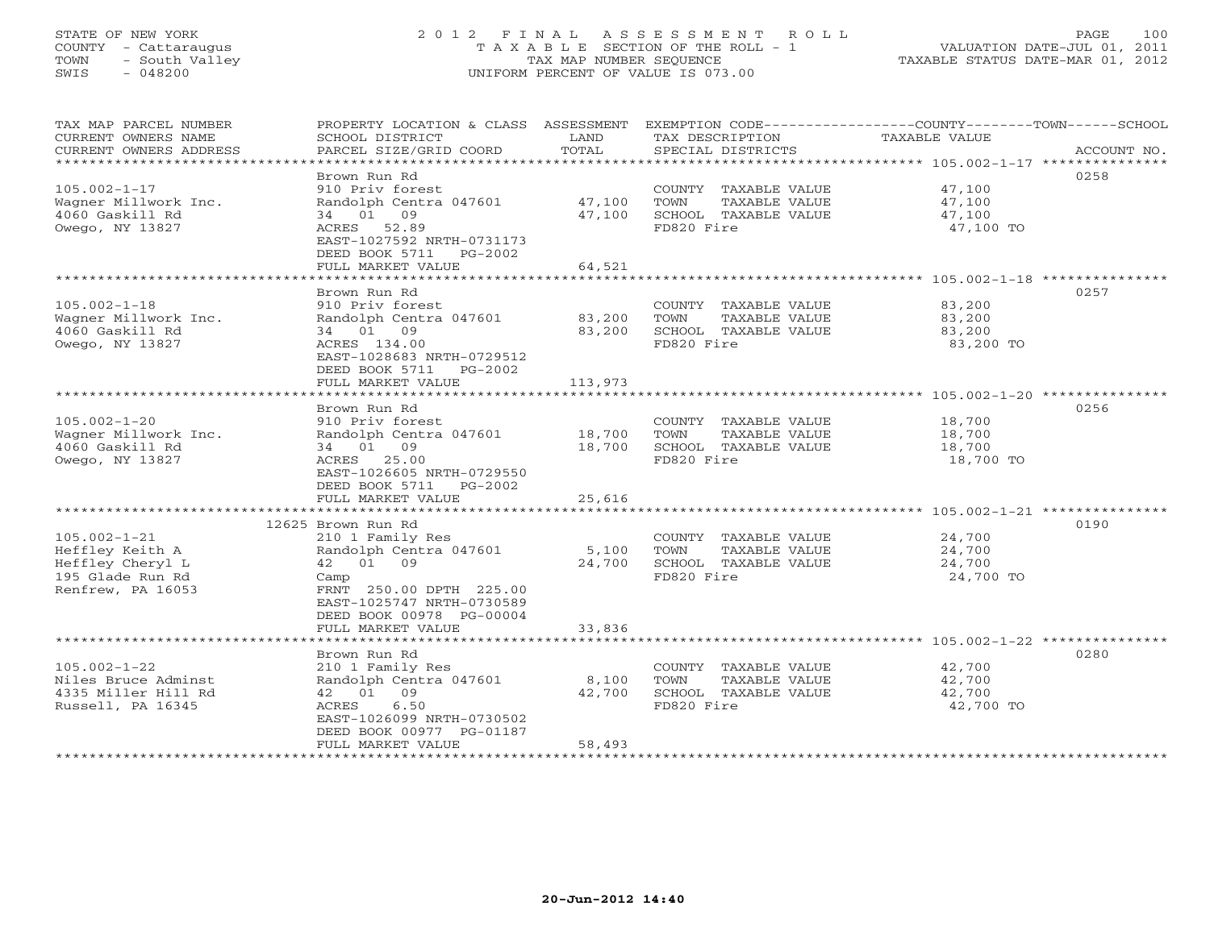STATE OF NEW YORK
COUNTY - Cattaraugus
TOWN - South Valley
SWIS - 048200

# 2012 FINAL ASSESSMENT ROLL

TAXABLE SECTION OF THE ROLL - 1
TAX MAP NUMBER SEQUENCE
UNIFORM PERCENT OF VALUE IS 073.00

VALUATION DATE-JUL 01, 2011
TAXABLE STATUS DATE-MAR 01, 2012

| TAX MAP PARCEL NUMBER / CURRENT OWNERS NAME / CURRENT OWNERS ADDRESS | PROPERTY LOCATION & CLASS / SCHOOL DISTRICT / PARCEL SIZE/GRID COORD | ASSESSMENT LAND | TOTAL | EXEMPTION CODE / TAX DESCRIPTION / SPECIAL DISTRICTS | TAXABLE VALUE (COUNTY / TOWN / SCHOOL) | ACCOUNT NO. |
|---|---|---|---|---|---|---|
| 105.002-1-17 | Brown Run Rd | | | | | 0258 |
| Wagner Millwork Inc. | 910 Priv forest | | | COUNTY TAXABLE VALUE | 47,100 | |
| 4060 Gaskill Rd | Randolph Centra 047601 | 47,100 | | TOWN TAXABLE VALUE | 47,100 | |
| Owego, NY 13827 | 34 01 09 | | 47,100 | SCHOOL TAXABLE VALUE | 47,100 | |
| | ACRES 52.89 | | | FD820 Fire | 47,100 TO | |
| | EAST-1027592 NRTH-0731173 | | | | | |
| | DEED BOOK 5711 PG-2002 | | | | | |
| | FULL MARKET VALUE | | 64,521 | | | |
| 105.002-1-18 | Brown Run Rd | | | | | 0257 |
| Wagner Millwork Inc. | 910 Priv forest | | | COUNTY TAXABLE VALUE | 83,200 | |
| 4060 Gaskill Rd | Randolph Centra 047601 | 83,200 | | TOWN TAXABLE VALUE | 83,200 | |
| Owego, NY 13827 | 34 01 09 | | 83,200 | SCHOOL TAXABLE VALUE | 83,200 | |
| | ACRES 134.00 | | | FD820 Fire | 83,200 TO | |
| | EAST-1028683 NRTH-0729512 | | | | | |
| | DEED BOOK 5711 PG-2002 | | | | | |
| | FULL MARKET VALUE | | 113,973 | | | |
| 105.002-1-20 | Brown Run Rd | | | | | 0256 |
| Wagner Millwork Inc. | 910 Priv forest | | | COUNTY TAXABLE VALUE | 18,700 | |
| 4060 Gaskill Rd | Randolph Centra 047601 | 18,700 | | TOWN TAXABLE VALUE | 18,700 | |
| Owego, NY 13827 | 34 01 09 | | 18,700 | SCHOOL TAXABLE VALUE | 18,700 | |
| | ACRES 25.00 | | | FD820 Fire | 18,700 TO | |
| | EAST-1026605 NRTH-0729550 | | | | | |
| | DEED BOOK 5711 PG-2002 | | | | | |
| | FULL MARKET VALUE | | 25,616 | | | |
| 105.002-1-21 | 12625 Brown Run Rd | | | | | 0190 |
| Heffley Keith A | 210 1 Family Res | | | COUNTY TAXABLE VALUE | 24,700 | |
| Heffley Cheryl L | Randolph Centra 047601 | 5,100 | | TOWN TAXABLE VALUE | 24,700 | |
| 195 Glade Run Rd | 42 01 09 | | 24,700 | SCHOOL TAXABLE VALUE | 24,700 | |
| Renfrew, PA 16053 | Camp | | | FD820 Fire | 24,700 TO | |
| | FRNT 250.00 DPTH 225.00 | | | | | |
| | EAST-1025747 NRTH-0730589 | | | | | |
| | DEED BOOK 00978 PG-00004 | | | | | |
| | FULL MARKET VALUE | | 33,836 | | | |
| 105.002-1-22 | Brown Run Rd | | | | | 0280 |
| Niles Bruce Adminst | 210 1 Family Res | | | COUNTY TAXABLE VALUE | 42,700 | |
| 4335 Miller Hill Rd | Randolph Centra 047601 | 8,100 | | TOWN TAXABLE VALUE | 42,700 | |
| Russell, PA 16345 | 42 01 09 | | 42,700 | SCHOOL TAXABLE VALUE | 42,700 | |
| | ACRES 6.50 | | | FD820 Fire | 42,700 TO | |
| | EAST-1026099 NRTH-0730502 | | | | | |
| | DEED BOOK 00977 PG-01187 | | | | | |
| | FULL MARKET VALUE | | 58,493 | | | |

20-Jun-2012 14:40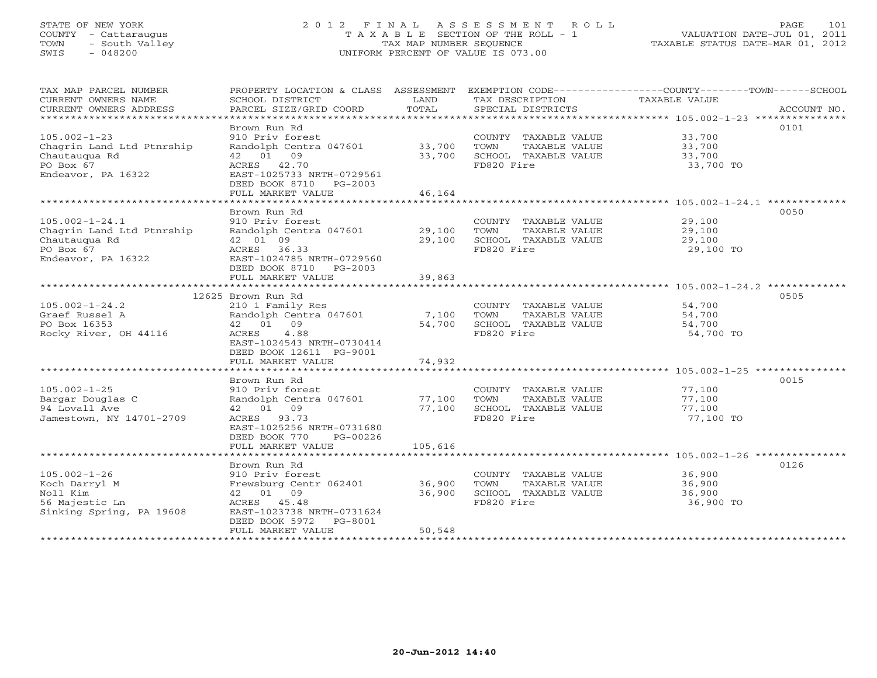STATE OF NEW YORK
COUNTY - Cattaraugus
TOWN - South Valley
SWIS - 048200

# 2012 FINAL ASSESSMENT ROLL

TAXABLE SECTION OF THE ROLL - 1
TAX MAP NUMBER SEQUENCE
UNIFORM PERCENT OF VALUE IS 073.00

VALUATION DATE-JUL 01, 2011
TAXABLE STATUS DATE-MAR 01, 2012

| TAX MAP PARCEL NUMBER / CURRENT OWNERS NAME / CURRENT OWNERS ADDRESS | PROPERTY LOCATION & CLASS / SCHOOL DISTRICT / PARCEL SIZE/GRID COORD | ASSESSMENT LAND / TOTAL | EXEMPTION CODE / TAX DESCRIPTION / SPECIAL DISTRICTS | COUNTY / TOWN / SCHOOL TAXABLE VALUE | ACCOUNT NO. |
|---|---|---|---|---|---|
| **105.002-1-23** | Brown Run Rd | | | | 0101 |
| 105.002-1-23 | 910 Priv forest | | COUNTY TAXABLE VALUE | 33,700 | |
| Chagrin Land Ltd Ptnrship | Randolph Centra 047601 | 33,700 | TOWN TAXABLE VALUE | 33,700 | |
| Chautauqua Rd | 42 01 09 | 33,700 | SCHOOL TAXABLE VALUE | 33,700 | |
| PO Box 67 | ACRES 42.70 | | FD820 Fire | 33,700 TO | |
| Endeavor, PA 16322 | EAST-1025733 NRTH-0729561 | | | | |
| | DEED BOOK 8710 PG-2003 | | | | |
| | FULL MARKET VALUE | 46,164 | | | |
| **105.002-1-24.1** | Brown Run Rd | | | | 0050 |
| 105.002-1-24.1 | 910 Priv forest | | COUNTY TAXABLE VALUE | 29,100 | |
| Chagrin Land Ltd Ptnrship | Randolph Centra 047601 | 29,100 | TOWN TAXABLE VALUE | 29,100 | |
| Chautauqua Rd | 42 01 09 | 29,100 | SCHOOL TAXABLE VALUE | 29,100 | |
| PO Box 67 | ACRES 36.33 | | FD820 Fire | 29,100 TO | |
| Endeavor, PA 16322 | EAST-1024785 NRTH-0729560 | | | | |
| | DEED BOOK 8710 PG-2003 | | | | |
| | FULL MARKET VALUE | 39,863 | | | |
| **105.002-1-24.2** | 12625 Brown Run Rd | | | | 0505 |
| 105.002-1-24.2 | 210 1 Family Res | | COUNTY TAXABLE VALUE | 54,700 | |
| Graef Russel A | Randolph Centra 047601 | 7,100 | TOWN TAXABLE VALUE | 54,700 | |
| PO Box 16353 | 42 01 09 | 54,700 | SCHOOL TAXABLE VALUE | 54,700 | |
| Rocky River, OH 44116 | ACRES 4.88 | | FD820 Fire | 54,700 TO | |
| | EAST-1024543 NRTH-0730414 | | | | |
| | DEED BOOK 12611 PG-9001 | | | | |
| | FULL MARKET VALUE | 74,932 | | | |
| **105.002-1-25** | Brown Run Rd | | | | 0015 |
| 105.002-1-25 | 910 Priv forest | | COUNTY TAXABLE VALUE | 77,100 | |
| Bargar Douglas C | Randolph Centra 047601 | 77,100 | TOWN TAXABLE VALUE | 77,100 | |
| 94 Lovall Ave | 42 01 09 | 77,100 | SCHOOL TAXABLE VALUE | 77,100 | |
| Jamestown, NY 14701-2709 | ACRES 93.73 | | FD820 Fire | 77,100 TO | |
| | EAST-1025256 NRTH-0731680 | | | | |
| | DEED BOOK 770 PG-00226 | | | | |
| | FULL MARKET VALUE | 105,616 | | | |
| **105.002-1-26** | Brown Run Rd | | | | 0126 |
| 105.002-1-26 | 910 Priv forest | | COUNTY TAXABLE VALUE | 36,900 | |
| Koch Darryl M | Frewsburg Centr 062401 | 36,900 | TOWN TAXABLE VALUE | 36,900 | |
| Noll Kim | 42 01 09 | 36,900 | SCHOOL TAXABLE VALUE | 36,900 | |
| 56 Majestic Ln | ACRES 45.48 | | FD820 Fire | 36,900 TO | |
| Sinking Spring, PA 19608 | EAST-1023738 NRTH-0731624 | | | | |
| | DEED BOOK 5972 PG-8001 | | | | |
| | FULL MARKET VALUE | 50,548 | | | |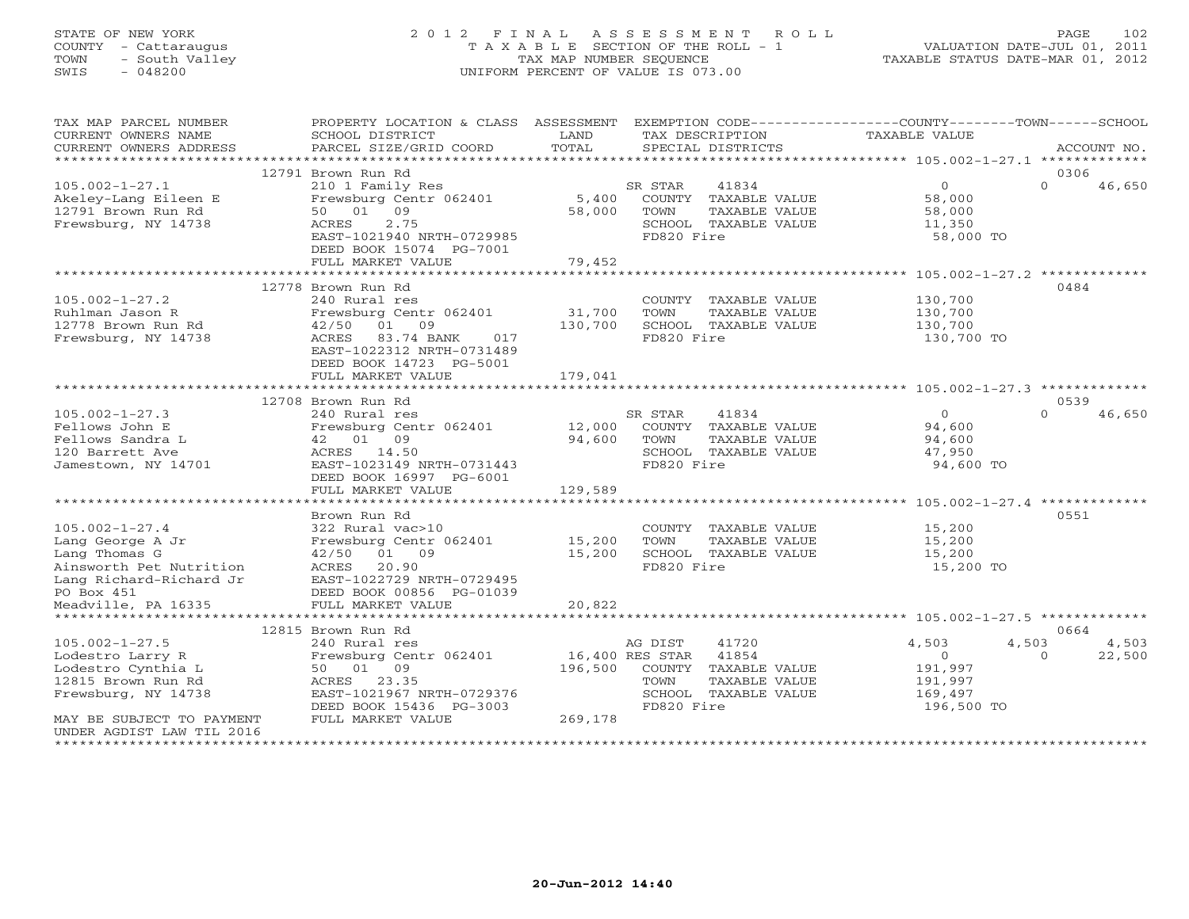STATE OF NEW YORK
COUNTY - Cattaraugus
TOWN - South Valley
SWIS - 048200

# 2012 FINAL ASSESSMENT ROLL

TAXABLE SECTION OF THE ROLL - 1
TAX MAP NUMBER SEQUENCE
UNIFORM PERCENT OF VALUE IS 073.00

VALUATION DATE-JUL 01, 2011
TAXABLE STATUS DATE-MAR 01, 2012

| TAX MAP PARCEL NUMBER / CURRENT OWNERS NAME / CURRENT OWNERS ADDRESS | PROPERTY LOCATION & CLASS / SCHOOL DISTRICT / PARCEL SIZE/GRID COORD | ASSESSMENT LAND / TOTAL | EXEMPTION CODE / TAX DESCRIPTION / SPECIAL DISTRICTS | COUNTY | TOWN | SCHOOL | ACCOUNT NO. |
|---|---|---|---|---|---|---|---|
| **105.002-1-27.1** | 12791 Brown Run Rd | | | | | | 0306 |
| Akeley-Lang Eileen E | 210 1 Family Res | | SR STAR 41834 | 0 | 0 | 46,650 | |
| 12791 Brown Run Rd | Frewsburg Centr 062401 | 5,400 | COUNTY TAXABLE VALUE | 58,000 | | | |
| Frewsburg, NY 14738 | 50 01 09 | 58,000 | TOWN TAXABLE VALUE | | 58,000 | | |
| | ACRES 2.75 | | SCHOOL TAXABLE VALUE | | | 11,350 | |
| | EAST-1021940 NRTH-0729985 | | FD820 Fire | 58,000 TO | | | |
| | DEED BOOK 15074 PG-7001 | | | | | | |
| | FULL MARKET VALUE | 79,452 | | | | | |
| **105.002-1-27.2** | 12778 Brown Run Rd | | | | | | 0484 |
| Ruhlman Jason R | 240 Rural res | | COUNTY TAXABLE VALUE | 130,700 | | | |
| 12778 Brown Run Rd | Frewsburg Centr 062401 | 31,700 | TOWN TAXABLE VALUE | | 130,700 | | |
| Frewsburg, NY 14738 | 42/50 01 09 | 130,700 | SCHOOL TAXABLE VALUE | | | 130,700 | |
| | ACRES 83.74 BANK 017 | | FD820 Fire | 130,700 TO | | | |
| | EAST-1022312 NRTH-0731489 | | | | | | |
| | DEED BOOK 14723 PG-5001 | | | | | | |
| | FULL MARKET VALUE | 179,041 | | | | | |
| **105.002-1-27.3** | 12708 Brown Run Rd | | | | | | 0539 |
| Fellows John E | 240 Rural res | | SR STAR 41834 | 0 | 0 | 46,650 | |
| Fellows Sandra L | Frewsburg Centr 062401 | 12,000 | COUNTY TAXABLE VALUE | 94,600 | | | |
| 120 Barrett Ave | 42 01 09 | 94,600 | TOWN TAXABLE VALUE | | 94,600 | | |
| Jamestown, NY 14701 | ACRES 14.50 | | SCHOOL TAXABLE VALUE | | | 47,950 | |
| | EAST-1023149 NRTH-0731443 | | FD820 Fire | 94,600 TO | | | |
| | DEED BOOK 16997 PG-6001 | | | | | | |
| | FULL MARKET VALUE | 129,589 | | | | | |
| **105.002-1-27.4** | Brown Run Rd | | | | | | 0551 |
| Lang George A Jr | 322 Rural vac>10 | | COUNTY TAXABLE VALUE | 15,200 | | | |
| Lang Thomas G | Frewsburg Centr 062401 | 15,200 | TOWN TAXABLE VALUE | | 15,200 | | |
| Ainsworth Pet Nutrition | 42/50 01 09 | 15,200 | SCHOOL TAXABLE VALUE | | | 15,200 | |
| Lang Richard-Richard Jr | ACRES 20.90 | | FD820 Fire | 15,200 TO | | | |
| PO Box 451 | EAST-1022729 NRTH-0729495 | | | | | | |
| Meadville, PA 16335 | DEED BOOK 00856 PG-01039 | | | | | | |
| | FULL MARKET VALUE | 20,822 | | | | | |
| **105.002-1-27.5** | 12815 Brown Run Rd | | | | | | 0664 |
| Lodestro Larry R | 240 Rural res | | AG DIST 41720 | 4,503 | 4,503 | 4,503 | |
| Lodestro Cynthia L | Frewsburg Centr 062401 | 16,400 | RES STAR 41854 | 0 | 0 | 22,500 | |
| 12815 Brown Run Rd | 50 01 09 | 196,500 | COUNTY TAXABLE VALUE | 191,997 | | | |
| Frewsburg, NY 14738 | ACRES 23.35 | | TOWN TAXABLE VALUE | | 191,997 | | |
| | EAST-1021967 NRTH-0729376 | | SCHOOL TAXABLE VALUE | | | 169,497 | |
| | DEED BOOK 15436 PG-3003 | | FD820 Fire | 196,500 TO | | | |
| MAY BE SUBJECT TO PAYMENT UNDER AGDIST LAW TIL 2016 | FULL MARKET VALUE | 269,178 | | | | | |

20-Jun-2012 14:40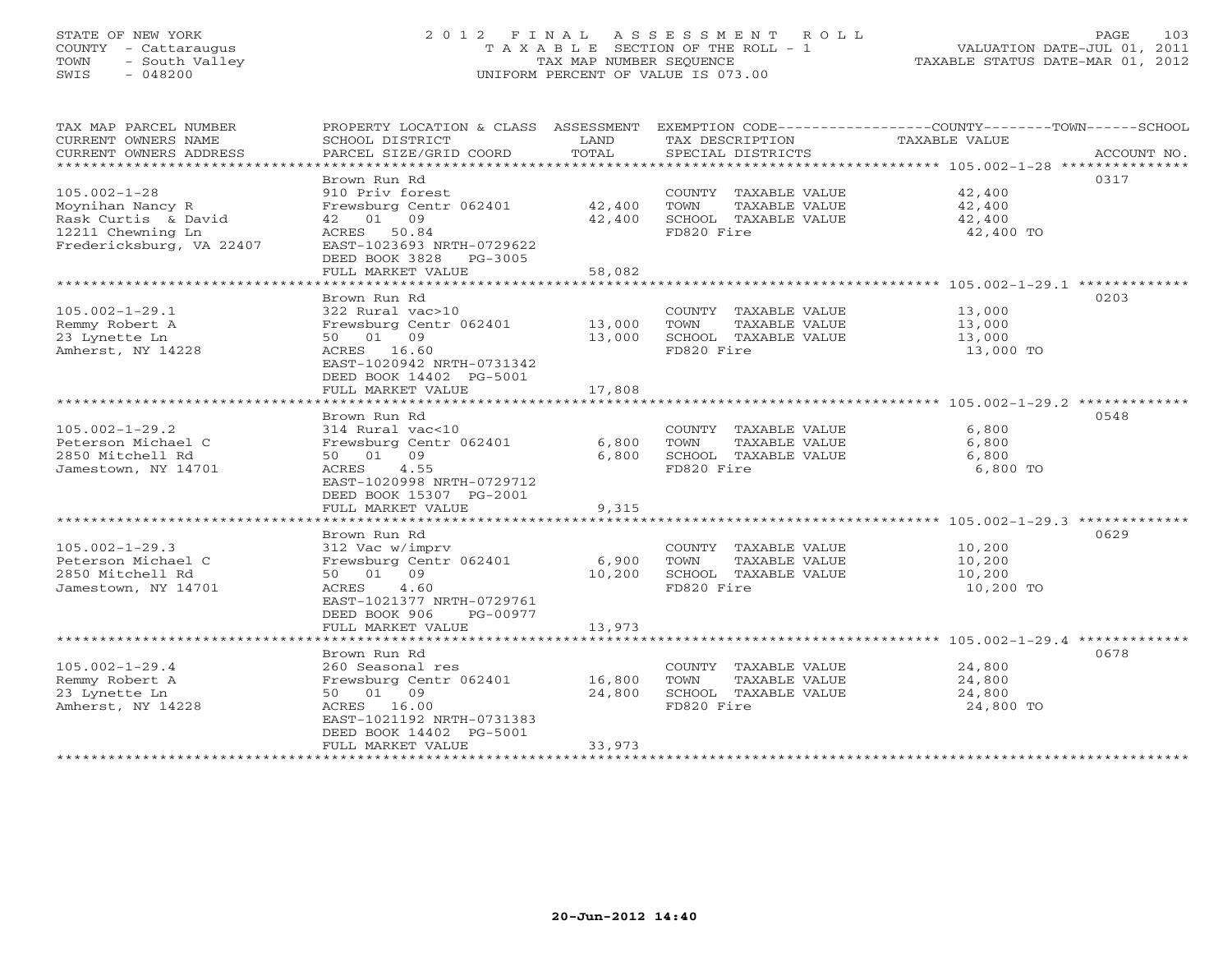STATE OF NEW YORK
COUNTY - Cattaraugus
TOWN - South Valley
SWIS - 048200

# 2012 FINAL ASSESSMENT ROLL

TAXABLE SECTION OF THE ROLL - 1
TAX MAP NUMBER SEQUENCE
UNIFORM PERCENT OF VALUE IS 073.00

VALUATION DATE-JUL 01, 2011
TAXABLE STATUS DATE-MAR 01, 2012

| TAX MAP PARCEL NUMBER / CURRENT OWNERS NAME / CURRENT OWNERS ADDRESS | PROPERTY LOCATION & CLASS / SCHOOL DISTRICT / PARCEL SIZE/GRID COORD | ASSESSMENT LAND / TOTAL | EXEMPTION CODE / TAX DESCRIPTION / SPECIAL DISTRICTS | TAXABLE VALUE (COUNTY / TOWN / SCHOOL) | ACCOUNT NO. |
|---|---|---|---|---|---|
| 105.002-1-28 | Brown Run Rd | | | | 0317 |
| Moynihan Nancy R | 910 Priv forest | | COUNTY TAXABLE VALUE | 42,400 | |
| Rask Curtis & David | Frewsburg Centr 062401 | 42,400 | TOWN TAXABLE VALUE | 42,400 | |
| 12211 Chewning Ln | 42 01 09 | 42,400 | SCHOOL TAXABLE VALUE | 42,400 | |
| Fredericksburg, VA 22407 | ACRES 50.84 | | FD820 Fire | 42,400 TO | |
| | EAST-1023693 NRTH-0729622 | | | | |
| | DEED BOOK 3828 PG-3005 | | | | |
| | FULL MARKET VALUE | 58,082 | | | |
| 105.002-1-29.1 | Brown Run Rd | | | | 0203 |
| Remmy Robert A | 322 Rural vac>10 | | COUNTY TAXABLE VALUE | 13,000 | |
| 23 Lynette Ln | Frewsburg Centr 062401 | 13,000 | TOWN TAXABLE VALUE | 13,000 | |
| Amherst, NY 14228 | 50 01 09 | 13,000 | SCHOOL TAXABLE VALUE | 13,000 | |
| | ACRES 16.60 | | FD820 Fire | 13,000 TO | |
| | EAST-1020942 NRTH-0731342 | | | | |
| | DEED BOOK 14402 PG-5001 | | | | |
| | FULL MARKET VALUE | 17,808 | | | |
| 105.002-1-29.2 | Brown Run Rd | | | | 0548 |
| Peterson Michael C | 314 Rural vac<10 | | COUNTY TAXABLE VALUE | 6,800 | |
| 2850 Mitchell Rd | Frewsburg Centr 062401 | 6,800 | TOWN TAXABLE VALUE | 6,800 | |
| Jamestown, NY 14701 | 50 01 09 | 6,800 | SCHOOL TAXABLE VALUE | 6,800 | |
| | ACRES 4.55 | | FD820 Fire | 6,800 TO | |
| | EAST-1020998 NRTH-0729712 | | | | |
| | DEED BOOK 15307 PG-2001 | | | | |
| | FULL MARKET VALUE | 9,315 | | | |
| 105.002-1-29.3 | Brown Run Rd | | | | 0629 |
| Peterson Michael C | 312 Vac w/imprv | | COUNTY TAXABLE VALUE | 10,200 | |
| 2850 Mitchell Rd | Frewsburg Centr 062401 | 6,900 | TOWN TAXABLE VALUE | 10,200 | |
| Jamestown, NY 14701 | 50 01 09 | 10,200 | SCHOOL TAXABLE VALUE | 10,200 | |
| | ACRES 4.60 | | FD820 Fire | 10,200 TO | |
| | EAST-1021377 NRTH-0729761 | | | | |
| | DEED BOOK 906 PG-00977 | | | | |
| | FULL MARKET VALUE | 13,973 | | | |
| 105.002-1-29.4 | Brown Run Rd | | | | 0678 |
| Remmy Robert A | 260 Seasonal res | | COUNTY TAXABLE VALUE | 24,800 | |
| 23 Lynette Ln | Frewsburg Centr 062401 | 16,800 | TOWN TAXABLE VALUE | 24,800 | |
| Amherst, NY 14228 | 50 01 09 | 24,800 | SCHOOL TAXABLE VALUE | 24,800 | |
| | ACRES 16.00 | | FD820 Fire | 24,800 TO | |
| | EAST-1021192 NRTH-0731383 | | | | |
| | DEED BOOK 14402 PG-5001 | | | | |
| | FULL MARKET VALUE | 33,973 | | | |

20-Jun-2012 14:40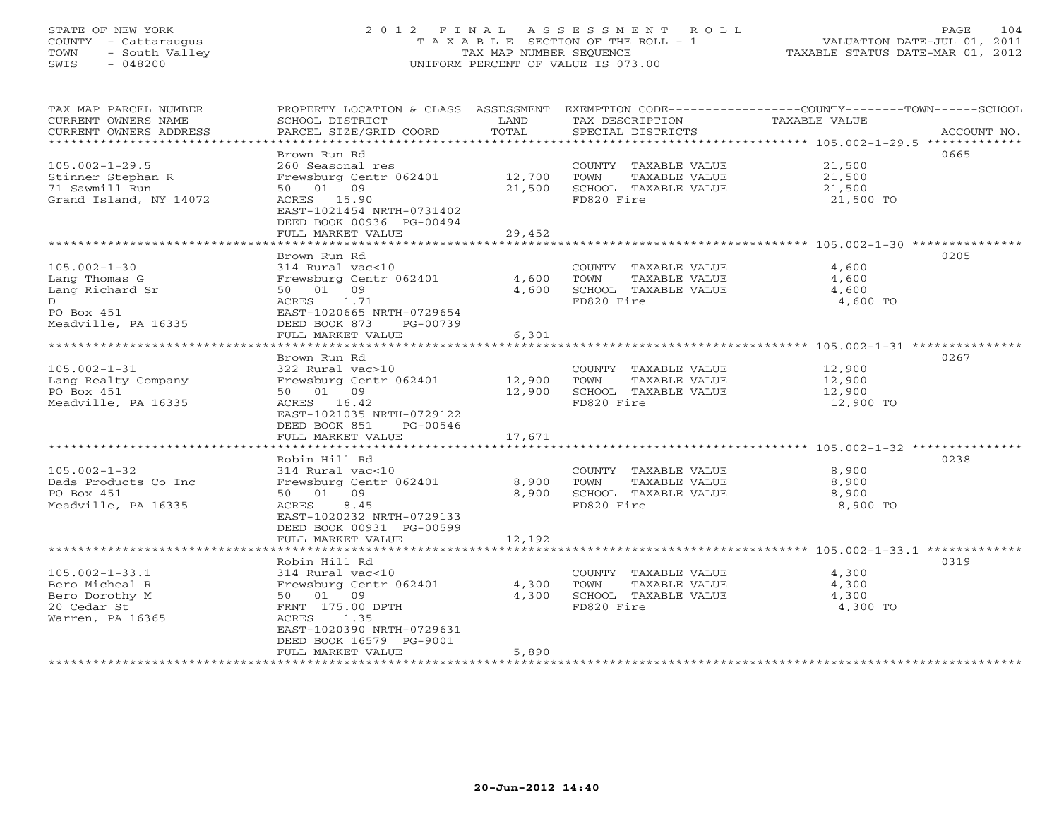STATE OF NEW YORK
COUNTY - Cattaraugus
TOWN - South Valley
SWIS - 048200

# 2012 FINAL ASSESSMENT ROLL
TAXABLE SECTION OF THE ROLL - 1
TAX MAP NUMBER SEQUENCE
UNIFORM PERCENT OF VALUE IS 073.00

VALUATION DATE-JUL 01, 2011
TAXABLE STATUS DATE-MAR 01, 2012

| TAX MAP PARCEL NUMBER / CURRENT OWNERS NAME / CURRENT OWNERS ADDRESS | PROPERTY LOCATION & CLASS / SCHOOL DISTRICT / PARCEL SIZE/GRID COORD | ASSESSMENT LAND / TOTAL | EXEMPTION CODE / TAX DESCRIPTION / SPECIAL DISTRICTS | COUNTY--TOWN--SCHOOL TAXABLE VALUE | ACCOUNT NO. |
|---|---|---|---|---|---|
| **105.002-1-29.5** | Brown Run Rd | | | | 0665 |
| 105.002-1-29.5 | 260 Seasonal res | | COUNTY TAXABLE VALUE | 21,500 | |
| Stinner Stephan R | Frewsburg Centr 062401 | 12,700 | TOWN TAXABLE VALUE | 21,500 | |
| 71 Sawmill Run | 50 01 09 | 21,500 | SCHOOL TAXABLE VALUE | 21,500 | |
| Grand Island, NY 14072 | ACRES 15.90 | | FD820 Fire | 21,500 TO | |
| | EAST-1021454 NRTH-0731402 | | | | |
| | DEED BOOK 00936 PG-00494 | | | | |
| | FULL MARKET VALUE | 29,452 | | | |
| **105.002-1-30** | Brown Run Rd | | | | 0205 |
| 105.002-1-30 | 314 Rural vac<10 | | COUNTY TAXABLE VALUE | 4,600 | |
| Lang Thomas G | Frewsburg Centr 062401 | 4,600 | TOWN TAXABLE VALUE | 4,600 | |
| Lang Richard Sr | 50 01 09 | 4,600 | SCHOOL TAXABLE VALUE | 4,600 | |
| D | ACRES 1.71 | | FD820 Fire | 4,600 TO | |
| PO Box 451 | EAST-1020665 NRTH-0729654 | | | | |
| Meadville, PA 16335 | DEED BOOK 873 PG-00739 | | | | |
| | FULL MARKET VALUE | 6,301 | | | |
| **105.002-1-31** | Brown Run Rd | | | | 0267 |
| 105.002-1-31 | 322 Rural vac>10 | | COUNTY TAXABLE VALUE | 12,900 | |
| Lang Realty Company | Frewsburg Centr 062401 | 12,900 | TOWN TAXABLE VALUE | 12,900 | |
| PO Box 451 | 50 01 09 | 12,900 | SCHOOL TAXABLE VALUE | 12,900 | |
| Meadville, PA 16335 | ACRES 16.42 | | FD820 Fire | 12,900 TO | |
| | EAST-1021035 NRTH-0729122 | | | | |
| | DEED BOOK 851 PG-00546 | | | | |
| | FULL MARKET VALUE | 17,671 | | | |
| **105.002-1-32** | Robin Hill Rd | | | | 0238 |
| 105.002-1-32 | 314 Rural vac<10 | | COUNTY TAXABLE VALUE | 8,900 | |
| Dads Products Co Inc | Frewsburg Centr 062401 | 8,900 | TOWN TAXABLE VALUE | 8,900 | |
| PO Box 451 | 50 01 09 | 8,900 | SCHOOL TAXABLE VALUE | 8,900 | |
| Meadville, PA 16335 | ACRES 8.45 | | FD820 Fire | 8,900 TO | |
| | EAST-1020232 NRTH-0729133 | | | | |
| | DEED BOOK 00931 PG-00599 | | | | |
| | FULL MARKET VALUE | 12,192 | | | |
| **105.002-1-33.1** | Robin Hill Rd | | | | 0319 |
| 105.002-1-33.1 | 314 Rural vac<10 | | COUNTY TAXABLE VALUE | 4,300 | |
| Bero Micheal R | Frewsburg Centr 062401 | 4,300 | TOWN TAXABLE VALUE | 4,300 | |
| Bero Dorothy M | 50 01 09 | 4,300 | SCHOOL TAXABLE VALUE | 4,300 | |
| 20 Cedar St | FRNT 175.00 DPTH | | FD820 Fire | 4,300 TO | |
| Warren, PA 16365 | ACRES 1.35 | | | | |
| | EAST-1020390 NRTH-0729631 | | | | |
| | DEED BOOK 16579 PG-9001 | | | | |
| | FULL MARKET VALUE | 5,890 | | | |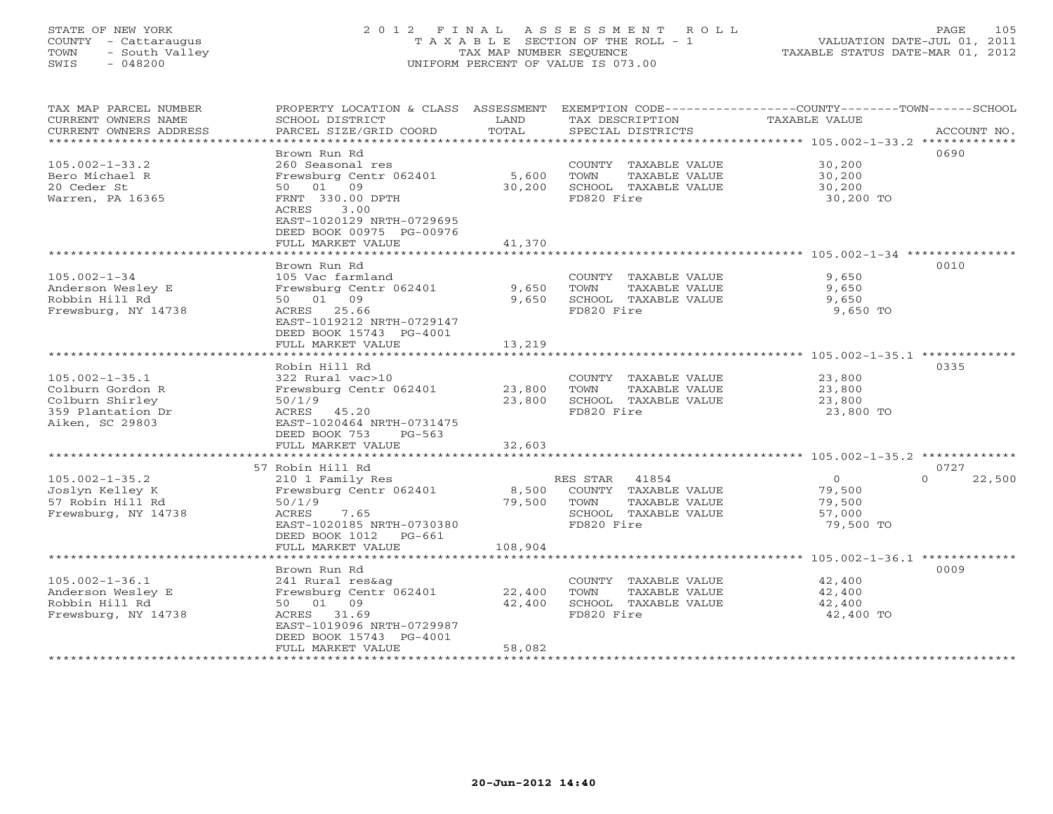STATE OF NEW YORK
COUNTY - Cattaraugus
TOWN - South Valley
SWIS - 048200

2012 FINAL ASSESSMENT ROLL
TAXABLE SECTION OF THE ROLL - 1
TAX MAP NUMBER SEQUENCE
UNIFORM PERCENT OF VALUE IS 073.00

VALUATION DATE-JUL 01, 2011
TAXABLE STATUS DATE-MAR 01, 2012

| TAX MAP PARCEL NUMBER / CURRENT OWNERS NAME / CURRENT OWNERS ADDRESS | PROPERTY LOCATION & CLASS / SCHOOL DISTRICT / PARCEL SIZE/GRID COORD | ASSESSMENT LAND | TOTAL | EXEMPTION CODE / TAX DESCRIPTION / SPECIAL DISTRICTS | COUNTY | TOWN | SCHOOL | TAXABLE VALUE | ACCOUNT NO. |
|---|---|---|---|---|---|---|---|---|---|
| **105.002-1-33.2** | Brown Run Rd | | | | | | | | 0690 |
| Bero Michael R | 260 Seasonal res | | | COUNTY TAXABLE VALUE | | | | 30,200 | |
| 20 Ceder St | Frewsburg Centr 062401 | 5,600 | | TOWN TAXABLE VALUE | | | | 30,200 | |
| Warren, PA 16365 | 50 01 09 | | 30,200 | SCHOOL TAXABLE VALUE | | | | 30,200 | |
| | FRNT 330.00 DPTH | | | FD820 Fire | | | | 30,200 TO | |
| | ACRES 3.00 | | | | | | | | |
| | EAST-1020129 NRTH-0729695 | | | | | | | | |
| | DEED BOOK 00975 PG-00976 | | | | | | | | |
| | FULL MARKET VALUE | | 41,370 | | | | | | |
| **105.002-1-34** | Brown Run Rd | | | | | | | | 0010 |
| Anderson Wesley E | 105 Vac farmland | | | COUNTY TAXABLE VALUE | | | | 9,650 | |
| Robbin Hill Rd | Frewsburg Centr 062401 | 9,650 | | TOWN TAXABLE VALUE | | | | 9,650 | |
| Frewsburg, NY 14738 | 50 01 09 | | 9,650 | SCHOOL TAXABLE VALUE | | | | 9,650 | |
| | ACRES 25.66 | | | FD820 Fire | | | | 9,650 TO | |
| | EAST-1019212 NRTH-0729147 | | | | | | | | |
| | DEED BOOK 15743 PG-4001 | | | | | | | | |
| | FULL MARKET VALUE | | 13,219 | | | | | | |
| **105.002-1-35.1** | Robin Hill Rd | | | | | | | | 0335 |
| Colburn Gordon R | 322 Rural vac>10 | | | COUNTY TAXABLE VALUE | | | | 23,800 | |
| Colburn Shirley | Frewsburg Centr 062401 | 23,800 | | TOWN TAXABLE VALUE | | | | 23,800 | |
| 359 Plantation Dr | 50/1/9 | | 23,800 | SCHOOL TAXABLE VALUE | | | | 23,800 | |
| Aiken, SC 29803 | ACRES 45.20 | | | FD820 Fire | | | | 23,800 TO | |
| | EAST-1020464 NRTH-0731475 | | | | | | | | |
| | DEED BOOK 753 PG-563 | | | | | | | | |
| | FULL MARKET VALUE | | 32,603 | | | | | | |
| **105.002-1-35.2** | 57 Robin Hill Rd | | | | | | | | 0727 |
| Joslyn Kelley K | 210 1 Family Res | | | RES STAR 41854 | 0 | 0 | 22,500 | | |
| 57 Robin Hill Rd | Frewsburg Centr 062401 | 8,500 | | COUNTY TAXABLE VALUE | | | | 79,500 | |
| Frewsburg, NY 14738 | 50/1/9 | | 79,500 | TOWN TAXABLE VALUE | | | | 79,500 | |
| | ACRES 7.65 | | | SCHOOL TAXABLE VALUE | | | | 57,000 | |
| | EAST-1020185 NRTH-0730380 | | | FD820 Fire | | | | 79,500 TO | |
| | DEED BOOK 1012 PG-661 | | | | | | | | |
| | FULL MARKET VALUE | | 108,904 | | | | | | |
| **105.002-1-36.1** | Brown Run Rd | | | | | | | | 0009 |
| Anderson Wesley E | 241 Rural res&ag | | | COUNTY TAXABLE VALUE | | | | 42,400 | |
| Robbin Hill Rd | Frewsburg Centr 062401 | 22,400 | | TOWN TAXABLE VALUE | | | | 42,400 | |
| Frewsburg, NY 14738 | 50 01 09 | | 42,400 | SCHOOL TAXABLE VALUE | | | | 42,400 | |
| | ACRES 31.69 | | | FD820 Fire | | | | 42,400 TO | |
| | EAST-1019096 NRTH-0729987 | | | | | | | | |
| | DEED BOOK 15743 PG-4001 | | | | | | | | |
| | FULL MARKET VALUE | | 58,082 | | | | | | |

20-Jun-2012 14:40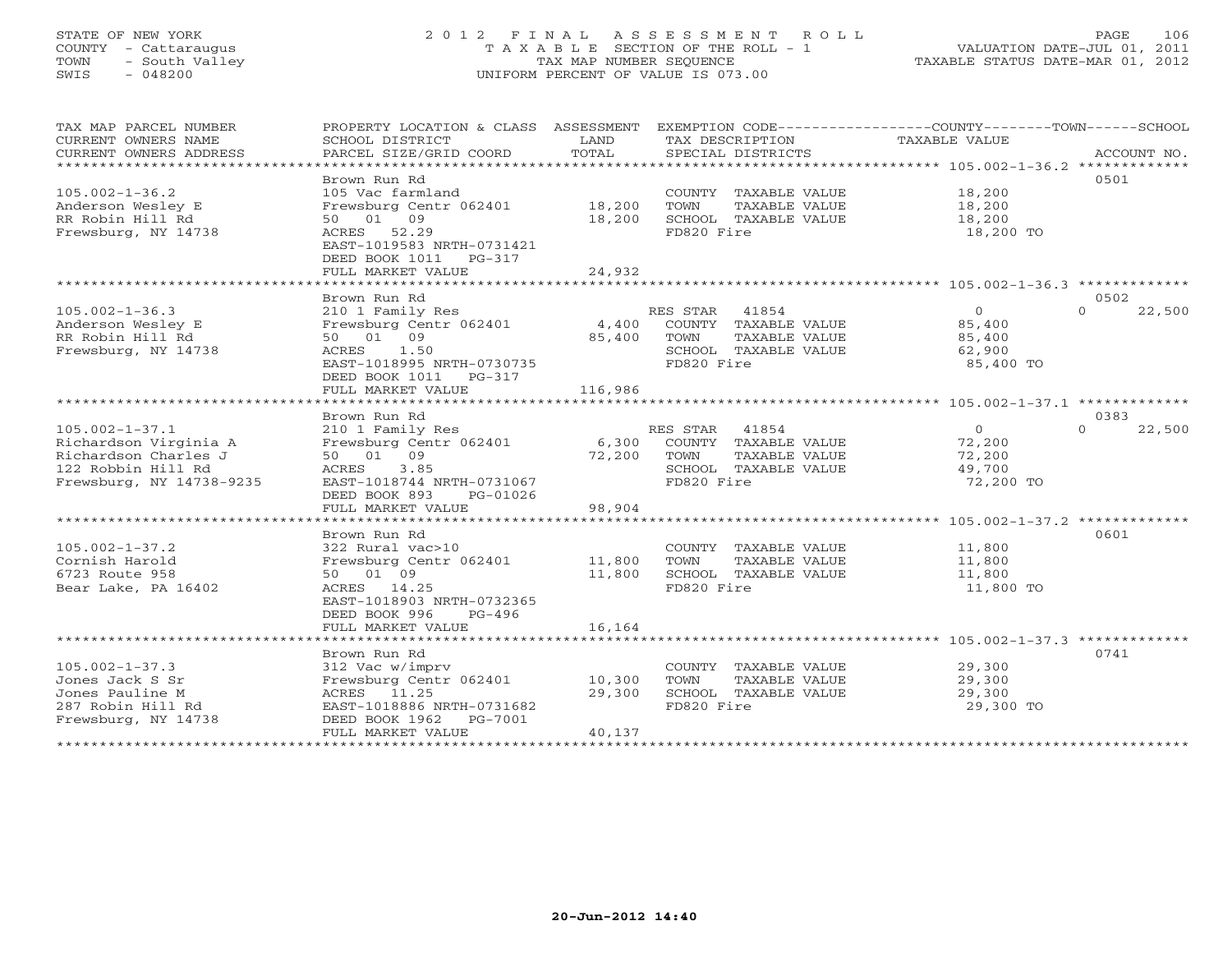STATE OF NEW YORK
COUNTY - Cattaraugus
TOWN - South Valley
SWIS - 048200

2 0 1 2 F I N A L A S S E S S M E N T R O L L
T A X A B L E SECTION OF THE ROLL - 1
TAX MAP NUMBER SEQUENCE
UNIFORM PERCENT OF VALUE IS 073.00

VALUATION DATE-JUL 01, 2011
TAXABLE STATUS DATE-MAR 01, 2012

| TAX MAP PARCEL NUMBER / CURRENT OWNERS NAME / CURRENT OWNERS ADDRESS | PROPERTY LOCATION & CLASS / SCHOOL DISTRICT / PARCEL SIZE/GRID COORD | ASSESSMENT LAND / TOTAL | EXEMPTION CODE / TAX DESCRIPTION / SPECIAL DISTRICTS | COUNTY / TOWN / SCHOOL TAXABLE VALUE | ACCOUNT NO. |
|---|---|---|---|---|---|
| 105.002-1-36.2 | Brown Run Rd | | | | 0501 |
| | 105 Vac farmland | | COUNTY TAXABLE VALUE | 18,200 | |
| Anderson Wesley E | Frewsburg Centr 062401 | 18,200 | TOWN TAXABLE VALUE | 18,200 | |
| RR Robin Hill Rd | 50 01 09 | 18,200 | SCHOOL TAXABLE VALUE | 18,200 | |
| Frewsburg, NY 14738 | ACRES 52.29 | | FD820 Fire | 18,200 TO | |
| | EAST-1019583 NRTH-0731421 | | | | |
| | DEED BOOK 1011 PG-317 | | | | |
| | FULL MARKET VALUE | 24,932 | | | |
| 105.002-1-36.3 | Brown Run Rd | | | | 0502 |
| | 210 1 Family Res | | RES STAR 41854 | 0 / 0 / 22,500 | |
| Anderson Wesley E | Frewsburg Centr 062401 | 4,400 | COUNTY TAXABLE VALUE | 85,400 | |
| RR Robin Hill Rd | 50 01 09 | 85,400 | TOWN TAXABLE VALUE | 85,400 | |
| Frewsburg, NY 14738 | ACRES 1.50 | | SCHOOL TAXABLE VALUE | 62,900 | |
| | EAST-1018995 NRTH-0730735 | | FD820 Fire | 85,400 TO | |
| | DEED BOOK 1011 PG-317 | | | | |
| | FULL MARKET VALUE | 116,986 | | | |
| 105.002-1-37.1 | Brown Run Rd | | | | 0383 |
| | 210 1 Family Res | | RES STAR 41854 | 0 / 0 / 22,500 | |
| Richardson Virginia A | Frewsburg Centr 062401 | 6,300 | COUNTY TAXABLE VALUE | 72,200 | |
| Richardson Charles J | 50 01 09 | 72,200 | TOWN TAXABLE VALUE | 72,200 | |
| 122 Robbin Hill Rd | ACRES 3.85 | | SCHOOL TAXABLE VALUE | 49,700 | |
| Frewsburg, NY 14738-9235 | EAST-1018744 NRTH-0731067 | | FD820 Fire | 72,200 TO | |
| | DEED BOOK 893 PG-01026 | | | | |
| | FULL MARKET VALUE | 98,904 | | | |
| 105.002-1-37.2 | Brown Run Rd | | | | 0601 |
| | 322 Rural vac>10 | | COUNTY TAXABLE VALUE | 11,800 | |
| Cornish Harold | Frewsburg Centr 062401 | 11,800 | TOWN TAXABLE VALUE | 11,800 | |
| 6723 Route 958 | 50 01 09 | 11,800 | SCHOOL TAXABLE VALUE | 11,800 | |
| Bear Lake, PA 16402 | ACRES 14.25 | | FD820 Fire | 11,800 TO | |
| | EAST-1018903 NRTH-0732365 | | | | |
| | DEED BOOK 996 PG-496 | | | | |
| | FULL MARKET VALUE | 16,164 | | | |
| 105.002-1-37.3 | Brown Run Rd | | | | 0741 |
| | 312 Vac w/imprv | | COUNTY TAXABLE VALUE | 29,300 | |
| Jones Jack S Sr | Frewsburg Centr 062401 | 10,300 | TOWN TAXABLE VALUE | 29,300 | |
| Jones Pauline M | ACRES 11.25 | 29,300 | SCHOOL TAXABLE VALUE | 29,300 | |
| 287 Robin Hill Rd | EAST-1018886 NRTH-0731682 | | FD820 Fire | 29,300 TO | |
| Frewsburg, NY 14738 | DEED BOOK 1962 PG-7001 | | | | |
| | FULL MARKET VALUE | 40,137 | | | |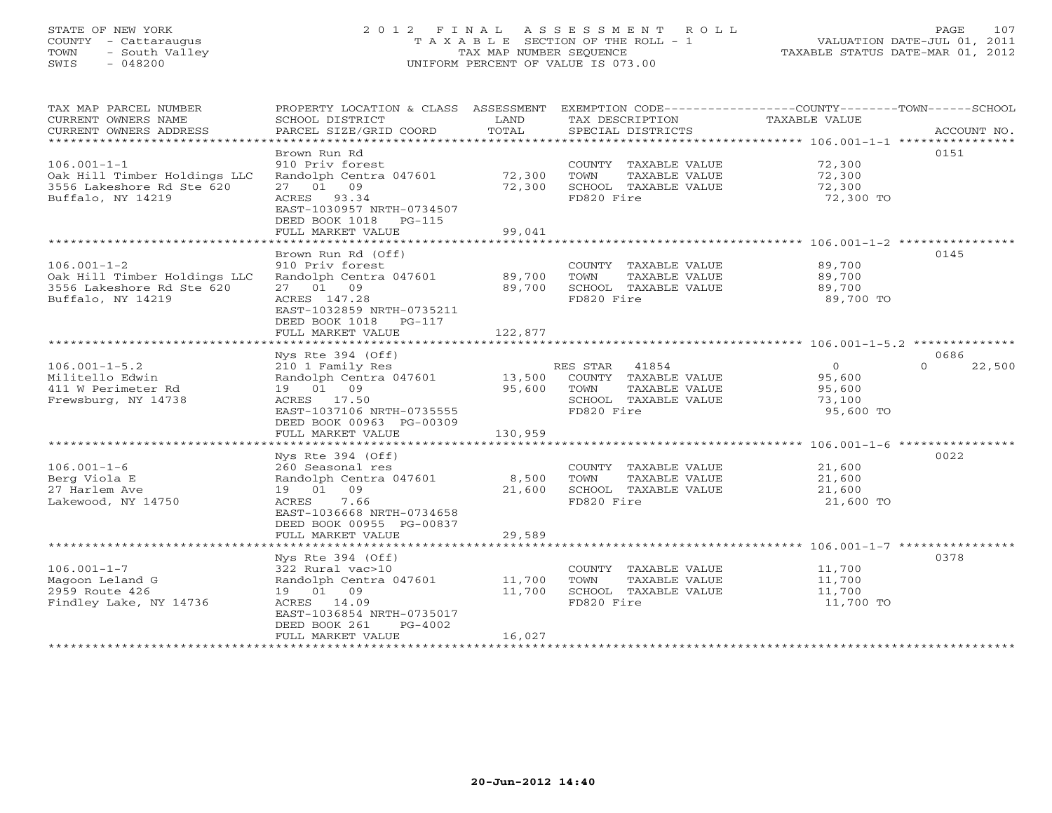STATE OF NEW YORK
COUNTY - Cattaraugus
TOWN - South Valley
SWIS - 048200

2 0 1 2 F I N A L A S S E S S M E N T R O L L
T A X A B L E SECTION OF THE ROLL - 1
TAX MAP NUMBER SEQUENCE
UNIFORM PERCENT OF VALUE IS 073.00

VALUATION DATE-JUL 01, 2011
TAXABLE STATUS DATE-MAR 01, 2012

| TAX MAP PARCEL NUMBER / CURRENT OWNERS NAME / CURRENT OWNERS ADDRESS | PROPERTY LOCATION & CLASS / SCHOOL DISTRICT / PARCEL SIZE/GRID COORD | ASSESSMENT LAND / TOTAL | EXEMPTION CODE / TAX DESCRIPTION / SPECIAL DISTRICTS | COUNTY / TOWN / SCHOOL TAXABLE VALUE | ACCOUNT NO. |
|---|---|---|---|---|---|
| **106.001-1-1** | Brown Run Rd | | | | 0151 |
| 106.001-1-1 | 910 Priv forest | | COUNTY TAXABLE VALUE | 72,300 | |
| Oak Hill Timber Holdings LLC | Randolph Centra 047601 | 72,300 | TOWN TAXABLE VALUE | 72,300 | |
| 3556 Lakeshore Rd Ste 620 | 27 01 09 | 72,300 | SCHOOL TAXABLE VALUE | 72,300 | |
| Buffalo, NY 14219 | ACRES 93.34 | | FD820 Fire | 72,300 TO | |
| | EAST-1030957 NRTH-0734507 | | | | |
| | DEED BOOK 1018 PG-115 | | | | |
| | FULL MARKET VALUE | 99,041 | | | |
| **106.001-1-2** | Brown Run Rd (Off) | | | | 0145 |
| 106.001-1-2 | 910 Priv forest | | COUNTY TAXABLE VALUE | 89,700 | |
| Oak Hill Timber Holdings LLC | Randolph Centra 047601 | 89,700 | TOWN TAXABLE VALUE | 89,700 | |
| 3556 Lakeshore Rd Ste 620 | 27 01 09 | 89,700 | SCHOOL TAXABLE VALUE | 89,700 | |
| Buffalo, NY 14219 | ACRES 147.28 | | FD820 Fire | 89,700 TO | |
| | EAST-1032859 NRTH-0735211 | | | | |
| | DEED BOOK 1018 PG-117 | | | | |
| | FULL MARKET VALUE | 122,877 | | | |
| **106.001-1-5.2** | Nys Rte 394 (Off) | | | | 0686 |
| 106.001-1-5.2 | 210 1 Family Res | | RES STAR 41854 | 0 / 0 / 22,500 | |
| Militello Edwin | Randolph Centra 047601 | 13,500 | COUNTY TAXABLE VALUE | 95,600 | |
| 411 W Perimeter Rd | 19 01 09 | 95,600 | TOWN TAXABLE VALUE | 95,600 | |
| Frewsburg, NY 14738 | ACRES 17.50 | | SCHOOL TAXABLE VALUE | 73,100 | |
| | EAST-1037106 NRTH-0735555 | | FD820 Fire | 95,600 TO | |
| | DEED BOOK 00963 PG-00309 | | | | |
| | FULL MARKET VALUE | 130,959 | | | |
| **106.001-1-6** | Nys Rte 394 (Off) | | | | 0022 |
| 106.001-1-6 | 260 Seasonal res | | COUNTY TAXABLE VALUE | 21,600 | |
| Berg Viola E | Randolph Centra 047601 | 8,500 | TOWN TAXABLE VALUE | 21,600 | |
| 27 Harlem Ave | 19 01 09 | 21,600 | SCHOOL TAXABLE VALUE | 21,600 | |
| Lakewood, NY 14750 | ACRES 7.66 | | FD820 Fire | 21,600 TO | |
| | EAST-1036668 NRTH-0734658 | | | | |
| | DEED BOOK 00955 PG-00837 | | | | |
| | FULL MARKET VALUE | 29,589 | | | |
| **106.001-1-7** | Nys Rte 394 (Off) | | | | 0378 |
| 106.001-1-7 | 322 Rural vac>10 | | COUNTY TAXABLE VALUE | 11,700 | |
| Magoon Leland G | Randolph Centra 047601 | 11,700 | TOWN TAXABLE VALUE | 11,700 | |
| 2959 Route 426 | 19 01 09 | 11,700 | SCHOOL TAXABLE VALUE | 11,700 | |
| Findley Lake, NY 14736 | ACRES 14.09 | | FD820 Fire | 11,700 TO | |
| | EAST-1036854 NRTH-0735017 | | | | |
| | DEED BOOK 261 PG-4002 | | | | |
| | FULL MARKET VALUE | 16,027 | | | |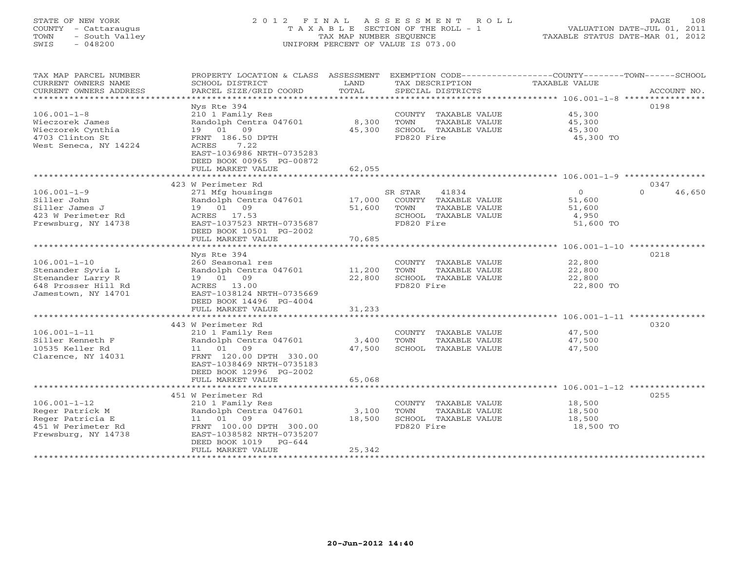STATE OF NEW YORK
COUNTY - Cattaraugus
TOWN - South Valley
SWIS - 048200

# 2012 FINAL ASSESSMENT ROLL

TAXABLE SECTION OF THE ROLL - 1
TAX MAP NUMBER SEQUENCE
UNIFORM PERCENT OF VALUE IS 073.00

VALUATION DATE-JUL 01, 2011
TAXABLE STATUS DATE-MAR 01, 2012

| TAX MAP PARCEL NUMBER / CURRENT OWNERS NAME / CURRENT OWNERS ADDRESS | PROPERTY LOCATION & CLASS / SCHOOL DISTRICT / PARCEL SIZE/GRID COORD | ASSESSMENT LAND | TOTAL | EXEMPTION CODE / TAX DESCRIPTION / SPECIAL DISTRICTS | COUNTY | TOWN | SCHOOL | ACCOUNT NO. |
|---|---|---|---|---|---|---|---|---|
| 106.001-1-8 | Nys Rte 394 | | | | | | | 0198 |
| 106.001-1-8 | 210 1 Family Res | | | COUNTY TAXABLE VALUE | 45,300 | | | |
| Wieczorek James | Randolph Centra 047601 | 8,300 | | TOWN TAXABLE VALUE | | 45,300 | | |
| Wieczorek Cynthia | 19 01 09 | | 45,300 | SCHOOL TAXABLE VALUE | | | 45,300 | |
| 4703 Clinton St | FRNT 186.50 DPTH | | | FD820 Fire | 45,300 TO | | | |
| West Seneca, NY 14224 | ACRES 7.22 | | | | | | | |
| | EAST-1036986 NRTH-0735283 | | | | | | | |
| | DEED BOOK 00965 PG-00872 | | | | | | | |
| | FULL MARKET VALUE | | 62,055 | | | | | |
| 106.001-1-9 | 423 W Perimeter Rd | | | | | | | 0347 |
| 106.001-1-9 | 271 Mfg housings | | | SR STAR 41834 | 0 | 0 | 46,650 | |
| Siller John | Randolph Centra 047601 | 17,000 | | COUNTY TAXABLE VALUE | 51,600 | | | |
| Siller James J | 19 01 09 | | 51,600 | TOWN TAXABLE VALUE | | 51,600 | | |
| 423 W Perimeter Rd | ACRES 17.53 | | | SCHOOL TAXABLE VALUE | | | 4,950 | |
| Frewsburg, NY 14738 | EAST-1037523 NRTH-0735687 | | | FD820 Fire | 51,600 TO | | | |
| | DEED BOOK 10501 PG-2002 | | | | | | | |
| | FULL MARKET VALUE | | 70,685 | | | | | |
| 106.001-1-10 | Nys Rte 394 | | | | | | | 0218 |
| 106.001-1-10 | 260 Seasonal res | | | COUNTY TAXABLE VALUE | 22,800 | | | |
| Stenander Syvia L | Randolph Centra 047601 | 11,200 | | TOWN TAXABLE VALUE | | 22,800 | | |
| Stenander Larry R | 19 01 09 | | 22,800 | SCHOOL TAXABLE VALUE | | | 22,800 | |
| 648 Prosser Hill Rd | ACRES 13.00 | | | FD820 Fire | 22,800 TO | | | |
| Jamestown, NY 14701 | EAST-1038124 NRTH-0735669 | | | | | | | |
| | DEED BOOK 14496 PG-4004 | | | | | | | |
| | FULL MARKET VALUE | | 31,233 | | | | | |
| 106.001-1-11 | 443 W Perimeter Rd | | | | | | | 0320 |
| 106.001-1-11 | 210 1 Family Res | | | COUNTY TAXABLE VALUE | 47,500 | | | |
| Siller Kenneth F | Randolph Centra 047601 | 3,400 | | TOWN TAXABLE VALUE | | 47,500 | | |
| 10535 Keller Rd | 11 01 09 | | 47,500 | SCHOOL TAXABLE VALUE | | | 47,500 | |
| Clarence, NY 14031 | FRNT 120.00 DPTH 330.00 | | | | | | | |
| | EAST-1038469 NRTH-0735183 | | | | | | | |
| | DEED BOOK 12996 PG-2002 | | | | | | | |
| | FULL MARKET VALUE | | 65,068 | | | | | |
| 106.001-1-12 | 451 W Perimeter Rd | | | | | | | 0255 |
| 106.001-1-12 | 210 1 Family Res | | | COUNTY TAXABLE VALUE | 18,500 | | | |
| Reger Patrick M | Randolph Centra 047601 | 3,100 | | TOWN TAXABLE VALUE | | 18,500 | | |
| Reger Patricia E | 11 01 09 | | 18,500 | SCHOOL TAXABLE VALUE | | | 18,500 | |
| 451 W Perimeter Rd | FRNT 100.00 DPTH 300.00 | | | FD820 Fire | 18,500 TO | | | |
| Frewsburg, NY 14738 | EAST-1038582 NRTH-0735207 | | | | | | | |
| | DEED BOOK 1019 PG-644 | | | | | | | |
| | FULL MARKET VALUE | | 25,342 | | | | | |

20-Jun-2012 14:40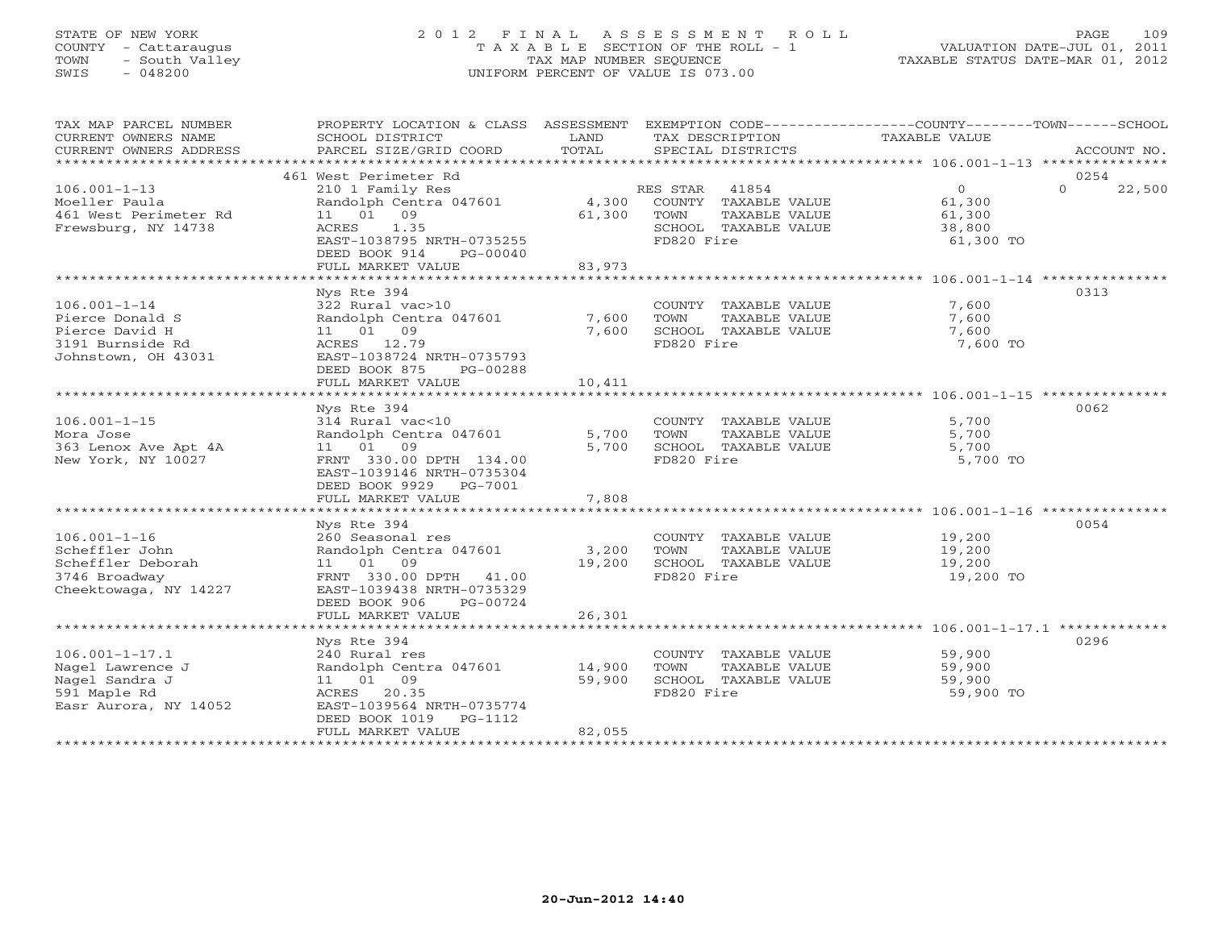STATE OF NEW YORK
COUNTY - Cattaraugus
TOWN - South Valley
SWIS - 048200

# 2012 FINAL ASSESSMENT ROLL
TAXABLE SECTION OF THE ROLL - 1
TAX MAP NUMBER SEQUENCE
UNIFORM PERCENT OF VALUE IS 073.00

VALUATION DATE-JUL 01, 2011
TAXABLE STATUS DATE-MAR 01, 2012

| TAX MAP PARCEL NUMBER / CURRENT OWNERS NAME / CURRENT OWNERS ADDRESS | PROPERTY LOCATION & CLASS / SCHOOL DISTRICT / PARCEL SIZE/GRID COORD | ASSESSMENT LAND / TOTAL | EXEMPTION CODE / TAX DESCRIPTION / SPECIAL DISTRICTS | COUNTY--------TOWN------SCHOOL TAXABLE VALUE | ACCOUNT NO. |
|---|---|---|---|---|---|
| | 461 West Perimeter Rd | | | | 0254 |
| 106.001-1-13 | 210 1 Family Res | | RES STAR 41854 | 0 | 0 22,500 |
| Moeller Paula | Randolph Centra 047601 | 4,300 | COUNTY TAXABLE VALUE | 61,300 | |
| 461 West Perimeter Rd | 11 01 09 | 61,300 | TOWN TAXABLE VALUE | 61,300 | |
| Frewsburg, NY 14738 | ACRES 1.35 | | SCHOOL TAXABLE VALUE | 38,800 | |
| | EAST-1038795 NRTH-0735255 | | FD820 Fire | 61,300 TO | |
| | DEED BOOK 914 PG-00040 | | | | |
| | FULL MARKET VALUE | 83,973 | | | |
| | Nys Rte 394 | | | | 0313 |
| 106.001-1-14 | 322 Rural vac>10 | | COUNTY TAXABLE VALUE | 7,600 | |
| Pierce Donald S | Randolph Centra 047601 | 7,600 | TOWN TAXABLE VALUE | 7,600 | |
| Pierce David H | 11 01 09 | 7,600 | SCHOOL TAXABLE VALUE | 7,600 | |
| 3191 Burnside Rd | ACRES 12.79 | | FD820 Fire | 7,600 TO | |
| Johnstown, OH 43031 | EAST-1038724 NRTH-0735793 | | | | |
| | DEED BOOK 875 PG-00288 | | | | |
| | FULL MARKET VALUE | 10,411 | | | |
| | Nys Rte 394 | | | | 0062 |
| 106.001-1-15 | 314 Rural vac<10 | | COUNTY TAXABLE VALUE | 5,700 | |
| Mora Jose | Randolph Centra 047601 | 5,700 | TOWN TAXABLE VALUE | 5,700 | |
| 363 Lenox Ave Apt 4A | 11 01 09 | 5,700 | SCHOOL TAXABLE VALUE | 5,700 | |
| New York, NY 10027 | FRNT 330.00 DPTH 134.00 | | FD820 Fire | 5,700 TO | |
| | EAST-1039146 NRTH-0735304 | | | | |
| | DEED BOOK 9929 PG-7001 | | | | |
| | FULL MARKET VALUE | 7,808 | | | |
| | Nys Rte 394 | | | | 0054 |
| 106.001-1-16 | 260 Seasonal res | | COUNTY TAXABLE VALUE | 19,200 | |
| Scheffler John | Randolph Centra 047601 | 3,200 | TOWN TAXABLE VALUE | 19,200 | |
| Scheffler Deborah | 11 01 09 | 19,200 | SCHOOL TAXABLE VALUE | 19,200 | |
| 3746 Broadway | FRNT 330.00 DPTH 41.00 | | FD820 Fire | 19,200 TO | |
| Cheektowaga, NY 14227 | EAST-1039438 NRTH-0735329 | | | | |
| | DEED BOOK 906 PG-00724 | | | | |
| | FULL MARKET VALUE | 26,301 | | | |
| | Nys Rte 394 | | | | 0296 |
| 106.001-1-17.1 | 240 Rural res | | COUNTY TAXABLE VALUE | 59,900 | |
| Nagel Lawrence J | Randolph Centra 047601 | 14,900 | TOWN TAXABLE VALUE | 59,900 | |
| Nagel Sandra J | 11 01 09 | 59,900 | SCHOOL TAXABLE VALUE | 59,900 | |
| 591 Maple Rd | ACRES 20.35 | | FD820 Fire | 59,900 TO | |
| Easr Aurora, NY 14052 | EAST-1039564 NRTH-0735774 | | | | |
| | DEED BOOK 1019 PG-1112 | | | | |
| | FULL MARKET VALUE | 82,055 | | | |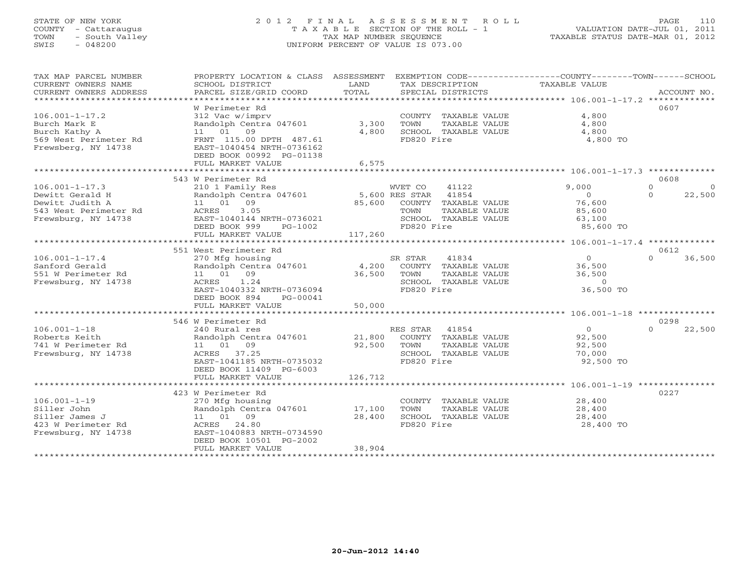STATE OF NEW YORK
COUNTY - Cattaraugus
TOWN - South Valley
SWIS - 048200

# 2012 FINAL ASSESSMENT ROLL
TAXABLE SECTION OF THE ROLL - 1
TAX MAP NUMBER SEQUENCE
UNIFORM PERCENT OF VALUE IS 073.00

VALUATION DATE-JUL 01, 2011
TAXABLE STATUS DATE-MAR 01, 2012

| TAX MAP PARCEL NUMBER / CURRENT OWNERS NAME / CURRENT OWNERS ADDRESS | PROPERTY LOCATION & CLASS / SCHOOL DISTRICT / PARCEL SIZE/GRID COORD | ASSESSMENT LAND / TOTAL | EXEMPTION CODE / TAX DESCRIPTION / SPECIAL DISTRICTS | COUNTY TAXABLE VALUE | TOWN | SCHOOL | ACCOUNT NO. |
|---|---|---|---|---|---|---|---|
| 106.001-1-17.2 | W Perimeter Rd | | | | | | 0607 |
| Burch Mark E | 312 Vac w/imprv | | COUNTY TAXABLE VALUE | 4,800 | | | |
| Burch Kathy A | Randolph Centra 047601 | 3,300 | TOWN TAXABLE VALUE | 4,800 | | | |
| 569 West Perimeter Rd | 11 01 09 | 4,800 | SCHOOL TAXABLE VALUE | 4,800 | | | |
| Frewsberg, NY 14738 | FRNT 115.00 DPTH 487.61 | | FD820 Fire | 4,800 TO | | | |
| | EAST-1040454 NRTH-0736162 | | | | | | |
| | DEED BOOK 00992 PG-01138 | | | | | | |
| | FULL MARKET VALUE | 6,575 | | | | | |
| 106.001-1-17.3 | 543 W Perimeter Rd | | | | | | 0608 |
| Dewitt Gerald H | 210 1 Family Res | | WVET CO 41122 | 9,000 | 0 | 0 | |
| Dewitt Judith A | Randolph Centra 047601 | 5,600 | RES STAR 41854 | 0 | 0 | 22,500 | |
| 543 West Perimeter Rd | 11 01 09 | 85,600 | COUNTY TAXABLE VALUE | 76,600 | | | |
| Frewsburg, NY 14738 | ACRES 3.05 | | TOWN TAXABLE VALUE | 85,600 | | | |
| | EAST-1040144 NRTH-0736021 | | SCHOOL TAXABLE VALUE | 63,100 | | | |
| | DEED BOOK 999 PG-1002 | | FD820 Fire | 85,600 TO | | | |
| | FULL MARKET VALUE | 117,260 | | | | | |
| 106.001-1-17.4 | 551 West Perimeter Rd | | | | | | 0612 |
| Sanford Gerald | 270 Mfg housing | | SR STAR 41834 | 0 | 0 | 36,500 | |
| 551 W Perimeter Rd | Randolph Centra 047601 | 4,200 | COUNTY TAXABLE VALUE | 36,500 | | | |
| Frewsburg, NY 14738 | 11 01 09 | 36,500 | TOWN TAXABLE VALUE | 36,500 | | | |
| | ACRES 1.24 | | SCHOOL TAXABLE VALUE | 0 | | | |
| | EAST-1040332 NRTH-0736094 | | FD820 Fire | 36,500 TO | | | |
| | DEED BOOK 894 PG-00041 | | | | | | |
| | FULL MARKET VALUE | 50,000 | | | | | |
| 106.001-1-18 | 546 W Perimeter Rd | | | | | | 0298 |
| Roberts Keith | 240 Rural res | | RES STAR 41854 | 0 | 0 | 22,500 | |
| 741 W Perimeter Rd | Randolph Centra 047601 | 21,800 | COUNTY TAXABLE VALUE | 92,500 | | | |
| Frewsburg, NY 14738 | 11 01 09 | 92,500 | TOWN TAXABLE VALUE | 92,500 | | | |
| | ACRES 37.25 | | SCHOOL TAXABLE VALUE | 70,000 | | | |
| | EAST-1041185 NRTH-0735032 | | FD820 Fire | 92,500 TO | | | |
| | DEED BOOK 11409 PG-6003 | | | | | | |
| | FULL MARKET VALUE | 126,712 | | | | | |
| 106.001-1-19 | 423 W Perimeter Rd | | | | | | 0227 |
| Siller John | 270 Mfg housing | | COUNTY TAXABLE VALUE | 28,400 | | | |
| Siller James J | Randolph Centra 047601 | 17,100 | TOWN TAXABLE VALUE | 28,400 | | | |
| 423 W Perimeter Rd | 11 01 09 | 28,400 | SCHOOL TAXABLE VALUE | 28,400 | | | |
| Frewsburg, NY 14738 | ACRES 24.80 | | FD820 Fire | 28,400 TO | | | |
| | EAST-1040883 NRTH-0734590 | | | | | | |
| | DEED BOOK 10501 PG-2002 | | | | | | |
| | FULL MARKET VALUE | 38,904 | | | | | |

20-Jun-2012 14:40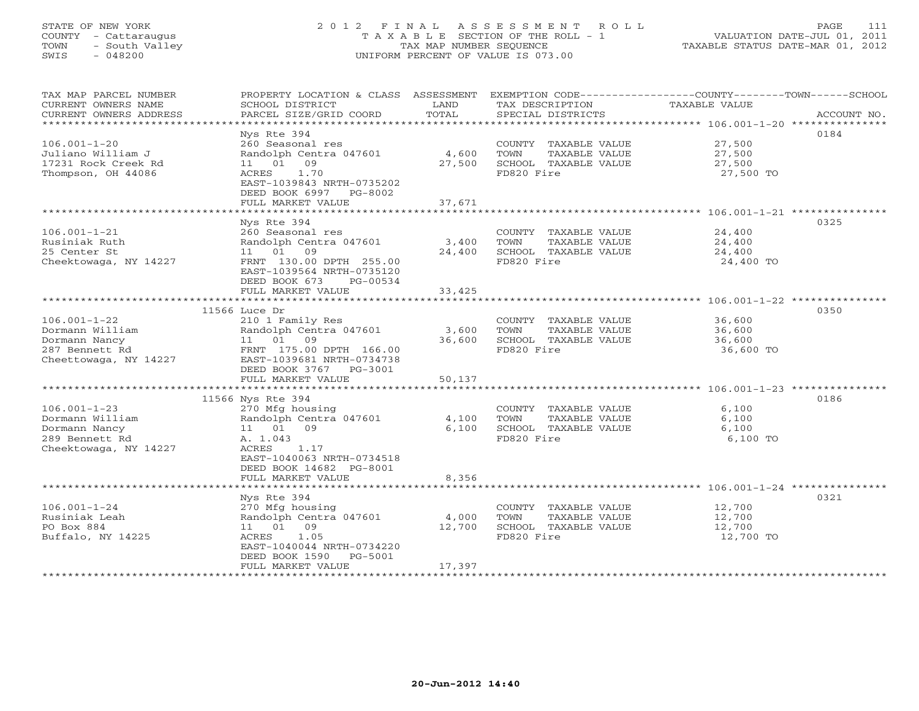STATE OF NEW YORK
COUNTY - Cattaraugus
TOWN - South Valley
SWIS - 048200

# 2012 FINAL ASSESSMENT ROLL
TAXABLE SECTION OF THE ROLL - 1
TAX MAP NUMBER SEQUENCE
UNIFORM PERCENT OF VALUE IS 073.00

VALUATION DATE-JUL 01, 2011
TAXABLE STATUS DATE-MAR 01, 2012

| TAX MAP PARCEL NUMBER / CURRENT OWNERS NAME / CURRENT OWNERS ADDRESS | PROPERTY LOCATION & CLASS / SCHOOL DISTRICT / PARCEL SIZE/GRID COORD | ASSESSMENT LAND / TOTAL | EXEMPTION CODE / TAX DESCRIPTION / SPECIAL DISTRICTS | COUNTY--------TOWN------SCHOOL TAXABLE VALUE | ACCOUNT NO. |
|---|---|---|---|---|---|
| 106.001-1-20 | Nys Rte 394 | | | | 0184 |
| 106.001-1-20 | 260 Seasonal res | | COUNTY TAXABLE VALUE | 27,500 | |
| Juliano William J | Randolph Centra 047601 | 4,600 | TOWN TAXABLE VALUE | 27,500 | |
| 17231 Rock Creek Rd | 11 01 09 | 27,500 | SCHOOL TAXABLE VALUE | 27,500 | |
| Thompson, OH 44086 | ACRES 1.70 | | FD820 Fire | 27,500 TO | |
| | EAST-1039843 NRTH-0735202 | | | | |
| | DEED BOOK 6997 PG-8002 | | | | |
| | FULL MARKET VALUE | 37,671 | | | |
| 106.001-1-21 | Nys Rte 394 | | | | 0325 |
| 106.001-1-21 | 260 Seasonal res | | COUNTY TAXABLE VALUE | 24,400 | |
| Rusiniak Ruth | Randolph Centra 047601 | 3,400 | TOWN TAXABLE VALUE | 24,400 | |
| 25 Center St | 11 01 09 | 24,400 | SCHOOL TAXABLE VALUE | 24,400 | |
| Cheektowaga, NY 14227 | FRNT 130.00 DPTH 255.00 | | FD820 Fire | 24,400 TO | |
| | EAST-1039564 NRTH-0735120 | | | | |
| | DEED BOOK 673 PG-00534 | | | | |
| | FULL MARKET VALUE | 33,425 | | | |
| 106.001-1-22 | 11566 Luce Dr | | | | 0350 |
| 106.001-1-22 | 210 1 Family Res | | COUNTY TAXABLE VALUE | 36,600 | |
| Dormann William | Randolph Centra 047601 | 3,600 | TOWN TAXABLE VALUE | 36,600 | |
| Dormann Nancy | 11 01 09 | 36,600 | SCHOOL TAXABLE VALUE | 36,600 | |
| 287 Bennett Rd | FRNT 175.00 DPTH 166.00 | | FD820 Fire | 36,600 TO | |
| Cheettowaga, NY 14227 | EAST-1039681 NRTH-0734738 | | | | |
| | DEED BOOK 3767 PG-3001 | | | | |
| | FULL MARKET VALUE | 50,137 | | | |
| 106.001-1-23 | 11566 Nys Rte 394 | | | | 0186 |
| 106.001-1-23 | 270 Mfg housing | | COUNTY TAXABLE VALUE | 6,100 | |
| Dormann William | Randolph Centra 047601 | 4,100 | TOWN TAXABLE VALUE | 6,100 | |
| Dormann Nancy | 11 01 09 | 6,100 | SCHOOL TAXABLE VALUE | 6,100 | |
| 289 Bennett Rd | A. 1.043 | | FD820 Fire | 6,100 TO | |
| Cheektowaga, NY 14227 | ACRES 1.17 | | | | |
| | EAST-1040063 NRTH-0734518 | | | | |
| | DEED BOOK 14682 PG-8001 | | | | |
| | FULL MARKET VALUE | 8,356 | | | |
| 106.001-1-24 | Nys Rte 394 | | | | 0321 |
| 106.001-1-24 | 270 Mfg housing | | COUNTY TAXABLE VALUE | 12,700 | |
| Rusiniak Leah | Randolph Centra 047601 | 4,000 | TOWN TAXABLE VALUE | 12,700 | |
| PO Box 884 | 11 01 09 | 12,700 | SCHOOL TAXABLE VALUE | 12,700 | |
| Buffalo, NY 14225 | ACRES 1.05 | | FD820 Fire | 12,700 TO | |
| | EAST-1040044 NRTH-0734220 | | | | |
| | DEED BOOK 1590 PG-5001 | | | | |
| | FULL MARKET VALUE | 17,397 | | | |

20-Jun-2012 14:40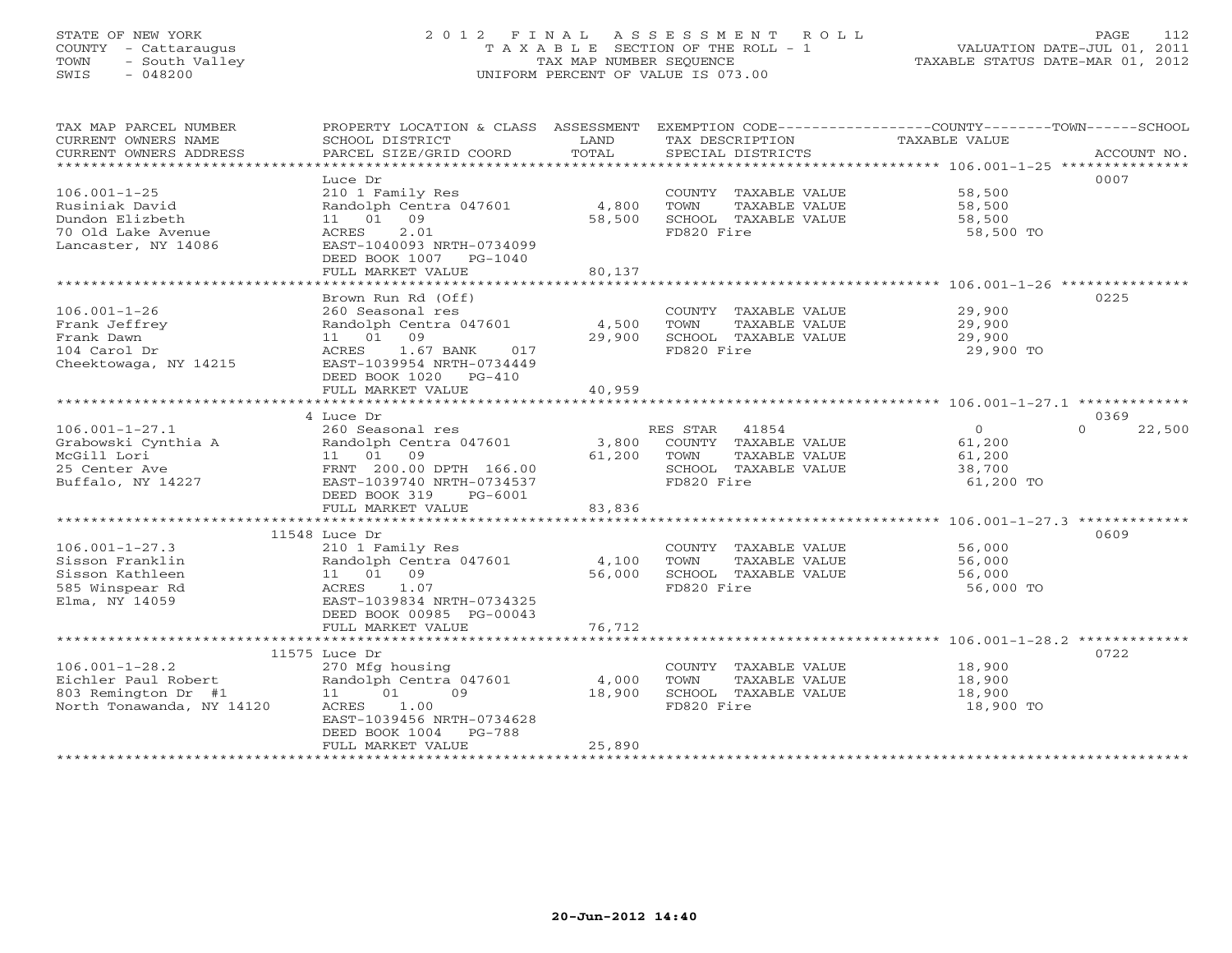STATE OF NEW YORK
COUNTY - Cattaraugus
TOWN - South Valley
SWIS - 048200

2 0 1 2 F I N A L A S S E S S M E N T R O L L
T A X A B L E SECTION OF THE ROLL - 1
TAX MAP NUMBER SEQUENCE
UNIFORM PERCENT OF VALUE IS 073.00

VALUATION DATE-JUL 01, 2011
TAXABLE STATUS DATE-MAR 01, 2012

| TAX MAP PARCEL NUMBER / CURRENT OWNERS NAME / CURRENT OWNERS ADDRESS | PROPERTY LOCATION & CLASS / SCHOOL DISTRICT / PARCEL SIZE/GRID COORD | ASSESSMENT LAND / TOTAL | EXEMPTION CODE / TAX DESCRIPTION / SPECIAL DISTRICTS | COUNTY / TOWN / SCHOOL TAXABLE VALUE | ACCOUNT NO. |
|---|---|---|---|---|---|
| 106.001-1-25 | Luce Dr | | | | 0007 |
| | 210 1 Family Res | | COUNTY TAXABLE VALUE | 58,500 | |
| Rusiniak David | Randolph Centra 047601 | 4,800 | TOWN TAXABLE VALUE | 58,500 | |
| Dundon Elizbeth | 11 01 09 | 58,500 | SCHOOL TAXABLE VALUE | 58,500 | |
| 70 Old Lake Avenue | ACRES 2.01 | | FD820 Fire | 58,500 TO | |
| Lancaster, NY 14086 | EAST-1040093 NRTH-0734099 | | | | |
| | DEED BOOK 1007 PG-1040 | | | | |
| | FULL MARKET VALUE | 80,137 | | | |
| 106.001-1-26 | Brown Run Rd (Off) | | | | 0225 |
| | 260 Seasonal res | | COUNTY TAXABLE VALUE | 29,900 | |
| Frank Jeffrey | Randolph Centra 047601 | 4,500 | TOWN TAXABLE VALUE | 29,900 | |
| Frank Dawn | 11 01 09 | 29,900 | SCHOOL TAXABLE VALUE | 29,900 | |
| 104 Carol Dr | ACRES 1.67 BANK 017 | | FD820 Fire | 29,900 TO | |
| Cheektowaga, NY 14215 | EAST-1039954 NRTH-0734449 | | | | |
| | DEED BOOK 1020 PG-410 | | | | |
| | FULL MARKET VALUE | 40,959 | | | |
| 106.001-1-27.1 | 4 Luce Dr | | | | 0369 |
| | 260 Seasonal res | | RES STAR 41854 | 0 / 0 / 22,500 | |
| Grabowski Cynthia A | Randolph Centra 047601 | 3,800 | COUNTY TAXABLE VALUE | 61,200 | |
| McGill Lori | 11 01 09 | 61,200 | TOWN TAXABLE VALUE | 61,200 | |
| 25 Center Ave | FRNT 200.00 DPTH 166.00 | | SCHOOL TAXABLE VALUE | 38,700 | |
| Buffalo, NY 14227 | EAST-1039740 NRTH-0734537 | | FD820 Fire | 61,200 TO | |
| | DEED BOOK 319 PG-6001 | | | | |
| | FULL MARKET VALUE | 83,836 | | | |
| 106.001-1-27.3 | 11548 Luce Dr | | | | 0609 |
| | 210 1 Family Res | | COUNTY TAXABLE VALUE | 56,000 | |
| Sisson Franklin | Randolph Centra 047601 | 4,100 | TOWN TAXABLE VALUE | 56,000 | |
| Sisson Kathleen | 11 01 09 | 56,000 | SCHOOL TAXABLE VALUE | 56,000 | |
| 585 Winspear Rd | ACRES 1.07 | | FD820 Fire | 56,000 TO | |
| Elma, NY 14059 | EAST-1039834 NRTH-0734325 | | | | |
| | DEED BOOK 00985 PG-00043 | | | | |
| | FULL MARKET VALUE | 76,712 | | | |
| 106.001-1-28.2 | 11575 Luce Dr | | | | 0722 |
| | 270 Mfg housing | | COUNTY TAXABLE VALUE | 18,900 | |
| Eichler Paul Robert | Randolph Centra 047601 | 4,000 | TOWN TAXABLE VALUE | 18,900 | |
| 803 Remington Dr #1 | 11 01 09 | 18,900 | SCHOOL TAXABLE VALUE | 18,900 | |
| North Tonawanda, NY 14120 | ACRES 1.00 | | FD820 Fire | 18,900 TO | |
| | EAST-1039456 NRTH-0734628 | | | | |
| | DEED BOOK 1004 PG-788 | | | | |
| | FULL MARKET VALUE | 25,890 | | | |

20-Jun-2012 14:40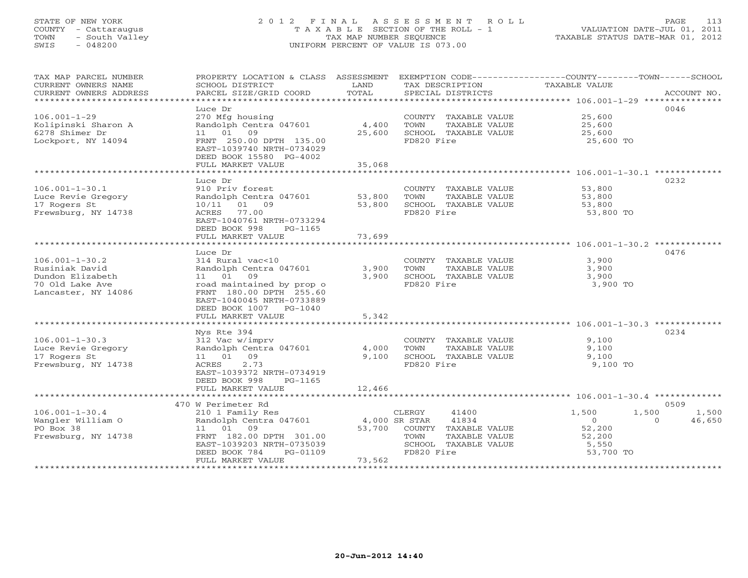STATE OF NEW YORK
COUNTY - Cattaraugus
TOWN - South Valley
SWIS - 048200

# 2012 FINAL ASSESSMENT ROLL

TAXABLE SECTION OF THE ROLL - 1
TAX MAP NUMBER SEQUENCE
UNIFORM PERCENT OF VALUE IS 073.00

VALUATION DATE-JUL 01, 2011
TAXABLE STATUS DATE-MAR 01, 2012

| TAX MAP PARCEL NUMBER / CURRENT OWNERS NAME / CURRENT OWNERS ADDRESS | PROPERTY LOCATION & CLASS / SCHOOL DISTRICT / PARCEL SIZE/GRID COORD | ASSESSMENT LAND / TOTAL | EXEMPTION CODE / TAX DESCRIPTION / SPECIAL DISTRICTS | COUNTY TAXABLE VALUE | TOWN | SCHOOL / ACCOUNT NO. |
|---|---|---|---|---|---|---|
| **106.001-1-29** | Luce Dr | | | | | 0046 |
| 106.001-1-29 | 270 Mfg housing | | COUNTY TAXABLE VALUE | 25,600 | | |
| Kolipinski Sharon A | Randolph Centra 047601 | 4,400 | TOWN TAXABLE VALUE | 25,600 | | |
| 6278 Shimer Dr | 11 01 09 | 25,600 | SCHOOL TAXABLE VALUE | 25,600 | | |
| Lockport, NY 14094 | FRNT 250.00 DPTH 135.00 | | FD820 Fire | 25,600 TO | | |
| | EAST-1039740 NRTH-0734029 | | | | | |
| | DEED BOOK 15580 PG-4002 | | | | | |
| | FULL MARKET VALUE | 35,068 | | | | |
| **106.001-1-30.1** | Luce Dr | | | | | 0232 |
| 106.001-1-30.1 | 910 Priv forest | | COUNTY TAXABLE VALUE | 53,800 | | |
| Luce Revie Gregory | Randolph Centra 047601 | 53,800 | TOWN TAXABLE VALUE | 53,800 | | |
| 17 Rogers St | 10/11 01 09 | 53,800 | SCHOOL TAXABLE VALUE | 53,800 | | |
| Frewsburg, NY 14738 | ACRES 77.00 | | FD820 Fire | 53,800 TO | | |
| | EAST-1040761 NRTH-0733294 | | | | | |
| | DEED BOOK 998 PG-1165 | | | | | |
| | FULL MARKET VALUE | 73,699 | | | | |
| **106.001-1-30.2** | Luce Dr | | | | | 0476 |
| 106.001-1-30.2 | 314 Rural vac<10 | | COUNTY TAXABLE VALUE | 3,900 | | |
| Rusiniak David | Randolph Centra 047601 | 3,900 | TOWN TAXABLE VALUE | 3,900 | | |
| Dundon Elizabeth | 11 01 09 | 3,900 | SCHOOL TAXABLE VALUE | 3,900 | | |
| 70 Old Lake Ave | road maintained by prop o | | FD820 Fire | 3,900 TO | | |
| Lancaster, NY 14086 | FRNT 180.00 DPTH 255.60 | | | | | |
| | EAST-1040045 NRTH-0733889 | | | | | |
| | DEED BOOK 1007 PG-1040 | | | | | |
| | FULL MARKET VALUE | 5,342 | | | | |
| **106.001-1-30.3** | Nys Rte 394 | | | | | 0234 |
| 106.001-1-30.3 | 312 Vac w/imprv | | COUNTY TAXABLE VALUE | 9,100 | | |
| Luce Revie Gregory | Randolph Centra 047601 | 4,000 | TOWN TAXABLE VALUE | 9,100 | | |
| 17 Rogers St | 11 01 09 | 9,100 | SCHOOL TAXABLE VALUE | 9,100 | | |
| Frewsburg, NY 14738 | ACRES 2.73 | | FD820 Fire | 9,100 TO | | |
| | EAST-1039372 NRTH-0734919 | | | | | |
| | DEED BOOK 998 PG-1165 | | | | | |
| | FULL MARKET VALUE | 12,466 | | | | |
| **106.001-1-30.4** | 470 W Perimeter Rd | | | | | 0509 |
| 106.001-1-30.4 | 210 1 Family Res | | CLERGY 41400 | 1,500 | 1,500 | 1,500 |
| Wangler William O | Randolph Centra 047601 | 4,000 | SR STAR 41834 | 0 | 0 | 46,650 |
| PO Box 38 | 11 01 09 | 53,700 | COUNTY TAXABLE VALUE | 52,200 | | |
| Frewsburg, NY 14738 | FRNT 182.00 DPTH 301.00 | | TOWN TAXABLE VALUE | 52,200 | | |
| | EAST-1039203 NRTH-0735039 | | SCHOOL TAXABLE VALUE | 5,550 | | |
| | DEED BOOK 784 PG-01109 | | FD820 Fire | 53,700 TO | | |
| | FULL MARKET VALUE | 73,562 | | | | |

20-Jun-2012 14:40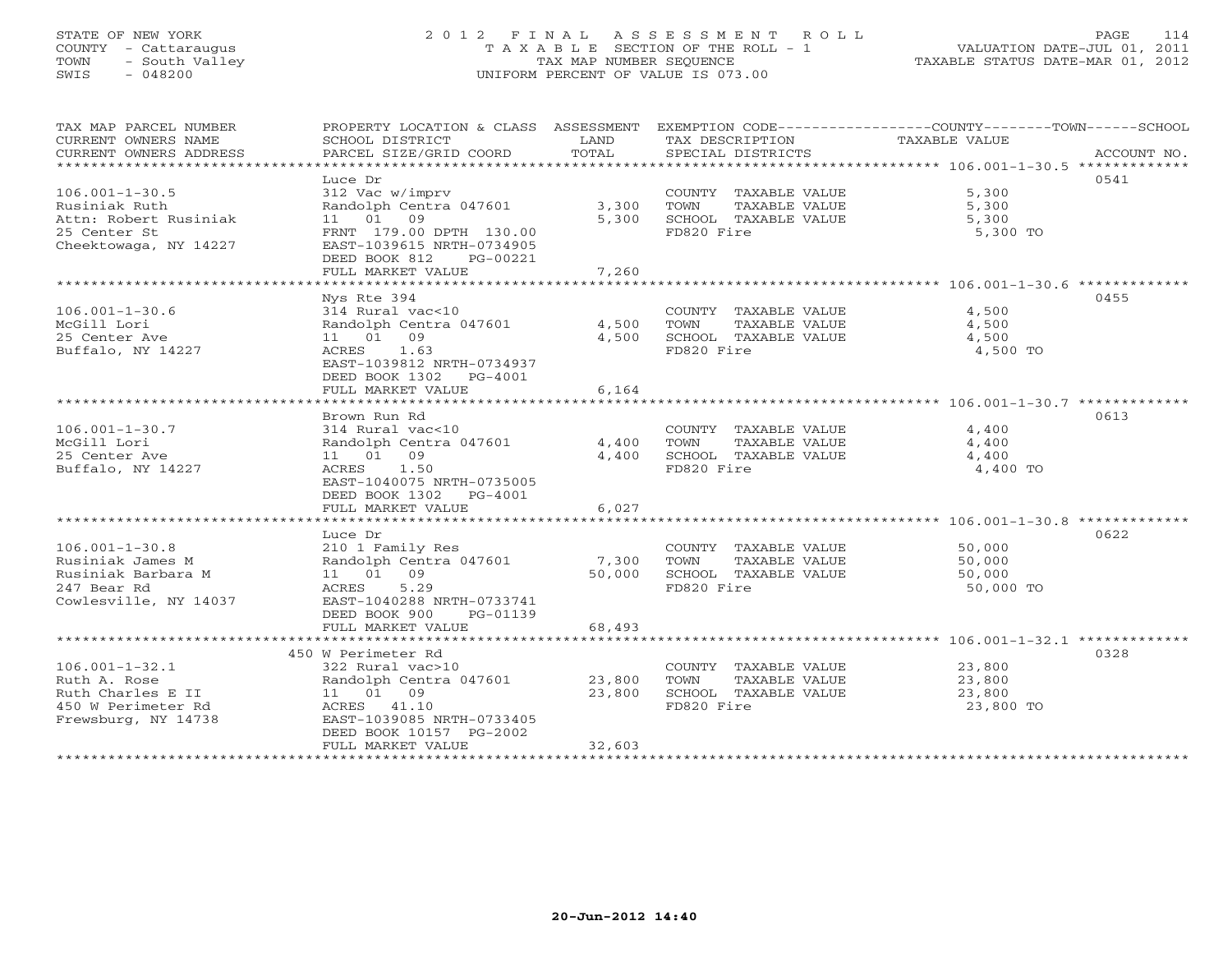STATE OF NEW YORK
COUNTY - Cattaraugus
TOWN - South Valley
SWIS - 048200

2012 FINAL ASSESSMENT ROLL
TAXABLE SECTION OF THE ROLL - 1
TAX MAP NUMBER SEQUENCE
UNIFORM PERCENT OF VALUE IS 073.00

VALUATION DATE-JUL 01, 2011
TAXABLE STATUS DATE-MAR 01, 2012

| TAX MAP PARCEL NUMBER / CURRENT OWNERS NAME / CURRENT OWNERS ADDRESS | PROPERTY LOCATION & CLASS / SCHOOL DISTRICT / PARCEL SIZE/GRID COORD | ASSESSMENT LAND | TOTAL | EXEMPTION CODE / TAX DESCRIPTION / SPECIAL DISTRICTS | TAXABLE VALUE (COUNTY / TOWN / SCHOOL) | ACCOUNT NO. |
|---|---|---|---|---|---|---|
| 106.001-1-30.5 | Luce Dr | | | | | 0541 |
| Rusiniak Ruth | 312 Vac w/imprv | | | COUNTY TAXABLE VALUE | 5,300 | |
| Attn: Robert Rusiniak | Randolph Centra 047601 | 3,300 | | TOWN TAXABLE VALUE | 5,300 | |
| 25 Center St | 11 01 09 | | 5,300 | SCHOOL TAXABLE VALUE | 5,300 | |
| Cheektowaga, NY 14227 | FRNT 179.00 DPTH 130.00 | | | FD820 Fire | 5,300 TO | |
| | EAST-1039615 NRTH-0734905 | | | | | |
| | DEED BOOK 812 PG-00221 | | | | | |
| | FULL MARKET VALUE | | 7,260 | | | |
| 106.001-1-30.6 | Nys Rte 394 | | | | | 0455 |
| McGill Lori | 314 Rural vac<10 | | | COUNTY TAXABLE VALUE | 4,500 | |
| 25 Center Ave | Randolph Centra 047601 | 4,500 | | TOWN TAXABLE VALUE | 4,500 | |
| Buffalo, NY 14227 | 11 01 09 | | 4,500 | SCHOOL TAXABLE VALUE | 4,500 | |
| | ACRES 1.63 | | | FD820 Fire | 4,500 TO | |
| | EAST-1039812 NRTH-0734937 | | | | | |
| | DEED BOOK 1302 PG-4001 | | | | | |
| | FULL MARKET VALUE | | 6,164 | | | |
| 106.001-1-30.7 | Brown Run Rd | | | | | 0613 |
| McGill Lori | 314 Rural vac<10 | | | COUNTY TAXABLE VALUE | 4,400 | |
| 25 Center Ave | Randolph Centra 047601 | 4,400 | | TOWN TAXABLE VALUE | 4,400 | |
| Buffalo, NY 14227 | 11 01 09 | | 4,400 | SCHOOL TAXABLE VALUE | 4,400 | |
| | ACRES 1.50 | | | FD820 Fire | 4,400 TO | |
| | EAST-1040075 NRTH-0735005 | | | | | |
| | DEED BOOK 1302 PG-4001 | | | | | |
| | FULL MARKET VALUE | | 6,027 | | | |
| 106.001-1-30.8 | Luce Dr | | | | | 0622 |
| Rusiniak James M | 210 1 Family Res | | | COUNTY TAXABLE VALUE | 50,000 | |
| Rusiniak Barbara M | Randolph Centra 047601 | 7,300 | | TOWN TAXABLE VALUE | 50,000 | |
| 247 Bear Rd | 11 01 09 | | 50,000 | SCHOOL TAXABLE VALUE | 50,000 | |
| Cowlesville, NY 14037 | ACRES 5.29 | | | FD820 Fire | 50,000 TO | |
| | EAST-1040288 NRTH-0733741 | | | | | |
| | DEED BOOK 900 PG-01139 | | | | | |
| | FULL MARKET VALUE | | 68,493 | | | |
| 106.001-1-32.1 | 450 W Perimeter Rd | | | | | 0328 |
| Ruth A. Rose | 322 Rural vac>10 | | | COUNTY TAXABLE VALUE | 23,800 | |
| Ruth Charles E II | Randolph Centra 047601 | 23,800 | | TOWN TAXABLE VALUE | 23,800 | |
| 450 W Perimeter Rd | 11 01 09 | | 23,800 | SCHOOL TAXABLE VALUE | 23,800 | |
| Frewsburg, NY 14738 | ACRES 41.10 | | | FD820 Fire | 23,800 TO | |
| | EAST-1039085 NRTH-0733405 | | | | | |
| | DEED BOOK 10157 PG-2002 | | | | | |
| | FULL MARKET VALUE | | 32,603 | | | |

20-Jun-2012 14:40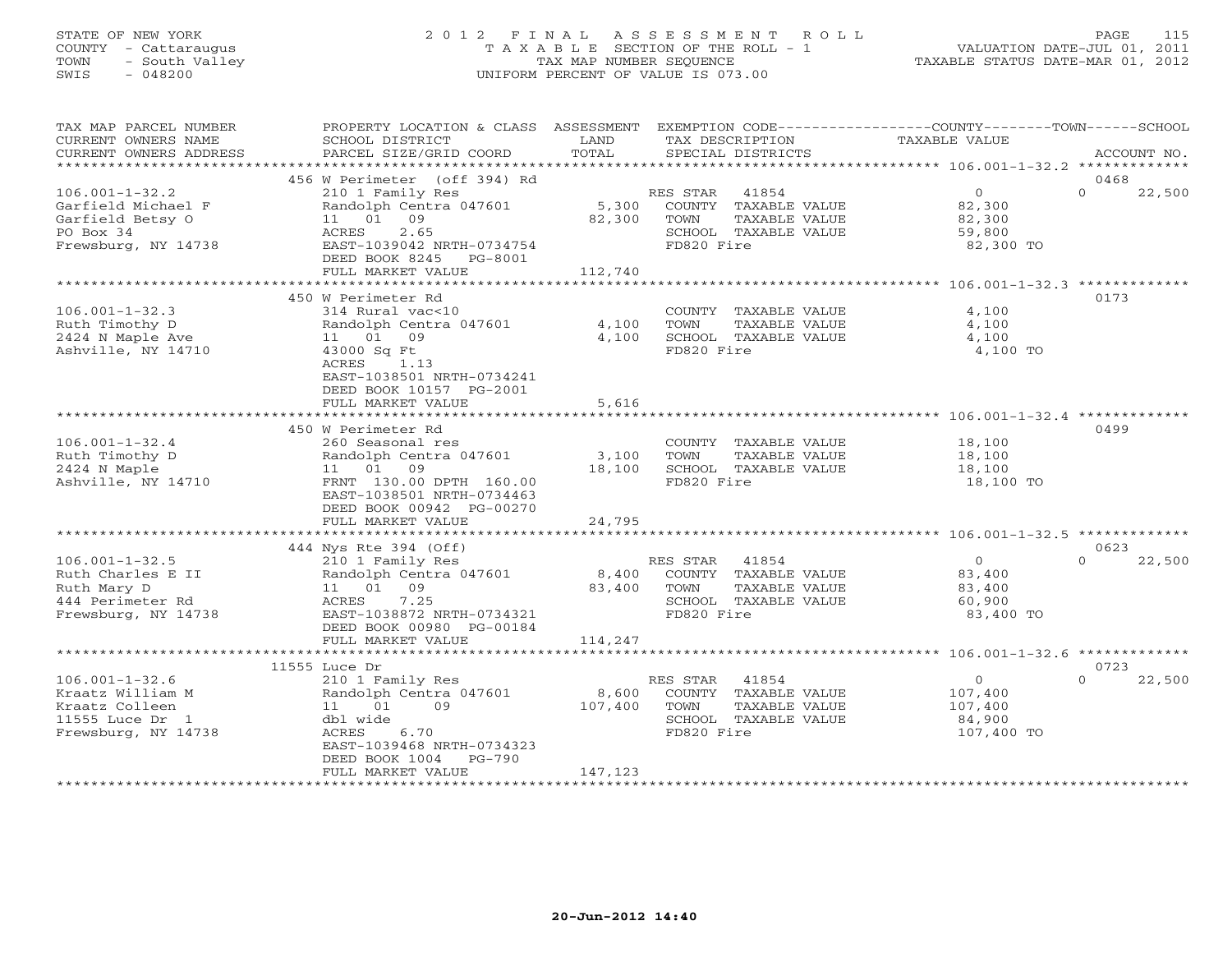STATE OF NEW YORK
COUNTY - Cattaraugus
TOWN - South Valley
SWIS - 048200

2 0 1 2 F I N A L A S S E S S M E N T R O L L
T A X A B L E SECTION OF THE ROLL - 1
TAX MAP NUMBER SEQUENCE
UNIFORM PERCENT OF VALUE IS 073.00

VALUATION DATE-JUL 01, 2011
TAXABLE STATUS DATE-MAR 01, 2012

| TAX MAP PARCEL NUMBER / CURRENT OWNERS NAME / CURRENT OWNERS ADDRESS | PROPERTY LOCATION & CLASS / SCHOOL DISTRICT / PARCEL SIZE/GRID COORD | ASSESSMENT LAND / TOTAL | EXEMPTION CODE / TAX DESCRIPTION / SPECIAL DISTRICTS | COUNTY / TOWN TAXABLE VALUE | SCHOOL / ACCOUNT NO. |
|---|---|---|---|---|---|
| **106.001-1-32.2** | 456 W Perimeter (off 394) Rd | | | | 0468 |
| 106.001-1-32.2 | 210 1 Family Res | | RES STAR 41854 | 0 | 0 22,500 |
| Garfield Michael F | Randolph Centra 047601 | 5,300 | COUNTY TAXABLE VALUE | 82,300 | |
| Garfield Betsy O | 11 01 09 | 82,300 | TOWN TAXABLE VALUE | 82,300 | |
| PO Box 34 | ACRES 2.65 | | SCHOOL TAXABLE VALUE | 59,800 | |
| Frewsburg, NY 14738 | EAST-1039042 NRTH-0734754 | | FD820 Fire | 82,300 TO | |
| | DEED BOOK 8245 PG-8001 | | | | |
| | FULL MARKET VALUE | 112,740 | | | |
| **106.001-1-32.3** | 450 W Perimeter Rd | | | | 0173 |
| 106.001-1-32.3 | 314 Rural vac<10 | | COUNTY TAXABLE VALUE | 4,100 | |
| Ruth Timothy D | Randolph Centra 047601 | 4,100 | TOWN TAXABLE VALUE | 4,100 | |
| 2424 N Maple Ave | 11 01 09 | 4,100 | SCHOOL TAXABLE VALUE | 4,100 | |
| Ashville, NY 14710 | 43000 Sq Ft | | FD820 Fire | 4,100 TO | |
| | ACRES 1.13 | | | | |
| | EAST-1038501 NRTH-0734241 | | | | |
| | DEED BOOK 10157 PG-2001 | | | | |
| | FULL MARKET VALUE | 5,616 | | | |
| **106.001-1-32.4** | 450 W Perimeter Rd | | | | 0499 |
| 106.001-1-32.4 | 260 Seasonal res | | COUNTY TAXABLE VALUE | 18,100 | |
| Ruth Timothy D | Randolph Centra 047601 | 3,100 | TOWN TAXABLE VALUE | 18,100 | |
| 2424 N Maple | 11 01 09 | 18,100 | SCHOOL TAXABLE VALUE | 18,100 | |
| Ashville, NY 14710 | FRNT 130.00 DPTH 160.00 | | FD820 Fire | 18,100 TO | |
| | EAST-1038501 NRTH-0734463 | | | | |
| | DEED BOOK 00942 PG-00270 | | | | |
| | FULL MARKET VALUE | 24,795 | | | |
| **106.001-1-32.5** | 444 Nys Rte 394 (Off) | | | | 0623 |
| 106.001-1-32.5 | 210 1 Family Res | | RES STAR 41854 | 0 | 0 22,500 |
| Ruth Charles E II | Randolph Centra 047601 | 8,400 | COUNTY TAXABLE VALUE | 83,400 | |
| Ruth Mary D | 11 01 09 | 83,400 | TOWN TAXABLE VALUE | 83,400 | |
| 444 Perimeter Rd | ACRES 7.25 | | SCHOOL TAXABLE VALUE | 60,900 | |
| Frewsburg, NY 14738 | EAST-1038872 NRTH-0734321 | | FD820 Fire | 83,400 TO | |
| | DEED BOOK 00980 PG-00184 | | | | |
| | FULL MARKET VALUE | 114,247 | | | |
| **106.001-1-32.6** | 11555 Luce Dr | | | | 0723 |
| 106.001-1-32.6 | 210 1 Family Res | | RES STAR 41854 | 0 | 0 22,500 |
| Kraatz William M | Randolph Centra 047601 | 8,600 | COUNTY TAXABLE VALUE | 107,400 | |
| Kraatz Colleen | 11 01 09 | 107,400 | TOWN TAXABLE VALUE | 107,400 | |
| 11555 Luce Dr 1 | dbl wide | | SCHOOL TAXABLE VALUE | 84,900 | |
| Frewsburg, NY 14738 | ACRES 6.70 | | FD820 Fire | 107,400 TO | |
| | EAST-1039468 NRTH-0734323 | | | | |
| | DEED BOOK 1004 PG-790 | | | | |
| | FULL MARKET VALUE | 147,123 | | | |

20-Jun-2012 14:40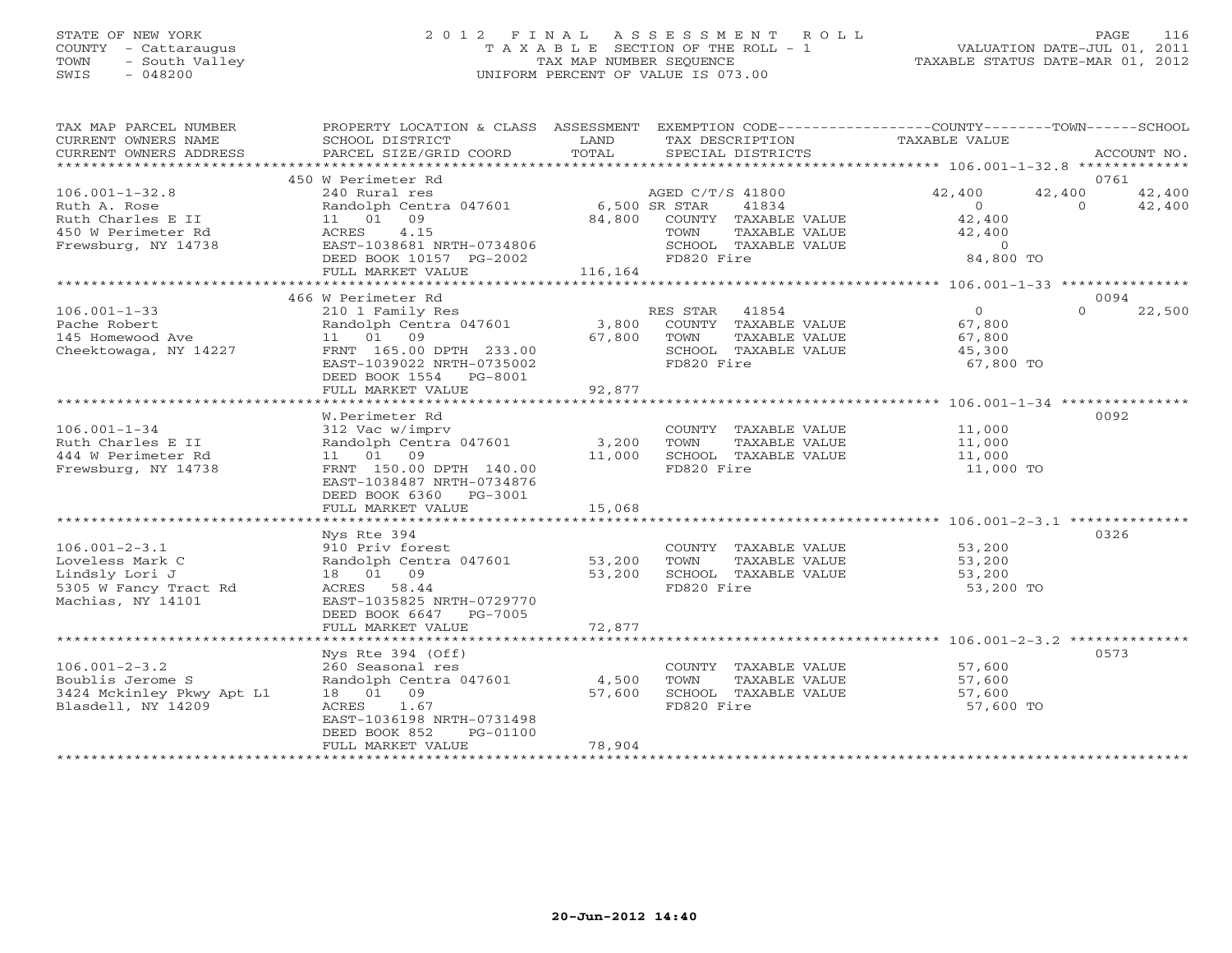STATE OF NEW YORK
COUNTY - Cattaraugus
TOWN - South Valley
SWIS - 048200

2012 FINAL ASSESSMENT ROLL
TAXABLE SECTION OF THE ROLL - 1
TAX MAP NUMBER SEQUENCE
UNIFORM PERCENT OF VALUE IS 073.00

VALUATION DATE-JUL 01, 2011
TAXABLE STATUS DATE-MAR 01, 2012

| TAX MAP PARCEL NUMBER / CURRENT OWNERS NAME / CURRENT OWNERS ADDRESS | PROPERTY LOCATION & CLASS / SCHOOL DISTRICT / PARCEL SIZE/GRID COORD | ASSESSMENT LAND / TOTAL | EXEMPTION CODE / TAX DESCRIPTION / SPECIAL DISTRICTS | COUNTY TAXABLE VALUE | TOWN | SCHOOL | ACCOUNT NO. |
|---|---|---|---|---|---|---|---|
| | 450 W Perimeter Rd | | | | | | 0761 |
| 106.001-1-32.8 | 240 Rural res | | AGED C/T/S 41800 | 42,400 | 42,400 | 42,400 | |
| Ruth A. Rose | Randolph Centra 047601 | 6,500 | SR STAR 41834 | 0 | 0 | 42,400 | |
| Ruth Charles E II | 11 01 09 | 84,800 | COUNTY TAXABLE VALUE | 42,400 | | | |
| 450 W Perimeter Rd | ACRES 4.15 | | TOWN TAXABLE VALUE | 42,400 | | | |
| Frewsburg, NY 14738 | EAST-1038681 NRTH-0734806 | | SCHOOL TAXABLE VALUE | 0 | | | |
| | DEED BOOK 10157 PG-2002 | | FD820 Fire | 84,800 TO | | | |
| | FULL MARKET VALUE | 116,164 | | | | | |
| | 466 W Perimeter Rd | | | | | | 0094 |
| 106.001-1-33 | 210 1 Family Res | | RES STAR 41854 | 0 | 0 | 22,500 | |
| Pache Robert | Randolph Centra 047601 | 3,800 | COUNTY TAXABLE VALUE | 67,800 | | | |
| 145 Homewood Ave | 11 01 09 | 67,800 | TOWN TAXABLE VALUE | 67,800 | | | |
| Cheektowaga, NY 14227 | FRNT 165.00 DPTH 233.00 | | SCHOOL TAXABLE VALUE | 45,300 | | | |
| | EAST-1039022 NRTH-0735002 | | FD820 Fire | 67,800 TO | | | |
| | DEED BOOK 1554 PG-8001 | | | | | | |
| | FULL MARKET VALUE | 92,877 | | | | | |
| | W.Perimeter Rd | | | | | | 0092 |
| 106.001-1-34 | 312 Vac w/imprv | | COUNTY TAXABLE VALUE | 11,000 | | | |
| Ruth Charles E II | Randolph Centra 047601 | 3,200 | TOWN TAXABLE VALUE | 11,000 | | | |
| 444 W Perimeter Rd | 11 01 09 | 11,000 | SCHOOL TAXABLE VALUE | 11,000 | | | |
| Frewsburg, NY 14738 | FRNT 150.00 DPTH 140.00 | | FD820 Fire | 11,000 TO | | | |
| | EAST-1038487 NRTH-0734876 | | | | | | |
| | DEED BOOK 6360 PG-3001 | | | | | | |
| | FULL MARKET VALUE | 15,068 | | | | | |
| | Nys Rte 394 | | | | | | 0326 |
| 106.001-2-3.1 | 910 Priv forest | | COUNTY TAXABLE VALUE | 53,200 | | | |
| Loveless Mark C | Randolph Centra 047601 | 53,200 | TOWN TAXABLE VALUE | 53,200 | | | |
| Lindsly Lori J | 18 01 09 | 53,200 | SCHOOL TAXABLE VALUE | 53,200 | | | |
| 5305 W Fancy Tract Rd | ACRES 58.44 | | FD820 Fire | 53,200 TO | | | |
| Machias, NY 14101 | EAST-1035825 NRTH-0729770 | | | | | | |
| | DEED BOOK 6647 PG-7005 | | | | | | |
| | FULL MARKET VALUE | 72,877 | | | | | |
| | Nys Rte 394 (Off) | | | | | | 0573 |
| 106.001-2-3.2 | 260 Seasonal res | | COUNTY TAXABLE VALUE | 57,600 | | | |
| Boublis Jerome S | Randolph Centra 047601 | 4,500 | TOWN TAXABLE VALUE | 57,600 | | | |
| 3424 Mckinley Pkwy Apt L1 | 18 01 09 | 57,600 | SCHOOL TAXABLE VALUE | 57,600 | | | |
| Blasdell, NY 14209 | ACRES 1.67 | | FD820 Fire | 57,600 TO | | | |
| | EAST-1036198 NRTH-0731498 | | | | | | |
| | DEED BOOK 852 PG-01100 | | | | | | |
| | FULL MARKET VALUE | 78,904 | | | | | |

20-Jun-2012 14:40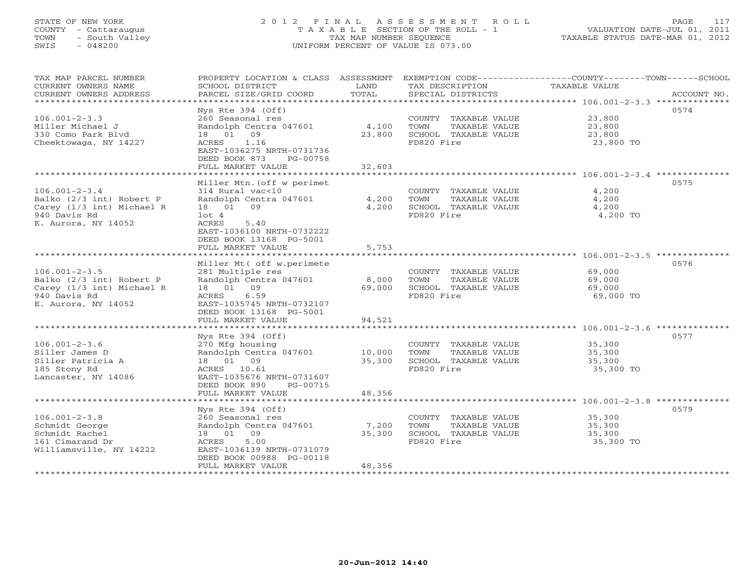STATE OF NEW YORK
COUNTY - Cattaraugus
TOWN - South Valley
SWIS - 048200

2012 FINAL ASSESSMENT ROLL
TAXABLE SECTION OF THE ROLL - 1
TAX MAP NUMBER SEQUENCE
UNIFORM PERCENT OF VALUE IS 073.00

VALUATION DATE-JUL 01, 2011
TAXABLE STATUS DATE-MAR 01, 2012

| TAX MAP PARCEL NUMBER / CURRENT OWNERS NAME / CURRENT OWNERS ADDRESS | PROPERTY LOCATION & CLASS / SCHOOL DISTRICT / PARCEL SIZE/GRID COORD | ASSESSMENT LAND / TOTAL | EXEMPTION CODE / TAX DESCRIPTION / SPECIAL DISTRICTS | TAXABLE VALUE (COUNTY / TOWN / SCHOOL) | ACCOUNT NO. |
|---|---|---|---|---|---|
| 106.001-2-3.3 | Nys Rte 394 (Off) | | | | 0574 |
| 106.001-2-3.3 | 260 Seasonal res | | COUNTY TAXABLE VALUE | 23,800 | |
| Miller Michael J | Randolph Centra 047601 | 4,100 | TOWN TAXABLE VALUE | 23,800 | |
| 330 Como Park Blvd | 18 01 09 | 23,800 | SCHOOL TAXABLE VALUE | 23,800 | |
| Cheektowaga, NY 14227 | ACRES 1.16 | | FD820 Fire | 23,800 TO | |
| | EAST-1036275 NRTH-0731736 | | | | |
| | DEED BOOK 873 PG-00758 | | | | |
| | FULL MARKET VALUE | 32,603 | | | |
| 106.001-2-3.4 | Miller Mtn.(off w perimet | | | | 0575 |
| 106.001-2-3.4 | 314 Rural vac<10 | | COUNTY TAXABLE VALUE | 4,200 | |
| Balko (2/3 int) Robert P | Randolph Centra 047601 | 4,200 | TOWN TAXABLE VALUE | 4,200 | |
| Carey (1/3 int) Michael R | 18 01 09 | 4,200 | SCHOOL TAXABLE VALUE | 4,200 | |
| 940 Davis Rd | lot 4 | | FD820 Fire | 4,200 TO | |
| E. Aurora, NY 14052 | ACRES 5.40 | | | | |
| | EAST-1036100 NRTH-0732222 | | | | |
| | DEED BOOK 13168 PG-5001 | | | | |
| | FULL MARKET VALUE | 5,753 | | | |
| 106.001-2-3.5 | Miller Mt( off w.perimete | | | | 0576 |
| 106.001-2-3.5 | 281 Multiple res | | COUNTY TAXABLE VALUE | 69,000 | |
| Balko (2/3 int) Robert P | Randolph Centra 047601 | 8,000 | TOWN TAXABLE VALUE | 69,000 | |
| Carey (1/3 int) Michael R | 18 01 09 | 69,000 | SCHOOL TAXABLE VALUE | 69,000 | |
| 940 Davis Rd | ACRES 6.59 | | FD820 Fire | 69,000 TO | |
| E. Aurora, NY 14052 | EAST-1035745 NRTH-0732107 | | | | |
| | DEED BOOK 13168 PG-5001 | | | | |
| | FULL MARKET VALUE | 94,521 | | | |
| 106.001-2-3.6 | Nys Rte 394 (Off) | | | | 0577 |
| 106.001-2-3.6 | 270 Mfg housing | | COUNTY TAXABLE VALUE | 35,300 | |
| Siller James D | Randolph Centra 047601 | 10,000 | TOWN TAXABLE VALUE | 35,300 | |
| Siller Patricia A | 18 01 09 | 35,300 | SCHOOL TAXABLE VALUE | 35,300 | |
| 185 Stony Rd | ACRES 10.61 | | FD820 Fire | 35,300 TO | |
| Lancaster, NY 14086 | EAST-1035676 NRTH-0731607 | | | | |
| | DEED BOOK 890 PG-00715 | | | | |
| | FULL MARKET VALUE | 48,356 | | | |
| 106.001-2-3.8 | Nys Rte 394 (Off) | | | | 0579 |
| 106.001-2-3.8 | 260 Seasonal res | | COUNTY TAXABLE VALUE | 35,300 | |
| Schmidt George | Randolph Centra 047601 | 7,200 | TOWN TAXABLE VALUE | 35,300 | |
| Schmidt Rachel | 18 01 09 | 35,300 | SCHOOL TAXABLE VALUE | 35,300 | |
| 161 Cimarand Dr | ACRES 5.00 | | FD820 Fire | 35,300 TO | |
| Williamsville, NY 14222 | EAST-1036139 NRTH-0731079 | | | | |
| | DEED BOOK 00988 PG-00118 | | | | |
| | FULL MARKET VALUE | 48,356 | | | |

20-Jun-2012 14:40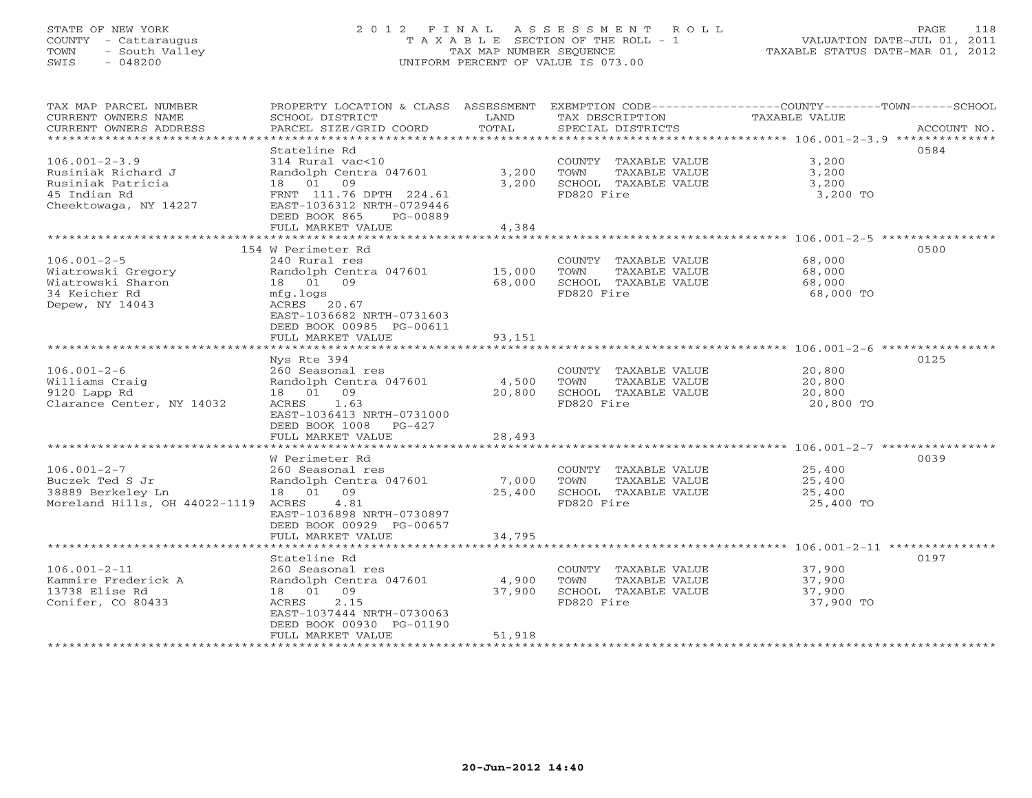STATE OF NEW YORK
COUNTY - Cattaraugus
TOWN - South Valley
SWIS - 048200

2012 FINAL ASSESSMENT ROLL
TAXABLE SECTION OF THE ROLL - 1
TAX MAP NUMBER SEQUENCE
UNIFORM PERCENT OF VALUE IS 073.00

VALUATION DATE-JUL 01, 2011
TAXABLE STATUS DATE-MAR 01, 2012

| TAX MAP PARCEL NUMBER / CURRENT OWNERS NAME / CURRENT OWNERS ADDRESS | PROPERTY LOCATION & CLASS / SCHOOL DISTRICT / PARCEL SIZE/GRID COORD | ASSESSMENT LAND | TOTAL | EXEMPTION CODE / TAX DESCRIPTION / SPECIAL DISTRICTS | TAXABLE VALUE (COUNTY / TOWN / SCHOOL) | ACCOUNT NO. |
|---|---|---|---|---|---|---|
| 106.001-2-3.9 | Stateline Rd | | | | | 0584 |
| 106.001-2-3.9 | 314 Rural vac<10 | | | COUNTY TAXABLE VALUE | 3,200 | |
| Rusiniak Richard J | Randolph Centra 047601 | 3,200 | | TOWN TAXABLE VALUE | 3,200 | |
| Rusiniak Patricia | 18 01 09 | | 3,200 | SCHOOL TAXABLE VALUE | 3,200 | |
| 45 Indian Rd | FRNT 111.76 DPTH 224.61 | | | FD820 Fire | 3,200 TO | |
| Cheektowaga, NY 14227 | EAST-1036312 NRTH-0729446 | | | | | |
| | DEED BOOK 865 PG-00889 | | | | | |
| | FULL MARKET VALUE | | 4,384 | | | |
| 106.001-2-5 | 154 W Perimeter Rd | | | | | 0500 |
| 106.001-2-5 | 240 Rural res | | | COUNTY TAXABLE VALUE | 68,000 | |
| Wiatrowski Gregory | Randolph Centra 047601 | 15,000 | | TOWN TAXABLE VALUE | 68,000 | |
| Wiatrowski Sharon | 18 01 09 | | 68,000 | SCHOOL TAXABLE VALUE | 68,000 | |
| 34 Keicher Rd | mfg.logs | | | FD820 Fire | 68,000 TO | |
| Depew, NY 14043 | ACRES 20.67 | | | | | |
| | EAST-1036682 NRTH-0731603 | | | | | |
| | DEED BOOK 00985 PG-00611 | | | | | |
| | FULL MARKET VALUE | | 93,151 | | | |
| 106.001-2-6 | Nys Rte 394 | | | | | 0125 |
| 106.001-2-6 | 260 Seasonal res | | | COUNTY TAXABLE VALUE | 20,800 | |
| Williams Craig | Randolph Centra 047601 | 4,500 | | TOWN TAXABLE VALUE | 20,800 | |
| 9120 Lapp Rd | 18 01 09 | | 20,800 | SCHOOL TAXABLE VALUE | 20,800 | |
| Clarance Center, NY 14032 | ACRES 1.63 | | | FD820 Fire | 20,800 TO | |
| | EAST-1036413 NRTH-0731000 | | | | | |
| | DEED BOOK 1008 PG-427 | | | | | |
| | FULL MARKET VALUE | | 28,493 | | | |
| 106.001-2-7 | W Perimeter Rd | | | | | 0039 |
| 106.001-2-7 | 260 Seasonal res | | | COUNTY TAXABLE VALUE | 25,400 | |
| Buczek Ted S Jr | Randolph Centra 047601 | 7,000 | | TOWN TAXABLE VALUE | 25,400 | |
| 38889 Berkeley Ln | 18 01 09 | | 25,400 | SCHOOL TAXABLE VALUE | 25,400 | |
| Moreland Hills, OH 44022-1119 | ACRES 4.81 | | | FD820 Fire | 25,400 TO | |
| | EAST-1036898 NRTH-0730897 | | | | | |
| | DEED BOOK 00929 PG-00657 | | | | | |
| | FULL MARKET VALUE | | 34,795 | | | |
| 106.001-2-11 | Stateline Rd | | | | | 0197 |
| 106.001-2-11 | 260 Seasonal res | | | COUNTY TAXABLE VALUE | 37,900 | |
| Kammire Frederick A | Randolph Centra 047601 | 4,900 | | TOWN TAXABLE VALUE | 37,900 | |
| 13738 Elise Rd | 18 01 09 | | 37,900 | SCHOOL TAXABLE VALUE | 37,900 | |
| Conifer, CO 80433 | ACRES 2.15 | | | FD820 Fire | 37,900 TO | |
| | EAST-1037444 NRTH-0730063 | | | | | |
| | DEED BOOK 00930 PG-01190 | | | | | |
| | FULL MARKET VALUE | | 51,918 | | | |

20-Jun-2012 14:40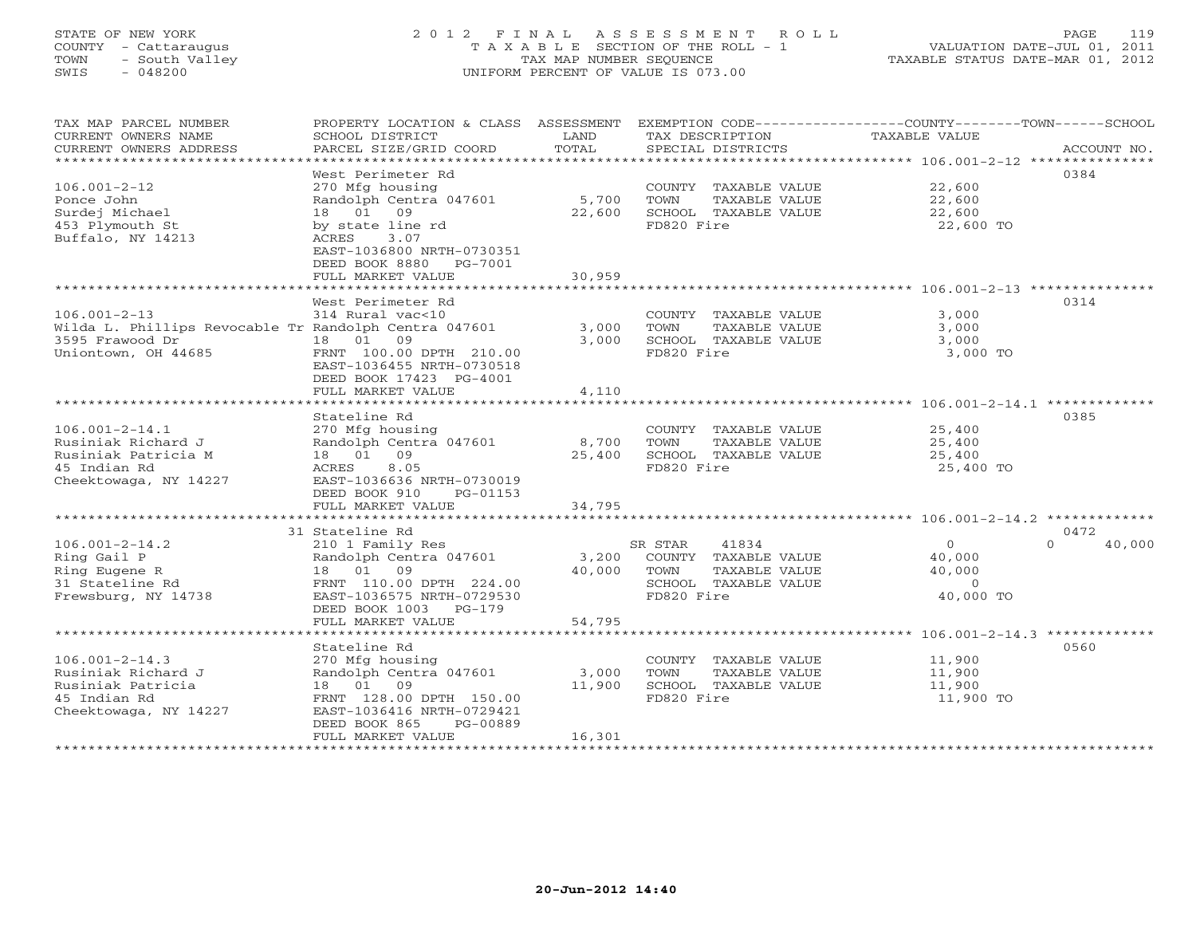STATE OF NEW YORK
COUNTY - Cattaraugus
TOWN - South Valley
SWIS - 048200

2012 FINAL ASSESSMENT ROLL
TAXABLE SECTION OF THE ROLL - 1
TAX MAP NUMBER SEQUENCE
UNIFORM PERCENT OF VALUE IS 073.00

VALUATION DATE-JUL 01, 2011
TAXABLE STATUS DATE-MAR 01, 2012

| TAX MAP PARCEL NUMBER / CURRENT OWNERS NAME / CURRENT OWNERS ADDRESS | PROPERTY LOCATION & CLASS / SCHOOL DISTRICT / PARCEL SIZE/GRID COORD | ASSESSMENT LAND / TOTAL | EXEMPTION CODE / TAX DESCRIPTION / SPECIAL DISTRICTS | COUNTY / TOWN / SCHOOL TAXABLE VALUE | ACCOUNT NO. |
|---|---|---|---|---|---|
| **106.001-2-12** | West Perimeter Rd | | | | 0384 |
| 106.001-2-12 | 270 Mfg housing | | COUNTY TAXABLE VALUE | 22,600 | |
| Ponce John | Randolph Centra 047601 | 5,700 | TOWN TAXABLE VALUE | 22,600 | |
| Surdej Michael | 18 01 09 | 22,600 | SCHOOL TAXABLE VALUE | 22,600 | |
| 453 Plymouth St | by state line rd | | FD820 Fire | 22,600 TO | |
| Buffalo, NY 14213 | ACRES 3.07 | | | | |
| | EAST-1036800 NRTH-0730351 | | | | |
| | DEED BOOK 8880 PG-7001 | | | | |
| | FULL MARKET VALUE | 30,959 | | | |
| **106.001-2-13** | West Perimeter Rd | | | | 0314 |
| 106.001-2-13 | 314 Rural vac<10 | | COUNTY TAXABLE VALUE | 3,000 | |
| Wilda L. Phillips Revocable Tr | Randolph Centra 047601 | 3,000 | TOWN TAXABLE VALUE | 3,000 | |
| 3595 Frawood Dr | 18 01 09 | 3,000 | SCHOOL TAXABLE VALUE | 3,000 | |
| Uniontown, OH 44685 | FRNT 100.00 DPTH 210.00 | | FD820 Fire | 3,000 TO | |
| | EAST-1036455 NRTH-0730518 | | | | |
| | DEED BOOK 17423 PG-4001 | | | | |
| | FULL MARKET VALUE | 4,110 | | | |
| **106.001-2-14.1** | Stateline Rd | | | | 0385 |
| 106.001-2-14.1 | 270 Mfg housing | | COUNTY TAXABLE VALUE | 25,400 | |
| Rusiniak Richard J | Randolph Centra 047601 | 8,700 | TOWN TAXABLE VALUE | 25,400 | |
| Rusiniak Patricia M | 18 01 09 | 25,400 | SCHOOL TAXABLE VALUE | 25,400 | |
| 45 Indian Rd | ACRES 8.05 | | FD820 Fire | 25,400 TO | |
| Cheektowaga, NY 14227 | EAST-1036636 NRTH-0730019 | | | | |
| | DEED BOOK 910 PG-01153 | | | | |
| | FULL MARKET VALUE | 34,795 | | | |
| **106.001-2-14.2** | 31 Stateline Rd | | | | 0472 |
| 106.001-2-14.2 | 210 1 Family Res | | SR STAR 41834 | 0 / 0 / 40,000 | |
| Ring Gail P | Randolph Centra 047601 | 3,200 | COUNTY TAXABLE VALUE | 40,000 | |
| Ring Eugene R | 18 01 09 | 40,000 | TOWN TAXABLE VALUE | 40,000 | |
| 31 Stateline Rd | FRNT 110.00 DPTH 224.00 | | SCHOOL TAXABLE VALUE | 0 | |
| Frewsburg, NY 14738 | EAST-1036575 NRTH-0729530 | | FD820 Fire | 40,000 TO | |
| | DEED BOOK 1003 PG-179 | | | | |
| | FULL MARKET VALUE | 54,795 | | | |
| **106.001-2-14.3** | Stateline Rd | | | | 0560 |
| 106.001-2-14.3 | 270 Mfg housing | | COUNTY TAXABLE VALUE | 11,900 | |
| Rusiniak Richard J | Randolph Centra 047601 | 3,000 | TOWN TAXABLE VALUE | 11,900 | |
| Rusiniak Patricia | 18 01 09 | 11,900 | SCHOOL TAXABLE VALUE | 11,900 | |
| 45 Indian Rd | FRNT 128.00 DPTH 150.00 | | FD820 Fire | 11,900 TO | |
| Cheektowaga, NY 14227 | EAST-1036416 NRTH-0729421 | | | | |
| | DEED BOOK 865 PG-00889 | | | | |
| | FULL MARKET VALUE | 16,301 | | | |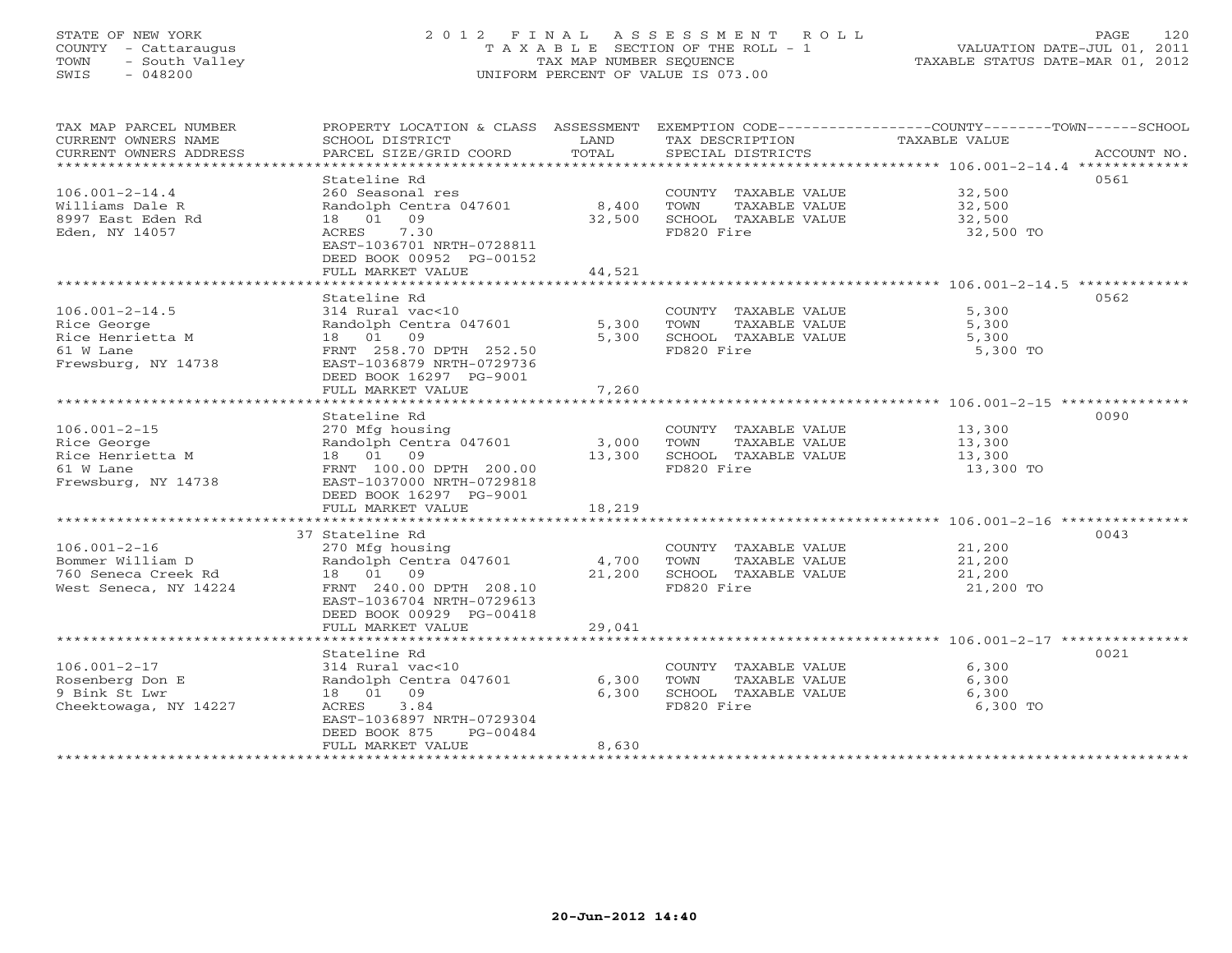STATE OF NEW YORK
COUNTY - Cattaraugus
TOWN - South Valley
SWIS - 048200

2012 FINAL ASSESSMENT ROLL
TAXABLE SECTION OF THE ROLL - 1
TAX MAP NUMBER SEQUENCE
UNIFORM PERCENT OF VALUE IS 073.00

VALUATION DATE-JUL 01, 2011
TAXABLE STATUS DATE-MAR 01, 2012

| TAX MAP PARCEL NUMBER / CURRENT OWNERS NAME / CURRENT OWNERS ADDRESS | PROPERTY LOCATION & CLASS / SCHOOL DISTRICT / PARCEL SIZE/GRID COORD | ASSESSMENT LAND | TOTAL | EXEMPTION CODE / TAX DESCRIPTION / SPECIAL DISTRICTS | TAXABLE VALUE (COUNTY / TOWN / SCHOOL) | ACCOUNT NO. |
|---|---|---|---|---|---|---|
| **106.001-2-14.4** | Stateline Rd | | | | | 0561 |
| 106.001-2-14.4 | 260 Seasonal res | | | COUNTY TAXABLE VALUE | 32,500 | |
| Williams Dale R | Randolph Centra 047601 | 8,400 | | TOWN TAXABLE VALUE | 32,500 | |
| 8997 East Eden Rd | 18 01 09 | | 32,500 | SCHOOL TAXABLE VALUE | 32,500 | |
| Eden, NY 14057 | ACRES 7.30 | | | FD820 Fire | 32,500 TO | |
| | EAST-1036701 NRTH-0728811 | | | | | |
| | DEED BOOK 00952 PG-00152 | | | | | |
| | FULL MARKET VALUE | | 44,521 | | | |
| **106.001-2-14.5** | Stateline Rd | | | | | 0562 |
| 106.001-2-14.5 | 314 Rural vac<10 | | | COUNTY TAXABLE VALUE | 5,300 | |
| Rice George | Randolph Centra 047601 | 5,300 | | TOWN TAXABLE VALUE | 5,300 | |
| Rice Henrietta M | 18 01 09 | | 5,300 | SCHOOL TAXABLE VALUE | 5,300 | |
| 61 W Lane | FRNT 258.70 DPTH 252.50 | | | FD820 Fire | 5,300 TO | |
| Frewsburg, NY 14738 | EAST-1036879 NRTH-0729736 | | | | | |
| | DEED BOOK 16297 PG-9001 | | | | | |
| | FULL MARKET VALUE | | 7,260 | | | |
| **106.001-2-15** | Stateline Rd | | | | | 0090 |
| 106.001-2-15 | 270 Mfg housing | | | COUNTY TAXABLE VALUE | 13,300 | |
| Rice George | Randolph Centra 047601 | 3,000 | | TOWN TAXABLE VALUE | 13,300 | |
| Rice Henrietta M | 18 01 09 | | 13,300 | SCHOOL TAXABLE VALUE | 13,300 | |
| 61 W Lane | FRNT 100.00 DPTH 200.00 | | | FD820 Fire | 13,300 TO | |
| Frewsburg, NY 14738 | EAST-1037000 NRTH-0729818 | | | | | |
| | DEED BOOK 16297 PG-9001 | | | | | |
| | FULL MARKET VALUE | | 18,219 | | | |
| **106.001-2-16** | 37 Stateline Rd | | | | | 0043 |
| 106.001-2-16 | 270 Mfg housing | | | COUNTY TAXABLE VALUE | 21,200 | |
| Bommer William D | Randolph Centra 047601 | 4,700 | | TOWN TAXABLE VALUE | 21,200 | |
| 760 Seneca Creek Rd | 18 01 09 | | 21,200 | SCHOOL TAXABLE VALUE | 21,200 | |
| West Seneca, NY 14224 | FRNT 240.00 DPTH 208.10 | | | FD820 Fire | 21,200 TO | |
| | EAST-1036704 NRTH-0729613 | | | | | |
| | DEED BOOK 00929 PG-00418 | | | | | |
| | FULL MARKET VALUE | | 29,041 | | | |
| **106.001-2-17** | Stateline Rd | | | | | 0021 |
| 106.001-2-17 | 314 Rural vac<10 | | | COUNTY TAXABLE VALUE | 6,300 | |
| Rosenberg Don E | Randolph Centra 047601 | 6,300 | | TOWN TAXABLE VALUE | 6,300 | |
| 9 Bink St Lwr | 18 01 09 | | 6,300 | SCHOOL TAXABLE VALUE | 6,300 | |
| Cheektowaga, NY 14227 | ACRES 3.84 | | | FD820 Fire | 6,300 TO | |
| | EAST-1036897 NRTH-0729304 | | | | | |
| | DEED BOOK 875 PG-00484 | | | | | |
| | FULL MARKET VALUE | | 8,630 | | | |

20-Jun-2012 14:40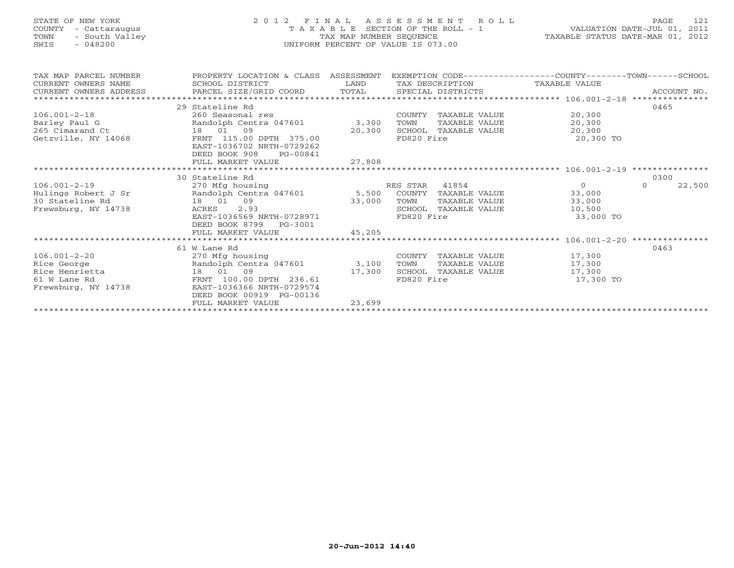STATE OF NEW YORK
COUNTY - Cattaraugus
TOWN - South Valley
SWIS - 048200

2012 FINAL ASSESSMENT ROLL
TAXABLE SECTION OF THE ROLL - 1
TAX MAP NUMBER SEQUENCE
UNIFORM PERCENT OF VALUE IS 073.00

VALUATION DATE-JUL 01, 2011
TAXABLE STATUS DATE-MAR 01, 2012

| TAX MAP PARCEL NUMBER / CURRENT OWNERS NAME / CURRENT OWNERS ADDRESS | PROPERTY LOCATION & CLASS / SCHOOL DISTRICT / PARCEL SIZE/GRID COORD | ASSESSMENT LAND / TOTAL | EXEMPTION CODE / TAX DESCRIPTION / SPECIAL DISTRICTS | COUNTY / TOWN TAXABLE VALUE | SCHOOL / ACCOUNT NO. |
|---|---|---|---|---|---|
| | 29 Stateline Rd | | | | 0465 |
| 106.001-2-18 | 260 Seasonal res | | COUNTY TAXABLE VALUE | 20,300 | |
| Barley Paul G | Randolph Centra 047601 | 3,300 | TOWN TAXABLE VALUE | 20,300 | |
| 265 Cimarand Ct | 18 01 09 | 20,300 | SCHOOL TAXABLE VALUE | 20,300 | |
| Getzville, NY 14068 | FRNT 115.00 DPTH 375.00 | | FD820 Fire | 20,300 TO | |
| | EAST-1036702 NRTH-0729262 | | | | |
| | DEED BOOK 908 PG-00841 | | | | |
| | FULL MARKET VALUE | 27,808 | | | |
| | 30 Stateline Rd | | | | 0300 |
| 106.001-2-19 | 270 Mfg housing | | RES STAR 41854 | 0 | 0 22,500 |
| Hulings Robert J Sr | Randolph Centra 047601 | 5,500 | COUNTY TAXABLE VALUE | 33,000 | |
| 30 Stateline Rd | 18 01 09 | 33,000 | TOWN TAXABLE VALUE | 33,000 | |
| Frewsburg, NY 14738 | ACRES 2.93 | | SCHOOL TAXABLE VALUE | 10,500 | |
| | EAST-1036569 NRTH-0728971 | | FD820 Fire | 33,000 TO | |
| | DEED BOOK 8799 PG-3001 | | | | |
| | FULL MARKET VALUE | 45,205 | | | |
| | 61 W Lane Rd | | | | 0463 |
| 106.001-2-20 | 270 Mfg housing | | COUNTY TAXABLE VALUE | 17,300 | |
| Rice George | Randolph Centra 047601 | 3,100 | TOWN TAXABLE VALUE | 17,300 | |
| Rice Henrietta | 18 01 09 | 17,300 | SCHOOL TAXABLE VALUE | 17,300 | |
| 61 W Lane Rd | FRNT 100.00 DPTH 236.61 | | FD820 Fire | 17,300 TO | |
| Frewsburg, NY 14738 | EAST-1036366 NRTH-0729574 | | | | |
| | DEED BOOK 00919 PG-00136 | | | | |
| | FULL MARKET VALUE | 23,699 | | | |

20-Jun-2012 14:40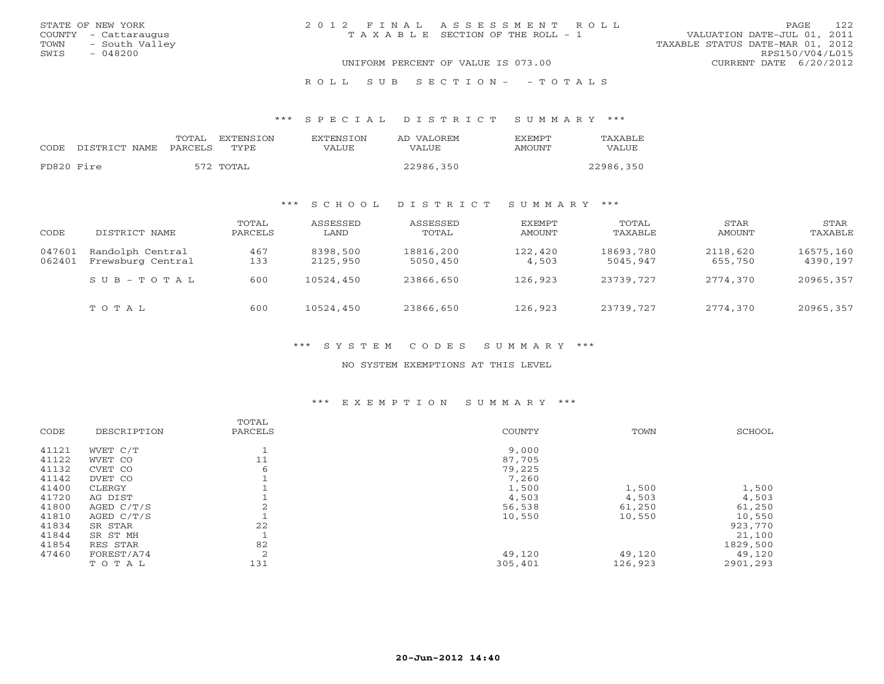STATE OF NEW YORK
COUNTY - Cattaraugus
TOWN - South Valley
SWIS - 048200

2012 FINAL ASSESSMENT ROLL
TAXABLE SECTION OF THE ROLL - 1

VALUATION DATE-JUL 01, 2011
TAXABLE STATUS DATE-MAR 01, 2012
RPS150/V04/L015
CURRENT DATE 6/20/2012

UNIFORM PERCENT OF VALUE IS 073.00

ROLL SUB SECTION- - TOTALS

## *** SPECIAL DISTRICT SUMMARY ***

| CODE | DISTRICT NAME | TOTAL PARCELS | EXTENSION TYPE | EXTENSION VALUE | AD VALOREM VALUE | EXEMPT AMOUNT | TAXABLE VALUE |
|---|---|---|---|---|---|---|---|
| FD820 | Fire | 572 | TOTAL | | 22986,350 | | 22986,350 |

## *** SCHOOL DISTRICT SUMMARY ***

| CODE | DISTRICT NAME | TOTAL PARCELS | ASSESSED LAND | ASSESSED TOTAL | EXEMPT AMOUNT | TOTAL TAXABLE | STAR AMOUNT | STAR TAXABLE |
|---|---|---|---|---|---|---|---|---|
| 047601 | Randolph Central | 467 | 8398,500 | 18816,200 | 122,420 | 18693,780 | 2118,620 | 16575,160 |
| 062401 | Frewsburg Central | 133 | 2125,950 | 5050,450 | 4,503 | 5045,947 | 655,750 | 4390,197 |
| | SUB-TOTAL | 600 | 10524,450 | 23866,650 | 126,923 | 23739,727 | 2774,370 | 20965,357 |
| | TOTAL | 600 | 10524,450 | 23866,650 | 126,923 | 23739,727 | 2774,370 | 20965,357 |

## *** SYSTEM CODES SUMMARY ***

NO SYSTEM EXEMPTIONS AT THIS LEVEL

## *** EXEMPTION SUMMARY ***

| CODE | DESCRIPTION | TOTAL PARCELS | COUNTY | TOWN | SCHOOL |
|---|---|---|---|---|---|
| 41121 | WVET C/T | 1 | 9,000 | | |
| 41122 | WVET CO | 11 | 87,705 | | |
| 41132 | CVET CO | 6 | 79,225 | | |
| 41142 | DVET CO | 1 | 7,260 | | |
| 41400 | CLERGY | 1 | 1,500 | 1,500 | 1,500 |
| 41720 | AG DIST | 1 | 4,503 | 4,503 | 4,503 |
| 41800 | AGED C/T/S | 2 | 56,538 | 61,250 | 61,250 |
| 41810 | AGED C/T/S | 1 | 10,550 | 10,550 | 10,550 |
| 41834 | SR STAR | 22 | | | 923,770 |
| 41844 | SR ST MH | 1 | | | 21,100 |
| 41854 | RES STAR | 82 | | | 1829,500 |
| 47460 | FOREST/A74 | 2 | 49,120 | 49,120 | 49,120 |
| | TOTAL | 131 | 305,401 | 126,923 | 2901,293 |

20-Jun-2012 14:40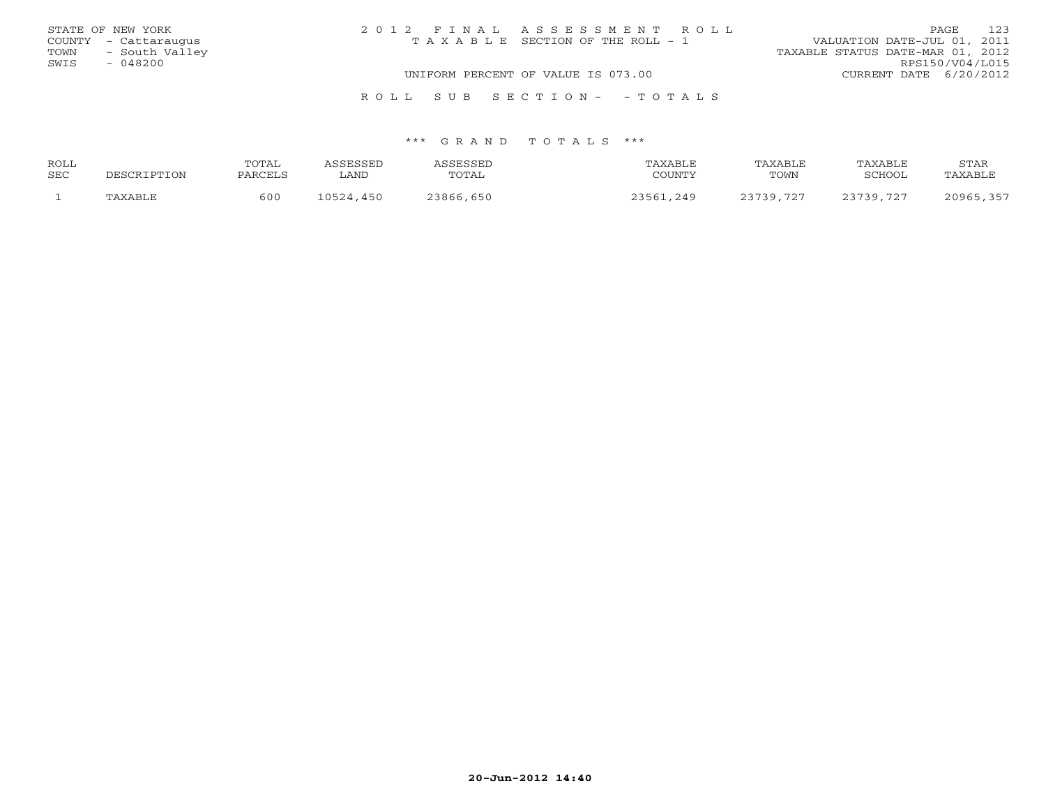STATE OF NEW YORK
COUNTY - Cattaraugus
TOWN - South Valley
SWIS - 048200

2 0 1 2 F I N A L A S S E S S M E N T R O L L
T A X A B L E SECTION OF THE ROLL - 1

VALUATION DATE-JUL 01, 2011
TAXABLE STATUS DATE-MAR 01, 2012
RPS150/V04/L015
CURRENT DATE 6/20/2012

UNIFORM PERCENT OF VALUE IS 073.00

R O L L S U B S E C T I O N - - T O T A L S

*** G R A N D T O T A L S ***

| ROLL SEC | DESCRIPTION | TOTAL PARCELS | ASSESSED LAND | ASSESSED TOTAL | TAXABLE COUNTY | TAXABLE TOWN | TAXABLE SCHOOL | STAR TAXABLE |
|---|---|---|---|---|---|---|---|---|
| 1 | TAXABLE | 600 | 10524,450 | 23866,650 | 23561,249 | 23739,727 | 23739,727 | 20965,357 |

20-Jun-2012 14:40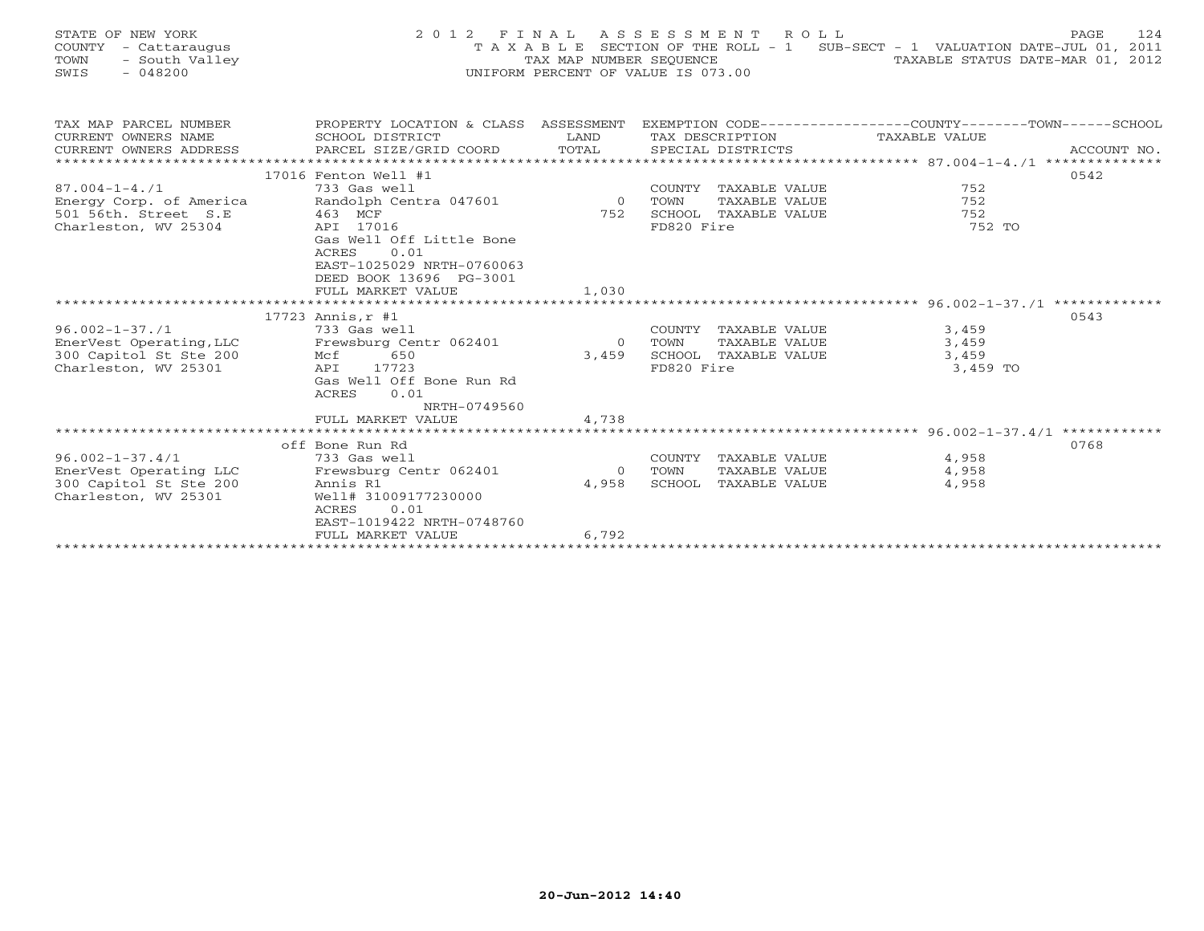STATE OF NEW YORK
COUNTY - Cattaraugus
TOWN - South Valley
SWIS - 048200

2 0 1 2 F I N A L A S S E S S M E N T R O L L
T A X A B L E SECTION OF THE ROLL - 1 SUB-SECT - 1 VALUATION DATE-JUL 01, 2011
TAX MAP NUMBER SEQUENCE TAXABLE STATUS DATE-MAR 01, 2012
UNIFORM PERCENT OF VALUE IS 073.00

| TAX MAP PARCEL NUMBER / CURRENT OWNERS NAME / CURRENT OWNERS ADDRESS | PROPERTY LOCATION & CLASS / SCHOOL DISTRICT / PARCEL SIZE/GRID COORD | ASSESSMENT LAND | ASSESSMENT TOTAL | EXEMPTION CODE / TAX DESCRIPTION / SPECIAL DISTRICTS | COUNTY / TOWN / SCHOOL TAXABLE VALUE | ACCOUNT NO. |
|---|---|---|---|---|---|---|
| 87.004-1-4./1 | 17016 Fenton Well #1 | | | | | 0542 |
| | 733 Gas well | | | COUNTY TAXABLE VALUE | 752 | |
| Energy Corp. of America | Randolph Centra 047601 | 0 | | TOWN TAXABLE VALUE | 752 | |
| 501 56th. Street S.E | 463 MCF | | 752 | SCHOOL TAXABLE VALUE | 752 | |
| Charleston, WV 25304 | API 17016 | | | FD820 Fire | 752 TO | |
| | Gas Well Off Little Bone | | | | | |
| | ACRES 0.01 | | | | | |
| | EAST-1025029 NRTH-0760063 | | | | | |
| | DEED BOOK 13696 PG-3001 | | | | | |
| | FULL MARKET VALUE | | 1,030 | | | |
| 96.002-1-37./1 | 17723 Annis,r #1 | | | | | 0543 |
| | 733 Gas well | | | COUNTY TAXABLE VALUE | 3,459 | |
| EnerVest Operating,LLC | Frewsburg Centr 062401 | 0 | | TOWN TAXABLE VALUE | 3,459 | |
| 300 Capitol St Ste 200 | Mcf 650 | | 3,459 | SCHOOL TAXABLE VALUE | 3,459 | |
| Charleston, WV 25301 | API 17723 | | | FD820 Fire | 3,459 TO | |
| | Gas Well Off Bone Run Rd | | | | | |
| | ACRES 0.01 | | | | | |
| | NRTH-0749560 | | | | | |
| | FULL MARKET VALUE | | 4,738 | | | |
| 96.002-1-37.4/1 | off Bone Run Rd | | | | | 0768 |
| | 733 Gas well | | | COUNTY TAXABLE VALUE | 4,958 | |
| EnerVest Operating LLC | Frewsburg Centr 062401 | 0 | | TOWN TAXABLE VALUE | 4,958 | |
| 300 Capitol St Ste 200 | Annis R1 | | 4,958 | SCHOOL TAXABLE VALUE | 4,958 | |
| Charleston, WV 25301 | Well# 31009177230000 | | | | | |
| | ACRES 0.01 | | | | | |
| | EAST-1019422 NRTH-0748760 | | | | | |
| | FULL MARKET VALUE | | 6,792 | | | |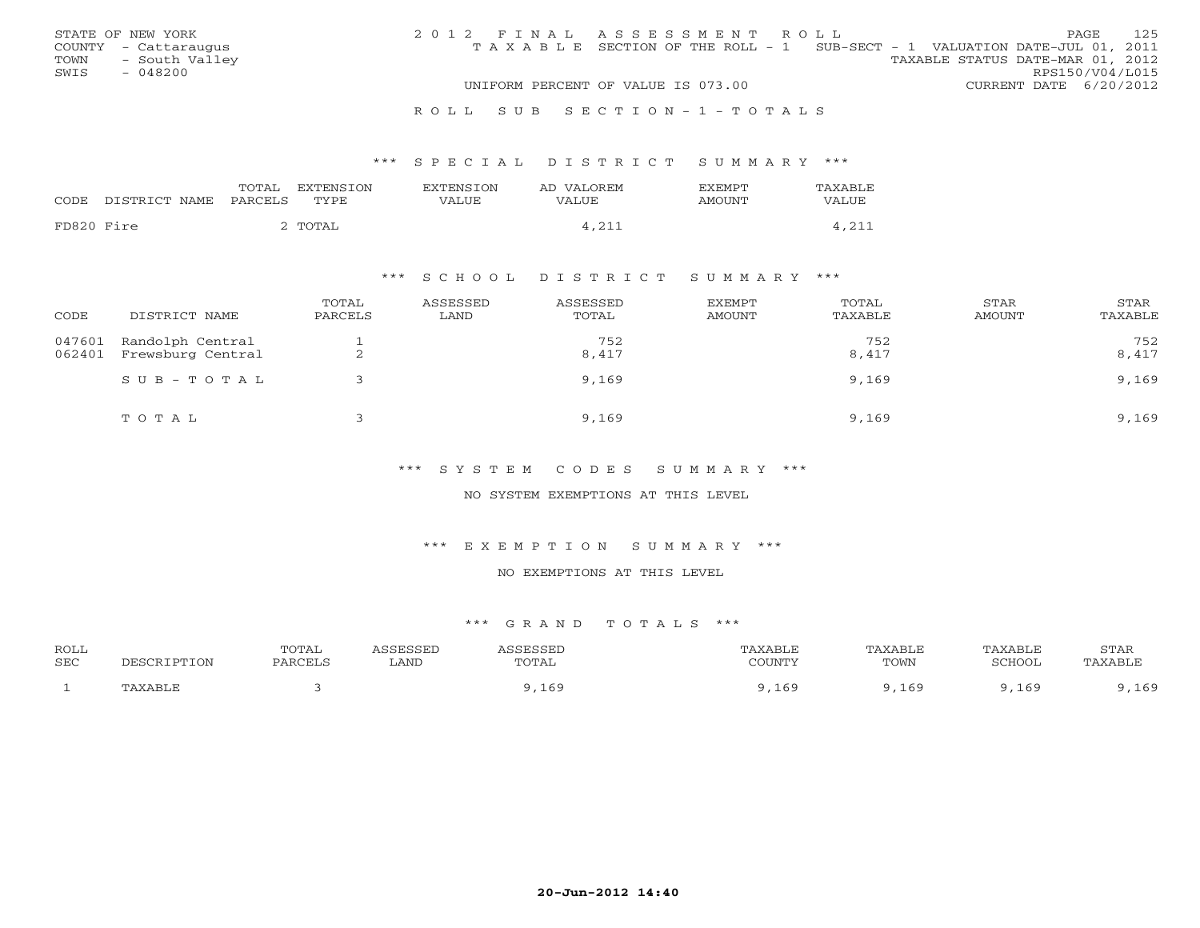STATE OF NEW YORK
COUNTY - Cattaraugus
TOWN - South Valley
SWIS - 048200

2012 FINAL ASSESSMENT ROLL
TAXABLE SECTION OF THE ROLL - 1 SUB-SECT - 1 VALUATION DATE-JUL 01, 2011
TAXABLE STATUS DATE-MAR 01, 2012
RPS150/V04/L015
UNIFORM PERCENT OF VALUE IS 073.00
CURRENT DATE 6/20/2012

ROLL SUB SECTION-1-TOTALS

*** SPECIAL DISTRICT SUMMARY ***

| CODE | DISTRICT NAME | TOTAL PARCELS | EXTENSION TYPE | EXTENSION VALUE | AD VALOREM VALUE | EXEMPT AMOUNT | TAXABLE VALUE |
|---|---|---|---|---|---|---|---|
| FD820 | Fire | 2 | TOTAL | | 4,211 | | 4,211 |

*** SCHOOL DISTRICT SUMMARY ***

| CODE | DISTRICT NAME | TOTAL PARCELS | ASSESSED LAND | ASSESSED TOTAL | EXEMPT AMOUNT | TOTAL TAXABLE | STAR AMOUNT | STAR TAXABLE |
|---|---|---|---|---|---|---|---|---|
| 047601 | Randolph Central | 1 | | 752 | | 752 | | 752 |
| 062401 | Frewsburg Central | 2 | | 8,417 | | 8,417 | | 8,417 |
| | SUB-TOTAL | 3 | | 9,169 | | 9,169 | | 9,169 |
| | TOTAL | 3 | | 9,169 | | 9,169 | | 9,169 |

*** SYSTEM CODES SUMMARY ***

NO SYSTEM EXEMPTIONS AT THIS LEVEL

*** EXEMPTION SUMMARY ***

NO EXEMPTIONS AT THIS LEVEL

*** GRAND TOTALS ***

| ROLL SEC | DESCRIPTION | TOTAL PARCELS | ASSESSED LAND | ASSESSED TOTAL | TAXABLE COUNTY | TAXABLE TOWN | TAXABLE SCHOOL | STAR TAXABLE |
|---|---|---|---|---|---|---|---|---|
| 1 | TAXABLE | 3 | | 9,169 | 9,169 | 9,169 | 9,169 | 9,169 |

20-Jun-2012 14:40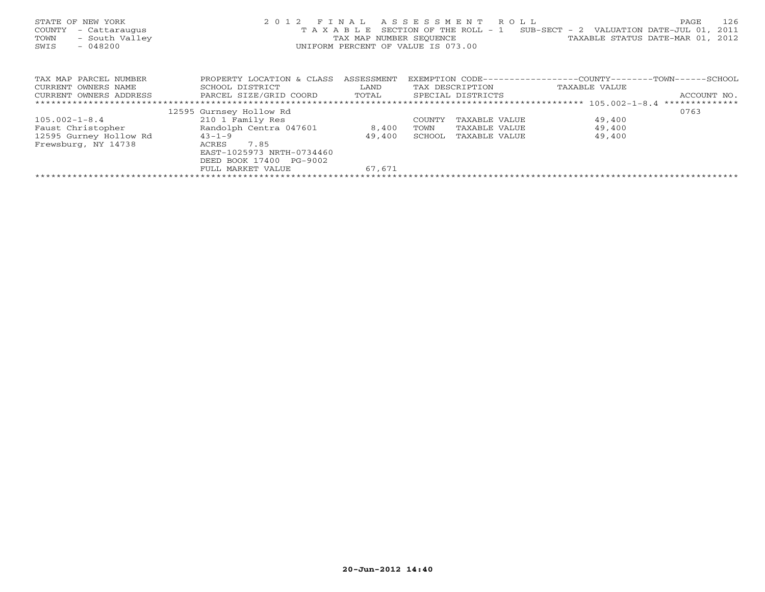STATE OF NEW YORK
COUNTY - Cattaraugus
TOWN - South Valley
SWIS - 048200

2012 FINAL ASSESSMENT ROLL
TAXABLE SECTION OF THE ROLL - 1 SUB-SECT - 2 VALUATION DATE-JUL 01, 2011
TAX MAP NUMBER SEQUENCE TAXABLE STATUS DATE-MAR 01, 2012
UNIFORM PERCENT OF VALUE IS 073.00

| TAX MAP PARCEL NUMBER<br>CURRENT OWNERS NAME<br>CURRENT OWNERS ADDRESS | PROPERTY LOCATION & CLASS<br>SCHOOL DISTRICT<br>PARCEL SIZE/GRID COORD | ASSESSMENT<br>LAND<br>TOTAL | EXEMPTION CODE<br>TAX DESCRIPTION<br>SPECIAL DISTRICTS | COUNTY--------TOWN------SCHOOL<br>TAXABLE VALUE | ACCOUNT NO. |
|---|---|---|---|---|---|
| 105.002-1-8.4 | 12595 Gurnsey Hollow Rd | | | | 0763 |
| 105.002-1-8.4 | 210 1 Family Res | | COUNTY TAXABLE VALUE | 49,400 | |
| Faust Christopher | Randolph Centra 047601 | 8,400 | TOWN TAXABLE VALUE | 49,400 | |
| 12595 Gurney Hollow Rd | 43-1-9 | 49,400 | SCHOOL TAXABLE VALUE | 49,400 | |
| Frewsburg, NY 14738 | ACRES 7.85 | | | | |
| | EAST-1025973 NRTH-0734460 | | | | |
| | DEED BOOK 17400 PG-9002 | | | | |
| | FULL MARKET VALUE | 67,671 | | | |

20-Jun-2012 14:40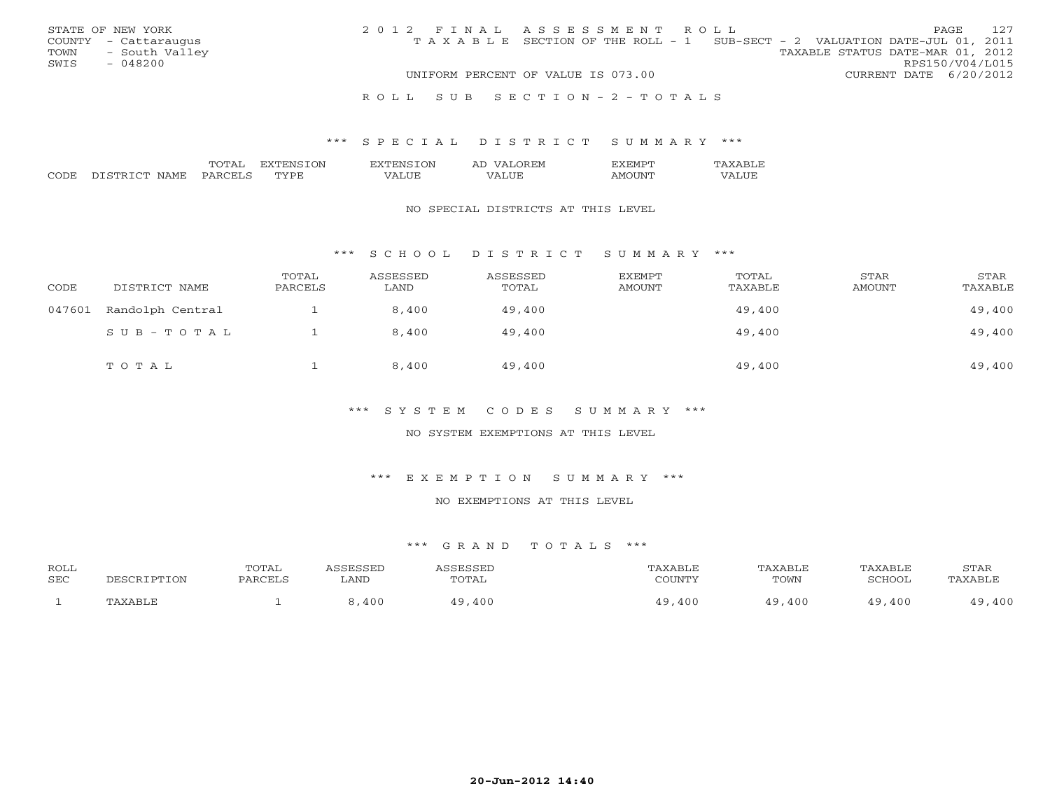STATE OF NEW YORK
COUNTY - Cattaraugus
TOWN - South Valley
SWIS - 048200

2012 FINAL ASSESSMENT ROLL
TAXABLE SECTION OF THE ROLL - 1 SUB-SECT - 2 VALUATION DATE-JUL 01, 2011
TAXABLE STATUS DATE-MAR 01, 2012
RPS150/V04/L015
UNIFORM PERCENT OF VALUE IS 073.00
CURRENT DATE 6/20/2012

ROLL SUB SECTION-2-TOTALS

## *** SPECIAL DISTRICT SUMMARY ***

| CODE | DISTRICT NAME | TOTAL PARCELS | EXTENSION TYPE | EXTENSION VALUE | AD VALOREM VALUE | EXEMPT AMOUNT | TAXABLE VALUE |
|---|---|---|---|---|---|---|---|

NO SPECIAL DISTRICTS AT THIS LEVEL

## *** SCHOOL DISTRICT SUMMARY ***

| CODE | DISTRICT NAME | TOTAL PARCELS | ASSESSED LAND | ASSESSED TOTAL | EXEMPT AMOUNT | TOTAL TAXABLE | STAR AMOUNT | STAR TAXABLE |
|---|---|---|---|---|---|---|---|---|
| 047601 | Randolph Central | 1 | 8,400 | 49,400 | | 49,400 | | 49,400 |
| | SUB-TOTAL | 1 | 8,400 | 49,400 | | 49,400 | | 49,400 |
| | TOTAL | 1 | 8,400 | 49,400 | | 49,400 | | 49,400 |

## *** SYSTEM CODES SUMMARY ***

NO SYSTEM EXEMPTIONS AT THIS LEVEL

## *** EXEMPTION SUMMARY ***

NO EXEMPTIONS AT THIS LEVEL

## *** GRAND TOTALS ***

| ROLL SEC | DESCRIPTION | TOTAL PARCELS | ASSESSED LAND | ASSESSED TOTAL | TAXABLE COUNTY | TAXABLE TOWN | TAXABLE SCHOOL | STAR TAXABLE |
|---|---|---|---|---|---|---|---|---|
| 1 | TAXABLE | 1 | 8,400 | 49,400 | 49,400 | 49,400 | 49,400 | 49,400 |

20-Jun-2012 14:40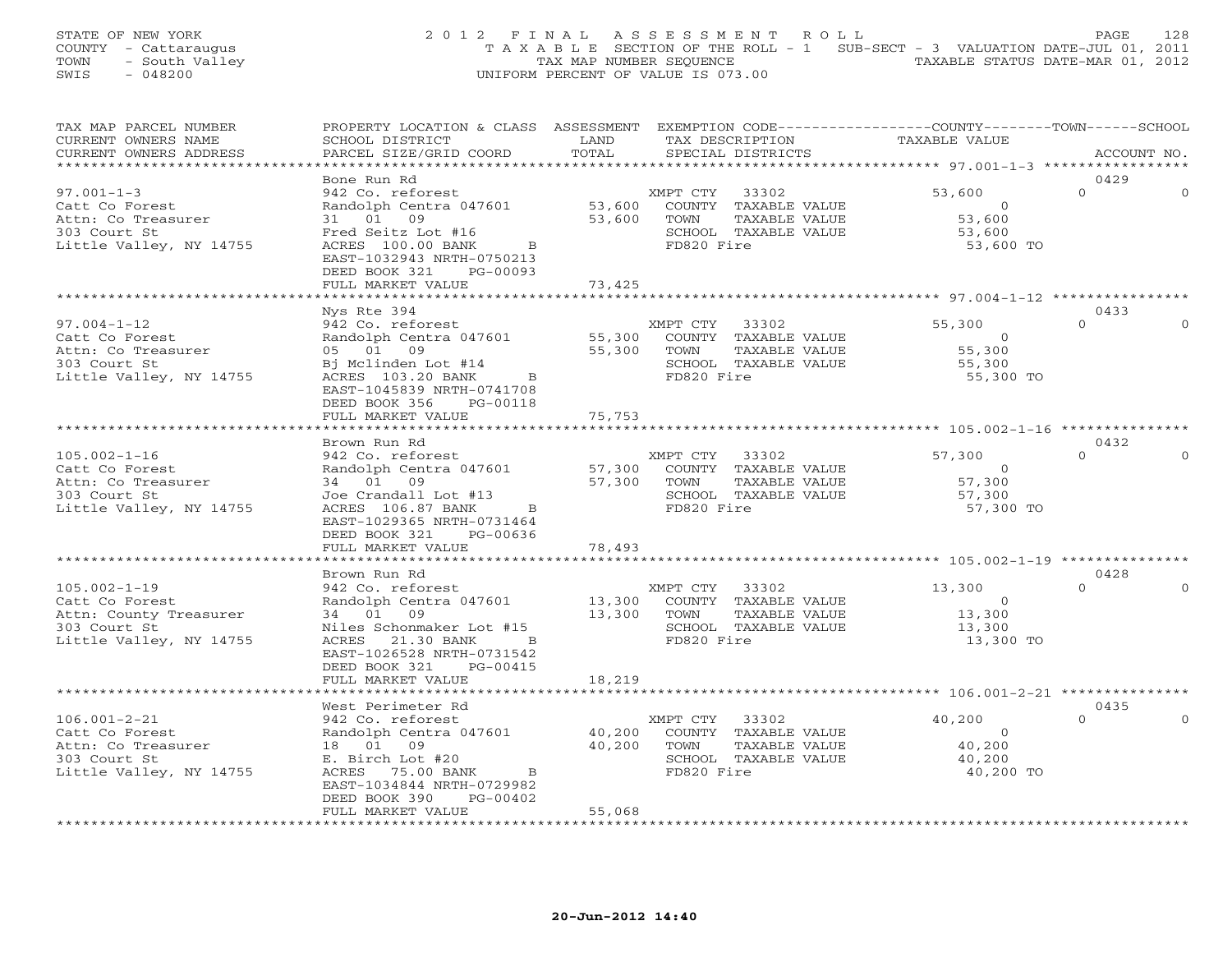STATE OF NEW YORK
COUNTY - Cattaraugus
TOWN - South Valley
SWIS - 048200

2012 FINAL ASSESSMENT ROLL
TAXABLE SECTION OF THE ROLL - 1 SUB-SECT - 3 VALUATION DATE-JUL 01, 2011
TAX MAP NUMBER SEQUENCE TAXABLE STATUS DATE-MAR 01, 2012
UNIFORM PERCENT OF VALUE IS 073.00

| TAX MAP PARCEL NUMBER / CURRENT OWNERS NAME / CURRENT OWNERS ADDRESS | PROPERTY LOCATION & CLASS / SCHOOL DISTRICT / PARCEL SIZE/GRID COORD | ASSESSMENT LAND / TOTAL | EXEMPTION CODE / TAX DESCRIPTION / SPECIAL DISTRICTS | COUNTY TAXABLE VALUE | TOWN | SCHOOL | ACCOUNT NO. |
|---|---|---|---|---|---|---|---|
| 97.001-1-3 | Bone Run Rd | | | | | | 0429 |
| Catt Co Forest | 942 Co. reforest | | XMPT CTY 33302 | 53,600 | 0 | 0 | |
| Attn: Co Treasurer | Randolph Centra 047601 | 53,600 | COUNTY TAXABLE VALUE | 0 | | | |
| 303 Court St | 31 01 09 | 53,600 | TOWN TAXABLE VALUE | 53,600 | | | |
| Little Valley, NY 14755 | Fred Seitz Lot #16 | | SCHOOL TAXABLE VALUE | 53,600 | | | |
| | ACRES 100.00 BANK B | | FD820 Fire | 53,600 TO | | | |
| | EAST-1032943 NRTH-0750213 | | | | | | |
| | DEED BOOK 321 PG-00093 | | | | | | |
| | FULL MARKET VALUE | 73,425 | | | | | |
| 97.004-1-12 | Nys Rte 394 | | | | | | 0433 |
| Catt Co Forest | 942 Co. reforest | | XMPT CTY 33302 | 55,300 | 0 | 0 | |
| Attn: Co Treasurer | Randolph Centra 047601 | 55,300 | COUNTY TAXABLE VALUE | 0 | | | |
| 303 Court St | 05 01 09 | 55,300 | TOWN TAXABLE VALUE | 55,300 | | | |
| Little Valley, NY 14755 | Bj Mclinden Lot #14 | | SCHOOL TAXABLE VALUE | 55,300 | | | |
| | ACRES 103.20 BANK B | | FD820 Fire | 55,300 TO | | | |
| | EAST-1045839 NRTH-0741708 | | | | | | |
| | DEED BOOK 356 PG-00118 | | | | | | |
| | FULL MARKET VALUE | 75,753 | | | | | |
| 105.002-1-16 | Brown Run Rd | | | | | | 0432 |
| Catt Co Forest | 942 Co. reforest | | XMPT CTY 33302 | 57,300 | 0 | 0 | |
| Attn: Co Treasurer | Randolph Centra 047601 | 57,300 | COUNTY TAXABLE VALUE | 0 | | | |
| 303 Court St | 34 01 09 | 57,300 | TOWN TAXABLE VALUE | 57,300 | | | |
| Little Valley, NY 14755 | Joe Crandall Lot #13 | | SCHOOL TAXABLE VALUE | 57,300 | | | |
| | ACRES 106.87 BANK B | | FD820 Fire | 57,300 TO | | | |
| | EAST-1029365 NRTH-0731464 | | | | | | |
| | DEED BOOK 321 PG-00636 | | | | | | |
| | FULL MARKET VALUE | 78,493 | | | | | |
| 105.002-1-19 | Brown Run Rd | | | | | | 0428 |
| Catt Co Forest | 942 Co. reforest | | XMPT CTY 33302 | 13,300 | 0 | 0 | |
| Attn: County Treasurer | Randolph Centra 047601 | 13,300 | COUNTY TAXABLE VALUE | 0 | | | |
| 303 Court St | 34 01 09 | 13,300 | TOWN TAXABLE VALUE | 13,300 | | | |
| Little Valley, NY 14755 | Niles Schonmaker Lot #15 | | SCHOOL TAXABLE VALUE | 13,300 | | | |
| | ACRES 21.30 BANK B | | FD820 Fire | 13,300 TO | | | |
| | EAST-1026528 NRTH-0731542 | | | | | | |
| | DEED BOOK 321 PG-00415 | | | | | | |
| | FULL MARKET VALUE | 18,219 | | | | | |
| 106.001-2-21 | West Perimeter Rd | | | | | | 0435 |
| Catt Co Forest | 942 Co. reforest | | XMPT CTY 33302 | 40,200 | 0 | 0 | |
| Attn: Co Treasurer | Randolph Centra 047601 | 40,200 | COUNTY TAXABLE VALUE | 0 | | | |
| 303 Court St | 18 01 09 | 40,200 | TOWN TAXABLE VALUE | 40,200 | | | |
| Little Valley, NY 14755 | E. Birch Lot #20 | | SCHOOL TAXABLE VALUE | 40,200 | | | |
| | ACRES 75.00 BANK B | | FD820 Fire | 40,200 TO | | | |
| | EAST-1034844 NRTH-0729982 | | | | | | |
| | DEED BOOK 390 PG-00402 | | | | | | |
| | FULL MARKET VALUE | 55,068 | | | | | |

20-Jun-2012 14:40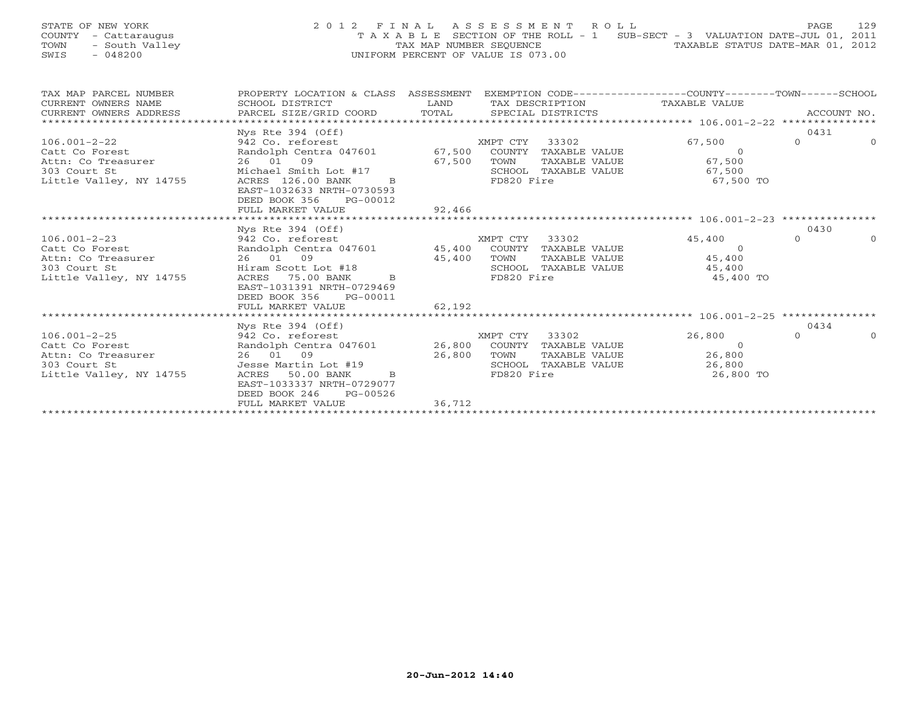STATE OF NEW YORK
COUNTY - Cattaraugus
TOWN - South Valley
SWIS - 048200

2012 FINAL ASSESSMENT ROLL
TAXABLE SECTION OF THE ROLL - 1 SUB-SECT - 3 VALUATION DATE-JUL 01, 2011
TAX MAP NUMBER SEQUENCE TAXABLE STATUS DATE-MAR 01, 2012
UNIFORM PERCENT OF VALUE IS 073.00

| TAX MAP PARCEL NUMBER / CURRENT OWNERS NAME / CURRENT OWNERS ADDRESS | PROPERTY LOCATION & CLASS / SCHOOL DISTRICT / PARCEL SIZE/GRID COORD | ASSESSMENT LAND | ASSESSMENT TOTAL | EXEMPTION CODE / TAX DESCRIPTION / SPECIAL DISTRICTS | COUNTY TAXABLE VALUE | TOWN | SCHOOL | ACCOUNT NO. |
|---|---|---|---|---|---|---|---|---|
| 106.001-2-22 | Nys Rte 394 (Off) | | | | | | | 0431 |
| | 942 Co. reforest | | | XMPT CTY 33302 | 67,500 | 0 | 0 | |
| Catt Co Forest | Randolph Centra 047601 | 67,500 | | COUNTY TAXABLE VALUE | 0 | | | |
| Attn: Co Treasurer | 26 01 09 | | 67,500 | TOWN TAXABLE VALUE | 67,500 | | | |
| 303 Court St | Michael Smith Lot #17 | | | SCHOOL TAXABLE VALUE | 67,500 | | | |
| Little Valley, NY 14755 | ACRES 126.00 BANK B | | | FD820 Fire | 67,500 TO | | | |
| | EAST-1032633 NRTH-0730593 | | | | | | | |
| | DEED BOOK 356 PG-00012 | | | | | | | |
| | FULL MARKET VALUE | | 92,466 | | | | | |
| 106.001-2-23 | Nys Rte 394 (Off) | | | | | | | 0430 |
| | 942 Co. reforest | | | XMPT CTY 33302 | 45,400 | 0 | 0 | |
| Catt Co Forest | Randolph Centra 047601 | 45,400 | | COUNTY TAXABLE VALUE | 0 | | | |
| Attn: Co Treasurer | 26 01 09 | | 45,400 | TOWN TAXABLE VALUE | 45,400 | | | |
| 303 Court St | Hiram Scott Lot #18 | | | SCHOOL TAXABLE VALUE | 45,400 | | | |
| Little Valley, NY 14755 | ACRES 75.00 BANK B | | | FD820 Fire | 45,400 TO | | | |
| | EAST-1031391 NRTH-0729469 | | | | | | | |
| | DEED BOOK 356 PG-00011 | | | | | | | |
| | FULL MARKET VALUE | | 62,192 | | | | | |
| 106.001-2-25 | Nys Rte 394 (Off) | | | | | | | 0434 |
| | 942 Co. reforest | | | XMPT CTY 33302 | 26,800 | 0 | 0 | |
| Catt Co Forest | Randolph Centra 047601 | 26,800 | | COUNTY TAXABLE VALUE | 0 | | | |
| Attn: Co Treasurer | 26 01 09 | | 26,800 | TOWN TAXABLE VALUE | 26,800 | | | |
| 303 Court St | Jesse Martin Lot #19 | | | SCHOOL TAXABLE VALUE | 26,800 | | | |
| Little Valley, NY 14755 | ACRES 50.00 BANK B | | | FD820 Fire | 26,800 TO | | | |
| | EAST-1033337 NRTH-0729077 | | | | | | | |
| | DEED BOOK 246 PG-00526 | | | | | | | |
| | FULL MARKET VALUE | | 36,712 | | | | | |

20-Jun-2012 14:40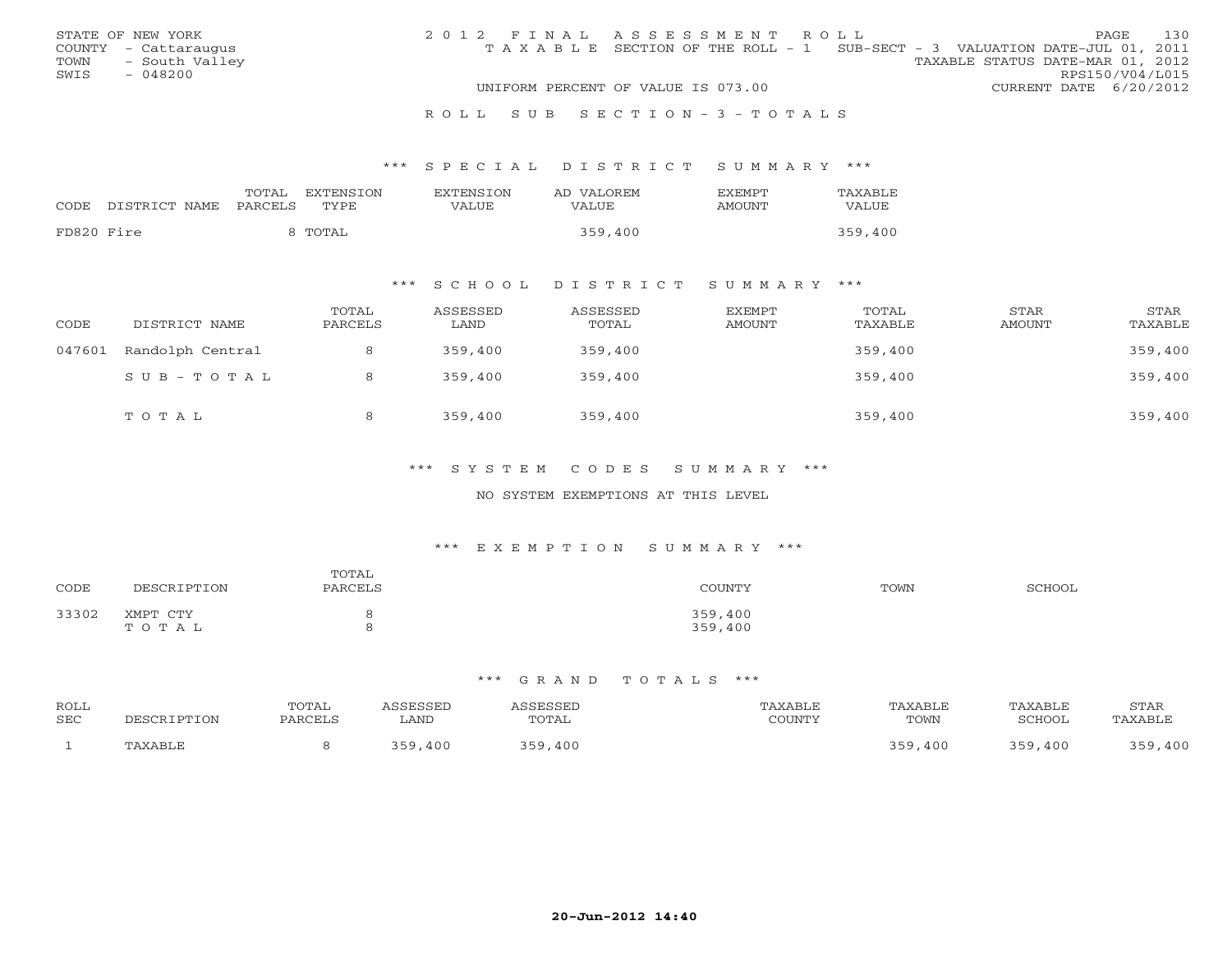STATE OF NEW YORK
COUNTY - Cattaraugus
TOWN - South Valley
SWIS - 048200

2012 FINAL ASSESSMENT ROLL
TAXABLE SECTION OF THE ROLL - 1 SUB-SECT - 3 VALUATION DATE-JUL 01, 2011
TAXABLE STATUS DATE-MAR 01, 2012
RPS150/V04/L015
UNIFORM PERCENT OF VALUE IS 073.00
CURRENT DATE 6/20/2012

ROLL SUB SECTION-3-TOTALS

### *** SPECIAL DISTRICT SUMMARY ***

| CODE | DISTRICT NAME | TOTAL PARCELS | EXTENSION TYPE | EXTENSION VALUE | AD VALOREM VALUE | EXEMPT AMOUNT | TAXABLE VALUE |
|---|---|---|---|---|---|---|---|
| FD820 | Fire | 8 | TOTAL | | 359,400 | | 359,400 |

### *** SCHOOL DISTRICT SUMMARY ***

| CODE | DISTRICT NAME | TOTAL PARCELS | ASSESSED LAND | ASSESSED TOTAL | EXEMPT AMOUNT | TOTAL TAXABLE | STAR AMOUNT | STAR TAXABLE |
|---|---|---|---|---|---|---|---|---|
| 047601 | Randolph Central | 8 | 359,400 | 359,400 | | 359,400 | | 359,400 |
| | SUB-TOTAL | 8 | 359,400 | 359,400 | | 359,400 | | 359,400 |
| | TOTAL | 8 | 359,400 | 359,400 | | 359,400 | | 359,400 |

### *** SYSTEM CODES SUMMARY ***

NO SYSTEM EXEMPTIONS AT THIS LEVEL

### *** EXEMPTION SUMMARY ***

| CODE | DESCRIPTION | TOTAL PARCELS | COUNTY | TOWN | SCHOOL |
|---|---|---|---|---|---|
| 33302 | XMPT CTY | 8 | 359,400 | | |
| | TOTAL | 8 | 359,400 | | |

### *** GRAND TOTALS ***

| ROLL SEC | DESCRIPTION | TOTAL PARCELS | ASSESSED LAND | ASSESSED TOTAL | TAXABLE COUNTY | TAXABLE TOWN | TAXABLE SCHOOL | STAR TAXABLE |
|---|---|---|---|---|---|---|---|---|
| 1 | TAXABLE | 8 | 359,400 | 359,400 | | 359,400 | 359,400 | 359,400 |

20-Jun-2012 14:40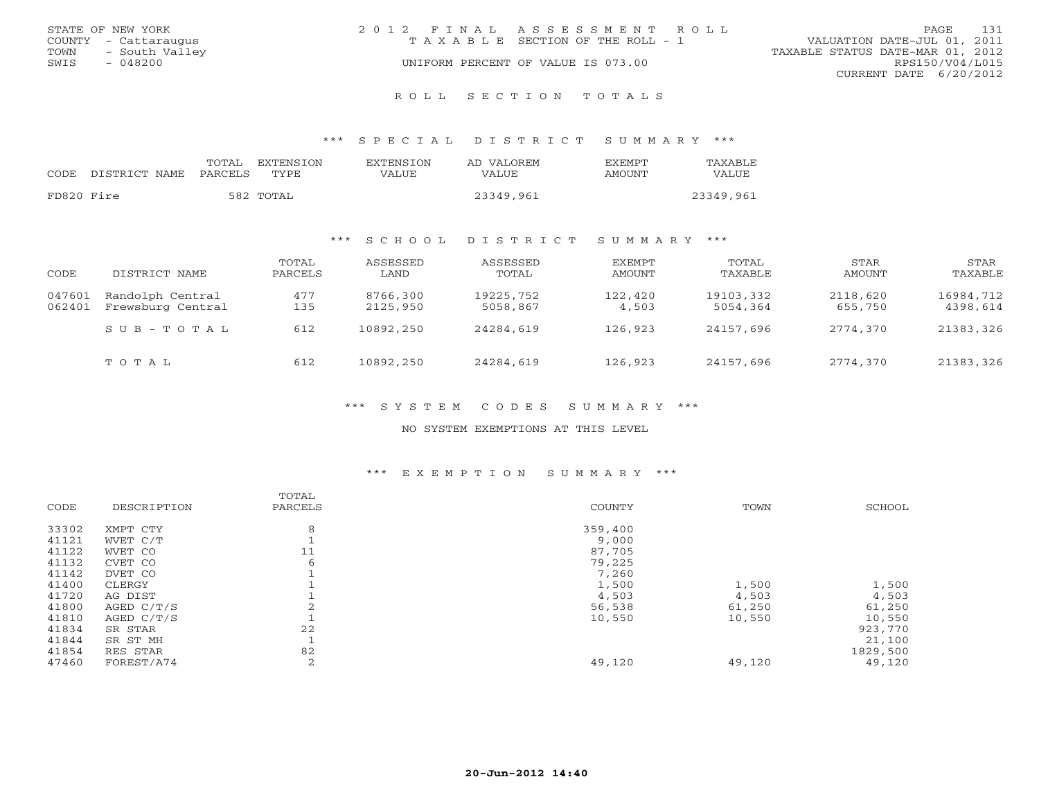STATE OF NEW YORK
COUNTY - Cattaraugus
TOWN - South Valley
SWIS - 048200

2012 FINAL ASSESSMENT ROLL
TAXABLE SECTION OF THE ROLL - 1
UNIFORM PERCENT OF VALUE IS 073.00

VALUATION DATE-JUL 01, 2011
TAXABLE STATUS DATE-MAR 01, 2012
RPS150/V04/L015
CURRENT DATE 6/20/2012

# ROLL SECTION TOTALS

## *** SPECIAL DISTRICT SUMMARY ***

| CODE | DISTRICT NAME | TOTAL PARCELS | EXTENSION TYPE | EXTENSION VALUE | AD VALOREM VALUE | EXEMPT AMOUNT | TAXABLE VALUE |
|---|---|---|---|---|---|---|---|
| FD820 | Fire | 582 | TOTAL | | 23349,961 | | 23349,961 |

## *** SCHOOL DISTRICT SUMMARY ***

| CODE | DISTRICT NAME | TOTAL PARCELS | ASSESSED LAND | ASSESSED TOTAL | EXEMPT AMOUNT | TOTAL TAXABLE | STAR AMOUNT | STAR TAXABLE |
|---|---|---|---|---|---|---|---|---|
| 047601 | Randolph Central | 477 | 8766,300 | 19225,752 | 122,420 | 19103,332 | 2118,620 | 16984,712 |
| 062401 | Frewsburg Central | 135 | 2125,950 | 5058,867 | 4,503 | 5054,364 | 655,750 | 4398,614 |
| | SUB-TOTAL | 612 | 10892,250 | 24284,619 | 126,923 | 24157,696 | 2774,370 | 21383,326 |
| | TOTAL | 612 | 10892,250 | 24284,619 | 126,923 | 24157,696 | 2774,370 | 21383,326 |

## *** SYSTEM CODES SUMMARY ***

NO SYSTEM EXEMPTIONS AT THIS LEVEL

## *** EXEMPTION SUMMARY ***

| CODE | DESCRIPTION | TOTAL PARCELS | COUNTY | TOWN | SCHOOL |
|---|---|---|---|---|---|
| 33302 | XMPT CTY | 8 | 359,400 | | |
| 41121 | WVET C/T | 1 | 9,000 | | |
| 41122 | WVET CO | 11 | 87,705 | | |
| 41132 | CVET CO | 6 | 79,225 | | |
| 41142 | DVET CO | 1 | 7,260 | | |
| 41400 | CLERGY | 1 | 1,500 | 1,500 | 1,500 |
| 41720 | AG DIST | 1 | 4,503 | 4,503 | 4,503 |
| 41800 | AGED C/T/S | 2 | 56,538 | 61,250 | 61,250 |
| 41810 | AGED C/T/S | 1 | 10,550 | 10,550 | 10,550 |
| 41834 | SR STAR | 22 | | | 923,770 |
| 41844 | SR ST MH | 1 | | | 21,100 |
| 41854 | RES STAR | 82 | | | 1829,500 |
| 47460 | FOREST/A74 | 2 | 49,120 | 49,120 | 49,120 |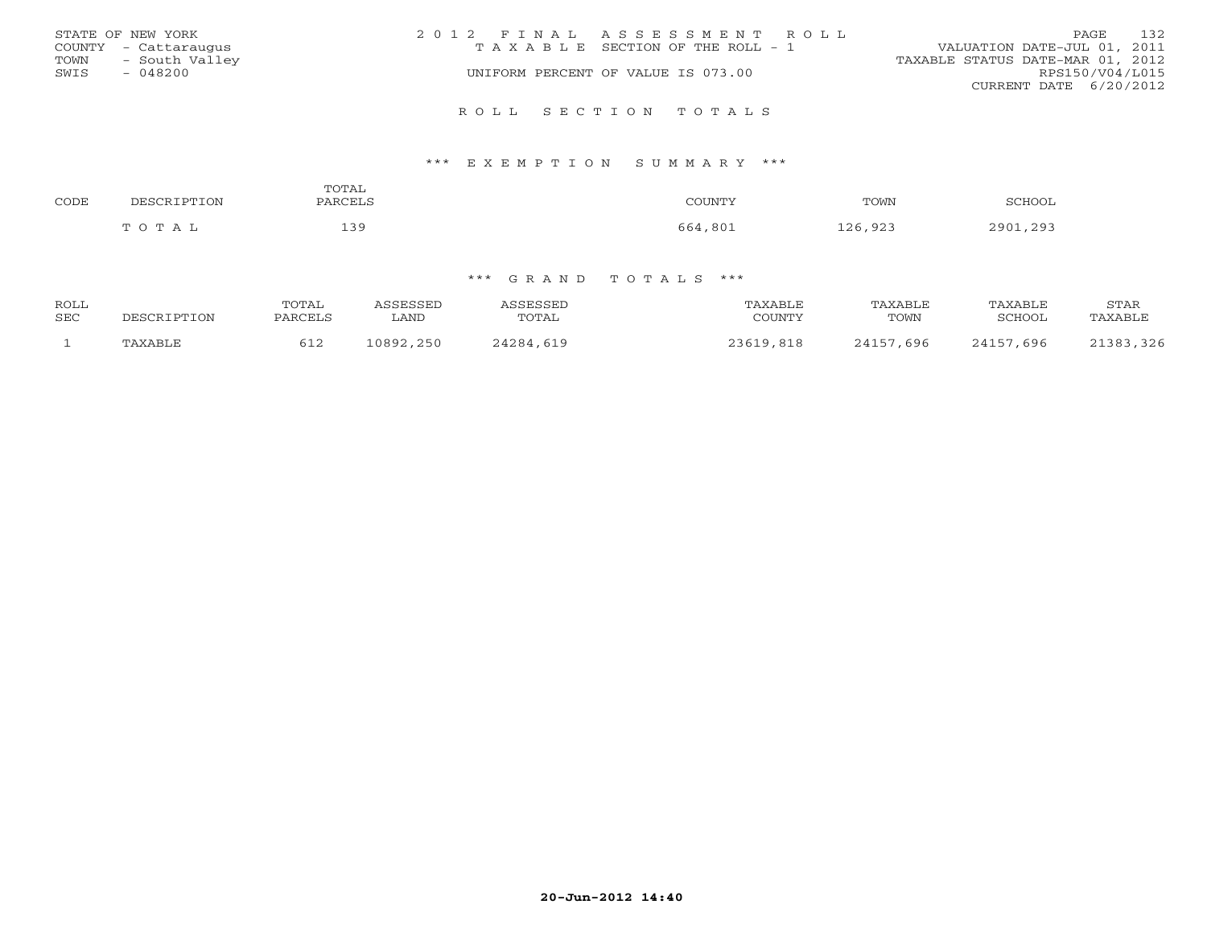STATE OF NEW YORK
COUNTY - Cattaraugus
TOWN - South Valley
SWIS - 048200

2 0 1 2 F I N A L A S S E S S M E N T R O L L
T A X A B L E SECTION OF THE ROLL - 1
UNIFORM PERCENT OF VALUE IS 073.00

VALUATION DATE-JUL 01, 2011
TAXABLE STATUS DATE-MAR 01, 2012
RPS150/V04/L015
CURRENT DATE 6/20/2012

R O L L S E C T I O N T O T A L S

\*\*\* E X E M P T I O N S U M M A R Y \*\*\*

| CODE | DESCRIPTION | TOTAL PARCELS | COUNTY | TOWN | SCHOOL |
|---|---|---|---|---|---|
| | T O T A L | 139 | 664,801 | 126,923 | 2901,293 |

\*\*\* G R A N D T O T A L S \*\*\*

| ROLL SEC | DESCRIPTION | TOTAL PARCELS | ASSESSED LAND | ASSESSED TOTAL | TAXABLE COUNTY | TAXABLE TOWN | TAXABLE SCHOOL | STAR TAXABLE |
|---|---|---|---|---|---|---|---|---|
| 1 | TAXABLE | 612 | 10892,250 | 24284,619 | 23619,818 | 24157,696 | 24157,696 | 21383,326 |

20-Jun-2012 14:40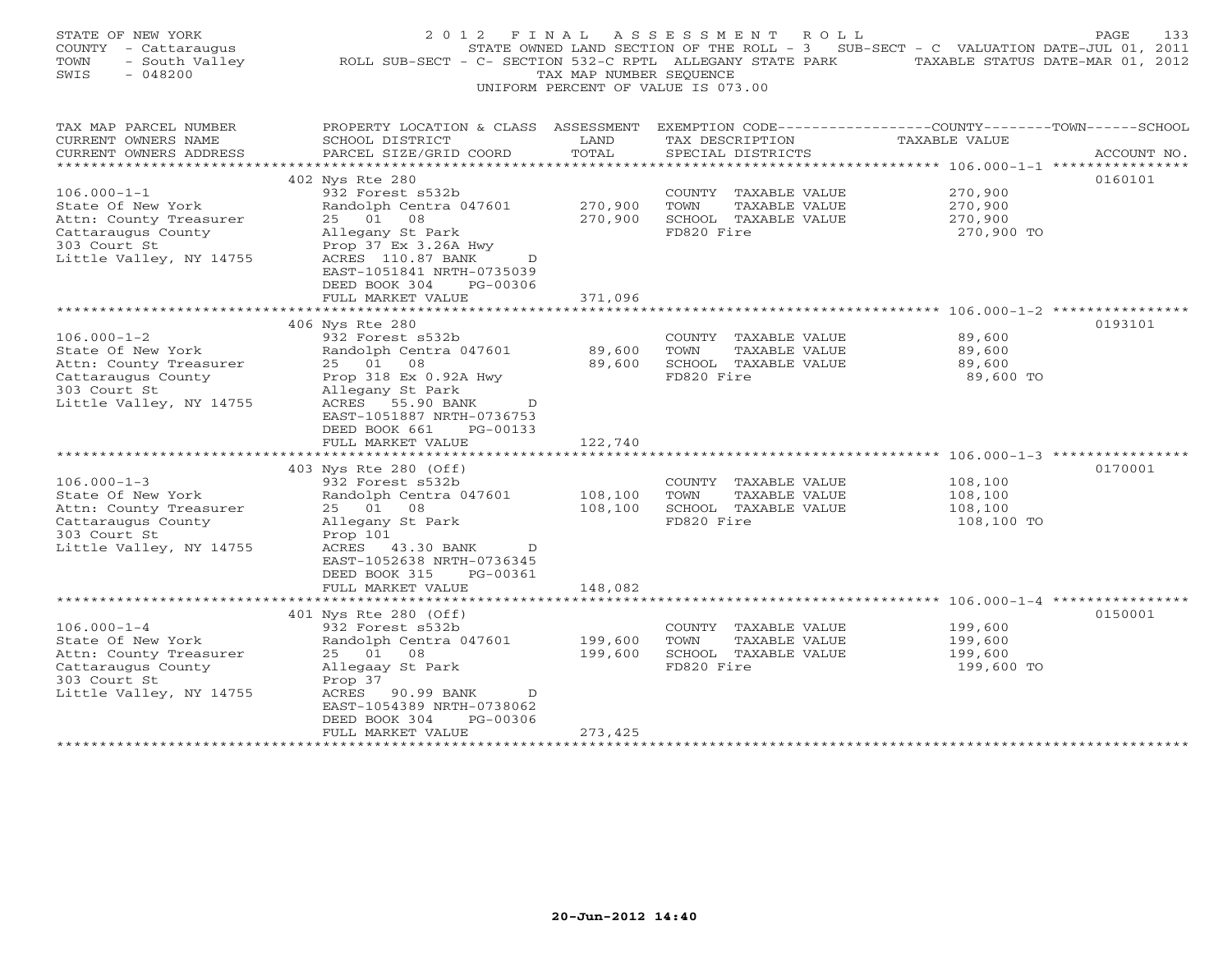STATE OF NEW YORK
COUNTY - Cattaraugus
TOWN - South Valley
SWIS - 048200

2 0 1 2 F I N A L A S S E S S M E N T R O L L
STATE OWNED LAND SECTION OF THE ROLL - 3 SUB-SECT - C VALUATION DATE-JUL 01, 2011
ROLL SUB-SECT - C- SECTION 532-C RPTL ALLEGANY STATE PARK TAXABLE STATUS DATE-MAR 01, 2012
TAX MAP NUMBER SEQUENCE
UNIFORM PERCENT OF VALUE IS 073.00

| TAX MAP PARCEL NUMBER / CURRENT OWNERS NAME / CURRENT OWNERS ADDRESS | PROPERTY LOCATION & CLASS / SCHOOL DISTRICT / PARCEL SIZE/GRID COORD | ASSESSMENT LAND | TOTAL | EXEMPTION CODE / TAX DESCRIPTION / SPECIAL DISTRICTS | TAXABLE VALUE (COUNTY--TOWN--SCHOOL) | ACCOUNT NO. |
|---|---|---|---|---|---|---|
| 106.000-1-1 | 402 Nys Rte 280 | | | | | 0160101 |
| State Of New York | 932 Forest s532b | | | COUNTY TAXABLE VALUE | 270,900 | |
| Attn: County Treasurer | Randolph Centra 047601 | 270,900 | | TOWN TAXABLE VALUE | 270,900 | |
| Cattaraugus County | 25 01 08 | | 270,900 | SCHOOL TAXABLE VALUE | 270,900 | |
| 303 Court St | Allegany St Park | | | FD820 Fire | 270,900 TO | |
| Little Valley, NY 14755 | Prop 37 Ex 3.26A Hwy | | | | | |
| | ACRES 110.87 BANK D | | | | | |
| | EAST-1051841 NRTH-0735039 | | | | | |
| | DEED BOOK 304 PG-00306 | | | | | |
| | FULL MARKET VALUE | | 371,096 | | | |
| 106.000-1-2 | 406 Nys Rte 280 | | | | | 0193101 |
| State Of New York | 932 Forest s532b | | | COUNTY TAXABLE VALUE | 89,600 | |
| Attn: County Treasurer | Randolph Centra 047601 | 89,600 | | TOWN TAXABLE VALUE | 89,600 | |
| Cattaraugus County | 25 01 08 | | 89,600 | SCHOOL TAXABLE VALUE | 89,600 | |
| 303 Court St | Prop 318 Ex 0.92A Hwy | | | FD820 Fire | 89,600 TO | |
| Little Valley, NY 14755 | Allegany St Park | | | | | |
| | ACRES 55.90 BANK D | | | | | |
| | EAST-1051887 NRTH-0736753 | | | | | |
| | DEED BOOK 661 PG-00133 | | | | | |
| | FULL MARKET VALUE | | 122,740 | | | |
| 106.000-1-3 | 403 Nys Rte 280 (Off) | | | | | 0170001 |
| State Of New York | 932 Forest s532b | | | COUNTY TAXABLE VALUE | 108,100 | |
| Attn: County Treasurer | Randolph Centra 047601 | 108,100 | | TOWN TAXABLE VALUE | 108,100 | |
| Cattaraugus County | 25 01 08 | | 108,100 | SCHOOL TAXABLE VALUE | 108,100 | |
| 303 Court St | Allegany St Park | | | FD820 Fire | 108,100 TO | |
| Little Valley, NY 14755 | Prop 101 | | | | | |
| | ACRES 43.30 BANK D | | | | | |
| | EAST-1052638 NRTH-0736345 | | | | | |
| | DEED BOOK 315 PG-00361 | | | | | |
| | FULL MARKET VALUE | | 148,082 | | | |
| 106.000-1-4 | 401 Nys Rte 280 (Off) | | | | | 0150001 |
| State Of New York | 932 Forest s532b | | | COUNTY TAXABLE VALUE | 199,600 | |
| Attn: County Treasurer | Randolph Centra 047601 | 199,600 | | TOWN TAXABLE VALUE | 199,600 | |
| Cattaraugus County | 25 01 08 | | 199,600 | SCHOOL TAXABLE VALUE | 199,600 | |
| 303 Court St | Allegaay St Park | | | FD820 Fire | 199,600 TO | |
| Little Valley, NY 14755 | Prop 37 | | | | | |
| | ACRES 90.99 BANK D | | | | | |
| | EAST-1054389 NRTH-0738062 | | | | | |
| | DEED BOOK 304 PG-00306 | | | | | |
| | FULL MARKET VALUE | | 273,425 | | | |

20-Jun-2012 14:40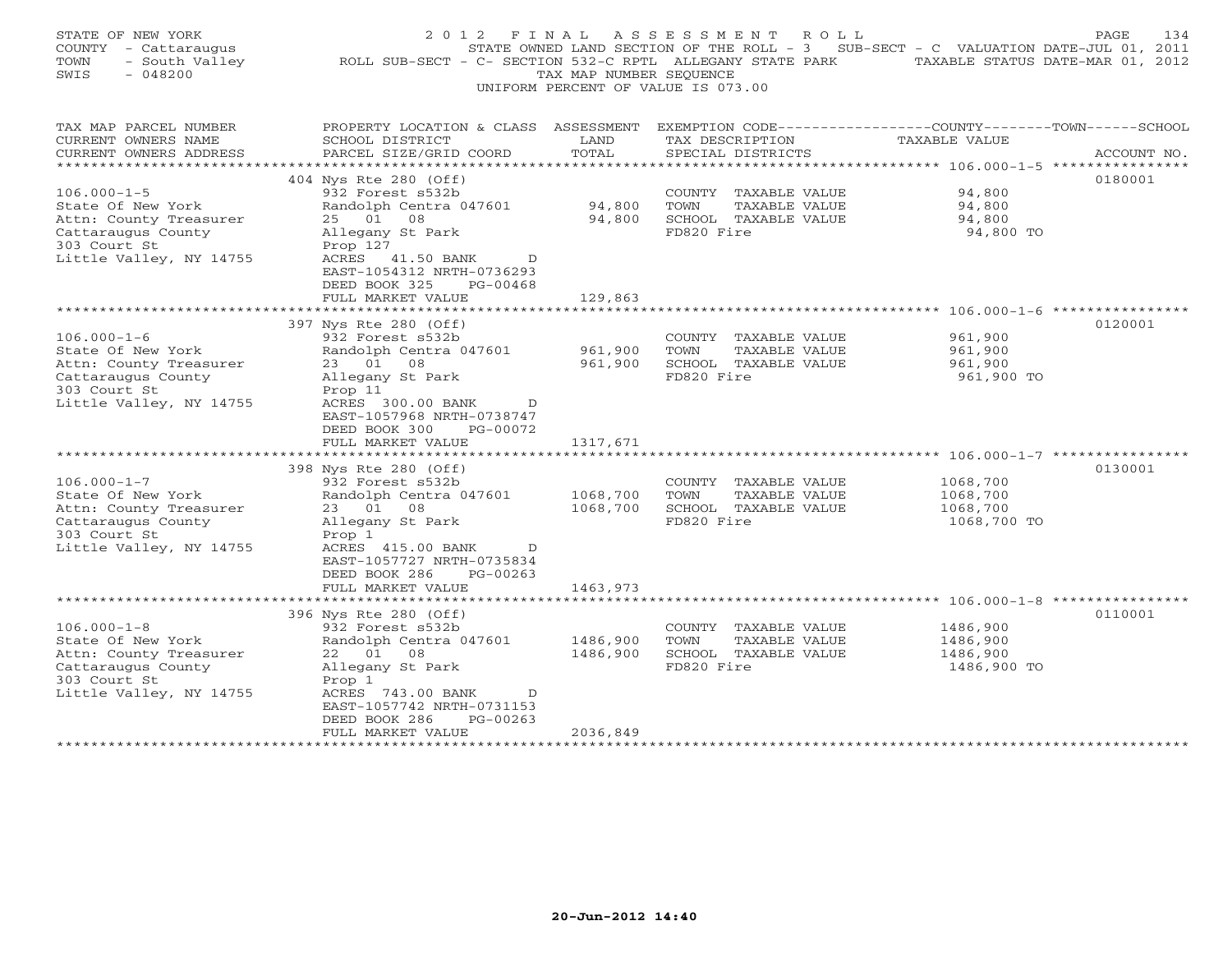STATE OF NEW YORK
COUNTY - Cattaraugus
TOWN - South Valley
SWIS - 048200

2012 FINAL ASSESSMENT ROLL
STATE OWNED LAND SECTION OF THE ROLL - 3 SUB-SECT - C VALUATION DATE-JUL 01, 2011
ROLL SUB-SECT - C- SECTION 532-C RPTL ALLEGANY STATE PARK TAXABLE STATUS DATE-MAR 01, 2012
TAX MAP NUMBER SEQUENCE
UNIFORM PERCENT OF VALUE IS 073.00

| TAX MAP PARCEL NUMBER / CURRENT OWNERS NAME / CURRENT OWNERS ADDRESS | PROPERTY LOCATION & CLASS / SCHOOL DISTRICT / PARCEL SIZE/GRID COORD | ASSESSMENT LAND / TOTAL | EXEMPTION CODE / TAX DESCRIPTION / SPECIAL DISTRICTS | TAXABLE VALUE | ACCOUNT NO. |
|---|---|---|---|---|---|
| 106.000-1-5 | 404 Nys Rte 280 (Off) | | | | 0180001 |
| State Of New York | 932 Forest s532b | | COUNTY TAXABLE VALUE | 94,800 | |
| Attn: County Treasurer | Randolph Centra 047601 | 94,800 | TOWN TAXABLE VALUE | 94,800 | |
| Cattaraugus County | 25 01 08 | 94,800 | SCHOOL TAXABLE VALUE | 94,800 | |
| 303 Court St | Allegany St Park | | FD820 Fire | 94,800 TO | |
| Little Valley, NY 14755 | Prop 127 | | | | |
| | ACRES 41.50 BANK D | | | | |
| | EAST-1054312 NRTH-0736293 | | | | |
| | DEED BOOK 325 PG-00468 | | | | |
| | FULL MARKET VALUE | 129,863 | | | |
| 106.000-1-6 | 397 Nys Rte 280 (Off) | | | | 0120001 |
| State Of New York | 932 Forest s532b | | COUNTY TAXABLE VALUE | 961,900 | |
| Attn: County Treasurer | Randolph Centra 047601 | 961,900 | TOWN TAXABLE VALUE | 961,900 | |
| Cattaraugus County | 23 01 08 | 961,900 | SCHOOL TAXABLE VALUE | 961,900 | |
| 303 Court St | Allegany St Park | | FD820 Fire | 961,900 TO | |
| Little Valley, NY 14755 | Prop 11 | | | | |
| | ACRES 300.00 BANK D | | | | |
| | EAST-1057968 NRTH-0738747 | | | | |
| | DEED BOOK 300 PG-00072 | | | | |
| | FULL MARKET VALUE | 1317,671 | | | |
| 106.000-1-7 | 398 Nys Rte 280 (Off) | | | | 0130001 |
| State Of New York | 932 Forest s532b | | COUNTY TAXABLE VALUE | 1068,700 | |
| Attn: County Treasurer | Randolph Centra 047601 | 1068,700 | TOWN TAXABLE VALUE | 1068,700 | |
| Cattaraugus County | 23 01 08 | 1068,700 | SCHOOL TAXABLE VALUE | 1068,700 | |
| 303 Court St | Allegany St Park | | FD820 Fire | 1068,700 TO | |
| Little Valley, NY 14755 | Prop 1 | | | | |
| | ACRES 415.00 BANK D | | | | |
| | EAST-1057727 NRTH-0735834 | | | | |
| | DEED BOOK 286 PG-00263 | | | | |
| | FULL MARKET VALUE | 1463,973 | | | |
| 106.000-1-8 | 396 Nys Rte 280 (Off) | | | | 0110001 |
| State Of New York | 932 Forest s532b | | COUNTY TAXABLE VALUE | 1486,900 | |
| Attn: County Treasurer | Randolph Centra 047601 | 1486,900 | TOWN TAXABLE VALUE | 1486,900 | |
| Cattaraugus County | 22 01 08 | 1486,900 | SCHOOL TAXABLE VALUE | 1486,900 | |
| 303 Court St | Allegany St Park | | FD820 Fire | 1486,900 TO | |
| Little Valley, NY 14755 | Prop 1 | | | | |
| | ACRES 743.00 BANK D | | | | |
| | EAST-1057742 NRTH-0731153 | | | | |
| | DEED BOOK 286 PG-00263 | | | | |
| | FULL MARKET VALUE | 2036,849 | | | |

20-Jun-2012 14:40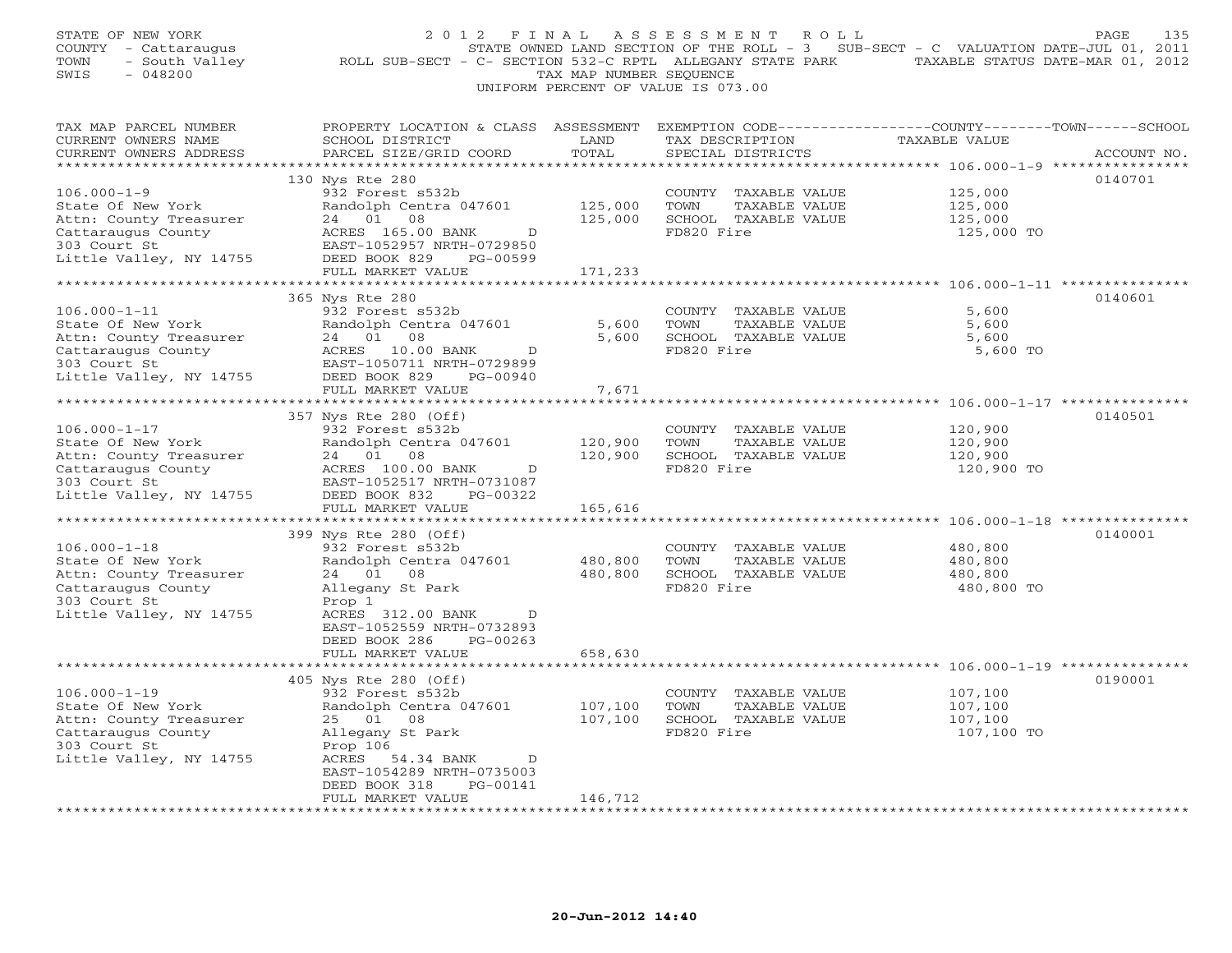STATE OF NEW YORK — 2012 FINAL ASSESSMENT ROLL
COUNTY - Cattaraugus — STATE OWNED LAND SECTION OF THE ROLL - 3 SUB-SECT - C VALUATION DATE-JUL 01, 2011
TOWN - South Valley — ROLL SUB-SECT - C- SECTION 532-C RPTL ALLEGANY STATE PARK — TAXABLE STATUS DATE-MAR 01, 2012
SWIS - 048200 — TAX MAP NUMBER SEQUENCE
UNIFORM PERCENT OF VALUE IS 073.00

| TAX MAP PARCEL NUMBER / CURRENT OWNERS NAME / CURRENT OWNERS ADDRESS | PROPERTY LOCATION & CLASS / SCHOOL DISTRICT / PARCEL SIZE/GRID COORD | ASSESSMENT LAND / TOTAL | EXEMPTION CODE / TAX DESCRIPTION / SPECIAL DISTRICTS | COUNTY--TOWN--SCHOOL TAXABLE VALUE | ACCOUNT NO. |
|---|---|---|---|---|---|
| | 130 Nys Rte 280 | | | | 0140701 |
| 106.000-1-9 | 932 Forest s532b | | COUNTY TAXABLE VALUE | 125,000 | |
| State Of New York | Randolph Centra 047601 | 125,000 | TOWN TAXABLE VALUE | 125,000 | |
| Attn: County Treasurer | 24 01 08 | 125,000 | SCHOOL TAXABLE VALUE | 125,000 | |
| Cattaraugus County | ACRES 165.00 BANK D | | FD820 Fire | 125,000 TO | |
| 303 Court St | EAST-1052957 NRTH-0729850 | | | | |
| Little Valley, NY 14755 | DEED BOOK 829 PG-00599 | | | | |
| | FULL MARKET VALUE | 171,233 | | | |
| | 365 Nys Rte 280 | | | | 0140601 |
| 106.000-1-11 | 932 Forest s532b | | COUNTY TAXABLE VALUE | 5,600 | |
| State Of New York | Randolph Centra 047601 | 5,600 | TOWN TAXABLE VALUE | 5,600 | |
| Attn: County Treasurer | 24 01 08 | 5,600 | SCHOOL TAXABLE VALUE | 5,600 | |
| Cattaraugus County | ACRES 10.00 BANK D | | FD820 Fire | 5,600 TO | |
| 303 Court St | EAST-1050711 NRTH-0729899 | | | | |
| Little Valley, NY 14755 | DEED BOOK 829 PG-00940 | | | | |
| | FULL MARKET VALUE | 7,671 | | | |
| | 357 Nys Rte 280 (Off) | | | | 0140501 |
| 106.000-1-17 | 932 Forest s532b | | COUNTY TAXABLE VALUE | 120,900 | |
| State Of New York | Randolph Centra 047601 | 120,900 | TOWN TAXABLE VALUE | 120,900 | |
| Attn: County Treasurer | 24 01 08 | 120,900 | SCHOOL TAXABLE VALUE | 120,900 | |
| Cattaraugus County | ACRES 100.00 BANK D | | FD820 Fire | 120,900 TO | |
| 303 Court St | EAST-1052517 NRTH-0731087 | | | | |
| Little Valley, NY 14755 | DEED BOOK 832 PG-00322 | | | | |
| | FULL MARKET VALUE | 165,616 | | | |
| | 399 Nys Rte 280 (Off) | | | | 0140001 |
| 106.000-1-18 | 932 Forest s532b | | COUNTY TAXABLE VALUE | 480,800 | |
| State Of New York | Randolph Centra 047601 | 480,800 | TOWN TAXABLE VALUE | 480,800 | |
| Attn: County Treasurer | 24 01 08 | 480,800 | SCHOOL TAXABLE VALUE | 480,800 | |
| Cattaraugus County | Allegany St Park | | FD820 Fire | 480,800 TO | |
| 303 Court St | Prop 1 | | | | |
| Little Valley, NY 14755 | ACRES 312.00 BANK D | | | | |
| | EAST-1052559 NRTH-0732893 | | | | |
| | DEED BOOK 286 PG-00263 | | | | |
| | FULL MARKET VALUE | 658,630 | | | |
| | 405 Nys Rte 280 (Off) | | | | 0190001 |
| 106.000-1-19 | 932 Forest s532b | | COUNTY TAXABLE VALUE | 107,100 | |
| State Of New York | Randolph Centra 047601 | 107,100 | TOWN TAXABLE VALUE | 107,100 | |
| Attn: County Treasurer | 25 01 08 | 107,100 | SCHOOL TAXABLE VALUE | 107,100 | |
| Cattaraugus County | Allegany St Park | | FD820 Fire | 107,100 TO | |
| 303 Court St | Prop 106 | | | | |
| Little Valley, NY 14755 | ACRES 54.34 BANK D | | | | |
| | EAST-1054289 NRTH-0735003 | | | | |
| | DEED BOOK 318 PG-00141 | | | | |
| | FULL MARKET VALUE | 146,712 | | | |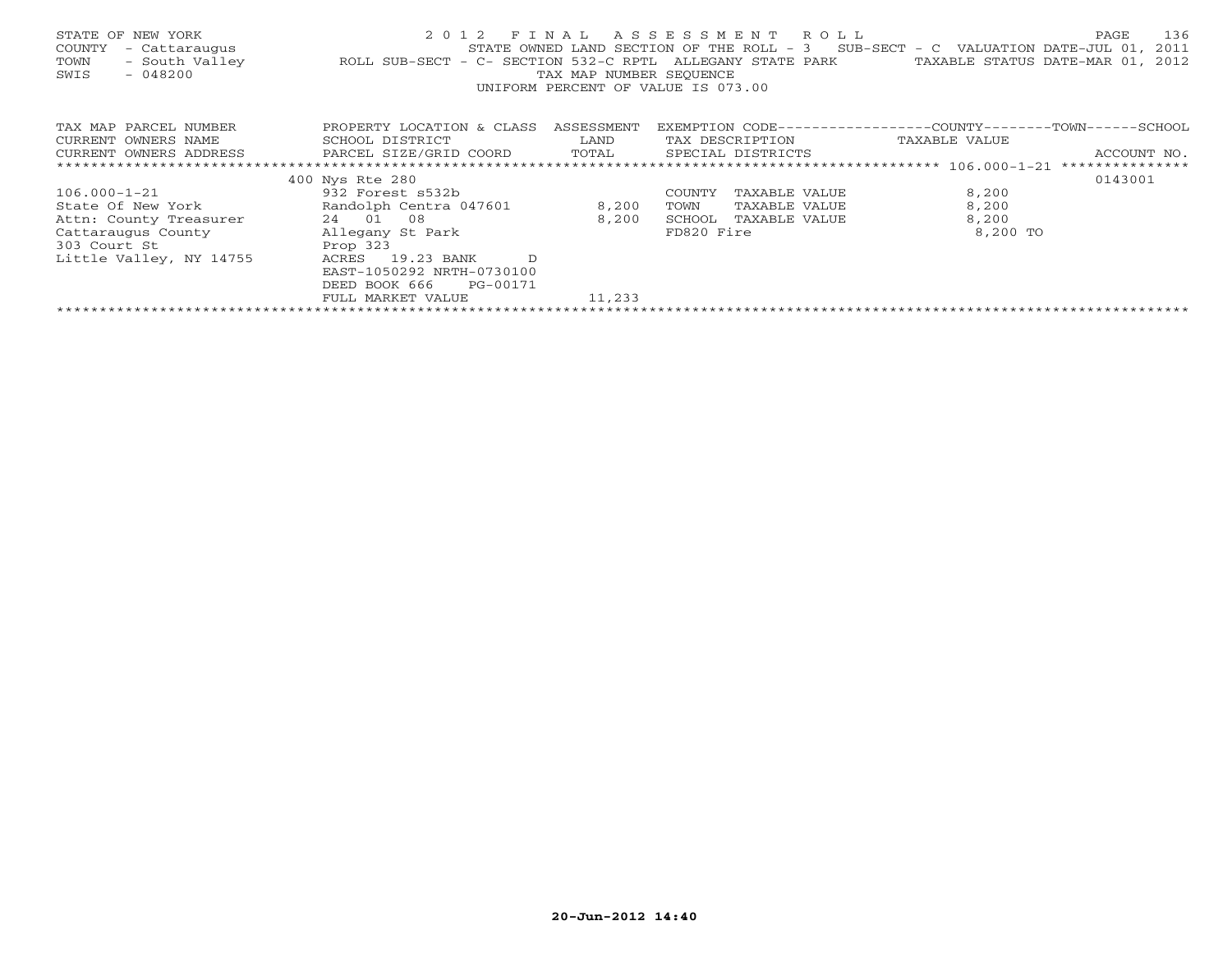STATE OF NEW YORK — 2 0 1 2 F I N A L A S S E S S M E N T R O L L
COUNTY - Cattaraugus — STATE OWNED LAND SECTION OF THE ROLL - 3 SUB-SECT - C VALUATION DATE-JUL 01, 2011
TOWN - South Valley — ROLL SUB-SECT - C- SECTION 532-C RPTL ALLEGANY STATE PARK — TAXABLE STATUS DATE-MAR 01, 2012
SWIS - 048200 — TAX MAP NUMBER SEQUENCE
UNIFORM PERCENT OF VALUE IS 073.00

| TAX MAP PARCEL NUMBER<br>CURRENT OWNERS NAME<br>CURRENT OWNERS ADDRESS | PROPERTY LOCATION & CLASS<br>SCHOOL DISTRICT<br>PARCEL SIZE/GRID COORD | ASSESSMENT<br>LAND<br>TOTAL | EXEMPTION CODE<br>TAX DESCRIPTION<br>SPECIAL DISTRICTS | COUNTY--------TOWN------SCHOOL<br>TAXABLE VALUE | ACCOUNT NO. |
|---|---|---|---|---|---|
| 106.000-1-21 | 400 Nys Rte 280 | | | | 0143001 |
| 106.000-1-21 | 932 Forest s532b | | COUNTY TAXABLE VALUE | 8,200 | |
| State Of New York | Randolph Centra 047601 | 8,200 | TOWN TAXABLE VALUE | 8,200 | |
| Attn: County Treasurer | 24 01 08 | 8,200 | SCHOOL TAXABLE VALUE | 8,200 | |
| Cattaraugus County | Allegany St Park | | FD820 Fire | 8,200 TO | |
| 303 Court St | Prop 323 | | | | |
| Little Valley, NY 14755 | ACRES 19.23 BANK D | | | | |
| | EAST-1050292 NRTH-0730100 | | | | |
| | DEED BOOK 666 PG-00171 | | | | |
| | FULL MARKET VALUE | 11,233 | | | |

20-Jun-2012 14:40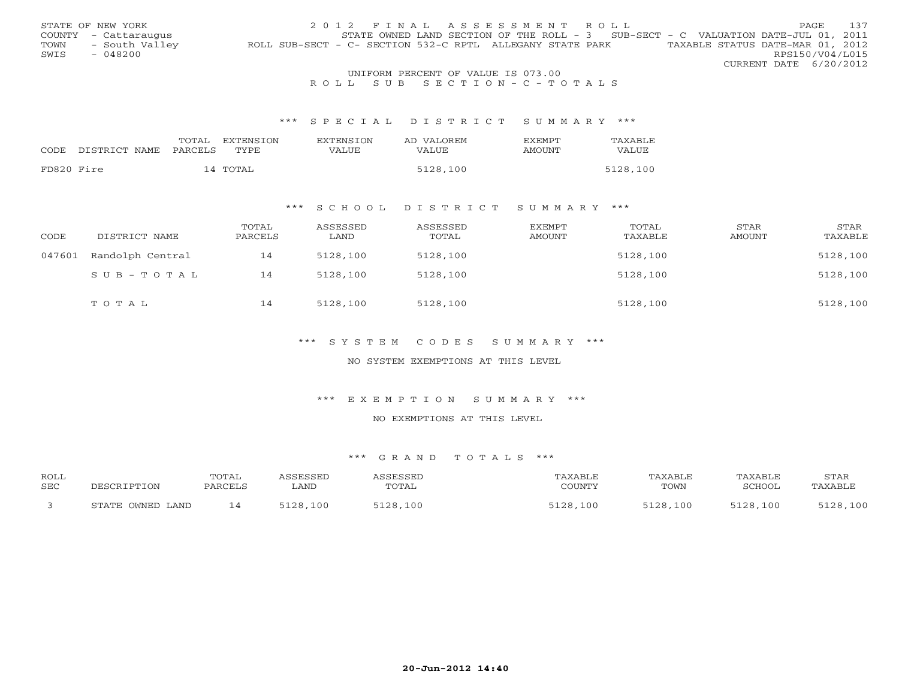STATE OF NEW YORK
COUNTY - Cattaraugus
TOWN - South Valley
SWIS - 048200

2 0 1 2 F I N A L A S S E S S M E N T R O L L
STATE OWNED LAND SECTION OF THE ROLL - 3 SUB-SECT - C VALUATION DATE-JUL 01, 2011
ROLL SUB-SECT - C- SECTION 532-C RPTL ALLEGANY STATE PARK TAXABLE STATUS DATE-MAR 01, 2012
RPS150/V04/L015
CURRENT DATE 6/20/2012

UNIFORM PERCENT OF VALUE IS 073.00

R O L L S U B S E C T I O N - C - T O T A L S

*** S P E C I A L D I S T R I C T S U M M A R Y ***

| CODE | DISTRICT NAME | TOTAL PARCELS | EXTENSION TYPE | EXTENSION VALUE | AD VALOREM VALUE | EXEMPT AMOUNT | TAXABLE VALUE |
|---|---|---|---|---|---|---|---|
| FD820 | Fire | 14 | TOTAL | | 5128,100 | | 5128,100 |

*** S C H O O L D I S T R I C T S U M M A R Y ***

| CODE | DISTRICT NAME | TOTAL PARCELS | ASSESSED LAND | ASSESSED TOTAL | EXEMPT AMOUNT | TOTAL TAXABLE | STAR AMOUNT | STAR TAXABLE |
|---|---|---|---|---|---|---|---|---|
| 047601 | Randolph Central | 14 | 5128,100 | 5128,100 | | 5128,100 | | 5128,100 |
| | S U B - T O T A L | 14 | 5128,100 | 5128,100 | | 5128,100 | | 5128,100 |
| | T O T A L | 14 | 5128,100 | 5128,100 | | 5128,100 | | 5128,100 |

*** S Y S T E M C O D E S S U M M A R Y ***

NO SYSTEM EXEMPTIONS AT THIS LEVEL

*** E X E M P T I O N S U M M A R Y ***

NO EXEMPTIONS AT THIS LEVEL

*** G R A N D T O T A L S ***

| ROLL SEC | DESCRIPTION | TOTAL PARCELS | ASSESSED LAND | ASSESSED TOTAL | TAXABLE COUNTY | TAXABLE TOWN | TAXABLE SCHOOL | STAR TAXABLE |
|---|---|---|---|---|---|---|---|---|
| 3 | STATE OWNED LAND | 14 | 5128,100 | 5128,100 | 5128,100 | 5128,100 | 5128,100 | 5128,100 |

20-Jun-2012 14:40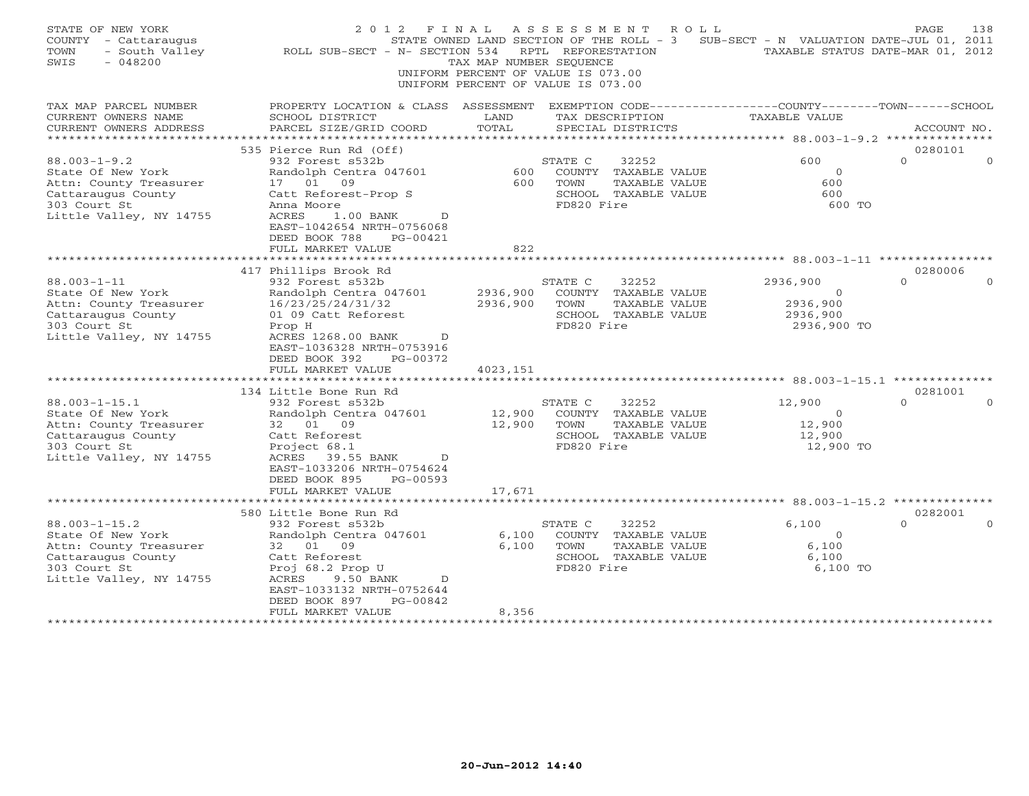STATE OF NEW YORK
COUNTY - Cattaraugus
TOWN - South Valley
SWIS - 048200

2012 FINAL ASSESSMENT ROLL
STATE OWNED LAND SECTION OF THE ROLL - 3 SUB-SECT - N VALUATION DATE-JUL 01, 2011
ROLL SUB-SECT - N- SECTION 534 RPTL REFORESTATION TAXABLE STATUS DATE-MAR 01, 2012
TAX MAP NUMBER SEQUENCE
UNIFORM PERCENT OF VALUE IS 073.00
UNIFORM PERCENT OF VALUE IS 073.00

| TAX MAP PARCEL NUMBER / CURRENT OWNERS NAME / CURRENT OWNERS ADDRESS | PROPERTY LOCATION & CLASS / SCHOOL DISTRICT / PARCEL SIZE/GRID COORD | ASSESSMENT LAND / TOTAL | EXEMPTION CODE / TAX DESCRIPTION / SPECIAL DISTRICTS | TAXABLE VALUE (COUNTY / TOWN / SCHOOL) | ACCOUNT NO. |
|---|---|---|---|---|---|
| 88.003-1-9.2 | 535 Pierce Run Rd (Off) | | | | 0280101 |
| | 932 Forest s532b | | STATE C 32252 | 600 / 0 / 0 | |
| State Of New York | Randolph Centra 047601 | 600 | COUNTY TAXABLE VALUE | 0 | |
| Attn: County Treasurer | 17 01 09 | 600 | TOWN TAXABLE VALUE | 600 | |
| Cattaraugus County | Catt Reforest-Prop S | | SCHOOL TAXABLE VALUE | 600 | |
| 303 Court St | Anna Moore | | FD820 Fire | 600 TO | |
| Little Valley, NY 14755 | ACRES 1.00 BANK D | | | | |
| | EAST-1042654 NRTH-0756068 | | | | |
| | DEED BOOK 788 PG-00421 | | | | |
| | FULL MARKET VALUE | 822 | | | |
| 88.003-1-11 | 417 Phillips Brook Rd | | | | 0280006 |
| | 932 Forest s532b | | STATE C 32252 | 2936,900 / 0 / 0 | |
| State Of New York | Randolph Centra 047601 | 2936,900 | COUNTY TAXABLE VALUE | 0 | |
| Attn: County Treasurer | 16/23/25/24/31/32 | 2936,900 | TOWN TAXABLE VALUE | 2936,900 | |
| Cattaraugus County | 01 09 Catt Reforest | | SCHOOL TAXABLE VALUE | 2936,900 | |
| 303 Court St | Prop H | | FD820 Fire | 2936,900 TO | |
| Little Valley, NY 14755 | ACRES 1268.00 BANK D | | | | |
| | EAST-1036328 NRTH-0753916 | | | | |
| | DEED BOOK 392 PG-00372 | | | | |
| | FULL MARKET VALUE | 4023,151 | | | |
| 88.003-1-15.1 | 134 Little Bone Run Rd | | | | 0281001 |
| | 932 Forest s532b | | STATE C 32252 | 12,900 / 0 / 0 | |
| State Of New York | Randolph Centra 047601 | 12,900 | COUNTY TAXABLE VALUE | 0 | |
| Attn: County Treasurer | 32 01 09 | 12,900 | TOWN TAXABLE VALUE | 12,900 | |
| Cattaraugus County | Catt Reforest | | SCHOOL TAXABLE VALUE | 12,900 | |
| 303 Court St | Project 68.1 | | FD820 Fire | 12,900 TO | |
| Little Valley, NY 14755 | ACRES 39.55 BANK D | | | | |
| | EAST-1033206 NRTH-0754624 | | | | |
| | DEED BOOK 895 PG-00593 | | | | |
| | FULL MARKET VALUE | 17,671 | | | |
| 88.003-1-15.2 | 580 Little Bone Run Rd | | | | 0282001 |
| | 932 Forest s532b | | STATE C 32252 | 6,100 / 0 / 0 | |
| State Of New York | Randolph Centra 047601 | 6,100 | COUNTY TAXABLE VALUE | 0 | |
| Attn: County Treasurer | 32 01 09 | 6,100 | TOWN TAXABLE VALUE | 6,100 | |
| Cattaraugus County | Catt Reforest | | SCHOOL TAXABLE VALUE | 6,100 | |
| 303 Court St | Proj 68.2 Prop U | | FD820 Fire | 6,100 TO | |
| Little Valley, NY 14755 | ACRES 9.50 BANK D | | | | |
| | EAST-1033132 NRTH-0752644 | | | | |
| | DEED BOOK 897 PG-00842 | | | | |
| | FULL MARKET VALUE | 8,356 | | | |

20-Jun-2012 14:40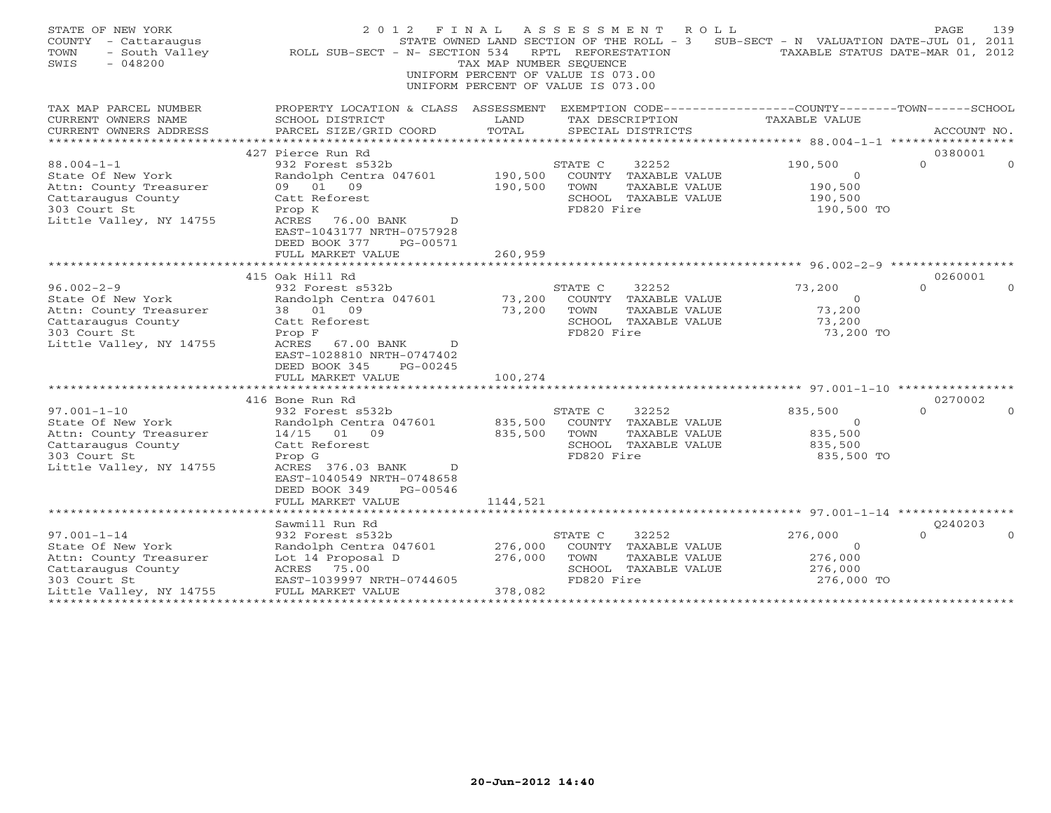STATE OF NEW YORK
COUNTY - Cattaraugus
TOWN - South Valley
SWIS - 048200

# 2012 FINAL ASSESSMENT ROLL

STATE OWNED LAND SECTION OF THE ROLL - 3 SUB-SECT - N VALUATION DATE-JUL 01, 2011
ROLL SUB-SECT - N- SECTION 534 RPTL REFORESTATION TAXABLE STATUS DATE-MAR 01, 2012
TAX MAP NUMBER SEQUENCE
UNIFORM PERCENT OF VALUE IS 073.00
UNIFORM PERCENT OF VALUE IS 073.00

| TAX MAP PARCEL NUMBER / CURRENT OWNERS NAME / CURRENT OWNERS ADDRESS | PROPERTY LOCATION & CLASS / SCHOOL DISTRICT / PARCEL SIZE/GRID COORD | ASSESSMENT LAND / TOTAL | EXEMPTION CODE / TAX DESCRIPTION / SPECIAL DISTRICTS | COUNTY TAXABLE VALUE | TOWN | SCHOOL | ACCOUNT NO. |
|---|---|---|---|---|---|---|---|
| 88.004-1-1 | 427 Pierce Run Rd | | | | | | 0380001 |
| State Of New York | 932 Forest s532b | | STATE C 32252 | 190,500 | 0 | 0 | |
| Attn: County Treasurer | Randolph Centra 047601 | 190,500 | COUNTY TAXABLE VALUE | 0 | | | |
| Cattaraugus County | 09 01 09 | 190,500 | TOWN TAXABLE VALUE | 190,500 | | | |
| 303 Court St | Catt Reforest | | SCHOOL TAXABLE VALUE | 190,500 | | | |
| Little Valley, NY 14755 | Prop K | | FD820 Fire | 190,500 TO | | | |
| | ACRES 76.00 BANK D | | | | | | |
| | EAST-1043177 NRTH-0757928 | | | | | | |
| | DEED BOOK 377 PG-00571 | | | | | | |
| | FULL MARKET VALUE | 260,959 | | | | | |
| 96.002-2-9 | 415 Oak Hill Rd | | | | | | 0260001 |
| State Of New York | 932 Forest s532b | | STATE C 32252 | 73,200 | 0 | 0 | |
| Attn: County Treasurer | Randolph Centra 047601 | 73,200 | COUNTY TAXABLE VALUE | 0 | | | |
| Cattaraugus County | 38 01 09 | 73,200 | TOWN TAXABLE VALUE | 73,200 | | | |
| 303 Court St | Catt Reforest | | SCHOOL TAXABLE VALUE | 73,200 | | | |
| Little Valley, NY 14755 | Prop F | | FD820 Fire | 73,200 TO | | | |
| | ACRES 67.00 BANK D | | | | | | |
| | EAST-1028810 NRTH-0747402 | | | | | | |
| | DEED BOOK 345 PG-00245 | | | | | | |
| | FULL MARKET VALUE | 100,274 | | | | | |
| 97.001-1-10 | 416 Bone Run Rd | | | | | | 0270002 |
| State Of New York | 932 Forest s532b | | STATE C 32252 | 835,500 | 0 | 0 | |
| Attn: County Treasurer | Randolph Centra 047601 | 835,500 | COUNTY TAXABLE VALUE | 0 | | | |
| Cattaraugus County | 14/15 01 09 | 835,500 | TOWN TAXABLE VALUE | 835,500 | | | |
| 303 Court St | Catt Reforest | | SCHOOL TAXABLE VALUE | 835,500 | | | |
| Little Valley, NY 14755 | Prop G | | FD820 Fire | 835,500 TO | | | |
| | ACRES 376.03 BANK D | | | | | | |
| | EAST-1040549 NRTH-0748658 | | | | | | |
| | DEED BOOK 349 PG-00546 | | | | | | |
| | FULL MARKET VALUE | 1144,521 | | | | | |
| 97.001-1-14 | Sawmill Run Rd | | | | | | Q240203 |
| State Of New York | 932 Forest s532b | | STATE C 32252 | 276,000 | 0 | 0 | |
| Attn: County Treasurer | Randolph Centra 047601 | 276,000 | COUNTY TAXABLE VALUE | 0 | | | |
| Cattaraugus County | Lot 14 Proposal D | 276,000 | TOWN TAXABLE VALUE | 276,000 | | | |
| 303 Court St | ACRES 75.00 | | SCHOOL TAXABLE VALUE | 276,000 | | | |
| Little Valley, NY 14755 | EAST-1039997 NRTH-0744605 | | FD820 Fire | 276,000 TO | | | |
| | FULL MARKET VALUE | 378,082 | | | | | |

20-Jun-2012 14:40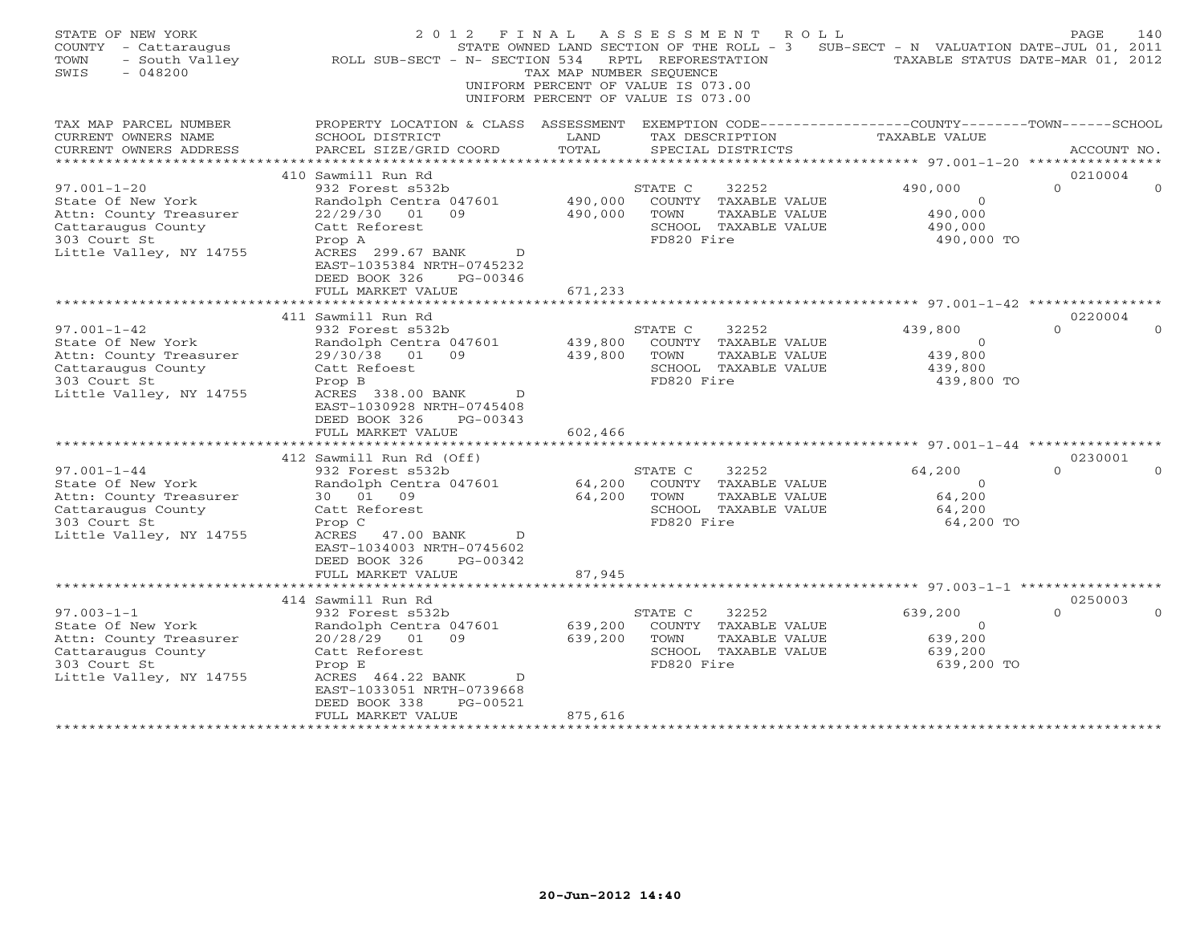STATE OF NEW YORK
COUNTY - Cattaraugus
TOWN - South Valley
SWIS - 048200

2 0 1 2 F I N A L A S S E S S M E N T R O L L
STATE OWNED LAND SECTION OF THE ROLL - 3 SUB-SECT - N VALUATION DATE-JUL 01, 2011
ROLL SUB-SECT - N- SECTION 534 RPTL REFORESTATION TAXABLE STATUS DATE-MAR 01, 2012
TAX MAP NUMBER SEQUENCE
UNIFORM PERCENT OF VALUE IS 073.00
UNIFORM PERCENT OF VALUE IS 073.00

| TAX MAP PARCEL NUMBER / CURRENT OWNERS NAME / CURRENT OWNERS ADDRESS | PROPERTY LOCATION & CLASS / SCHOOL DISTRICT / PARCEL SIZE/GRID COORD | ASSESSMENT LAND / TOTAL | EXEMPTION CODE / TAX DESCRIPTION / SPECIAL DISTRICTS | COUNTY TAXABLE VALUE | TOWN | SCHOOL / ACCOUNT NO. |
|---|---|---|---|---|---|---|
| | 410 Sawmill Run Rd | | | | | 0210004 |
| 97.001-1-20 | 932 Forest s532b | | STATE C 32252 | 490,000 | 0 | 0 |
| State Of New York | Randolph Centra 047601 | 490,000 | COUNTY TAXABLE VALUE | 0 | | |
| Attn: County Treasurer | 22/29/30 01 09 | 490,000 | TOWN TAXABLE VALUE | 490,000 | | |
| Cattaraugus County | Catt Reforest | | SCHOOL TAXABLE VALUE | 490,000 | | |
| 303 Court St | Prop A | | FD820 Fire | 490,000 TO | | |
| Little Valley, NY 14755 | ACRES 299.67 BANK D | | | | | |
| | EAST-1035384 NRTH-0745232 | | | | | |
| | DEED BOOK 326 PG-00346 | | | | | |
| | FULL MARKET VALUE | 671,233 | | | | |
| | 411 Sawmill Run Rd | | | | | 0220004 |
| 97.001-1-42 | 932 Forest s532b | | STATE C 32252 | 439,800 | 0 | 0 |
| State Of New York | Randolph Centra 047601 | 439,800 | COUNTY TAXABLE VALUE | 0 | | |
| Attn: County Treasurer | 29/30/38 01 09 | 439,800 | TOWN TAXABLE VALUE | 439,800 | | |
| Cattaraugus County | Catt Refoest | | SCHOOL TAXABLE VALUE | 439,800 | | |
| 303 Court St | Prop B | | FD820 Fire | 439,800 TO | | |
| Little Valley, NY 14755 | ACRES 338.00 BANK D | | | | | |
| | EAST-1030928 NRTH-0745408 | | | | | |
| | DEED BOOK 326 PG-00343 | | | | | |
| | FULL MARKET VALUE | 602,466 | | | | |
| | 412 Sawmill Run Rd (Off) | | | | | 0230001 |
| 97.001-1-44 | 932 Forest s532b | | STATE C 32252 | 64,200 | 0 | 0 |
| State Of New York | Randolph Centra 047601 | 64,200 | COUNTY TAXABLE VALUE | 0 | | |
| Attn: County Treasurer | 30 01 09 | 64,200 | TOWN TAXABLE VALUE | 64,200 | | |
| Cattaraugus County | Catt Reforest | | SCHOOL TAXABLE VALUE | 64,200 | | |
| 303 Court St | Prop C | | FD820 Fire | 64,200 TO | | |
| Little Valley, NY 14755 | ACRES 47.00 BANK D | | | | | |
| | EAST-1034003 NRTH-0745602 | | | | | |
| | DEED BOOK 326 PG-00342 | | | | | |
| | FULL MARKET VALUE | 87,945 | | | | |
| | 414 Sawmill Run Rd | | | | | 0250003 |
| 97.003-1-1 | 932 Forest s532b | | STATE C 32252 | 639,200 | 0 | 0 |
| State Of New York | Randolph Centra 047601 | 639,200 | COUNTY TAXABLE VALUE | 0 | | |
| Attn: County Treasurer | 20/28/29 01 09 | 639,200 | TOWN TAXABLE VALUE | 639,200 | | |
| Cattaraugus County | Catt Reforest | | SCHOOL TAXABLE VALUE | 639,200 | | |
| 303 Court St | Prop E | | FD820 Fire | 639,200 TO | | |
| Little Valley, NY 14755 | ACRES 464.22 BANK D | | | | | |
| | EAST-1033051 NRTH-0739668 | | | | | |
| | DEED BOOK 338 PG-00521 | | | | | |
| | FULL MARKET VALUE | 875,616 | | | | |

20-Jun-2012 14:40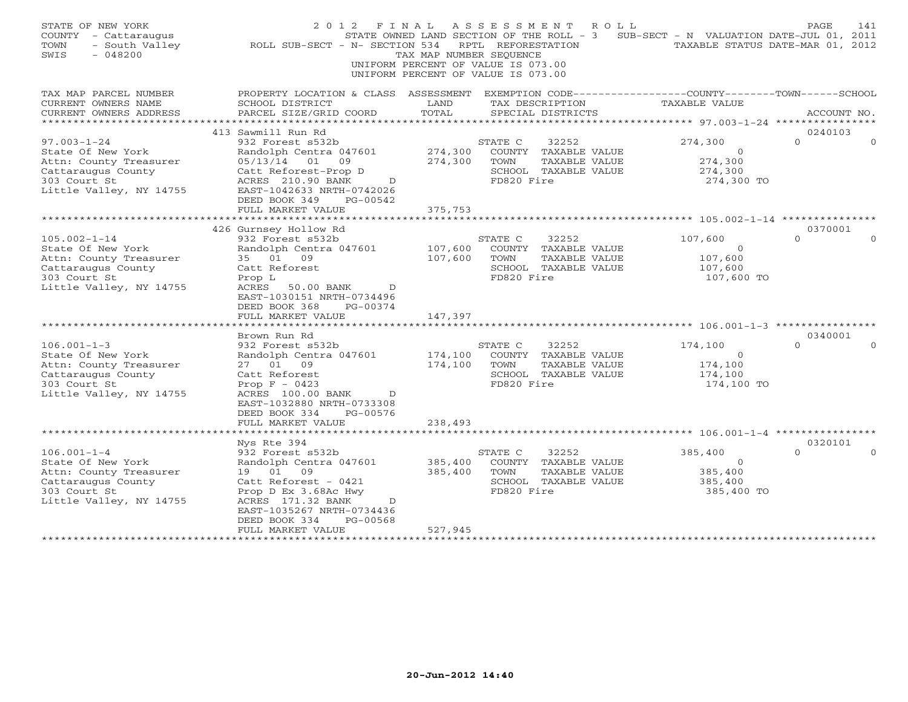STATE OF NEW YORK
COUNTY - Cattaraugus
TOWN - South Valley
SWIS - 048200

2012 FINAL ASSESSMENT ROLL
STATE OWNED LAND SECTION OF THE ROLL - 3 SUB-SECT - N VALUATION DATE-JUL 01, 2011
ROLL SUB-SECT - N- SECTION 534 RPTL REFORESTATION TAXABLE STATUS DATE-MAR 01, 2012
TAX MAP NUMBER SEQUENCE
UNIFORM PERCENT OF VALUE IS 073.00
UNIFORM PERCENT OF VALUE IS 073.00

| TAX MAP PARCEL NUMBER / CURRENT OWNERS NAME / CURRENT OWNERS ADDRESS | PROPERTY LOCATION & CLASS / SCHOOL DISTRICT / PARCEL SIZE/GRID COORD | ASSESSMENT LAND / TOTAL | EXEMPTION CODE / TAX DESCRIPTION / SPECIAL DISTRICTS | COUNTY / TOWN / SCHOOL TAXABLE VALUE | ACCOUNT NO. |
|---|---|---|---|---|---|
| 97.003-1-24 | 413 Sawmill Run Rd | | | | 0240103 |
| State Of New York | 932 Forest s532b | | STATE C 32252 | 274,300 0 0 | |
| Attn: County Treasurer | Randolph Centra 047601 | 274,300 | COUNTY TAXABLE VALUE | 0 | |
| Cattaraugus County | 05/13/14 01 09 | 274,300 | TOWN TAXABLE VALUE | 274,300 | |
| 303 Court St | Catt Reforest-Prop D | | SCHOOL TAXABLE VALUE | 274,300 | |
| Little Valley, NY 14755 | ACRES 210.90 BANK D | | FD820 Fire | 274,300 TO | |
| | EAST-1042633 NRTH-0742026 | | | | |
| | DEED BOOK 349 PG-00542 | | | | |
| | FULL MARKET VALUE | 375,753 | | | |
| 105.002-1-14 | 426 Gurnsey Hollow Rd | | | | 0370001 |
| State Of New York | 932 Forest s532b | | STATE C 32252 | 107,600 0 0 | |
| Attn: County Treasurer | Randolph Centra 047601 | 107,600 | COUNTY TAXABLE VALUE | 0 | |
| Cattaraugus County | 35 01 09 | 107,600 | TOWN TAXABLE VALUE | 107,600 | |
| 303 Court St | Catt Reforest | | SCHOOL TAXABLE VALUE | 107,600 | |
| Little Valley, NY 14755 | Prop L | | FD820 Fire | 107,600 TO | |
| | ACRES 50.00 BANK D | | | | |
| | EAST-1030151 NRTH-0734496 | | | | |
| | DEED BOOK 368 PG-00374 | | | | |
| | FULL MARKET VALUE | 147,397 | | | |
| 106.001-1-3 | Brown Run Rd | | | | 0340001 |
| State Of New York | 932 Forest s532b | | STATE C 32252 | 174,100 0 0 | |
| Attn: County Treasurer | Randolph Centra 047601 | 174,100 | COUNTY TAXABLE VALUE | 0 | |
| Cattaraugus County | 27 01 09 | 174,100 | TOWN TAXABLE VALUE | 174,100 | |
| 303 Court St | Catt Reforest | | SCHOOL TAXABLE VALUE | 174,100 | |
| Little Valley, NY 14755 | Prop F - 0423 | | FD820 Fire | 174,100 TO | |
| | ACRES 100.00 BANK D | | | | |
| | EAST-1032880 NRTH-0733308 | | | | |
| | DEED BOOK 334 PG-00576 | | | | |
| | FULL MARKET VALUE | 238,493 | | | |
| 106.001-1-4 | Nys Rte 394 | | | | 0320101 |
| State Of New York | 932 Forest s532b | | STATE C 32252 | 385,400 0 0 | |
| Attn: County Treasurer | Randolph Centra 047601 | 385,400 | COUNTY TAXABLE VALUE | 0 | |
| Cattaraugus County | 19 01 09 | 385,400 | TOWN TAXABLE VALUE | 385,400 | |
| 303 Court St | Catt Reforest - 0421 | | SCHOOL TAXABLE VALUE | 385,400 | |
| Little Valley, NY 14755 | Prop D Ex 3.68Ac Hwy | | FD820 Fire | 385,400 TO | |
| | ACRES 171.32 BANK D | | | | |
| | EAST-1035267 NRTH-0734436 | | | | |
| | DEED BOOK 334 PG-00568 | | | | |
| | FULL MARKET VALUE | 527,945 | | | |

20-Jun-2012 14:40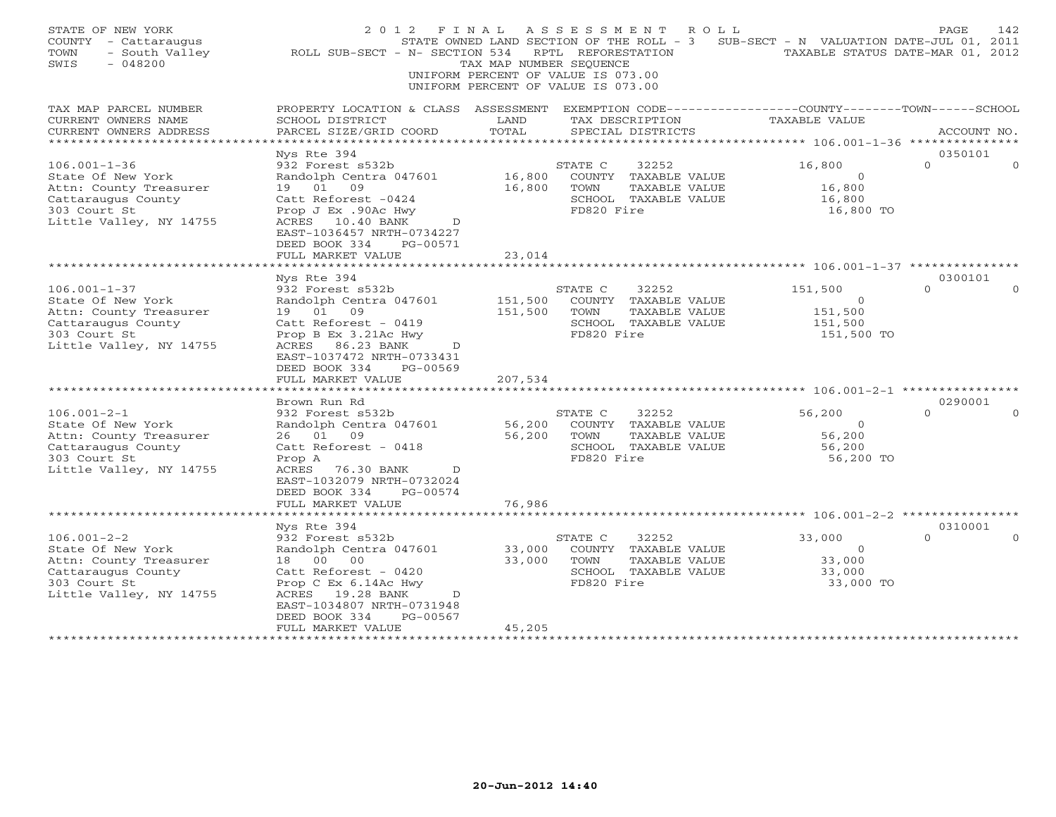STATE OF NEW YORK
COUNTY - Cattaraugus
TOWN - South Valley
SWIS - 048200

2012 FINAL ASSESSMENT ROLL
STATE OWNED LAND SECTION OF THE ROLL - 3 SUB-SECT - N VALUATION DATE-JUL 01, 2011
ROLL SUB-SECT - N- SECTION 534 RPTL REFORESTATION TAXABLE STATUS DATE-MAR 01, 2012
TAX MAP NUMBER SEQUENCE
UNIFORM PERCENT OF VALUE IS 073.00
UNIFORM PERCENT OF VALUE IS 073.00

| TAX MAP PARCEL NUMBER / CURRENT OWNERS NAME / CURRENT OWNERS ADDRESS | PROPERTY LOCATION & CLASS / SCHOOL DISTRICT / PARCEL SIZE/GRID COORD | ASSESSMENT LAND / TOTAL | EXEMPTION CODE / TAX DESCRIPTION / SPECIAL DISTRICTS | COUNTY / TOWN / SCHOOL TAXABLE VALUE | ACCOUNT NO. |
|---|---|---|---|---|---|
| 106.001-1-36 | Nys Rte 394 | | | | 0350101 |
| 106.001-1-36 | 932 Forest s532b | | STATE C 32252 | 16,800 0 0 | |
| State Of New York | Randolph Centra 047601 | 16,800 | COUNTY TAXABLE VALUE | 0 | |
| Attn: County Treasurer | 19 01 09 | 16,800 | TOWN TAXABLE VALUE | 16,800 | |
| Cattaraugus County | Catt Reforest -0424 | | SCHOOL TAXABLE VALUE | 16,800 | |
| 303 Court St | Prop J Ex .90Ac Hwy | | FD820 Fire | 16,800 TO | |
| Little Valley, NY 14755 | ACRES 10.40 BANK D | | | | |
| | EAST-1036457 NRTH-0734227 | | | | |
| | DEED BOOK 334 PG-00571 | | | | |
| | FULL MARKET VALUE | 23,014 | | | |
| 106.001-1-37 | Nys Rte 394 | | | | 0300101 |
| 106.001-1-37 | 932 Forest s532b | | STATE C 32252 | 151,500 0 0 | |
| State Of New York | Randolph Centra 047601 | 151,500 | COUNTY TAXABLE VALUE | 0 | |
| Attn: County Treasurer | 19 01 09 | 151,500 | TOWN TAXABLE VALUE | 151,500 | |
| Cattaraugus County | Catt Reforest - 0419 | | SCHOOL TAXABLE VALUE | 151,500 | |
| 303 Court St | Prop B Ex 3.21Ac Hwy | | FD820 Fire | 151,500 TO | |
| Little Valley, NY 14755 | ACRES 86.23 BANK D | | | | |
| | EAST-1037472 NRTH-0733431 | | | | |
| | DEED BOOK 334 PG-00569 | | | | |
| | FULL MARKET VALUE | 207,534 | | | |
| 106.001-2-1 | Brown Run Rd | | | | 0290001 |
| 106.001-2-1 | 932 Forest s532b | | STATE C 32252 | 56,200 0 0 | |
| State Of New York | Randolph Centra 047601 | 56,200 | COUNTY TAXABLE VALUE | 0 | |
| Attn: County Treasurer | 26 01 09 | 56,200 | TOWN TAXABLE VALUE | 56,200 | |
| Cattaraugus County | Catt Reforest - 0418 | | SCHOOL TAXABLE VALUE | 56,200 | |
| 303 Court St | Prop A | | FD820 Fire | 56,200 TO | |
| Little Valley, NY 14755 | ACRES 76.30 BANK D | | | | |
| | EAST-1032079 NRTH-0732024 | | | | |
| | DEED BOOK 334 PG-00574 | | | | |
| | FULL MARKET VALUE | 76,986 | | | |
| 106.001-2-2 | Nys Rte 394 | | | | 0310001 |
| 106.001-2-2 | 932 Forest s532b | | STATE C 32252 | 33,000 0 0 | |
| State Of New York | Randolph Centra 047601 | 33,000 | COUNTY TAXABLE VALUE | 0 | |
| Attn: County Treasurer | 18 00 00 | 33,000 | TOWN TAXABLE VALUE | 33,000 | |
| Cattaraugus County | Catt Reforest - 0420 | | SCHOOL TAXABLE VALUE | 33,000 | |
| 303 Court St | Prop C Ex 6.14Ac Hwy | | FD820 Fire | 33,000 TO | |
| Little Valley, NY 14755 | ACRES 19.28 BANK D | | | | |
| | EAST-1034807 NRTH-0731948 | | | | |
| | DEED BOOK 334 PG-00567 | | | | |
| | FULL MARKET VALUE | 45,205 | | | |

20-Jun-2012 14:40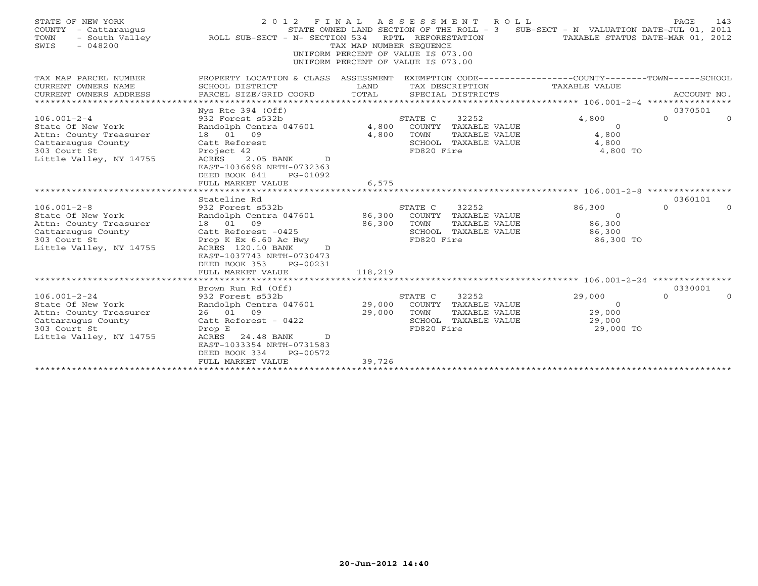STATE OF NEW YORK
COUNTY - Cattaraugus
TOWN - South Valley
SWIS - 048200

2012 FINAL ASSESSMENT ROLL
STATE OWNED LAND SECTION OF THE ROLL - 3 SUB-SECT - N VALUATION DATE-JUL 01, 2011
ROLL SUB-SECT - N- SECTION 534 RPTL REFORESTATION TAXABLE STATUS DATE-MAR 01, 2012
TAX MAP NUMBER SEQUENCE
UNIFORM PERCENT OF VALUE IS 073.00
UNIFORM PERCENT OF VALUE IS 073.00

| TAX MAP PARCEL NUMBER / CURRENT OWNERS NAME / CURRENT OWNERS ADDRESS | PROPERTY LOCATION & CLASS / SCHOOL DISTRICT / PARCEL SIZE/GRID COORD | ASSESSMENT LAND / TOTAL | EXEMPTION CODE / TAX DESCRIPTION / SPECIAL DISTRICTS | COUNTY TAXABLE VALUE | TOWN | SCHOOL / ACCOUNT NO. |
|---|---|---|---|---|---|---|
| **106.001-2-4** | Nys Rte 394 (Off) | | | | | 0370501 |
| 106.001-2-4 | 932 Forest s532b | | STATE C 32252 | 4,800 | 0 | 0 |
| State Of New York | Randolph Centra 047601 | 4,800 | COUNTY TAXABLE VALUE | 0 | | |
| Attn: County Treasurer | 18 01 09 | 4,800 | TOWN TAXABLE VALUE | 4,800 | | |
| Cattaraugus County | Catt Reforest | | SCHOOL TAXABLE VALUE | 4,800 | | |
| 303 Court St | Project 42 | | FD820 Fire | 4,800 TO | | |
| Little Valley, NY 14755 | ACRES 2.05 BANK D | | | | | |
| | EAST-1036698 NRTH-0732363 | | | | | |
| | DEED BOOK 841 PG-01092 | | | | | |
| | FULL MARKET VALUE | 6,575 | | | | |
| **106.001-2-8** | Stateline Rd | | | | | 0360101 |
| 106.001-2-8 | 932 Forest s532b | | STATE C 32252 | 86,300 | 0 | 0 |
| State Of New York | Randolph Centra 047601 | 86,300 | COUNTY TAXABLE VALUE | 0 | | |
| Attn: County Treasurer | 18 01 09 | 86,300 | TOWN TAXABLE VALUE | 86,300 | | |
| Cattaraugus County | Catt Reforest -0425 | | SCHOOL TAXABLE VALUE | 86,300 | | |
| 303 Court St | Prop K Ex 6.60 Ac Hwy | | FD820 Fire | 86,300 TO | | |
| Little Valley, NY 14755 | ACRES 120.10 BANK D | | | | | |
| | EAST-1037743 NRTH-0730473 | | | | | |
| | DEED BOOK 353 PG-00231 | | | | | |
| | FULL MARKET VALUE | 118,219 | | | | |
| **106.001-2-24** | Brown Run Rd (Off) | | | | | 0330001 |
| 106.001-2-24 | 932 Forest s532b | | STATE C 32252 | 29,000 | 0 | 0 |
| State Of New York | Randolph Centra 047601 | 29,000 | COUNTY TAXABLE VALUE | 0 | | |
| Attn: County Treasurer | 26 01 09 | 29,000 | TOWN TAXABLE VALUE | 29,000 | | |
| Cattaraugus County | Catt Reforest - 0422 | | SCHOOL TAXABLE VALUE | 29,000 | | |
| 303 Court St | Prop E | | FD820 Fire | 29,000 TO | | |
| Little Valley, NY 14755 | ACRES 24.48 BANK D | | | | | |
| | EAST-1033354 NRTH-0731583 | | | | | |
| | DEED BOOK 334 PG-00572 | | | | | |
| | FULL MARKET VALUE | 39,726 | | | | |

20-Jun-2012 14:40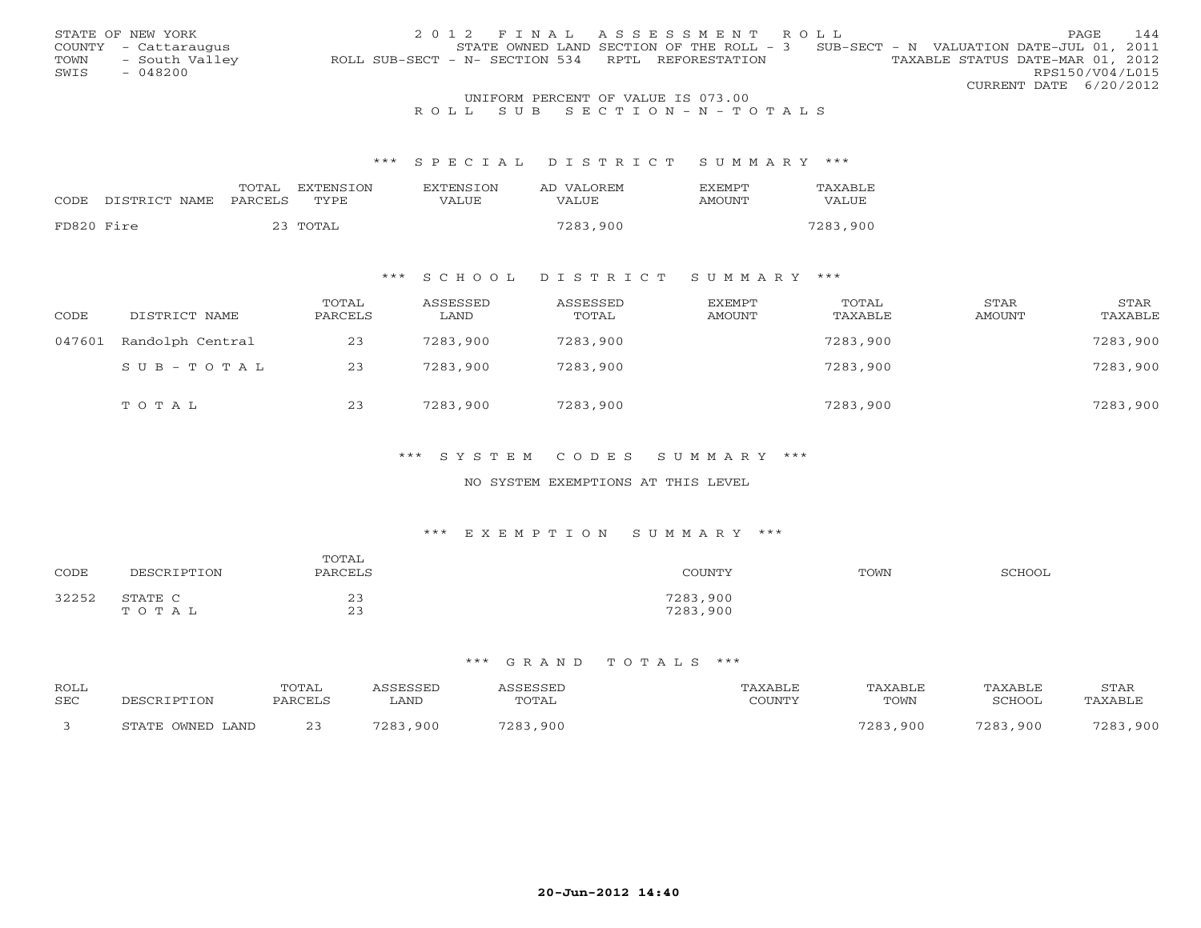STATE OF NEW YORK
COUNTY - Cattaraugus
TOWN - South Valley
SWIS - 048200

2012 FINAL ASSESSMENT ROLL
STATE OWNED LAND SECTION OF THE ROLL - 3 SUB-SECT - N VALUATION DATE-JUL 01, 2011
ROLL SUB-SECT - N- SECTION 534 RPTL REFORESTATION TAXABLE STATUS DATE-MAR 01, 2012
RPS150/V04/L015
CURRENT DATE 6/20/2012

UNIFORM PERCENT OF VALUE IS 073.00

ROLL SUB SECTION - N - TOTALS

### *** SPECIAL DISTRICT SUMMARY ***

| CODE | DISTRICT NAME | TOTAL PARCELS | EXTENSION TYPE | EXTENSION VALUE | AD VALOREM VALUE | EXEMPT AMOUNT | TAXABLE VALUE |
|---|---|---|---|---|---|---|---|
| FD820 | Fire | 23 | TOTAL | | 7283,900 | | 7283,900 |

### *** SCHOOL DISTRICT SUMMARY ***

| CODE | DISTRICT NAME | TOTAL PARCELS | ASSESSED LAND | ASSESSED TOTAL | EXEMPT AMOUNT | TOTAL TAXABLE | STAR AMOUNT | STAR TAXABLE |
|---|---|---|---|---|---|---|---|---|
| 047601 | Randolph Central | 23 | 7283,900 | 7283,900 | | 7283,900 | | 7283,900 |
| | SUB-TOTAL | 23 | 7283,900 | 7283,900 | | 7283,900 | | 7283,900 |
| | TOTAL | 23 | 7283,900 | 7283,900 | | 7283,900 | | 7283,900 |

### *** SYSTEM CODES SUMMARY ***

NO SYSTEM EXEMPTIONS AT THIS LEVEL

### *** EXEMPTION SUMMARY ***

| CODE | DESCRIPTION | TOTAL PARCELS | COUNTY | TOWN | SCHOOL |
|---|---|---|---|---|---|
| 32252 | STATE C | 23 | 7283,900 | | |
| | TOTAL | 23 | 7283,900 | | |

### *** GRAND TOTALS ***

| ROLL SEC | DESCRIPTION | TOTAL PARCELS | ASSESSED LAND | ASSESSED TOTAL | TAXABLE COUNTY | TAXABLE TOWN | TAXABLE SCHOOL | STAR TAXABLE |
|---|---|---|---|---|---|---|---|---|
| 3 | STATE OWNED LAND | 23 | 7283,900 | 7283,900 | | 7283,900 | 7283,900 | 7283,900 |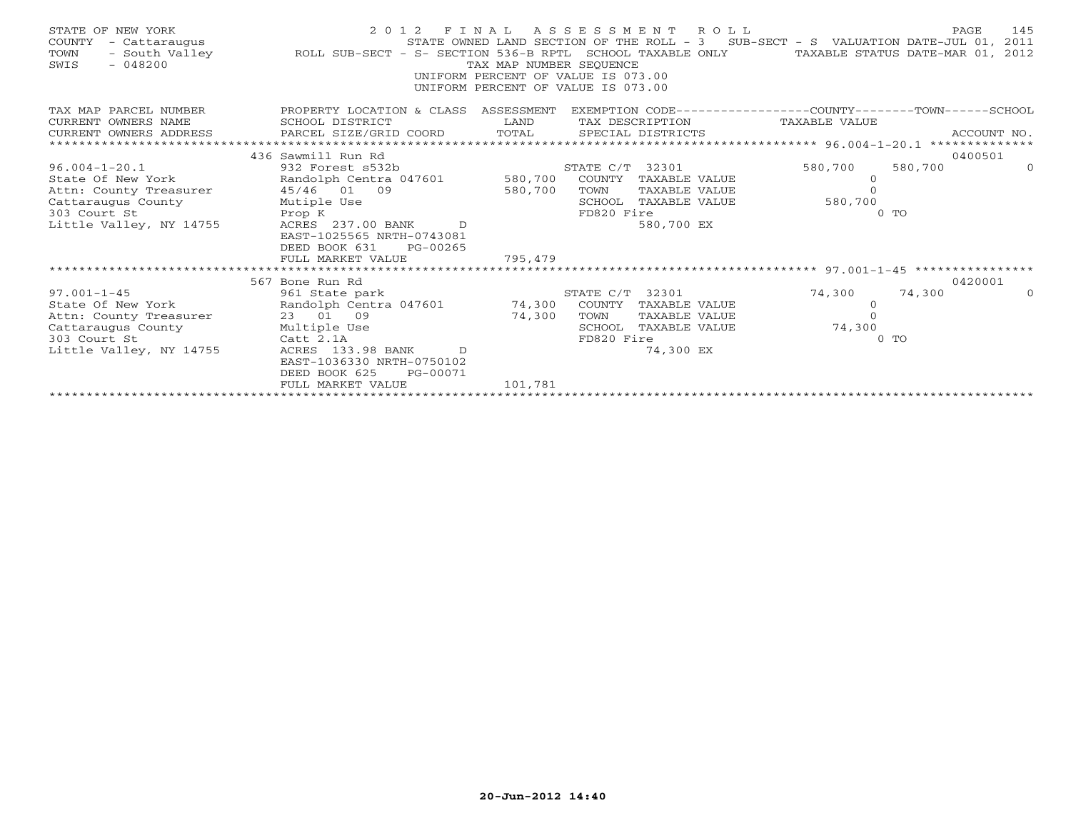STATE OF NEW YORK
COUNTY - Cattaraugus
TOWN - South Valley
SWIS - 048200

2 0 1 2 F I N A L A S S E S S M E N T R O L L
STATE OWNED LAND SECTION OF THE ROLL - 3 SUB-SECT - S VALUATION DATE-JUL 01, 2011
ROLL SUB-SECT - S- SECTION 536-B RPTL SCHOOL TAXABLE ONLY TAXABLE STATUS DATE-MAR 01, 2012
TAX MAP NUMBER SEQUENCE
UNIFORM PERCENT OF VALUE IS 073.00
UNIFORM PERCENT OF VALUE IS 073.00

| TAX MAP PARCEL NUMBER / CURRENT OWNERS NAME / CURRENT OWNERS ADDRESS | PROPERTY LOCATION & CLASS / SCHOOL DISTRICT / PARCEL SIZE/GRID COORD | ASSESSMENT LAND | TOTAL | EXEMPTION CODE / TAX DESCRIPTION / SPECIAL DISTRICTS | COUNTY TAXABLE VALUE | TOWN | SCHOOL / ACCOUNT NO. |
|---|---|---|---|---|---|---|---|
| 96.004-1-20.1 | 436 Sawmill Run Rd | | | | | | 0400501 |
| State Of New York | 932 Forest s532b | | | STATE C/T 32301 | 580,700 | 580,700 | 0 |
| Attn: County Treasurer | Randolph Centra 047601 | 580,700 | | COUNTY TAXABLE VALUE | 0 | | |
| Cattaraugus County | 45/46 01 09 | | 580,700 | TOWN TAXABLE VALUE | 0 | | |
| 303 Court St | Mutiple Use | | | SCHOOL TAXABLE VALUE | 580,700 | | |
| Little Valley, NY 14755 | Prop K | | | FD820 Fire | 0 TO | | |
| | ACRES 237.00 BANK D | | | 580,700 EX | | | |
| | EAST-1025565 NRTH-0743081 | | | | | | |
| | DEED BOOK 631 PG-00265 | | | | | | |
| | FULL MARKET VALUE | | 795,479 | | | | |
| 97.001-1-45 | 567 Bone Run Rd | | | | | | 0420001 |
| State Of New York | 961 State park | | | STATE C/T 32301 | 74,300 | 74,300 | 0 |
| Attn: County Treasurer | Randolph Centra 047601 | 74,300 | | COUNTY TAXABLE VALUE | 0 | | |
| Cattaraugus County | 23 01 09 | | 74,300 | TOWN TAXABLE VALUE | 0 | | |
| 303 Court St | Multiple Use | | | SCHOOL TAXABLE VALUE | 74,300 | | |
| Little Valley, NY 14755 | Catt 2.1A | | | FD820 Fire | 0 TO | | |
| | ACRES 133.98 BANK D | | | 74,300 EX | | | |
| | EAST-1036330 NRTH-0750102 | | | | | | |
| | DEED BOOK 625 PG-00071 | | | | | | |
| | FULL MARKET VALUE | | 101,781 | | | | |

20-Jun-2012 14:40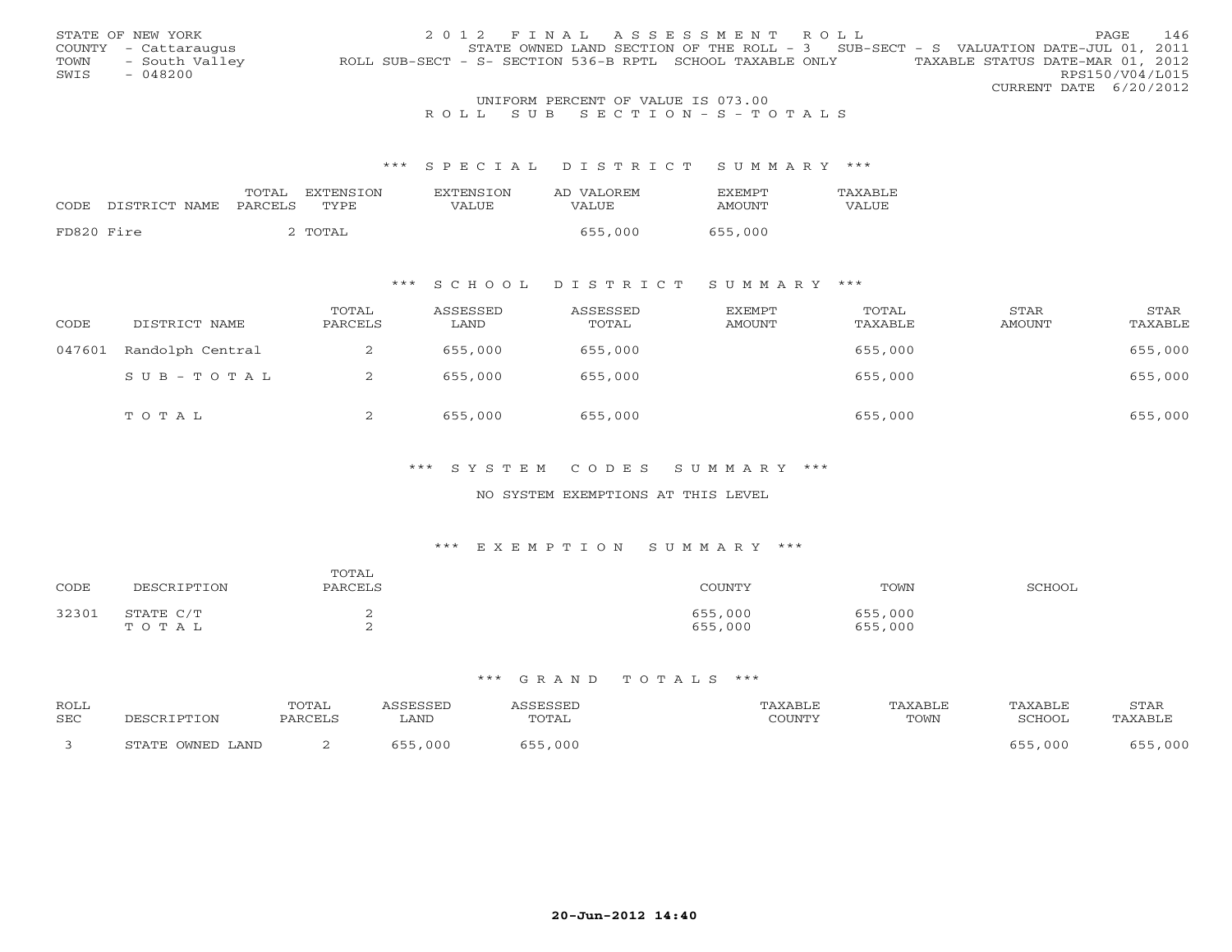STATE OF NEW YORK
COUNTY - Cattaraugus
TOWN - South Valley
SWIS - 048200

2012 FINAL ASSESSMENT ROLL
STATE OWNED LAND SECTION OF THE ROLL - 3 SUB-SECT - S VALUATION DATE-JUL 01, 2011
ROLL SUB-SECT - S- SECTION 536-B RPTL SCHOOL TAXABLE ONLY TAXABLE STATUS DATE-MAR 01, 2012
RPS150/V04/L015
CURRENT DATE 6/20/2012

UNIFORM PERCENT OF VALUE IS 073.00

ROLL SUB SECTION-S-TOTALS

## *** SPECIAL DISTRICT SUMMARY ***

| CODE | DISTRICT NAME | TOTAL PARCELS | EXTENSION TYPE | EXTENSION VALUE | AD VALOREM VALUE | EXEMPT AMOUNT | TAXABLE VALUE |
|---|---|---|---|---|---|---|---|
| FD820 | Fire | 2 | TOTAL | | 655,000 | 655,000 | |

## *** SCHOOL DISTRICT SUMMARY ***

| CODE | DISTRICT NAME | TOTAL PARCELS | ASSESSED LAND | ASSESSED TOTAL | EXEMPT AMOUNT | TOTAL TAXABLE | STAR AMOUNT | STAR TAXABLE |
|---|---|---|---|---|---|---|---|---|
| 047601 | Randolph Central | 2 | 655,000 | 655,000 | | 655,000 | | 655,000 |
| | SUB-TOTAL | 2 | 655,000 | 655,000 | | 655,000 | | 655,000 |
| | TOTAL | 2 | 655,000 | 655,000 | | 655,000 | | 655,000 |

## *** SYSTEM CODES SUMMARY ***

NO SYSTEM EXEMPTIONS AT THIS LEVEL

## *** EXEMPTION SUMMARY ***

| CODE | DESCRIPTION | TOTAL PARCELS | COUNTY | TOWN | SCHOOL |
|---|---|---|---|---|---|
| 32301 | STATE C/T | 2 | 655,000 | 655,000 | |
| | TOTAL | 2 | 655,000 | 655,000 | |

## *** GRAND TOTALS ***

| ROLL SEC | DESCRIPTION | TOTAL PARCELS | ASSESSED LAND | ASSESSED TOTAL | TAXABLE COUNTY | TAXABLE TOWN | TAXABLE SCHOOL | STAR TAXABLE |
|---|---|---|---|---|---|---|---|---|
| 3 | STATE OWNED LAND | 2 | 655,000 | 655,000 | | | 655,000 | 655,000 |

20-Jun-2012 14:40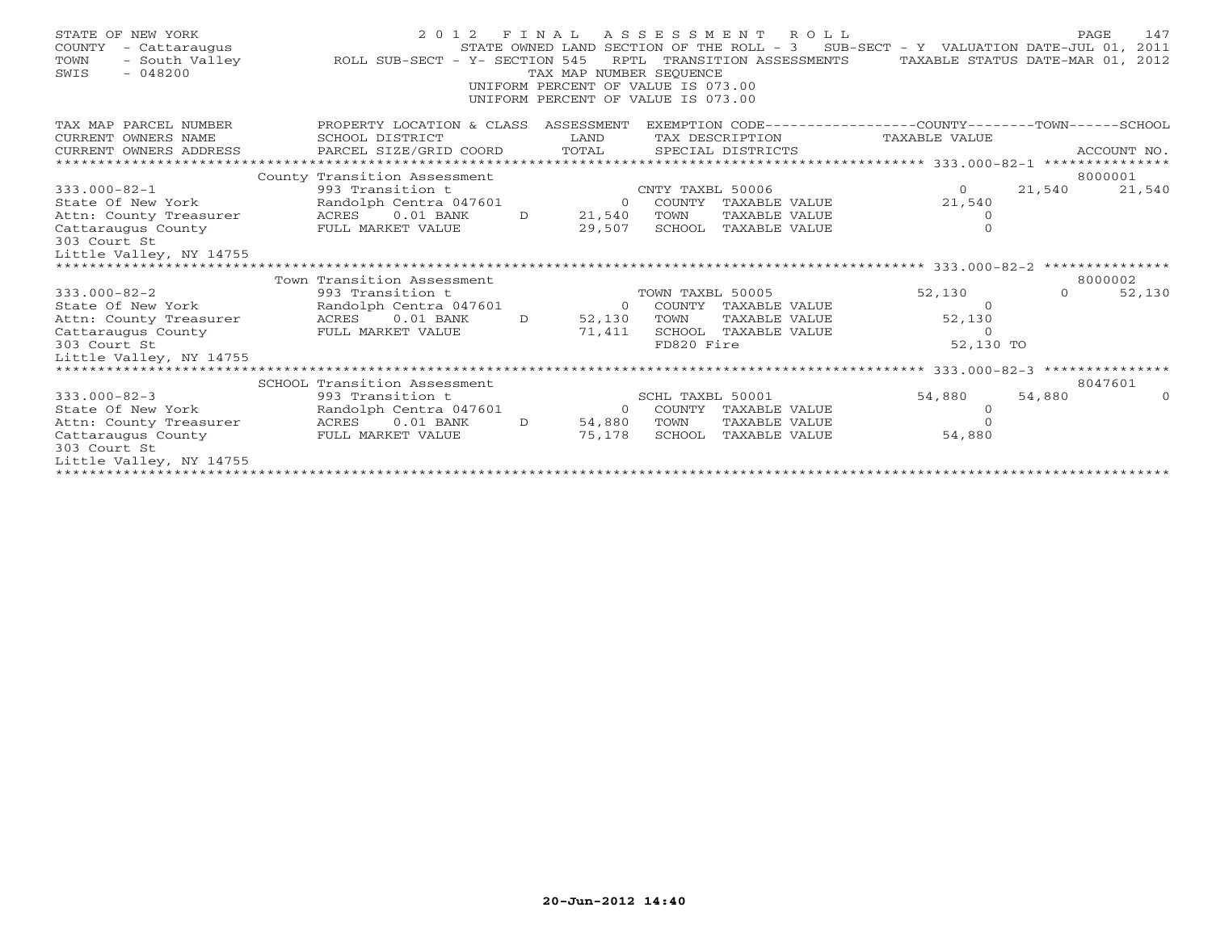STATE OF NEW YORK
COUNTY - Cattaraugus
TOWN - South Valley
SWIS - 048200

2012 FINAL ASSESSMENT ROLL
STATE OWNED LAND SECTION OF THE ROLL - 3 SUB-SECT - Y VALUATION DATE-JUL 01, 2011
ROLL SUB-SECT - Y- SECTION 545 RPTL TRANSITION ASSESSMENTS TAXABLE STATUS DATE-MAR 01, 2012
TAX MAP NUMBER SEQUENCE
UNIFORM PERCENT OF VALUE IS 073.00
UNIFORM PERCENT OF VALUE IS 073.00

| TAX MAP PARCEL NUMBER / CURRENT OWNERS NAME / CURRENT OWNERS ADDRESS | PROPERTY LOCATION & CLASS / SCHOOL DISTRICT / PARCEL SIZE/GRID COORD | ASSESSMENT LAND / TOTAL | EXEMPTION CODE / TAX DESCRIPTION / SPECIAL DISTRICTS | COUNTY TAXABLE VALUE | TOWN | SCHOOL / ACCOUNT NO. |
|---|---|---|---|---|---|---|
| | County Transition Assessment | | | | | 8000001 |
| 333.000-82-1 | 993 Transition t | | CNTY TAXBL 50006 | 0 | 21,540 | 21,540 |
| State Of New York | Randolph Centra 047601 | 0 | COUNTY TAXABLE VALUE | 21,540 | | |
| Attn: County Treasurer | ACRES 0.01 BANK D | 21,540 | TOWN TAXABLE VALUE | 0 | | |
| Cattaraugus County | FULL MARKET VALUE | 29,507 | SCHOOL TAXABLE VALUE | 0 | | |
| 303 Court St | | | | | | |
| Little Valley, NY 14755 | | | | | | |
| | Town Transition Assessment | | | | | 8000002 |
| 333.000-82-2 | 993 Transition t | | TOWN TAXBL 50005 | 52,130 | 0 | 52,130 |
| State Of New York | Randolph Centra 047601 | 0 | COUNTY TAXABLE VALUE | 0 | | |
| Attn: County Treasurer | ACRES 0.01 BANK D | 52,130 | TOWN TAXABLE VALUE | 52,130 | | |
| Cattaraugus County | FULL MARKET VALUE | 71,411 | SCHOOL TAXABLE VALUE | 0 | | |
| 303 Court St | | | FD820 Fire | 52,130 TO | | |
| Little Valley, NY 14755 | | | | | | |
| | SCHOOL Transition Assessment | | | | | 8047601 |
| 333.000-82-3 | 993 Transition t | | SCHL TAXBL 50001 | 54,880 | 54,880 | 0 |
| State Of New York | Randolph Centra 047601 | 0 | COUNTY TAXABLE VALUE | 0 | | |
| Attn: County Treasurer | ACRES 0.01 BANK D | 54,880 | TOWN TAXABLE VALUE | 0 | | |
| Cattaraugus County | FULL MARKET VALUE | 75,178 | SCHOOL TAXABLE VALUE | 54,880 | | |
| 303 Court St | | | | | | |
| Little Valley, NY 14755 | | | | | | |

20-Jun-2012 14:40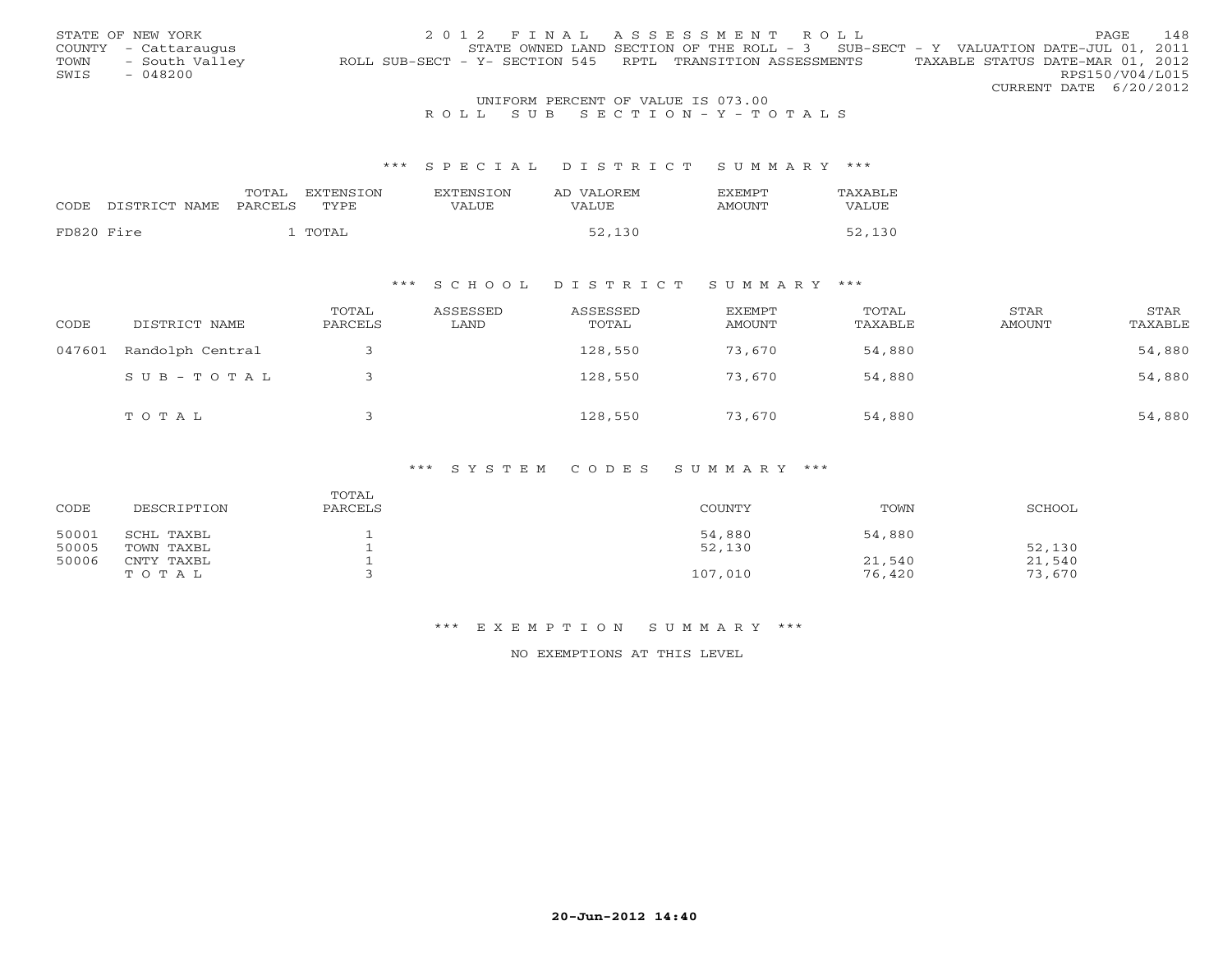STATE OF NEW YORK
COUNTY - Cattaraugus
TOWN - South Valley
SWIS - 048200

2012 FINAL ASSESSMENT ROLL
STATE OWNED LAND SECTION OF THE ROLL - 3 SUB-SECT - Y VALUATION DATE-JUL 01, 2011
ROLL SUB-SECT - Y- SECTION 545 RPTL TRANSITION ASSESSMENTS TAXABLE STATUS DATE-MAR 01, 2012
RPS150/V04/L015
CURRENT DATE 6/20/2012

UNIFORM PERCENT OF VALUE IS 073.00

ROLL SUB SECTION-Y-TOTALS

## *** SPECIAL DISTRICT SUMMARY ***

| CODE | DISTRICT NAME | TOTAL PARCELS | EXTENSION TYPE | EXTENSION VALUE | AD VALOREM VALUE | EXEMPT AMOUNT | TAXABLE VALUE |
|---|---|---|---|---|---|---|---|
| FD820 | Fire | 1 | TOTAL | | 52,130 | | 52,130 |

## *** SCHOOL DISTRICT SUMMARY ***

| CODE | DISTRICT NAME | TOTAL PARCELS | ASSESSED LAND | ASSESSED TOTAL | EXEMPT AMOUNT | TOTAL TAXABLE | STAR AMOUNT | STAR TAXABLE |
|---|---|---|---|---|---|---|---|---|
| 047601 | Randolph Central | 3 | | 128,550 | 73,670 | 54,880 | | 54,880 |
| | SUB-TOTAL | 3 | | 128,550 | 73,670 | 54,880 | | 54,880 |
| | TOTAL | 3 | | 128,550 | 73,670 | 54,880 | | 54,880 |

## *** SYSTEM CODES SUMMARY ***

| CODE | DESCRIPTION | TOTAL PARCELS | COUNTY | TOWN | SCHOOL |
|---|---|---|---|---|---|
| 50001 | SCHL TAXBL | 1 | 54,880 | 54,880 | |
| 50005 | TOWN TAXBL | 1 | 52,130 | | 52,130 |
| 50006 | CNTY TAXBL | 1 | | 21,540 | 21,540 |
| | TOTAL | 3 | 107,010 | 76,420 | 73,670 |

## *** EXEMPTION SUMMARY ***

NO EXEMPTIONS AT THIS LEVEL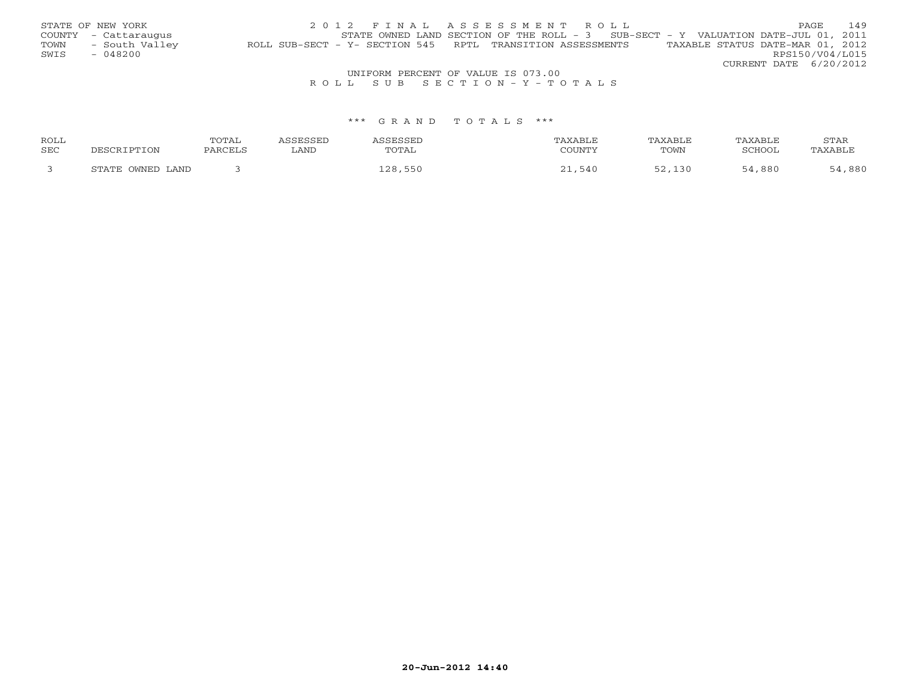STATE OF NEW YORK
COUNTY - Cattaraugus
TOWN - South Valley
SWIS - 048200

2012 FINAL ASSESSMENT ROLL

STATE OWNED LAND SECTION OF THE ROLL - 3 SUB-SECT - Y VALUATION DATE-JUL 01, 2011

ROLL SUB-SECT - Y- SECTION 545 RPTL TRANSITION ASSESSMENTS TAXABLE STATUS DATE-MAR 01, 2012

RPS150/V04/L015

CURRENT DATE 6/20/2012

UNIFORM PERCENT OF VALUE IS 073.00

ROLL SUB SECTION-Y-TOTALS

*** GRAND TOTALS ***

| ROLL SEC | DESCRIPTION | TOTAL PARCELS | ASSESSED LAND | ASSESSED TOTAL | TAXABLE COUNTY | TAXABLE TOWN | TAXABLE SCHOOL | STAR TAXABLE |
|---|---|---|---|---|---|---|---|---|
| 3 | STATE OWNED LAND | 3 | | 128,550 | 21,540 | 52,130 | 54,880 | 54,880 |

20-Jun-2012 14:40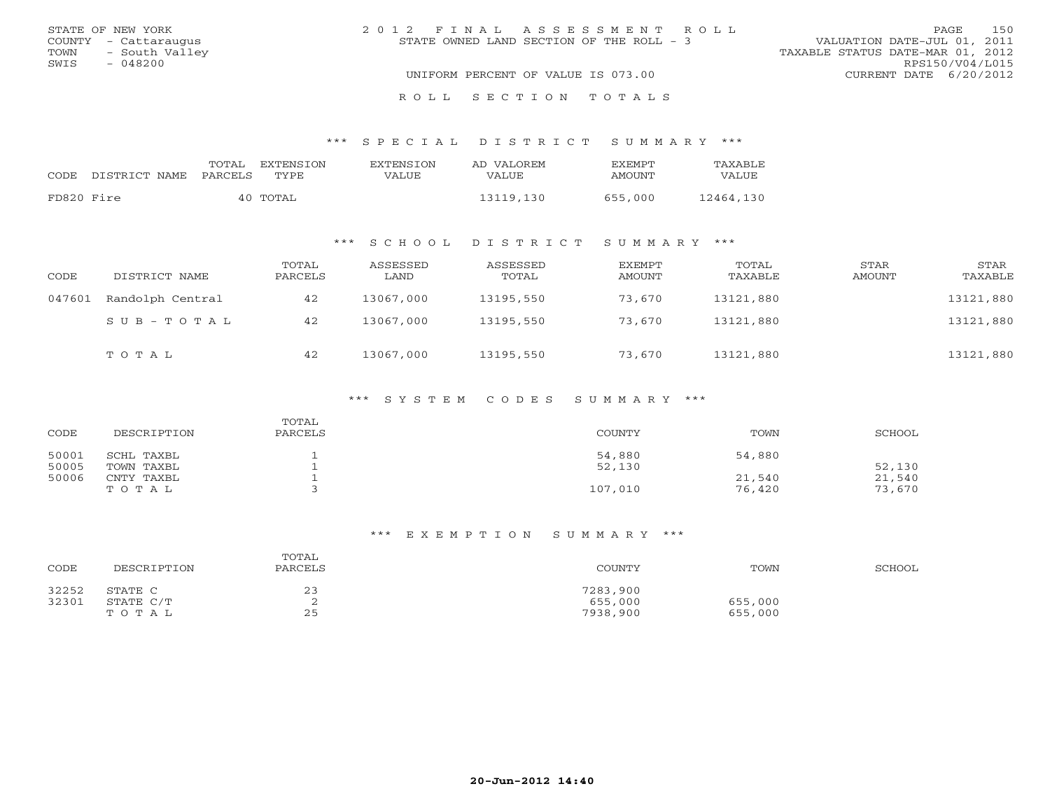STATE OF NEW YORK
COUNTY - Cattaraugus
TOWN - South Valley
SWIS - 048200

2012 FINAL ASSESSMENT ROLL
STATE OWNED LAND SECTION OF THE ROLL - 3
UNIFORM PERCENT OF VALUE IS 073.00

VALUATION DATE-JUL 01, 2011
TAXABLE STATUS DATE-MAR 01, 2012
RPS150/V04/L015
CURRENT DATE 6/20/2012

ROLL SECTION TOTALS

*** SPECIAL DISTRICT SUMMARY ***

| CODE | DISTRICT NAME | TOTAL PARCELS | EXTENSION TYPE | EXTENSION VALUE | AD VALOREM VALUE | EXEMPT AMOUNT | TAXABLE VALUE |
|---|---|---|---|---|---|---|---|
| FD820 | Fire | 40 | TOTAL | | 13119,130 | 655,000 | 12464,130 |

*** SCHOOL DISTRICT SUMMARY ***

| CODE | DISTRICT NAME | TOTAL PARCELS | ASSESSED LAND | ASSESSED TOTAL | EXEMPT AMOUNT | TOTAL TAXABLE | STAR AMOUNT | STAR TAXABLE |
|---|---|---|---|---|---|---|---|---|
| 047601 | Randolph Central | 42 | 13067,000 | 13195,550 | 73,670 | 13121,880 | | 13121,880 |
| | SUB-TOTAL | 42 | 13067,000 | 13195,550 | 73,670 | 13121,880 | | 13121,880 |
| | TOTAL | 42 | 13067,000 | 13195,550 | 73,670 | 13121,880 | | 13121,880 |

*** SYSTEM CODES SUMMARY ***

| CODE | DESCRIPTION | TOTAL PARCELS | COUNTY | TOWN | SCHOOL |
|---|---|---|---|---|---|
| 50001 | SCHL TAXBL | 1 | 54,880 | 54,880 | |
| 50005 | TOWN TAXBL | 1 | 52,130 | | 52,130 |
| 50006 | CNTY TAXBL | 1 | | 21,540 | 21,540 |
| | TOTAL | 3 | 107,010 | 76,420 | 73,670 |

*** EXEMPTION SUMMARY ***

| CODE | DESCRIPTION | TOTAL PARCELS | COUNTY | TOWN | SCHOOL |
|---|---|---|---|---|---|
| 32252 | STATE C | 23 | 7283,900 | | |
| 32301 | STATE C/T | 2 | 655,000 | 655,000 | |
| | TOTAL | 25 | 7938,900 | 655,000 | |

20-Jun-2012 14:40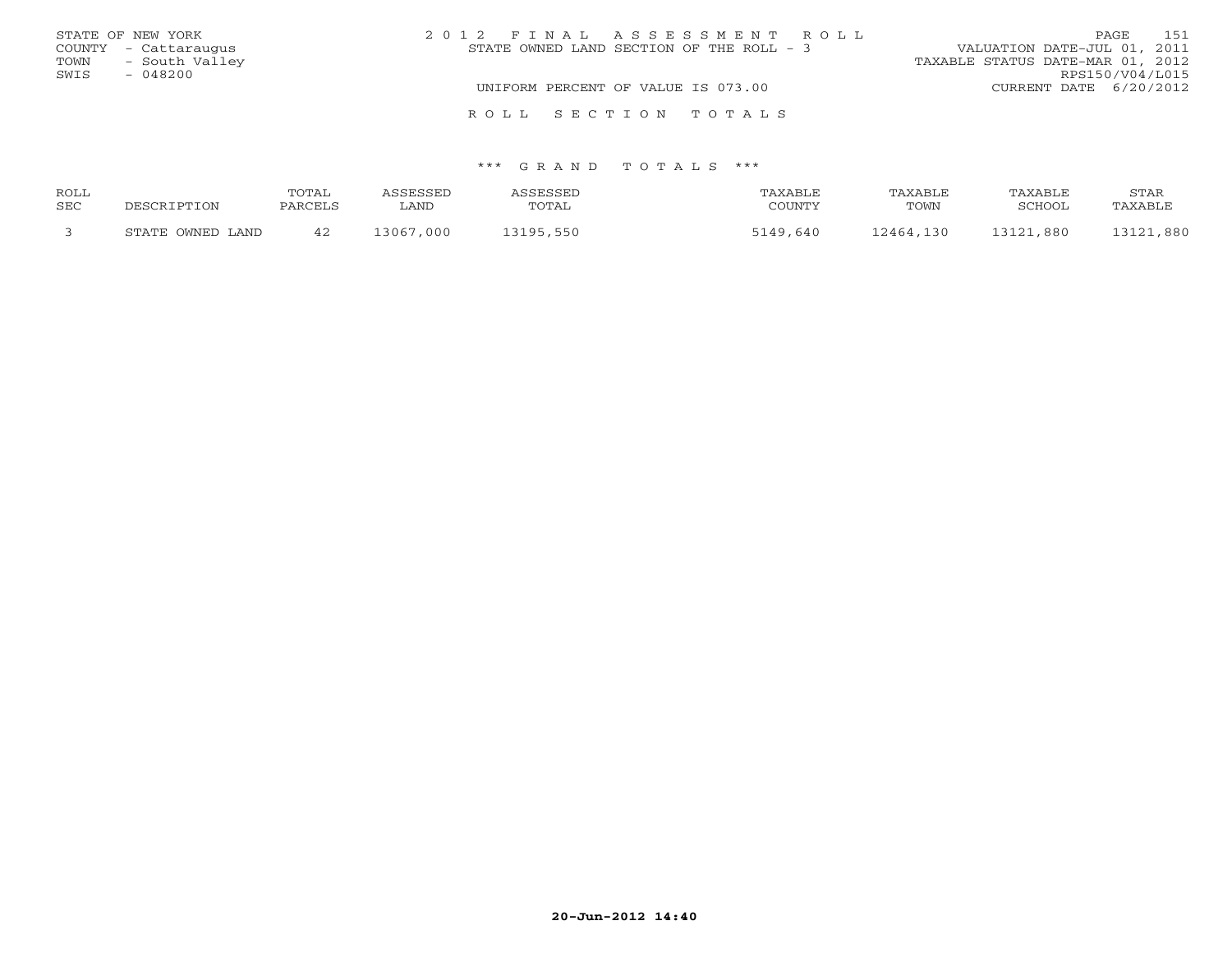STATE OF NEW YORK
COUNTY - Cattaraugus
TOWN - South Valley
SWIS - 048200

2 0 1 2 F I N A L A S S E S S M E N T R O L L
STATE OWNED LAND SECTION OF THE ROLL - 3

VALUATION DATE-JUL 01, 2011
TAXABLE STATUS DATE-MAR 01, 2012
RPS150/V04/L015

UNIFORM PERCENT OF VALUE IS 073.00

CURRENT DATE 6/20/2012

R O L L   S E C T I O N   T O T A L S

\*\*\* G R A N D   T O T A L S \*\*\*

| ROLL SEC | DESCRIPTION | TOTAL PARCELS | ASSESSED LAND | ASSESSED TOTAL | TAXABLE COUNTY | TAXABLE TOWN | TAXABLE SCHOOL | STAR TAXABLE |
|---|---|---|---|---|---|---|---|---|
| 3 | STATE OWNED LAND | 42 | 13067,000 | 13195,550 | 5149,640 | 12464,130 | 13121,880 | 13121,880 |

20-Jun-2012 14:40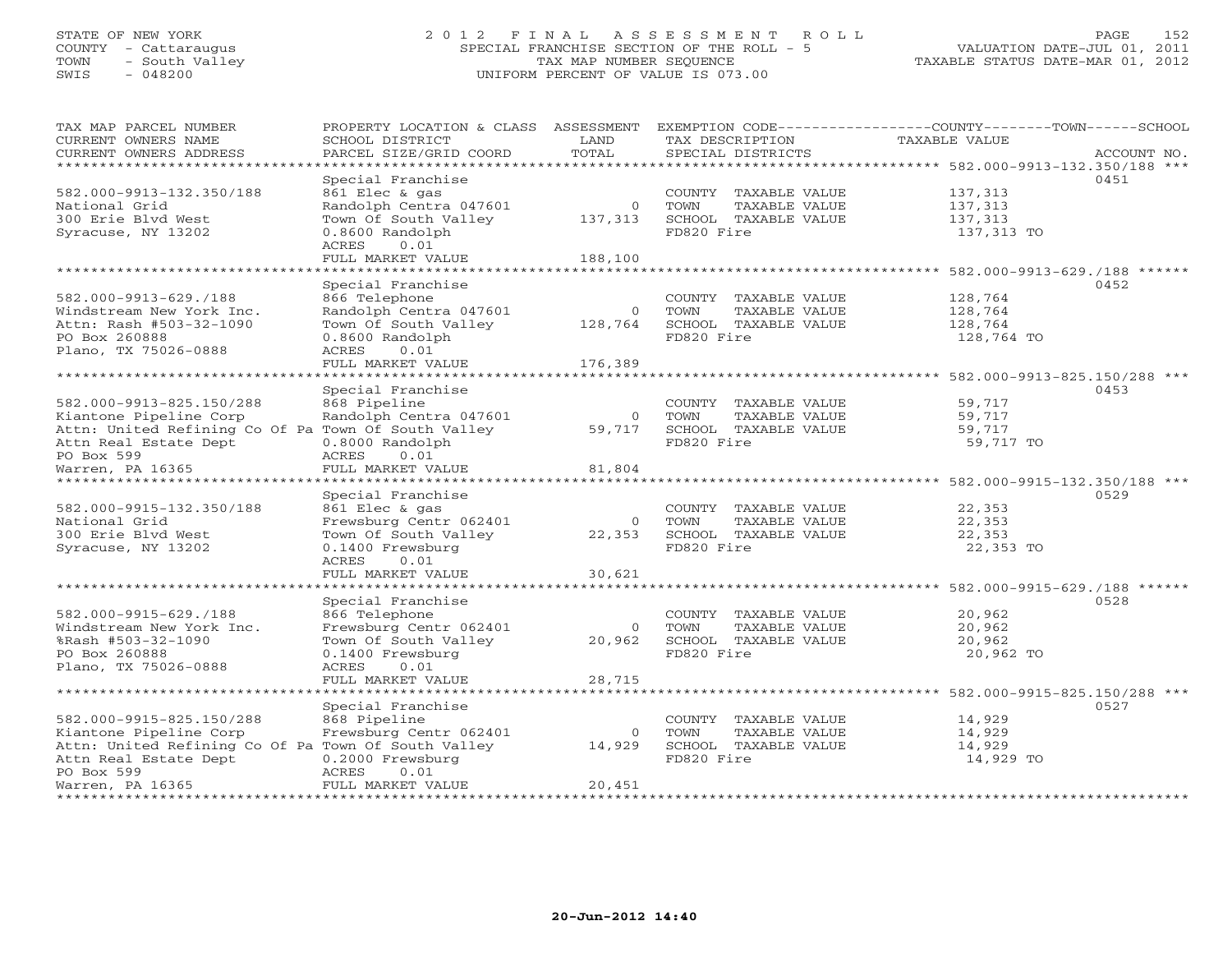STATE OF NEW YORK
COUNTY - Cattaraugus
TOWN - South Valley
SWIS - 048200

# 2012 FINAL ASSESSMENT ROLL

SPECIAL FRANCHISE SECTION OF THE ROLL - 5
TAX MAP NUMBER SEQUENCE
UNIFORM PERCENT OF VALUE IS 073.00

VALUATION DATE-JUL 01, 2011
TAXABLE STATUS DATE-MAR 01, 2012

| TAX MAP PARCEL NUMBER / CURRENT OWNERS NAME / CURRENT OWNERS ADDRESS | PROPERTY LOCATION & CLASS / SCHOOL DISTRICT / PARCEL SIZE/GRID COORD | ASSESSMENT LAND / TOTAL | EXEMPTION CODE / TAX DESCRIPTION / SPECIAL DISTRICTS | TAXABLE VALUE | ACCOUNT NO. |
|---|---|---|---|---|---|
| 582.000-9913-132.350/188 | Special Franchise | | | | 0451 |
| 582.000-9913-132.350/188 | 861 Elec & gas | | COUNTY TAXABLE VALUE | 137,313 | |
| National Grid | Randolph Centra 047601 | 0 | TOWN TAXABLE VALUE | 137,313 | |
| 300 Erie Blvd West | Town Of South Valley | 137,313 | SCHOOL TAXABLE VALUE | 137,313 | |
| Syracuse, NY 13202 | 0.8600 Randolph | | FD820 Fire | 137,313 TO | |
| | ACRES 0.01 | | | | |
| | FULL MARKET VALUE | 188,100 | | | |
| 582.000-9913-629./188 | Special Franchise | | | | 0452 |
| 582.000-9913-629./188 | 866 Telephone | | COUNTY TAXABLE VALUE | 128,764 | |
| Windstream New York Inc. | Randolph Centra 047601 | 0 | TOWN TAXABLE VALUE | 128,764 | |
| Attn: Rash #503-32-1090 | Town Of South Valley | 128,764 | SCHOOL TAXABLE VALUE | 128,764 | |
| PO Box 260888 | 0.8600 Randolph | | FD820 Fire | 128,764 TO | |
| Plano, TX 75026-0888 | ACRES 0.01 | | | | |
| | FULL MARKET VALUE | 176,389 | | | |
| 582.000-9913-825.150/288 | Special Franchise | | | | 0453 |
| 582.000-9913-825.150/288 | 868 Pipeline | | COUNTY TAXABLE VALUE | 59,717 | |
| Kiantone Pipeline Corp | Randolph Centra 047601 | 0 | TOWN TAXABLE VALUE | 59,717 | |
| Attn: United Refining Co Of Pa | Town Of South Valley | 59,717 | SCHOOL TAXABLE VALUE | 59,717 | |
| Attn Real Estate Dept | 0.8000 Randolph | | FD820 Fire | 59,717 TO | |
| PO Box 599 | ACRES 0.01 | | | | |
| Warren, PA 16365 | FULL MARKET VALUE | 81,804 | | | |
| 582.000-9915-132.350/188 | Special Franchise | | | | 0529 |
| 582.000-9915-132.350/188 | 861 Elec & gas | | COUNTY TAXABLE VALUE | 22,353 | |
| National Grid | Frewsburg Centr 062401 | 0 | TOWN TAXABLE VALUE | 22,353 | |
| 300 Erie Blvd West | Town Of South Valley | 22,353 | SCHOOL TAXABLE VALUE | 22,353 | |
| Syracuse, NY 13202 | 0.1400 Frewsburg | | FD820 Fire | 22,353 TO | |
| | ACRES 0.01 | | | | |
| | FULL MARKET VALUE | 30,621 | | | |
| 582.000-9915-629./188 | Special Franchise | | | | 0528 |
| 582.000-9915-629./188 | 866 Telephone | | COUNTY TAXABLE VALUE | 20,962 | |
| Windstream New York Inc. | Frewsburg Centr 062401 | 0 | TOWN TAXABLE VALUE | 20,962 | |
| %Rash #503-32-1090 | Town Of South Valley | 20,962 | SCHOOL TAXABLE VALUE | 20,962 | |
| PO Box 260888 | 0.1400 Frewsburg | | FD820 Fire | 20,962 TO | |
| Plano, TX 75026-0888 | ACRES 0.01 | | | | |
| | FULL MARKET VALUE | 28,715 | | | |
| 582.000-9915-825.150/288 | Special Franchise | | | | 0527 |
| 582.000-9915-825.150/288 | 868 Pipeline | | COUNTY TAXABLE VALUE | 14,929 | |
| Kiantone Pipeline Corp | Frewsburg Centr 062401 | 0 | TOWN TAXABLE VALUE | 14,929 | |
| Attn: United Refining Co Of Pa | Town Of South Valley | 14,929 | SCHOOL TAXABLE VALUE | 14,929 | |
| Attn Real Estate Dept | 0.2000 Frewsburg | | FD820 Fire | 14,929 TO | |
| PO Box 599 | ACRES 0.01 | | | | |
| Warren, PA 16365 | FULL MARKET VALUE | 20,451 | | | |

20-Jun-2012 14:40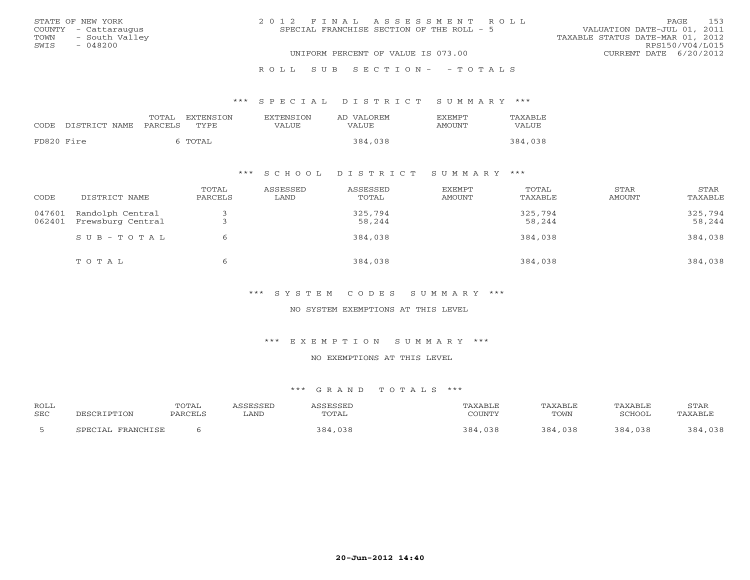STATE OF NEW YORK
COUNTY - Cattaraugus
TOWN - South Valley
SWIS - 048200

2012 FINAL ASSESSMENT ROLL
SPECIAL FRANCHISE SECTION OF THE ROLL - 5

VALUATION DATE-JUL 01, 2011
TAXABLE STATUS DATE-MAR 01, 2012
RPS150/V04/L015
CURRENT DATE 6/20/2012

UNIFORM PERCENT OF VALUE IS 073.00

ROLL SUB SECTION- - TOTALS

## *** SPECIAL DISTRICT SUMMARY ***

| CODE | DISTRICT NAME | TOTAL PARCELS | EXTENSION TYPE | EXTENSION VALUE | AD VALOREM VALUE | EXEMPT AMOUNT | TAXABLE VALUE |
|---|---|---|---|---|---|---|---|
| FD820 | Fire | 6 | TOTAL | | 384,038 | | 384,038 |

## *** SCHOOL DISTRICT SUMMARY ***

| CODE | DISTRICT NAME | TOTAL PARCELS | ASSESSED LAND | ASSESSED TOTAL | EXEMPT AMOUNT | TOTAL TAXABLE | STAR AMOUNT | STAR TAXABLE |
|---|---|---|---|---|---|---|---|---|
| 047601 | Randolph Central | 3 | | 325,794 | | 325,794 | | 325,794 |
| 062401 | Frewsburg Central | 3 | | 58,244 | | 58,244 | | 58,244 |
| | SUB-TOTAL | 6 | | 384,038 | | 384,038 | | 384,038 |
| | TOTAL | 6 | | 384,038 | | 384,038 | | 384,038 |

## *** SYSTEM CODES SUMMARY ***

NO SYSTEM EXEMPTIONS AT THIS LEVEL

## *** EXEMPTION SUMMARY ***

NO EXEMPTIONS AT THIS LEVEL

## *** GRAND TOTALS ***

| ROLL SEC | DESCRIPTION | TOTAL PARCELS | ASSESSED LAND | ASSESSED TOTAL | TAXABLE COUNTY | TAXABLE TOWN | TAXABLE SCHOOL | STAR TAXABLE |
|---|---|---|---|---|---|---|---|---|
| 5 | SPECIAL FRANCHISE | 6 | | 384,038 | 384,038 | 384,038 | 384,038 | 384,038 |

20-Jun-2012 14:40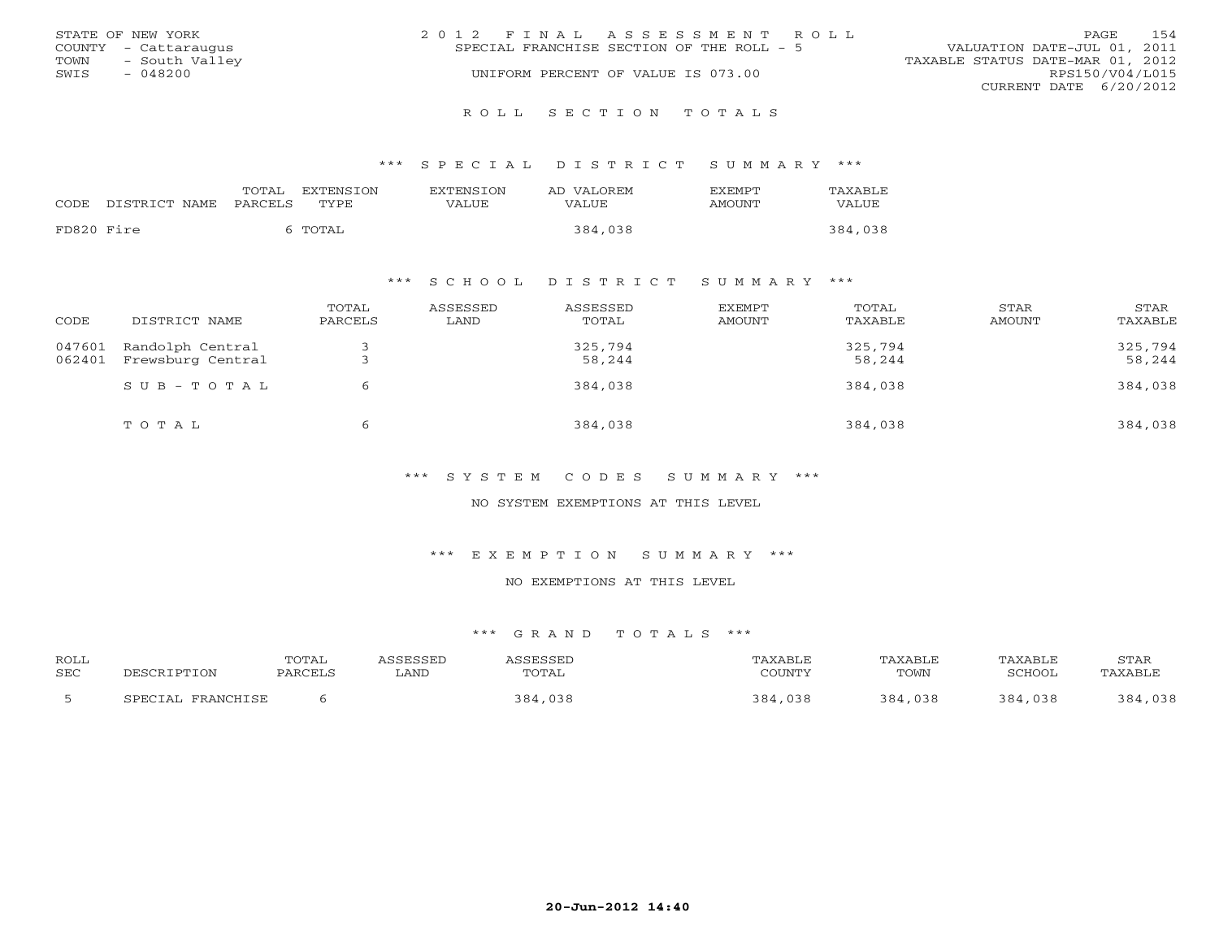STATE OF NEW YORK
COUNTY - Cattaraugus
TOWN - South Valley
SWIS - 048200

2012 FINAL ASSESSMENT ROLL
SPECIAL FRANCHISE SECTION OF THE ROLL - 5
UNIFORM PERCENT OF VALUE IS 073.00

VALUATION DATE-JUL 01, 2011
TAXABLE STATUS DATE-MAR 01, 2012
RPS150/V04/L015
CURRENT DATE 6/20/2012

## ROLL SECTION TOTALS

### *** SPECIAL DISTRICT SUMMARY ***

| CODE | DISTRICT NAME | TOTAL PARCELS | EXTENSION TYPE | EXTENSION VALUE | AD VALOREM VALUE | EXEMPT AMOUNT | TAXABLE VALUE |
|---|---|---|---|---|---|---|---|
| FD820 | Fire | 6 | TOTAL | | 384,038 | | 384,038 |

### *** SCHOOL DISTRICT SUMMARY ***

| CODE | DISTRICT NAME | TOTAL PARCELS | ASSESSED LAND | ASSESSED TOTAL | EXEMPT AMOUNT | TOTAL TAXABLE | STAR AMOUNT | STAR TAXABLE |
|---|---|---|---|---|---|---|---|---|
| 047601 | Randolph Central | 3 | | 325,794 | | 325,794 | | 325,794 |
| 062401 | Frewsburg Central | 3 | | 58,244 | | 58,244 | | 58,244 |
| | SUB-TOTAL | 6 | | 384,038 | | 384,038 | | 384,038 |
| | TOTAL | 6 | | 384,038 | | 384,038 | | 384,038 |

### *** SYSTEM CODES SUMMARY ***

NO SYSTEM EXEMPTIONS AT THIS LEVEL

### *** EXEMPTION SUMMARY ***

NO EXEMPTIONS AT THIS LEVEL

### *** GRAND TOTALS ***

| ROLL SEC | DESCRIPTION | TOTAL PARCELS | ASSESSED LAND | ASSESSED TOTAL | TAXABLE COUNTY | TAXABLE TOWN | TAXABLE SCHOOL | STAR TAXABLE |
|---|---|---|---|---|---|---|---|---|
| 5 | SPECIAL FRANCHISE | 6 | | 384,038 | 384,038 | 384,038 | 384,038 | 384,038 |

20-Jun-2012 14:40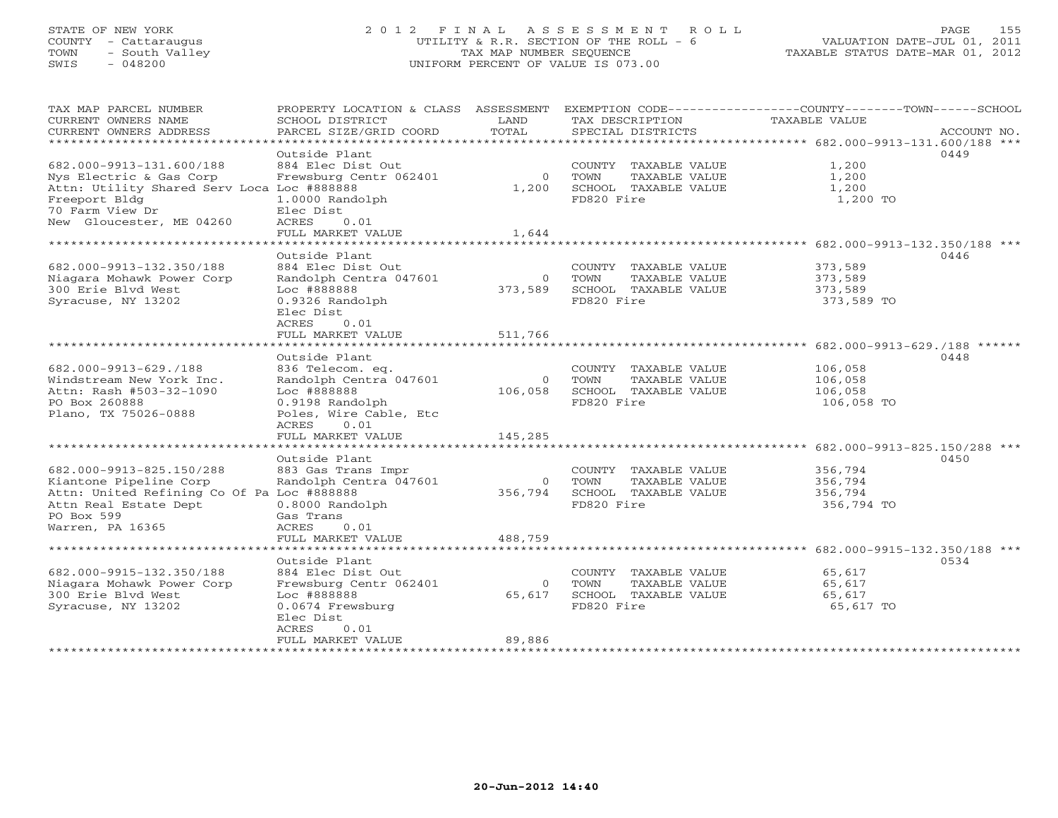STATE OF NEW YORK
COUNTY - Cattaraugus
TOWN - South Valley
SWIS - 048200

2012 FINAL ASSESSMENT ROLL
UTILITY & R.R. SECTION OF THE ROLL - 6
TAX MAP NUMBER SEQUENCE
UNIFORM PERCENT OF VALUE IS 073.00

VALUATION DATE-JUL 01, 2011
TAXABLE STATUS DATE-MAR 01, 2012

| TAX MAP PARCEL NUMBER / CURRENT OWNERS NAME / CURRENT OWNERS ADDRESS | PROPERTY LOCATION & CLASS / SCHOOL DISTRICT / PARCEL SIZE/GRID COORD | ASSESSMENT LAND / TOTAL | EXEMPTION CODE / TAX DESCRIPTION / SPECIAL DISTRICTS | COUNTY--TOWN--SCHOOL TAXABLE VALUE | ACCOUNT NO. |
|---|---|---|---|---|---|
| ***** 682.000-9913-131.600/188 *** | | | | | |
| | Outside Plant | | | | 0449 |
| 682.000-9913-131.600/188 | 884 Elec Dist Out | | COUNTY TAXABLE VALUE | 1,200 | |
| Nys Electric & Gas Corp | Frewsburg Centr 062401 | 0 | TOWN TAXABLE VALUE | 1,200 | |
| Attn: Utility Shared Serv Loca | Loc #888888 | 1,200 | SCHOOL TAXABLE VALUE | 1,200 | |
| Freeport Bldg | 1.0000 Randolph | | FD820 Fire | 1,200 TO | |
| 70 Farm View Dr | Elec Dist | | | | |
| New Gloucester, ME 04260 | ACRES 0.01 | | | | |
| | FULL MARKET VALUE | 1,644 | | | |
| ***** 682.000-9913-132.350/188 *** | | | | | |
| | Outside Plant | | | | 0446 |
| 682.000-9913-132.350/188 | 884 Elec Dist Out | | COUNTY TAXABLE VALUE | 373,589 | |
| Niagara Mohawk Power Corp | Randolph Centra 047601 | 0 | TOWN TAXABLE VALUE | 373,589 | |
| 300 Erie Blvd West | Loc #888888 | 373,589 | SCHOOL TAXABLE VALUE | 373,589 | |
| Syracuse, NY 13202 | 0.9326 Randolph | | FD820 Fire | 373,589 TO | |
| | Elec Dist | | | | |
| | ACRES 0.01 | | | | |
| | FULL MARKET VALUE | 511,766 | | | |
| ***** 682.000-9913-629./188 ****** | | | | | |
| | Outside Plant | | | | 0448 |
| 682.000-9913-629./188 | 836 Telecom. eq. | | COUNTY TAXABLE VALUE | 106,058 | |
| Windstream New York Inc. | Randolph Centra 047601 | 0 | TOWN TAXABLE VALUE | 106,058 | |
| Attn: Rash #503-32-1090 | Loc #888888 | 106,058 | SCHOOL TAXABLE VALUE | 106,058 | |
| PO Box 260888 | 0.9198 Randolph | | FD820 Fire | 106,058 TO | |
| Plano, TX 75026-0888 | Poles, Wire Cable, Etc | | | | |
| | ACRES 0.01 | | | | |
| | FULL MARKET VALUE | 145,285 | | | |
| ***** 682.000-9913-825.150/288 *** | | | | | |
| | Outside Plant | | | | 0450 |
| 682.000-9913-825.150/288 | 883 Gas Trans Impr | | COUNTY TAXABLE VALUE | 356,794 | |
| Kiantone Pipeline Corp | Randolph Centra 047601 | 0 | TOWN TAXABLE VALUE | 356,794 | |
| Attn: United Refining Co Of Pa | Loc #888888 | 356,794 | SCHOOL TAXABLE VALUE | 356,794 | |
| Attn Real Estate Dept | 0.8000 Randolph | | FD820 Fire | 356,794 TO | |
| PO Box 599 | Gas Trans | | | | |
| Warren, PA 16365 | ACRES 0.01 | | | | |
| | FULL MARKET VALUE | 488,759 | | | |
| ***** 682.000-9915-132.350/188 *** | | | | | |
| | Outside Plant | | | | 0534 |
| 682.000-9915-132.350/188 | 884 Elec Dist Out | | COUNTY TAXABLE VALUE | 65,617 | |
| Niagara Mohawk Power Corp | Frewsburg Centr 062401 | 0 | TOWN TAXABLE VALUE | 65,617 | |
| 300 Erie Blvd West | Loc #888888 | 65,617 | SCHOOL TAXABLE VALUE | 65,617 | |
| Syracuse, NY 13202 | 0.0674 Frewsburg | | FD820 Fire | 65,617 TO | |
| | Elec Dist | | | | |
| | ACRES 0.01 | | | | |
| | FULL MARKET VALUE | 89,886 | | | |

20-Jun-2012 14:40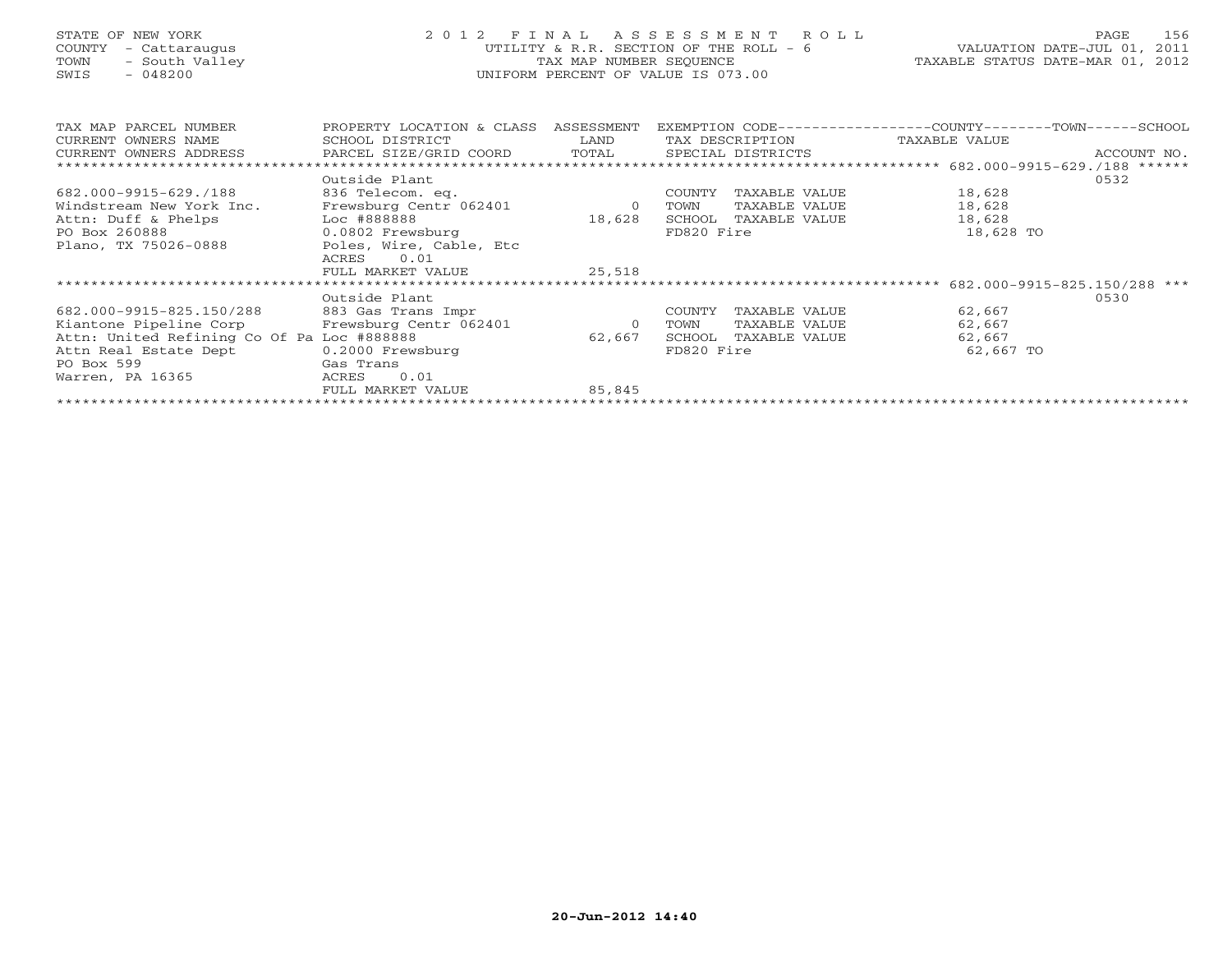STATE OF NEW YORK
COUNTY - Cattaraugus
TOWN - South Valley
SWIS - 048200

2012 FINAL ASSESSMENT ROLL
UTILITY & R.R. SECTION OF THE ROLL - 6
TAX MAP NUMBER SEQUENCE
UNIFORM PERCENT OF VALUE IS 073.00

VALUATION DATE-JUL 01, 2011
TAXABLE STATUS DATE-MAR 01, 2012

| TAX MAP PARCEL NUMBER<br>CURRENT OWNERS NAME<br>CURRENT OWNERS ADDRESS | PROPERTY LOCATION & CLASS<br>SCHOOL DISTRICT<br>PARCEL SIZE/GRID COORD | ASSESSMENT<br>LAND<br>TOTAL | EXEMPTION CODE<br>TAX DESCRIPTION<br>SPECIAL DISTRICTS | COUNTY--------TOWN------SCHOOL<br>TAXABLE VALUE | ACCOUNT NO. |
|---|---|---|---|---|---|
| 682.000-9915-629./188 | Outside Plant | | | | 0532 |
| 682.000-9915-629./188 | 836 Telecom. eq. | | COUNTY TAXABLE VALUE | 18,628 | |
| Windstream New York Inc. | Frewsburg Centr 062401 | 0 | TOWN TAXABLE VALUE | 18,628 | |
| Attn: Duff & Phelps | Loc #888888 | 18,628 | SCHOOL TAXABLE VALUE | 18,628 | |
| PO Box 260888 | 0.0802 Frewsburg | | FD820 Fire | 18,628 TO | |
| Plano, TX 75026-0888 | Poles, Wire, Cable, Etc | | | | |
| | ACRES 0.01 | | | | |
| | FULL MARKET VALUE | 25,518 | | | |
| 682.000-9915-825.150/288 | Outside Plant | | | | 0530 |
| 682.000-9915-825.150/288 | 883 Gas Trans Impr | | COUNTY TAXABLE VALUE | 62,667 | |
| Kiantone Pipeline Corp | Frewsburg Centr 062401 | 0 | TOWN TAXABLE VALUE | 62,667 | |
| Attn: United Refining Co Of Pa | Loc #888888 | 62,667 | SCHOOL TAXABLE VALUE | 62,667 | |
| Attn Real Estate Dept | 0.2000 Frewsburg | | FD820 Fire | 62,667 TO | |
| PO Box 599 | Gas Trans | | | | |
| Warren, PA 16365 | ACRES 0.01 | | | | |
| | FULL MARKET VALUE | 85,845 | | | |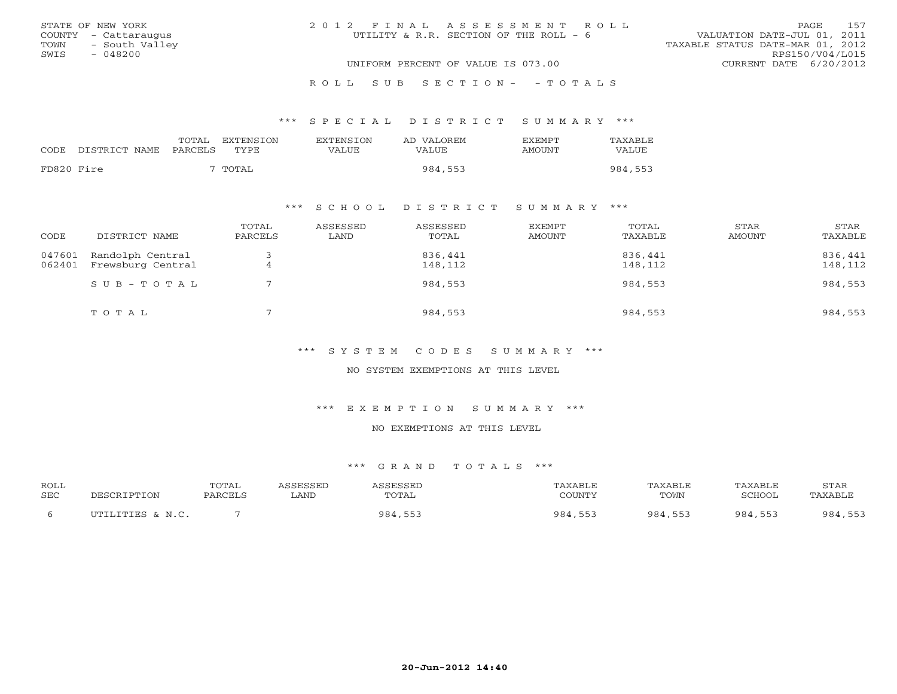STATE OF NEW YORK
COUNTY - Cattaraugus
TOWN - South Valley
SWIS - 048200

2012 FINAL ASSESSMENT ROLL
UTILITY & R.R. SECTION OF THE ROLL - 6
UNIFORM PERCENT OF VALUE IS 073.00

VALUATION DATE-JUL 01, 2011
TAXABLE STATUS DATE-MAR 01, 2012
RPS150/V04/L015
CURRENT DATE 6/20/2012

ROLL SUB SECTION- - TOTALS

*** SPECIAL DISTRICT SUMMARY ***

| CODE | DISTRICT NAME | TOTAL PARCELS | EXTENSION TYPE | EXTENSION VALUE | AD VALOREM VALUE | EXEMPT AMOUNT | TAXABLE VALUE |
|---|---|---|---|---|---|---|---|
| FD820 | Fire | 7 | TOTAL | | 984,553 | | 984,553 |

*** SCHOOL DISTRICT SUMMARY ***

| CODE | DISTRICT NAME | TOTAL PARCELS | ASSESSED LAND | ASSESSED TOTAL | EXEMPT AMOUNT | TOTAL TAXABLE | STAR AMOUNT | STAR TAXABLE |
|---|---|---|---|---|---|---|---|---|
| 047601 | Randolph Central | 3 | | 836,441 | | 836,441 | | 836,441 |
| 062401 | Frewsburg Central | 4 | | 148,112 | | 148,112 | | 148,112 |
| | SUB-TOTAL | 7 | | 984,553 | | 984,553 | | 984,553 |
| | TOTAL | 7 | | 984,553 | | 984,553 | | 984,553 |

*** SYSTEM CODES SUMMARY ***

NO SYSTEM EXEMPTIONS AT THIS LEVEL

*** EXEMPTION SUMMARY ***

NO EXEMPTIONS AT THIS LEVEL

*** GRAND TOTALS ***

| ROLL SEC | DESCRIPTION | TOTAL PARCELS | ASSESSED LAND | ASSESSED TOTAL | TAXABLE COUNTY | TAXABLE TOWN | TAXABLE SCHOOL | STAR TAXABLE |
|---|---|---|---|---|---|---|---|---|
| 6 | UTILITIES & N.C. | 7 | | 984,553 | 984,553 | 984,553 | 984,553 | 984,553 |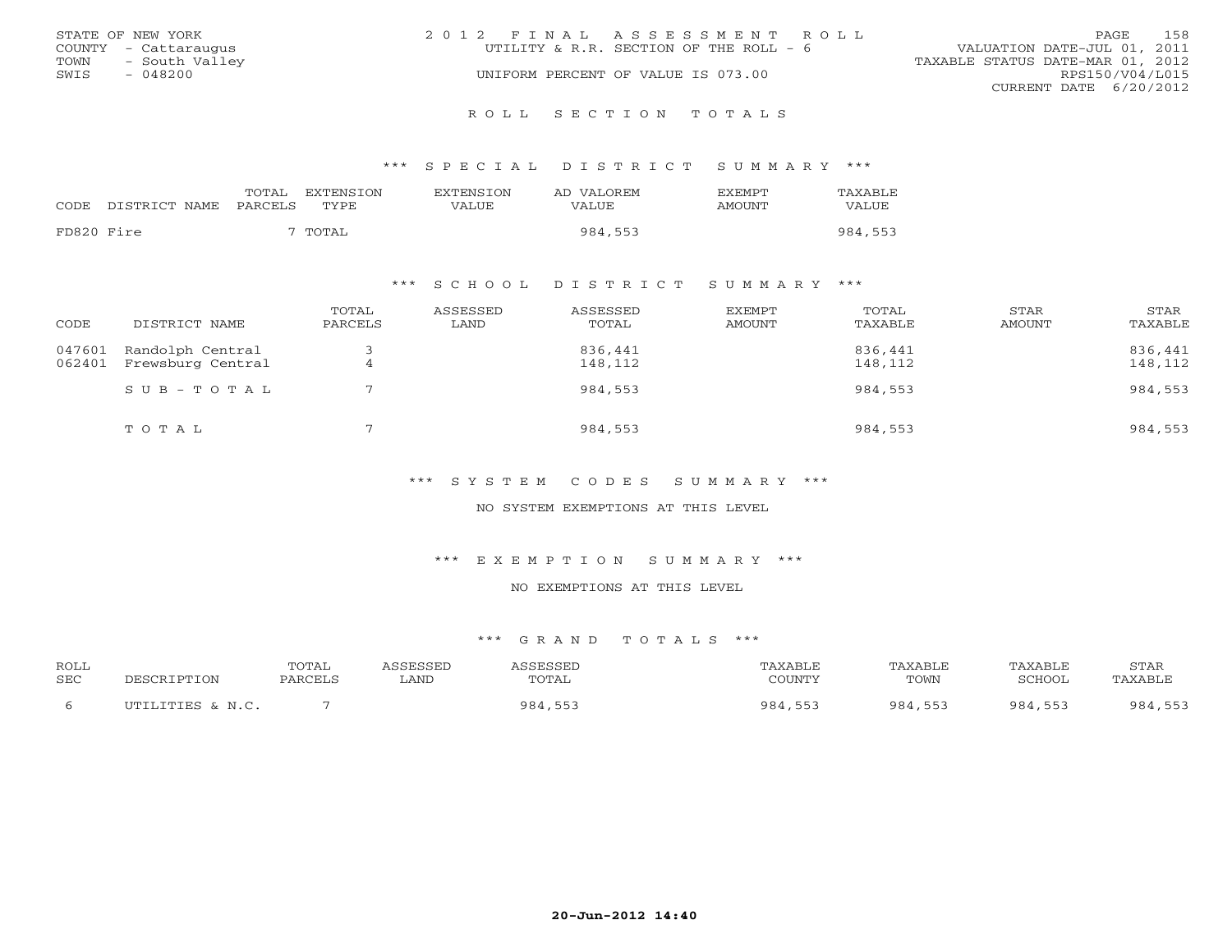STATE OF NEW YORK
COUNTY - Cattaraugus
TOWN - South Valley
SWIS - 048200

2012 FINAL ASSESSMENT ROLL
UTILITY & R.R. SECTION OF THE ROLL - 6
UNIFORM PERCENT OF VALUE IS 073.00

VALUATION DATE-JUL 01, 2011
TAXABLE STATUS DATE-MAR 01, 2012
RPS150/V04/L015
CURRENT DATE 6/20/2012

# ROLL SECTION TOTALS

## *** SPECIAL DISTRICT SUMMARY ***

| CODE | DISTRICT NAME | TOTAL PARCELS | EXTENSION TYPE | EXTENSION VALUE | AD VALOREM VALUE | EXEMPT AMOUNT | TAXABLE VALUE |
|---|---|---|---|---|---|---|---|
| FD820 | Fire | 7 | TOTAL | | 984,553 | | 984,553 |

## *** SCHOOL DISTRICT SUMMARY ***

| CODE | DISTRICT NAME | TOTAL PARCELS | ASSESSED LAND | ASSESSED TOTAL | EXEMPT AMOUNT | TOTAL TAXABLE | STAR AMOUNT | STAR TAXABLE |
|---|---|---|---|---|---|---|---|---|
| 047601 | Randolph Central | 3 | | 836,441 | | 836,441 | | 836,441 |
| 062401 | Frewsburg Central | 4 | | 148,112 | | 148,112 | | 148,112 |
| | SUB-TOTAL | 7 | | 984,553 | | 984,553 | | 984,553 |
| | TOTAL | 7 | | 984,553 | | 984,553 | | 984,553 |

## *** SYSTEM CODES SUMMARY ***

NO SYSTEM EXEMPTIONS AT THIS LEVEL

## *** EXEMPTION SUMMARY ***

NO EXEMPTIONS AT THIS LEVEL

## *** GRAND TOTALS ***

| ROLL SEC | DESCRIPTION | TOTAL PARCELS | ASSESSED LAND | ASSESSED TOTAL | TAXABLE COUNTY | TAXABLE TOWN | TAXABLE SCHOOL | STAR TAXABLE |
|---|---|---|---|---|---|---|---|---|
| 6 | UTILITIES & N.C. | 7 | | 984,553 | 984,553 | 984,553 | 984,553 | 984,553 |

20-Jun-2012 14:40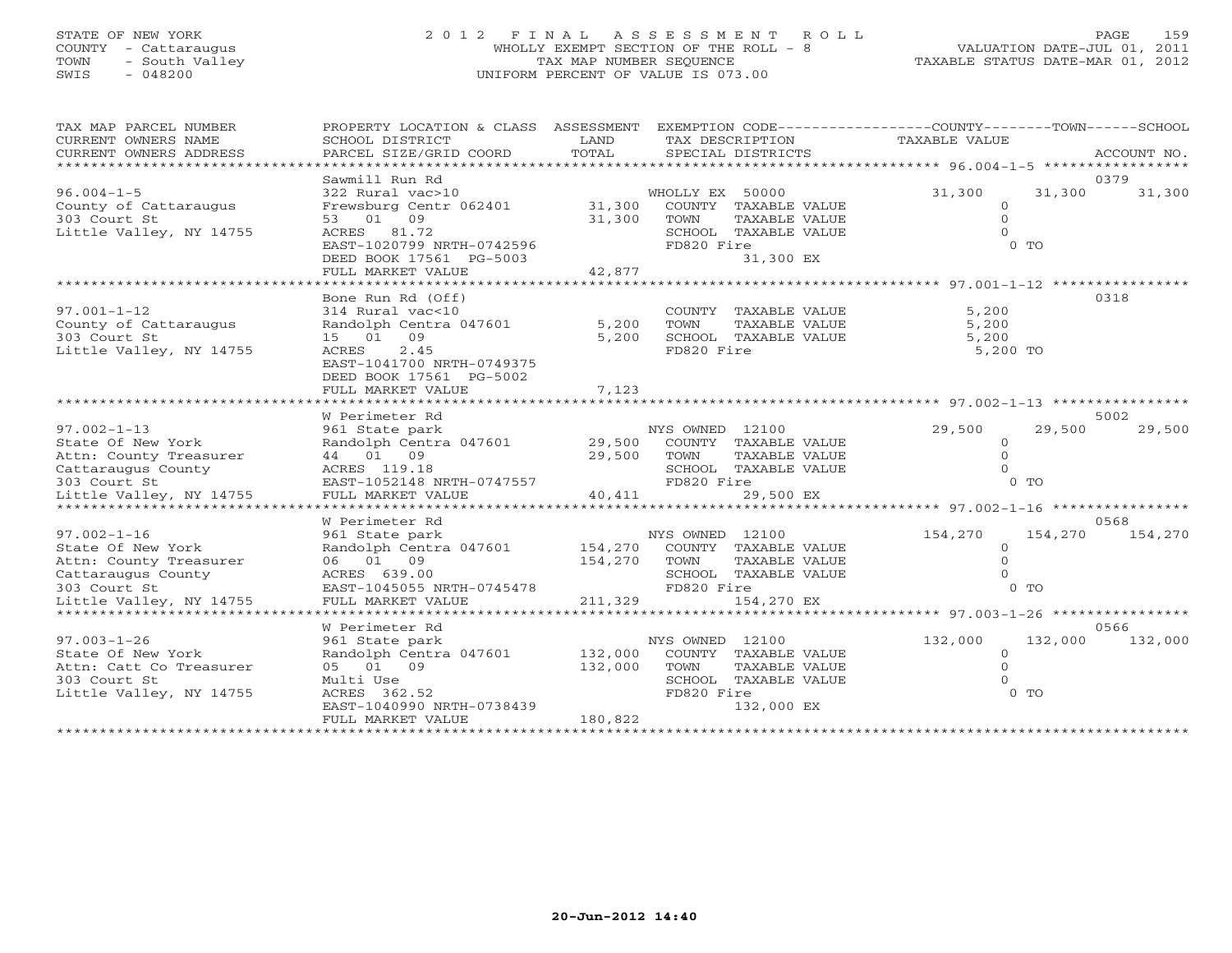STATE OF NEW YORK
COUNTY - Cattaraugus
TOWN - South Valley
SWIS - 048200

# 2012 FINAL ASSESSMENT ROLL

WHOLLY EXEMPT SECTION OF THE ROLL - 8
TAX MAP NUMBER SEQUENCE
UNIFORM PERCENT OF VALUE IS 073.00

VALUATION DATE-JUL 01, 2011
TAXABLE STATUS DATE-MAR 01, 2012

| TAX MAP PARCEL NUMBER / CURRENT OWNERS NAME / CURRENT OWNERS ADDRESS | PROPERTY LOCATION & CLASS / SCHOOL DISTRICT / PARCEL SIZE/GRID COORD | ASSESSMENT LAND / TOTAL | EXEMPTION CODE / TAX DESCRIPTION / SPECIAL DISTRICTS | COUNTY TAXABLE VALUE | TOWN | SCHOOL / ACCOUNT NO. |
|---|---|---|---|---|---|---|
| **96.004-1-5** | Sawmill Run Rd | | | | | 0379 |
| 96.004-1-5 | 322 Rural vac>10 | | WHOLLY EX 50000 | 31,300 | 31,300 | 31,300 |
| County of Cattaraugus | Frewsburg Centr 062401 | 31,300 | COUNTY TAXABLE VALUE | 0 | | |
| 303 Court St | 53 01 09 | 31,300 | TOWN TAXABLE VALUE | 0 | | |
| Little Valley, NY 14755 | ACRES 81.72 | | SCHOOL TAXABLE VALUE | 0 | | |
| | EAST-1020799 NRTH-0742596 | | FD820 Fire | 0 TO | | |
| | DEED BOOK 17561 PG-5003 | | 31,300 EX | | | |
| | FULL MARKET VALUE | 42,877 | | | | |
| **97.001-1-12** | Bone Run Rd (Off) | | | | | 0318 |
| 97.001-1-12 | 314 Rural vac<10 | | COUNTY TAXABLE VALUE | 5,200 | | |
| County of Cattaraugus | Randolph Centra 047601 | 5,200 | TOWN TAXABLE VALUE | 5,200 | | |
| 303 Court St | 15 01 09 | 5,200 | SCHOOL TAXABLE VALUE | 5,200 | | |
| Little Valley, NY 14755 | ACRES 2.45 | | FD820 Fire | 5,200 TO | | |
| | EAST-1041700 NRTH-0749375 | | | | | |
| | DEED BOOK 17561 PG-5002 | | | | | |
| | FULL MARKET VALUE | 7,123 | | | | |
| **97.002-1-13** | W Perimeter Rd | | | | | 5002 |
| 97.002-1-13 | 961 State park | | NYS OWNED 12100 | 29,500 | 29,500 | 29,500 |
| State Of New York | Randolph Centra 047601 | 29,500 | COUNTY TAXABLE VALUE | 0 | | |
| Attn: County Treasurer | 44 01 09 | 29,500 | TOWN TAXABLE VALUE | 0 | | |
| Cattaraugus County | ACRES 119.18 | | SCHOOL TAXABLE VALUE | 0 | | |
| 303 Court St | EAST-1052148 NRTH-0747557 | | FD820 Fire | 0 TO | | |
| Little Valley, NY 14755 | FULL MARKET VALUE | 40,411 | 29,500 EX | | | |
| **97.002-1-16** | W Perimeter Rd | | | | | 0568 |
| 97.002-1-16 | 961 State park | | NYS OWNED 12100 | 154,270 | 154,270 | 154,270 |
| State Of New York | Randolph Centra 047601 | 154,270 | COUNTY TAXABLE VALUE | 0 | | |
| Attn: County Treasurer | 06 01 09 | 154,270 | TOWN TAXABLE VALUE | 0 | | |
| Cattaraugus County | ACRES 639.00 | | SCHOOL TAXABLE VALUE | 0 | | |
| 303 Court St | EAST-1045055 NRTH-0745478 | | FD820 Fire | 0 TO | | |
| Little Valley, NY 14755 | FULL MARKET VALUE | 211,329 | 154,270 EX | | | |
| **97.003-1-26** | W Perimeter Rd | | | | | 0566 |
| 97.003-1-26 | 961 State park | | NYS OWNED 12100 | 132,000 | 132,000 | 132,000 |
| State Of New York | Randolph Centra 047601 | 132,000 | COUNTY TAXABLE VALUE | 0 | | |
| Attn: Catt Co Treasurer | 05 01 09 | 132,000 | TOWN TAXABLE VALUE | 0 | | |
| 303 Court St | Multi Use | | SCHOOL TAXABLE VALUE | 0 | | |
| Little Valley, NY 14755 | ACRES 362.52 | | FD820 Fire | 0 TO | | |
| | EAST-1040990 NRTH-0738439 | | 132,000 EX | | | |
| | FULL MARKET VALUE | 180,822 | | | | |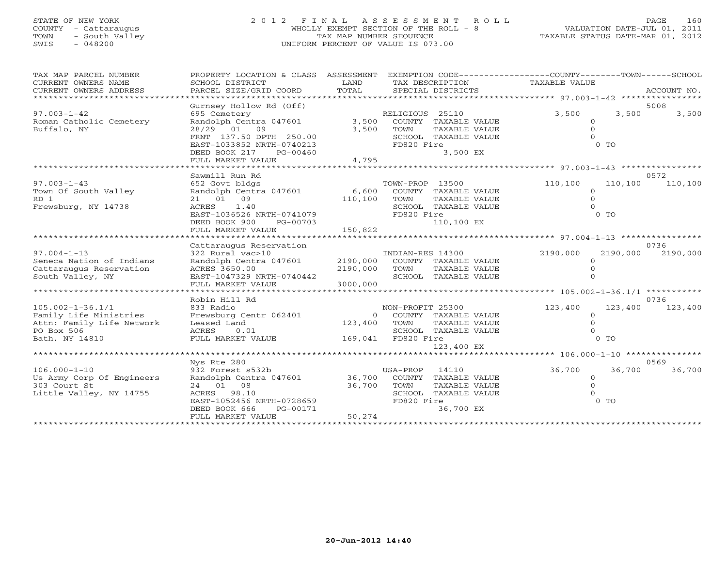STATE OF NEW YORK
COUNTY - Cattaraugus
TOWN - South Valley
SWIS - 048200

# 2012 FINAL ASSESSMENT ROLL
WHOLLY EXEMPT SECTION OF THE ROLL - 8
TAX MAP NUMBER SEQUENCE
UNIFORM PERCENT OF VALUE IS 073.00

VALUATION DATE-JUL 01, 2011
TAXABLE STATUS DATE-MAR 01, 2012

| TAX MAP PARCEL NUMBER / CURRENT OWNERS NAME / CURRENT OWNERS ADDRESS | PROPERTY LOCATION & CLASS / SCHOOL DISTRICT / PARCEL SIZE/GRID COORD | ASSESSMENT LAND / TOTAL | EXEMPTION CODE / TAX DESCRIPTION / SPECIAL DISTRICTS | COUNTY TAXABLE VALUE | TOWN | SCHOOL / ACCOUNT NO. |
|---|---|---|---|---|---|---|
| 97.003-1-42 | Gurnsey Hollow Rd (Off) | | | | | 5008 |
| Roman Catholic Cemetery | 695 Cemetery | | RELIGIOUS 25110 | 3,500 | 3,500 | 3,500 |
| Buffalo, NY | Randolph Centra 047601 | 3,500 | COUNTY TAXABLE VALUE | 0 | | |
| | 28/29 01 09 | 3,500 | TOWN TAXABLE VALUE | 0 | | |
| | FRNT 137.50 DPTH 250.00 | | SCHOOL TAXABLE VALUE | 0 | | |
| | EAST-1033852 NRTH-0740213 | | FD820 Fire | 0 TO | | |
| | DEED BOOK 217 PG-00460 | | 3,500 EX | | | |
| | FULL MARKET VALUE | 4,795 | | | | |
| 97.003-1-43 | Sawmill Run Rd | | | | | 0572 |
| Town Of South Valley | 652 Govt bldgs | | TOWN-PROP 13500 | 110,100 | 110,100 | 110,100 |
| RD 1 | Randolph Centra 047601 | 6,600 | COUNTY TAXABLE VALUE | 0 | | |
| Frewsburg, NY 14738 | 21 01 09 | 110,100 | TOWN TAXABLE VALUE | 0 | | |
| | ACRES 1.40 | | SCHOOL TAXABLE VALUE | 0 | | |
| | EAST-1036526 NRTH-0741079 | | FD820 Fire | 0 TO | | |
| | DEED BOOK 900 PG-00703 | | 110,100 EX | | | |
| | FULL MARKET VALUE | 150,822 | | | | |
| 97.004-1-13 | Cattaraugus Reservation | | | | | 0736 |
| Seneca Nation of Indians | 322 Rural vac>10 | | INDIAN-RES 14300 | 2190,000 | 2190,000 | 2190,000 |
| Cattaraugus Reservation | Randolph Centra 047601 | 2190,000 | COUNTY TAXABLE VALUE | 0 | | |
| South Valley, NY | ACRES 3650.00 | 2190,000 | TOWN TAXABLE VALUE | 0 | | |
| | EAST-1047329 NRTH-0740442 | | SCHOOL TAXABLE VALUE | 0 | | |
| | FULL MARKET VALUE | 3000,000 | | | | |
| 105.002-1-36.1/1 | Robin Hill Rd | | | | | 0736 |
| Family Life Ministries | 833 Radio | | NON-PROFIT 25300 | 123,400 | 123,400 | 123,400 |
| Attn: Family Life Network | Frewsburg Centr 062401 | 0 | COUNTY TAXABLE VALUE | 0 | | |
| PO Box 506 | Leased Land | 123,400 | TOWN TAXABLE VALUE | 0 | | |
| Bath, NY 14810 | ACRES 0.01 | | SCHOOL TAXABLE VALUE | 0 | | |
| | FULL MARKET VALUE | 169,041 | FD820 Fire | 0 TO | | |
| | | | 123,400 EX | | | |
| 106.000-1-10 | Nys Rte 280 | | | | | 0569 |
| Us Army Corp Of Engineers | 932 Forest s532b | | USA-PROP 14110 | 36,700 | 36,700 | 36,700 |
| 303 Court St | Randolph Centra 047601 | 36,700 | COUNTY TAXABLE VALUE | 0 | | |
| Little Valley, NY 14755 | 24 01 08 | 36,700 | TOWN TAXABLE VALUE | 0 | | |
| | ACRES 98.10 | | SCHOOL TAXABLE VALUE | 0 | | |
| | EAST-1052456 NRTH-0728659 | | FD820 Fire | 0 TO | | |
| | DEED BOOK 666 PG-00171 | | 36,700 EX | | | |
| | FULL MARKET VALUE | 50,274 | | | | |

20-Jun-2012 14:40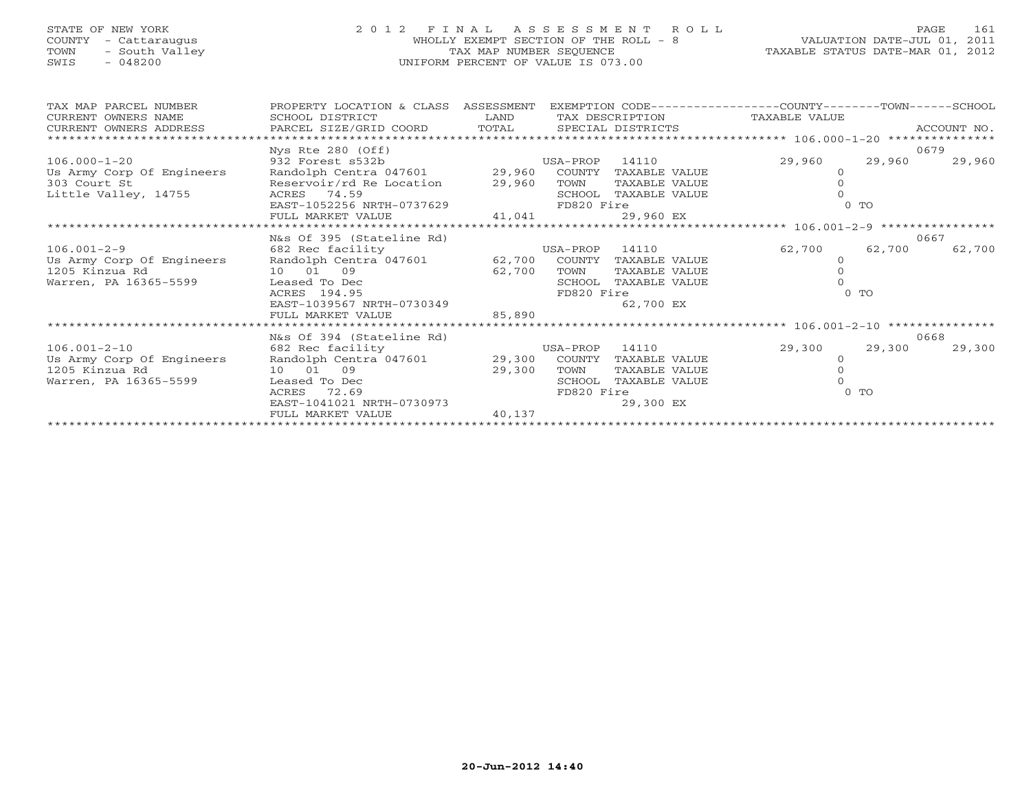STATE OF NEW YORK
COUNTY - Cattaraugus
TOWN - South Valley
SWIS - 048200

# 2012 FINAL ASSESSMENT ROLL

WHOLLY EXEMPT SECTION OF THE ROLL - 8
TAX MAP NUMBER SEQUENCE
UNIFORM PERCENT OF VALUE IS 073.00

VALUATION DATE-JUL 01, 2011
TAXABLE STATUS DATE-MAR 01, 2012

| TAX MAP PARCEL NUMBER / CURRENT OWNERS NAME / CURRENT OWNERS ADDRESS | PROPERTY LOCATION & CLASS / SCHOOL DISTRICT / PARCEL SIZE/GRID COORD | ASSESSMENT LAND / TOTAL | EXEMPTION CODE / TAX DESCRIPTION / SPECIAL DISTRICTS | COUNTY TAXABLE VALUE | TOWN | SCHOOL / ACCOUNT NO. |
|---|---|---|---|---|---|---|
| ***** 106.000-1-20 ***** | Nys Rte 280 (Off) | | | | | 0679 |
| 106.000-1-20 | 932 Forest s532b | | USA-PROP 14110 | 29,960 | 29,960 | 29,960 |
| Us Army Corp Of Engineers | Randolph Centra 047601 | 29,960 | COUNTY TAXABLE VALUE | 0 | | |
| 303 Court St | Reservoir/rd Re Location | 29,960 | TOWN TAXABLE VALUE | 0 | | |
| Little Valley, 14755 | ACRES 74.59 | | SCHOOL TAXABLE VALUE | 0 | | |
| | EAST-1052256 NRTH-0737629 | | FD820 Fire | 0 TO | | |
| | FULL MARKET VALUE | 41,041 | 29,960 EX | | | |
| ***** 106.001-2-9 ***** | N&s Of 395 (Stateline Rd) | | | | | 0667 |
| 106.001-2-9 | 682 Rec facility | | USA-PROP 14110 | 62,700 | 62,700 | 62,700 |
| Us Army Corp Of Engineers | Randolph Centra 047601 | 62,700 | COUNTY TAXABLE VALUE | 0 | | |
| 1205 Kinzua Rd | 10 01 09 | 62,700 | TOWN TAXABLE VALUE | 0 | | |
| Warren, PA 16365-5599 | Leased To Dec | | SCHOOL TAXABLE VALUE | 0 | | |
| | ACRES 194.95 | | FD820 Fire | 0 TO | | |
| | EAST-1039567 NRTH-0730349 | | 62,700 EX | | | |
| | FULL MARKET VALUE | 85,890 | | | | |
| ***** 106.001-2-10 ***** | N&s Of 394 (Stateline Rd) | | | | | 0668 |
| 106.001-2-10 | 682 Rec facility | | USA-PROP 14110 | 29,300 | 29,300 | 29,300 |
| Us Army Corp Of Engineers | Randolph Centra 047601 | 29,300 | COUNTY TAXABLE VALUE | 0 | | |
| 1205 Kinzua Rd | 10 01 09 | 29,300 | TOWN TAXABLE VALUE | 0 | | |
| Warren, PA 16365-5599 | Leased To Dec | | SCHOOL TAXABLE VALUE | 0 | | |
| | ACRES 72.69 | | FD820 Fire | 0 TO | | |
| | EAST-1041021 NRTH-0730973 | | 29,300 EX | | | |
| | FULL MARKET VALUE | 40,137 | | | | |

20-Jun-2012 14:40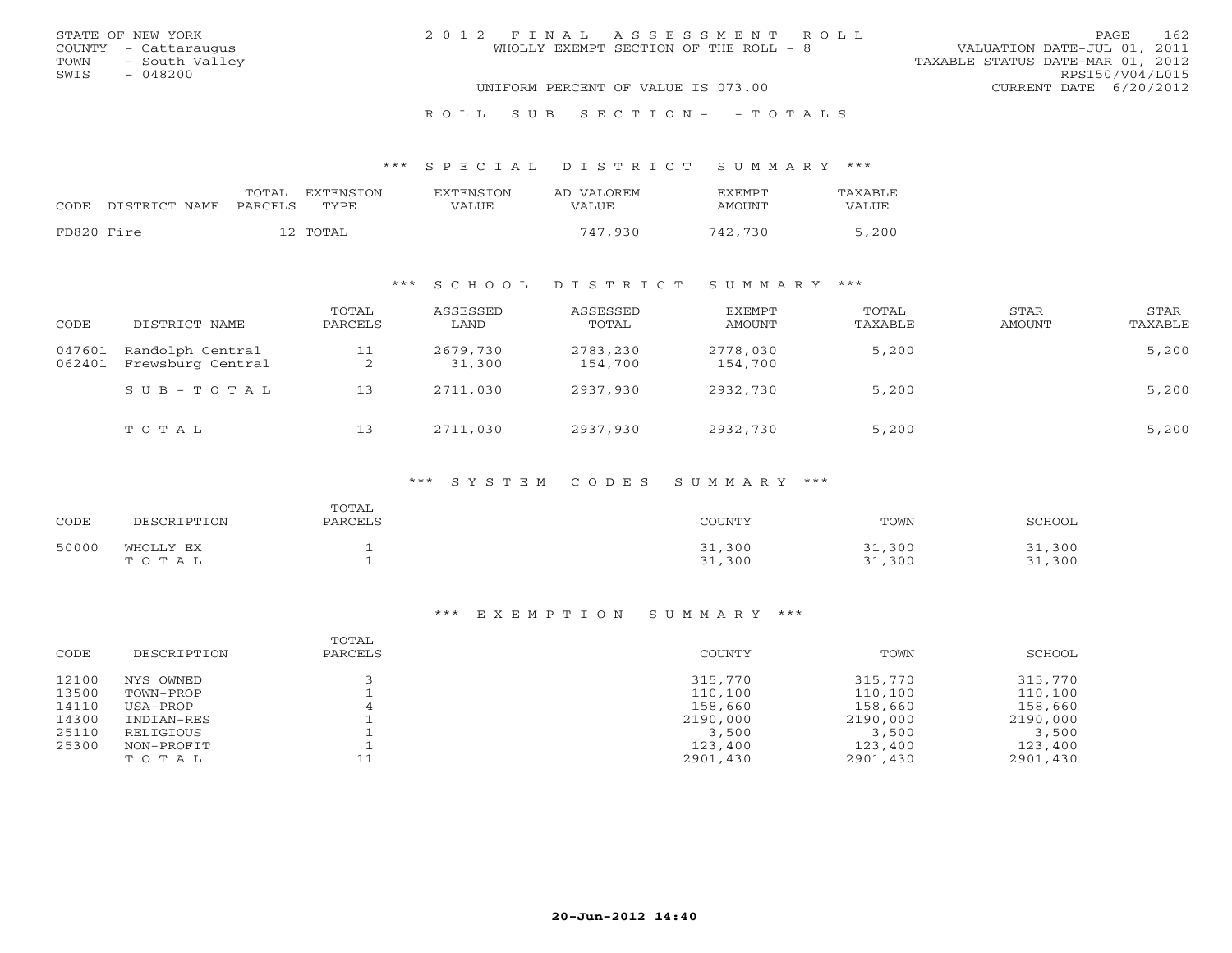STATE OF NEW YORK
COUNTY - Cattaraugus
TOWN - South Valley
SWIS - 048200

2012 FINAL ASSESSMENT ROLL
WHOLLY EXEMPT SECTION OF THE ROLL - 8
UNIFORM PERCENT OF VALUE IS 073.00

VALUATION DATE-JUL 01, 2011
TAXABLE STATUS DATE-MAR 01, 2012
RPS150/V04/L015
CURRENT DATE 6/20/2012

ROLL SUB SECTION- - TOTALS

## *** SPECIAL DISTRICT SUMMARY ***

| CODE | DISTRICT NAME | TOTAL PARCELS | EXTENSION TYPE | EXTENSION VALUE | AD VALOREM VALUE | EXEMPT AMOUNT | TAXABLE VALUE |
|---|---|---|---|---|---|---|---|
| FD820 | Fire | 12 | TOTAL | | 747,930 | 742,730 | 5,200 |

## *** SCHOOL DISTRICT SUMMARY ***

| CODE | DISTRICT NAME | TOTAL PARCELS | ASSESSED LAND | ASSESSED TOTAL | EXEMPT AMOUNT | TOTAL TAXABLE | STAR AMOUNT | STAR TAXABLE |
|---|---|---|---|---|---|---|---|---|
| 047601 | Randolph Central | 11 | 2679,730 | 2783,230 | 2778,030 | 5,200 | | 5,200 |
| 062401 | Frewsburg Central | 2 | 31,300 | 154,700 | 154,700 | | | |
| | SUB-TOTAL | 13 | 2711,030 | 2937,930 | 2932,730 | 5,200 | | 5,200 |
| | TOTAL | 13 | 2711,030 | 2937,930 | 2932,730 | 5,200 | | 5,200 |

## *** SYSTEM CODES SUMMARY ***

| CODE | DESCRIPTION | TOTAL PARCELS | COUNTY | TOWN | SCHOOL |
|---|---|---|---|---|---|
| 50000 | WHOLLY EX | 1 | 31,300 | 31,300 | 31,300 |
| | TOTAL | 1 | 31,300 | 31,300 | 31,300 |

## *** EXEMPTION SUMMARY ***

| CODE | DESCRIPTION | TOTAL PARCELS | COUNTY | TOWN | SCHOOL |
|---|---|---|---|---|---|
| 12100 | NYS OWNED | 3 | 315,770 | 315,770 | 315,770 |
| 13500 | TOWN-PROP | 1 | 110,100 | 110,100 | 110,100 |
| 14110 | USA-PROP | 4 | 158,660 | 158,660 | 158,660 |
| 14300 | INDIAN-RES | 1 | 2190,000 | 2190,000 | 2190,000 |
| 25110 | RELIGIOUS | 1 | 3,500 | 3,500 | 3,500 |
| 25300 | NON-PROFIT | 1 | 123,400 | 123,400 | 123,400 |
| | TOTAL | 11 | 2901,430 | 2901,430 | 2901,430 |

20-Jun-2012 14:40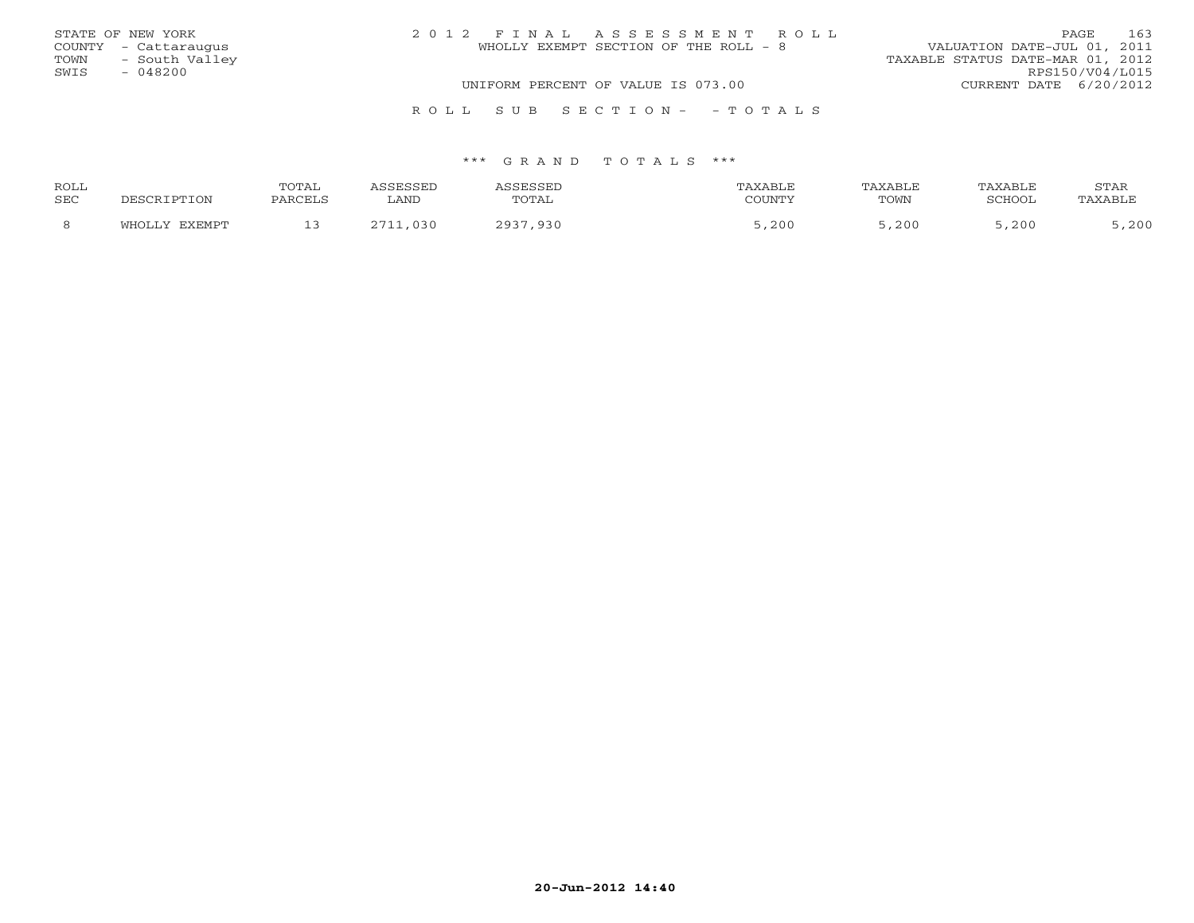STATE OF NEW YORK
COUNTY - Cattaraugus
TOWN - South Valley
SWIS - 048200

2012 FINAL ASSESSMENT ROLL
WHOLLY EXEMPT SECTION OF THE ROLL - 8

VALUATION DATE-JUL 01, 2011
TAXABLE STATUS DATE-MAR 01, 2012
RPS150/V04/L015
CURRENT DATE 6/20/2012

UNIFORM PERCENT OF VALUE IS 073.00

ROLL SUB SECTION- - TOTALS

*** GRAND TOTALS ***

| ROLL SEC | DESCRIPTION | TOTAL PARCELS | ASSESSED LAND | ASSESSED TOTAL | TAXABLE COUNTY | TAXABLE TOWN | TAXABLE SCHOOL | STAR TAXABLE |
|---|---|---|---|---|---|---|---|---|
| 8 | WHOLLY EXEMPT | 13 | 2711,030 | 2937,930 | 5,200 | 5,200 | 5,200 | 5,200 |

20-Jun-2012 14:40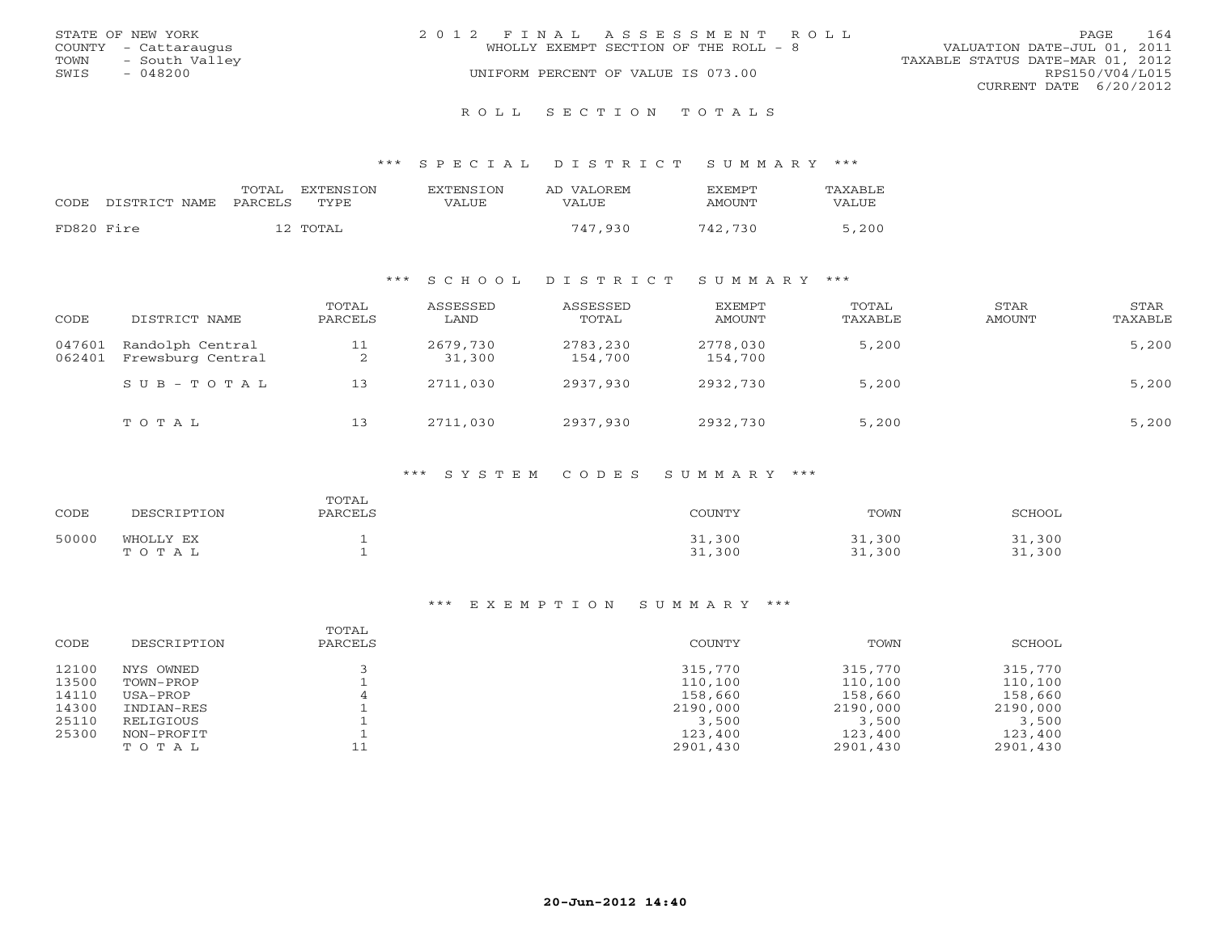STATE OF NEW YORK
COUNTY - Cattaraugus
TOWN - South Valley
SWIS - 048200

2 0 1 2 F I N A L A S S E S S M E N T R O L L
WHOLLY EXEMPT SECTION OF THE ROLL - 8
UNIFORM PERCENT OF VALUE IS 073.00

VALUATION DATE-JUL 01, 2011
TAXABLE STATUS DATE-MAR 01, 2012
RPS150/V04/L015
CURRENT DATE 6/20/2012

## R O L L S E C T I O N T O T A L S

### *** S P E C I A L D I S T R I C T S U M M A R Y ***

| CODE | DISTRICT NAME | TOTAL PARCELS | EXTENSION TYPE | EXTENSION VALUE | AD VALOREM VALUE | EXEMPT AMOUNT | TAXABLE VALUE |
|---|---|---|---|---|---|---|---|
| FD820 | Fire | 12 | TOTAL | | 747,930 | 742,730 | 5,200 |

### *** S C H O O L D I S T R I C T S U M M A R Y ***

| CODE | DISTRICT NAME | TOTAL PARCELS | ASSESSED LAND | ASSESSED TOTAL | EXEMPT AMOUNT | TOTAL TAXABLE | STAR AMOUNT | STAR TAXABLE |
|---|---|---|---|---|---|---|---|---|
| 047601 | Randolph Central | 11 | 2679,730 | 2783,230 | 2778,030 | 5,200 | | 5,200 |
| 062401 | Frewsburg Central | 2 | 31,300 | 154,700 | 154,700 | | | |
| | S U B - T O T A L | 13 | 2711,030 | 2937,930 | 2932,730 | 5,200 | | 5,200 |
| | T O T A L | 13 | 2711,030 | 2937,930 | 2932,730 | 5,200 | | 5,200 |

### *** S Y S T E M C O D E S S U M M A R Y ***

| CODE | DESCRIPTION | TOTAL PARCELS | COUNTY | TOWN | SCHOOL |
|---|---|---|---|---|---|
| 50000 | WHOLLY EX | 1 | 31,300 | 31,300 | 31,300 |
| | T O T A L | 1 | 31,300 | 31,300 | 31,300 |

### *** E X E M P T I O N S U M M A R Y ***

| CODE | DESCRIPTION | TOTAL PARCELS | COUNTY | TOWN | SCHOOL |
|---|---|---|---|---|---|
| 12100 | NYS OWNED | 3 | 315,770 | 315,770 | 315,770 |
| 13500 | TOWN-PROP | 1 | 110,100 | 110,100 | 110,100 |
| 14110 | USA-PROP | 4 | 158,660 | 158,660 | 158,660 |
| 14300 | INDIAN-RES | 1 | 2190,000 | 2190,000 | 2190,000 |
| 25110 | RELIGIOUS | 1 | 3,500 | 3,500 | 3,500 |
| 25300 | NON-PROFIT | 1 | 123,400 | 123,400 | 123,400 |
| | T O T A L | 11 | 2901,430 | 2901,430 | 2901,430 |

20-Jun-2012 14:40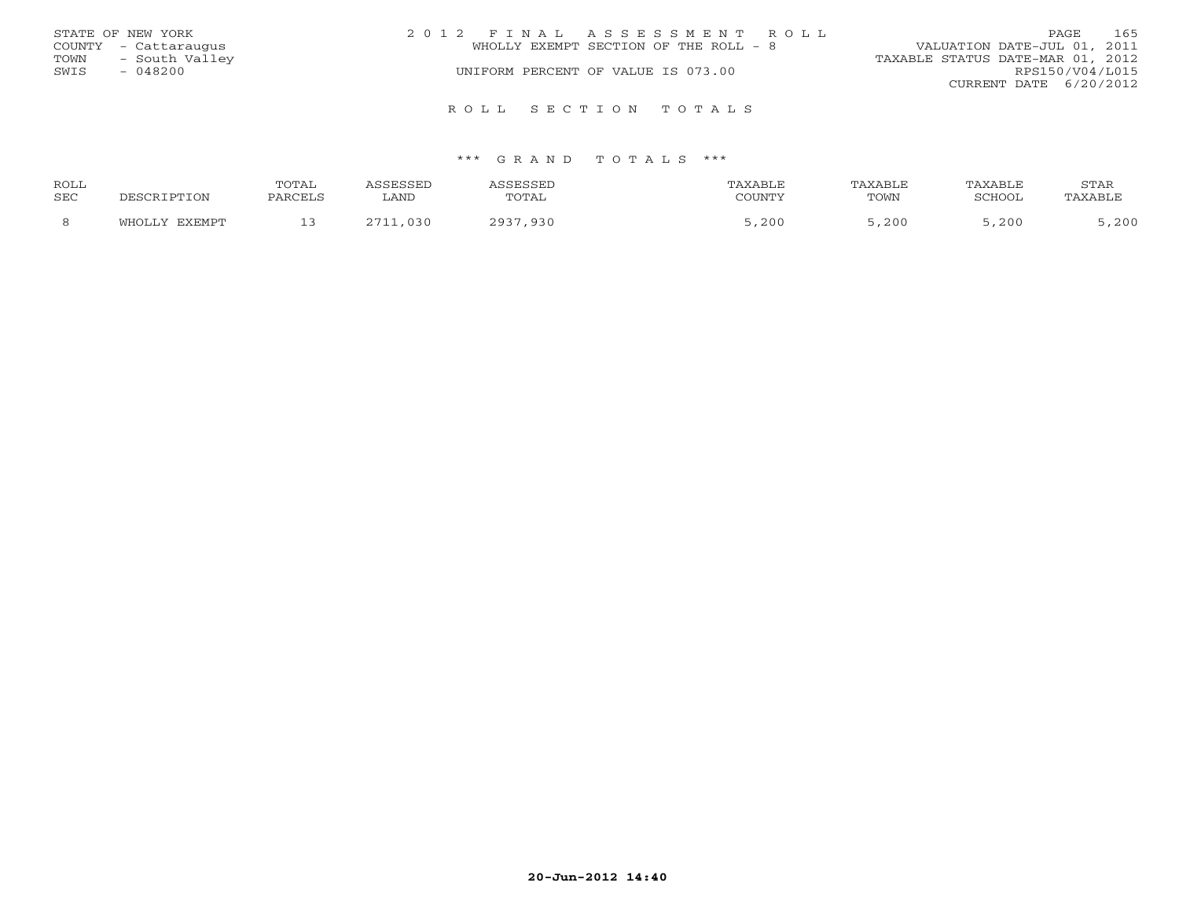STATE OF NEW YORK
COUNTY - Cattaraugus
TOWN - South Valley
SWIS - 048200

2 0 1 2 F I N A L A S S E S S M E N T R O L L
WHOLLY EXEMPT SECTION OF THE ROLL - 8
UNIFORM PERCENT OF VALUE IS 073.00

VALUATION DATE-JUL 01, 2011
TAXABLE STATUS DATE-MAR 01, 2012
RPS150/V04/L015
CURRENT DATE 6/20/2012

R O L L S E C T I O N T O T A L S

\*\*\* G R A N D T O T A L S \*\*\*

| ROLL SEC | DESCRIPTION | TOTAL PARCELS | ASSESSED LAND | ASSESSED TOTAL | TAXABLE COUNTY | TAXABLE TOWN | TAXABLE SCHOOL | STAR TAXABLE |
|---|---|---|---|---|---|---|---|---|
| 8 | WHOLLY EXEMPT | 13 | 2711,030 | 2937,930 | 5,200 | 5,200 | 5,200 | 5,200 |

20-Jun-2012 14:40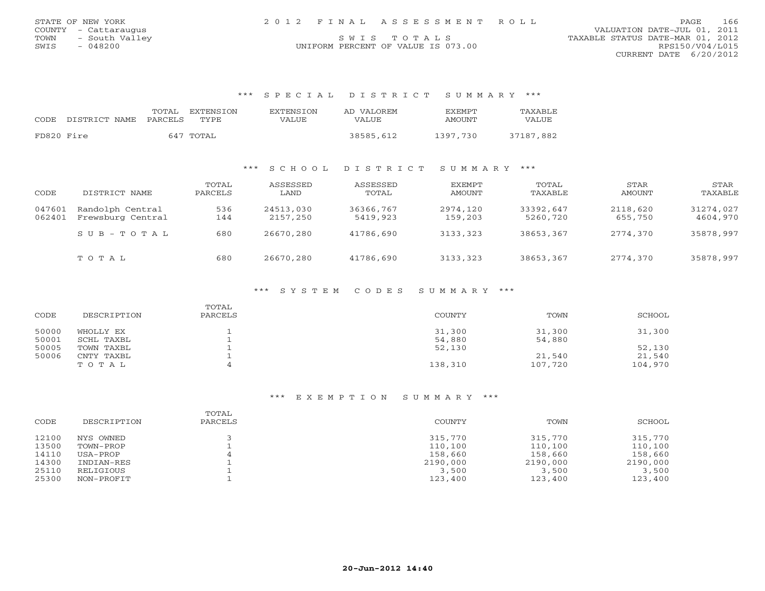STATE OF NEW YORK
COUNTY - Cattaraugus
TOWN - South Valley
SWIS - 048200

2012 FINAL ASSESSMENT ROLL
SWIS TOTALS
UNIFORM PERCENT OF VALUE IS 073.00

VALUATION DATE-JUL 01, 2011
TAXABLE STATUS DATE-MAR 01, 2012
RPS150/V04/L015
CURRENT DATE 6/20/2012

## *** SPECIAL DISTRICT SUMMARY ***

| CODE | DISTRICT NAME | TOTAL PARCELS | EXTENSION TYPE | EXTENSION VALUE | AD VALOREM VALUE | EXEMPT AMOUNT | TAXABLE VALUE |
|---|---|---|---|---|---|---|---|
| FD820 | Fire | 647 | TOTAL | | 38585,612 | 1397,730 | 37187,882 |

## *** SCHOOL DISTRICT SUMMARY ***

| CODE | DISTRICT NAME | TOTAL PARCELS | ASSESSED LAND | ASSESSED TOTAL | EXEMPT AMOUNT | TOTAL TAXABLE | STAR AMOUNT | STAR TAXABLE |
|---|---|---|---|---|---|---|---|---|
| 047601 | Randolph Central | 536 | 24513,030 | 36366,767 | 2974,120 | 33392,647 | 2118,620 | 31274,027 |
| 062401 | Frewsburg Central | 144 | 2157,250 | 5419,923 | 159,203 | 5260,720 | 655,750 | 4604,970 |
| | SUB-TOTAL | 680 | 26670,280 | 41786,690 | 3133,323 | 38653,367 | 2774,370 | 35878,997 |
| | TOTAL | 680 | 26670,280 | 41786,690 | 3133,323 | 38653,367 | 2774,370 | 35878,997 |

## *** SYSTEM CODES SUMMARY ***

| CODE | DESCRIPTION | TOTAL PARCELS | COUNTY | TOWN | SCHOOL |
|---|---|---|---|---|---|
| 50000 | WHOLLY EX | 1 | 31,300 | 31,300 | 31,300 |
| 50001 | SCHL TAXBL | 1 | 54,880 | 54,880 | |
| 50005 | TOWN TAXBL | 1 | 52,130 | | 52,130 |
| 50006 | CNTY TAXBL | 1 | | 21,540 | 21,540 |
| | TOTAL | 4 | 138,310 | 107,720 | 104,970 |

## *** EXEMPTION SUMMARY ***

| CODE | DESCRIPTION | TOTAL PARCELS | COUNTY | TOWN | SCHOOL |
|---|---|---|---|---|---|
| 12100 | NYS OWNED | 3 | 315,770 | 315,770 | 315,770 |
| 13500 | TOWN-PROP | 1 | 110,100 | 110,100 | 110,100 |
| 14110 | USA-PROP | 4 | 158,660 | 158,660 | 158,660 |
| 14300 | INDIAN-RES | 1 | 2190,000 | 2190,000 | 2190,000 |
| 25110 | RELIGIOUS | 1 | 3,500 | 3,500 | 3,500 |
| 25300 | NON-PROFIT | 1 | 123,400 | 123,400 | 123,400 |

20-Jun-2012 14:40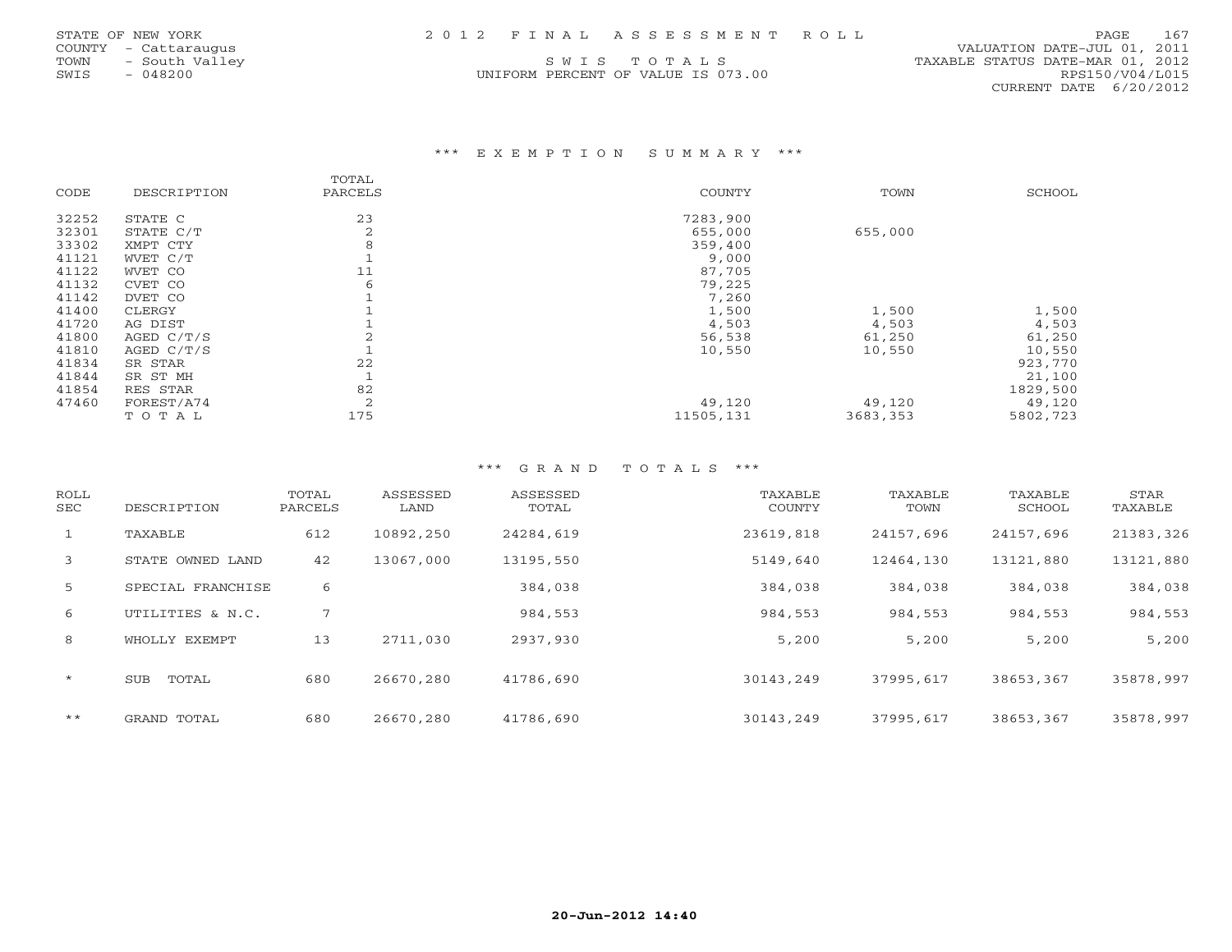STATE OF NEW YORK
COUNTY - Cattaraugus
TOWN - South Valley
SWIS - 048200

2012 FINAL ASSESSMENT ROLL

SWIS TOTALS

UNIFORM PERCENT OF VALUE IS 073.00

VALUATION DATE-JUL 01, 2011
TAXABLE STATUS DATE-MAR 01, 2012
RPS150/V04/L015
CURRENT DATE 6/20/2012

### *** EXEMPTION SUMMARY ***

| CODE | DESCRIPTION | TOTAL PARCELS | COUNTY | TOWN | SCHOOL |
|---|---|---|---|---|---|
| 32252 | STATE C | 23 | 7283,900 | | |
| 32301 | STATE C/T | 2 | 655,000 | 655,000 | |
| 33302 | XMPT CTY | 8 | 359,400 | | |
| 41121 | WVET C/T | 1 | 9,000 | | |
| 41122 | WVET CO | 11 | 87,705 | | |
| 41132 | CVET CO | 6 | 79,225 | | |
| 41142 | DVET CO | 1 | 7,260 | | |
| 41400 | CLERGY | 1 | 1,500 | 1,500 | 1,500 |
| 41720 | AG DIST | 1 | 4,503 | 4,503 | 4,503 |
| 41800 | AGED C/T/S | 2 | 56,538 | 61,250 | 61,250 |
| 41810 | AGED C/T/S | 1 | 10,550 | 10,550 | 10,550 |
| 41834 | SR STAR | 22 | | | 923,770 |
| 41844 | SR ST MH | 1 | | | 21,100 |
| 41854 | RES STAR | 82 | | | 1829,500 |
| 47460 | FOREST/A74 | 2 | 49,120 | 49,120 | 49,120 |
| | TOTAL | 175 | 11505,131 | 3683,353 | 5802,723 |

### *** GRAND TOTALS ***

| ROLL SEC | DESCRIPTION | TOTAL PARCELS | ASSESSED LAND | ASSESSED TOTAL | TAXABLE COUNTY | TAXABLE TOWN | TAXABLE SCHOOL | STAR TAXABLE |
|---|---|---|---|---|---|---|---|---|
| 1 | TAXABLE | 612 | 10892,250 | 24284,619 | 23619,818 | 24157,696 | 24157,696 | 21383,326 |
| 3 | STATE OWNED LAND | 42 | 13067,000 | 13195,550 | 5149,640 | 12464,130 | 13121,880 | 13121,880 |
| 5 | SPECIAL FRANCHISE | 6 | | 384,038 | 384,038 | 384,038 | 384,038 | 384,038 |
| 6 | UTILITIES & N.C. | 7 | | 984,553 | 984,553 | 984,553 | 984,553 | 984,553 |
| 8 | WHOLLY EXEMPT | 13 | 2711,030 | 2937,930 | 5,200 | 5,200 | 5,200 | 5,200 |
| * | SUB TOTAL | 680 | 26670,280 | 41786,690 | 30143,249 | 37995,617 | 38653,367 | 35878,997 |
| ** | GRAND TOTAL | 680 | 26670,280 | 41786,690 | 30143,249 | 37995,617 | 38653,367 | 35878,997 |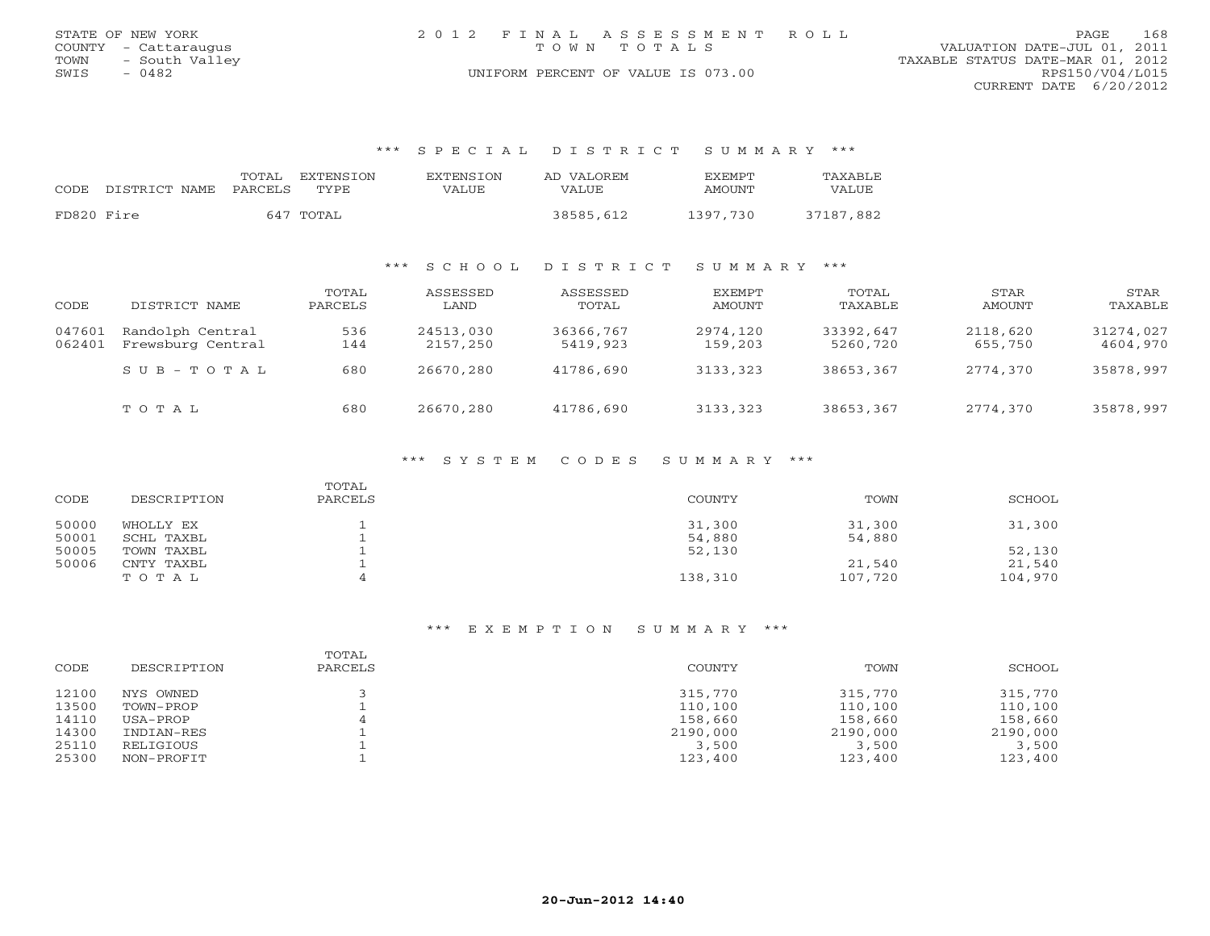STATE OF NEW YORK
COUNTY - Cattaraugus
TOWN - South Valley
SWIS - 0482

2 0 1 2 F I N A L A S S E S S M E N T R O L L
T O W N T O T A L S
UNIFORM PERCENT OF VALUE IS 073.00

VALUATION DATE-JUL 01, 2011
TAXABLE STATUS DATE-MAR 01, 2012
RPS150/V04/L015
CURRENT DATE 6/20/2012

## *** S P E C I A L D I S T R I C T S U M M A R Y ***

| CODE | DISTRICT NAME | TOTAL PARCELS | EXTENSION TYPE | EXTENSION VALUE | AD VALOREM VALUE | EXEMPT AMOUNT | TAXABLE VALUE |
|---|---|---|---|---|---|---|---|
| FD820 | Fire | 647 | TOTAL | | 38585,612 | 1397,730 | 37187,882 |

## *** S C H O O L D I S T R I C T S U M M A R Y ***

| CODE | DISTRICT NAME | TOTAL PARCELS | ASSESSED LAND | ASSESSED TOTAL | EXEMPT AMOUNT | TOTAL TAXABLE | STAR AMOUNT | STAR TAXABLE |
|---|---|---|---|---|---|---|---|---|
| 047601 | Randolph Central | 536 | 24513,030 | 36366,767 | 2974,120 | 33392,647 | 2118,620 | 31274,027 |
| 062401 | Frewsburg Central | 144 | 2157,250 | 5419,923 | 159,203 | 5260,720 | 655,750 | 4604,970 |
| | S U B - T O T A L | 680 | 26670,280 | 41786,690 | 3133,323 | 38653,367 | 2774,370 | 35878,997 |
| | T O T A L | 680 | 26670,280 | 41786,690 | 3133,323 | 38653,367 | 2774,370 | 35878,997 |

## *** S Y S T E M C O D E S S U M M A R Y ***

| CODE | DESCRIPTION | TOTAL PARCELS | COUNTY | TOWN | SCHOOL |
|---|---|---|---|---|---|
| 50000 | WHOLLY EX | 1 | 31,300 | 31,300 | 31,300 |
| 50001 | SCHL TAXBL | 1 | 54,880 | 54,880 | |
| 50005 | TOWN TAXBL | 1 | 52,130 | | 52,130 |
| 50006 | CNTY TAXBL | 1 | | 21,540 | 21,540 |
| | T O T A L | 4 | 138,310 | 107,720 | 104,970 |

## *** E X E M P T I O N S U M M A R Y ***

| CODE | DESCRIPTION | TOTAL PARCELS | COUNTY | TOWN | SCHOOL |
|---|---|---|---|---|---|
| 12100 | NYS OWNED | 3 | 315,770 | 315,770 | 315,770 |
| 13500 | TOWN-PROP | 1 | 110,100 | 110,100 | 110,100 |
| 14110 | USA-PROP | 4 | 158,660 | 158,660 | 158,660 |
| 14300 | INDIAN-RES | 1 | 2190,000 | 2190,000 | 2190,000 |
| 25110 | RELIGIOUS | 1 | 3,500 | 3,500 | 3,500 |
| 25300 | NON-PROFIT | 1 | 123,400 | 123,400 | 123,400 |

20-Jun-2012 14:40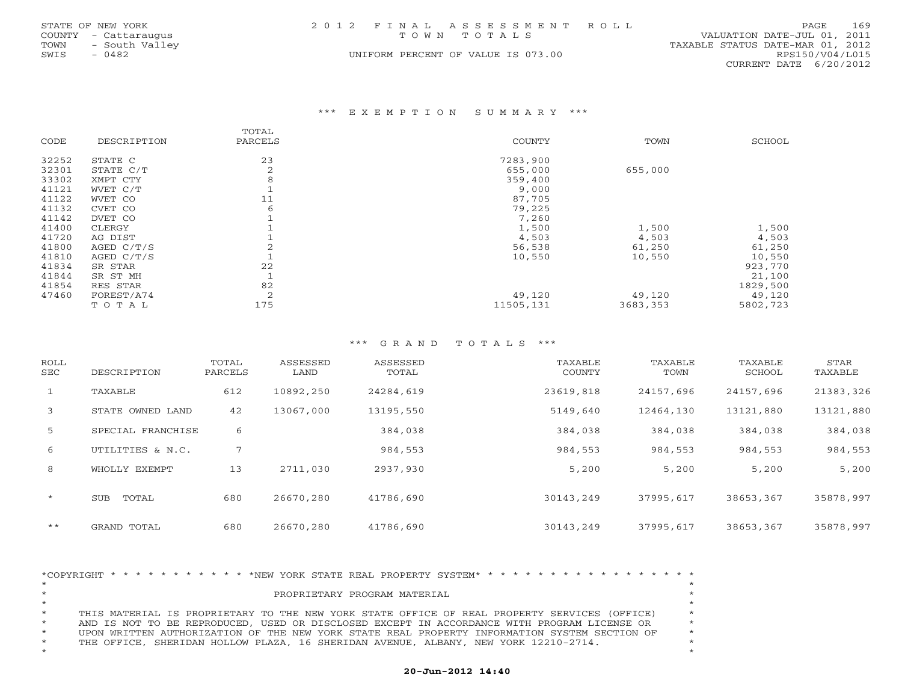STATE OF NEW YORK
COUNTY - Cattaraugus
TOWN - South Valley
SWIS - 0482

2012 FINAL ASSESSMENT ROLL
TOWN TOTALS
UNIFORM PERCENT OF VALUE IS 073.00

VALUATION DATE-JUL 01, 2011
TAXABLE STATUS DATE-MAR 01, 2012
RPS150/V04/L015
CURRENT DATE 6/20/2012

### *** EXEMPTION SUMMARY ***

| CODE | DESCRIPTION | TOTAL PARCELS | COUNTY | TOWN | SCHOOL |
|---|---|---|---|---|---|
| 32252 | STATE C | 23 | 7283,900 | | |
| 32301 | STATE C/T | 2 | 655,000 | 655,000 | |
| 33302 | XMPT CTY | 8 | 359,400 | | |
| 41121 | WVET C/T | 1 | 9,000 | | |
| 41122 | WVET CO | 11 | 87,705 | | |
| 41132 | CVET CO | 6 | 79,225 | | |
| 41142 | DVET CO | 1 | 7,260 | | |
| 41400 | CLERGY | 1 | 1,500 | 1,500 | 1,500 |
| 41720 | AG DIST | 1 | 4,503 | 4,503 | 4,503 |
| 41800 | AGED C/T/S | 2 | 56,538 | 61,250 | 61,250 |
| 41810 | AGED C/T/S | 1 | 10,550 | 10,550 | 10,550 |
| 41834 | SR STAR | 22 | | | 923,770 |
| 41844 | SR ST MH | 1 | | | 21,100 |
| 41854 | RES STAR | 82 | | | 1829,500 |
| 47460 | FOREST/A74 | 2 | 49,120 | 49,120 | 49,120 |
| | TOTAL | 175 | 11505,131 | 3683,353 | 5802,723 |

### *** GRAND TOTALS ***

| ROLL SEC | DESCRIPTION | TOTAL PARCELS | ASSESSED LAND | ASSESSED TOTAL | TAXABLE COUNTY | TAXABLE TOWN | TAXABLE SCHOOL | STAR TAXABLE |
|---|---|---|---|---|---|---|---|---|
| 1 | TAXABLE | 612 | 10892,250 | 24284,619 | 23619,818 | 24157,696 | 24157,696 | 21383,326 |
| 3 | STATE OWNED LAND | 42 | 13067,000 | 13195,550 | 5149,640 | 12464,130 | 13121,880 | 13121,880 |
| 5 | SPECIAL FRANCHISE | 6 | | 384,038 | 384,038 | 384,038 | 384,038 | 384,038 |
| 6 | UTILITIES & N.C. | 7 | | 984,553 | 984,553 | 984,553 | 984,553 | 984,553 |
| 8 | WHOLLY EXEMPT | 13 | 2711,030 | 2937,930 | 5,200 | 5,200 | 5,200 | 5,200 |
| * | SUB TOTAL | 680 | 26670,280 | 41786,690 | 30143,249 | 37995,617 | 38653,367 | 35878,997 |
| ** | GRAND TOTAL | 680 | 26670,280 | 41786,690 | 30143,249 | 37995,617 | 38653,367 | 35878,997 |

*COPYRIGHT * * * * * * * * * * * *NEW YORK STATE REAL PROPERTY SYSTEM* * * * * * * * * * * * * * * * * * *

PROPRIETARY PROGRAM MATERIAL

THIS MATERIAL IS PROPRIETARY TO THE NEW YORK STATE OFFICE OF REAL PROPERTY SERVICES (OFFICE) AND IS NOT TO BE REPRODUCED, USED OR DISCLOSED EXCEPT IN ACCORDANCE WITH PROGRAM LICENSE OR UPON WRITTEN AUTHORIZATION OF THE NEW YORK STATE REAL PROPERTY INFORMATION SYSTEM SECTION OF THE OFFICE, SHERIDAN HOLLOW PLAZA, 16 SHERIDAN AVENUE, ALBANY, NEW YORK 12210-2714.

**20-Jun-2012 14:40**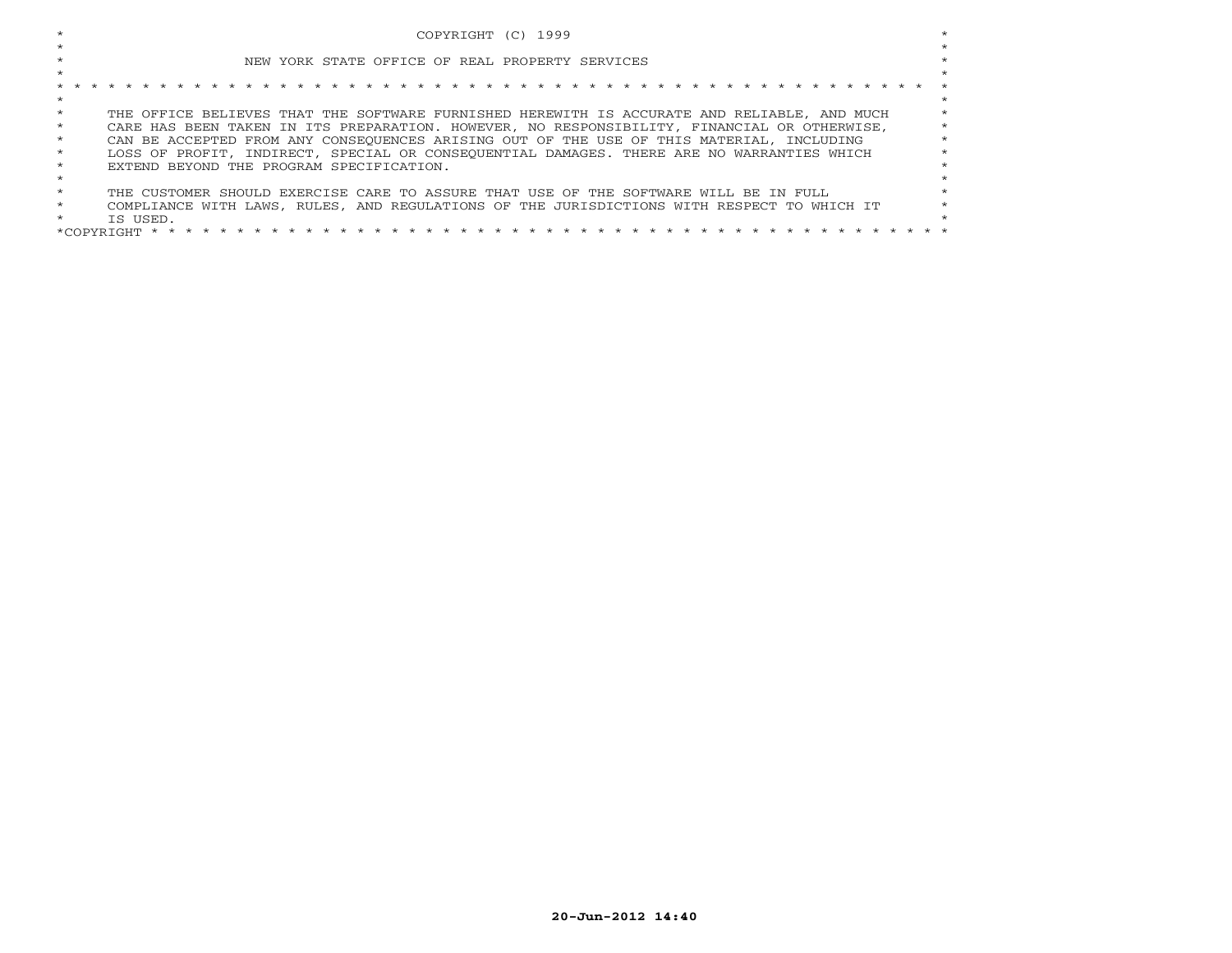COPYRIGHT (C) 1999

NEW YORK STATE OFFICE OF REAL PROPERTY SERVICES

THE OFFICE BELIEVES THAT THE SOFTWARE FURNISHED HEREWITH IS ACCURATE AND RELIABLE, AND MUCH CARE HAS BEEN TAKEN IN ITS PREPARATION. HOWEVER, NO RESPONSIBILITY, FINANCIAL OR OTHERWISE, CAN BE ACCEPTED FROM ANY CONSEQUENCES ARISING OUT OF THE USE OF THIS MATERIAL, INCLUDING LOSS OF PROFIT, INDIRECT, SPECIAL OR CONSEQUENTIAL DAMAGES. THERE ARE NO WARRANTIES WHICH EXTEND BEYOND THE PROGRAM SPECIFICATION.

THE CUSTOMER SHOULD EXERCISE CARE TO ASSURE THAT USE OF THE SOFTWARE WILL BE IN FULL COMPLIANCE WITH LAWS, RULES, AND REGULATIONS OF THE JURISDICTIONS WITH RESPECT TO WHICH IT IS USED.

*COPYRIGHT

**20-Jun-2012 14:40**